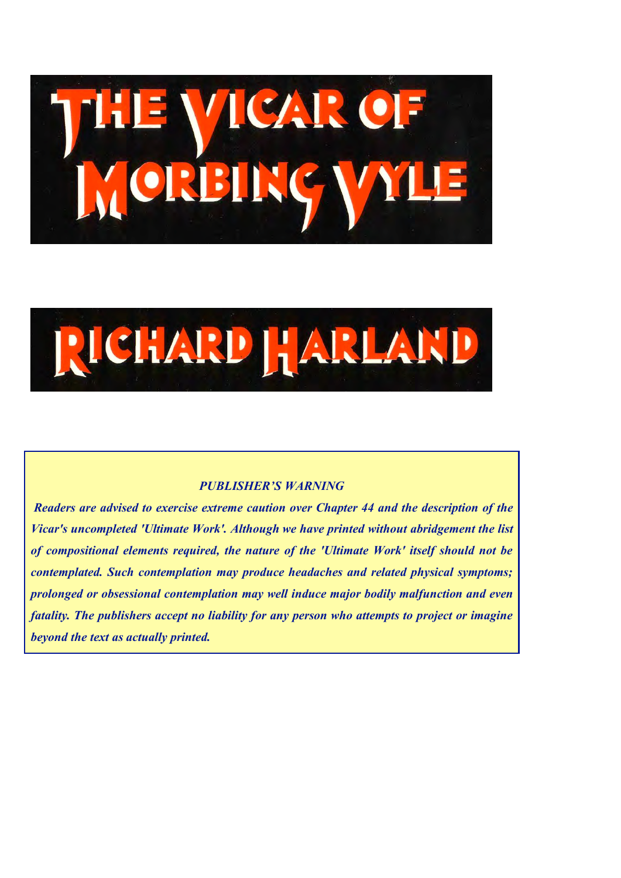# THE VICAR OF MORBING VYLE

## RICHARD HARLAND

*PUBLISHER'S WARNING*

***Readers are advised to exercise extreme caution over Chapter 44 and the description of the Vicar's uncompleted 'Ultimate Work'. Although we have printed without abridgement the list of compositional elements required, the nature of the 'Ultimate Work' itself should not be contemplated. Such contemplation may produce headaches and related physical symptoms; prolonged or obsessional contemplation may well induce major bodily malfunction and even fatality. The publishers accept no liability for any person who attempts to project or imagine beyond the text as actually printed.***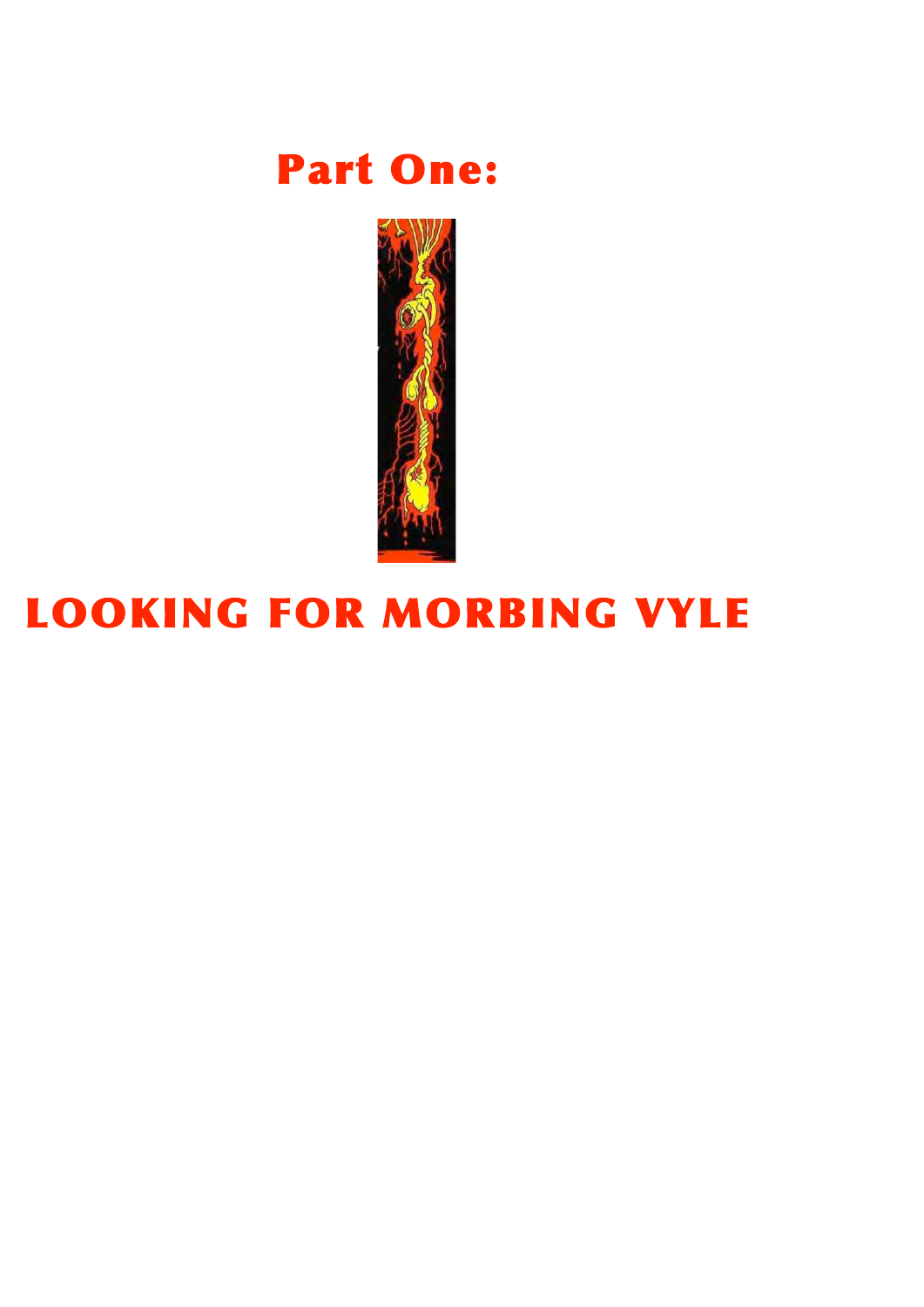# Part One:

# LOOKING FOR MORBING VYLE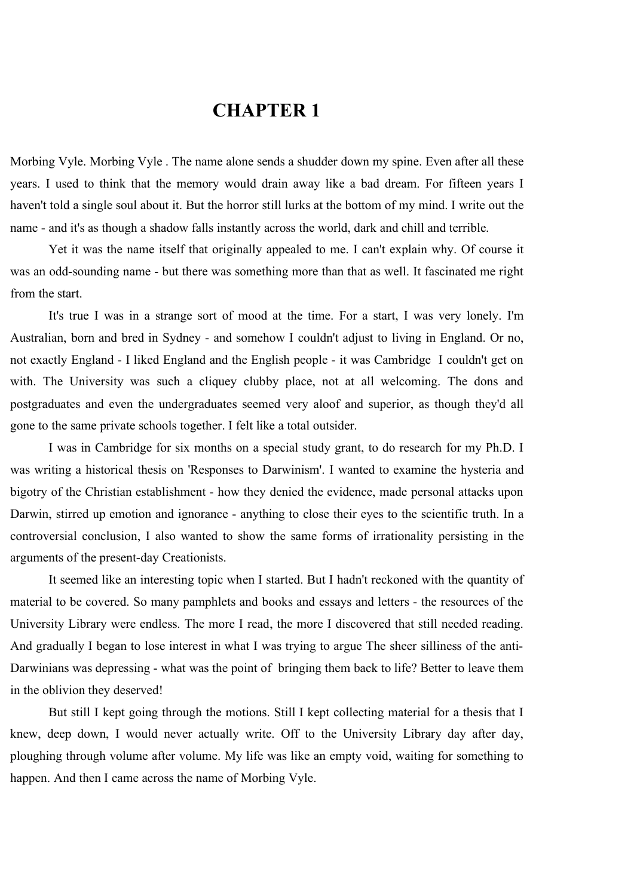# CHAPTER 1

Morbing Vyle. Morbing Vyle . The name alone sends a shudder down my spine. Even after all these years. I used to think that the memory would drain away like a bad dream. For fifteen years I haven't told a single soul about it. But the horror still lurks at the bottom of my mind. I write out the name - and it's as though a shadow falls instantly across the world, dark and chill and terrible.

Yet it was the name itself that originally appealed to me. I can't explain why. Of course it was an odd-sounding name - but there was something more than that as well. It fascinated me right from the start.

It's true I was in a strange sort of mood at the time. For a start, I was very lonely. I'm Australian, born and bred in Sydney - and somehow I couldn't adjust to living in England. Or no, not exactly England - I liked England and the English people - it was Cambridge I couldn't get on with. The University was such a cliquey clubby place, not at all welcoming. The dons and postgraduates and even the undergraduates seemed very aloof and superior, as though they'd all gone to the same private schools together. I felt like a total outsider.

I was in Cambridge for six months on a special study grant, to do research for my Ph.D. I was writing a historical thesis on 'Responses to Darwinism'. I wanted to examine the hysteria and bigotry of the Christian establishment - how they denied the evidence, made personal attacks upon Darwin, stirred up emotion and ignorance - anything to close their eyes to the scientific truth. In a controversial conclusion, I also wanted to show the same forms of irrationality persisting in the arguments of the present-day Creationists.

It seemed like an interesting topic when I started. But I hadn't reckoned with the quantity of material to be covered. So many pamphlets and books and essays and letters - the resources of the University Library were endless. The more I read, the more I discovered that still needed reading. And gradually I began to lose interest in what I was trying to argue The sheer silliness of the anti-Darwinians was depressing - what was the point of bringing them back to life? Better to leave them in the oblivion they deserved!

But still I kept going through the motions. Still I kept collecting material for a thesis that I knew, deep down, I would never actually write. Off to the University Library day after day, ploughing through volume after volume. My life was like an empty void, waiting for something to happen. And then I came across the name of Morbing Vyle.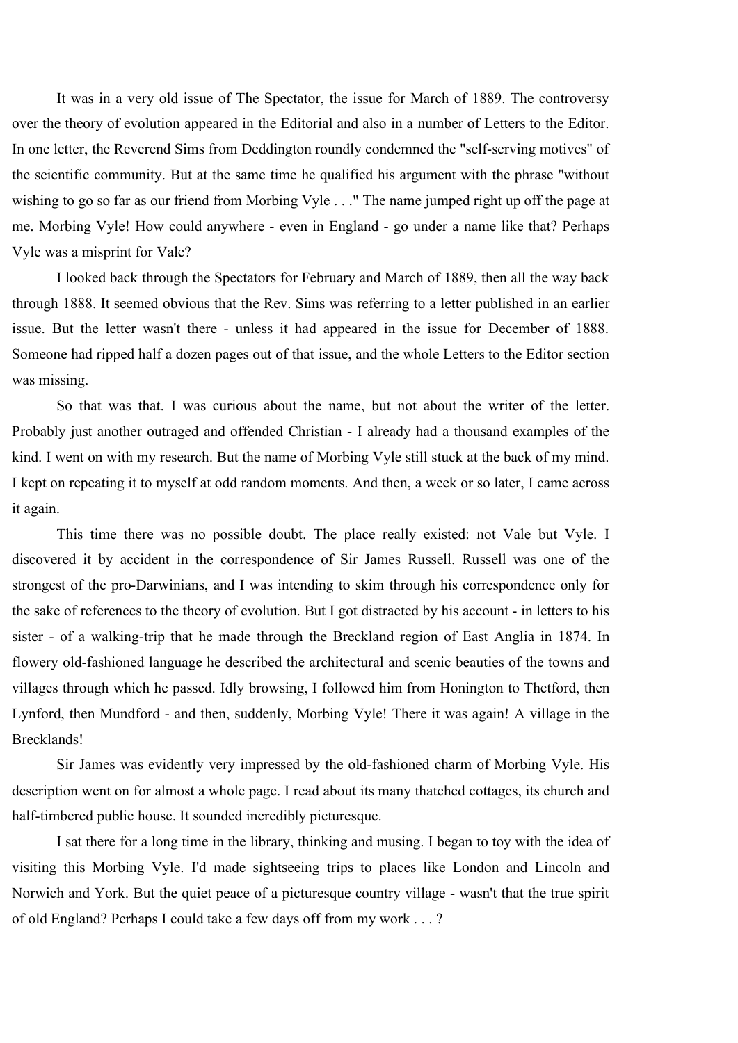It was in a very old issue of The Spectator, the issue for March of 1889. The controversy over the theory of evolution appeared in the Editorial and also in a number of Letters to the Editor. In one letter, the Reverend Sims from Deddington roundly condemned the "self-serving motives" of the scientific community. But at the same time he qualified his argument with the phrase "without wishing to go so far as our friend from Morbing Vyle . . ." The name jumped right up off the page at me. Morbing Vyle! How could anywhere - even in England - go under a name like that? Perhaps Vyle was a misprint for Vale?

I looked back through the Spectators for February and March of 1889, then all the way back through 1888. It seemed obvious that the Rev. Sims was referring to a letter published in an earlier issue. But the letter wasn't there - unless it had appeared in the issue for December of 1888. Someone had ripped half a dozen pages out of that issue, and the whole Letters to the Editor section was missing.

So that was that. I was curious about the name, but not about the writer of the letter. Probably just another outraged and offended Christian - I already had a thousand examples of the kind. I went on with my research. But the name of Morbing Vyle still stuck at the back of my mind. I kept on repeating it to myself at odd random moments. And then, a week or so later, I came across it again.

This time there was no possible doubt. The place really existed: not Vale but Vyle. I discovered it by accident in the correspondence of Sir James Russell. Russell was one of the strongest of the pro-Darwinians, and I was intending to skim through his correspondence only for the sake of references to the theory of evolution. But I got distracted by his account - in letters to his sister - of a walking-trip that he made through the Breckland region of East Anglia in 1874. In flowery old-fashioned language he described the architectural and scenic beauties of the towns and villages through which he passed. Idly browsing, I followed him from Honington to Thetford, then Lynford, then Mundford - and then, suddenly, Morbing Vyle! There it was again! A village in the Brecklands!

Sir James was evidently very impressed by the old-fashioned charm of Morbing Vyle. His description went on for almost a whole page. I read about its many thatched cottages, its church and half-timbered public house. It sounded incredibly picturesque.

I sat there for a long time in the library, thinking and musing. I began to toy with the idea of visiting this Morbing Vyle. I'd made sightseeing trips to places like London and Lincoln and Norwich and York. But the quiet peace of a picturesque country village - wasn't that the true spirit of old England? Perhaps I could take a few days off from my work . . . ?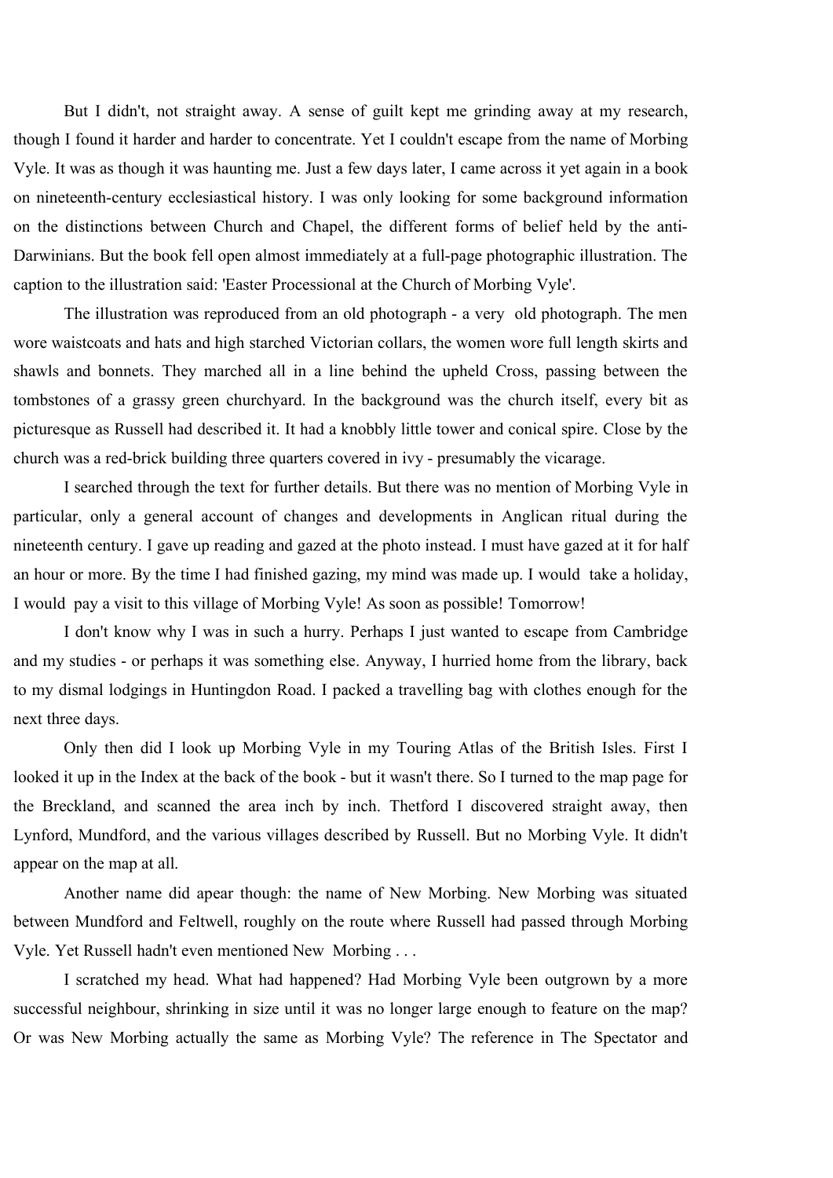But I didn't, not straight away. A sense of guilt kept me grinding away at my research, though I found it harder and harder to concentrate. Yet I couldn't escape from the name of Morbing Vyle. It was as though it was haunting me. Just a few days later, I came across it yet again in a book on nineteenth-century ecclesiastical history. I was only looking for some background information on the distinctions between Church and Chapel, the different forms of belief held by the anti-Darwinians. But the book fell open almost immediately at a full-page photographic illustration. The caption to the illustration said: 'Easter Processional at the Church of Morbing Vyle'.

The illustration was reproduced from an old photograph - a very old photograph. The men wore waistcoats and hats and high starched Victorian collars, the women wore full length skirts and shawls and bonnets. They marched all in a line behind the upheld Cross, passing between the tombstones of a grassy green churchyard. In the background was the church itself, every bit as picturesque as Russell had described it. It had a knobbly little tower and conical spire. Close by the church was a red-brick building three quarters covered in ivy - presumably the vicarage.

I searched through the text for further details. But there was no mention of Morbing Vyle in particular, only a general account of changes and developments in Anglican ritual during the nineteenth century. I gave up reading and gazed at the photo instead. I must have gazed at it for half an hour or more. By the time I had finished gazing, my mind was made up. I would take a holiday, I would pay a visit to this village of Morbing Vyle! As soon as possible! Tomorrow!

I don't know why I was in such a hurry. Perhaps I just wanted to escape from Cambridge and my studies - or perhaps it was something else. Anyway, I hurried home from the library, back to my dismal lodgings in Huntingdon Road. I packed a travelling bag with clothes enough for the next three days.

Only then did I look up Morbing Vyle in my Touring Atlas of the British Isles. First I looked it up in the Index at the back of the book - but it wasn't there. So I turned to the map page for the Breckland, and scanned the area inch by inch. Thetford I discovered straight away, then Lynford, Mundford, and the various villages described by Russell. But no Morbing Vyle. It didn't appear on the map at all.

Another name did apear though: the name of New Morbing. New Morbing was situated between Mundford and Feltwell, roughly on the route where Russell had passed through Morbing Vyle. Yet Russell hadn't even mentioned New Morbing . . .

I scratched my head. What had happened? Had Morbing Vyle been outgrown by a more successful neighbour, shrinking in size until it was no longer large enough to feature on the map? Or was New Morbing actually the same as Morbing Vyle? The reference in The Spectator and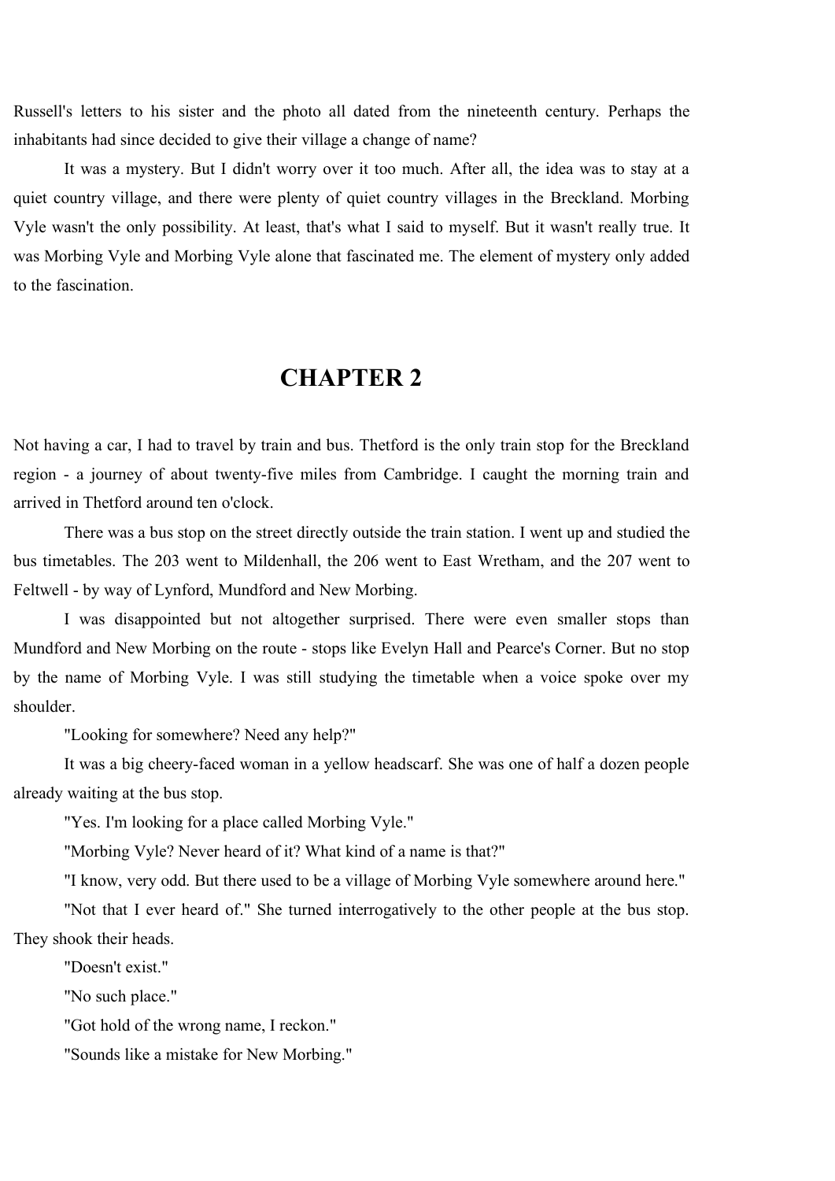Russell's letters to his sister and the photo all dated from the nineteenth century. Perhaps the inhabitants had since decided to give their village a change of name?

It was a mystery. But I didn't worry over it too much. After all, the idea was to stay at a quiet country village, and there were plenty of quiet country villages in the Breckland. Morbing Vyle wasn't the only possibility. At least, that's what I said to myself. But it wasn't really true. It was Morbing Vyle and Morbing Vyle alone that fascinated me. The element of mystery only added to the fascination.

# CHAPTER 2

Not having a car, I had to travel by train and bus. Thetford is the only train stop for the Breckland region - a journey of about twenty-five miles from Cambridge. I caught the morning train and arrived in Thetford around ten o'clock.

There was a bus stop on the street directly outside the train station. I went up and studied the bus timetables. The 203 went to Mildenhall, the 206 went to East Wretham, and the 207 went to Feltwell - by way of Lynford, Mundford and New Morbing.

I was disappointed but not altogether surprised. There were even smaller stops than Mundford and New Morbing on the route - stops like Evelyn Hall and Pearce's Corner. But no stop by the name of Morbing Vyle. I was still studying the timetable when a voice spoke over my shoulder.

"Looking for somewhere? Need any help?"

It was a big cheery-faced woman in a yellow headscarf. She was one of half a dozen people already waiting at the bus stop.

"Yes. I'm looking for a place called Morbing Vyle."

"Morbing Vyle? Never heard of it? What kind of a name is that?"

"I know, very odd. But there used to be a village of Morbing Vyle somewhere around here."

"Not that I ever heard of." She turned interrogatively to the other people at the bus stop. They shook their heads.

"Doesn't exist."

"No such place."

"Got hold of the wrong name, I reckon."

"Sounds like a mistake for New Morbing."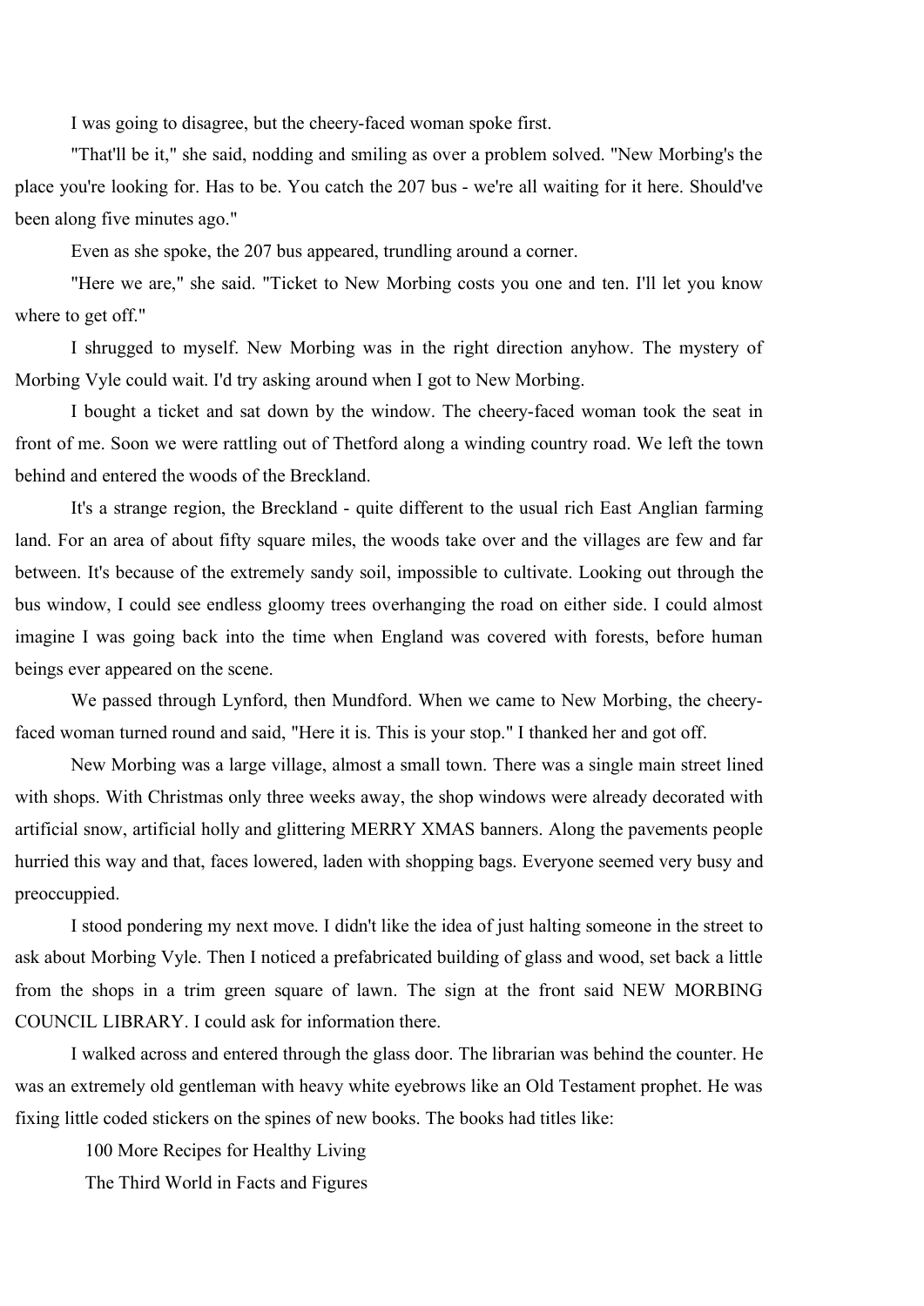I was going to disagree, but the cheery-faced woman spoke first.

"That'll be it," she said, nodding and smiling as over a problem solved. "New Morbing's the place you're looking for. Has to be. You catch the 207 bus - we're all waiting for it here. Should've been along five minutes ago."

Even as she spoke, the 207 bus appeared, trundling around a corner.

"Here we are," she said. "Ticket to New Morbing costs you one and ten. I'll let you know where to get off."

I shrugged to myself. New Morbing was in the right direction anyhow. The mystery of Morbing Vyle could wait. I'd try asking around when I got to New Morbing.

I bought a ticket and sat down by the window. The cheery-faced woman took the seat in front of me. Soon we were rattling out of Thetford along a winding country road. We left the town behind and entered the woods of the Breckland.

It's a strange region, the Breckland - quite different to the usual rich East Anglian farming land. For an area of about fifty square miles, the woods take over and the villages are few and far between. It's because of the extremely sandy soil, impossible to cultivate. Looking out through the bus window, I could see endless gloomy trees overhanging the road on either side. I could almost imagine I was going back into the time when England was covered with forests, before human beings ever appeared on the scene.

We passed through Lynford, then Mundford. When we came to New Morbing, the cheery-faced woman turned round and said, "Here it is. This is your stop." I thanked her and got off.

New Morbing was a large village, almost a small town. There was a single main street lined with shops. With Christmas only three weeks away, the shop windows were already decorated with artificial snow, artificial holly and glittering MERRY XMAS banners. Along the pavements people hurried this way and that, faces lowered, laden with shopping bags. Everyone seemed very busy and preoccuppied.

I stood pondering my next move. I didn't like the idea of just halting someone in the street to ask about Morbing Vyle. Then I noticed a prefabricated building of glass and wood, set back a little from the shops in a trim green square of lawn. The sign at the front said NEW MORBING COUNCIL LIBRARY. I could ask for information there.

I walked across and entered through the glass door. The librarian was behind the counter. He was an extremely old gentleman with heavy white eyebrows like an Old Testament prophet. He was fixing little coded stickers on the spines of new books. The books had titles like:

100 More Recipes for Healthy Living

The Third World in Facts and Figures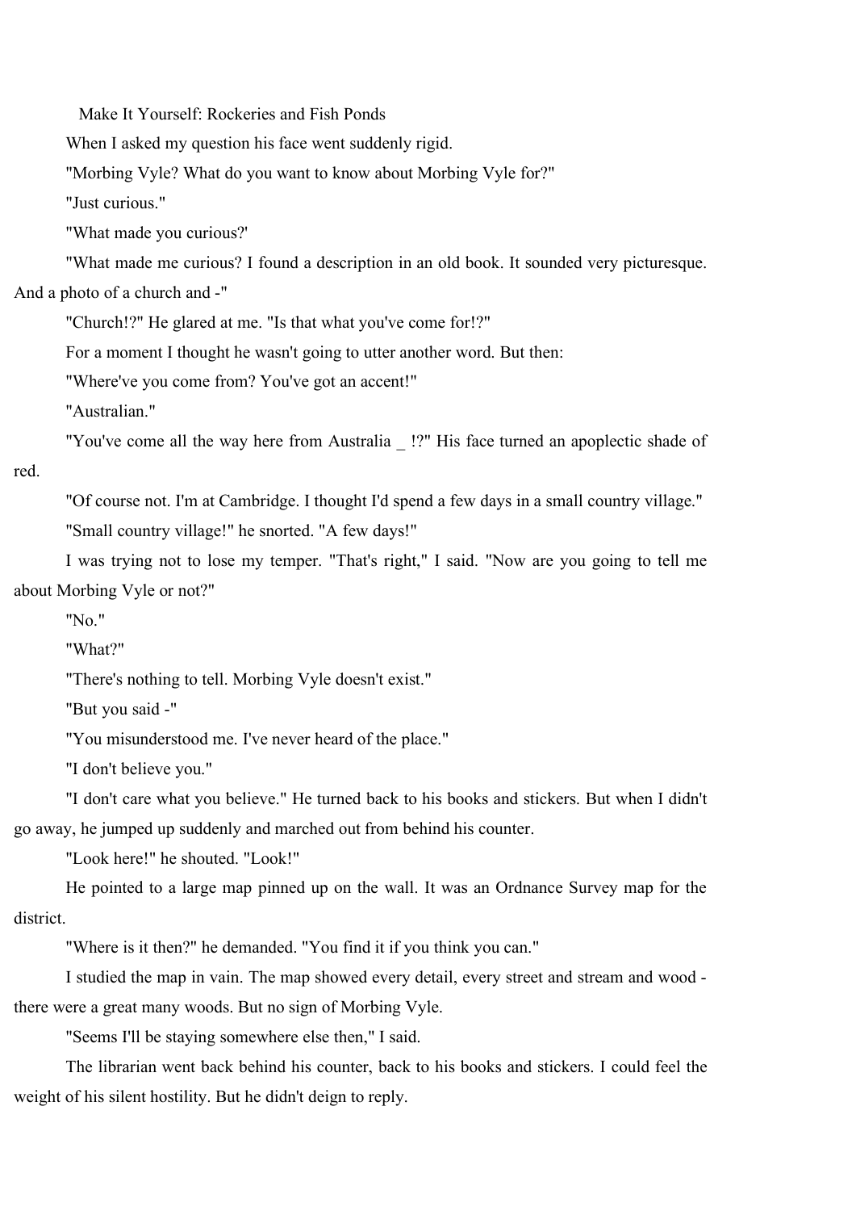Make It Yourself: Rockeries and Fish Ponds

When I asked my question his face went suddenly rigid.

"Morbing Vyle? What do you want to know about Morbing Vyle for?"

"Just curious."

"What made you curious?'

"What made me curious? I found a description in an old book. It sounded very picturesque. And a photo of a church and -"

"Church!?" He glared at me. "Is that what you've come for!?"

For a moment I thought he wasn't going to utter another word. But then:

"Where've you come from? You've got an accent!"

"Australian."

"You've come all the way here from Australia _ !?" His face turned an apoplectic shade of red.

"Of course not. I'm at Cambridge. I thought I'd spend a few days in a small country village."

"Small country village!" he snorted. "A few days!"

I was trying not to lose my temper. "That's right," I said. "Now are you going to tell me about Morbing Vyle or not?"

"No."

"What?"

"There's nothing to tell. Morbing Vyle doesn't exist."

"But you said -"

"You misunderstood me. I've never heard of the place."

"I don't believe you."

"I don't care what you believe." He turned back to his books and stickers. But when I didn't go away, he jumped up suddenly and marched out from behind his counter.

"Look here!" he shouted. "Look!"

He pointed to a large map pinned up on the wall. It was an Ordnance Survey map for the district.

"Where is it then?" he demanded. "You find it if you think you can."

I studied the map in vain. The map showed every detail, every street and stream and wood - there were a great many woods. But no sign of Morbing Vyle.

"Seems I'll be staying somewhere else then," I said.

The librarian went back behind his counter, back to his books and stickers. I could feel the weight of his silent hostility. But he didn't deign to reply.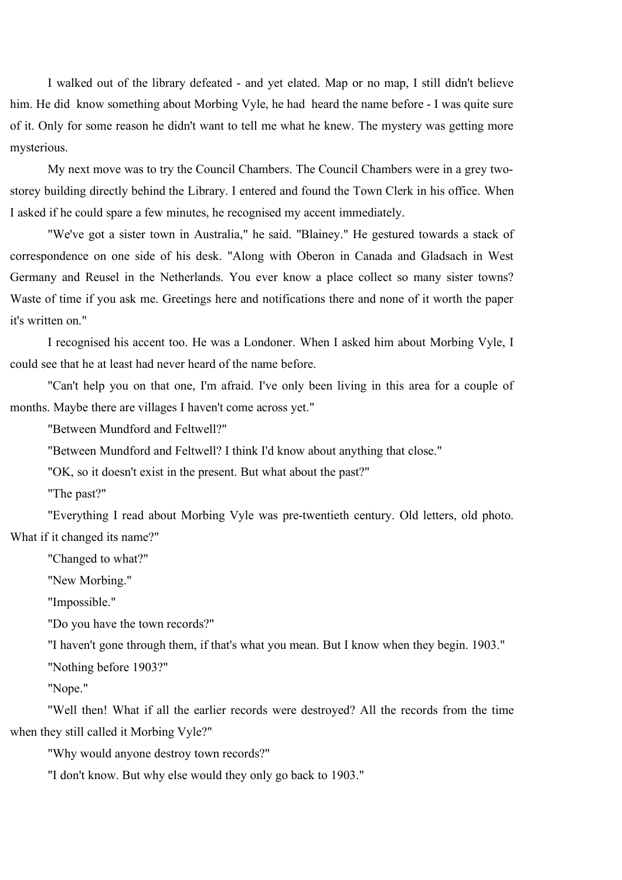I walked out of the library defeated - and yet elated. Map or no map, I still didn't believe him. He did know something about Morbing Vyle, he had heard the name before - I was quite sure of it. Only for some reason he didn't want to tell me what he knew. The mystery was getting more mysterious.

My next move was to try the Council Chambers. The Council Chambers were in a grey two-storey building directly behind the Library. I entered and found the Town Clerk in his office. When I asked if he could spare a few minutes, he recognised my accent immediately.

"We've got a sister town in Australia," he said. "Blainey." He gestured towards a stack of correspondence on one side of his desk. "Along with Oberon in Canada and Gladsach in West Germany and Reusel in the Netherlands. You ever know a place collect so many sister towns? Waste of time if you ask me. Greetings here and notifications there and none of it worth the paper it's written on."

I recognised his accent too. He was a Londoner. When I asked him about Morbing Vyle, I could see that he at least had never heard of the name before.

"Can't help you on that one, I'm afraid. I've only been living in this area for a couple of months. Maybe there are villages I haven't come across yet."

"Between Mundford and Feltwell?"

"Between Mundford and Feltwell? I think I'd know about anything that close."

"OK, so it doesn't exist in the present. But what about the past?"

"The past?"

"Everything I read about Morbing Vyle was pre-twentieth century. Old letters, old photo. What if it changed its name?"

"Changed to what?"

"New Morbing."

"Impossible."

"Do you have the town records?"

"I haven't gone through them, if that's what you mean. But I know when they begin. 1903."

"Nothing before 1903?"

"Nope."

"Well then! What if all the earlier records were destroyed? All the records from the time when they still called it Morbing Vyle?"

"Why would anyone destroy town records?"

"I don't know. But why else would they only go back to 1903."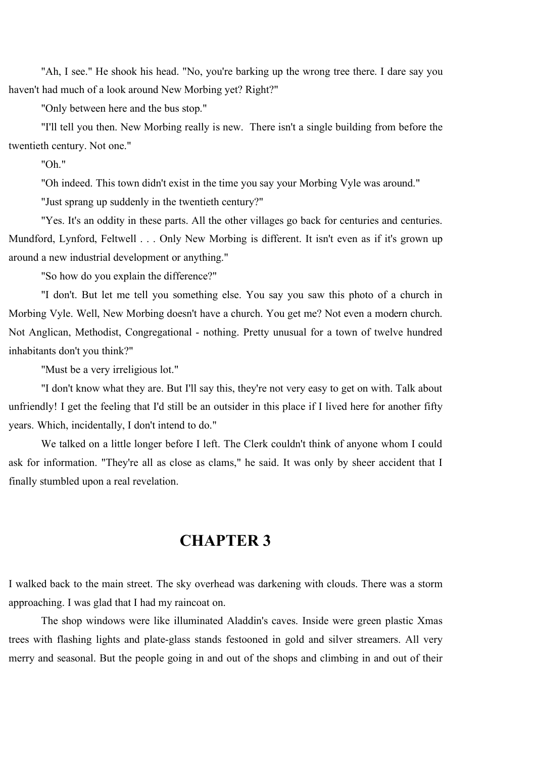"Ah, I see." He shook his head. "No, you're barking up the wrong tree there. I dare say you haven't had much of a look around New Morbing yet? Right?"

"Only between here and the bus stop."

"I'll tell you then. New Morbing really is new. There isn't a single building from before the twentieth century. Not one."

"Oh."

"Oh indeed. This town didn't exist in the time you say your Morbing Vyle was around."

"Just sprang up suddenly in the twentieth century?"

"Yes. It's an oddity in these parts. All the other villages go back for centuries and centuries. Mundford, Lynford, Feltwell . . . Only New Morbing is different. It isn't even as if it's grown up around a new industrial development or anything."

"So how do you explain the difference?"

"I don't. But let me tell you something else. You say you saw this photo of a church in Morbing Vyle. Well, New Morbing doesn't have a church. You get me? Not even a modern church. Not Anglican, Methodist, Congregational - nothing. Pretty unusual for a town of twelve hundred inhabitants don't you think?"

"Must be a very irreligious lot."

"I don't know what they are. But I'll say this, they're not very easy to get on with. Talk about unfriendly! I get the feeling that I'd still be an outsider in this place if I lived here for another fifty years. Which, incidentally, I don't intend to do."

We talked on a little longer before I left. The Clerk couldn't think of anyone whom I could ask for information. "They're all as close as clams," he said. It was only by sheer accident that I finally stumbled upon a real revelation.

## CHAPTER 3

I walked back to the main street. The sky overhead was darkening with clouds. There was a storm approaching. I was glad that I had my raincoat on.

The shop windows were like illuminated Aladdin's caves. Inside were green plastic Xmas trees with flashing lights and plate-glass stands festooned in gold and silver streamers. All very merry and seasonal. But the people going in and out of the shops and climbing in and out of their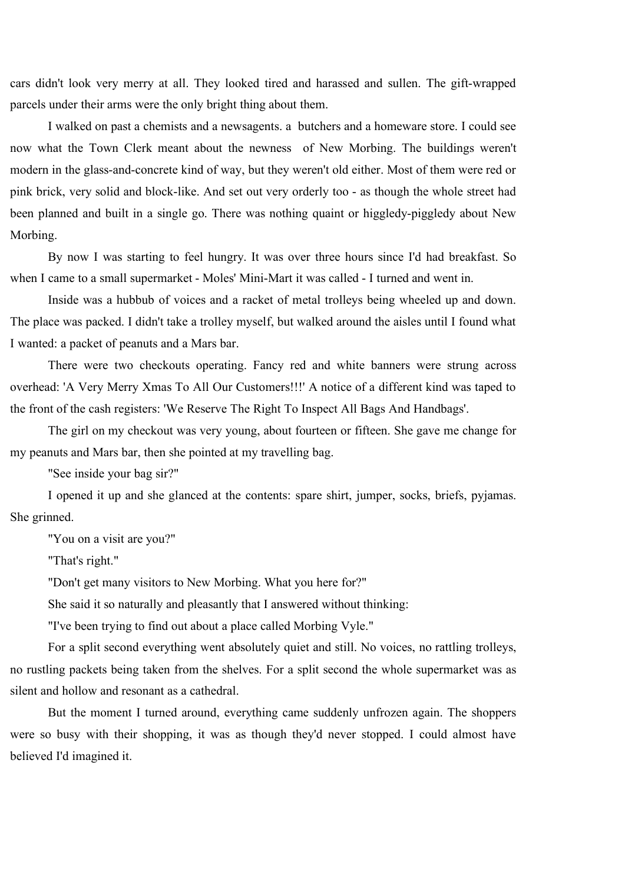cars didn't look very merry at all. They looked tired and harassed and sullen. The gift-wrapped parcels under their arms were the only bright thing about them.

I walked on past a chemists and a newsagents. a butchers and a homeware store. I could see now what the Town Clerk meant about the newness of New Morbing. The buildings weren't modern in the glass-and-concrete kind of way, but they weren't old either. Most of them were red or pink brick, very solid and block-like. And set out very orderly too - as though the whole street had been planned and built in a single go. There was nothing quaint or higgledy-piggledy about New Morbing.

By now I was starting to feel hungry. It was over three hours since I'd had breakfast. So when I came to a small supermarket - Moles' Mini-Mart it was called - I turned and went in.

Inside was a hubbub of voices and a racket of metal trolleys being wheeled up and down. The place was packed. I didn't take a trolley myself, but walked around the aisles until I found what I wanted: a packet of peanuts and a Mars bar.

There were two checkouts operating. Fancy red and white banners were strung across overhead: 'A Very Merry Xmas To All Our Customers!!!' A notice of a different kind was taped to the front of the cash registers: 'We Reserve The Right To Inspect All Bags And Handbags'.

The girl on my checkout was very young, about fourteen or fifteen. She gave me change for my peanuts and Mars bar, then she pointed at my travelling bag.

"See inside your bag sir?"

I opened it up and she glanced at the contents: spare shirt, jumper, socks, briefs, pyjamas. She grinned.

"You on a visit are you?"

"That's right."

"Don't get many visitors to New Morbing. What you here for?"

She said it so naturally and pleasantly that I answered without thinking:

"I've been trying to find out about a place called Morbing Vyle."

For a split second everything went absolutely quiet and still. No voices, no rattling trolleys, no rustling packets being taken from the shelves. For a split second the whole supermarket was as silent and hollow and resonant as a cathedral.

But the moment I turned around, everything came suddenly unfrozen again. The shoppers were so busy with their shopping, it was as though they'd never stopped. I could almost have believed I'd imagined it.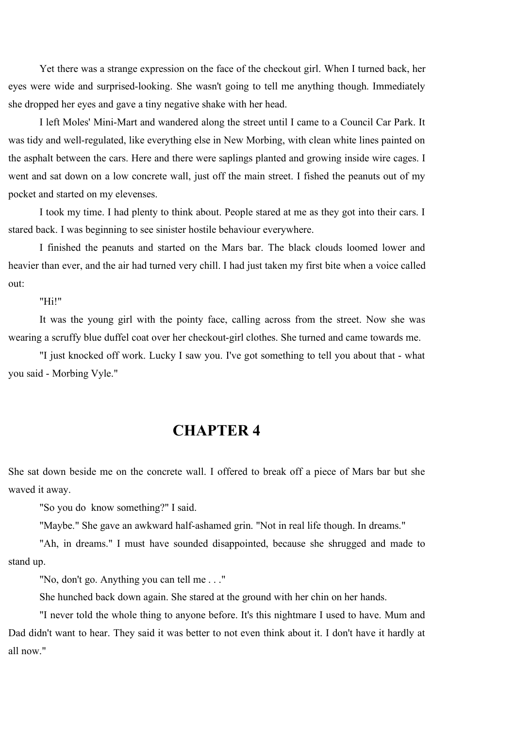Yet there was a strange expression on the face of the checkout girl. When I turned back, her eyes were wide and surprised-looking. She wasn't going to tell me anything though. Immediately she dropped her eyes and gave a tiny negative shake with her head.

I left Moles' Mini-Mart and wandered along the street until I came to a Council Car Park. It was tidy and well-regulated, like everything else in New Morbing, with clean white lines painted on the asphalt between the cars. Here and there were saplings planted and growing inside wire cages. I went and sat down on a low concrete wall, just off the main street. I fished the peanuts out of my pocket and started on my elevenses.

I took my time. I had plenty to think about. People stared at me as they got into their cars. I stared back. I was beginning to see sinister hostile behaviour everywhere.

I finished the peanuts and started on the Mars bar. The black clouds loomed lower and heavier than ever, and the air had turned very chill. I had just taken my first bite when a voice called out:

"Hi!"

It was the young girl with the pointy face, calling across from the street. Now she was wearing a scruffy blue duffel coat over her checkout-girl clothes. She turned and came towards me.

"I just knocked off work. Lucky I saw you. I've got something to tell you about that - what you said - Morbing Vyle."

## CHAPTER 4

She sat down beside me on the concrete wall. I offered to break off a piece of Mars bar but she waved it away.

"So you do know something?" I said.

"Maybe." She gave an awkward half-ashamed grin. "Not in real life though. In dreams."

"Ah, in dreams." I must have sounded disappointed, because she shrugged and made to stand up.

"No, don't go. Anything you can tell me . . ."

She hunched back down again. She stared at the ground with her chin on her hands.

"I never told the whole thing to anyone before. It's this nightmare I used to have. Mum and Dad didn't want to hear. They said it was better to not even think about it. I don't have it hardly at all now."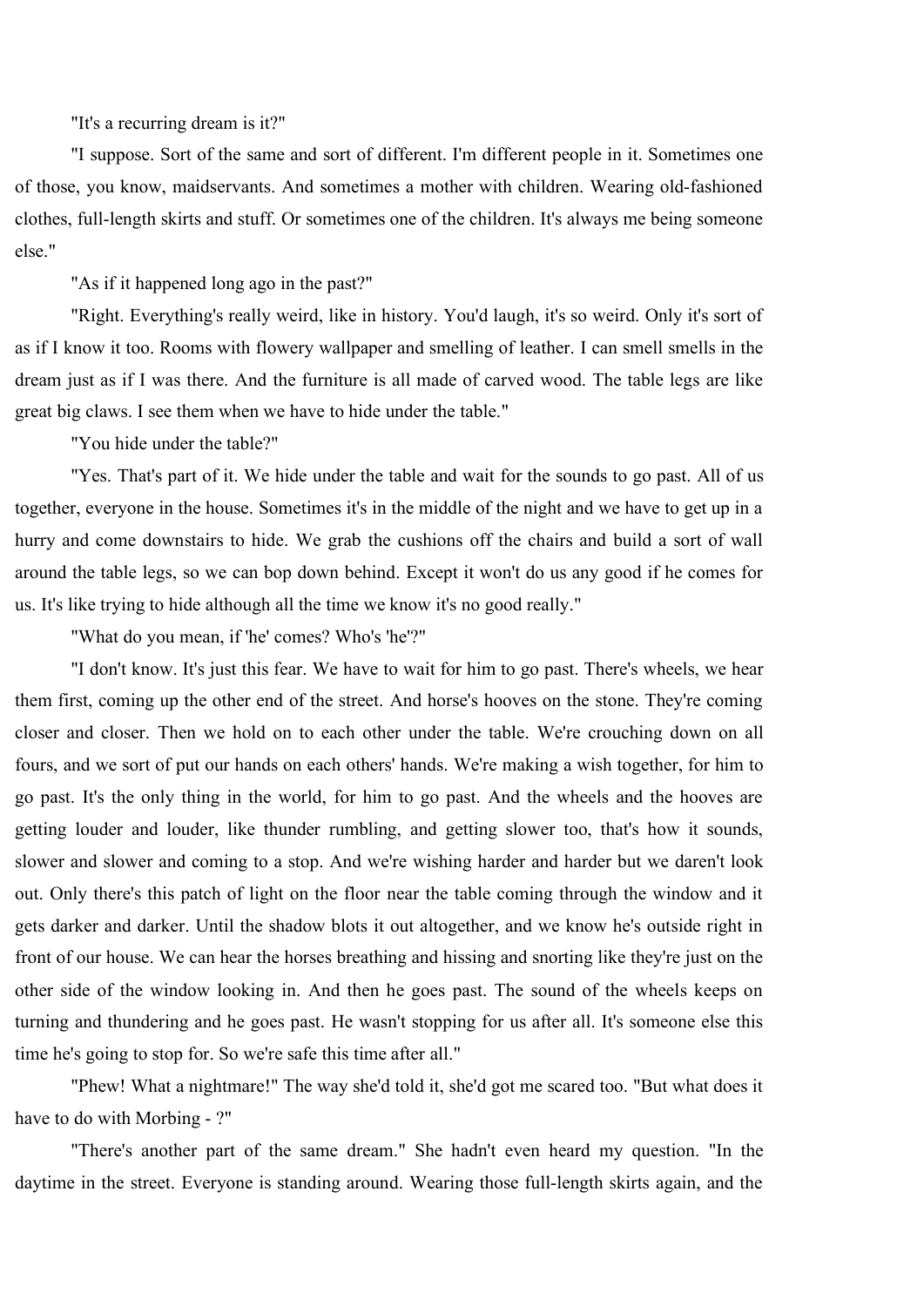"It's a recurring dream is it?"

"I suppose. Sort of the same and sort of different. I'm different people in it. Sometimes one of those, you know, maidservants. And sometimes a mother with children. Wearing old-fashioned clothes, full-length skirts and stuff. Or sometimes one of the children. It's always me being someone else."

"As if it happened long ago in the past?"

"Right. Everything's really weird, like in history. You'd laugh, it's so weird. Only it's sort of as if I know it too. Rooms with flowery wallpaper and smelling of leather. I can smell smells in the dream just as if I was there. And the furniture is all made of carved wood. The table legs are like great big claws. I see them when we have to hide under the table."

"You hide under the table?"

"Yes. That's part of it. We hide under the table and wait for the sounds to go past. All of us together, everyone in the house. Sometimes it's in the middle of the night and we have to get up in a hurry and come downstairs to hide. We grab the cushions off the chairs and build a sort of wall around the table legs, so we can bop down behind. Except it won't do us any good if he comes for us. It's like trying to hide although all the time we know it's no good really."

"What do you mean, if 'he' comes? Who's 'he'?"

"I don't know. It's just this fear. We have to wait for him to go past. There's wheels, we hear them first, coming up the other end of the street. And horse's hooves on the stone. They're coming closer and closer. Then we hold on to each other under the table. We're crouching down on all fours, and we sort of put our hands on each others' hands. We're making a wish together, for him to go past. It's the only thing in the world, for him to go past. And the wheels and the hooves are getting louder and louder, like thunder rumbling, and getting slower too, that's how it sounds, slower and slower and coming to a stop. And we're wishing harder and harder but we daren't look out. Only there's this patch of light on the floor near the table coming through the window and it gets darker and darker. Until the shadow blots it out altogether, and we know he's outside right in front of our house. We can hear the horses breathing and hissing and snorting like they're just on the other side of the window looking in. And then he goes past. The sound of the wheels keeps on turning and thundering and he goes past. He wasn't stopping for us after all. It's someone else this time he's going to stop for. So we're safe this time after all."

"Phew! What a nightmare!" The way she'd told it, she'd got me scared too. "But what does it have to do with Morbing - ?"

"There's another part of the same dream." She hadn't even heard my question. "In the daytime in the street. Everyone is standing around. Wearing those full-length skirts again, and the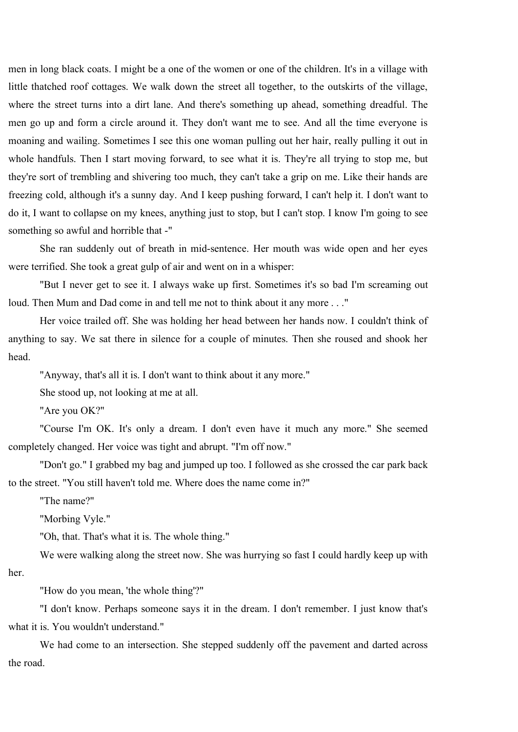men in long black coats. I might be a one of the women or one of the children. It's in a village with little thatched roof cottages. We walk down the street all together, to the outskirts of the village, where the street turns into a dirt lane. And there's something up ahead, something dreadful. The men go up and form a circle around it. They don't want me to see. And all the time everyone is moaning and wailing. Sometimes I see this one woman pulling out her hair, really pulling it out in whole handfuls. Then I start moving forward, to see what it is. They're all trying to stop me, but they're sort of trembling and shivering too much, they can't take a grip on me. Like their hands are freezing cold, although it's a sunny day. And I keep pushing forward, I can't help it. I don't want to do it, I want to collapse on my knees, anything just to stop, but I can't stop. I know I'm going to see something so awful and horrible that -"

She ran suddenly out of breath in mid-sentence. Her mouth was wide open and her eyes were terrified. She took a great gulp of air and went on in a whisper:

"But I never get to see it. I always wake up first. Sometimes it's so bad I'm screaming out loud. Then Mum and Dad come in and tell me not to think about it any more . . ."

Her voice trailed off. She was holding her head between her hands now. I couldn't think of anything to say. We sat there in silence for a couple of minutes. Then she roused and shook her head.

"Anyway, that's all it is. I don't want to think about it any more."

She stood up, not looking at me at all.

"Are you OK?"

"Course I'm OK. It's only a dream. I don't even have it much any more." She seemed completely changed. Her voice was tight and abrupt. "I'm off now."

"Don't go." I grabbed my bag and jumped up too. I followed as she crossed the car park back to the street. "You still haven't told me. Where does the name come in?"

"The name?"

"Morbing Vyle."

"Oh, that. That's what it is. The whole thing."

We were walking along the street now. She was hurrying so fast I could hardly keep up with her.

"How do you mean, 'the whole thing'?"

"I don't know. Perhaps someone says it in the dream. I don't remember. I just know that's what it is. You wouldn't understand."

We had come to an intersection. She stepped suddenly off the pavement and darted across the road.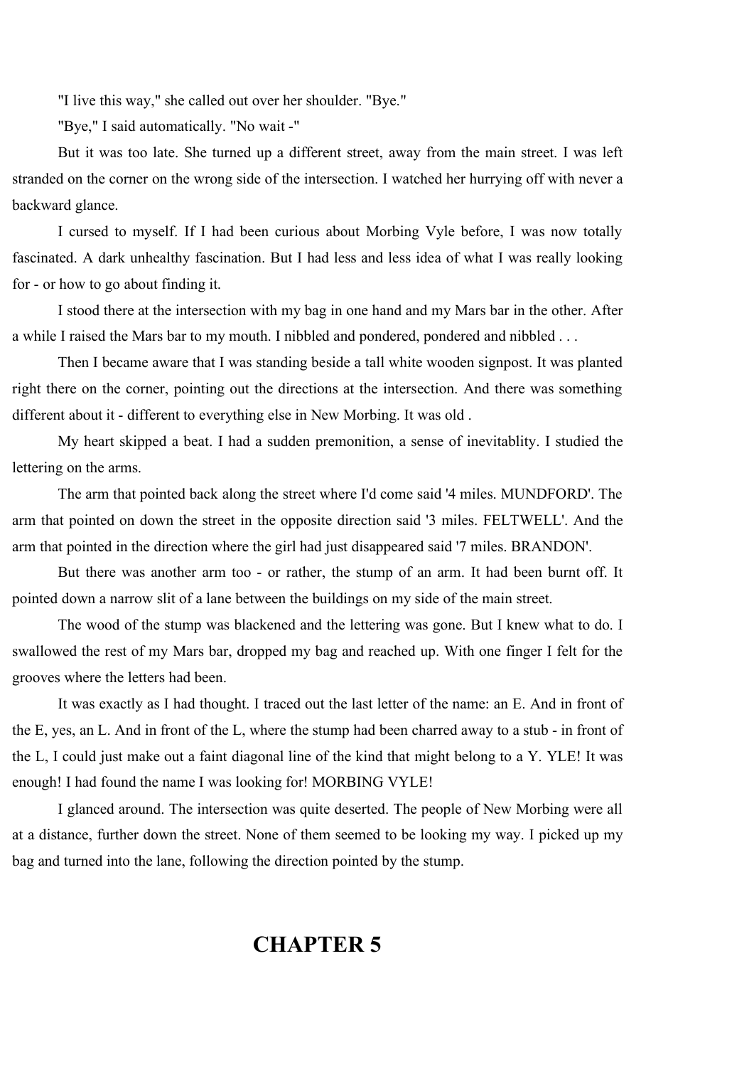"I live this way," she called out over her shoulder. "Bye."

"Bye," I said automatically. "No wait -"

But it was too late. She turned up a different street, away from the main street. I was left stranded on the corner on the wrong side of the intersection. I watched her hurrying off with never a backward glance.

I cursed to myself. If I had been curious about Morbing Vyle before, I was now totally fascinated. A dark unhealthy fascination. But I had less and less idea of what I was really looking for - or how to go about finding it.

I stood there at the intersection with my bag in one hand and my Mars bar in the other. After a while I raised the Mars bar to my mouth. I nibbled and pondered, pondered and nibbled . . .

Then I became aware that I was standing beside a tall white wooden signpost. It was planted right there on the corner, pointing out the directions at the intersection. And there was something different about it - different to everything else in New Morbing. It was old .

My heart skipped a beat. I had a sudden premonition, a sense of inevitablity. I studied the lettering on the arms.

The arm that pointed back along the street where I'd come said '4 miles. MUNDFORD'. The arm that pointed on down the street in the opposite direction said '3 miles. FELTWELL'. And the arm that pointed in the direction where the girl had just disappeared said '7 miles. BRANDON'.

But there was another arm too - or rather, the stump of an arm. It had been burnt off. It pointed down a narrow slit of a lane between the buildings on my side of the main street.

The wood of the stump was blackened and the lettering was gone. But I knew what to do. I swallowed the rest of my Mars bar, dropped my bag and reached up. With one finger I felt for the grooves where the letters had been.

It was exactly as I had thought. I traced out the last letter of the name: an E. And in front of the E, yes, an L. And in front of the L, where the stump had been charred away to a stub - in front of the L, I could just make out a faint diagonal line of the kind that might belong to a Y. YLE! It was enough! I had found the name I was looking for! MORBING VYLE!

I glanced around. The intersection was quite deserted. The people of New Morbing were all at a distance, further down the street. None of them seemed to be looking my way. I picked up my bag and turned into the lane, following the direction pointed by the stump.

# CHAPTER 5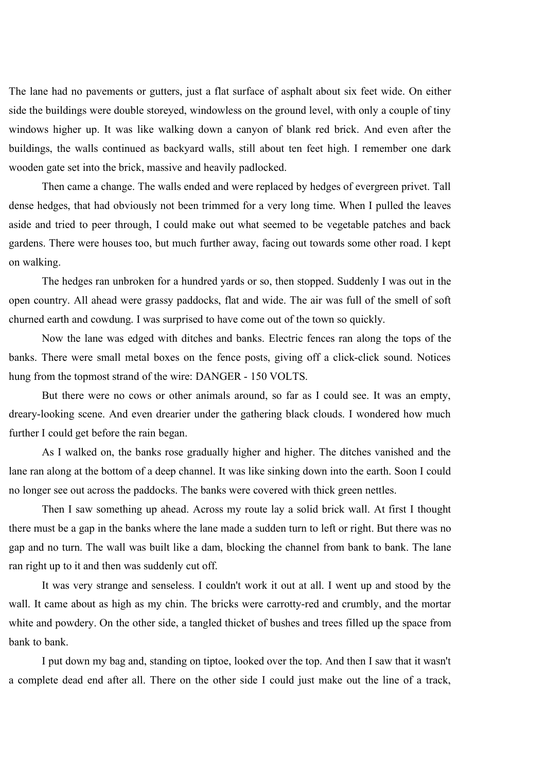The lane had no pavements or gutters, just a flat surface of asphalt about six feet wide. On either side the buildings were double storeyed, windowless on the ground level, with only a couple of tiny windows higher up. It was like walking down a canyon of blank red brick. And even after the buildings, the walls continued as backyard walls, still about ten feet high. I remember one dark wooden gate set into the brick, massive and heavily padlocked.

Then came a change. The walls ended and were replaced by hedges of evergreen privet. Tall dense hedges, that had obviously not been trimmed for a very long time. When I pulled the leaves aside and tried to peer through, I could make out what seemed to be vegetable patches and back gardens. There were houses too, but much further away, facing out towards some other road. I kept on walking.

The hedges ran unbroken for a hundred yards or so, then stopped. Suddenly I was out in the open country. All ahead were grassy paddocks, flat and wide. The air was full of the smell of soft churned earth and cowdung. I was surprised to have come out of the town so quickly.

Now the lane was edged with ditches and banks. Electric fences ran along the tops of the banks. There were small metal boxes on the fence posts, giving off a click-click sound. Notices hung from the topmost strand of the wire: DANGER - 150 VOLTS.

But there were no cows or other animals around, so far as I could see. It was an empty, dreary-looking scene. And even drearier under the gathering black clouds. I wondered how much further I could get before the rain began.

As I walked on, the banks rose gradually higher and higher. The ditches vanished and the lane ran along at the bottom of a deep channel. It was like sinking down into the earth. Soon I could no longer see out across the paddocks. The banks were covered with thick green nettles.

Then I saw something up ahead. Across my route lay a solid brick wall. At first I thought there must be a gap in the banks where the lane made a sudden turn to left or right. But there was no gap and no turn. The wall was built like a dam, blocking the channel from bank to bank. The lane ran right up to it and then was suddenly cut off.

It was very strange and senseless. I couldn't work it out at all. I went up and stood by the wall. It came about as high as my chin. The bricks were carrotty-red and crumbly, and the mortar white and powdery. On the other side, a tangled thicket of bushes and trees filled up the space from bank to bank.

I put down my bag and, standing on tiptoe, looked over the top. And then I saw that it wasn't a complete dead end after all. There on the other side I could just make out the line of a track,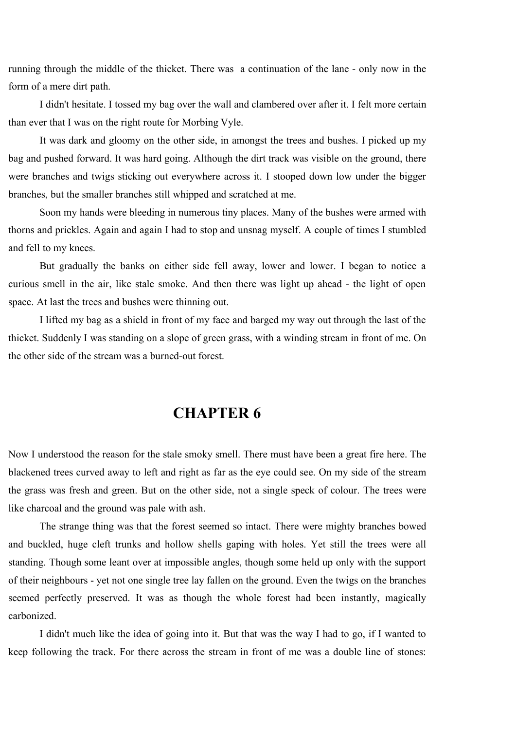running through the middle of the thicket. There was a continuation of the lane - only now in the form of a mere dirt path.

I didn't hesitate. I tossed my bag over the wall and clambered over after it. I felt more certain than ever that I was on the right route for Morbing Vyle.

It was dark and gloomy on the other side, in amongst the trees and bushes. I picked up my bag and pushed forward. It was hard going. Although the dirt track was visible on the ground, there were branches and twigs sticking out everywhere across it. I stooped down low under the bigger branches, but the smaller branches still whipped and scratched at me.

Soon my hands were bleeding in numerous tiny places. Many of the bushes were armed with thorns and prickles. Again and again I had to stop and unsnag myself. A couple of times I stumbled and fell to my knees.

But gradually the banks on either side fell away, lower and lower. I began to notice a curious smell in the air, like stale smoke. And then there was light up ahead - the light of open space. At last the trees and bushes were thinning out.

I lifted my bag as a shield in front of my face and barged my way out through the last of the thicket. Suddenly I was standing on a slope of green grass, with a winding stream in front of me. On the other side of the stream was a burned-out forest.

## CHAPTER 6

Now I understood the reason for the stale smoky smell. There must have been a great fire here. The blackened trees curved away to left and right as far as the eye could see. On my side of the stream the grass was fresh and green. But on the other side, not a single speck of colour. The trees were like charcoal and the ground was pale with ash.

The strange thing was that the forest seemed so intact. There were mighty branches bowed and buckled, huge cleft trunks and hollow shells gaping with holes. Yet still the trees were all standing. Though some leant over at impossible angles, though some held up only with the support of their neighbours - yet not one single tree lay fallen on the ground. Even the twigs on the branches seemed perfectly preserved. It was as though the whole forest had been instantly, magically carbonized.

I didn't much like the idea of going into it. But that was the way I had to go, if I wanted to keep following the track. For there across the stream in front of me was a double line of stones: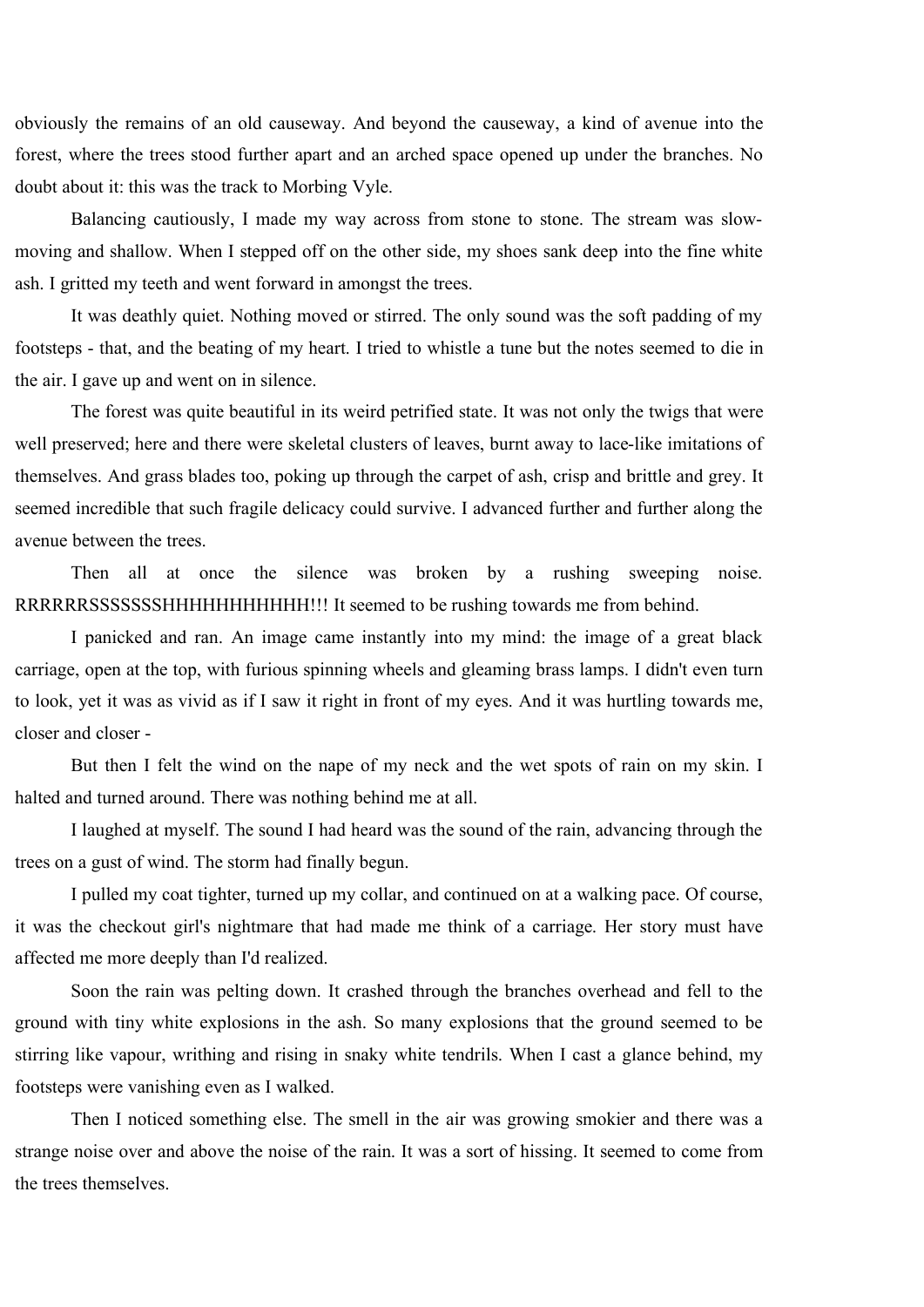obviously the remains of an old causeway. And beyond the causeway, a kind of avenue into the forest, where the trees stood further apart and an arched space opened up under the branches. No doubt about it: this was the track to Morbing Vyle.

Balancing cautiously, I made my way across from stone to stone. The stream was slow-moving and shallow. When I stepped off on the other side, my shoes sank deep into the fine white ash. I gritted my teeth and went forward in amongst the trees.

It was deathly quiet. Nothing moved or stirred. The only sound was the soft padding of my footsteps - that, and the beating of my heart. I tried to whistle a tune but the notes seemed to die in the air. I gave up and went on in silence.

The forest was quite beautiful in its weird petrified state. It was not only the twigs that were well preserved; here and there were skeletal clusters of leaves, burnt away to lace-like imitations of themselves. And grass blades too, poking up through the carpet of ash, crisp and brittle and grey. It seemed incredible that such fragile delicacy could survive. I advanced further and further along the avenue between the trees.

Then all at once the silence was broken by a rushing sweeping noise. RRRRRRSSSSSSSHHHHHHHHHHH!!! It seemed to be rushing towards me from behind.

I panicked and ran. An image came instantly into my mind: the image of a great black carriage, open at the top, with furious spinning wheels and gleaming brass lamps. I didn't even turn to look, yet it was as vivid as if I saw it right in front of my eyes. And it was hurtling towards me, closer and closer -

But then I felt the wind on the nape of my neck and the wet spots of rain on my skin. I halted and turned around. There was nothing behind me at all.

I laughed at myself. The sound I had heard was the sound of the rain, advancing through the trees on a gust of wind. The storm had finally begun.

I pulled my coat tighter, turned up my collar, and continued on at a walking pace. Of course, it was the checkout girl's nightmare that had made me think of a carriage. Her story must have affected me more deeply than I'd realized.

Soon the rain was pelting down. It crashed through the branches overhead and fell to the ground with tiny white explosions in the ash. So many explosions that the ground seemed to be stirring like vapour, writhing and rising in snaky white tendrils. When I cast a glance behind, my footsteps were vanishing even as I walked.

Then I noticed something else. The smell in the air was growing smokier and there was a strange noise over and above the noise of the rain. It was a sort of hissing. It seemed to come from the trees themselves.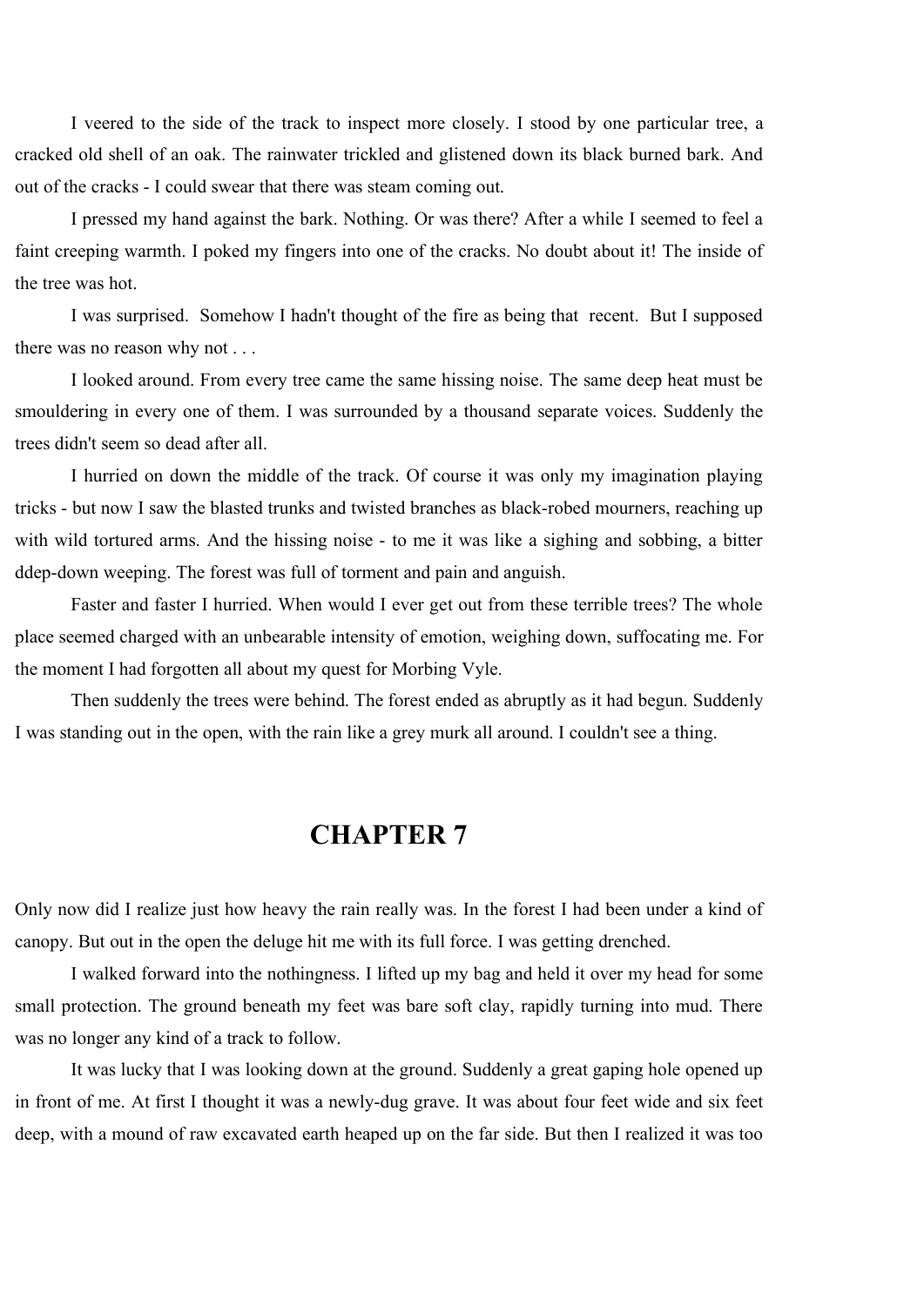I veered to the side of the track to inspect more closely. I stood by one particular tree, a cracked old shell of an oak. The rainwater trickled and glistened down its black burned bark. And out of the cracks - I could swear that there was steam coming out.

I pressed my hand against the bark. Nothing. Or was there? After a while I seemed to feel a faint creeping warmth. I poked my fingers into one of the cracks. No doubt about it! The inside of the tree was hot.

I was surprised. Somehow I hadn't thought of the fire as being that recent. But I supposed there was no reason why not . . .

I looked around. From every tree came the same hissing noise. The same deep heat must be smouldering in every one of them. I was surrounded by a thousand separate voices. Suddenly the trees didn't seem so dead after all.

I hurried on down the middle of the track. Of course it was only my imagination playing tricks - but now I saw the blasted trunks and twisted branches as black-robed mourners, reaching up with wild tortured arms. And the hissing noise - to me it was like a sighing and sobbing, a bitter ddep-down weeping. The forest was full of torment and pain and anguish.

Faster and faster I hurried. When would I ever get out from these terrible trees? The whole place seemed charged with an unbearable intensity of emotion, weighing down, suffocating me. For the moment I had forgotten all about my quest for Morbing Vyle.

Then suddenly the trees were behind. The forest ended as abruptly as it had begun. Suddenly I was standing out in the open, with the rain like a grey murk all around. I couldn't see a thing.

## CHAPTER 7

Only now did I realize just how heavy the rain really was. In the forest I had been under a kind of canopy. But out in the open the deluge hit me with its full force. I was getting drenched.

I walked forward into the nothingness. I lifted up my bag and held it over my head for some small protection. The ground beneath my feet was bare soft clay, rapidly turning into mud. There was no longer any kind of a track to follow.

It was lucky that I was looking down at the ground. Suddenly a great gaping hole opened up in front of me. At first I thought it was a newly-dug grave. It was about four feet wide and six feet deep, with a mound of raw excavated earth heaped up on the far side. But then I realized it was too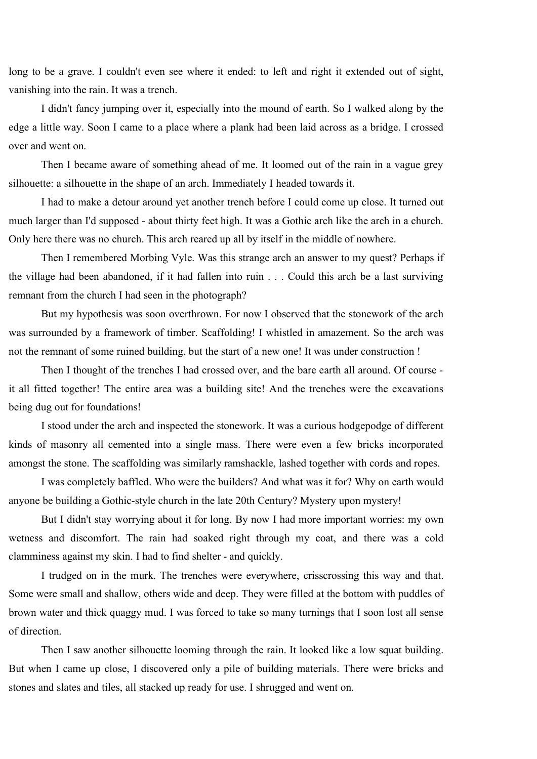long to be a grave. I couldn't even see where it ended: to left and right it extended out of sight, vanishing into the rain. It was a trench.

I didn't fancy jumping over it, especially into the mound of earth. So I walked along by the edge a little way. Soon I came to a place where a plank had been laid across as a bridge. I crossed over and went on.

Then I became aware of something ahead of me. It loomed out of the rain in a vague grey silhouette: a silhouette in the shape of an arch. Immediately I headed towards it.

I had to make a detour around yet another trench before I could come up close. It turned out much larger than I'd supposed - about thirty feet high. It was a Gothic arch like the arch in a church. Only here there was no church. This arch reared up all by itself in the middle of nowhere.

Then I remembered Morbing Vyle. Was this strange arch an answer to my quest? Perhaps if the village had been abandoned, if it had fallen into ruin . . . Could this arch be a last surviving remnant from the church I had seen in the photograph?

But my hypothesis was soon overthrown. For now I observed that the stonework of the arch was surrounded by a framework of timber. Scaffolding! I whistled in amazement. So the arch was not the remnant of some ruined building, but the start of a new one! It was under construction !

Then I thought of the trenches I had crossed over, and the bare earth all around. Of course - it all fitted together! The entire area was a building site! And the trenches were the excavations being dug out for foundations!

I stood under the arch and inspected the stonework. It was a curious hodgepodge of different kinds of masonry all cemented into a single mass. There were even a few bricks incorporated amongst the stone. The scaffolding was similarly ramshackle, lashed together with cords and ropes.

I was completely baffled. Who were the builders? And what was it for? Why on earth would anyone be building a Gothic-style church in the late 20th Century? Mystery upon mystery!

But I didn't stay worrying about it for long. By now I had more important worries: my own wetness and discomfort. The rain had soaked right through my coat, and there was a cold clamminess against my skin. I had to find shelter - and quickly.

I trudged on in the murk. The trenches were everywhere, crisscrossing this way and that. Some were small and shallow, others wide and deep. They were filled at the bottom with puddles of brown water and thick quaggy mud. I was forced to take so many turnings that I soon lost all sense of direction.

Then I saw another silhouette looming through the rain. It looked like a low squat building. But when I came up close, I discovered only a pile of building materials. There were bricks and stones and slates and tiles, all stacked up ready for use. I shrugged and went on.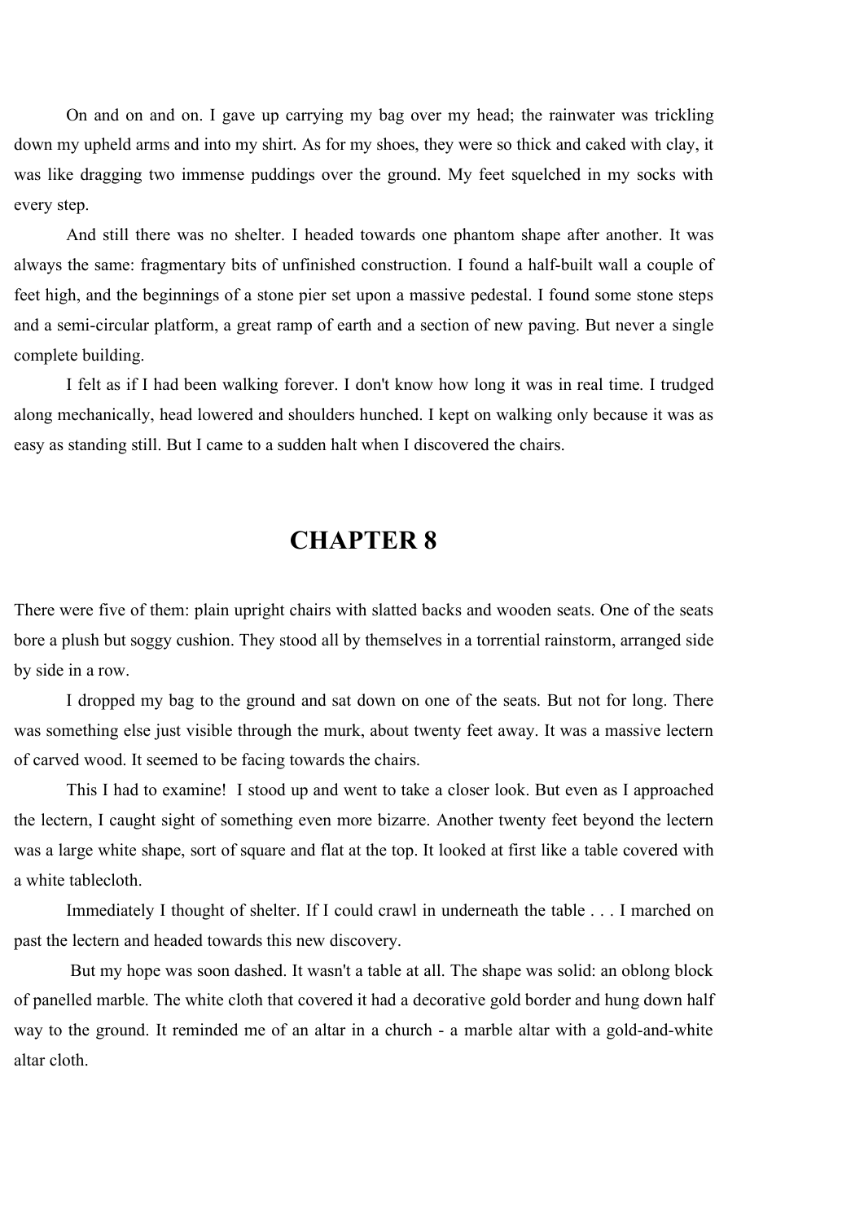On and on and on. I gave up carrying my bag over my head; the rainwater was trickling down my upheld arms and into my shirt. As for my shoes, they were so thick and caked with clay, it was like dragging two immense puddings over the ground. My feet squelched in my socks with every step.

And still there was no shelter. I headed towards one phantom shape after another. It was always the same: fragmentary bits of unfinished construction. I found a half-built wall a couple of feet high, and the beginnings of a stone pier set upon a massive pedestal. I found some stone steps and a semi-circular platform, a great ramp of earth and a section of new paving. But never a single complete building.

I felt as if I had been walking forever. I don't know how long it was in real time. I trudged along mechanically, head lowered and shoulders hunched. I kept on walking only because it was as easy as standing still. But I came to a sudden halt when I discovered the chairs.

## CHAPTER 8

There were five of them: plain upright chairs with slatted backs and wooden seats. One of the seats bore a plush but soggy cushion. They stood all by themselves in a torrential rainstorm, arranged side by side in a row.

I dropped my bag to the ground and sat down on one of the seats. But not for long. There was something else just visible through the murk, about twenty feet away. It was a massive lectern of carved wood. It seemed to be facing towards the chairs.

This I had to examine! I stood up and went to take a closer look. But even as I approached the lectern, I caught sight of something even more bizarre. Another twenty feet beyond the lectern was a large white shape, sort of square and flat at the top. It looked at first like a table covered with a white tablecloth.

Immediately I thought of shelter. If I could crawl in underneath the table . . . I marched on past the lectern and headed towards this new discovery.

But my hope was soon dashed. It wasn't a table at all. The shape was solid: an oblong block of panelled marble. The white cloth that covered it had a decorative gold border and hung down half way to the ground. It reminded me of an altar in a church - a marble altar with a gold-and-white altar cloth.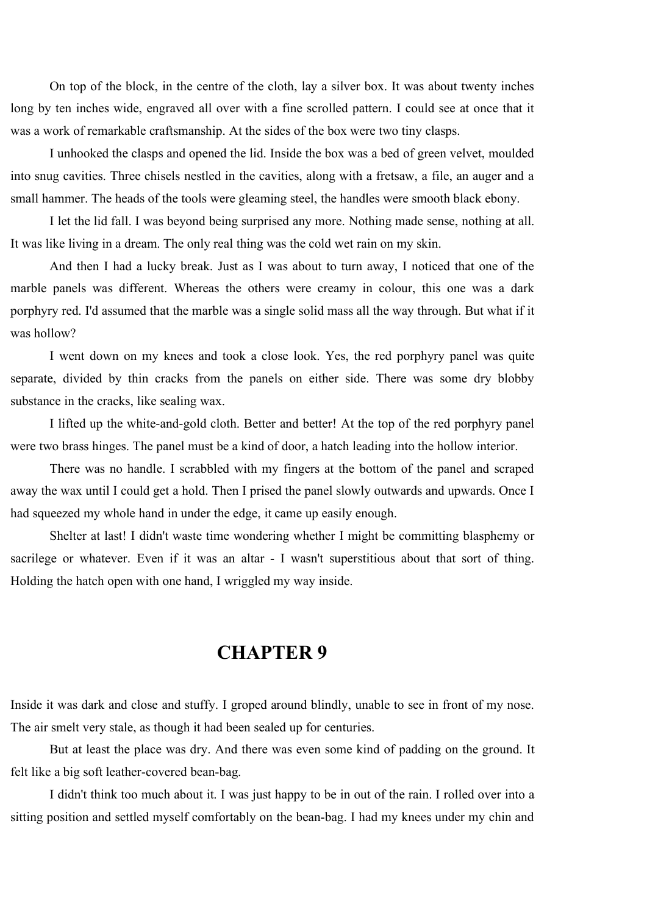On top of the block, in the centre of the cloth, lay a silver box. It was about twenty inches long by ten inches wide, engraved all over with a fine scrolled pattern. I could see at once that it was a work of remarkable craftsmanship. At the sides of the box were two tiny clasps.

I unhooked the clasps and opened the lid. Inside the box was a bed of green velvet, moulded into snug cavities. Three chisels nestled in the cavities, along with a fretsaw, a file, an auger and a small hammer. The heads of the tools were gleaming steel, the handles were smooth black ebony.

I let the lid fall. I was beyond being surprised any more. Nothing made sense, nothing at all. It was like living in a dream. The only real thing was the cold wet rain on my skin.

And then I had a lucky break. Just as I was about to turn away, I noticed that one of the marble panels was different. Whereas the others were creamy in colour, this one was a dark porphyry red. I'd assumed that the marble was a single solid mass all the way through. But what if it was hollow?

I went down on my knees and took a close look. Yes, the red porphyry panel was quite separate, divided by thin cracks from the panels on either side. There was some dry blobby substance in the cracks, like sealing wax.

I lifted up the white-and-gold cloth. Better and better! At the top of the red porphyry panel were two brass hinges. The panel must be a kind of door, a hatch leading into the hollow interior.

There was no handle. I scrabbled with my fingers at the bottom of the panel and scraped away the wax until I could get a hold. Then I prised the panel slowly outwards and upwards. Once I had squeezed my whole hand in under the edge, it came up easily enough.

Shelter at last! I didn't waste time wondering whether I might be committing blasphemy or sacrilege or whatever. Even if it was an altar - I wasn't superstitious about that sort of thing. Holding the hatch open with one hand, I wriggled my way inside.

# CHAPTER 9

Inside it was dark and close and stuffy. I groped around blindly, unable to see in front of my nose. The air smelt very stale, as though it had been sealed up for centuries.

But at least the place was dry. And there was even some kind of padding on the ground. It felt like a big soft leather-covered bean-bag.

I didn't think too much about it. I was just happy to be in out of the rain. I rolled over into a sitting position and settled myself comfortably on the bean-bag. I had my knees under my chin and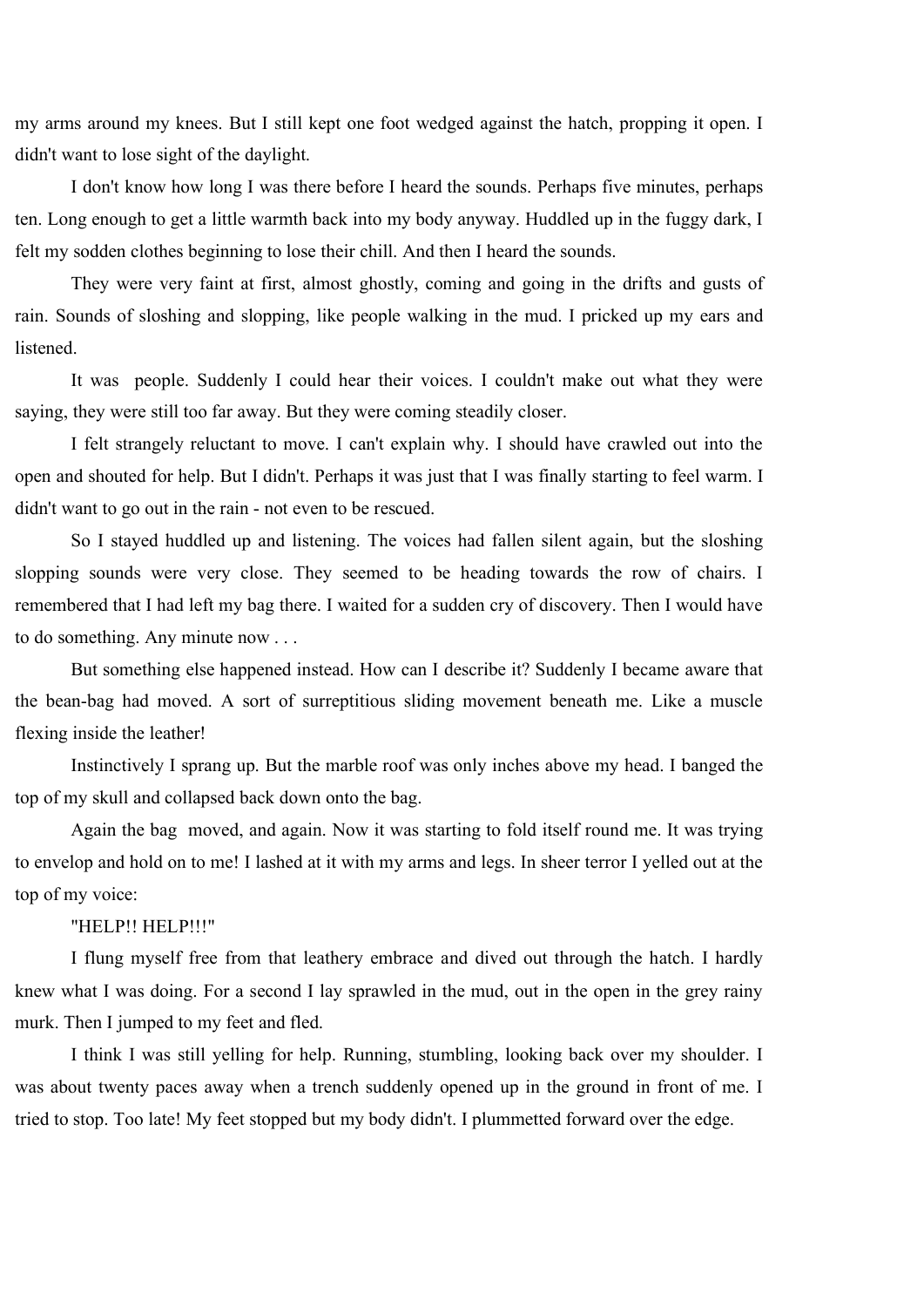my arms around my knees. But I still kept one foot wedged against the hatch, propping it open. I didn't want to lose sight of the daylight.

I don't know how long I was there before I heard the sounds. Perhaps five minutes, perhaps ten. Long enough to get a little warmth back into my body anyway. Huddled up in the fuggy dark, I felt my sodden clothes beginning to lose their chill. And then I heard the sounds.

They were very faint at first, almost ghostly, coming and going in the drifts and gusts of rain. Sounds of sloshing and slopping, like people walking in the mud. I pricked up my ears and listened.

It was people. Suddenly I could hear their voices. I couldn't make out what they were saying, they were still too far away. But they were coming steadily closer.

I felt strangely reluctant to move. I can't explain why. I should have crawled out into the open and shouted for help. But I didn't. Perhaps it was just that I was finally starting to feel warm. I didn't want to go out in the rain - not even to be rescued.

So I stayed huddled up and listening. The voices had fallen silent again, but the sloshing slopping sounds were very close. They seemed to be heading towards the row of chairs. I remembered that I had left my bag there. I waited for a sudden cry of discovery. Then I would have to do something. Any minute now . . .

But something else happened instead. How can I describe it? Suddenly I became aware that the bean-bag had moved. A sort of surreptitious sliding movement beneath me. Like a muscle flexing inside the leather!

Instinctively I sprang up. But the marble roof was only inches above my head. I banged the top of my skull and collapsed back down onto the bag.

Again the bag moved, and again. Now it was starting to fold itself round me. It was trying to envelop and hold on to me! I lashed at it with my arms and legs. In sheer terror I yelled out at the top of my voice:

"HELP!! HELP!!!"

I flung myself free from that leathery embrace and dived out through the hatch. I hardly knew what I was doing. For a second I lay sprawled in the mud, out in the open in the grey rainy murk. Then I jumped to my feet and fled.

I think I was still yelling for help. Running, stumbling, looking back over my shoulder. I was about twenty paces away when a trench suddenly opened up in the ground in front of me. I tried to stop. Too late! My feet stopped but my body didn't. I plummetted forward over the edge.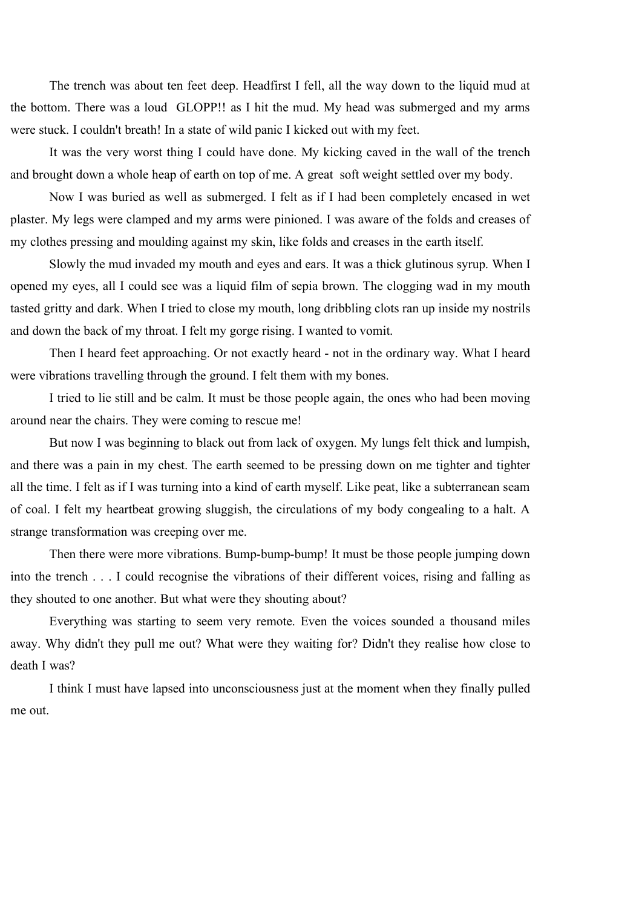The trench was about ten feet deep. Headfirst I fell, all the way down to the liquid mud at the bottom. There was a loud GLOPP!! as I hit the mud. My head was submerged and my arms were stuck. I couldn't breath! In a state of wild panic I kicked out with my feet.

It was the very worst thing I could have done. My kicking caved in the wall of the trench and brought down a whole heap of earth on top of me. A great soft weight settled over my body.

Now I was buried as well as submerged. I felt as if I had been completely encased in wet plaster. My legs were clamped and my arms were pinioned. I was aware of the folds and creases of my clothes pressing and moulding against my skin, like folds and creases in the earth itself.

Slowly the mud invaded my mouth and eyes and ears. It was a thick glutinous syrup. When I opened my eyes, all I could see was a liquid film of sepia brown. The clogging wad in my mouth tasted gritty and dark. When I tried to close my mouth, long dribbling clots ran up inside my nostrils and down the back of my throat. I felt my gorge rising. I wanted to vomit.

Then I heard feet approaching. Or not exactly heard - not in the ordinary way. What I heard were vibrations travelling through the ground. I felt them with my bones.

I tried to lie still and be calm. It must be those people again, the ones who had been moving around near the chairs. They were coming to rescue me!

But now I was beginning to black out from lack of oxygen. My lungs felt thick and lumpish, and there was a pain in my chest. The earth seemed to be pressing down on me tighter and tighter all the time. I felt as if I was turning into a kind of earth myself. Like peat, like a subterranean seam of coal. I felt my heartbeat growing sluggish, the circulations of my body congealing to a halt. A strange transformation was creeping over me.

Then there were more vibrations. Bump-bump-bump! It must be those people jumping down into the trench . . . I could recognise the vibrations of their different voices, rising and falling as they shouted to one another. But what were they shouting about?

Everything was starting to seem very remote. Even the voices sounded a thousand miles away. Why didn't they pull me out? What were they waiting for? Didn't they realise how close to death I was?

I think I must have lapsed into unconsciousness just at the moment when they finally pulled me out.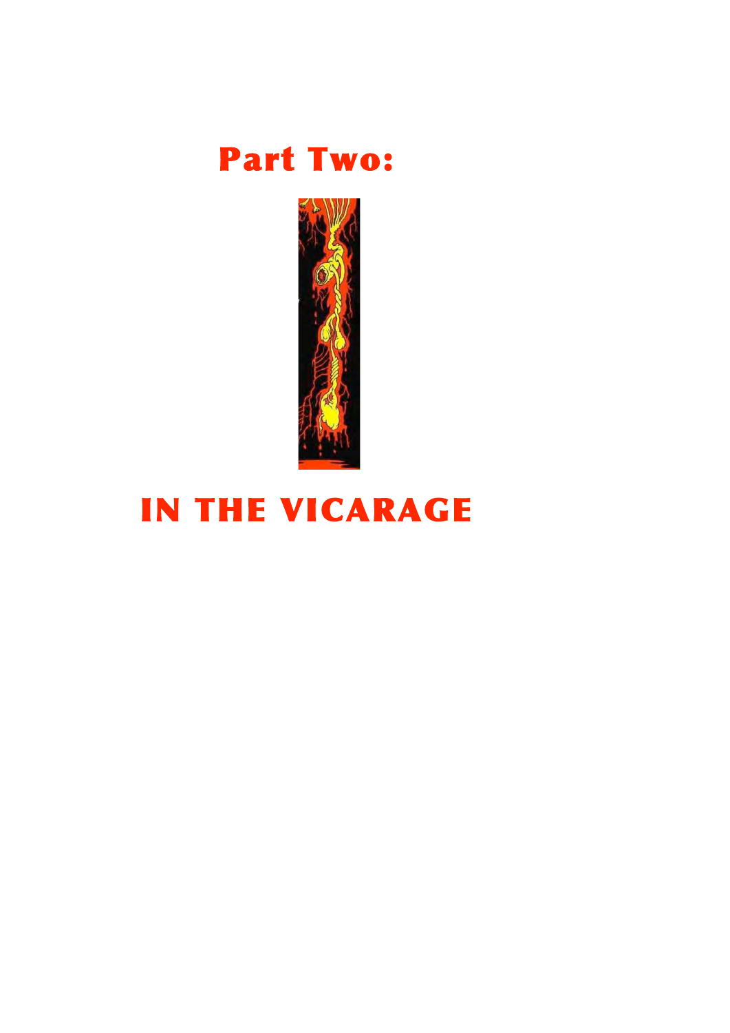# Part Two:

# IN THE VICARAGE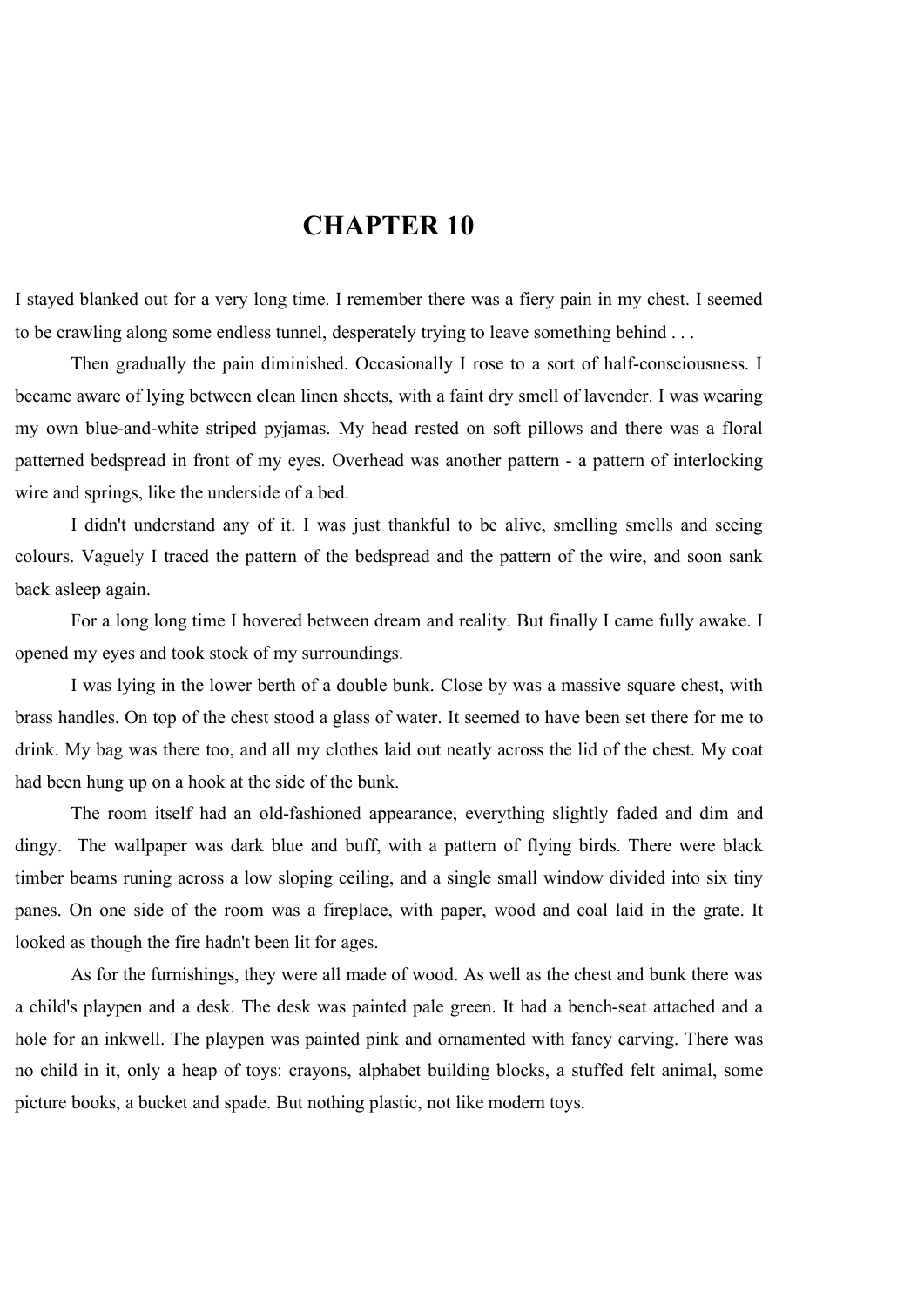# CHAPTER 10

I stayed blanked out for a very long time. I remember there was a fiery pain in my chest. I seemed to be crawling along some endless tunnel, desperately trying to leave something behind . . .

Then gradually the pain diminished. Occasionally I rose to a sort of half-consciousness. I became aware of lying between clean linen sheets, with a faint dry smell of lavender. I was wearing my own blue-and-white striped pyjamas. My head rested on soft pillows and there was a floral patterned bedspread in front of my eyes. Overhead was another pattern - a pattern of interlocking wire and springs, like the underside of a bed.

I didn't understand any of it. I was just thankful to be alive, smelling smells and seeing colours. Vaguely I traced the pattern of the bedspread and the pattern of the wire, and soon sank back asleep again.

For a long long time I hovered between dream and reality. But finally I came fully awake. I opened my eyes and took stock of my surroundings.

I was lying in the lower berth of a double bunk. Close by was a massive square chest, with brass handles. On top of the chest stood a glass of water. It seemed to have been set there for me to drink. My bag was there too, and all my clothes laid out neatly across the lid of the chest. My coat had been hung up on a hook at the side of the bunk.

The room itself had an old-fashioned appearance, everything slightly faded and dim and dingy. The wallpaper was dark blue and buff, with a pattern of flying birds. There were black timber beams runing across a low sloping ceiling, and a single small window divided into six tiny panes. On one side of the room was a fireplace, with paper, wood and coal laid in the grate. It looked as though the fire hadn't been lit for ages.

As for the furnishings, they were all made of wood. As well as the chest and bunk there was a child's playpen and a desk. The desk was painted pale green. It had a bench-seat attached and a hole for an inkwell. The playpen was painted pink and ornamented with fancy carving. There was no child in it, only a heap of toys: crayons, alphabet building blocks, a stuffed felt animal, some picture books, a bucket and spade. But nothing plastic, not like modern toys.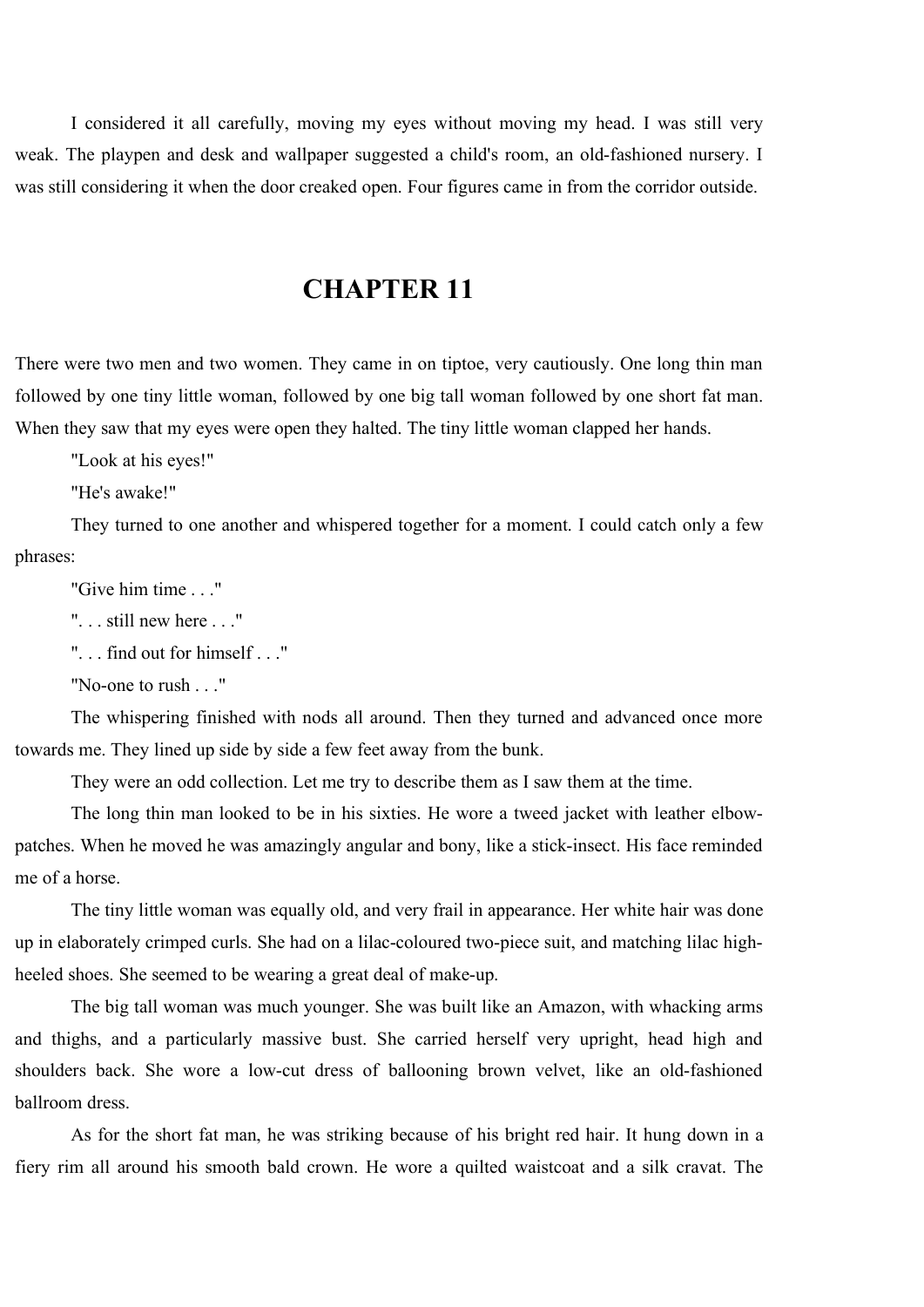I considered it all carefully, moving my eyes without moving my head. I was still very weak. The playpen and desk and wallpaper suggested a child's room, an old-fashioned nursery. I was still considering it when the door creaked open. Four figures came in from the corridor outside.

# CHAPTER 11

There were two men and two women. They came in on tiptoe, very cautiously. One long thin man followed by one tiny little woman, followed by one big tall woman followed by one short fat man. When they saw that my eyes were open they halted. The tiny little woman clapped her hands.

"Look at his eyes!"

"He's awake!"

They turned to one another and whispered together for a moment. I could catch only a few phrases:

"Give him time . . ."

". . . still new here . . ."

". . . find out for himself . . ."

"No-one to rush . . ."

The whispering finished with nods all around. Then they turned and advanced once more towards me. They lined up side by side a few feet away from the bunk.

They were an odd collection. Let me try to describe them as I saw them at the time.

The long thin man looked to be in his sixties. He wore a tweed jacket with leather elbow-patches. When he moved he was amazingly angular and bony, like a stick-insect. His face reminded me of a horse.

The tiny little woman was equally old, and very frail in appearance. Her white hair was done up in elaborately crimped curls. She had on a lilac-coloured two-piece suit, and matching lilac high-heeled shoes. She seemed to be wearing a great deal of make-up.

The big tall woman was much younger. She was built like an Amazon, with whacking arms and thighs, and a particularly massive bust. She carried herself very upright, head high and shoulders back. She wore a low-cut dress of ballooning brown velvet, like an old-fashioned ballroom dress.

As for the short fat man, he was striking because of his bright red hair. It hung down in a fiery rim all around his smooth bald crown. He wore a quilted waistcoat and a silk cravat. The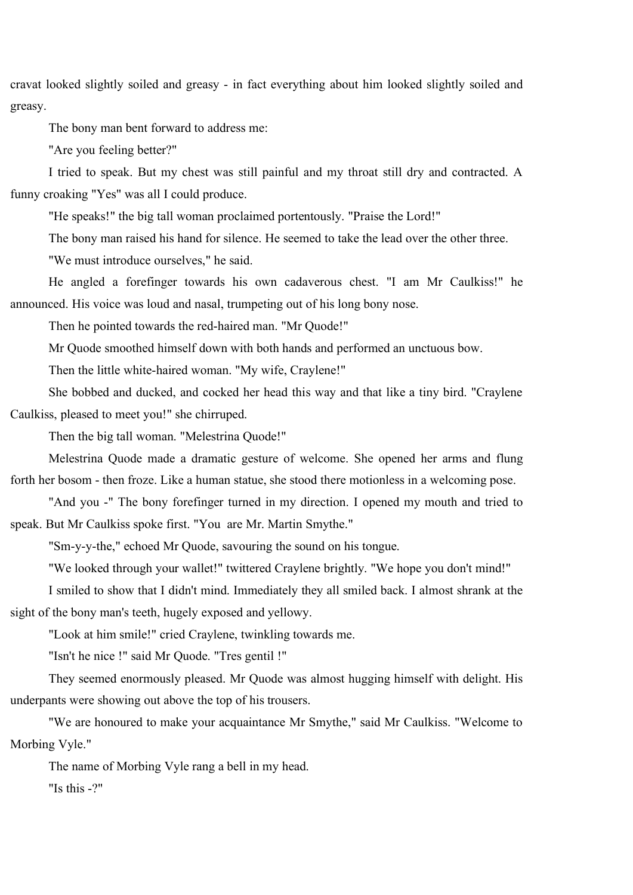cravat looked slightly soiled and greasy - in fact everything about him looked slightly soiled and greasy.

The bony man bent forward to address me:

"Are you feeling better?"

I tried to speak. But my chest was still painful and my throat still dry and contracted. A funny croaking "Yes" was all I could produce.

"He speaks!" the big tall woman proclaimed portentously. "Praise the Lord!"

The bony man raised his hand for silence. He seemed to take the lead over the other three.

"We must introduce ourselves," he said.

He angled a forefinger towards his own cadaverous chest. "I am Mr Caulkiss!" he announced. His voice was loud and nasal, trumpeting out of his long bony nose.

Then he pointed towards the red-haired man. "Mr Quode!"

Mr Quode smoothed himself down with both hands and performed an unctuous bow.

Then the little white-haired woman. "My wife, Craylene!"

She bobbed and ducked, and cocked her head this way and that like a tiny bird. "Craylene Caulkiss, pleased to meet you!" she chirruped.

Then the big tall woman. "Melestrina Quode!"

Melestrina Quode made a dramatic gesture of welcome. She opened her arms and flung forth her bosom - then froze. Like a human statue, she stood there motionless in a welcoming pose.

"And you -" The bony forefinger turned in my direction. I opened my mouth and tried to speak. But Mr Caulkiss spoke first. "You are Mr. Martin Smythe."

"Sm-y-y-the," echoed Mr Quode, savouring the sound on his tongue.

"We looked through your wallet!" twittered Craylene brightly. "We hope you don't mind!"

I smiled to show that I didn't mind. Immediately they all smiled back. I almost shrank at the sight of the bony man's teeth, hugely exposed and yellowy.

"Look at him smile!" cried Craylene, twinkling towards me.

"Isn't he nice !" said Mr Quode. "Tres gentil !"

They seemed enormously pleased. Mr Quode was almost hugging himself with delight. His underpants were showing out above the top of his trousers.

"We are honoured to make your acquaintance Mr Smythe," said Mr Caulkiss. "Welcome to Morbing Vyle."

The name of Morbing Vyle rang a bell in my head.

"Is this -?"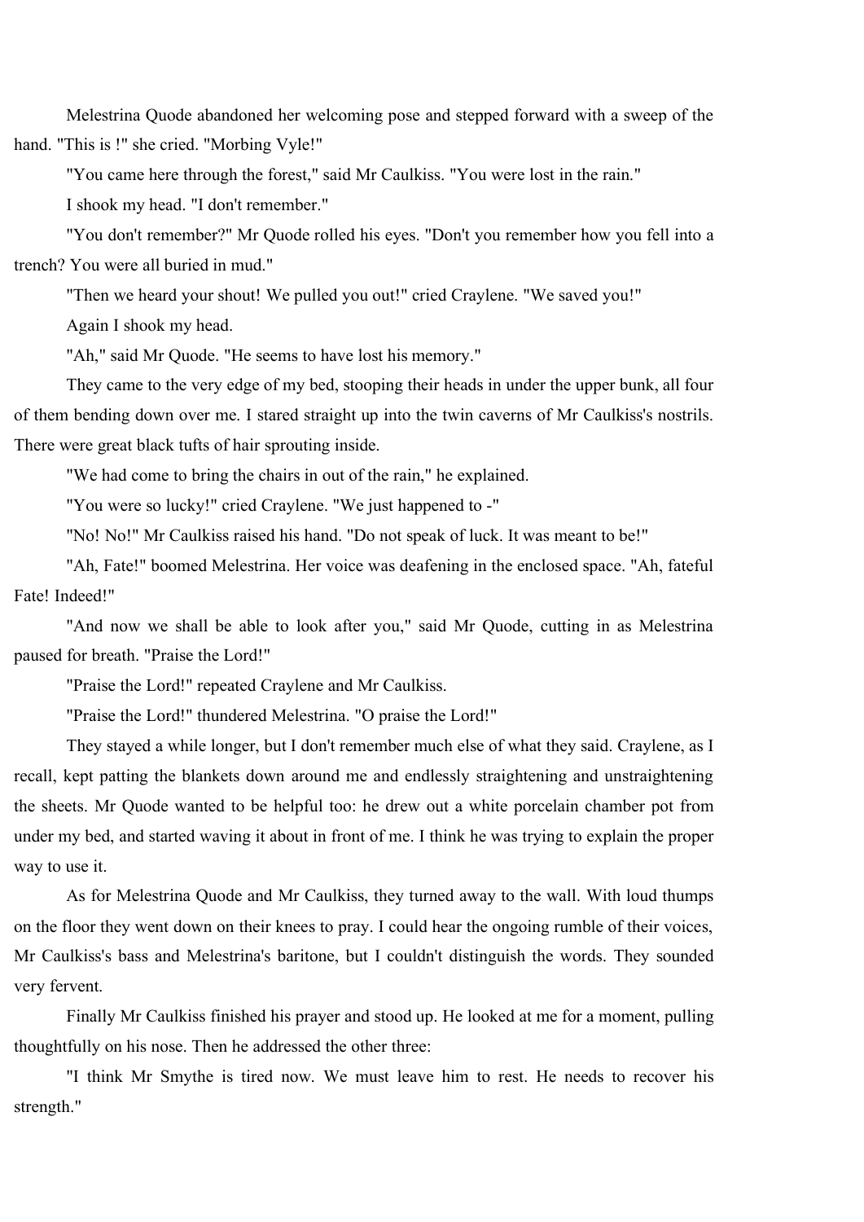Melestrina Quode abandoned her welcoming pose and stepped forward with a sweep of the hand. "This is !" she cried. "Morbing Vyle!"

"You came here through the forest," said Mr Caulkiss. "You were lost in the rain."

I shook my head. "I don't remember."

"You don't remember?" Mr Quode rolled his eyes. "Don't you remember how you fell into a trench? You were all buried in mud."

"Then we heard your shout! We pulled you out!" cried Craylene. "We saved you!"

Again I shook my head.

"Ah," said Mr Quode. "He seems to have lost his memory."

They came to the very edge of my bed, stooping their heads in under the upper bunk, all four of them bending down over me. I stared straight up into the twin caverns of Mr Caulkiss's nostrils. There were great black tufts of hair sprouting inside.

"We had come to bring the chairs in out of the rain," he explained.

"You were so lucky!" cried Craylene. "We just happened to -"

"No! No!" Mr Caulkiss raised his hand. "Do not speak of luck. It was meant to be!"

"Ah, Fate!" boomed Melestrina. Her voice was deafening in the enclosed space. "Ah, fateful Fate! Indeed!"

"And now we shall be able to look after you," said Mr Quode, cutting in as Melestrina paused for breath. "Praise the Lord!"

"Praise the Lord!" repeated Craylene and Mr Caulkiss.

"Praise the Lord!" thundered Melestrina. "O praise the Lord!"

They stayed a while longer, but I don't remember much else of what they said. Craylene, as I recall, kept patting the blankets down around me and endlessly straightening and unstraightening the sheets. Mr Quode wanted to be helpful too: he drew out a white porcelain chamber pot from under my bed, and started waving it about in front of me. I think he was trying to explain the proper way to use it.

As for Melestrina Quode and Mr Caulkiss, they turned away to the wall. With loud thumps on the floor they went down on their knees to pray. I could hear the ongoing rumble of their voices, Mr Caulkiss's bass and Melestrina's baritone, but I couldn't distinguish the words. They sounded very fervent.

Finally Mr Caulkiss finished his prayer and stood up. He looked at me for a moment, pulling thoughtfully on his nose. Then he addressed the other three:

"I think Mr Smythe is tired now. We must leave him to rest. He needs to recover his strength."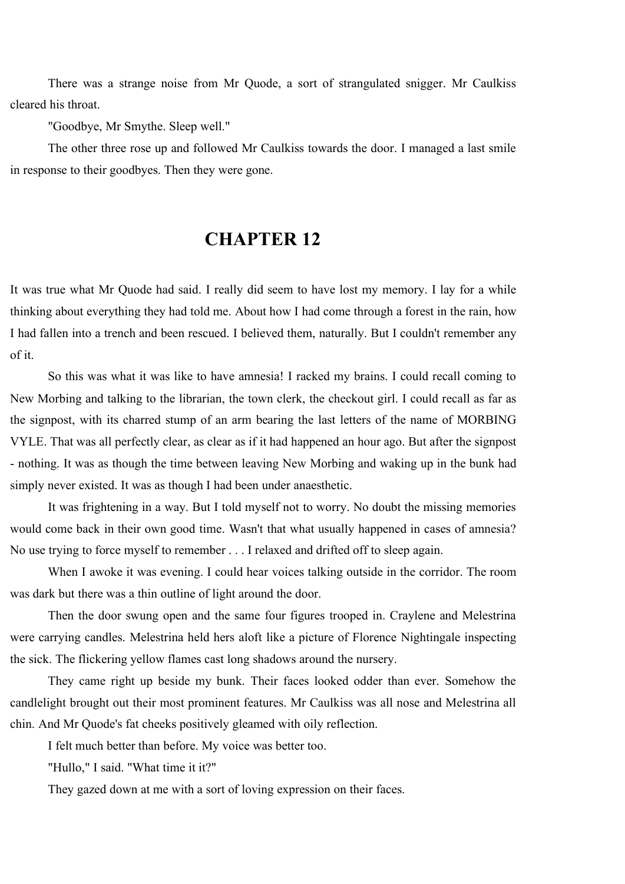There was a strange noise from Mr Quode, a sort of strangulated snigger. Mr Caulkiss cleared his throat.

"Goodbye, Mr Smythe. Sleep well."

The other three rose up and followed Mr Caulkiss towards the door. I managed a last smile in response to their goodbyes. Then they were gone.

# CHAPTER 12

It was true what Mr Quode had said. I really did seem to have lost my memory. I lay for a while thinking about everything they had told me. About how I had come through a forest in the rain, how I had fallen into a trench and been rescued. I believed them, naturally. But I couldn't remember any of it.

So this was what it was like to have amnesia! I racked my brains. I could recall coming to New Morbing and talking to the librarian, the town clerk, the checkout girl. I could recall as far as the signpost, with its charred stump of an arm bearing the last letters of the name of MORBING VYLE. That was all perfectly clear, as clear as if it had happened an hour ago. But after the signpost - nothing. It was as though the time between leaving New Morbing and waking up in the bunk had simply never existed. It was as though I had been under anaesthetic.

It was frightening in a way. But I told myself not to worry. No doubt the missing memories would come back in their own good time. Wasn't that what usually happened in cases of amnesia? No use trying to force myself to remember . . . I relaxed and drifted off to sleep again.

When I awoke it was evening. I could hear voices talking outside in the corridor. The room was dark but there was a thin outline of light around the door.

Then the door swung open and the same four figures trooped in. Craylene and Melestrina were carrying candles. Melestrina held hers aloft like a picture of Florence Nightingale inspecting the sick. The flickering yellow flames cast long shadows around the nursery.

They came right up beside my bunk. Their faces looked odder than ever. Somehow the candlelight brought out their most prominent features. Mr Caulkiss was all nose and Melestrina all chin. And Mr Quode's fat cheeks positively gleamed with oily reflection.

I felt much better than before. My voice was better too.

"Hullo," I said. "What time it it?"

They gazed down at me with a sort of loving expression on their faces.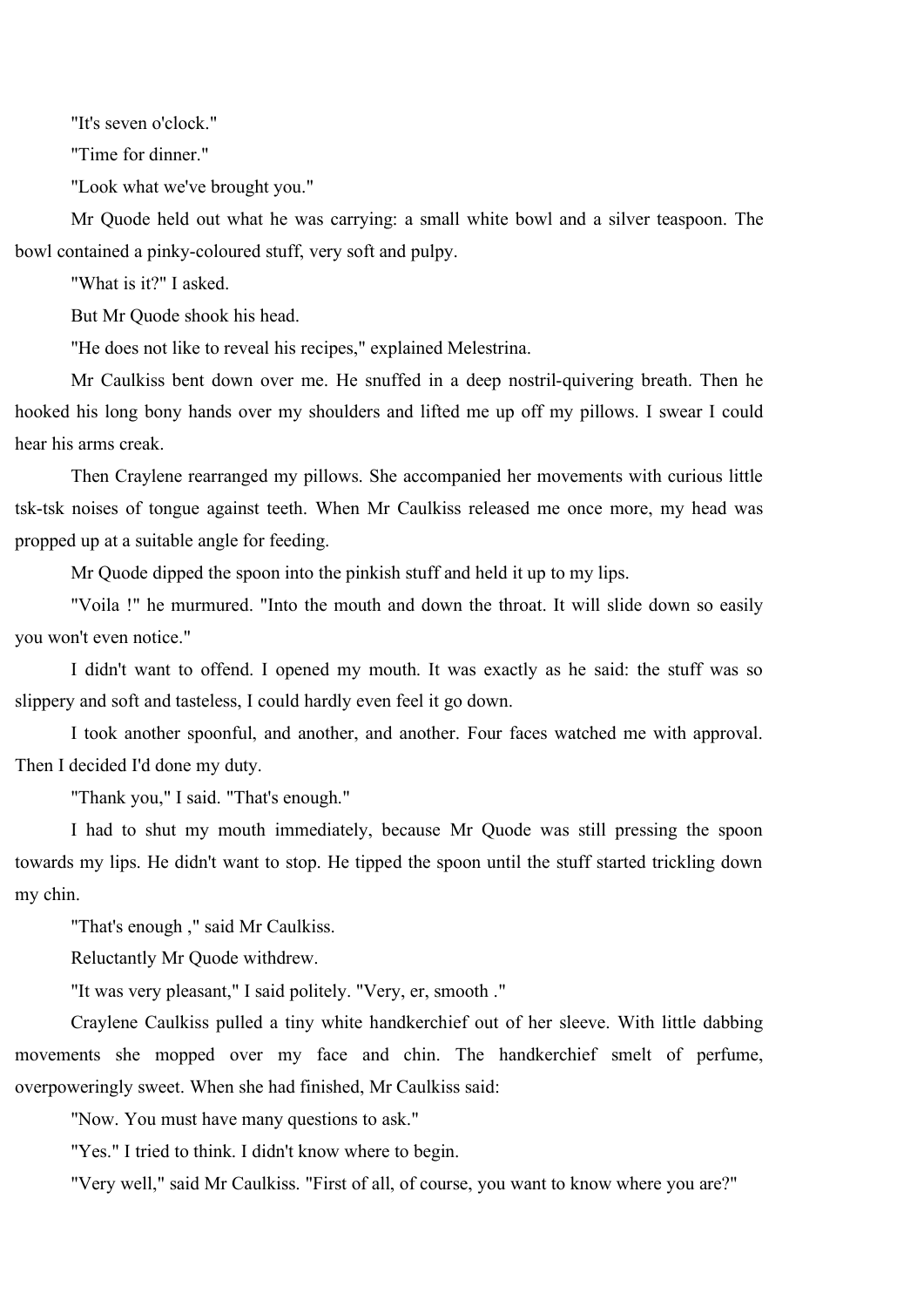"It's seven o'clock."

"Time for dinner."

"Look what we've brought you."

Mr Quode held out what he was carrying: a small white bowl and a silver teaspoon. The bowl contained a pinky-coloured stuff, very soft and pulpy.

"What is it?" I asked.

But Mr Quode shook his head.

"He does not like to reveal his recipes," explained Melestrina.

Mr Caulkiss bent down over me. He snuffed in a deep nostril-quivering breath. Then he hooked his long bony hands over my shoulders and lifted me up off my pillows. I swear I could hear his arms creak.

Then Craylene rearranged my pillows. She accompanied her movements with curious little tsk-tsk noises of tongue against teeth. When Mr Caulkiss released me once more, my head was propped up at a suitable angle for feeding.

Mr Quode dipped the spoon into the pinkish stuff and held it up to my lips.

"Voila !" he murmured. "Into the mouth and down the throat. It will slide down so easily you won't even notice."

I didn't want to offend. I opened my mouth. It was exactly as he said: the stuff was so slippery and soft and tasteless, I could hardly even feel it go down.

I took another spoonful, and another, and another. Four faces watched me with approval. Then I decided I'd done my duty.

"Thank you," I said. "That's enough."

I had to shut my mouth immediately, because Mr Quode was still pressing the spoon towards my lips. He didn't want to stop. He tipped the spoon until the stuff started trickling down my chin.

"That's enough ," said Mr Caulkiss.

Reluctantly Mr Quode withdrew.

"It was very pleasant," I said politely. "Very, er, smooth ."

Craylene Caulkiss pulled a tiny white handkerchief out of her sleeve. With little dabbing movements she mopped over my face and chin. The handkerchief smelt of perfume, overpoweringly sweet. When she had finished, Mr Caulkiss said:

"Now. You must have many questions to ask."

"Yes." I tried to think. I didn't know where to begin.

"Very well," said Mr Caulkiss. "First of all, of course, you want to know where you are?"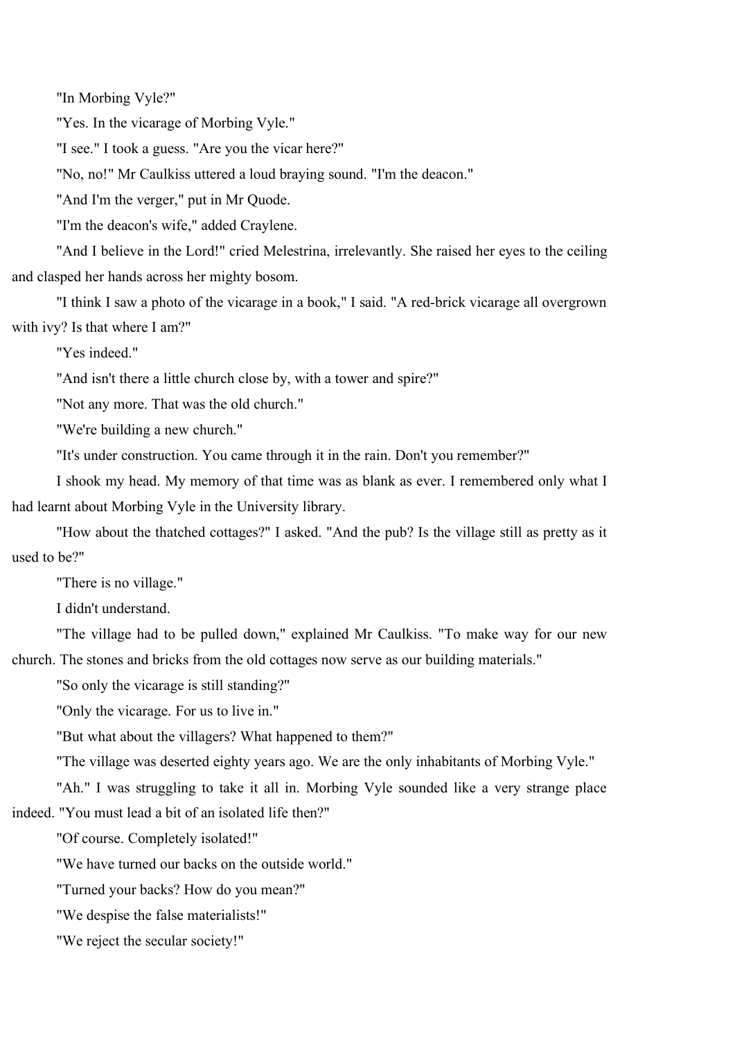"In Morbing Vyle?"

"Yes. In the vicarage of Morbing Vyle."

"I see." I took a guess. "Are you the vicar here?"

"No, no!" Mr Caulkiss uttered a loud braying sound. "I'm the deacon."

"And I'm the verger," put in Mr Quode.

"I'm the deacon's wife," added Craylene.

"And I believe in the Lord!" cried Melestrina, irrelevantly. She raised her eyes to the ceiling and clasped her hands across her mighty bosom.

"I think I saw a photo of the vicarage in a book," I said. "A red-brick vicarage all overgrown with ivy? Is that where I am?"

"Yes indeed."

"And isn't there a little church close by, with a tower and spire?"

"Not any more. That was the old church."

"We're building a new church."

"It's under construction. You came through it in the rain. Don't you remember?"

I shook my head. My memory of that time was as blank as ever. I remembered only what I had learnt about Morbing Vyle in the University library.

"How about the thatched cottages?" I asked. "And the pub? Is the village still as pretty as it used to be?"

"There is no village."

I didn't understand.

"The village had to be pulled down," explained Mr Caulkiss. "To make way for our new church. The stones and bricks from the old cottages now serve as our building materials."

"So only the vicarage is still standing?"

"Only the vicarage. For us to live in."

"But what about the villagers? What happened to them?"

"The village was deserted eighty years ago. We are the only inhabitants of Morbing Vyle."

"Ah." I was struggling to take it all in. Morbing Vyle sounded like a very strange place indeed. "You must lead a bit of an isolated life then?"

"Of course. Completely isolated!"

"We have turned our backs on the outside world."

"Turned your backs? How do you mean?"

"We despise the false materialists!"

"We reject the secular society!"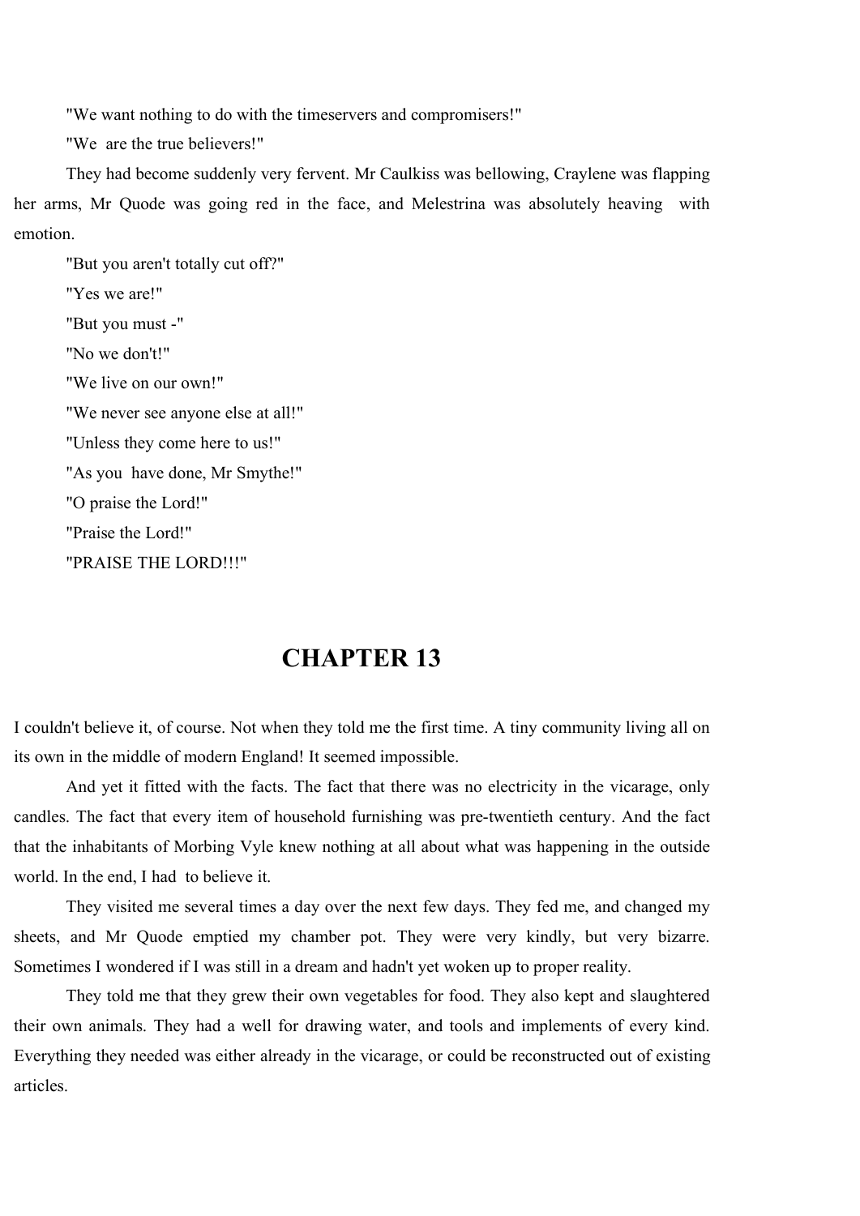"We want nothing to do with the timeservers and compromisers!"

"We are the true believers!"

They had become suddenly very fervent. Mr Caulkiss was bellowing, Craylene was flapping her arms, Mr Quode was going red in the face, and Melestrina was absolutely heaving with emotion.

"But you aren't totally cut off?"

"Yes we are!"

"But you must -"

"No we don't!"

"We live on our own!"

"We never see anyone else at all!"

"Unless they come here to us!"

"As you have done, Mr Smythe!"

"O praise the Lord!"

"Praise the Lord!"

"PRAISE THE LORD!!!"

## CHAPTER 13

I couldn't believe it, of course. Not when they told me the first time. A tiny community living all on its own in the middle of modern England! It seemed impossible.

And yet it fitted with the facts. The fact that there was no electricity in the vicarage, only candles. The fact that every item of household furnishing was pre-twentieth century. And the fact that the inhabitants of Morbing Vyle knew nothing at all about what was happening in the outside world. In the end, I had to believe it.

They visited me several times a day over the next few days. They fed me, and changed my sheets, and Mr Quode emptied my chamber pot. They were very kindly, but very bizarre. Sometimes I wondered if I was still in a dream and hadn't yet woken up to proper reality.

They told me that they grew their own vegetables for food. They also kept and slaughtered their own animals. They had a well for drawing water, and tools and implements of every kind. Everything they needed was either already in the vicarage, or could be reconstructed out of existing articles.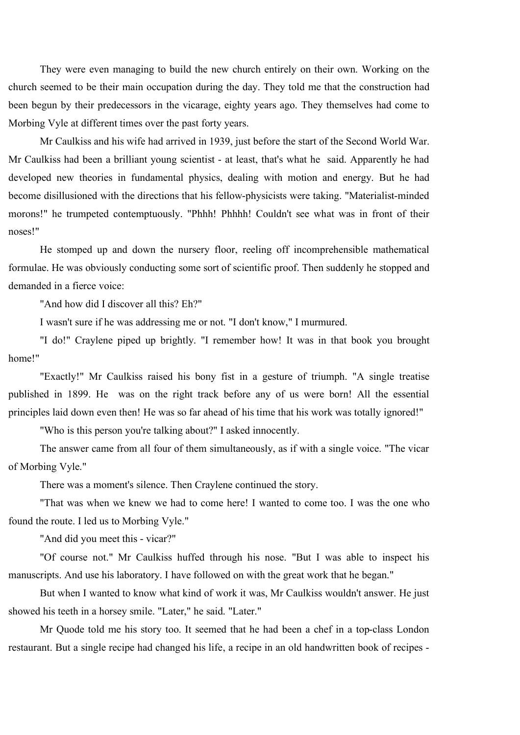They were even managing to build the new church entirely on their own. Working on the church seemed to be their main occupation during the day. They told me that the construction had been begun by their predecessors in the vicarage, eighty years ago. They themselves had come to Morbing Vyle at different times over the past forty years.

Mr Caulkiss and his wife had arrived in 1939, just before the start of the Second World War. Mr Caulkiss had been a brilliant young scientist - at least, that's what he said. Apparently he had developed new theories in fundamental physics, dealing with motion and energy. But he had become disillusioned with the directions that his fellow-physicists were taking. "Materialist-minded morons!" he trumpeted contemptuously. "Phhh! Phhhh! Couldn't see what was in front of their noses!"

He stomped up and down the nursery floor, reeling off incomprehensible mathematical formulae. He was obviously conducting some sort of scientific proof. Then suddenly he stopped and demanded in a fierce voice:

"And how did I discover all this? Eh?"

I wasn't sure if he was addressing me or not. "I don't know," I murmured.

"I do!" Craylene piped up brightly. "I remember how! It was in that book you brought home!"

"Exactly!" Mr Caulkiss raised his bony fist in a gesture of triumph. "A single treatise published in 1899. He was on the right track before any of us were born! All the essential principles laid down even then! He was so far ahead of his time that his work was totally ignored!"

"Who is this person you're talking about?" I asked innocently.

The answer came from all four of them simultaneously, as if with a single voice. "The vicar of Morbing Vyle."

There was a moment's silence. Then Craylene continued the story.

"That was when we knew we had to come here! I wanted to come too. I was the one who found the route. I led us to Morbing Vyle."

"And did you meet this - vicar?"

"Of course not." Mr Caulkiss huffed through his nose. "But I was able to inspect his manuscripts. And use his laboratory. I have followed on with the great work that he began."

But when I wanted to know what kind of work it was, Mr Caulkiss wouldn't answer. He just showed his teeth in a horsey smile. "Later," he said. "Later."

Mr Quode told me his story too. It seemed that he had been a chef in a top-class London restaurant. But a single recipe had changed his life, a recipe in an old handwritten book of recipes -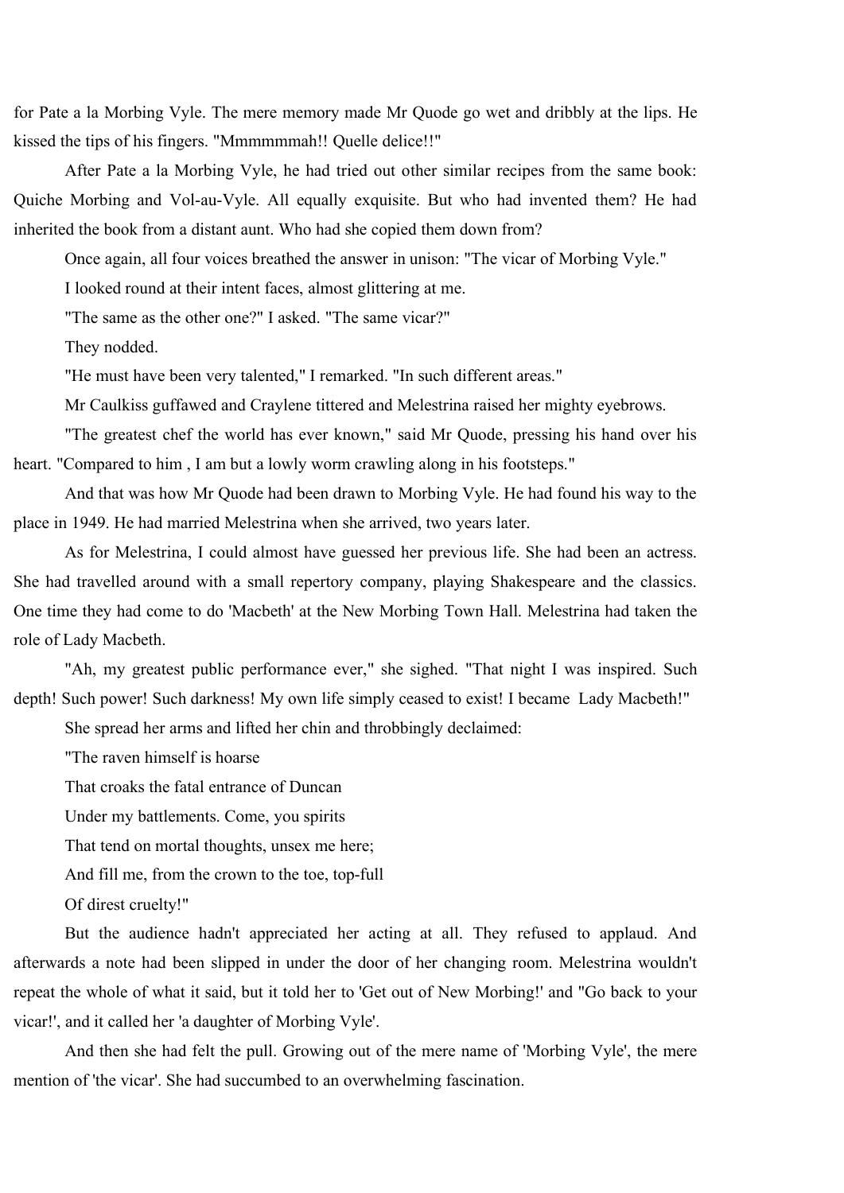for Pate a la Morbing Vyle. The mere memory made Mr Quode go wet and dribbly at the lips. He kissed the tips of his fingers. "Mmmmmmah!! Quelle delice!!"

After Pate a la Morbing Vyle, he had tried out other similar recipes from the same book: Quiche Morbing and Vol-au-Vyle. All equally exquisite. But who had invented them? He had inherited the book from a distant aunt. Who had she copied them down from?

Once again, all four voices breathed the answer in unison: "The vicar of Morbing Vyle."

I looked round at their intent faces, almost glittering at me.

"The same as the other one?" I asked. "The same vicar?"

They nodded.

"He must have been very talented," I remarked. "In such different areas."

Mr Caulkiss guffawed and Craylene tittered and Melestrina raised her mighty eyebrows.

"The greatest chef the world has ever known," said Mr Quode, pressing his hand over his heart. "Compared to him , I am but a lowly worm crawling along in his footsteps."

And that was how Mr Quode had been drawn to Morbing Vyle. He had found his way to the place in 1949. He had married Melestrina when she arrived, two years later.

As for Melestrina, I could almost have guessed her previous life. She had been an actress. She had travelled around with a small repertory company, playing Shakespeare and the classics. One time they had come to do 'Macbeth' at the New Morbing Town Hall. Melestrina had taken the role of Lady Macbeth.

"Ah, my greatest public performance ever," she sighed. "That night I was inspired. Such depth! Such power! Such darkness! My own life simply ceased to exist! I became Lady Macbeth!"

She spread her arms and lifted her chin and throbbingly declaimed:

"The raven himself is hoarse

That croaks the fatal entrance of Duncan

Under my battlements. Come, you spirits

That tend on mortal thoughts, unsex me here;

And fill me, from the crown to the toe, top-full

Of direst cruelty!"

But the audience hadn't appreciated her acting at all. They refused to applaud. And afterwards a note had been slipped in under the door of her changing room. Melestrina wouldn't repeat the whole of what it said, but it told her to 'Get out of New Morbing!' and "Go back to your vicar!', and it called her 'a daughter of Morbing Vyle'.

And then she had felt the pull. Growing out of the mere name of 'Morbing Vyle', the mere mention of 'the vicar'. She had succumbed to an overwhelming fascination.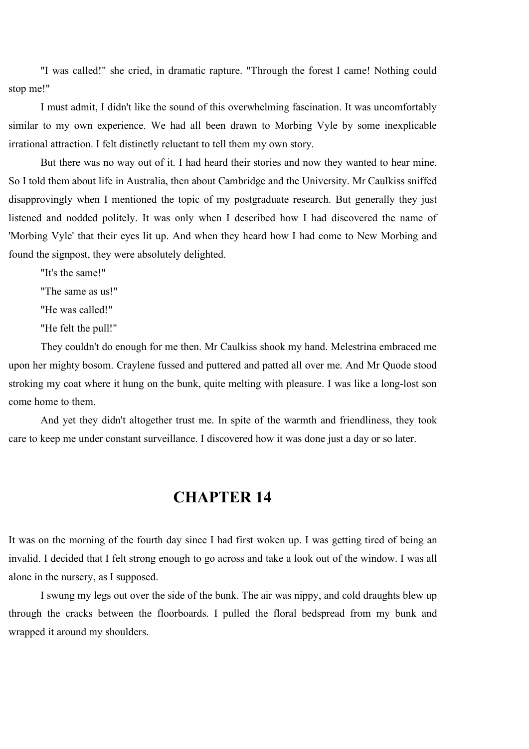"I was called!" she cried, in dramatic rapture. "Through the forest I came! Nothing could stop me!"

I must admit, I didn't like the sound of this overwhelming fascination. It was uncomfortably similar to my own experience. We had all been drawn to Morbing Vyle by some inexplicable irrational attraction. I felt distinctly reluctant to tell them my own story.

But there was no way out of it. I had heard their stories and now they wanted to hear mine. So I told them about life in Australia, then about Cambridge and the University. Mr Caulkiss sniffed disapprovingly when I mentioned the topic of my postgraduate research. But generally they just listened and nodded politely. It was only when I described how I had discovered the name of 'Morbing Vyle' that their eyes lit up. And when they heard how I had come to New Morbing and found the signpost, they were absolutely delighted.

"It's the same!"

"The same as us!"

"He was called!"

"He felt the pull!"

They couldn't do enough for me then. Mr Caulkiss shook my hand. Melestrina embraced me upon her mighty bosom. Craylene fussed and puttered and patted all over me. And Mr Quode stood stroking my coat where it hung on the bunk, quite melting with pleasure. I was like a long-lost son come home to them.

And yet they didn't altogether trust me. In spite of the warmth and friendliness, they took care to keep me under constant surveillance. I discovered how it was done just a day or so later.

# CHAPTER 14

It was on the morning of the fourth day since I had first woken up. I was getting tired of being an invalid. I decided that I felt strong enough to go across and take a look out of the window. I was all alone in the nursery, as I supposed.

I swung my legs out over the side of the bunk. The air was nippy, and cold draughts blew up through the cracks between the floorboards. I pulled the floral bedspread from my bunk and wrapped it around my shoulders.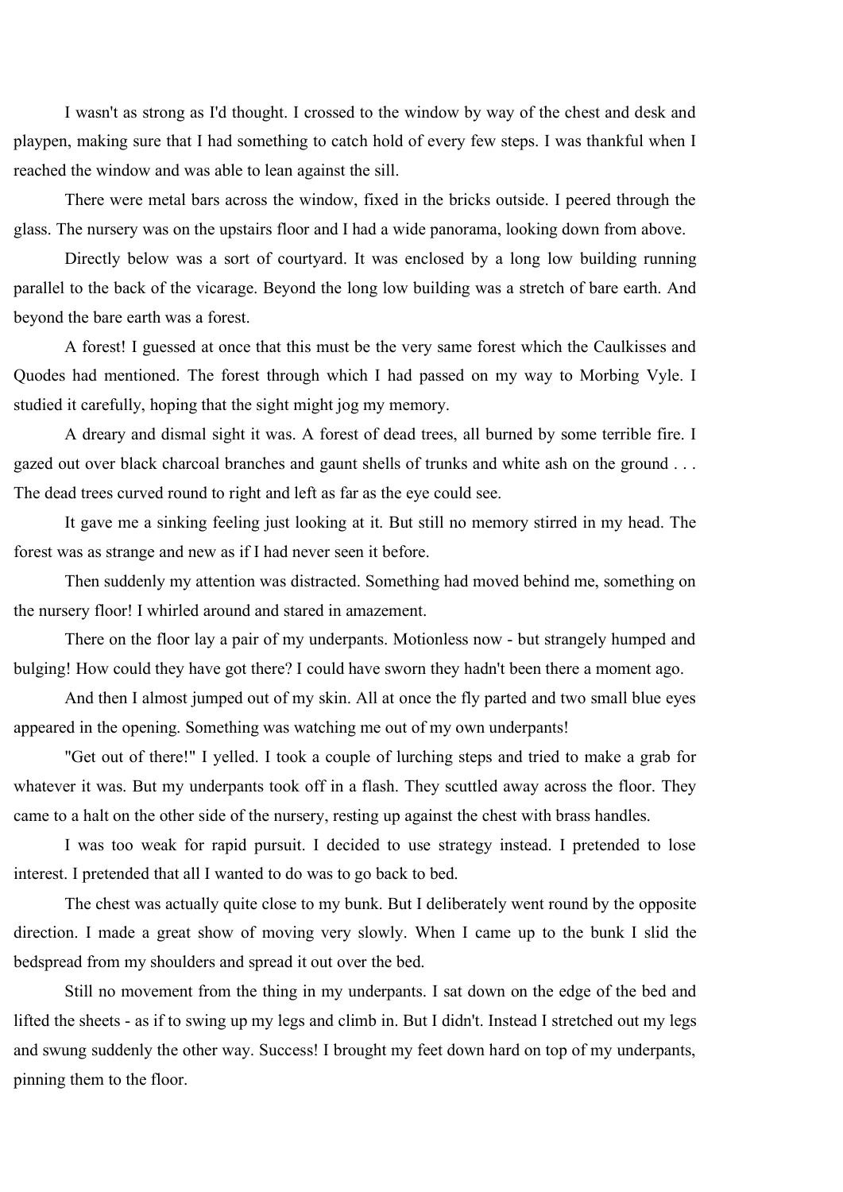I wasn't as strong as I'd thought. I crossed to the window by way of the chest and desk and playpen, making sure that I had something to catch hold of every few steps. I was thankful when I reached the window and was able to lean against the sill.

There were metal bars across the window, fixed in the bricks outside. I peered through the glass. The nursery was on the upstairs floor and I had a wide panorama, looking down from above.

Directly below was a sort of courtyard. It was enclosed by a long low building running parallel to the back of the vicarage. Beyond the long low building was a stretch of bare earth. And beyond the bare earth was a forest.

A forest! I guessed at once that this must be the very same forest which the Caulkisses and Quodes had mentioned. The forest through which I had passed on my way to Morbing Vyle. I studied it carefully, hoping that the sight might jog my memory.

A dreary and dismal sight it was. A forest of dead trees, all burned by some terrible fire. I gazed out over black charcoal branches and gaunt shells of trunks and white ash on the ground . . . The dead trees curved round to right and left as far as the eye could see.

It gave me a sinking feeling just looking at it. But still no memory stirred in my head. The forest was as strange and new as if I had never seen it before.

Then suddenly my attention was distracted. Something had moved behind me, something on the nursery floor! I whirled around and stared in amazement.

There on the floor lay a pair of my underpants. Motionless now - but strangely humped and bulging! How could they have got there? I could have sworn they hadn't been there a moment ago.

And then I almost jumped out of my skin. All at once the fly parted and two small blue eyes appeared in the opening. Something was watching me out of my own underpants!

"Get out of there!" I yelled. I took a couple of lurching steps and tried to make a grab for whatever it was. But my underpants took off in a flash. They scuttled away across the floor. They came to a halt on the other side of the nursery, resting up against the chest with brass handles.

I was too weak for rapid pursuit. I decided to use strategy instead. I pretended to lose interest. I pretended that all I wanted to do was to go back to bed.

The chest was actually quite close to my bunk. But I deliberately went round by the opposite direction. I made a great show of moving very slowly. When I came up to the bunk I slid the bedspread from my shoulders and spread it out over the bed.

Still no movement from the thing in my underpants. I sat down on the edge of the bed and lifted the sheets - as if to swing up my legs and climb in. But I didn't. Instead I stretched out my legs and swung suddenly the other way. Success! I brought my feet down hard on top of my underpants, pinning them to the floor.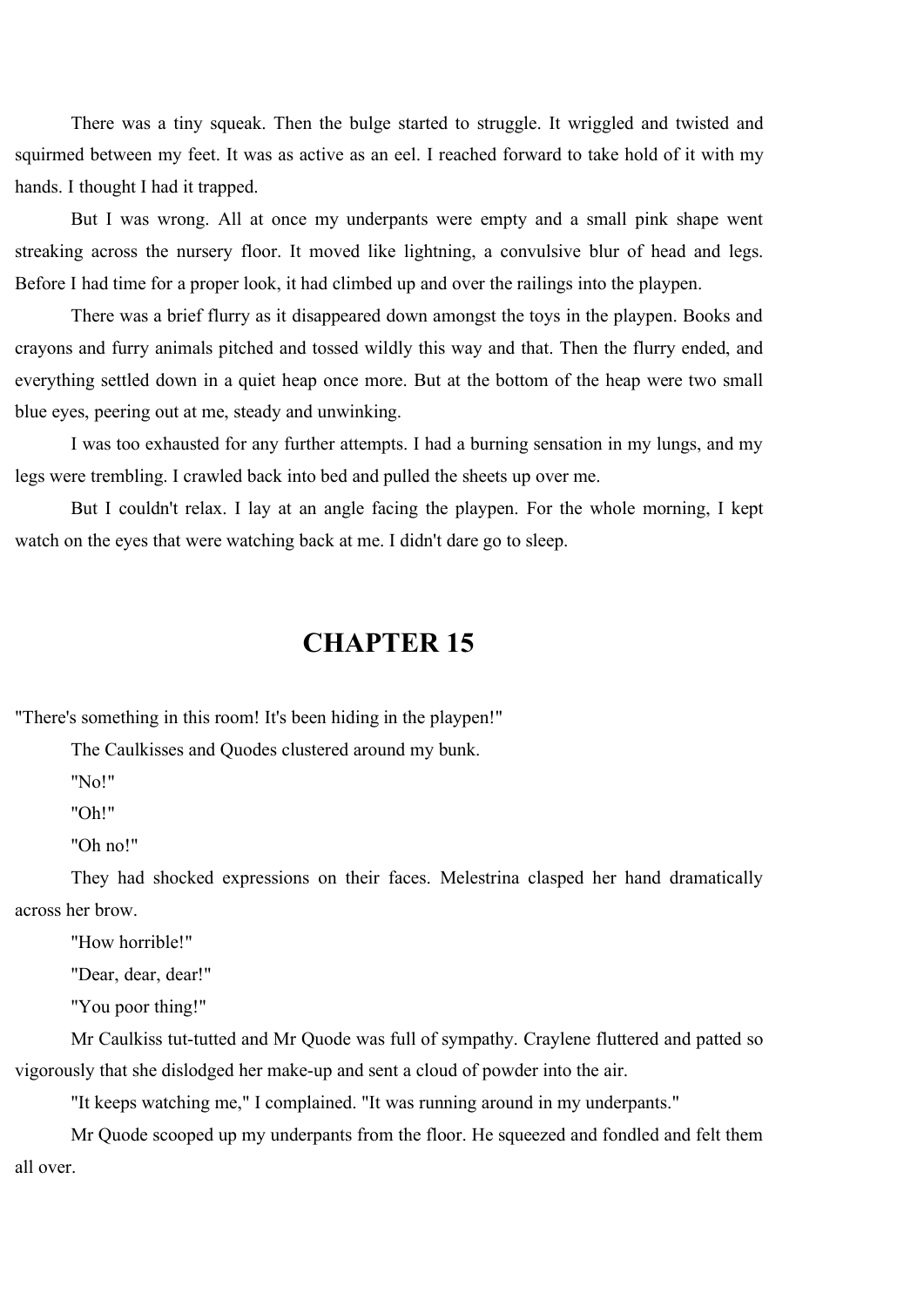There was a tiny squeak. Then the bulge started to struggle. It wriggled and twisted and squirmed between my feet. It was as active as an eel. I reached forward to take hold of it with my hands. I thought I had it trapped.

But I was wrong. All at once my underpants were empty and a small pink shape went streaking across the nursery floor. It moved like lightning, a convulsive blur of head and legs. Before I had time for a proper look, it had climbed up and over the railings into the playpen.

There was a brief flurry as it disappeared down amongst the toys in the playpen. Books and crayons and furry animals pitched and tossed wildly this way and that. Then the flurry ended, and everything settled down in a quiet heap once more. But at the bottom of the heap were two small blue eyes, peering out at me, steady and unwinking.

I was too exhausted for any further attempts. I had a burning sensation in my lungs, and my legs were trembling. I crawled back into bed and pulled the sheets up over me.

But I couldn't relax. I lay at an angle facing the playpen. For the whole morning, I kept watch on the eyes that were watching back at me. I didn't dare go to sleep.

## CHAPTER 15

"There's something in this room! It's been hiding in the playpen!"

The Caulkisses and Quodes clustered around my bunk.

"No!"

"Oh!"

"Oh no!"

They had shocked expressions on their faces. Melestrina clasped her hand dramatically across her brow.

"How horrible!"

"Dear, dear, dear!"

"You poor thing!"

Mr Caulkiss tut-tutted and Mr Quode was full of sympathy. Craylene fluttered and patted so vigorously that she dislodged her make-up and sent a cloud of powder into the air.

"It keeps watching me," I complained. "It was running around in my underpants."

Mr Quode scooped up my underpants from the floor. He squeezed and fondled and felt them all over.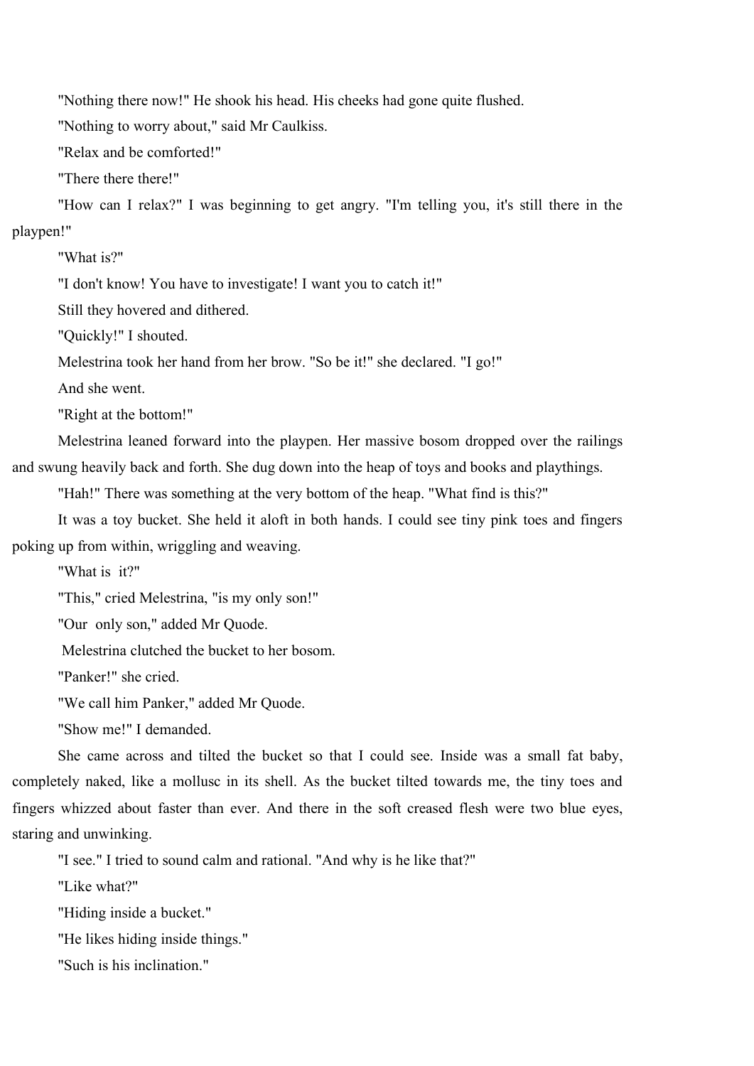"Nothing there now!" He shook his head. His cheeks had gone quite flushed.

"Nothing to worry about," said Mr Caulkiss.

"Relax and be comforted!"

"There there there!"

"How can I relax?" I was beginning to get angry. "I'm telling you, it's still there in the playpen!"

"What is?"

"I don't know! You have to investigate! I want you to catch it!"

Still they hovered and dithered.

"Quickly!" I shouted.

Melestrina took her hand from her brow. "So be it!" she declared. "I go!"

And she went.

"Right at the bottom!"

Melestrina leaned forward into the playpen. Her massive bosom dropped over the railings and swung heavily back and forth. She dug down into the heap of toys and books and playthings.

"Hah!" There was something at the very bottom of the heap. "What find is this?"

It was a toy bucket. She held it aloft in both hands. I could see tiny pink toes and fingers poking up from within, wriggling and weaving.

"What is *it*?"

"This," cried Melestrina, "is my only son!"

"*Our* only son," added Mr Quode.

Melestrina clutched the bucket to her bosom.

"Panker!" she cried.

"We call him Panker," added Mr Quode.

"Show me!" I demanded.

She came across and tilted the bucket so that I could see. Inside was a small fat baby, completely naked, like a mollusc in its shell. As the bucket tilted towards me, the tiny toes and fingers whizzed about faster than ever. And there in the soft creased flesh were two blue eyes, staring and unwinking.

"I see." I tried to sound calm and rational. "And why is he like that?"

"Like what?"

"Hiding inside a bucket."

"He likes hiding inside things."

"Such is his inclination."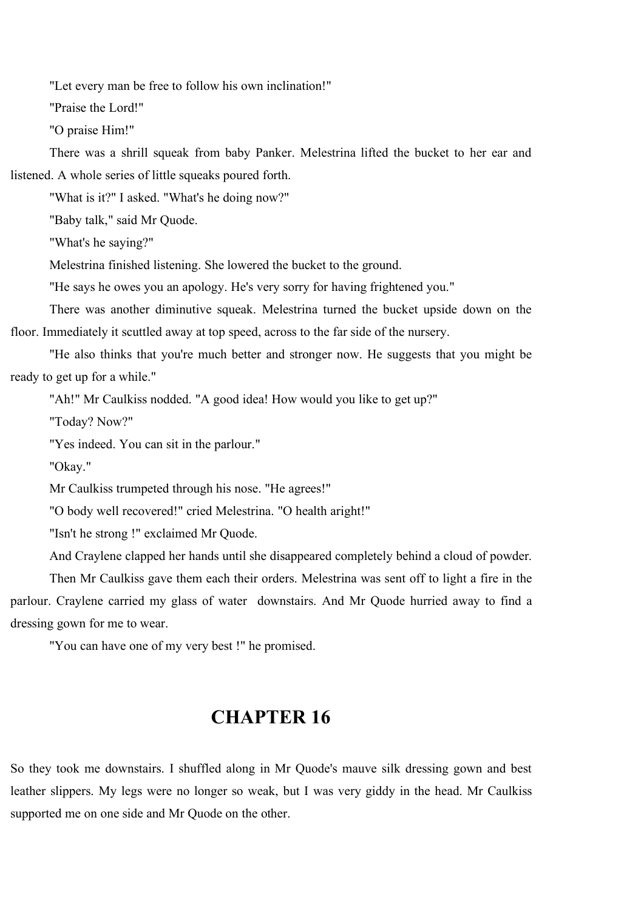"Let every man be free to follow his own inclination!"

"Praise the Lord!"

"O praise Him!"

There was a shrill squeak from baby Panker. Melestrina lifted the bucket to her ear and listened. A whole series of little squeaks poured forth.

"What is it?" I asked. "What's he doing now?"

"Baby talk," said Mr Quode.

"What's he saying?"

Melestrina finished listening. She lowered the bucket to the ground.

"He says he owes you an apology. He's very sorry for having frightened you."

There was another diminutive squeak. Melestrina turned the bucket upside down on the floor. Immediately it scuttled away at top speed, across to the far side of the nursery.

"He also thinks that you're much better and stronger now. He suggests that you might be ready to get up for a while."

"Ah!" Mr Caulkiss nodded. "A good idea! How would you like to get up?"

"Today? Now?"

"Yes indeed. You can sit in the parlour."

"Okay."

Mr Caulkiss trumpeted through his nose. "He agrees!"

"O body well recovered!" cried Melestrina. "O health aright!"

"Isn't he strong !" exclaimed Mr Quode.

And Craylene clapped her hands until she disappeared completely behind a cloud of powder.

Then Mr Caulkiss gave them each their orders. Melestrina was sent off to light a fire in the parlour. Craylene carried my glass of water downstairs. And Mr Quode hurried away to find a dressing gown for me to wear.

"You can have one of my very best !" he promised.

# CHAPTER 16

So they took me downstairs. I shuffled along in Mr Quode's mauve silk dressing gown and best leather slippers. My legs were no longer so weak, but I was very giddy in the head. Mr Caulkiss supported me on one side and Mr Quode on the other.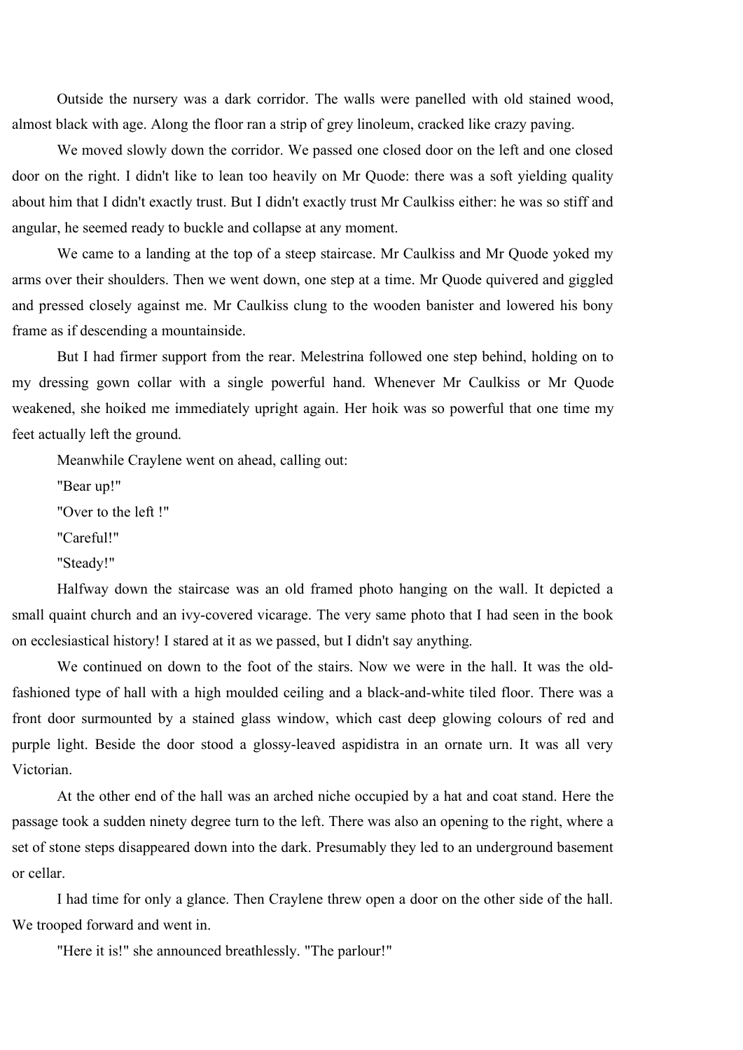Outside the nursery was a dark corridor. The walls were panelled with old stained wood, almost black with age. Along the floor ran a strip of grey linoleum, cracked like crazy paving.

We moved slowly down the corridor. We passed one closed door on the left and one closed door on the right. I didn't like to lean too heavily on Mr Quode: there was a soft yielding quality about him that I didn't exactly trust. But I didn't exactly trust Mr Caulkiss either: he was so stiff and angular, he seemed ready to buckle and collapse at any moment.

We came to a landing at the top of a steep staircase. Mr Caulkiss and Mr Quode yoked my arms over their shoulders. Then we went down, one step at a time. Mr Quode quivered and giggled and pressed closely against me. Mr Caulkiss clung to the wooden banister and lowered his bony frame as if descending a mountainside.

But I had firmer support from the rear. Melestrina followed one step behind, holding on to my dressing gown collar with a single powerful hand. Whenever Mr Caulkiss or Mr Quode weakened, she hoiked me immediately upright again. Her hoik was so powerful that one time my feet actually left the ground.

Meanwhile Craylene went on ahead, calling out:

"Bear up!"

"Over to the left !"

"Careful!"

"Steady!"

Halfway down the staircase was an old framed photo hanging on the wall. It depicted a small quaint church and an ivy-covered vicarage. The very same photo that I had seen in the book on ecclesiastical history! I stared at it as we passed, but I didn't say anything.

We continued on down to the foot of the stairs. Now we were in the hall. It was the old-fashioned type of hall with a high moulded ceiling and a black-and-white tiled floor. There was a front door surmounted by a stained glass window, which cast deep glowing colours of red and purple light. Beside the door stood a glossy-leaved aspidistra in an ornate urn. It was all very Victorian.

At the other end of the hall was an arched niche occupied by a hat and coat stand. Here the passage took a sudden ninety degree turn to the left. There was also an opening to the right, where a set of stone steps disappeared down into the dark. Presumably they led to an underground basement or cellar.

I had time for only a glance. Then Craylene threw open a door on the other side of the hall. We trooped forward and went in.

"Here it is!" she announced breathlessly. "The parlour!"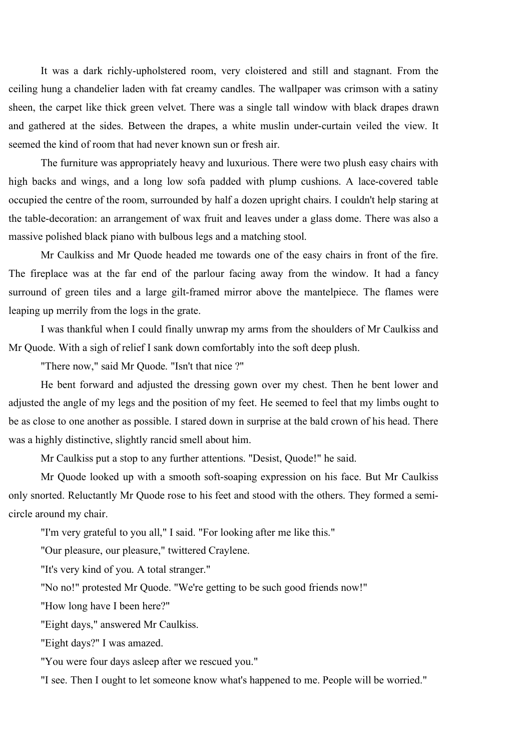It was a dark richly-upholstered room, very cloistered and still and stagnant. From the ceiling hung a chandelier laden with fat creamy candles. The wallpaper was crimson with a satiny sheen, the carpet like thick green velvet. There was a single tall window with black drapes drawn and gathered at the sides. Between the drapes, a white muslin under-curtain veiled the view. It seemed the kind of room that had never known sun or fresh air.

The furniture was appropriately heavy and luxurious. There were two plush easy chairs with high backs and wings, and a long low sofa padded with plump cushions. A lace-covered table occupied the centre of the room, surrounded by half a dozen upright chairs. I couldn't help staring at the table-decoration: an arrangement of wax fruit and leaves under a glass dome. There was also a massive polished black piano with bulbous legs and a matching stool.

Mr Caulkiss and Mr Quode headed me towards one of the easy chairs in front of the fire. The fireplace was at the far end of the parlour facing away from the window. It had a fancy surround of green tiles and a large gilt-framed mirror above the mantelpiece. The flames were leaping up merrily from the logs in the grate.

I was thankful when I could finally unwrap my arms from the shoulders of Mr Caulkiss and Mr Quode. With a sigh of relief I sank down comfortably into the soft deep plush.

"There now," said Mr Quode. "Isn't that nice ?"

He bent forward and adjusted the dressing gown over my chest. Then he bent lower and adjusted the angle of my legs and the position of my feet. He seemed to feel that my limbs ought to be as close to one another as possible. I stared down in surprise at the bald crown of his head. There was a highly distinctive, slightly rancid smell about him.

Mr Caulkiss put a stop to any further attentions. "Desist, Quode!" he said.

Mr Quode looked up with a smooth soft-soaping expression on his face. But Mr Caulkiss only snorted. Reluctantly Mr Quode rose to his feet and stood with the others. They formed a semi-circle around my chair.

"I'm very grateful to you all," I said. "For looking after me like this."

"Our pleasure, our pleasure," twittered Craylene.

"It's very kind of you. A total stranger."

"No no!" protested Mr Quode. "We're getting to be such good friends now!"

"How long have I been here?"

"Eight days," answered Mr Caulkiss.

"Eight days?" I was amazed.

"You were four days asleep after we rescued you."

"I see. Then I ought to let someone know what's happened to me. People will be worried."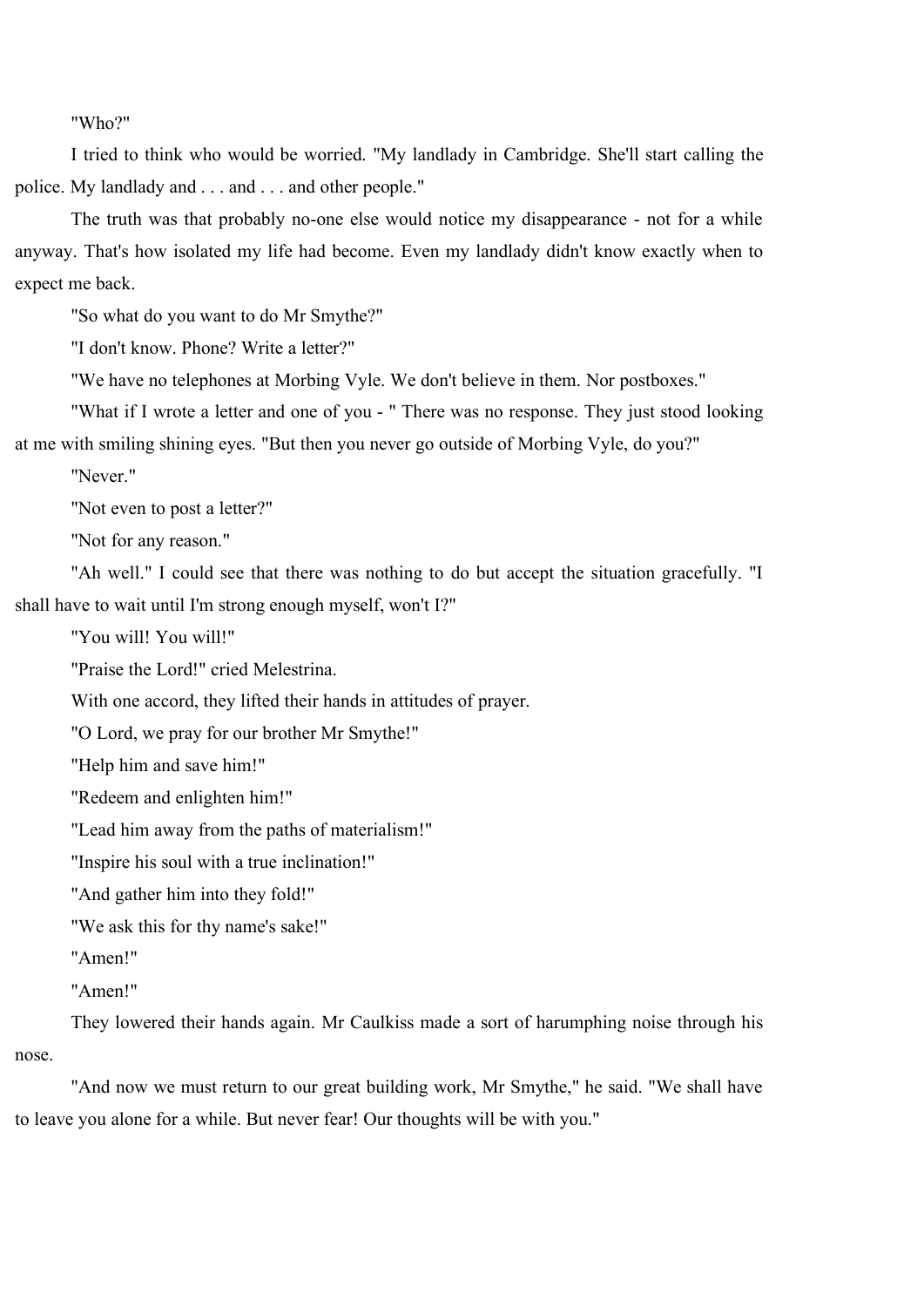"Who?"

I tried to think who would be worried. "My landlady in Cambridge. She'll start calling the police. My landlady and . . . and . . . and other people."

The truth was that probably no-one else would notice my disappearance - not for a while anyway. That's how isolated my life had become. Even my landlady didn't know exactly when to expect me back.

"So what do you want to do Mr Smythe?"

"I don't know. Phone? Write a letter?"

"We have no telephones at Morbing Vyle. We don't believe in them. Nor postboxes."

"What if I wrote a letter and one of you - " There was no response. They just stood looking at me with smiling shining eyes. "But then you never go outside of Morbing Vyle, do you?"

"Never."

"Not even to post a letter?"

"Not for any reason."

"Ah well." I could see that there was nothing to do but accept the situation gracefully. "I shall have to wait until I'm strong enough myself, won't I?"

"You will! You will!"

"Praise the Lord!" cried Melestrina.

With one accord, they lifted their hands in attitudes of prayer.

"O Lord, we pray for our brother Mr Smythe!"

"Help him and save him!"

"Redeem and enlighten him!"

"Lead him away from the paths of materialism!"

"Inspire his soul with a true inclination!"

"And gather him into they fold!"

"We ask this for thy name's sake!"

"Amen!"

"Amen!"

They lowered their hands again. Mr Caulkiss made a sort of harumphing noise through his nose.

"And now we must return to our great building work, Mr Smythe," he said. "We shall have to leave you alone for a while. But never fear! Our thoughts will be with you."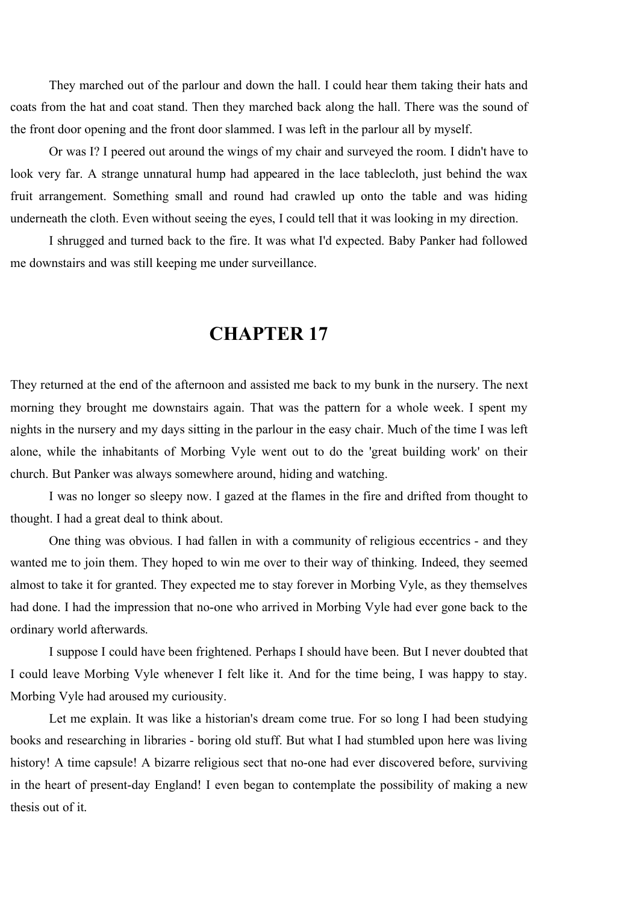They marched out of the parlour and down the hall. I could hear them taking their hats and coats from the hat and coat stand. Then they marched back along the hall. There was the sound of the front door opening and the front door slammed. I was left in the parlour all by myself.

Or was I? I peered out around the wings of my chair and surveyed the room. I didn't have to look very far. A strange unnatural hump had appeared in the lace tablecloth, just behind the wax fruit arrangement. Something small and round had crawled up onto the table and was hiding underneath the cloth. Even without seeing the eyes, I could tell that it was looking in my direction.

I shrugged and turned back to the fire. It was what I'd expected. Baby Panker had followed me downstairs and was still keeping me under surveillance.

## CHAPTER 17

They returned at the end of the afternoon and assisted me back to my bunk in the nursery. The next morning they brought me downstairs again. That was the pattern for a whole week. I spent my nights in the nursery and my days sitting in the parlour in the easy chair. Much of the time I was left alone, while the inhabitants of Morbing Vyle went out to do the 'great building work' on their church. But Panker was always somewhere around, hiding and watching.

I was no longer so sleepy now. I gazed at the flames in the fire and drifted from thought to thought. I had a great deal to think about.

One thing was obvious. I had fallen in with a community of religious eccentrics - and they wanted me to join them. They hoped to win me over to their way of thinking. Indeed, they seemed almost to take it for granted. They expected me to stay forever in Morbing Vyle, as they themselves had done. I had the impression that no-one who arrived in Morbing Vyle had ever gone back to the ordinary world afterwards.

I suppose I could have been frightened. Perhaps I should have been. But I never doubted that I could leave Morbing Vyle whenever I felt like it. And for the time being, I was happy to stay. Morbing Vyle had aroused my curiousity.

Let me explain. It was like a historian's dream come true. For so long I had been studying books and researching in libraries - boring old stuff. But what I had stumbled upon here was living history! A time capsule! A bizarre religious sect that no-one had ever discovered before, surviving in the heart of present-day England! I even began to contemplate the possibility of making a new thesis out of it.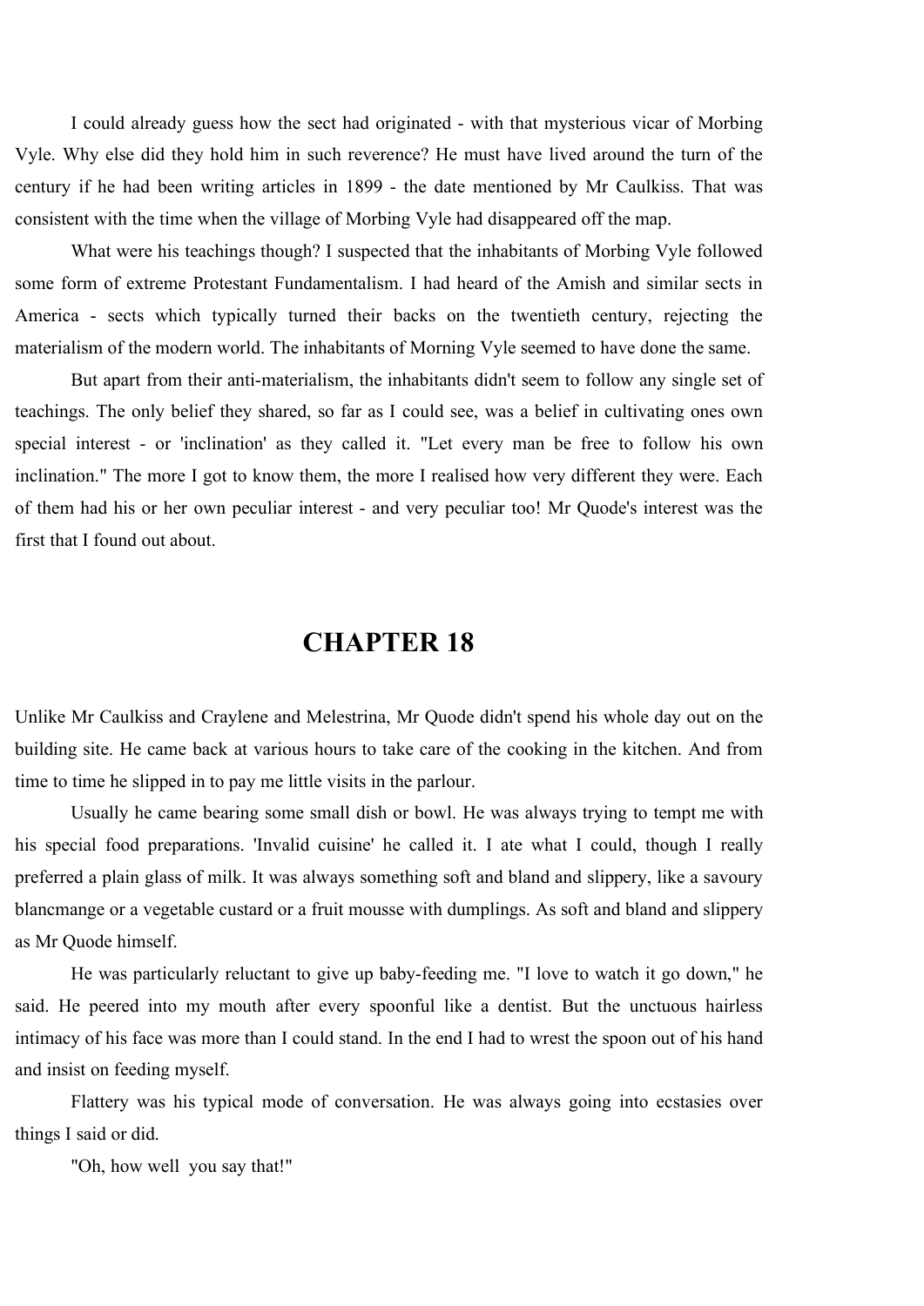I could already guess how the sect had originated - with that mysterious vicar of Morbing Vyle. Why else did they hold him in such reverence? He must have lived around the turn of the century if he had been writing articles in 1899 - the date mentioned by Mr Caulkiss. That was consistent with the time when the village of Morbing Vyle had disappeared off the map.

What were his teachings though? I suspected that the inhabitants of Morbing Vyle followed some form of extreme Protestant Fundamentalism. I had heard of the Amish and similar sects in America - sects which typically turned their backs on the twentieth century, rejecting the materialism of the modern world. The inhabitants of Morning Vyle seemed to have done the same.

But apart from their anti-materialism, the inhabitants didn't seem to follow any single set of teachings. The only belief they shared, so far as I could see, was a belief in cultivating ones own special interest - or 'inclination' as they called it. "Let every man be free to follow his own inclination." The more I got to know them, the more I realised how very different they were. Each of them had his or her own peculiar interest - and very peculiar too! Mr Quode's interest was the first that I found out about.

# CHAPTER 18

Unlike Mr Caulkiss and Craylene and Melestrina, Mr Quode didn't spend his whole day out on the building site. He came back at various hours to take care of the cooking in the kitchen. And from time to time he slipped in to pay me little visits in the parlour.

Usually he came bearing some small dish or bowl. He was always trying to tempt me with his special food preparations. 'Invalid cuisine' he called it. I ate what I could, though I really preferred a plain glass of milk. It was always something soft and bland and slippery, like a savoury blancmange or a vegetable custard or a fruit mousse with dumplings. As soft and bland and slippery as Mr Quode himself.

He was particularly reluctant to give up baby-feeding me. "I love to watch it go down," he said. He peered into my mouth after every spoonful like a dentist. But the unctuous hairless intimacy of his face was more than I could stand. In the end I had to wrest the spoon out of his hand and insist on feeding myself.

Flattery was his typical mode of conversation. He was always going into ecstasies over things I said or did.

"Oh, how well you say that!"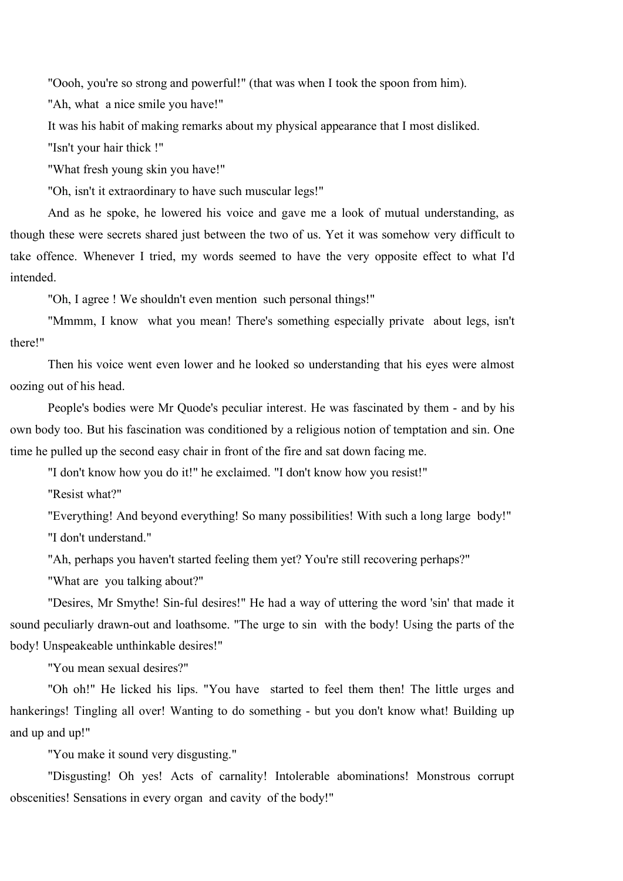"Oooh, you're so strong and powerful!" (that was when I took the spoon from him).

"Ah, what a nice smile you have!"

It was his habit of making remarks about my physical appearance that I most disliked.

"Isn't your hair thick !"

"What fresh young skin you have!"

"Oh, isn't it extraordinary to have such muscular legs!"

And as he spoke, he lowered his voice and gave me a look of mutual understanding, as though these were secrets shared just between the two of us. Yet it was somehow very difficult to take offence. Whenever I tried, my words seemed to have the very opposite effect to what I'd intended.

"Oh, I agree ! We shouldn't even mention such personal things!"

"Mmmm, I know what you mean! There's something especially private about legs, isn't there!"

Then his voice went even lower and he looked so understanding that his eyes were almost oozing out of his head.

People's bodies were Mr Quode's peculiar interest. He was fascinated by them - and by his own body too. But his fascination was conditioned by a religious notion of temptation and sin. One time he pulled up the second easy chair in front of the fire and sat down facing me.

"I don't know how you do it!" he exclaimed. "I don't know how you resist!"

"Resist what?"

"Everything! And beyond everything! So many possibilities! With such a long large body!"

"I don't understand."

"Ah, perhaps you haven't started feeling them yet? You're still recovering perhaps?"

"What are you talking about?"

"Desires, Mr Smythe! Sin-ful desires!" He had a way of uttering the word 'sin' that made it sound peculiarly drawn-out and loathsome. "The urge to sin with the body! Using the parts of the body! Unspeakeable unthinkable desires!"

"You mean sexual desires?"

"Oh oh!" He licked his lips. "You have started to feel them then! The little urges and hankerings! Tingling all over! Wanting to do something - but you don't know what! Building up and up and up!"

"You make it sound very disgusting."

"Disgusting! Oh yes! Acts of carnality! Intolerable abominations! Monstrous corrupt obscenities! Sensations in every organ and cavity of the body!"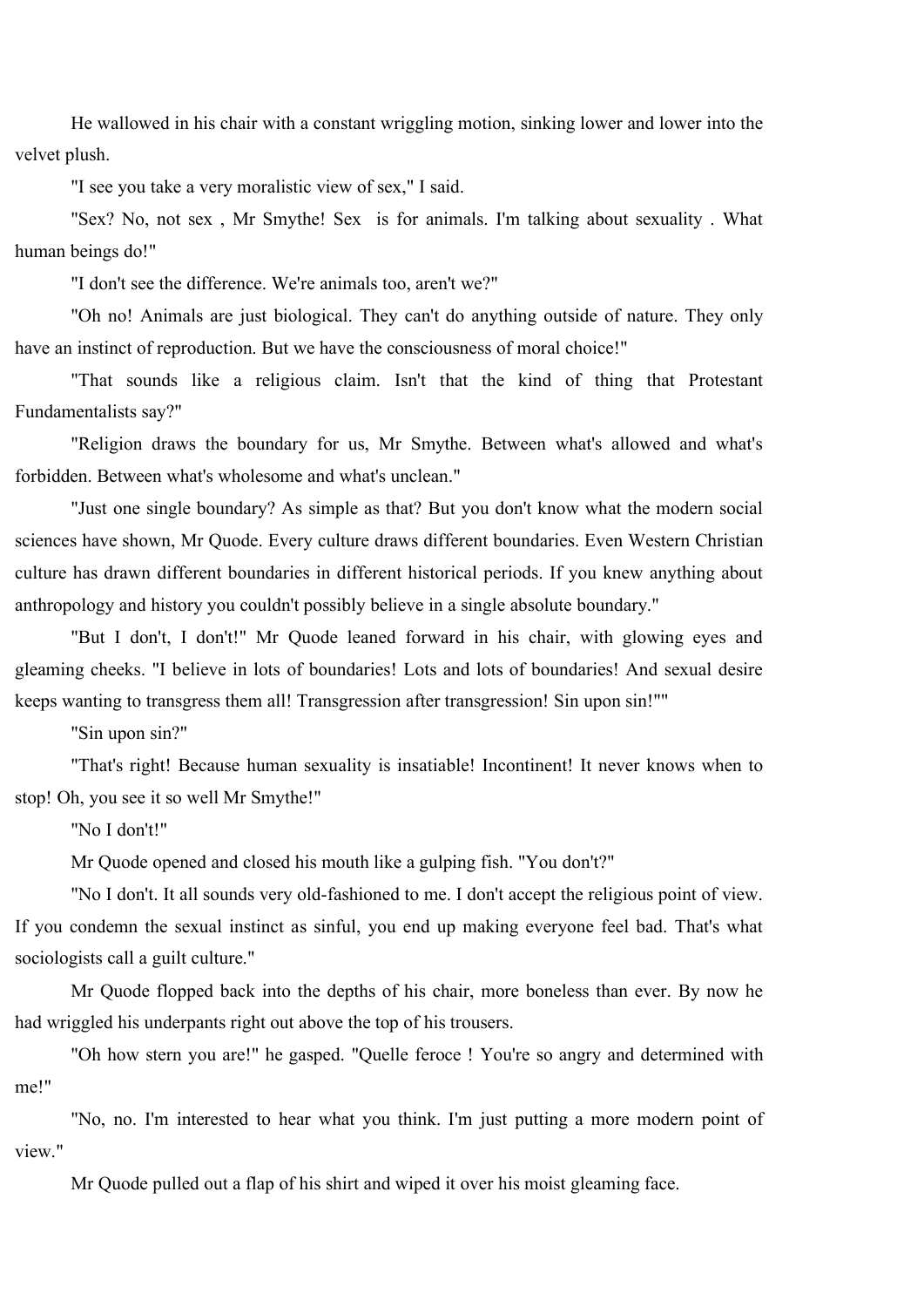He wallowed in his chair with a constant wriggling motion, sinking lower and lower into the velvet plush.

"I see you take a very moralistic view of sex," I said.

"Sex? No, not *sex* , Mr Smythe! *Sex* is for animals. I'm talking about *sexuality* . What human beings do!"

"I don't see the difference. We're animals too, aren't we?"

"Oh no! Animals are just biological. They can't do anything outside of nature. They only have an instinct of reproduction. But we have the consciousness of moral choice!"

"That sounds like a religious claim. Isn't that the kind of thing that Protestant Fundamentalists say?"

"Religion draws the boundary for us, Mr Smythe. Between what's allowed and what's forbidden. Between what's wholesome and what's unclean."

"Just one single boundary? As simple as that? But you don't know what the modern social sciences have shown, Mr Quode. Every culture draws different boundaries. Even Western Christian culture has drawn different boundaries in different historical periods. If you knew anything about anthropology and history you couldn't possibly believe in a single absolute boundary."

"But I don't, I don't!" Mr Quode leaned forward in his chair, with glowing eyes and gleaming cheeks. "I believe in lots of boundaries! Lots and lots of boundaries! And sexual desire keeps wanting to transgress them all! Transgression after transgression! Sin upon sin!""

"Sin upon sin?"

"That's right! Because human sexuality is insatiable! Incontinent! It never knows when to stop! Oh, you see it so well Mr Smythe!"

"No I don't!"

Mr Quode opened and closed his mouth like a gulping fish. "You don't?"

"No I don't. It all sounds very old-fashioned to me. I don't accept the religious point of view. If you condemn the sexual instinct as sinful, you end up making everyone feel bad. That's what sociologists call a guilt culture."

Mr Quode flopped back into the depths of his chair, more boneless than ever. By now he had wriggled his underpants right out above the top of his trousers.

"Oh how stern you are!" he gasped. "*Quelle feroce* ! You're so angry and determined with me!"

"No, no. I'm interested to hear what you think. I'm just putting a more modern point of view."

Mr Quode pulled out a flap of his shirt and wiped it over his moist gleaming face.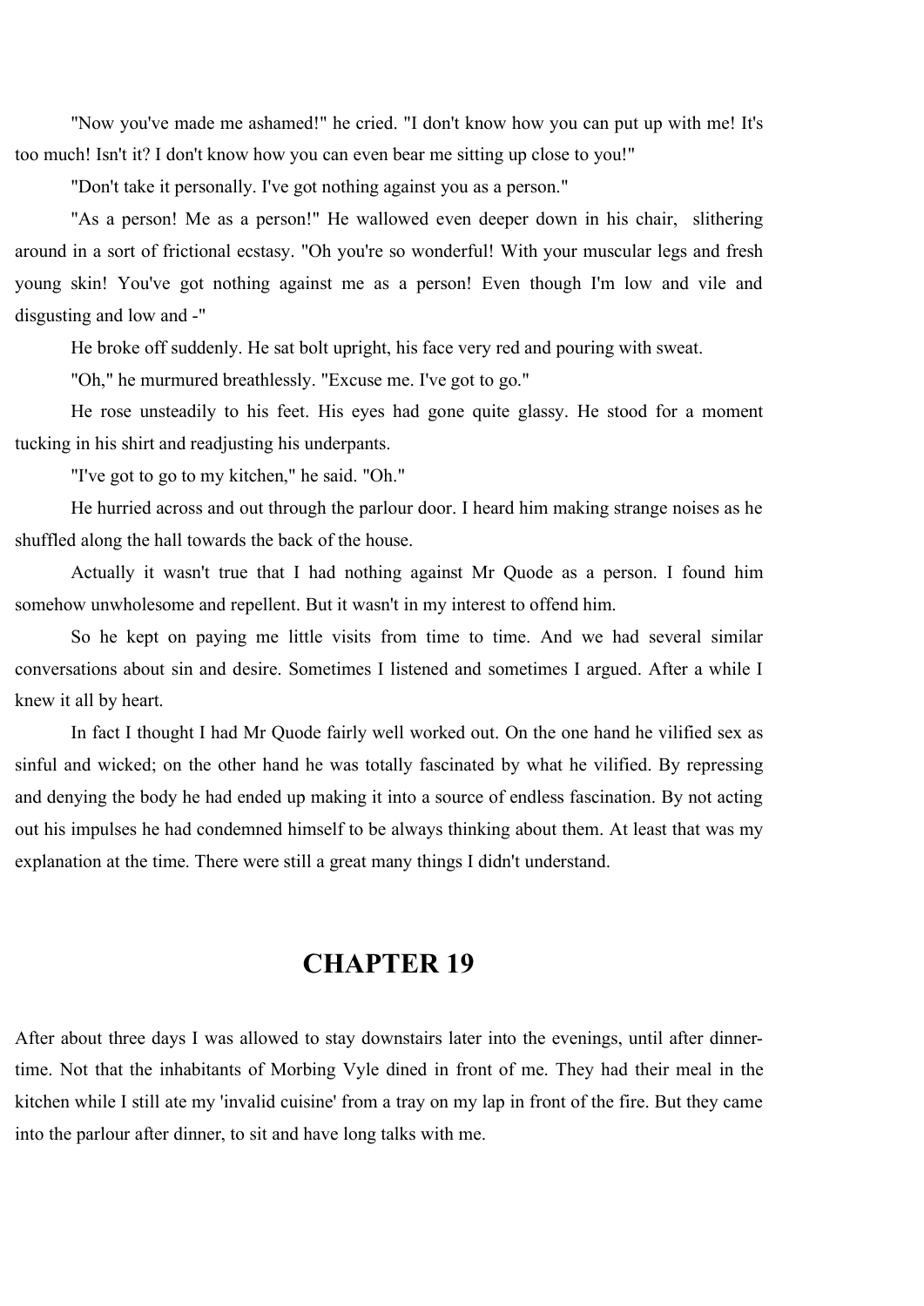"Now you've made me ashamed!" he cried. "I don't know how you can put up with me! It's too much! Isn't it? I don't know how you can even bear me sitting up close to you!"

"Don't take it personally. I've got nothing against you as a person."

"As a person! Me as a person!" He wallowed even deeper down in his chair, slithering around in a sort of frictional ecstasy. "Oh you're so wonderful! With your muscular legs and fresh young skin! You've got nothing against me as a person! Even though I'm low and vile and disgusting and low and -"

He broke off suddenly. He sat bolt upright, his face very red and pouring with sweat.

"Oh," he murmured breathlessly. "Excuse me. I've got to go."

He rose unsteadily to his feet. His eyes had gone quite glassy. He stood for a moment tucking in his shirt and readjusting his underpants.

"I've got to go to my kitchen," he said. "Oh."

He hurried across and out through the parlour door. I heard him making strange noises as he shuffled along the hall towards the back of the house.

Actually it wasn't true that I had nothing against Mr Quode as a person. I found him somehow unwholesome and repellent. But it wasn't in my interest to offend him.

So he kept on paying me little visits from time to time. And we had several similar conversations about sin and desire. Sometimes I listened and sometimes I argued. After a while I knew it all by heart.

In fact I thought I had Mr Quode fairly well worked out. On the one hand he vilified sex as sinful and wicked; on the other hand he was totally fascinated by what he vilified. By repressing and denying the body he had ended up making it into a source of endless fascination. By not acting out his impulses he had condemned himself to be always thinking about them. At least that was my explanation at the time. There were still a great many things I didn't understand.

## CHAPTER 19

After about three days I was allowed to stay downstairs later into the evenings, until after dinner-time. Not that the inhabitants of Morbing Vyle dined in front of me. They had their meal in the kitchen while I still ate my 'invalid cuisine' from a tray on my lap in front of the fire. But they came into the parlour after dinner, to sit and have long talks with me.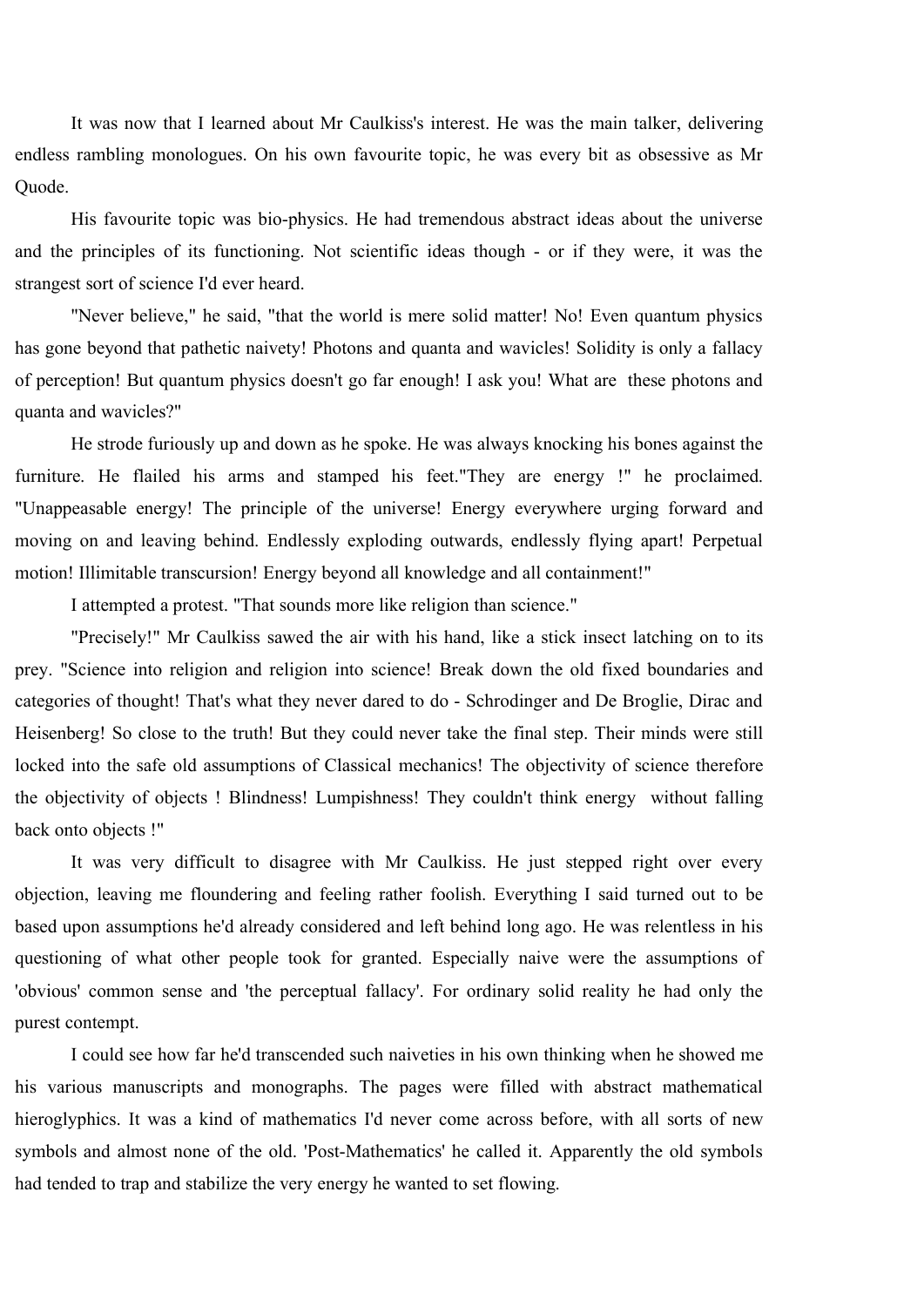It was now that I learned about Mr Caulkiss's interest. He was the main talker, delivering endless rambling monologues. On his own favourite topic, he was every bit as obsessive as Mr Quode.

His favourite topic was bio-physics. He had tremendous abstract ideas about the universe and the principles of its functioning. Not scientific ideas though - or if they were, it was the strangest sort of science I'd ever heard.

"Never believe," he said, "that the world is mere solid matter! No! Even quantum physics has gone beyond that pathetic naivety! Photons and quanta and wavicles! Solidity is only a fallacy of perception! But quantum physics doesn't go far enough! I ask you! What are these photons and quanta and wavicles?"

He strode furiously up and down as he spoke. He was always knocking his bones against the furniture. He flailed his arms and stamped his feet."They are energy !" he proclaimed. "Unappeasable energy! The principle of the universe! Energy everywhere urging forward and moving on and leaving behind. Endlessly exploding outwards, endlessly flying apart! Perpetual motion! Illimitable transcursion! Energy beyond all knowledge and all containment!"

I attempted a protest. "That sounds more like religion than science."

"Precisely!" Mr Caulkiss sawed the air with his hand, like a stick insect latching on to its prey. "Science into religion and religion into science! Break down the old fixed boundaries and categories of thought! That's what they never dared to do - Schrodinger and De Broglie, Dirac and Heisenberg! So close to the truth! But they could never take the final step. Their minds were still locked into the safe old assumptions of Classical mechanics! The objectivity of science therefore the objectivity of objects ! Blindness! Lumpishness! They couldn't think energy without falling back onto objects !"

It was very difficult to disagree with Mr Caulkiss. He just stepped right over every objection, leaving me floundering and feeling rather foolish. Everything I said turned out to be based upon assumptions he'd already considered and left behind long ago. He was relentless in his questioning of what other people took for granted. Especially naive were the assumptions of 'obvious' common sense and 'the perceptual fallacy'. For ordinary solid reality he had only the purest contempt.

I could see how far he'd transcended such naiveties in his own thinking when he showed me his various manuscripts and monographs. The pages were filled with abstract mathematical hieroglyphics. It was a kind of mathematics I'd never come across before, with all sorts of new symbols and almost none of the old. 'Post-Mathematics' he called it. Apparently the old symbols had tended to trap and stabilize the very energy he wanted to set flowing.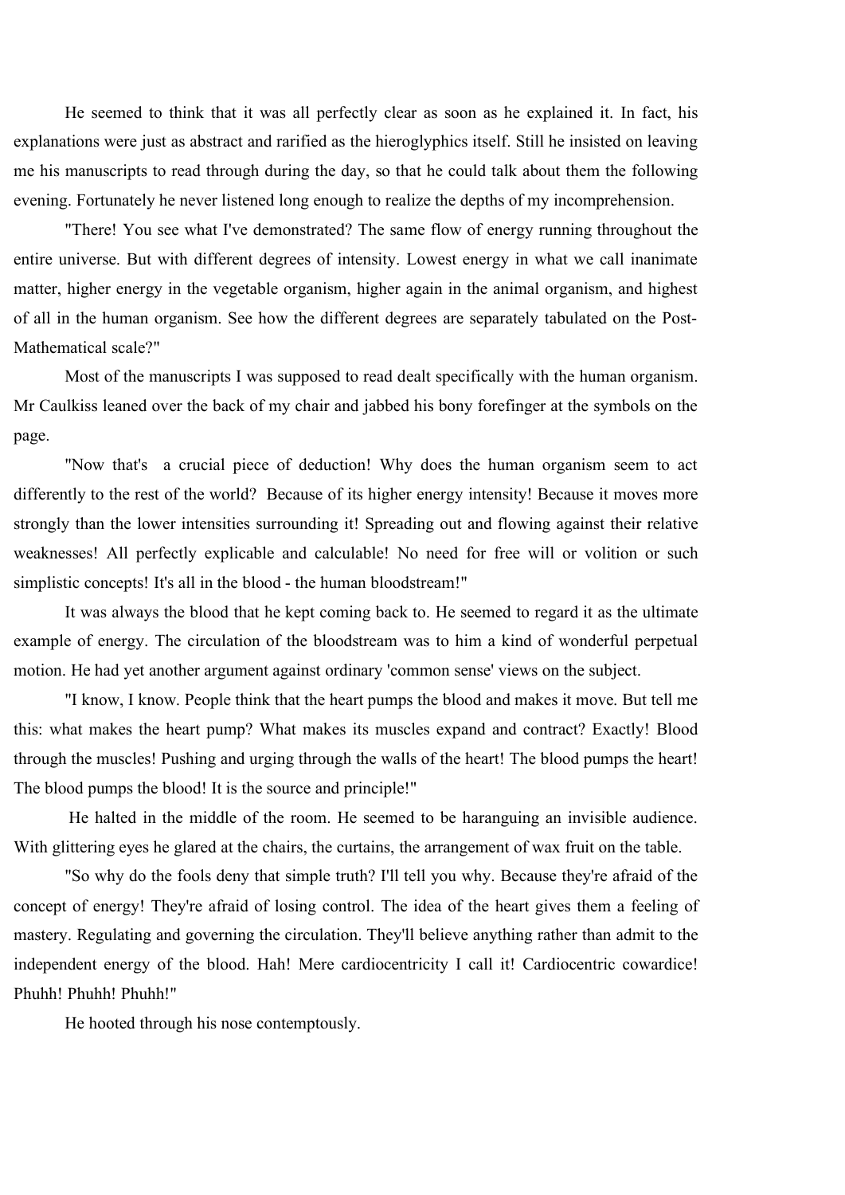He seemed to think that it was all perfectly clear as soon as he explained it. In fact, his explanations were just as abstract and rarified as the hieroglyphics itself. Still he insisted on leaving me his manuscripts to read through during the day, so that he could talk about them the following evening. Fortunately he never listened long enough to realize the depths of my incomprehension.

"There! You see what I've demonstrated? The same flow of energy running throughout the entire universe. But with different degrees of intensity. Lowest energy in what we call inanimate matter, higher energy in the vegetable organism, higher again in the animal organism, and highest of all in the human organism. See how the different degrees are separately tabulated on the Post-Mathematical scale?"

Most of the manuscripts I was supposed to read dealt specifically with the human organism. Mr Caulkiss leaned over the back of my chair and jabbed his bony forefinger at the symbols on the page.

"Now that's a crucial piece of deduction! Why does the human organism seem to act differently to the rest of the world? Because of its higher energy intensity! Because it moves more strongly than the lower intensities surrounding it! Spreading out and flowing against their relative weaknesses! All perfectly explicable and calculable! No need for free will or volition or such simplistic concepts! It's all in the blood - the human bloodstream!"

It was always the blood that he kept coming back to. He seemed to regard it as the ultimate example of energy. The circulation of the bloodstream was to him a kind of wonderful perpetual motion. He had yet another argument against ordinary 'common sense' views on the subject.

"I know, I know. People think that the heart pumps the blood and makes it move. But tell me this: what makes the heart pump? What makes its muscles expand and contract? Exactly! Blood through the muscles! Pushing and urging through the walls of the heart! The blood pumps the heart! The blood pumps the blood! It is the source and principle!"

He halted in the middle of the room. He seemed to be haranguing an invisible audience. With glittering eyes he glared at the chairs, the curtains, the arrangement of wax fruit on the table.

"So why do the fools deny that simple truth? I'll tell you why. Because they're afraid of the concept of energy! They're afraid of losing control. The idea of the heart gives them a feeling of mastery. Regulating and governing the circulation. They'll believe anything rather than admit to the independent energy of the blood. Hah! Mere cardiocentricity I call it! Cardiocentric cowardice! Phuhh! Phuhh! Phuhh!"

He hooted through his nose contemptuously.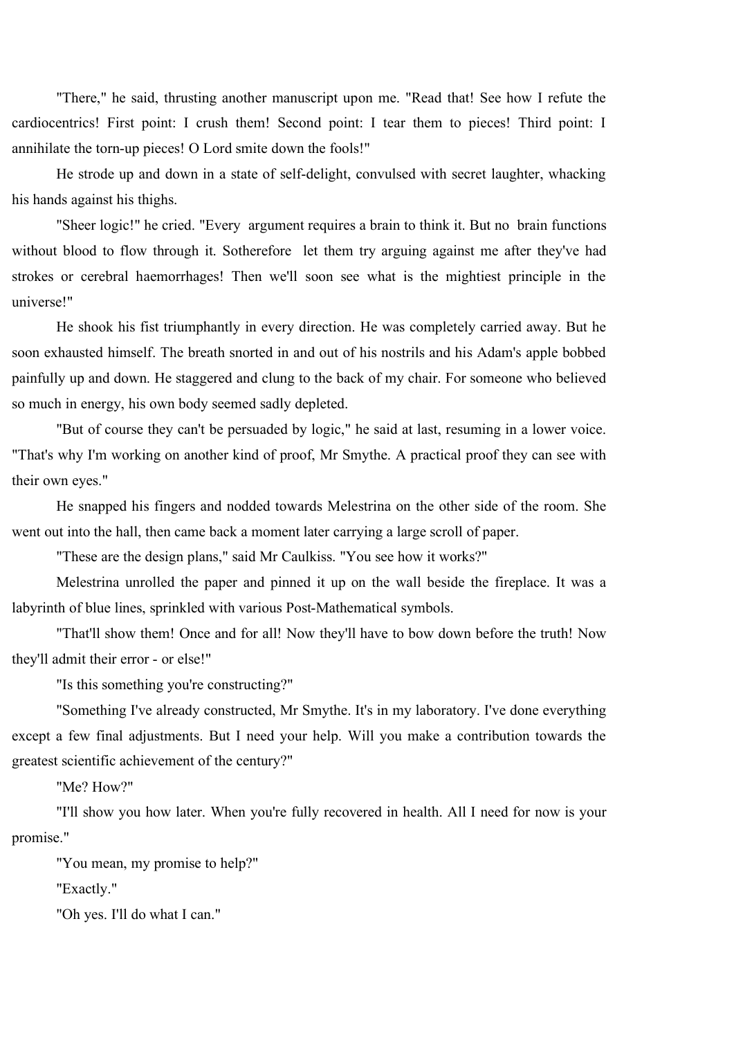"There," he said, thrusting another manuscript upon me. "Read that! See how I refute the cardiocentrics! First point: I crush them! Second point: I tear them to pieces! Third point: I annihilate the torn-up pieces! O Lord smite down the fools!"

He strode up and down in a state of self-delight, convulsed with secret laughter, whacking his hands against his thighs.

"Sheer logic!" he cried. "Every argument requires a brain to think it. But no brain functions without blood to flow through it. Sotherefore let them try arguing against me after they've had strokes or cerebral haemorrhages! Then we'll soon see what is the mightiest principle in the universe!"

He shook his fist triumphantly in every direction. He was completely carried away. But he soon exhausted himself. The breath snorted in and out of his nostrils and his Adam's apple bobbed painfully up and down. He staggered and clung to the back of my chair. For someone who believed so much in energy, his own body seemed sadly depleted.

"But of course they can't be persuaded by logic," he said at last, resuming in a lower voice. "That's why I'm working on another kind of proof, Mr Smythe. A practical proof they can see with their own eyes."

He snapped his fingers and nodded towards Melestrina on the other side of the room. She went out into the hall, then came back a moment later carrying a large scroll of paper.

"These are the design plans," said Mr Caulkiss. "You see how it works?"

Melestrina unrolled the paper and pinned it up on the wall beside the fireplace. It was a labyrinth of blue lines, sprinkled with various Post-Mathematical symbols.

"That'll show them! Once and for all! Now they'll have to bow down before the truth! Now they'll admit their error - or else!"

"Is this something you're constructing?"

"Something I've already constructed, Mr Smythe. It's in my laboratory. I've done everything except a few final adjustments. But I need your help. Will you make a contribution towards the greatest scientific achievement of the century?"

"Me? How?"

"I'll show you how later. When you're fully recovered in health. All I need for now is your promise."

"You mean, my promise to help?"

"Exactly."

"Oh yes. I'll do what I can."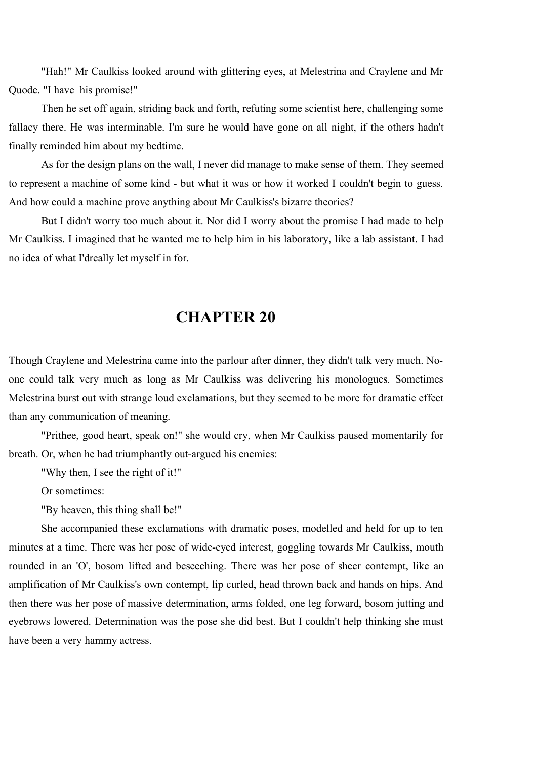"Hah!" Mr Caulkiss looked around with glittering eyes, at Melestrina and Craylene and Mr Quode. "I have his promise!"

Then he set off again, striding back and forth, refuting some scientist here, challenging some fallacy there. He was interminable. I'm sure he would have gone on all night, if the others hadn't finally reminded him about my bedtime.

As for the design plans on the wall, I never did manage to make sense of them. They seemed to represent a machine of some kind - but what it was or how it worked I couldn't begin to guess. And how could a machine prove anything about Mr Caulkiss's bizarre theories?

But I didn't worry too much about it. Nor did I worry about the promise I had made to help Mr Caulkiss. I imagined that he wanted me to help him in his laboratory, like a lab assistant. I had no idea of what I'dreally let myself in for.

## CHAPTER 20

Though Craylene and Melestrina came into the parlour after dinner, they didn't talk very much. No-one could talk very much as long as Mr Caulkiss was delivering his monologues. Sometimes Melestrina burst out with strange loud exclamations, but they seemed to be more for dramatic effect than any communication of meaning.

"Prithee, good heart, speak on!" she would cry, when Mr Caulkiss paused momentarily for breath. Or, when he had triumphantly out-argued his enemies:

"Why then, I see the right of it!"

Or sometimes:

"By heaven, this thing shall be!"

She accompanied these exclamations with dramatic poses, modelled and held for up to ten minutes at a time. There was her pose of wide-eyed interest, goggling towards Mr Caulkiss, mouth rounded in an 'O', bosom lifted and beseeching. There was her pose of sheer contempt, like an amplification of Mr Caulkiss's own contempt, lip curled, head thrown back and hands on hips. And then there was her pose of massive determination, arms folded, one leg forward, bosom jutting and eyebrows lowered. Determination was the pose she did best. But I couldn't help thinking she must have been a very hammy actress.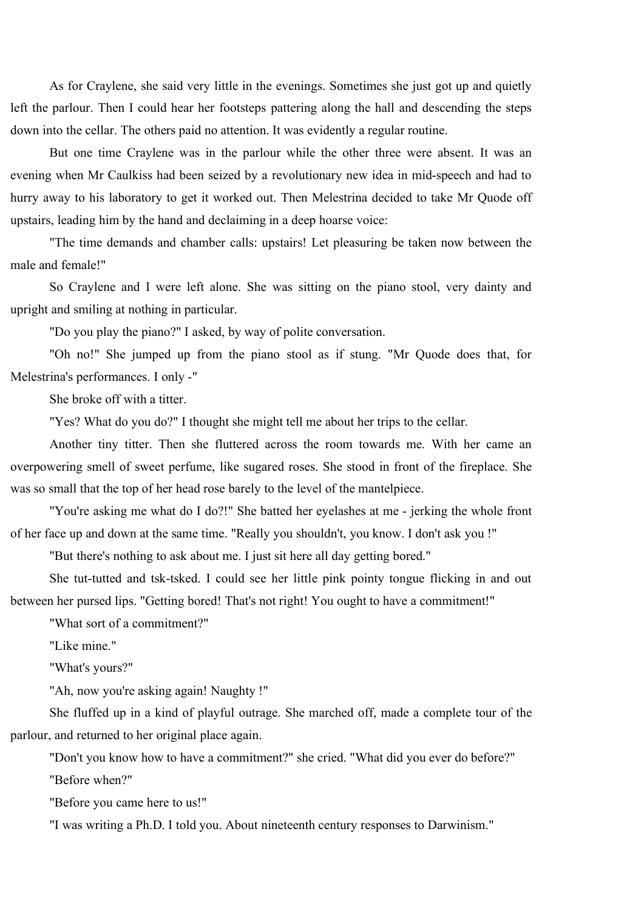As for Craylene, she said very little in the evenings. Sometimes she just got up and quietly left the parlour. Then I could hear her footsteps pattering along the hall and descending the steps down into the cellar. The others paid no attention. It was evidently a regular routine.

But one time Craylene was in the parlour while the other three were absent. It was an evening when Mr Caulkiss had been seized by a revolutionary new idea in mid-speech and had to hurry away to his laboratory to get it worked out. Then Melestrina decided to take Mr Quode off upstairs, leading him by the hand and declaiming in a deep hoarse voice:

"The time demands and chamber calls: upstairs! Let pleasuring be taken now between the male and female!"

So Craylene and I were left alone. She was sitting on the piano stool, very dainty and upright and smiling at nothing in particular.

"Do you play the piano?" I asked, by way of polite conversation.

"Oh no!" She jumped up from the piano stool as if stung. "Mr Quode does that, for Melestrina's performances. I only -"

She broke off with a titter.

"Yes? What do you do?" I thought she might tell me about her trips to the cellar.

Another tiny titter. Then she fluttered across the room towards me. With her came an overpowering smell of sweet perfume, like sugared roses. She stood in front of the fireplace. She was so small that the top of her head rose barely to the level of the mantelpiece.

"You're asking me what do I do?!" She batted her eyelashes at me - jerking the whole front of her face up and down at the same time. "Really you shouldn't, you know. I don't ask you !"

"But there's nothing to ask about me. I just sit here all day getting bored."

She tut-tutted and tsk-tsked. I could see her little pink pointy tongue flicking in and out between her pursed lips. "Getting bored! That's not right! You ought to have a commitment!"

"What sort of a commitment?"

"Like mine."

"What's yours?"

"Ah, now you're asking again! Naughty !"

She fluffed up in a kind of playful outrage. She marched off, made a complete tour of the parlour, and returned to her original place again.

"Don't you know how to have a commitment?" she cried. "What did you ever do before?"

"Before when?"

"Before you came here to us!"

"I was writing a Ph.D. I told you. About nineteenth century responses to Darwinism."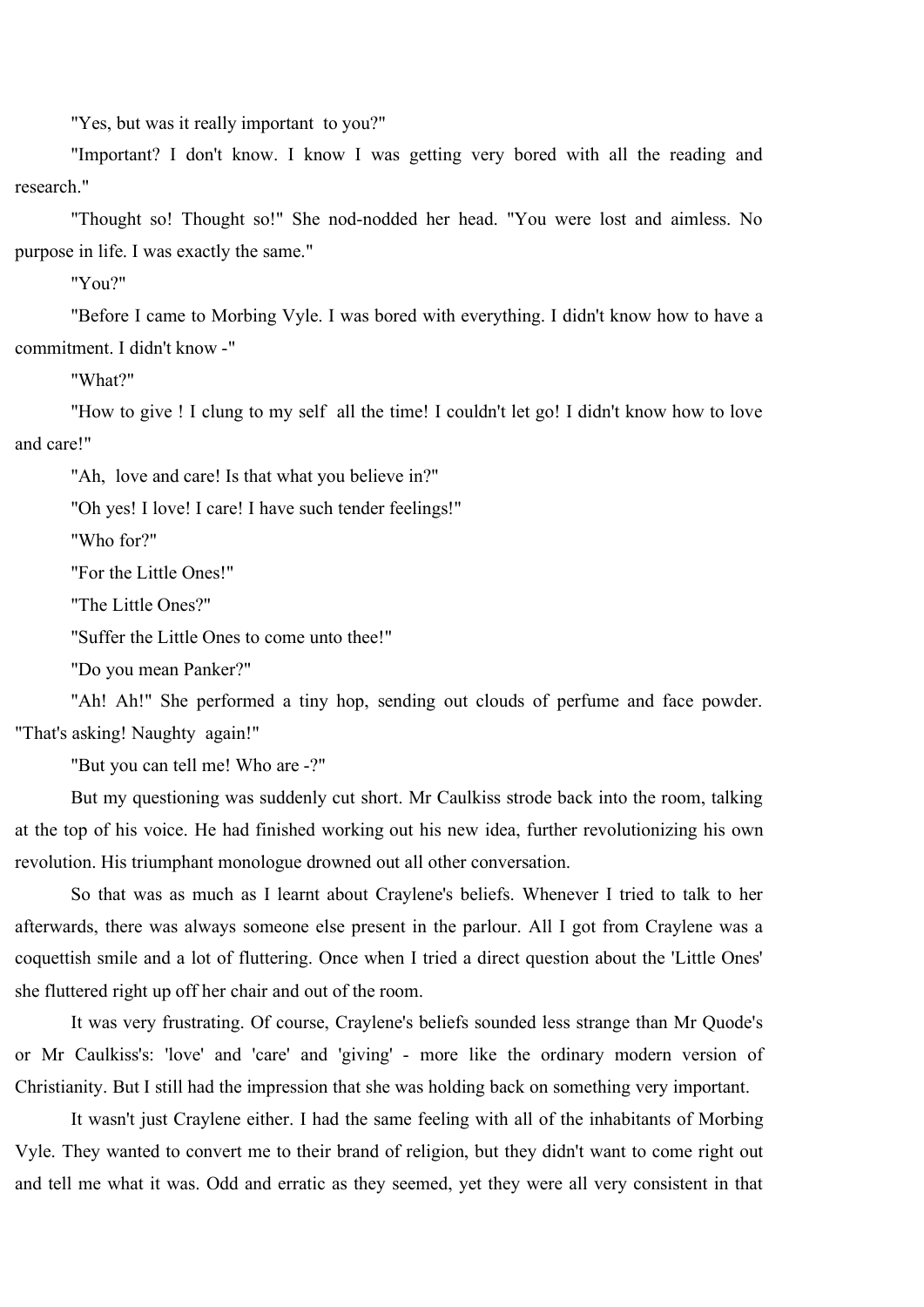"Yes, but was it really important to you?"

"Important? I don't know. I know I was getting very bored with all the reading and research."

"Thought so! Thought so!" She nod-nodded her head. "You were lost and aimless. No purpose in life. I was exactly the same."

"You?"

"Before I came to Morbing Vyle. I was bored with everything. I didn't know how to have a commitment. I didn't know -"

"What?"

"How to give ! I clung to my self all the time! I couldn't let go! I didn't know how to love and care!"

"Ah, love and care! Is that what you believe in?"

"Oh yes! I love! I care! I have such tender feelings!"

"Who for?"

"For the Little Ones!"

"The Little Ones?"

"Suffer the Little Ones to come unto thee!"

"Do you mean Panker?"

"Ah! Ah!" She performed a tiny hop, sending out clouds of perfume and face powder. "That's asking! Naughty again!"

"But you can tell me! Who are -?"

But my questioning was suddenly cut short. Mr Caulkiss strode back into the room, talking at the top of his voice. He had finished working out his new idea, further revolutionizing his own revolution. His triumphant monologue drowned out all other conversation.

So that was as much as I learnt about Craylene's beliefs. Whenever I tried to talk to her afterwards, there was always someone else present in the parlour. All I got from Craylene was a coquettish smile and a lot of fluttering. Once when I tried a direct question about the 'Little Ones' she fluttered right up off her chair and out of the room.

It was very frustrating. Of course, Craylene's beliefs sounded less strange than Mr Quode's or Mr Caulkiss's: 'love' and 'care' and 'giving' - more like the ordinary modern version of Christianity. But I still had the impression that she was holding back on something very important.

It wasn't just Craylene either. I had the same feeling with all of the inhabitants of Morbing Vyle. They wanted to convert me to their brand of religion, but they didn't want to come right out and tell me what it was. Odd and erratic as they seemed, yet they were all very consistent in that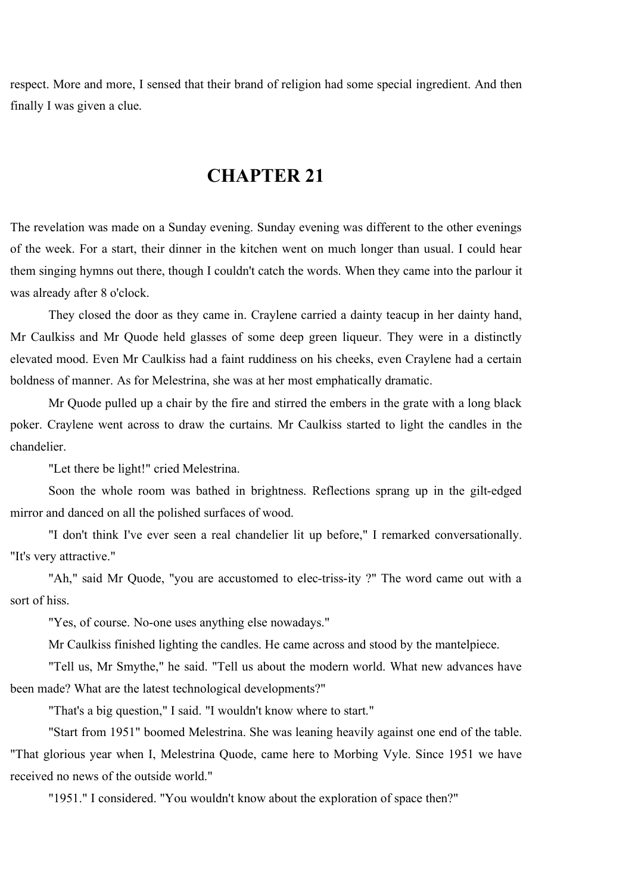respect. More and more, I sensed that their brand of religion had some special ingredient. And then finally I was given a clue.

# CHAPTER 21

The revelation was made on a Sunday evening. Sunday evening was different to the other evenings of the week. For a start, their dinner in the kitchen went on much longer than usual. I could hear them singing hymns out there, though I couldn't catch the words. When they came into the parlour it was already after 8 o'clock.

They closed the door as they came in. Craylene carried a dainty teacup in her dainty hand, Mr Caulkiss and Mr Quode held glasses of some deep green liqueur. They were in a distinctly elevated mood. Even Mr Caulkiss had a faint ruddiness on his cheeks, even Craylene had a certain boldness of manner. As for Melestrina, she was at her most emphatically dramatic.

Mr Quode pulled up a chair by the fire and stirred the embers in the grate with a long black poker. Craylene went across to draw the curtains. Mr Caulkiss started to light the candles in the chandelier.

"Let there be light!" cried Melestrina.

Soon the whole room was bathed in brightness. Reflections sprang up in the gilt-edged mirror and danced on all the polished surfaces of wood.

"I don't think I've ever seen a real chandelier lit up before," I remarked conversationally. "It's very attractive."

"Ah," said Mr Quode, "you are accustomed to elec-triss-ity ?" The word came out with a sort of hiss.

"Yes, of course. No-one uses anything else nowadays."

Mr Caulkiss finished lighting the candles. He came across and stood by the mantelpiece.

"Tell us, Mr Smythe," he said. "Tell us about the modern world. What new advances have been made? What are the latest technological developments?"

"That's a big question," I said. "I wouldn't know where to start."

"Start from 1951" boomed Melestrina. She was leaning heavily against one end of the table. "That glorious year when I, Melestrina Quode, came here to Morbing Vyle. Since 1951 we have received no news of the outside world."

"1951." I considered. "You wouldn't know about the exploration of space then?"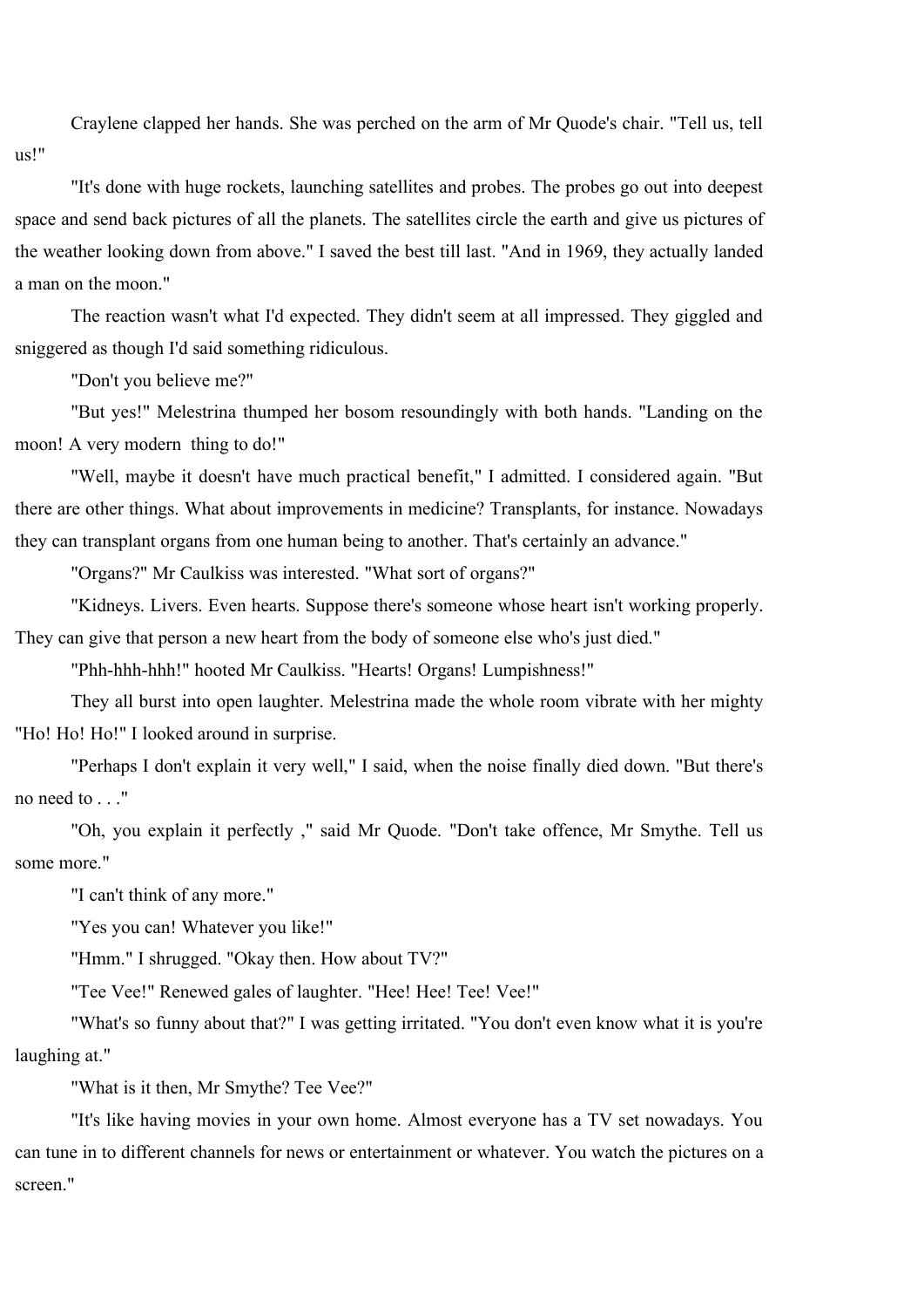Craylene clapped her hands. She was perched on the arm of Mr Quode's chair. "Tell us, tell us!"

"It's done with huge rockets, launching satellites and probes. The probes go out into deepest space and send back pictures of all the planets. The satellites circle the earth and give us pictures of the weather looking down from above." I saved the best till last. "And in 1969, they actually landed a man on the moon."

The reaction wasn't what I'd expected. They didn't seem at all impressed. They giggled and sniggered as though I'd said something ridiculous.

"Don't you believe me?"

"But yes!" Melestrina thumped her bosom resoundingly with both hands. "Landing on the moon! A very modern thing to do!"

"Well, maybe it doesn't have much practical benefit," I admitted. I considered again. "But there are other things. What about improvements in medicine? Transplants, for instance. Nowadays they can transplant organs from one human being to another. That's certainly an advance."

"Organs?" Mr Caulkiss was interested. "What sort of organs?"

"Kidneys. Livers. Even hearts. Suppose there's someone whose heart isn't working properly. They can give that person a new heart from the body of someone else who's just died."

"Phh-hhh-hhh!" hooted Mr Caulkiss. "Hearts! Organs! Lumpishness!"

They all burst into open laughter. Melestrina made the whole room vibrate with her mighty "Ho! Ho! Ho!" I looked around in surprise.

"Perhaps I don't explain it very well," I said, when the noise finally died down. "But there's no need to . . ."

"Oh, you explain it perfectly ," said Mr Quode. "Don't take offence, Mr Smythe. Tell us some more."

"I can't think of any more."

"Yes you can! Whatever you like!"

"Hmm." I shrugged. "Okay then. How about TV?"

"Tee Vee!" Renewed gales of laughter. "Hee! Hee! Tee! Vee!"

"What's so funny about that?" I was getting irritated. "You don't even know what it is you're laughing at."

"What is it then, Mr Smythe? Tee Vee?"

"It's like having movies in your own home. Almost everyone has a TV set nowadays. You can tune in to different channels for news or entertainment or whatever. You watch the pictures on a screen."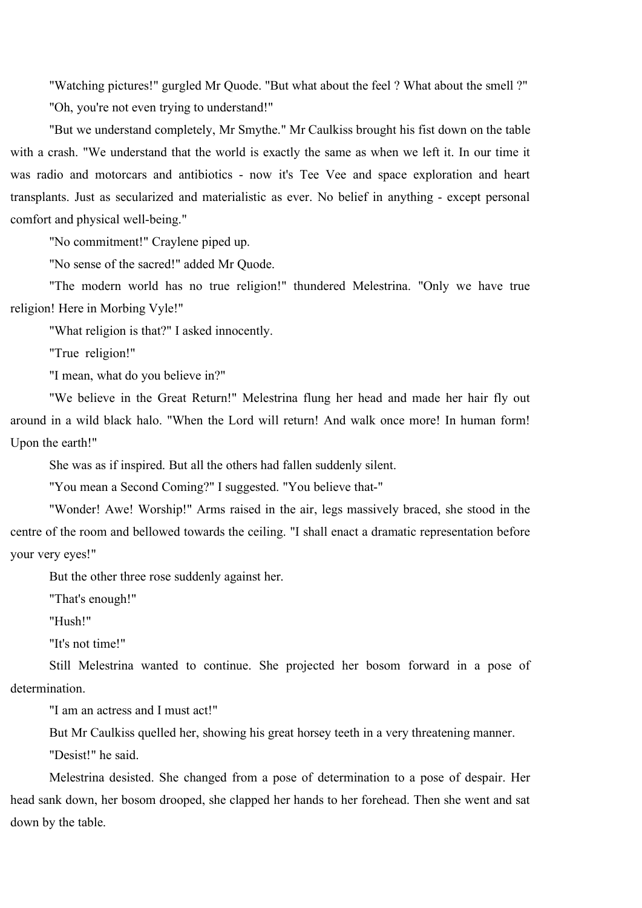"Watching pictures!" gurgled Mr Quode. "But what about the feel ? What about the smell ?"

"Oh, you're not even trying to understand!"

"But we understand completely, Mr Smythe." Mr Caulkiss brought his fist down on the table with a crash. "We understand that the world is exactly the same as when we left it. In our time it was radio and motorcars and antibiotics - now it's Tee Vee and space exploration and heart transplants. Just as secularized and materialistic as ever. No belief in anything - except personal comfort and physical well-being."

"No commitment!" Craylene piped up.

"No sense of the sacred!" added Mr Quode.

"The modern world has no true religion!" thundered Melestrina. "Only we have true religion! Here in Morbing Vyle!"

"What religion is that?" I asked innocently.

"True religion!"

"I mean, what do you believe in?"

"We believe in the Great Return!" Melestrina flung her head and made her hair fly out around in a wild black halo. "When the Lord will return! And walk once more! In human form! Upon the earth!"

She was as if inspired. But all the others had fallen suddenly silent.

"You mean a Second Coming?" I suggested. "You believe that-"

"Wonder! Awe! Worship!" Arms raised in the air, legs massively braced, she stood in the centre of the room and bellowed towards the ceiling. "I shall enact a dramatic representation before your very eyes!"

But the other three rose suddenly against her.

"That's enough!"

"Hush!"

"It's not time!"

Still Melestrina wanted to continue. She projected her bosom forward in a pose of determination.

"I am an actress and I must act!"

But Mr Caulkiss quelled her, showing his great horsey teeth in a very threatening manner.

"Desist!" he said.

Melestrina desisted. She changed from a pose of determination to a pose of despair. Her head sank down, her bosom drooped, she clapped her hands to her forehead. Then she went and sat down by the table.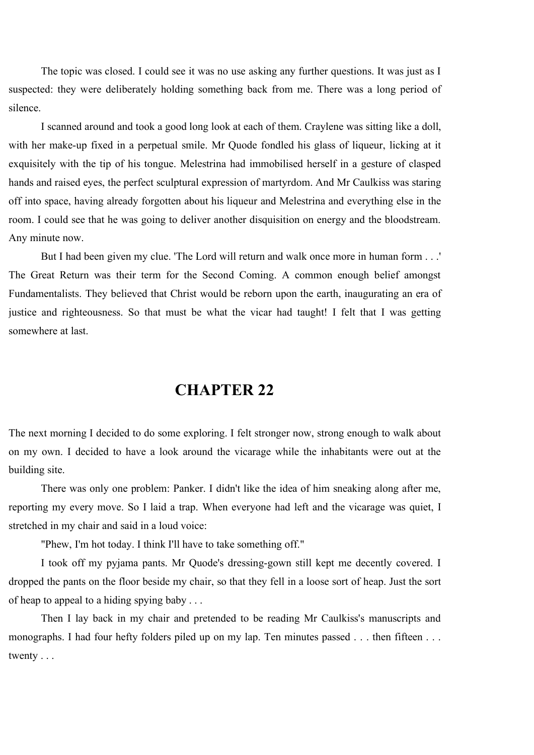The topic was closed. I could see it was no use asking any further questions. It was just as I suspected: they were deliberately holding something back from me. There was a long period of silence.

I scanned around and took a good long look at each of them. Craylene was sitting like a doll, with her make-up fixed in a perpetual smile. Mr Quode fondled his glass of liqueur, licking at it exquisitely with the tip of his tongue. Melestrina had immobilised herself in a gesture of clasped hands and raised eyes, the perfect sculptural expression of martyrdom. And Mr Caulkiss was staring off into space, having already forgotten about his liqueur and Melestrina and everything else in the room. I could see that he was going to deliver another disquisition on energy and the bloodstream. Any minute now.

But I had been given my clue. 'The Lord will return and walk once more in human form . . .' The Great Return was their term for the Second Coming. A common enough belief amongst Fundamentalists. They believed that Christ would be reborn upon the earth, inaugurating an era of justice and righteousness. So that must be what the vicar had taught! I felt that I was getting somewhere at last.

# CHAPTER 22

The next morning I decided to do some exploring. I felt stronger now, strong enough to walk about on my own. I decided to have a look around the vicarage while the inhabitants were out at the building site.

There was only one problem: Panker. I didn't like the idea of him sneaking along after me, reporting my every move. So I laid a trap. When everyone had left and the vicarage was quiet, I stretched in my chair and said in a loud voice:

"Phew, I'm hot today. I think I'll have to take something off."

I took off my pyjama pants. Mr Quode's dressing-gown still kept me decently covered. I dropped the pants on the floor beside my chair, so that they fell in a loose sort of heap. Just the sort of heap to appeal to a hiding spying baby . . .

Then I lay back in my chair and pretended to be reading Mr Caulkiss's manuscripts and monographs. I had four hefty folders piled up on my lap. Ten minutes passed . . . then fifteen . . . twenty . . .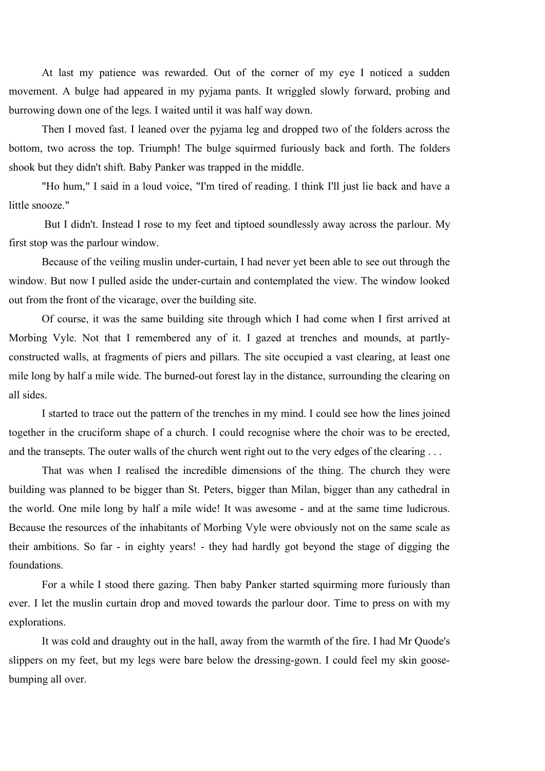At last my patience was rewarded. Out of the corner of my eye I noticed a sudden movement. A bulge had appeared in my pyjama pants. It wriggled slowly forward, probing and burrowing down one of the legs. I waited until it was half way down.

Then I moved fast. I leaned over the pyjama leg and dropped two of the folders across the bottom, two across the top. Triumph! The bulge squirmed furiously back and forth. The folders shook but they didn't shift. Baby Panker was trapped in the middle.

"Ho hum," I said in a loud voice, "I'm tired of reading. I think I'll just lie back and have a little snooze."

But I didn't. Instead I rose to my feet and tiptoed soundlessly away across the parlour. My first stop was the parlour window.

Because of the veiling muslin under-curtain, I had never yet been able to see out through the window. But now I pulled aside the under-curtain and contemplated the view. The window looked out from the front of the vicarage, over the building site.

Of course, it was the same building site through which I had come when I first arrived at Morbing Vyle. Not that I remembered any of it. I gazed at trenches and mounds, at partly-constructed walls, at fragments of piers and pillars. The site occupied a vast clearing, at least one mile long by half a mile wide. The burned-out forest lay in the distance, surrounding the clearing on all sides.

I started to trace out the pattern of the trenches in my mind. I could see how the lines joined together in the cruciform shape of a church. I could recognise where the choir was to be erected, and the transepts. The outer walls of the church went right out to the very edges of the clearing . . .

That was when I realised the incredible dimensions of the thing. The church they were building was planned to be bigger than St. Peters, bigger than Milan, bigger than any cathedral in the world. One mile long by half a mile wide! It was awesome - and at the same time ludicrous. Because the resources of the inhabitants of Morbing Vyle were obviously not on the same scale as their ambitions. So far - in eighty years! - they had hardly got beyond the stage of digging the foundations.

For a while I stood there gazing. Then baby Panker started squirming more furiously than ever. I let the muslin curtain drop and moved towards the parlour door. Time to press on with my explorations.

It was cold and draughty out in the hall, away from the warmth of the fire. I had Mr Quode's slippers on my feet, but my legs were bare below the dressing-gown. I could feel my skin goose-bumping all over.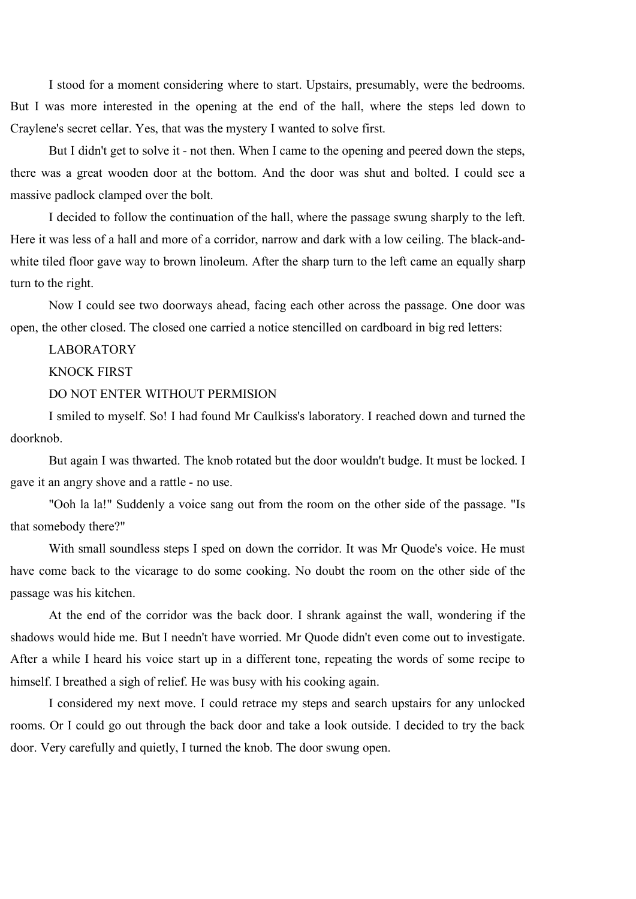I stood for a moment considering where to start. Upstairs, presumably, were the bedrooms. But I was more interested in the opening at the end of the hall, where the steps led down to Craylene's secret cellar. Yes, that was the mystery I wanted to solve first.

But I didn't get to solve it - not then. When I came to the opening and peered down the steps, there was a great wooden door at the bottom. And the door was shut and bolted. I could see a massive padlock clamped over the bolt.

I decided to follow the continuation of the hall, where the passage swung sharply to the left. Here it was less of a hall and more of a corridor, narrow and dark with a low ceiling. The black-and-white tiled floor gave way to brown linoleum. After the sharp turn to the left came an equally sharp turn to the right.

Now I could see two doorways ahead, facing each other across the passage. One door was open, the other closed. The closed one carried a notice stencilled on cardboard in big red letters:

LABORATORY

KNOCK FIRST

DO NOT ENTER WITHOUT PERMISION

I smiled to myself. So! I had found Mr Caulkiss's laboratory. I reached down and turned the doorknob.

But again I was thwarted. The knob rotated but the door wouldn't budge. It must be locked. I gave it an angry shove and a rattle - no use.

"Ooh la la!" Suddenly a voice sang out from the room on the other side of the passage. "Is that somebody there?"

With small soundless steps I sped on down the corridor. It was Mr Quode's voice. He must have come back to the vicarage to do some cooking. No doubt the room on the other side of the passage was his kitchen.

At the end of the corridor was the back door. I shrank against the wall, wondering if the shadows would hide me. But I needn't have worried. Mr Quode didn't even come out to investigate. After a while I heard his voice start up in a different tone, repeating the words of some recipe to himself. I breathed a sigh of relief. He was busy with his cooking again.

I considered my next move. I could retrace my steps and search upstairs for any unlocked rooms. Or I could go out through the back door and take a look outside. I decided to try the back door. Very carefully and quietly, I turned the knob. The door swung open.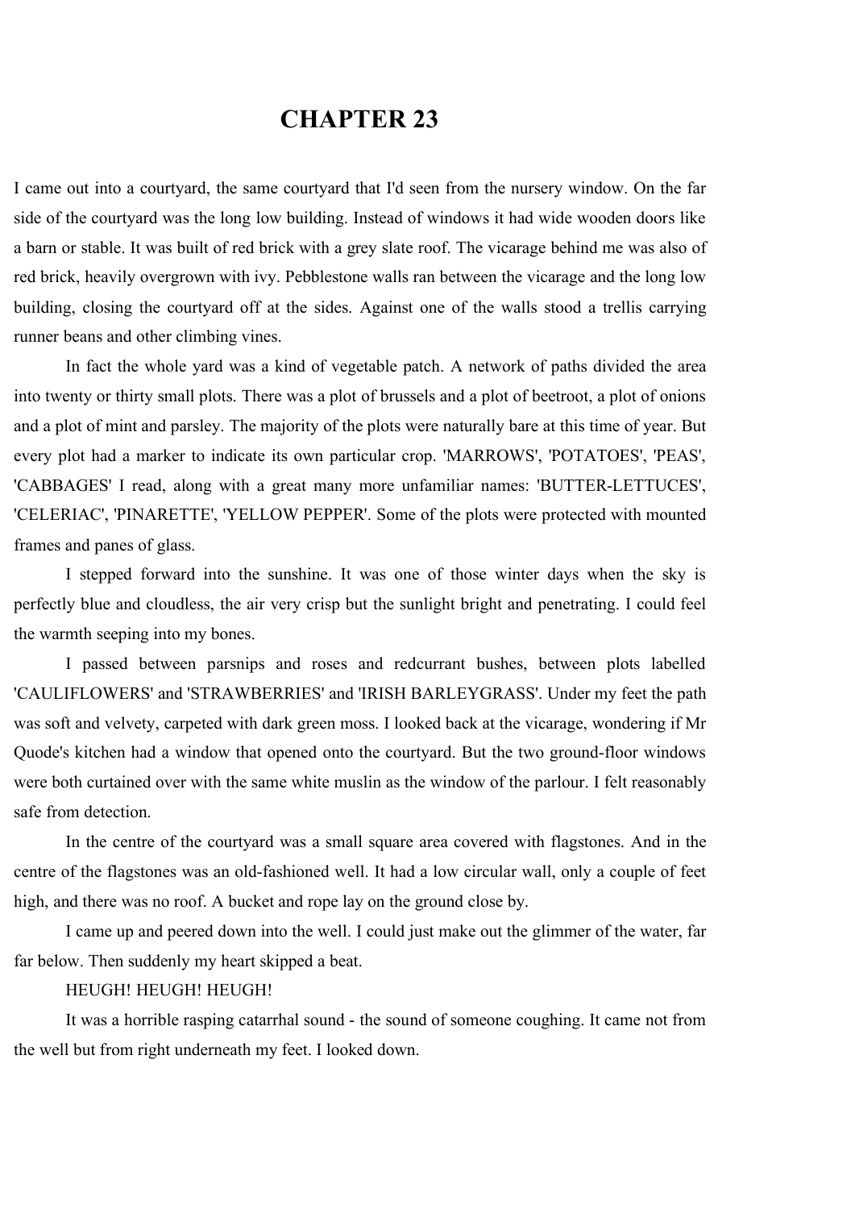# CHAPTER 23

I came out into a courtyard, the same courtyard that I'd seen from the nursery window. On the far side of the courtyard was the long low building. Instead of windows it had wide wooden doors like a barn or stable. It was built of red brick with a grey slate roof. The vicarage behind me was also of red brick, heavily overgrown with ivy. Pebblestone walls ran between the vicarage and the long low building, closing the courtyard off at the sides. Against one of the walls stood a trellis carrying runner beans and other climbing vines.

In fact the whole yard was a kind of vegetable patch. A network of paths divided the area into twenty or thirty small plots. There was a plot of brussels and a plot of beetroot, a plot of onions and a plot of mint and parsley. The majority of the plots were naturally bare at this time of year. But every plot had a marker to indicate its own particular crop. 'MARROWS', 'POTATOES', 'PEAS', 'CABBAGES' I read, along with a great many more unfamiliar names: 'BUTTER-LETTUCES', 'CELERIAC', 'PINARETTE', 'YELLOW PEPPER'. Some of the plots were protected with mounted frames and panes of glass.

I stepped forward into the sunshine. It was one of those winter days when the sky is perfectly blue and cloudless, the air very crisp but the sunlight bright and penetrating. I could feel the warmth seeping into my bones.

I passed between parsnips and roses and redcurrant bushes, between plots labelled 'CAULIFLOWERS' and 'STRAWBERRIES' and 'IRISH BARLEYGRASS'. Under my feet the path was soft and velvety, carpeted with dark green moss. I looked back at the vicarage, wondering if Mr Quode's kitchen had a window that opened onto the courtyard. But the two ground-floor windows were both curtained over with the same white muslin as the window of the parlour. I felt reasonably safe from detection.

In the centre of the courtyard was a small square area covered with flagstones. And in the centre of the flagstones was an old-fashioned well. It had a low circular wall, only a couple of feet high, and there was no roof. A bucket and rope lay on the ground close by.

I came up and peered down into the well. I could just make out the glimmer of the water, far far below. Then suddenly my heart skipped a beat.

HEUGH! HEUGH! HEUGH!

It was a horrible rasping catarrhal sound - the sound of someone coughing. It came not from the well but from right underneath my feet. I looked down.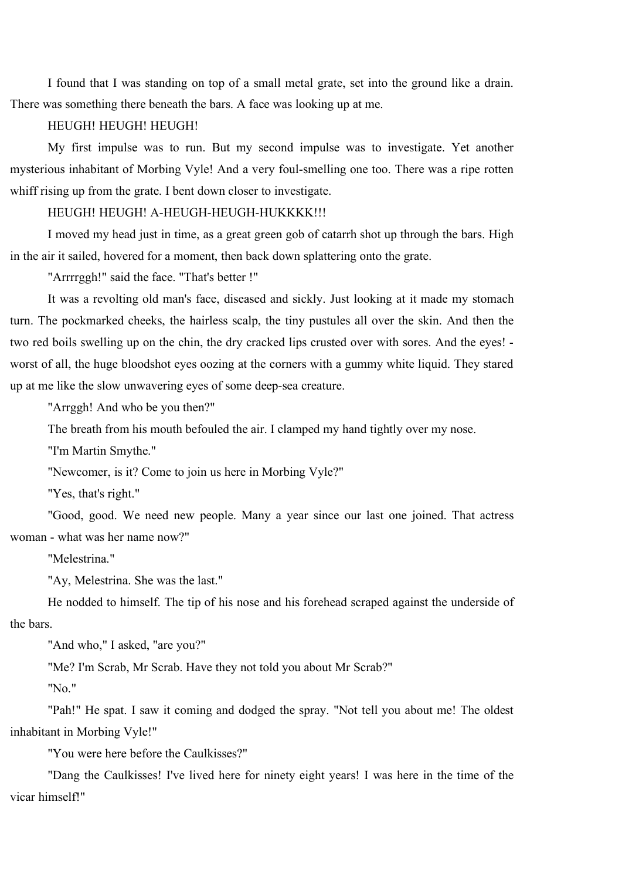I found that I was standing on top of a small metal grate, set into the ground like a drain. There was something there beneath the bars. A face was looking up at me.

HEUGH! HEUGH! HEUGH!

My first impulse was to run. But my second impulse was to investigate. Yet another mysterious inhabitant of Morbing Vyle! And a very foul-smelling one too. There was a ripe rotten whiff rising up from the grate. I bent down closer to investigate.

HEUGH! HEUGH! A-HEUGH-HEUGH-HUKKKK!!!

I moved my head just in time, as a great green gob of catarrh shot up through the bars. High in the air it sailed, hovered for a moment, then back down splattering onto the grate.

"Arrrrggh!" said the face. "That's better !"

It was a revolting old man's face, diseased and sickly. Just looking at it made my stomach turn. The pockmarked cheeks, the hairless scalp, the tiny pustules all over the skin. And then the two red boils swelling up on the chin, the dry cracked lips crusted over with sores. And the eyes! - worst of all, the huge bloodshot eyes oozing at the corners with a gummy white liquid. They stared up at me like the slow unwavering eyes of some deep-sea creature.

"Arrggh! And who be you then?"

The breath from his mouth befouled the air. I clamped my hand tightly over my nose.

"I'm Martin Smythe."

"Newcomer, is it? Come to join us here in Morbing Vyle?"

"Yes, that's right."

"Good, good. We need new people. Many a year since our last one joined. That actress woman - what was her name now?"

"Melestrina."

"Ay, Melestrina. She was the last."

He nodded to himself. The tip of his nose and his forehead scraped against the underside of the bars.

"And who," I asked, "are you?"

"Me? I'm Scrab, Mr Scrab. Have they not told you about Mr Scrab?"

"No."

"Pah!" He spat. I saw it coming and dodged the spray. "Not tell you about me! The oldest inhabitant in Morbing Vyle!"

"You were here before the Caulkisses?"

"Dang the Caulkisses! I've lived here for ninety eight years! I was here in the time of the vicar himself!"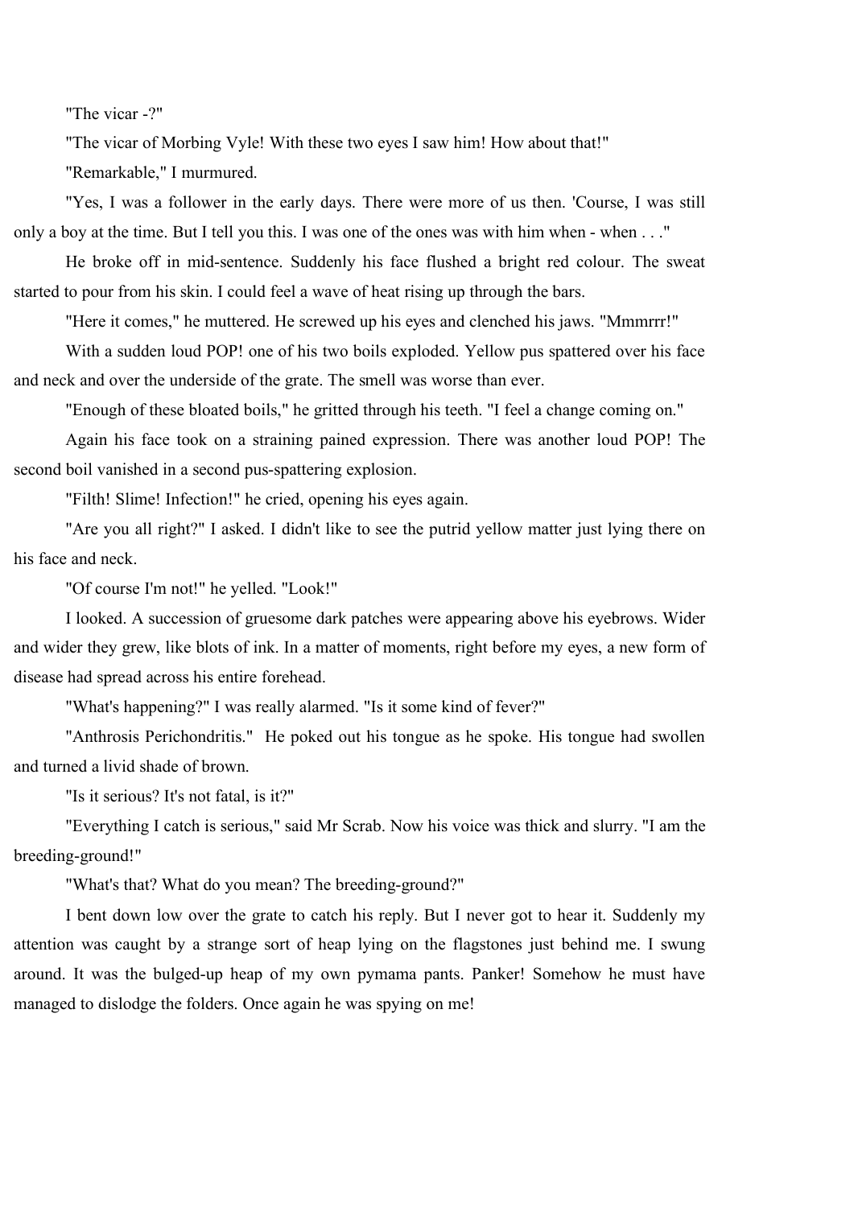"The vicar -?"

"The vicar of Morbing Vyle! With these two eyes I saw him! How about that!"

"Remarkable," I murmured.

"Yes, I was a follower in the early days. There were more of us then. 'Course, I was still only a boy at the time. But I tell you this. I was one of the ones was with him when - when . . ."

He broke off in mid-sentence. Suddenly his face flushed a bright red colour. The sweat started to pour from his skin. I could feel a wave of heat rising up through the bars.

"Here it comes," he muttered. He screwed up his eyes and clenched his jaws. "Mmmrrr!"

With a sudden loud POP! one of his two boils exploded. Yellow pus spattered over his face and neck and over the underside of the grate. The smell was worse than ever.

"Enough of these bloated boils," he gritted through his teeth. "I feel a change coming on."

Again his face took on a straining pained expression. There was another loud POP! The second boil vanished in a second pus-spattering explosion.

"Filth! Slime! Infection!" he cried, opening his eyes again.

"Are you all right?" I asked. I didn't like to see the putrid yellow matter just lying there on his face and neck.

"Of course I'm not!" he yelled. "Look!"

I looked. A succession of gruesome dark patches were appearing above his eyebrows. Wider and wider they grew, like blots of ink. In a matter of moments, right before my eyes, a new form of disease had spread across his entire forehead.

"What's happening?" I was really alarmed. "Is it some kind of fever?"

"Anthrosis Perichondritis." He poked out his tongue as he spoke. His tongue had swollen and turned a livid shade of brown.

"Is it serious? It's not fatal, is it?"

"Everything I catch is serious," said Mr Scrab. Now his voice was thick and slurry. "I am the breeding-ground!"

"What's that? What do you mean? The breeding-ground?"

I bent down low over the grate to catch his reply. But I never got to hear it. Suddenly my attention was caught by a strange sort of heap lying on the flagstones just behind me. I swung around. It was the bulged-up heap of my own pymama pants. Panker! Somehow he must have managed to dislodge the folders. Once again he was spying on me!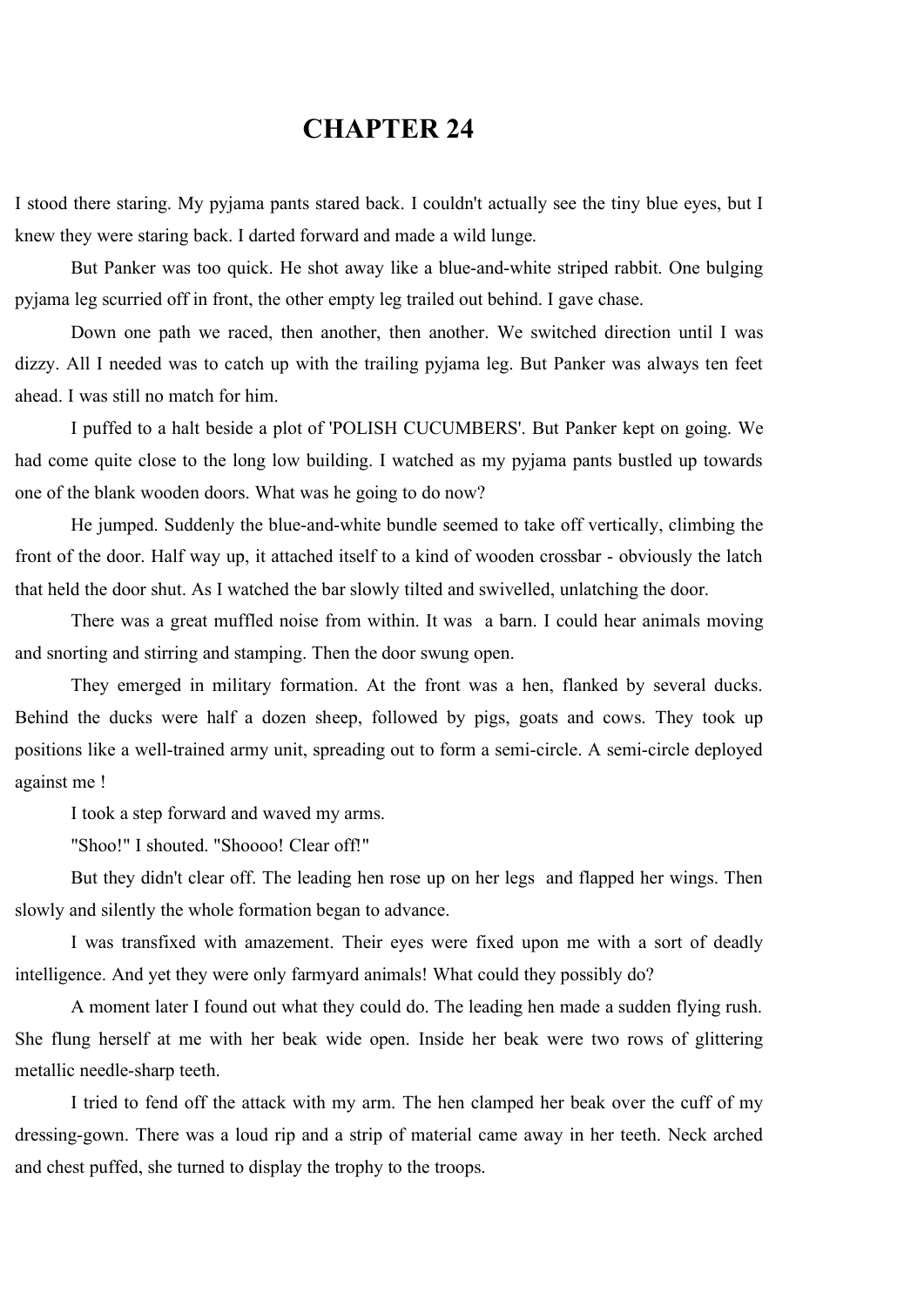# CHAPTER 24

I stood there staring. My pyjama pants stared back. I couldn't actually see the tiny blue eyes, but I knew they were staring back. I darted forward and made a wild lunge.

But Panker was too quick. He shot away like a blue-and-white striped rabbit. One bulging pyjama leg scurried off in front, the other empty leg trailed out behind. I gave chase.

Down one path we raced, then another, then another. We switched direction until I was dizzy. All I needed was to catch up with the trailing pyjama leg. But Panker was always ten feet ahead. I was still no match for him.

I puffed to a halt beside a plot of 'POLISH CUCUMBERS'. But Panker kept on going. We had come quite close to the long low building. I watched as my pyjama pants bustled up towards one of the blank wooden doors. What was he going to do now?

He jumped. Suddenly the blue-and-white bundle seemed to take off vertically, climbing the front of the door. Half way up, it attached itself to a kind of wooden crossbar - obviously the latch that held the door shut. As I watched the bar slowly tilted and swivelled, unlatching the door.

There was a great muffled noise from within. It was a barn. I could hear animals moving and snorting and stirring and stamping. Then the door swung open.

They emerged in military formation. At the front was a hen, flanked by several ducks. Behind the ducks were half a dozen sheep, followed by pigs, goats and cows. They took up positions like a well-trained army unit, spreading out to form a semi-circle. A semi-circle deployed against me !

I took a step forward and waved my arms.

"Shoo!" I shouted. "Shoooo! Clear off!"

But they didn't clear off. The leading hen rose up on her legs and flapped her wings. Then slowly and silently the whole formation began to advance.

I was transfixed with amazement. Their eyes were fixed upon me with a sort of deadly intelligence. And yet they were only farmyard animals! What could they possibly do?

A moment later I found out what they could do. The leading hen made a sudden flying rush. She flung herself at me with her beak wide open. Inside her beak were two rows of glittering metallic needle-sharp teeth.

I tried to fend off the attack with my arm. The hen clamped her beak over the cuff of my dressing-gown. There was a loud rip and a strip of material came away in her teeth. Neck arched and chest puffed, she turned to display the trophy to the troops.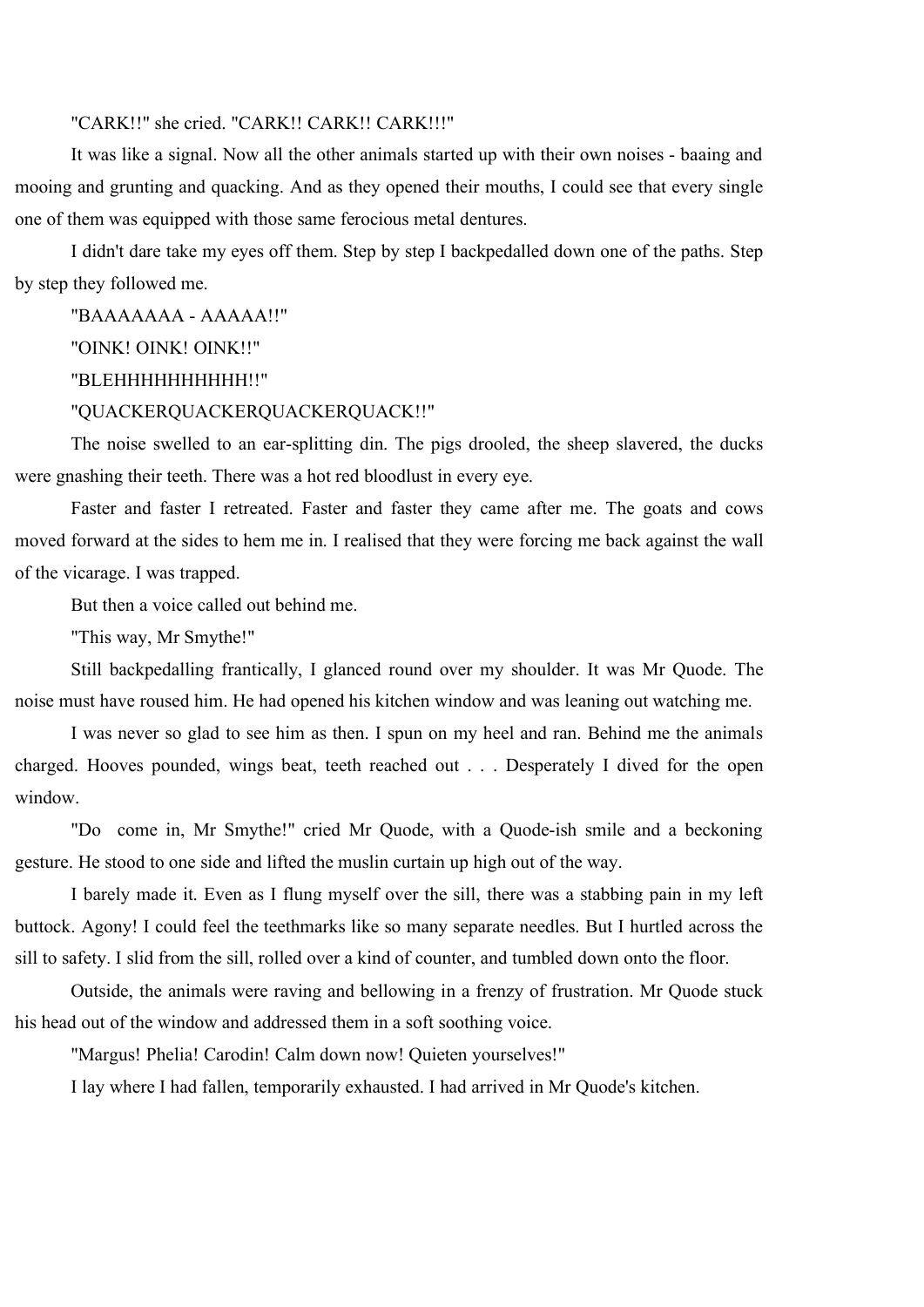"CARK!!" she cried. "CARK!! CARK!! CARK!!!"

It was like a signal. Now all the other animals started up with their own noises - baaing and mooing and grunting and quacking. And as they opened their mouths, I could see that every single one of them was equipped with those same ferocious metal dentures.

I didn't dare take my eyes off them. Step by step I backpedalled down one of the paths. Step by step they followed me.

"BAAAAAAA - AAAAA!!"

"OINK! OINK! OINK!!"

"BLEHHHHHHHHHH!!"

"QUACKERQUACKERQUACKERQUACK!!"

The noise swelled to an ear-splitting din. The pigs drooled, the sheep slavered, the ducks were gnashing their teeth. There was a hot red bloodlust in every eye.

Faster and faster I retreated. Faster and faster they came after me. The goats and cows moved forward at the sides to hem me in. I realised that they were forcing me back against the wall of the vicarage. I was trapped.

But then a voice called out behind me.

"This way, Mr Smythe!"

Still backpedalling frantically, I glanced round over my shoulder. It was Mr Quode. The noise must have roused him. He had opened his kitchen window and was leaning out watching me.

I was never so glad to see him as then. I spun on my heel and ran. Behind me the animals charged. Hooves pounded, wings beat, teeth reached out . . . Desperately I dived for the open window.

"Do come in, Mr Smythe!" cried Mr Quode, with a Quode-ish smile and a beckoning gesture. He stood to one side and lifted the muslin curtain up high out of the way.

I barely made it. Even as I flung myself over the sill, there was a stabbing pain in my left buttock. Agony! I could feel the teethmarks like so many separate needles. But I hurtled across the sill to safety. I slid from the sill, rolled over a kind of counter, and tumbled down onto the floor.

Outside, the animals were raving and bellowing in a frenzy of frustration. Mr Quode stuck his head out of the window and addressed them in a soft soothing voice.

"Margus! Phelia! Carodin! Calm down now! Quieten yourselves!"

I lay where I had fallen, temporarily exhausted. I had arrived in Mr Quode's kitchen.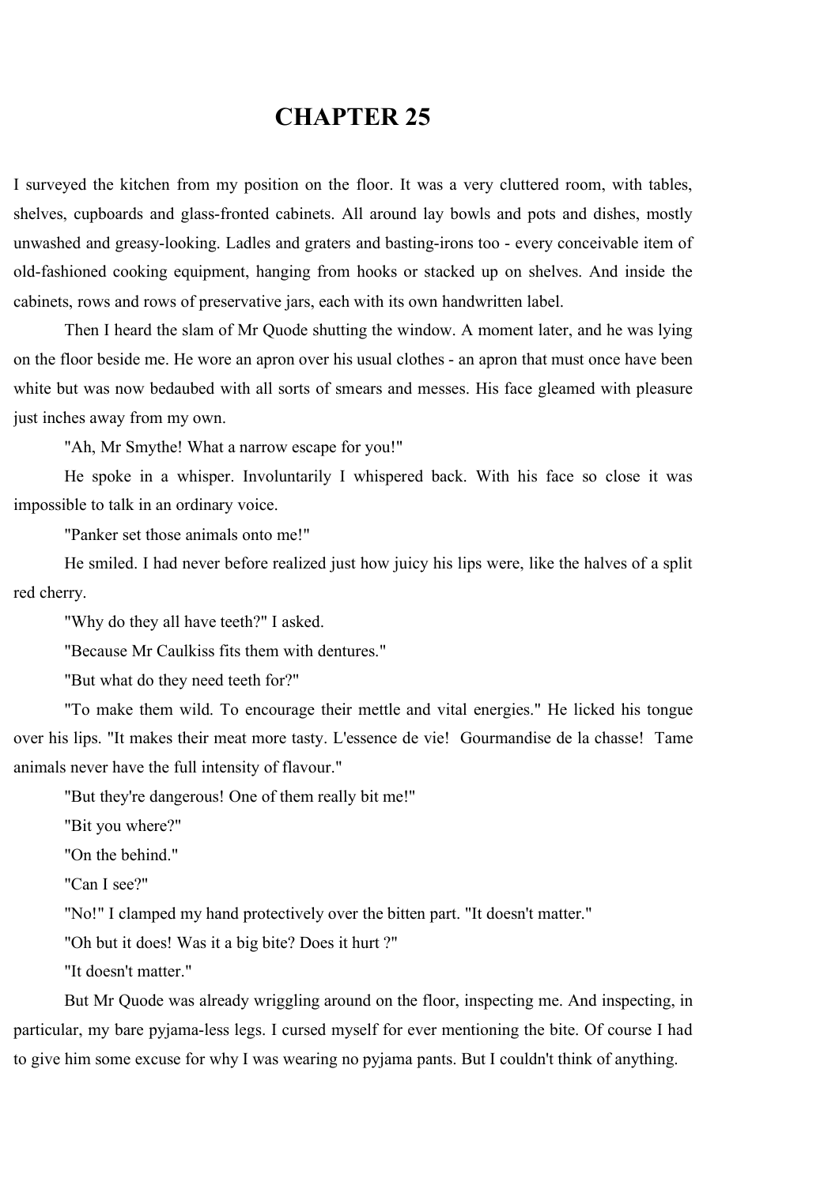# CHAPTER 25

I surveyed the kitchen from my position on the floor. It was a very cluttered room, with tables, shelves, cupboards and glass-fronted cabinets. All around lay bowls and pots and dishes, mostly unwashed and greasy-looking. Ladles and graters and basting-irons too - every conceivable item of old-fashioned cooking equipment, hanging from hooks or stacked up on shelves. And inside the cabinets, rows and rows of preservative jars, each with its own handwritten label.

Then I heard the slam of Mr Quode shutting the window. A moment later, and he was lying on the floor beside me. He wore an apron over his usual clothes - an apron that must once have been white but was now bedaubed with all sorts of smears and messes. His face gleamed with pleasure just inches away from my own.

"Ah, Mr Smythe! What a narrow escape for you!"

He spoke in a whisper. Involuntarily I whispered back. With his face so close it was impossible to talk in an ordinary voice.

"Panker set those animals onto me!"

He smiled. I had never before realized just how juicy his lips were, like the halves of a split red cherry.

"Why do they all have teeth?" I asked.

"Because Mr Caulkiss fits them with dentures."

"But what do they need teeth for?"

"To make them wild. To encourage their mettle and vital energies." He licked his tongue over his lips. "It makes their meat more tasty. L'essence de vie! Gourmandise de la chasse! Tame animals never have the full intensity of flavour."

"But they're dangerous! One of them really bit me!"

"Bit you where?"

"On the behind."

"Can I see?"

"No!" I clamped my hand protectively over the bitten part. "It doesn't matter."

"Oh but it does! Was it a big bite? Does it hurt ?"

"It doesn't matter."

But Mr Quode was already wriggling around on the floor, inspecting me. And inspecting, in particular, my bare pyjama-less legs. I cursed myself for ever mentioning the bite. Of course I had to give him some excuse for why I was wearing no pyjama pants. But I couldn't think of anything.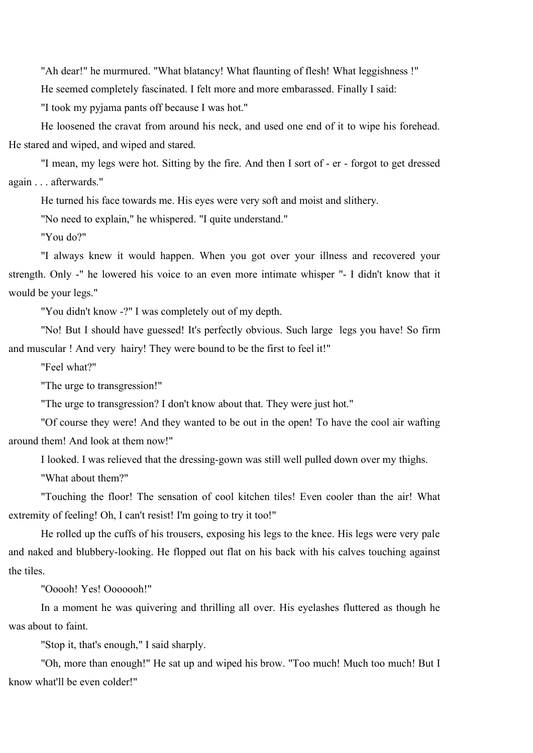"Ah dear!" he murmured. "What blatancy! What flaunting of flesh! What leggishness !"

He seemed completely fascinated. I felt more and more embarassed. Finally I said:

"I took my pyjama pants off because I was hot."

He loosened the cravat from around his neck, and used one end of it to wipe his forehead. He stared and wiped, and wiped and stared.

"I mean, my legs were hot. Sitting by the fire. And then I sort of - er - forgot to get dressed again . . . afterwards."

He turned his face towards me. His eyes were very soft and moist and slithery.

"No need to explain," he whispered. "I quite understand."

"You do?"

"I always knew it would happen. When you got over your illness and recovered your strength. Only -" he lowered his voice to an even more intimate whisper "- I didn't know that it would be your legs."

"You didn't know -?" I was completely out of my depth.

"No! But I should have guessed! It's perfectly obvious. Such large legs you have! So firm and muscular ! And very hairy! They were bound to be the first to feel it!"

"Feel what?"

"The urge to transgression!"

"The urge to transgression? I don't know about that. They were just hot."

"Of course they were! And they wanted to be out in the open! To have the cool air wafting around them! And look at them now!"

I looked. I was relieved that the dressing-gown was still well pulled down over my thighs.

"What about them?"

"Touching the floor! The sensation of cool kitchen tiles! Even cooler than the air! What extremity of feeling! Oh, I can't resist! I'm going to try it too!"

He rolled up the cuffs of his trousers, exposing his legs to the knee. His legs were very pale and naked and blubbery-looking. He flopped out flat on his back with his calves touching against the tiles.

"Ooooh! Yes! Ooooooh!"

In a moment he was quivering and thrilling all over. His eyelashes fluttered as though he was about to faint.

"Stop it, that's enough," I said sharply.

"Oh, more than enough!" He sat up and wiped his brow. "Too much! Much too much! But I know what'll be even colder!"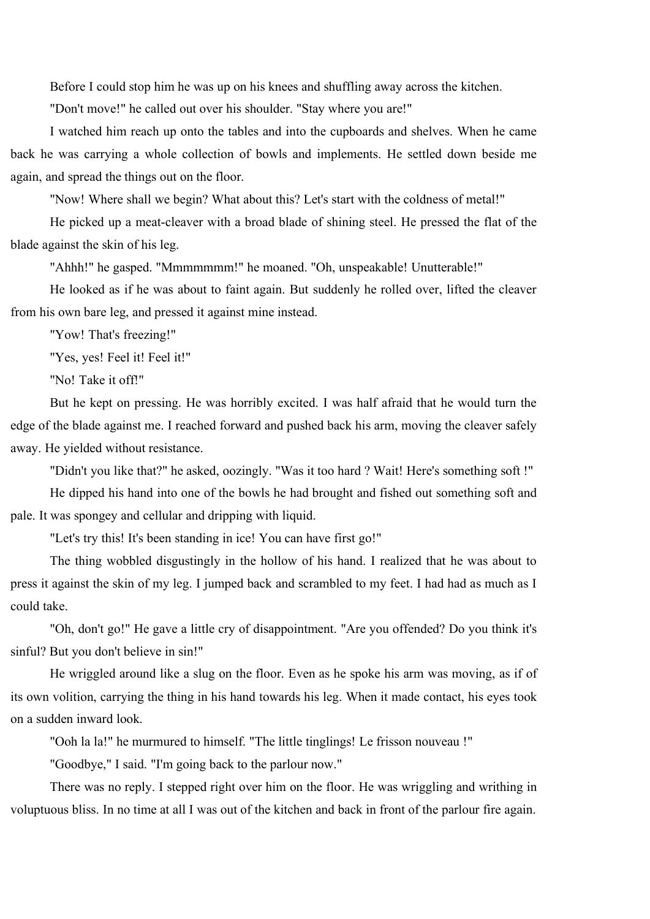Before I could stop him he was up on his knees and shuffling away across the kitchen.

"Don't move!" he called out over his shoulder. "Stay where you are!"

I watched him reach up onto the tables and into the cupboards and shelves. When he came back he was carrying a whole collection of bowls and implements. He settled down beside me again, and spread the things out on the floor.

"Now! Where shall we begin? What about this? Let's start with the coldness of metal!"

He picked up a meat-cleaver with a broad blade of shining steel. He pressed the flat of the blade against the skin of his leg.

"Ahhh!" he gasped. "Mmmmmmm!" he moaned. "Oh, unspeakable! Unutterable!"

He looked as if he was about to faint again. But suddenly he rolled over, lifted the cleaver from his own bare leg, and pressed it against mine instead.

"Yow! That's freezing!"

"Yes, yes! Feel it! Feel it!"

"No! Take it off!"

But he kept on pressing. He was horribly excited. I was half afraid that he would turn the edge of the blade against me. I reached forward and pushed back his arm, moving the cleaver safely away. He yielded without resistance.

"Didn't you like that?" he asked, oozingly. "Was it too hard ? Wait! Here's something soft !"

He dipped his hand into one of the bowls he had brought and fished out something soft and pale. It was spongey and cellular and dripping with liquid.

"Let's try this! It's been standing in ice! You can have first go!"

The thing wobbled disgustingly in the hollow of his hand. I realized that he was about to press it against the skin of my leg. I jumped back and scrambled to my feet. I had had as much as I could take.

"Oh, don't go!" He gave a little cry of disappointment. "Are you offended? Do you think it's sinful? But you don't believe in sin!"

He wriggled around like a slug on the floor. Even as he spoke his arm was moving, as if of its own volition, carrying the thing in his hand towards his leg. When it made contact, his eyes took on a sudden inward look.

"Ooh la la!" he murmured to himself. "The little tinglings! Le frisson nouveau !"

"Goodbye," I said. "I'm going back to the parlour now."

There was no reply. I stepped right over him on the floor. He was wriggling and writhing in voluptuous bliss. In no time at all I was out of the kitchen and back in front of the parlour fire again.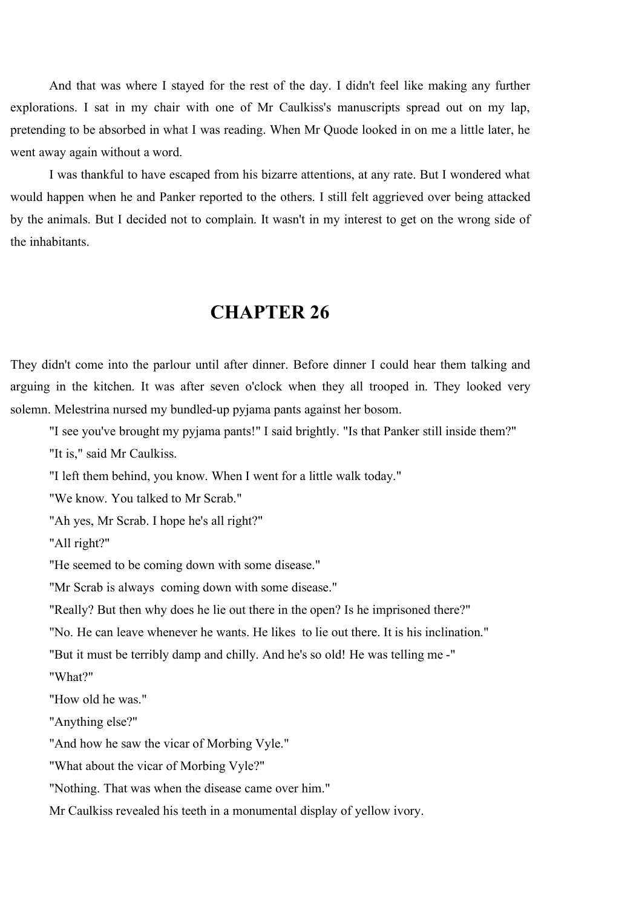And that was where I stayed for the rest of the day. I didn't feel like making any further explorations. I sat in my chair with one of Mr Caulkiss's manuscripts spread out on my lap, pretending to be absorbed in what I was reading. When Mr Quode looked in on me a little later, he went away again without a word.

I was thankful to have escaped from his bizarre attentions, at any rate. But I wondered what would happen when he and Panker reported to the others. I still felt aggrieved over being attacked by the animals. But I decided not to complain. It wasn't in my interest to get on the wrong side of the inhabitants.

## CHAPTER 26

They didn't come into the parlour until after dinner. Before dinner I could hear them talking and arguing in the kitchen. It was after seven o'clock when they all trooped in. They looked very solemn. Melestrina nursed my bundled-up pyjama pants against her bosom.

"I see you've brought my pyjama pants!" I said brightly. "Is that Panker still inside them?"

"It is," said Mr Caulkiss.

"I left them behind, you know. When I went for a little walk today."

"We know. You talked to Mr Scrab."

"Ah yes, Mr Scrab. I hope he's all right?"

"All right?"

"He seemed to be coming down with some disease."

"Mr Scrab is always *coming down* with some disease."

"Really? But then why does he lie out there in the open? Is he imprisoned there?"

"No. He can leave whenever he wants. He *likes* to lie out there. It is his inclination."

"But it must be terribly damp and chilly. And he's so old! He was telling me -"

"What?"

"How old he was."

"Anything else?"

"And how he saw the vicar of Morbing Vyle."

"What about the vicar of Morbing Vyle?"

"Nothing. That was when the disease came over him."

Mr Caulkiss revealed his teeth in a monumental display of yellow ivory.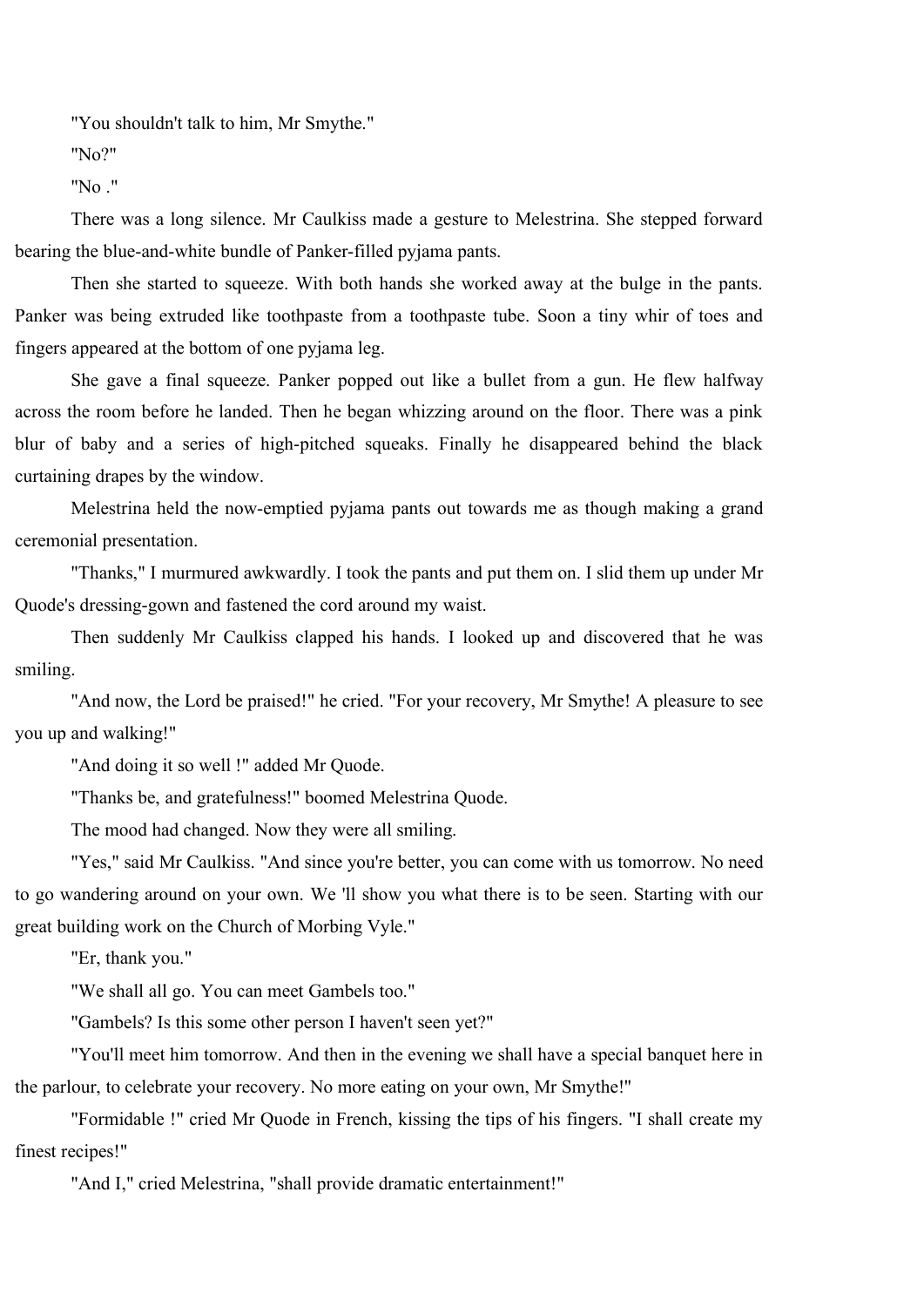"You shouldn't talk to him, Mr Smythe."

"No?"

"No ."

There was a long silence. Mr Caulkiss made a gesture to Melestrina. She stepped forward bearing the blue-and-white bundle of Panker-filled pyjama pants.

Then she started to squeeze. With both hands she worked away at the bulge in the pants. Panker was being extruded like toothpaste from a toothpaste tube. Soon a tiny whir of toes and fingers appeared at the bottom of one pyjama leg.

She gave a final squeeze. Panker popped out like a bullet from a gun. He flew halfway across the room before he landed. Then he began whizzing around on the floor. There was a pink blur of baby and a series of high-pitched squeaks. Finally he disappeared behind the black curtaining drapes by the window.

Melestrina held the now-emptied pyjama pants out towards me as though making a grand ceremonial presentation.

"Thanks," I murmured awkwardly. I took the pants and put them on. I slid them up under Mr Quode's dressing-gown and fastened the cord around my waist.

Then suddenly Mr Caulkiss clapped his hands. I looked up and discovered that he was smiling.

"And now, the Lord be praised!" he cried. "For your recovery, Mr Smythe! A pleasure to see you up and walking!"

"And doing it so well !" added Mr Quode.

"Thanks be, and gratefulness!" boomed Melestrina Quode.

The mood had changed. Now they were all smiling.

"Yes," said Mr Caulkiss. "And since you're better, you can come with us tomorrow. No need to go wandering around on your own. We 'll show you what there is to be seen. Starting with our great building work on the Church of Morbing Vyle."

"Er, thank you."

"We shall all go. You can meet Gambels too."

"Gambels? Is this some other person I haven't seen yet?"

"You'll meet him tomorrow. And then in the evening we shall have a special banquet here in the parlour, to celebrate your recovery. No more eating on your own, Mr Smythe!"

"Formidable !" cried Mr Quode in French, kissing the tips of his fingers. "I shall create my finest recipes!"

"And I," cried Melestrina, "shall provide dramatic entertainment!"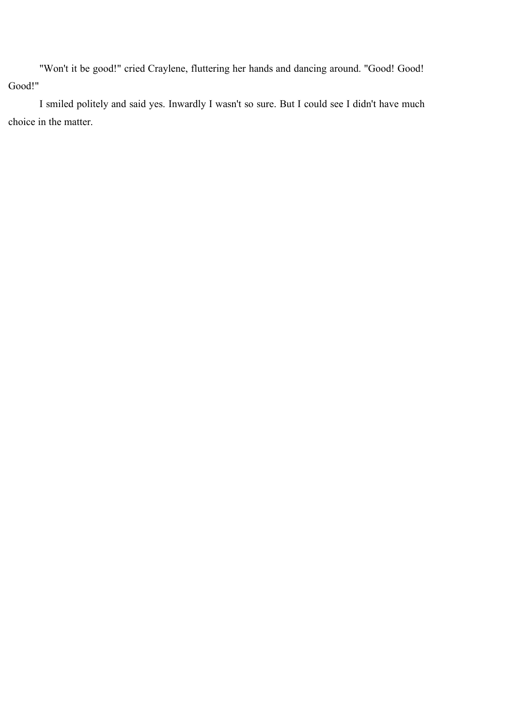"Won't it be good!" cried Craylene, fluttering her hands and dancing around. "Good! Good! Good!"

I smiled politely and said yes. Inwardly I wasn't so sure. But I could see I didn't have much choice in the matter.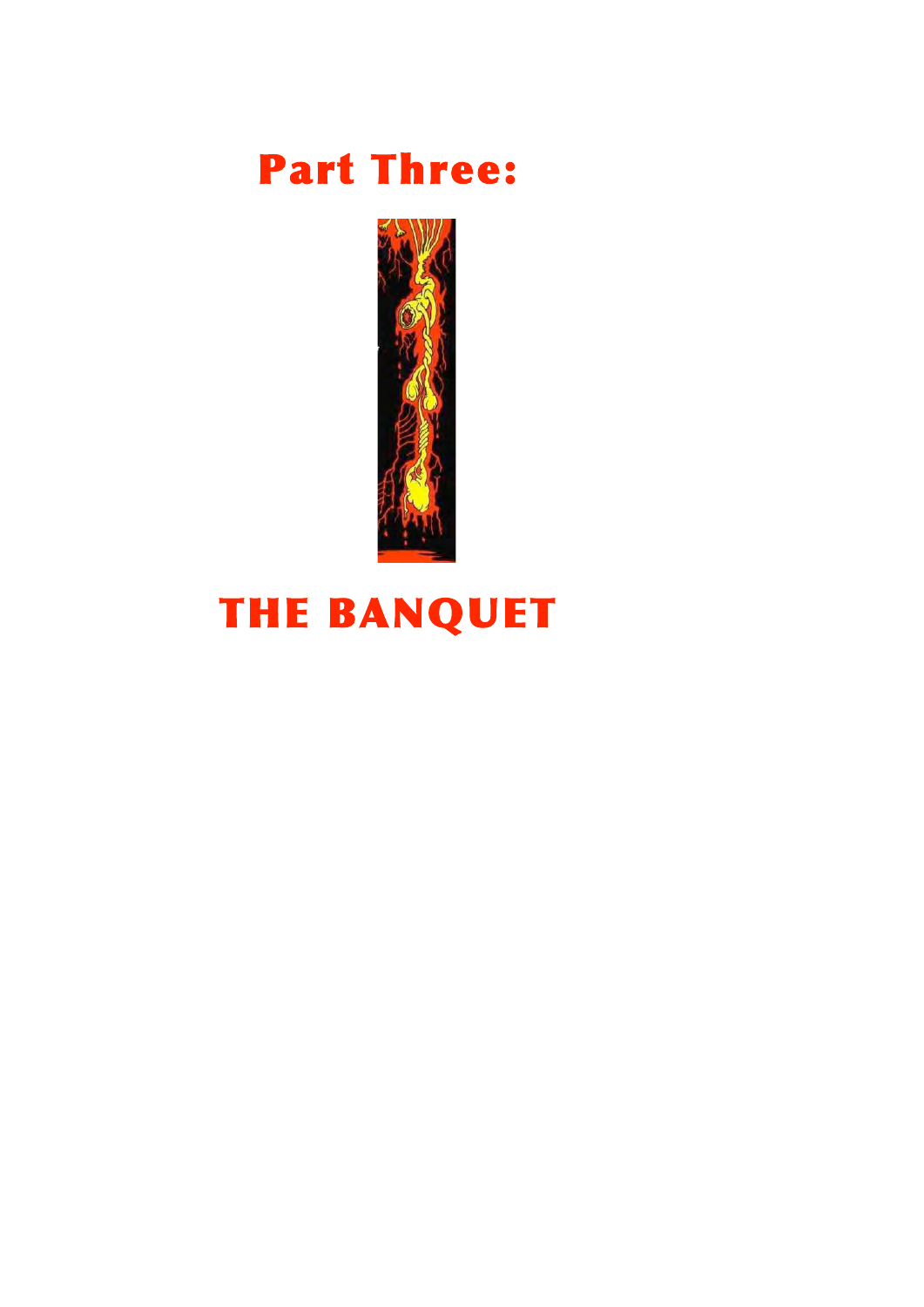# Part Three:

# THE BANQUET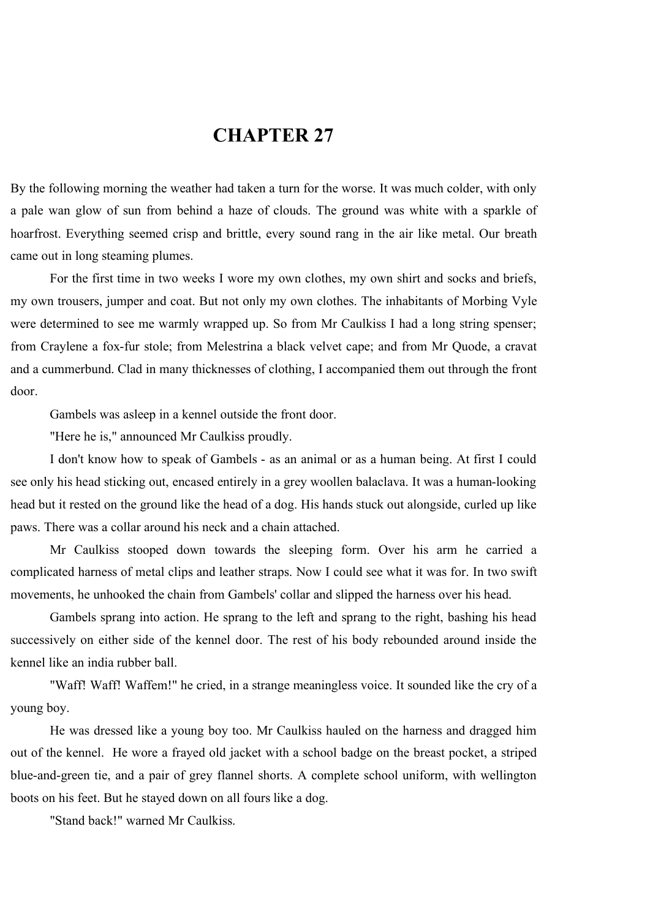# CHAPTER 27

By the following morning the weather had taken a turn for the worse. It was much colder, with only a pale wan glow of sun from behind a haze of clouds. The ground was white with a sparkle of hoarfrost. Everything seemed crisp and brittle, every sound rang in the air like metal. Our breath came out in long steaming plumes.

For the first time in two weeks I wore my own clothes, my own shirt and socks and briefs, my own trousers, jumper and coat. But not only my own clothes. The inhabitants of Morbing Vyle were determined to see me warmly wrapped up. So from Mr Caulkiss I had a long string spenser; from Craylene a fox-fur stole; from Melestrina a black velvet cape; and from Mr Quode, a cravat and a cummerbund. Clad in many thicknesses of clothing, I accompanied them out through the front door.

Gambels was asleep in a kennel outside the front door.

"Here he is," announced Mr Caulkiss proudly.

I don't know how to speak of Gambels - as an animal or as a human being. At first I could see only his head sticking out, encased entirely in a grey woollen balaclava. It was a human-looking head but it rested on the ground like the head of a dog. His hands stuck out alongside, curled up like paws. There was a collar around his neck and a chain attached.

Mr Caulkiss stooped down towards the sleeping form. Over his arm he carried a complicated harness of metal clips and leather straps. Now I could see what it was for. In two swift movements, he unhooked the chain from Gambels' collar and slipped the harness over his head.

Gambels sprang into action. He sprang to the left and sprang to the right, bashing his head successively on either side of the kennel door. The rest of his body rebounded around inside the kennel like an india rubber ball.

"Waff! Waff! Waffem!" he cried, in a strange meaningless voice. It sounded like the cry of a young boy.

He was dressed like a young boy too. Mr Caulkiss hauled on the harness and dragged him out of the kennel. He wore a frayed old jacket with a school badge on the breast pocket, a striped blue-and-green tie, and a pair of grey flannel shorts. A complete school uniform, with wellington boots on his feet. But he stayed down on all fours like a dog.

"Stand back!" warned Mr Caulkiss.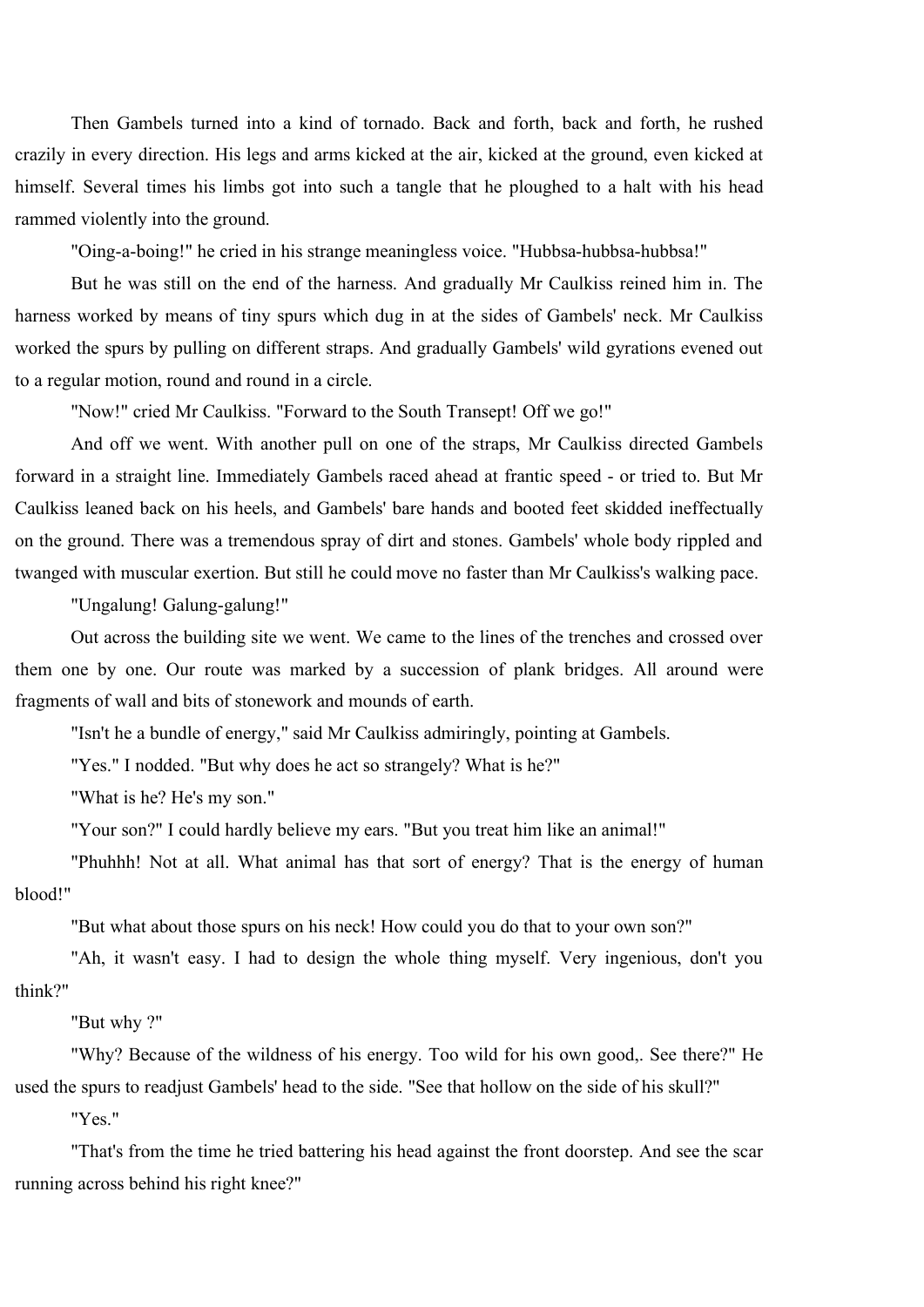Then Gambels turned into a kind of tornado. Back and forth, back and forth, he rushed crazily in every direction. His legs and arms kicked at the air, kicked at the ground, even kicked at himself. Several times his limbs got into such a tangle that he ploughed to a halt with his head rammed violently into the ground.

"Oing-a-boing!" he cried in his strange meaningless voice. "Hubbsa-hubbsa-hubbsa!"

But he was still on the end of the harness. And gradually Mr Caulkiss reined him in. The harness worked by means of tiny spurs which dug in at the sides of Gambels' neck. Mr Caulkiss worked the spurs by pulling on different straps. And gradually Gambels' wild gyrations evened out to a regular motion, round and round in a circle.

"Now!" cried Mr Caulkiss. "Forward to the South Transept! Off we go!"

And off we went. With another pull on one of the straps, Mr Caulkiss directed Gambels forward in a straight line. Immediately Gambels raced ahead at frantic speed - or tried to. But Mr Caulkiss leaned back on his heels, and Gambels' bare hands and booted feet skidded ineffectually on the ground. There was a tremendous spray of dirt and stones. Gambels' whole body rippled and twanged with muscular exertion. But still he could move no faster than Mr Caulkiss's walking pace.

"Ungalung! Galung-galung!"

Out across the building site we went. We came to the lines of the trenches and crossed over them one by one. Our route was marked by a succession of plank bridges. All around were fragments of wall and bits of stonework and mounds of earth.

"Isn't he a bundle of energy," said Mr Caulkiss admiringly, pointing at Gambels.

"Yes." I nodded. "But why does he act so strangely? What is he?"

"What is he? He's my son."

"Your son?" I could hardly believe my ears. "But you treat him like an animal!"

"Phuhhh! Not at all. What animal has that sort of energy? That is the energy of human blood!"

"But what about those spurs on his neck! How could you do that to your own son?"

"Ah, it wasn't easy. I had to design the whole thing myself. Very ingenious, don't you think?"

"But why ?"

"Why? Because of the wildness of his energy. Too wild for his own good,. See there?" He used the spurs to readjust Gambels' head to the side. "See that hollow on the side of his skull?"

"Yes."

"That's from the time he tried battering his head against the front doorstep. And see the scar running across behind his right knee?"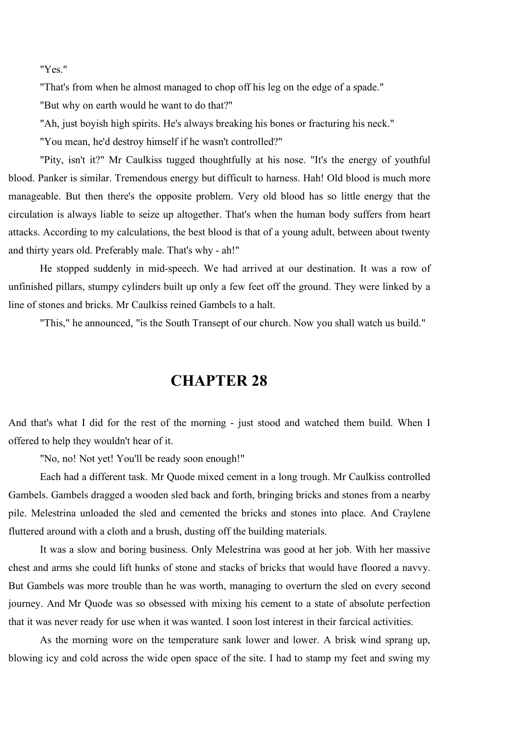"Yes."

"That's from when he almost managed to chop off his leg on the edge of a spade."

"But why on earth would he want to do that?"

"Ah, just boyish high spirits. He's always breaking his bones or fracturing his neck."

"You mean, he'd destroy himself if he wasn't controlled?"

"Pity, isn't it?" Mr Caulkiss tugged thoughtfully at his nose. "It's the energy of youthful blood. Panker is similar. Tremendous energy but difficult to harness. Hah! Old blood is much more manageable. But then there's the opposite problem. Very old blood has so little energy that the circulation is always liable to seize up altogether. That's when the human body suffers from heart attacks. According to my calculations, the best blood is that of a young adult, between about twenty and thirty years old. Preferably male. That's why - ah!"

He stopped suddenly in mid-speech. We had arrived at our destination. It was a row of unfinished pillars, stumpy cylinders built up only a few feet off the ground. They were linked by a line of stones and bricks. Mr Caulkiss reined Gambels to a halt.

"This," he announced, "is the South Transept of our church. Now you shall watch us build."

## CHAPTER 28

And that's what I did for the rest of the morning - just stood and watched them build. When I offered to help they wouldn't hear of it.

"No, no! Not yet! You'll be ready soon enough!"

Each had a different task. Mr Quode mixed cement in a long trough. Mr Caulkiss controlled Gambels. Gambels dragged a wooden sled back and forth, bringing bricks and stones from a nearby pile. Melestrina unloaded the sled and cemented the bricks and stones into place. And Craylene fluttered around with a cloth and a brush, dusting off the building materials.

It was a slow and boring business. Only Melestrina was good at her job. With her massive chest and arms she could lift hunks of stone and stacks of bricks that would have floored a navvy. But Gambels was more trouble than he was worth, managing to overturn the sled on every second journey. And Mr Quode was so obsessed with mixing his cement to a state of absolute perfection that it was never ready for use when it was wanted. I soon lost interest in their farcical activities.

As the morning wore on the temperature sank lower and lower. A brisk wind sprang up, blowing icy and cold across the wide open space of the site. I had to stamp my feet and swing my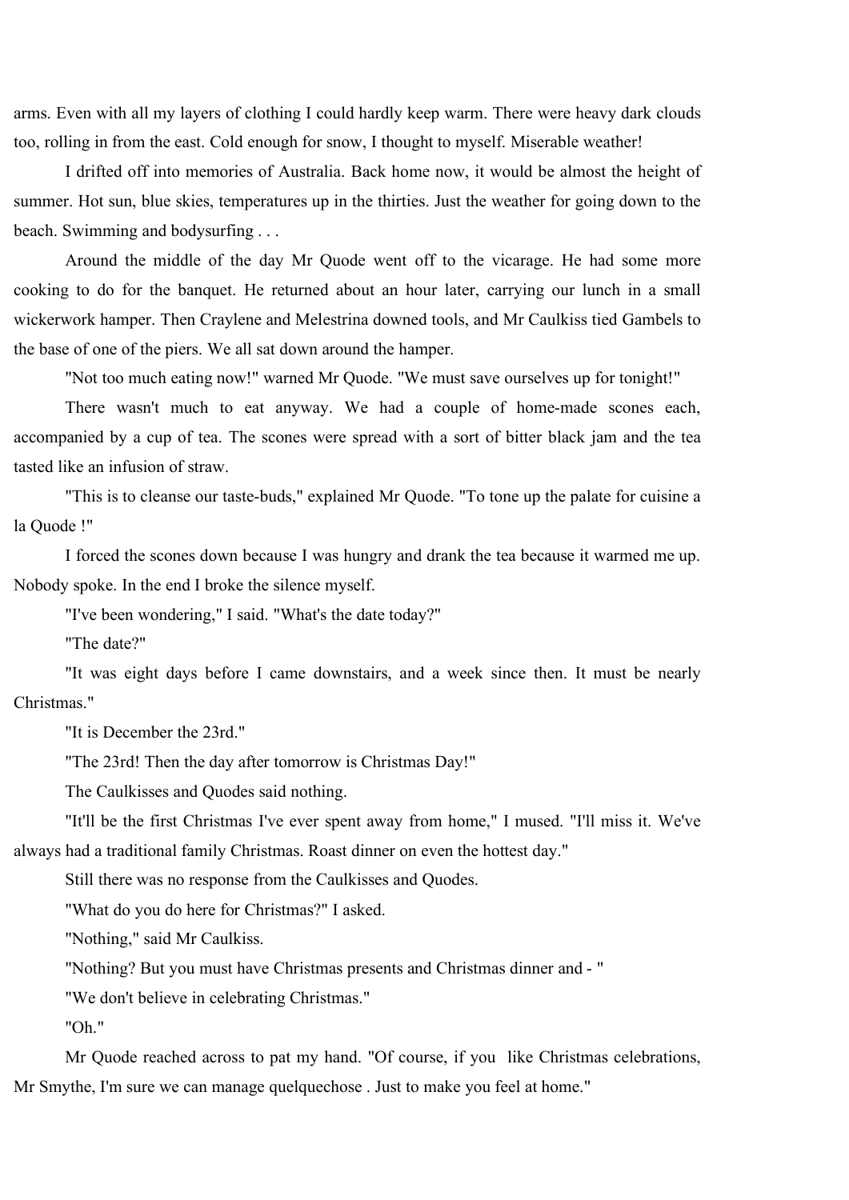arms. Even with all my layers of clothing I could hardly keep warm. There were heavy dark clouds too, rolling in from the east. Cold enough for snow, I thought to myself. Miserable weather!

I drifted off into memories of Australia. Back home now, it would be almost the height of summer. Hot sun, blue skies, temperatures up in the thirties. Just the weather for going down to the beach. Swimming and bodysurfing . . .

Around the middle of the day Mr Quode went off to the vicarage. He had some more cooking to do for the banquet. He returned about an hour later, carrying our lunch in a small wickerwork hamper. Then Craylene and Melestrina downed tools, and Mr Caulkiss tied Gambels to the base of one of the piers. We all sat down around the hamper.

"Not too much eating now!" warned Mr Quode. "We must save ourselves up for tonight!"

There wasn't much to eat anyway. We had a couple of home-made scones each, accompanied by a cup of tea. The scones were spread with a sort of bitter black jam and the tea tasted like an infusion of straw.

"This is to cleanse our taste-buds," explained Mr Quode. "To tone up the palate for cuisine a la Quode !"

I forced the scones down because I was hungry and drank the tea because it warmed me up. Nobody spoke. In the end I broke the silence myself.

"I've been wondering," I said. "What's the date today?"

"The date?"

"It was eight days before I came downstairs, and a week since then. It must be nearly Christmas."

"It is December the 23rd."

"The 23rd! Then the day after tomorrow is Christmas Day!"

The Caulkisses and Quodes said nothing.

"It'll be the first Christmas I've ever spent away from home," I mused. "I'll miss it. We've always had a traditional family Christmas. Roast dinner on even the hottest day."

Still there was no response from the Caulkisses and Quodes.

"What do you do here for Christmas?" I asked.

"Nothing," said Mr Caulkiss.

"Nothing? But you must have Christmas presents and Christmas dinner and - "

"We don't believe in celebrating Christmas."

"Oh."

Mr Quode reached across to pat my hand. "Of course, if you like Christmas celebrations, Mr Smythe, I'm sure we can manage quelquechose . Just to make you feel at home."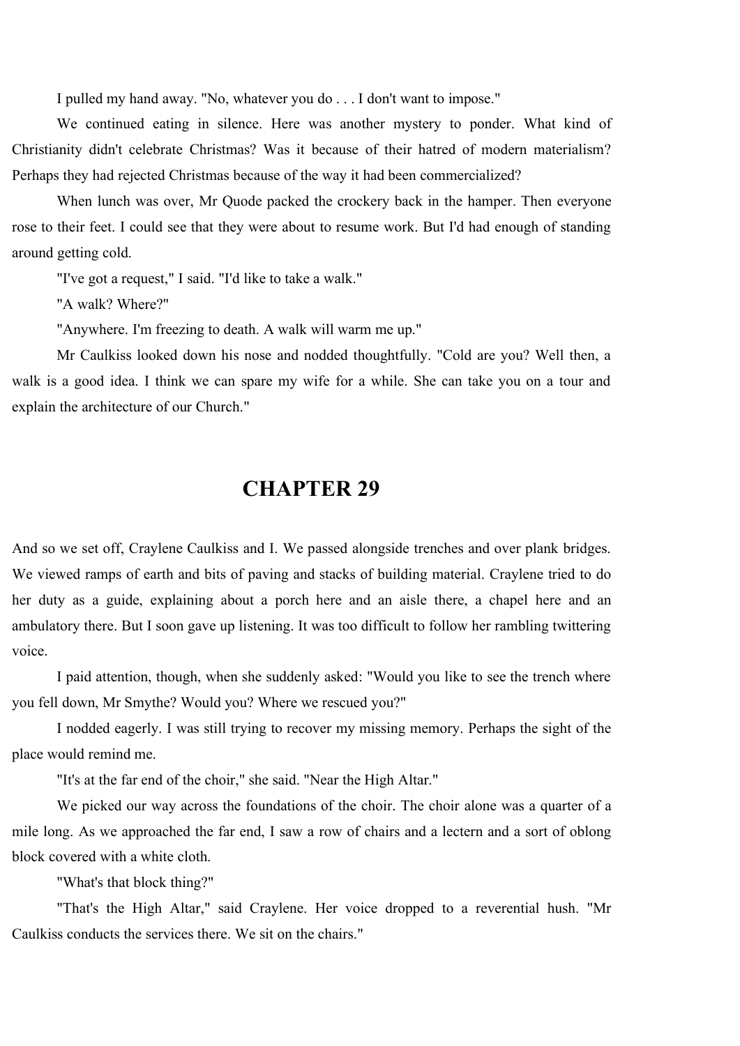I pulled my hand away. "No, whatever you do . . . I don't want to impose."

We continued eating in silence. Here was another mystery to ponder. What kind of Christianity didn't celebrate Christmas? Was it because of their hatred of modern materialism? Perhaps they had rejected Christmas because of the way it had been commercialized?

When lunch was over, Mr Quode packed the crockery back in the hamper. Then everyone rose to their feet. I could see that they were about to resume work. But I'd had enough of standing around getting cold.

"I've got a request," I said. "I'd like to take a walk."

"A walk? Where?"

"Anywhere. I'm freezing to death. A walk will warm me up."

Mr Caulkiss looked down his nose and nodded thoughtfully. "Cold are you? Well then, a walk is a good idea. I think we can spare my wife for a while. She can take you on a tour and explain the architecture of our Church."

# CHAPTER 29

And so we set off, Craylene Caulkiss and I. We passed alongside trenches and over plank bridges. We viewed ramps of earth and bits of paving and stacks of building material. Craylene tried to do her duty as a guide, explaining about a porch here and an aisle there, a chapel here and an ambulatory there. But I soon gave up listening. It was too difficult to follow her rambling twittering voice.

I paid attention, though, when she suddenly asked: "Would you like to see the trench where you fell down, Mr Smythe? Would you? Where we rescued you?"

I nodded eagerly. I was still trying to recover my missing memory. Perhaps the sight of the place would remind me.

"It's at the far end of the choir," she said. "Near the High Altar."

We picked our way across the foundations of the choir. The choir alone was a quarter of a mile long. As we approached the far end, I saw a row of chairs and a lectern and a sort of oblong block covered with a white cloth.

"What's that block thing?"

"That's the High Altar," said Craylene. Her voice dropped to a reverential hush. "Mr Caulkiss conducts the services there. We sit on the chairs."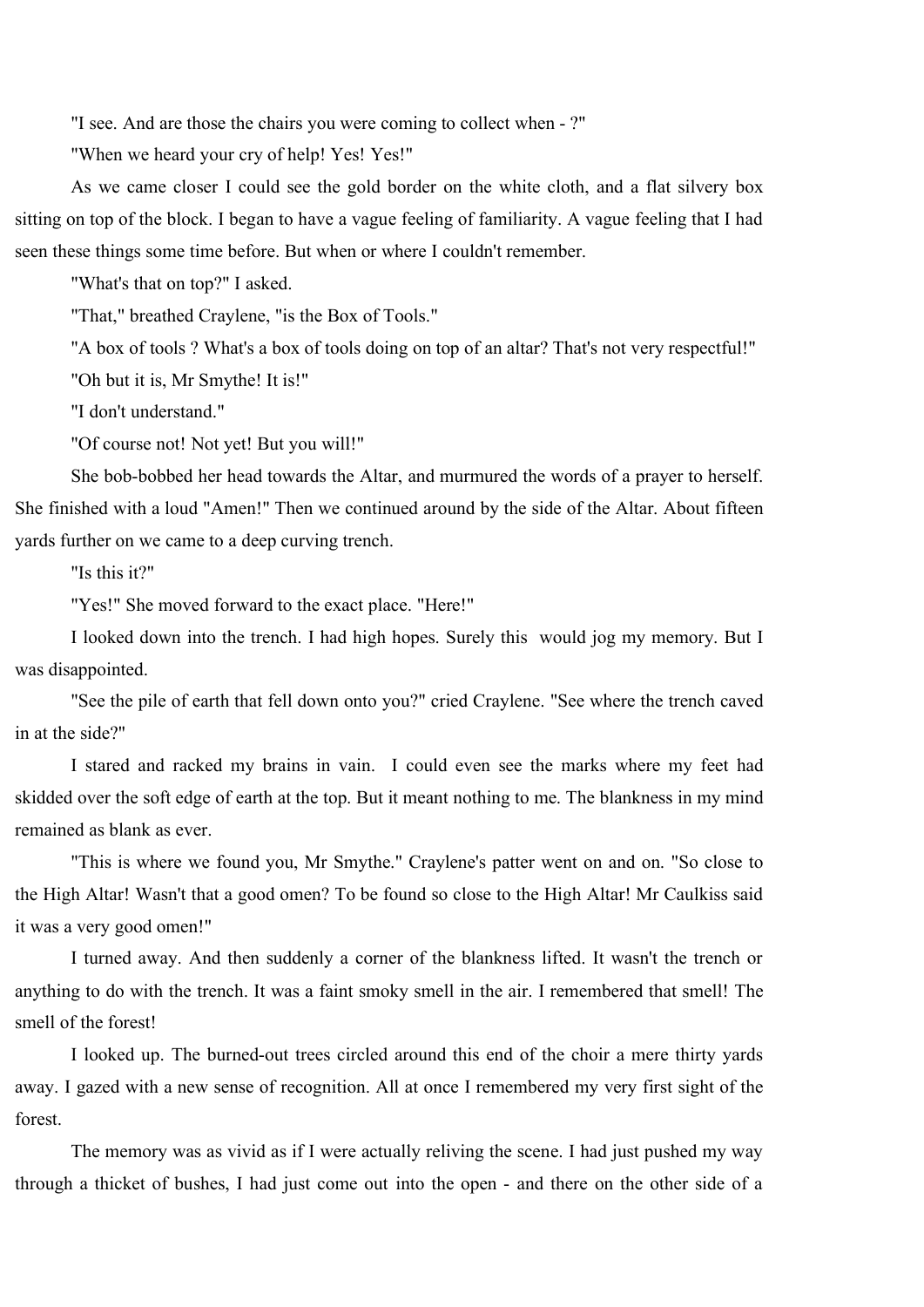"I see. And are those the chairs you were coming to collect when - ?"

"When we heard your cry of help! Yes! Yes!"

As we came closer I could see the gold border on the white cloth, and a flat silvery box sitting on top of the block. I began to have a vague feeling of familiarity. A vague feeling that I had seen these things some time before. But when or where I couldn't remember.

"What's that on top?" I asked.

"That," breathed Craylene, "is the Box of Tools."

"A box of tools ? What's a box of tools doing on top of an altar? That's not very respectful!"

"Oh but it is, Mr Smythe! It is!"

"I don't understand."

"Of course not! Not yet! But you will!"

She bob-bobbed her head towards the Altar, and murmured the words of a prayer to herself. She finished with a loud "Amen!" Then we continued around by the side of the Altar. About fifteen yards further on we came to a deep curving trench.

"Is this it?"

"Yes!" She moved forward to the exact place. "Here!"

I looked down into the trench. I had high hopes. Surely this would jog my memory. But I was disappointed.

"See the pile of earth that fell down onto you?" cried Craylene. "See where the trench caved in at the side?"

I stared and racked my brains in vain. I could even see the marks where my feet had skidded over the soft edge of earth at the top. But it meant nothing to me. The blankness in my mind remained as blank as ever.

"This is where we found you, Mr Smythe." Craylene's patter went on and on. "So close to the High Altar! Wasn't that a good omen? To be found so close to the High Altar! Mr Caulkiss said it was a very good omen!"

I turned away. And then suddenly a corner of the blankness lifted. It wasn't the trench or anything to do with the trench. It was a faint smoky smell in the air. I remembered that smell! The smell of the forest!

I looked up. The burned-out trees circled around this end of the choir a mere thirty yards away. I gazed with a new sense of recognition. All at once I remembered my very first sight of the forest.

The memory was as vivid as if I were actually reliving the scene. I had just pushed my way through a thicket of bushes, I had just come out into the open - and there on the other side of a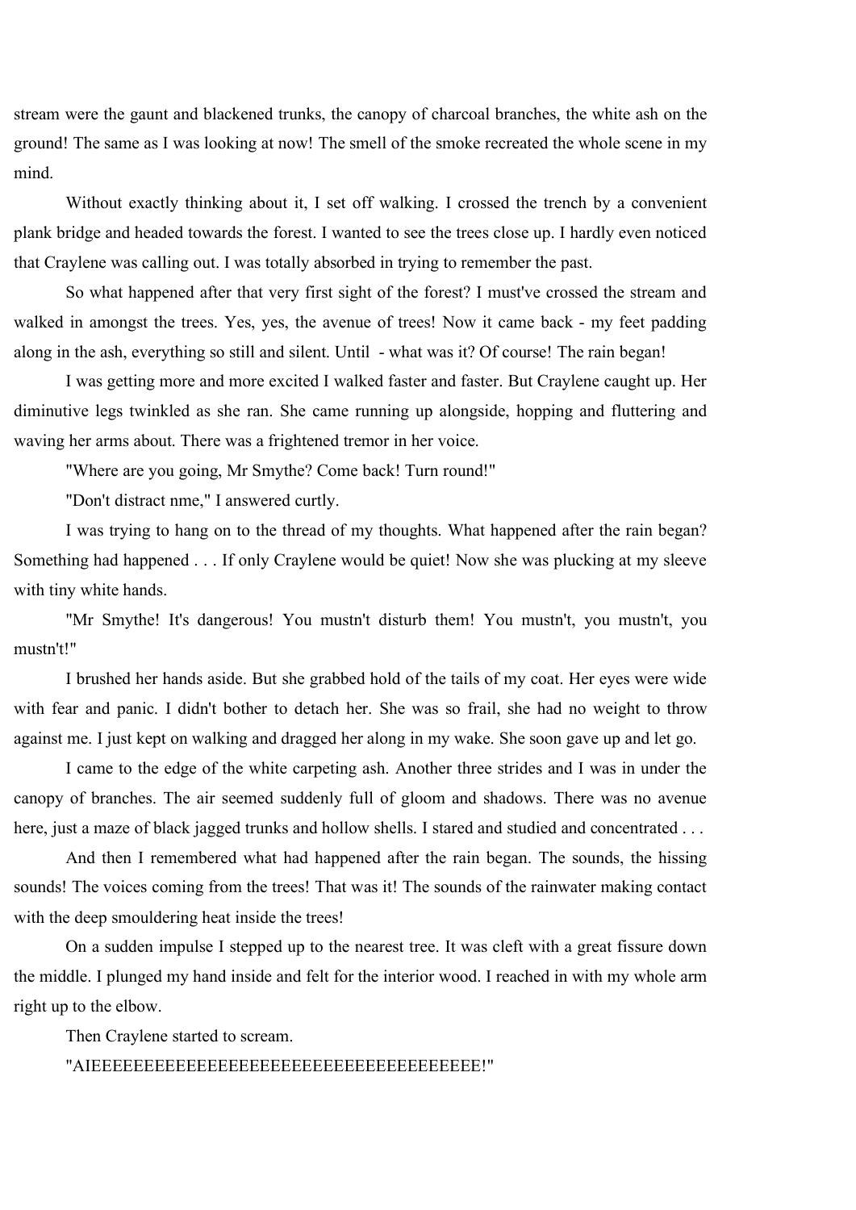stream were the gaunt and blackened trunks, the canopy of charcoal branches, the white ash on the ground! The same as I was looking at now! The smell of the smoke recreated the whole scene in my mind.

Without exactly thinking about it, I set off walking. I crossed the trench by a convenient plank bridge and headed towards the forest. I wanted to see the trees close up. I hardly even noticed that Craylene was calling out. I was totally absorbed in trying to remember the past.

So what happened after that very first sight of the forest? I must've crossed the stream and walked in amongst the trees. Yes, yes, the avenue of trees! Now it came back - my feet padding along in the ash, everything so still and silent. Until - what was it? Of course! The rain began!

I was getting more and more excited I walked faster and faster. But Craylene caught up. Her diminutive legs twinkled as she ran. She came running up alongside, hopping and fluttering and waving her arms about. There was a frightened tremor in her voice.

"Where are you going, Mr Smythe? Come back! Turn round!"

"Don't distract nme," I answered curtly.

I was trying to hang on to the thread of my thoughts. What happened after the rain began? Something had happened . . . If only Craylene would be quiet! Now she was plucking at my sleeve with tiny white hands.

"Mr Smythe! It's dangerous! You mustn't disturb them! You mustn't, you mustn't, you mustn't!"

I brushed her hands aside. But she grabbed hold of the tails of my coat. Her eyes were wide with fear and panic. I didn't bother to detach her. She was so frail, she had no weight to throw against me. I just kept on walking and dragged her along in my wake. She soon gave up and let go.

I came to the edge of the white carpeting ash. Another three strides and I was in under the canopy of branches. The air seemed suddenly full of gloom and shadows. There was no avenue here, just a maze of black jagged trunks and hollow shells. I stared and studied and concentrated . . .

And then I remembered what had happened after the rain began. The sounds, the hissing sounds! The voices coming from the trees! That was it! The sounds of the rainwater making contact with the deep smouldering heat inside the trees!

On a sudden impulse I stepped up to the nearest tree. It was cleft with a great fissure down the middle. I plunged my hand inside and felt for the interior wood. I reached in with my whole arm right up to the elbow.

Then Craylene started to scream.

"AIEEEEEEEEEEEEEEEEEEEEEEEEEEEEEEEEEEEEE!"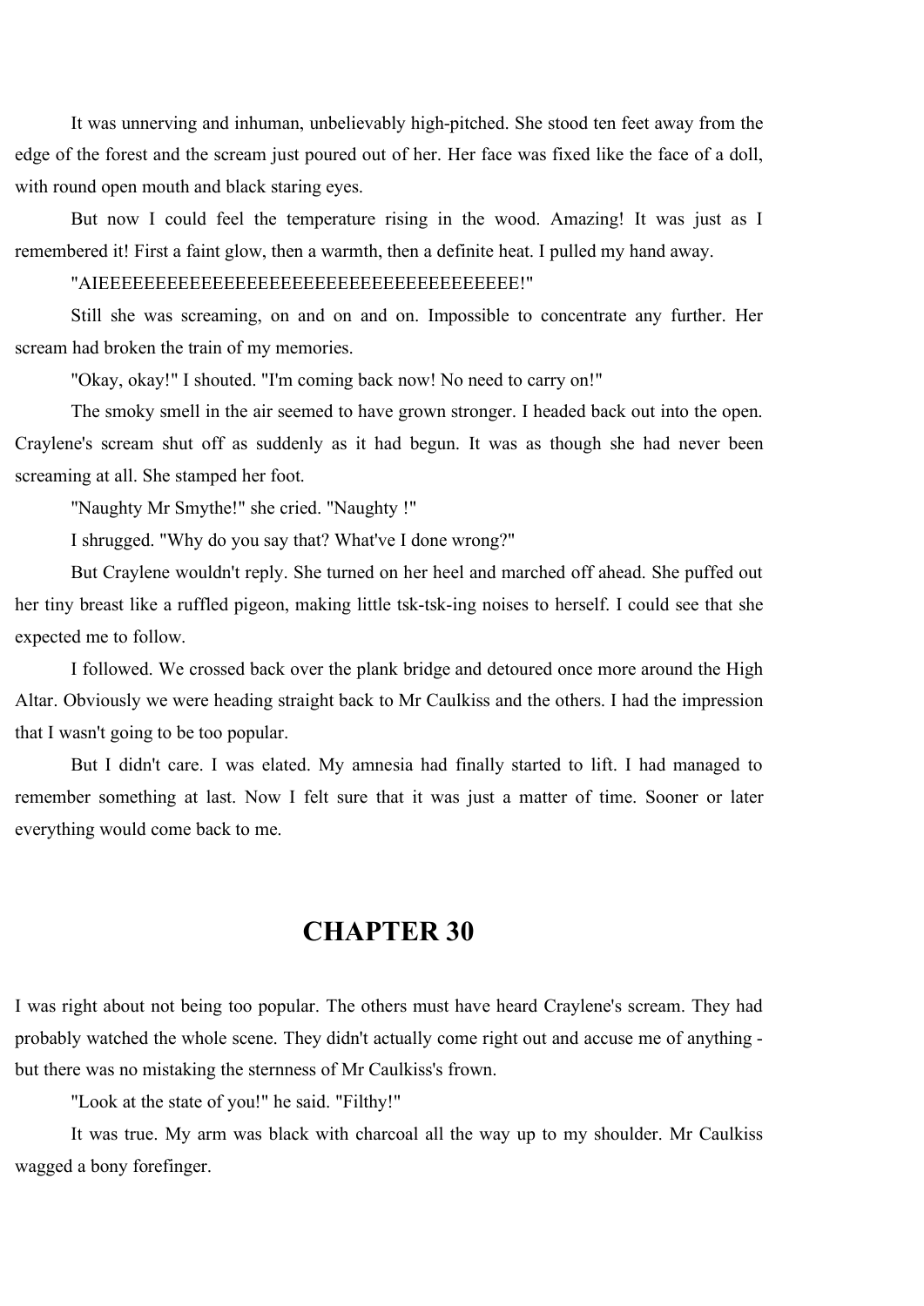It was unnerving and inhuman, unbelievably high-pitched. She stood ten feet away from the edge of the forest and the scream just poured out of her. Her face was fixed like the face of a doll, with round open mouth and black staring eyes.

But now I could feel the temperature rising in the wood. Amazing! It was just as I remembered it! First a faint glow, then a warmth, then a definite heat. I pulled my hand away.

"AIEEEEEEEEEEEEEEEEEEEEEEEEEEEEEEEEEEEEEE!"

Still she was screaming, on and on and on. Impossible to concentrate any further. Her scream had broken the train of my memories.

"Okay, okay!" I shouted. "I'm coming back now! No need to carry on!"

The smoky smell in the air seemed to have grown stronger. I headed back out into the open. Craylene's scream shut off as suddenly as it had begun. It was as though she had never been screaming at all. She stamped her foot.

"Naughty Mr Smythe!" she cried. "Naughty !"

I shrugged. "Why do you say that? What've I done wrong?"

But Craylene wouldn't reply. She turned on her heel and marched off ahead. She puffed out her tiny breast like a ruffled pigeon, making little tsk-tsk-ing noises to herself. I could see that she expected me to follow.

I followed. We crossed back over the plank bridge and detoured once more around the High Altar. Obviously we were heading straight back to Mr Caulkiss and the others. I had the impression that I wasn't going to be too popular.

But I didn't care. I was elated. My amnesia had finally started to lift. I had managed to remember something at last. Now I felt sure that it was just a matter of time. Sooner or later everything would come back to me.

## CHAPTER 30

I was right about not being too popular. The others must have heard Craylene's scream. They had probably watched the whole scene. They didn't actually come right out and accuse me of anything - but there was no mistaking the sternness of Mr Caulkiss's frown.

"Look at the state of you!" he said. "Filthy!"

It was true. My arm was black with charcoal all the way up to my shoulder. Mr Caulkiss wagged a bony forefinger.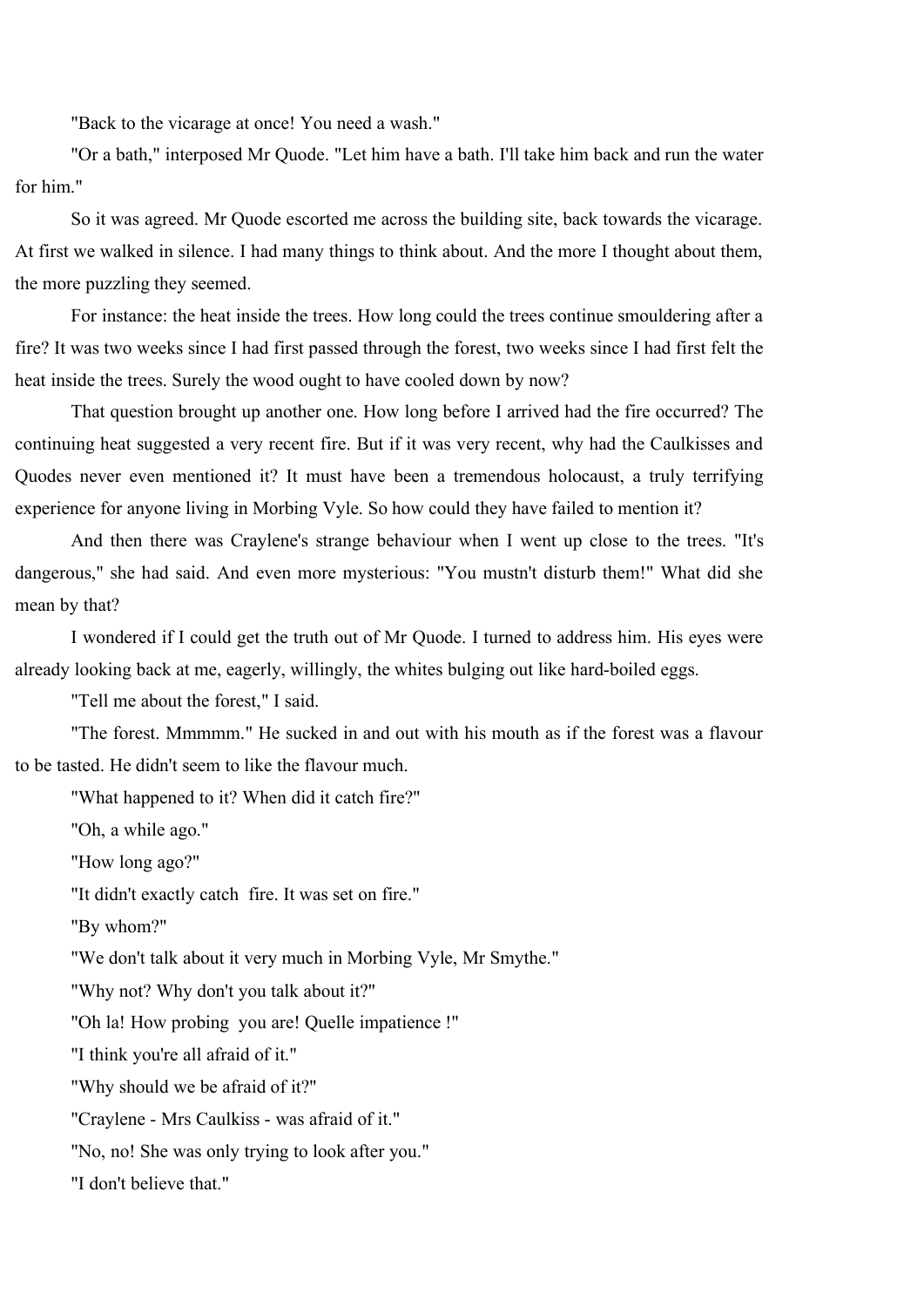"Back to the vicarage at once! You need a wash."

"Or a bath," interposed Mr Quode. "Let him have a bath. I'll take him back and run the water for him."

So it was agreed. Mr Quode escorted me across the building site, back towards the vicarage. At first we walked in silence. I had many things to think about. And the more I thought about them, the more puzzling they seemed.

For instance: the heat inside the trees. How long could the trees continue smouldering after a fire? It was two weeks since I had first passed through the forest, two weeks since I had first felt the heat inside the trees. Surely the wood ought to have cooled down by now?

That question brought up another one. How long before I arrived had the fire occurred? The continuing heat suggested a very recent fire. But if it was very recent, why had the Caulkisses and Quodes never even mentioned it? It must have been a tremendous holocaust, a truly terrifying experience for anyone living in Morbing Vyle. So how could they have failed to mention it?

And then there was Craylene's strange behaviour when I went up close to the trees. "It's dangerous," she had said. And even more mysterious: "You mustn't disturb them!" What did she mean by that?

I wondered if I could get the truth out of Mr Quode. I turned to address him. His eyes were already looking back at me, eagerly, willingly, the whites bulging out like hard-boiled eggs.

"Tell me about the forest," I said.

"The forest. Mmmmm." He sucked in and out with his mouth as if the forest was a flavour to be tasted. He didn't seem to like the flavour much.

"What happened to it? When did it catch fire?"

"Oh, a while ago."

"How long ago?"

"It didn't exactly catch fire. It was set on fire."

"By whom?"

"We don't talk about it very much in Morbing Vyle, Mr Smythe."

"Why not? Why don't you talk about it?"

"Oh la! How probing you are! Quelle impatience !"

"I think you're all afraid of it."

"Why should we be afraid of it?"

"Craylene - Mrs Caulkiss - was afraid of it."

"No, no! She was only trying to look after you."

"I don't believe that."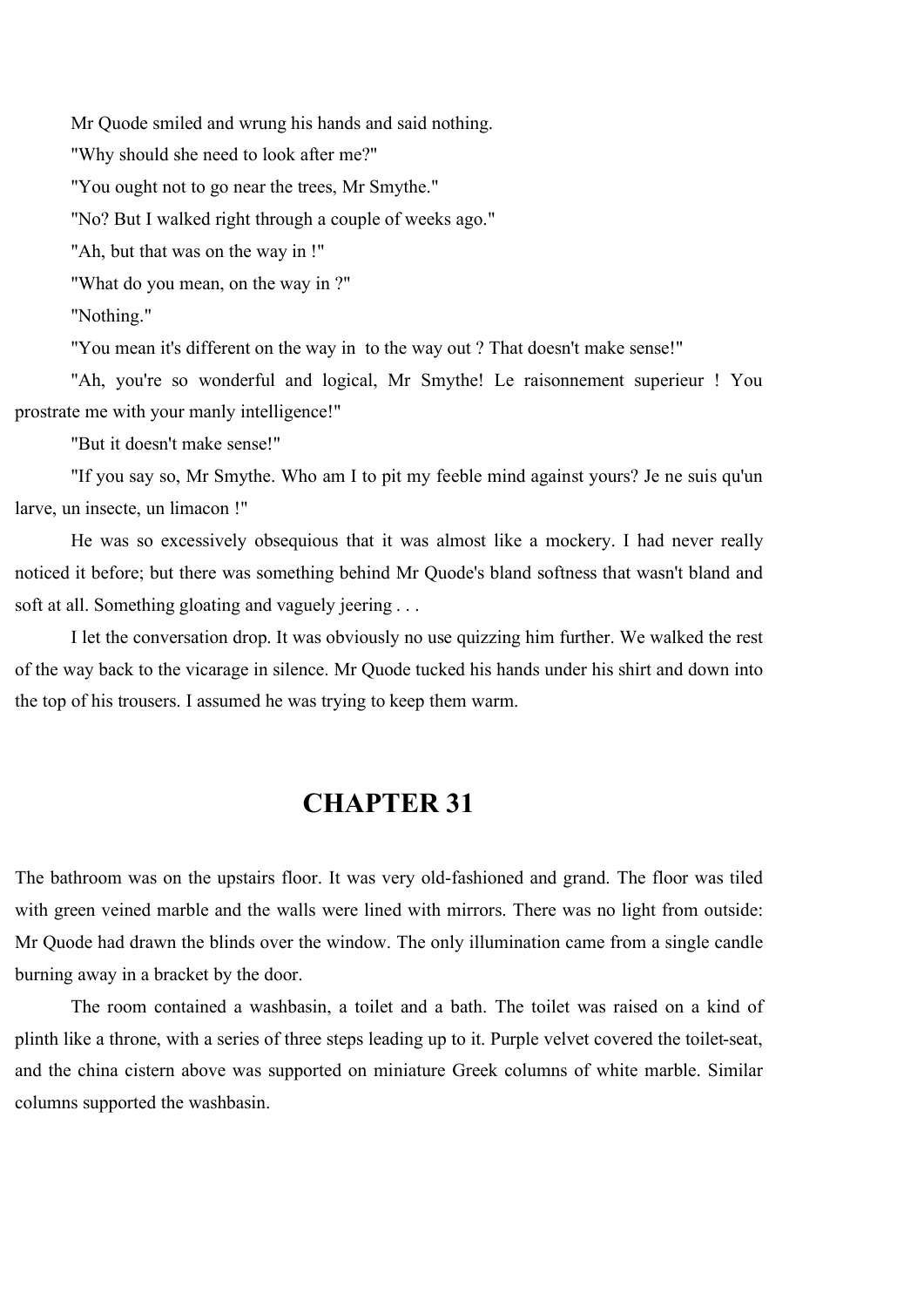Mr Quode smiled and wrung his hands and said nothing.

"Why should she need to look after me?"

"You ought not to go near the trees, Mr Smythe."

"No? But I walked right through a couple of weeks ago."

"Ah, but that was on the way in !"

"What do you mean, on the way in ?"

"Nothing."

"You mean it's different on the way in  to the way out ? That doesn't make sense!"

"Ah, you're so wonderful and logical, Mr Smythe! Le raisonnement superieur ! You prostrate me with your manly intelligence!"

"But it doesn't make sense!"

"If you say so, Mr Smythe. Who am I to pit my feeble mind against yours? Je ne suis qu'un larve, un insecte, un limacon !"

He was so excessively obsequious that it was almost like a mockery. I had never really noticed it before; but there was something behind Mr Quode's bland softness that wasn't bland and soft at all. Something gloating and vaguely jeering . . .

I let the conversation drop. It was obviously no use quizzing him further. We walked the rest of the way back to the vicarage in silence. Mr Quode tucked his hands under his shirt and down into the top of his trousers. I assumed he was trying to keep them warm.

## CHAPTER 31

The bathroom was on the upstairs floor. It was very old-fashioned and grand. The floor was tiled with green veined marble and the walls were lined with mirrors. There was no light from outside: Mr Quode had drawn the blinds over the window. The only illumination came from a single candle burning away in a bracket by the door.

The room contained a washbasin, a toilet and a bath. The toilet was raised on a kind of plinth like a throne, with a series of three steps leading up to it. Purple velvet covered the toilet-seat, and the china cistern above was supported on miniature Greek columns of white marble. Similar columns supported the washbasin.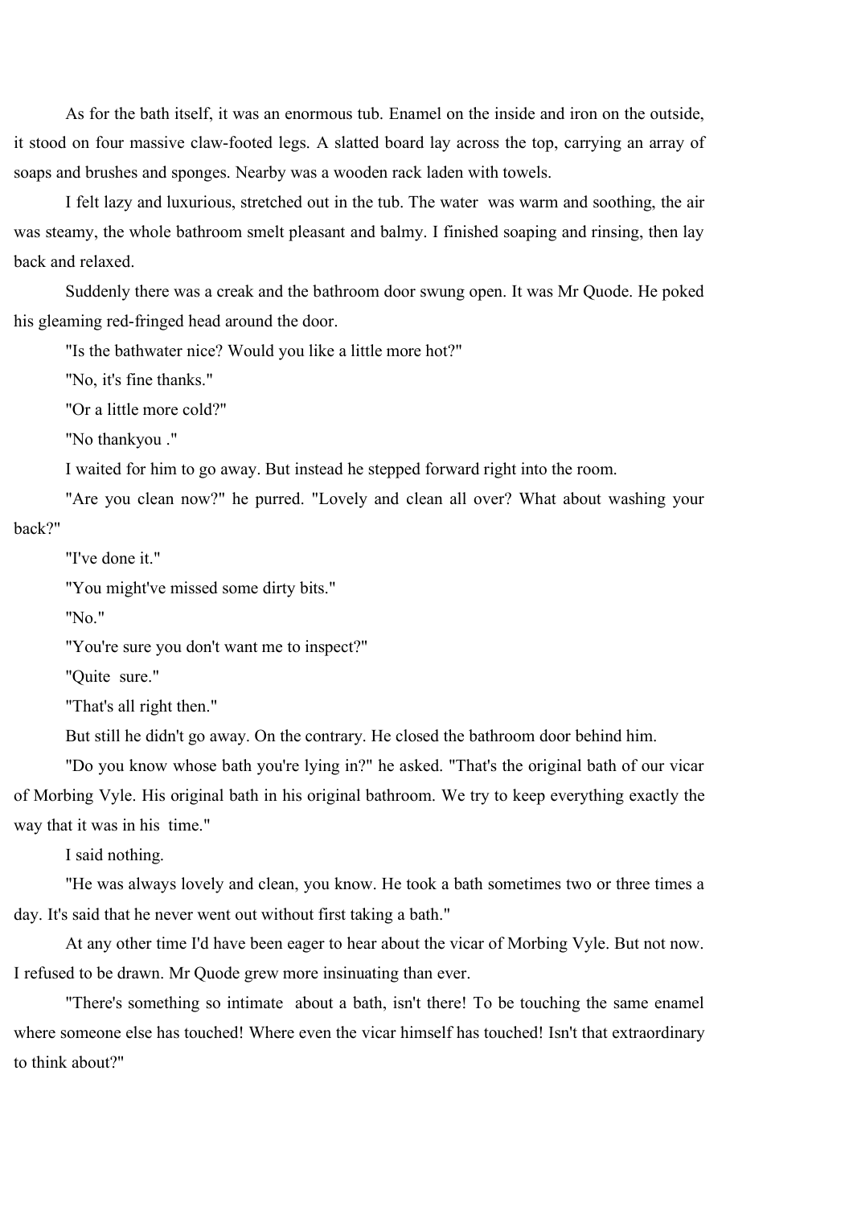As for the bath itself, it was an enormous tub. Enamel on the inside and iron on the outside, it stood on four massive claw-footed legs. A slatted board lay across the top, carrying an array of soaps and brushes and sponges. Nearby was a wooden rack laden with towels.

I felt lazy and luxurious, stretched out in the tub. The water was warm and soothing, the air was steamy, the whole bathroom smelt pleasant and balmy. I finished soaping and rinsing, then lay back and relaxed.

Suddenly there was a creak and the bathroom door swung open. It was Mr Quode. He poked his gleaming red-fringed head around the door.

"Is the bathwater nice? Would you like a little more hot?"

"No, it's fine thanks."

"Or a little more cold?"

"No thankyou ."

I waited for him to go away. But instead he stepped forward right into the room.

"Are you clean now?" he purred. "Lovely and clean all over? What about washing your back?"

"I've done it."

"You might've missed some dirty bits."

"No."

"You're sure you don't want me to inspect?"

"Quite sure."

"That's all right then."

But still he didn't go away. On the contrary. He closed the bathroom door behind him.

"Do you know whose bath you're lying in?" he asked. "That's the original bath of our vicar of Morbing Vyle. His original bath in his original bathroom. We try to keep everything exactly the way that it was in his time."

I said nothing.

"He was always lovely and clean, you know. He took a bath sometimes two or three times a day. It's said that he never went out without first taking a bath."

At any other time I'd have been eager to hear about the vicar of Morbing Vyle. But not now. I refused to be drawn. Mr Quode grew more insinuating than ever.

"There's something so intimate about a bath, isn't there! To be touching the same enamel where someone else has touched! Where even the vicar himself has touched! Isn't that extraordinary to think about?"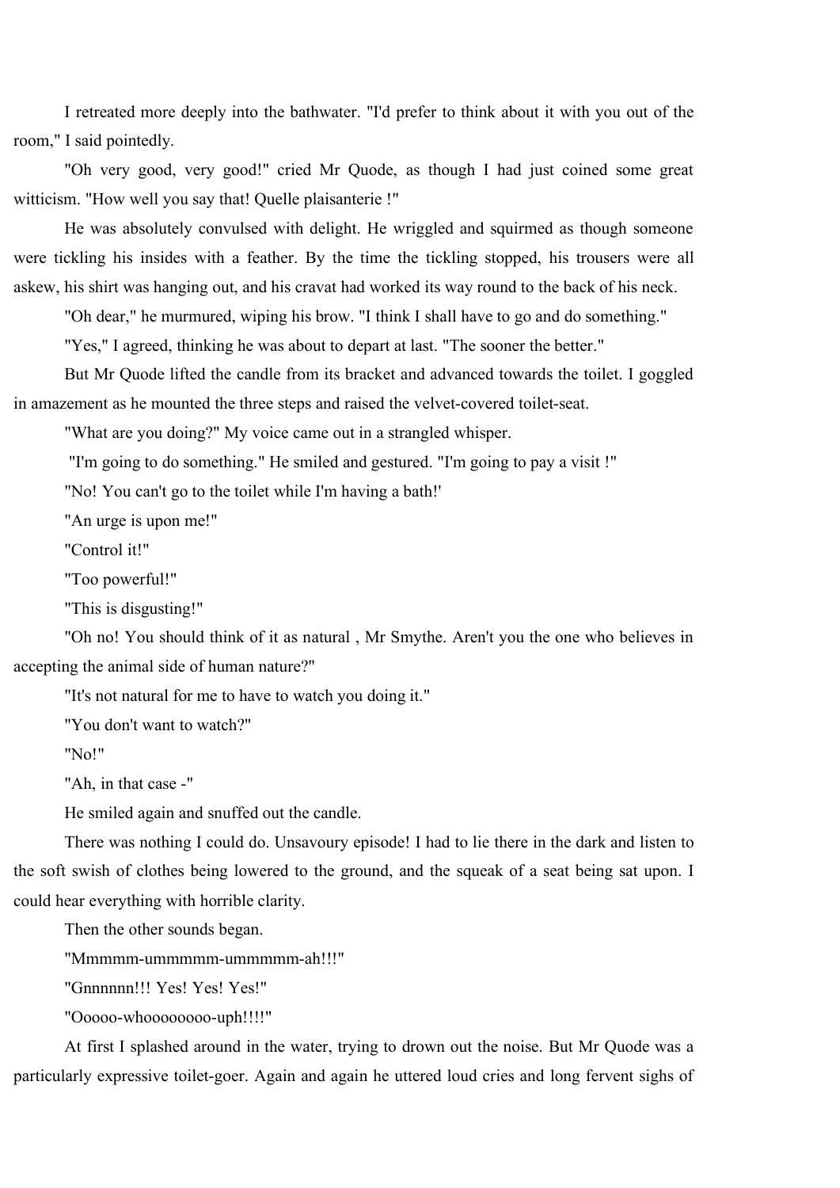I retreated more deeply into the bathwater. "I'd prefer to think about it with you out of the room," I said pointedly.

"Oh very good, very good!" cried Mr Quode, as though I had just coined some great witticism. "How well you say that! Quelle plaisanterie !"

He was absolutely convulsed with delight. He wriggled and squirmed as though someone were tickling his insides with a feather. By the time the tickling stopped, his trousers were all askew, his shirt was hanging out, and his cravat had worked its way round to the back of his neck.

"Oh dear," he murmured, wiping his brow. "I think I shall have to go and do something."

"Yes," I agreed, thinking he was about to depart at last. "The sooner the better."

But Mr Quode lifted the candle from its bracket and advanced towards the toilet. I goggled in amazement as he mounted the three steps and raised the velvet-covered toilet-seat.

"What are you doing?" My voice came out in a strangled whisper.

"I'm going to do something." He smiled and gestured. "I'm going to pay a visit !"

"No! You can't go to the toilet while I'm having a bath!'

"An urge is upon me!"

"Control it!"

"Too powerful!"

"This is disgusting!"

"Oh no! You should think of it as natural , Mr Smythe. Aren't you the one who believes in accepting the animal side of human nature?"

"It's not natural for me to have to watch you doing it."

"You don't want to watch?"

"No!"

"Ah, in that case -"

He smiled again and snuffed out the candle.

There was nothing I could do. Unsavoury episode! I had to lie there in the dark and listen to the soft swish of clothes being lowered to the ground, and the squeak of a seat being sat upon. I could hear everything with horrible clarity.

Then the other sounds began.

"Mmmmm-ummmmm-ummmmm-ah!!!"

"Gnnnnnn!!! Yes! Yes! Yes!"

"Ooooo-whoooooooo-uph!!!!"

At first I splashed around in the water, trying to drown out the noise. But Mr Quode was a particularly expressive toilet-goer. Again and again he uttered loud cries and long fervent sighs of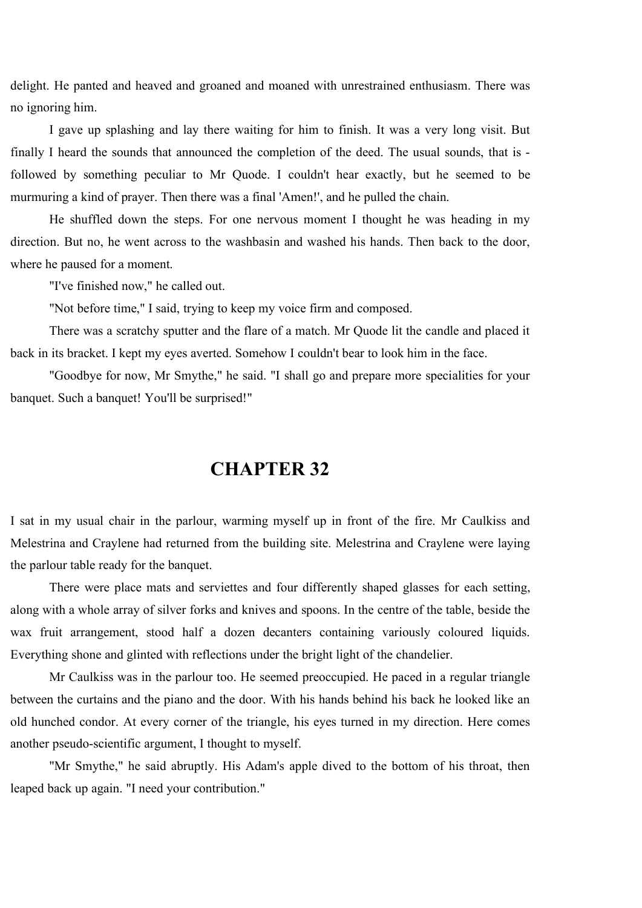delight. He panted and heaved and groaned and moaned with unrestrained enthusiasm. There was no ignoring him.

I gave up splashing and lay there waiting for him to finish. It was a very long visit. But finally I heard the sounds that announced the completion of the deed. The usual sounds, that is - followed by something peculiar to Mr Quode. I couldn't hear exactly, but he seemed to be murmuring a kind of prayer. Then there was a final 'Amen!', and he pulled the chain.

He shuffled down the steps. For one nervous moment I thought he was heading in my direction. But no, he went across to the washbasin and washed his hands. Then back to the door, where he paused for a moment.

"I've finished now," he called out.

"Not before time," I said, trying to keep my voice firm and composed.

There was a scratchy sputter and the flare of a match. Mr Quode lit the candle and placed it back in its bracket. I kept my eyes averted. Somehow I couldn't bear to look him in the face.

"Goodbye for now, Mr Smythe," he said. "I shall go and prepare more specialities for your banquet. Such a banquet! You'll be surprised!"

## CHAPTER 32

I sat in my usual chair in the parlour, warming myself up in front of the fire. Mr Caulkiss and Melestrina and Craylene had returned from the building site. Melestrina and Craylene were laying the parlour table ready for the banquet.

There were place mats and serviettes and four differently shaped glasses for each setting, along with a whole array of silver forks and knives and spoons. In the centre of the table, beside the wax fruit arrangement, stood half a dozen decanters containing variously coloured liquids. Everything shone and glinted with reflections under the bright light of the chandelier.

Mr Caulkiss was in the parlour too. He seemed preoccupied. He paced in a regular triangle between the curtains and the piano and the door. With his hands behind his back he looked like an old hunched condor. At every corner of the triangle, his eyes turned in my direction. Here comes another pseudo-scientific argument, I thought to myself.

"Mr Smythe," he said abruptly. His Adam's apple dived to the bottom of his throat, then leaped back up again. "I need your contribution."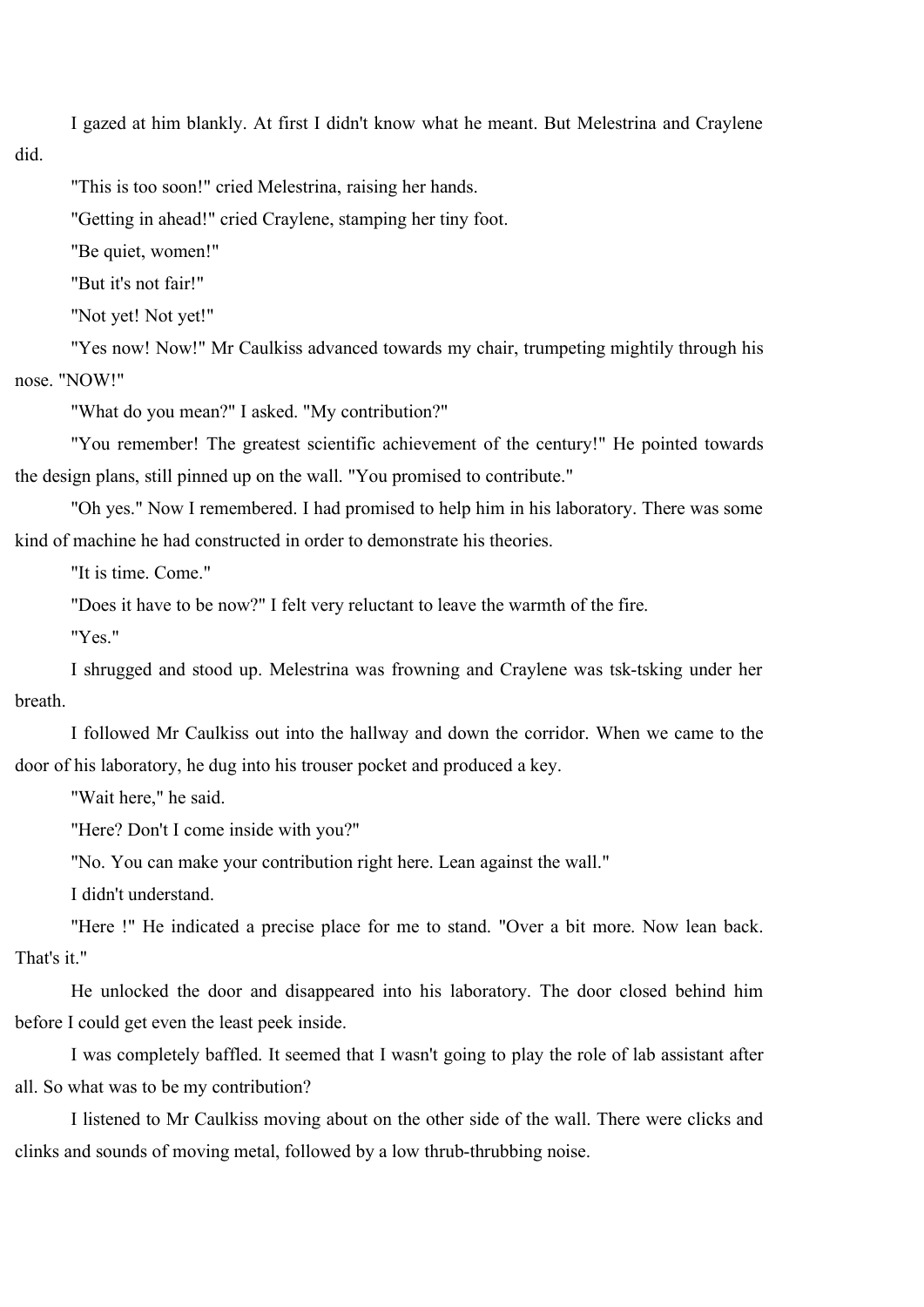I gazed at him blankly. At first I didn't know what he meant. But Melestrina and Craylene did.

"This is too soon!" cried Melestrina, raising her hands.

"Getting in ahead!" cried Craylene, stamping her tiny foot.

"Be quiet, women!"

"But it's not fair!"

"Not yet! Not yet!"

"Yes now! Now!" Mr Caulkiss advanced towards my chair, trumpeting mightily through his nose. "NOW!"

"What do you mean?" I asked. "My contribution?"

"You remember! The greatest scientific achievement of the century!" He pointed towards the design plans, still pinned up on the wall. "You promised to contribute."

"Oh yes." Now I remembered. I had promised to help him in his laboratory. There was some kind of machine he had constructed in order to demonstrate his theories.

"It is time. Come."

"Does it have to be now?" I felt very reluctant to leave the warmth of the fire.

"Yes."

I shrugged and stood up. Melestrina was frowning and Craylene was tsk-tsking under her breath.

I followed Mr Caulkiss out into the hallway and down the corridor. When we came to the door of his laboratory, he dug into his trouser pocket and produced a key.

"Wait here," he said.

"Here? Don't I come inside with you?"

"No. You can make your contribution right here. Lean against the wall."

I didn't understand.

"Here !" He indicated a precise place for me to stand. "Over a bit more. Now lean back. That's it."

He unlocked the door and disappeared into his laboratory. The door closed behind him before I could get even the least peek inside.

I was completely baffled. It seemed that I wasn't going to play the role of lab assistant after all. So what was to be my contribution?

I listened to Mr Caulkiss moving about on the other side of the wall. There were clicks and clinks and sounds of moving metal, followed by a low thrub-thrubbing noise.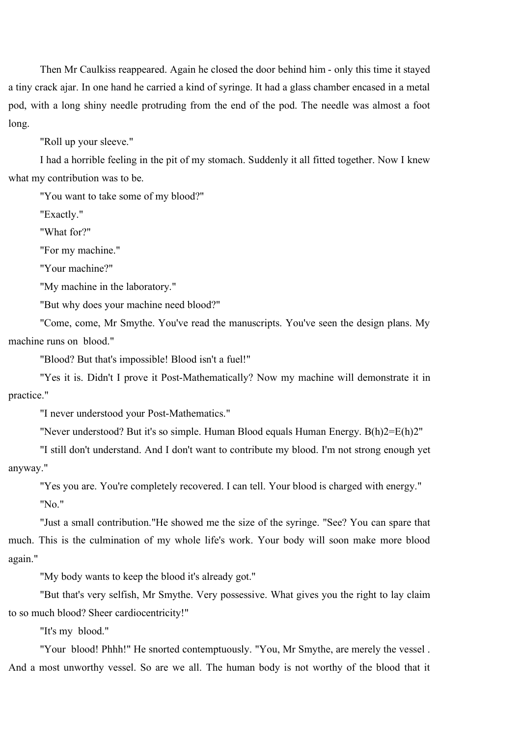Then Mr Caulkiss reappeared. Again he closed the door behind him - only this time it stayed a tiny crack ajar. In one hand he carried a kind of syringe. It had a glass chamber encased in a metal pod, with a long shiny needle protruding from the end of the pod. The needle was almost a foot long.

"Roll up your sleeve."

I had a horrible feeling in the pit of my stomach. Suddenly it all fitted together. Now I knew what my contribution was to be.

"You want to take some of my blood?"

"Exactly."

"What for?"

"For my machine."

"Your machine?"

"My machine in the laboratory."

"But why does your machine need blood?"

"Come, come, Mr Smythe. You've read the manuscripts. You've seen the design plans. My machine runs on *blood*."

"Blood? But that's impossible! Blood isn't a fuel!"

"Yes it is. Didn't I prove it Post-Mathematically? Now my machine will demonstrate it in practice."

"I never understood your Post-Mathematics."

"Never understood? But it's so simple. Human Blood equals Human Energy. B(h)2=E(h)2"

"I still don't understand. And I don't want to contribute my blood. I'm not strong enough yet anyway."

"Yes you are. You're completely recovered. I can tell. Your blood is charged with energy."

"No."

"Just a small contribution."He showed me the size of the syringe. "See? You can spare that much. This is the culmination of my whole life's work. Your body will soon make more blood again."

"My body wants to keep the blood it's already got."

"But that's very selfish, Mr Smythe. Very possessive. What gives you the right to lay claim to so much blood? Sheer cardiocentricity!"

"It's *my* blood."

"*Your* blood! Phhh!" He snorted contemptuously. "You, Mr Smythe, are merely the *vessel*. And a most unworthy vessel. So are we all. The human body is not worthy of the blood that it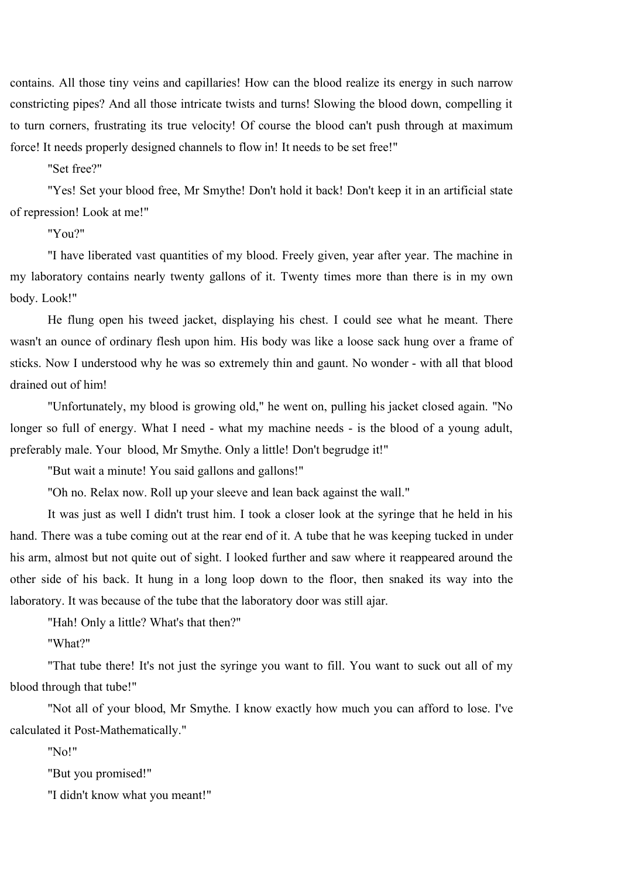contains. All those tiny veins and capillaries! How can the blood realize its energy in such narrow constricting pipes? And all those intricate twists and turns! Slowing the blood down, compelling it to turn corners, frustrating its true velocity! Of course the blood can't push through at maximum force! It needs properly designed channels to flow in! It needs to be set free!"

"Set free?"

"Yes! Set your blood free, Mr Smythe! Don't hold it back! Don't keep it in an artificial state of repression! Look at me!"

"You?"

"I have liberated vast quantities of my blood. Freely given, year after year. The machine in my laboratory contains nearly twenty gallons of it. Twenty times more than there is in my own body. Look!"

He flung open his tweed jacket, displaying his chest. I could see what he meant. There wasn't an ounce of ordinary flesh upon him. His body was like a loose sack hung over a frame of sticks. Now I understood why he was so extremely thin and gaunt. No wonder - with all that blood drained out of him!

"Unfortunately, my blood is growing old," he went on, pulling his jacket closed again. "No longer so full of energy. What I need - what my machine needs - is the blood of a young adult, preferably male. Your blood, Mr Smythe. Only a little! Don't begrudge it!"

"But wait a minute! You said gallons and gallons!"

"Oh no. Relax now. Roll up your sleeve and lean back against the wall."

It was just as well I didn't trust him. I took a closer look at the syringe that he held in his hand. There was a tube coming out at the rear end of it. A tube that he was keeping tucked in under his arm, almost but not quite out of sight. I looked further and saw where it reappeared around the other side of his back. It hung in a long loop down to the floor, then snaked its way into the laboratory. It was because of the tube that the laboratory door was still ajar.

"Hah! Only a little? What's that then?"

"What?"

"That tube there! It's not just the syringe you want to fill. You want to suck out all of my blood through that tube!"

"Not all of your blood, Mr Smythe. I know exactly how much you can afford to lose. I've calculated it Post-Mathematically."

"No!"

"But you promised!"

"I didn't know what you meant!"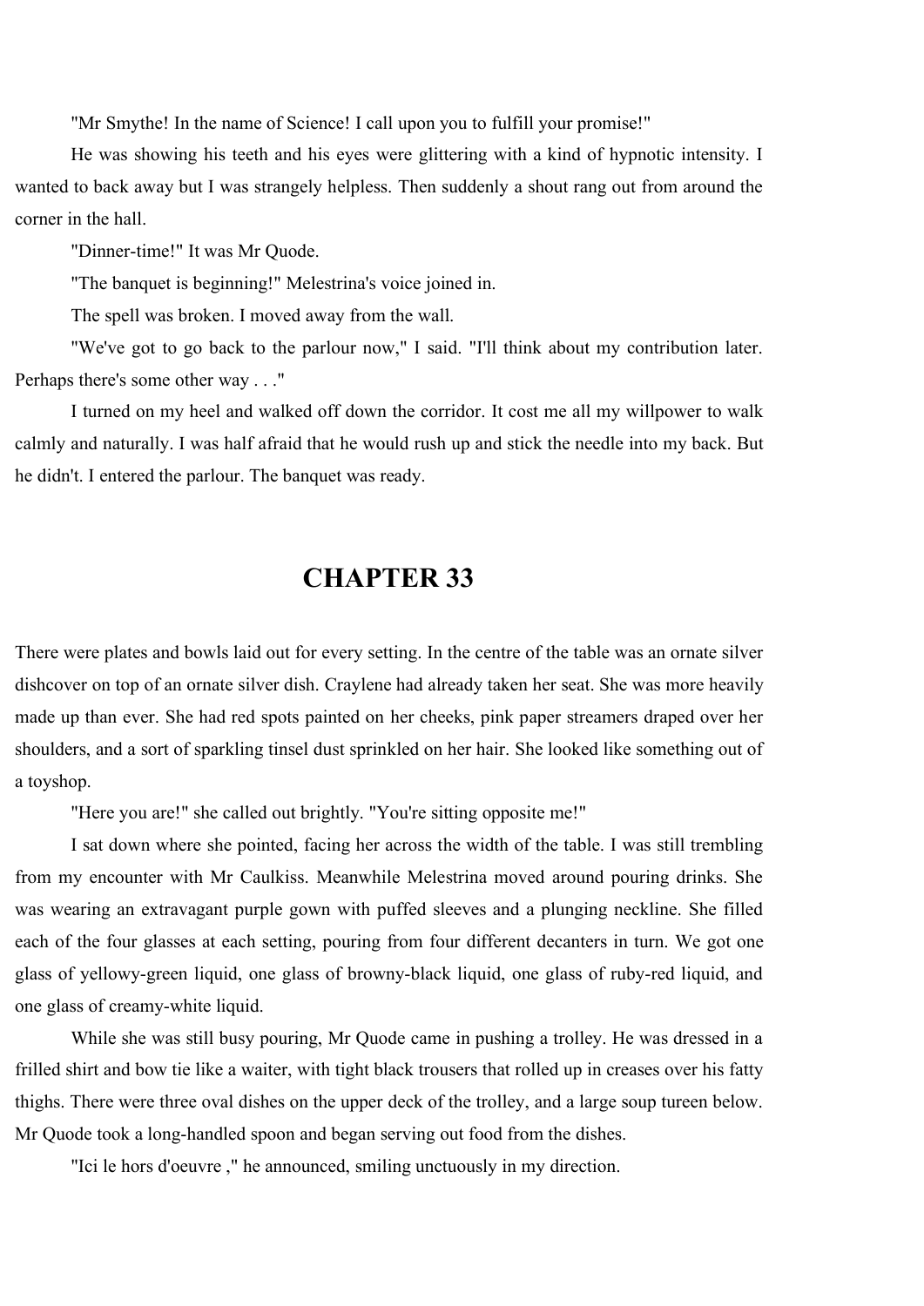"Mr Smythe! In the name of Science! I call upon you to fulfill your promise!"

He was showing his teeth and his eyes were glittering with a kind of hypnotic intensity. I wanted to back away but I was strangely helpless. Then suddenly a shout rang out from around the corner in the hall.

"Dinner-time!" It was Mr Quode.

"The banquet is beginning!" Melestrina's voice joined in.

The spell was broken. I moved away from the wall.

"We've got to go back to the parlour now," I said. "I'll think about my contribution later. Perhaps there's some other way . . ."

I turned on my heel and walked off down the corridor. It cost me all my willpower to walk calmly and naturally. I was half afraid that he would rush up and stick the needle into my back. But he didn't. I entered the parlour. The banquet was ready.

## CHAPTER 33

There were plates and bowls laid out for every setting. In the centre of the table was an ornate silver dishcover on top of an ornate silver dish. Craylene had already taken her seat. She was more heavily made up than ever. She had red spots painted on her cheeks, pink paper streamers draped over her shoulders, and a sort of sparkling tinsel dust sprinkled on her hair. She looked like something out of a toyshop.

"Here you are!" she called out brightly. "You're sitting opposite me!"

I sat down where she pointed, facing her across the width of the table. I was still trembling from my encounter with Mr Caulkiss. Meanwhile Melestrina moved around pouring drinks. She was wearing an extravagant purple gown with puffed sleeves and a plunging neckline. She filled each of the four glasses at each setting, pouring from four different decanters in turn. We got one glass of yellowy-green liquid, one glass of browny-black liquid, one glass of ruby-red liquid, and one glass of creamy-white liquid.

While she was still busy pouring, Mr Quode came in pushing a trolley. He was dressed in a frilled shirt and bow tie like a waiter, with tight black trousers that rolled up in creases over his fatty thighs. There were three oval dishes on the upper deck of the trolley, and a large soup tureen below. Mr Quode took a long-handled spoon and began serving out food from the dishes.

"Ici le hors d'oeuvre ," he announced, smiling unctuously in my direction.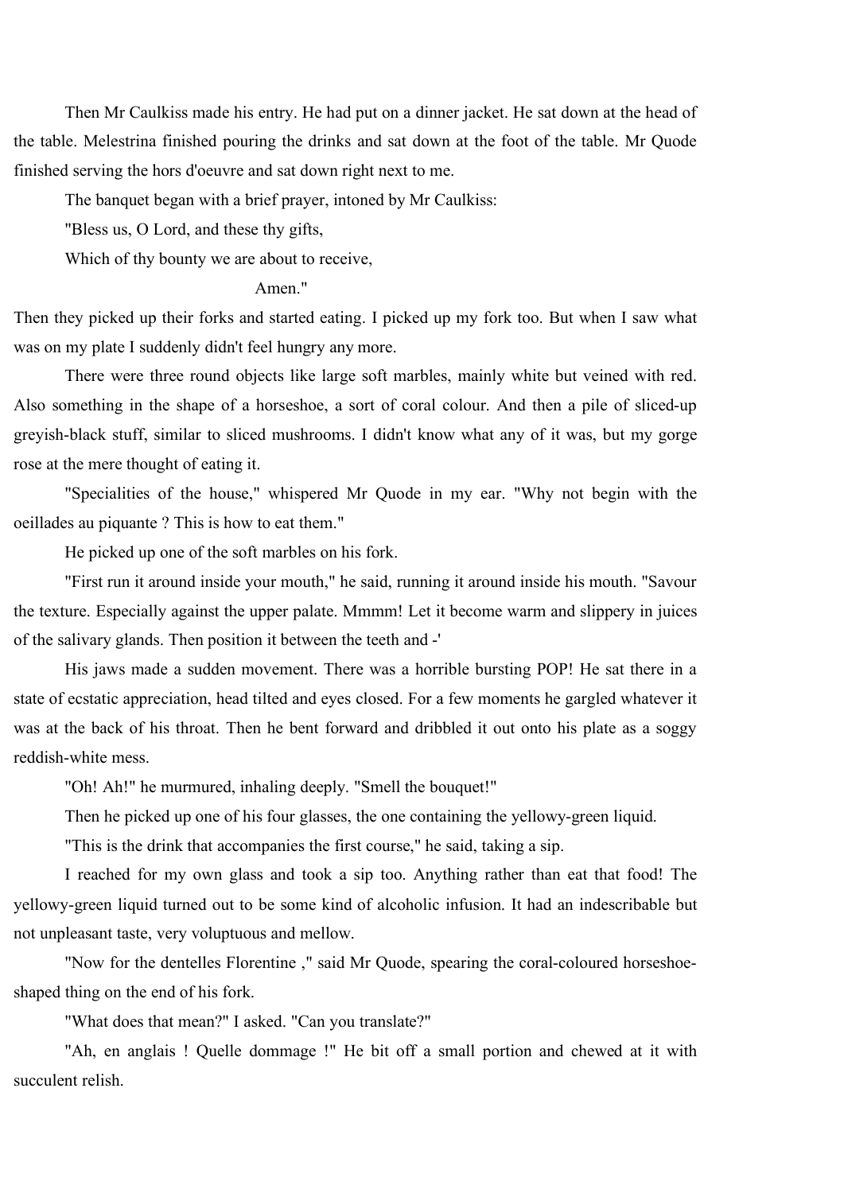Then Mr Caulkiss made his entry. He had put on a dinner jacket. He sat down at the head of the table. Melestrina finished pouring the drinks and sat down at the foot of the table. Mr Quode finished serving the hors d'oeuvre and sat down right next to me.

The banquet began with a brief prayer, intoned by Mr Caulkiss:

"Bless us, O Lord, and these thy gifts,

Which of thy bounty we are about to receive,

Amen."

Then they picked up their forks and started eating. I picked up my fork too. But when I saw what was on my plate I suddenly didn't feel hungry any more.

There were three round objects like large soft marbles, mainly white but veined with red. Also something in the shape of a horseshoe, a sort of coral colour. And then a pile of sliced-up greyish-black stuff, similar to sliced mushrooms. I didn't know what any of it was, but my gorge rose at the mere thought of eating it.

"Specialities of the house," whispered Mr Quode in my ear. "Why not begin with the oeillades au piquante ? This is how to eat them."

He picked up one of the soft marbles on his fork.

"First run it around inside your mouth," he said, running it around inside his mouth. "Savour the texture. Especially against the upper palate. Mmmm! Let it become warm and slippery in juices of the salivary glands. Then position it between the teeth and -'

His jaws made a sudden movement. There was a horrible bursting POP! He sat there in a state of ecstatic appreciation, head tilted and eyes closed. For a few moments he gargled whatever it was at the back of his throat. Then he bent forward and dribbled it out onto his plate as a soggy reddish-white mess.

"Oh! Ah!" he murmured, inhaling deeply. "Smell the bouquet!"

Then he picked up one of his four glasses, the one containing the yellowy-green liquid.

"This is the drink that accompanies the first course," he said, taking a sip.

I reached for my own glass and took a sip too. Anything rather than eat that food! The yellowy-green liquid turned out to be some kind of alcoholic infusion. It had an indescribable but not unpleasant taste, very voluptuous and mellow.

"Now for the dentelles Florentine ," said Mr Quode, spearing the coral-coloured horseshoe-shaped thing on the end of his fork.

"What does that mean?" I asked. "Can you translate?"

"Ah, en anglais ! Quelle dommage !" He bit off a small portion and chewed at it with succulent relish.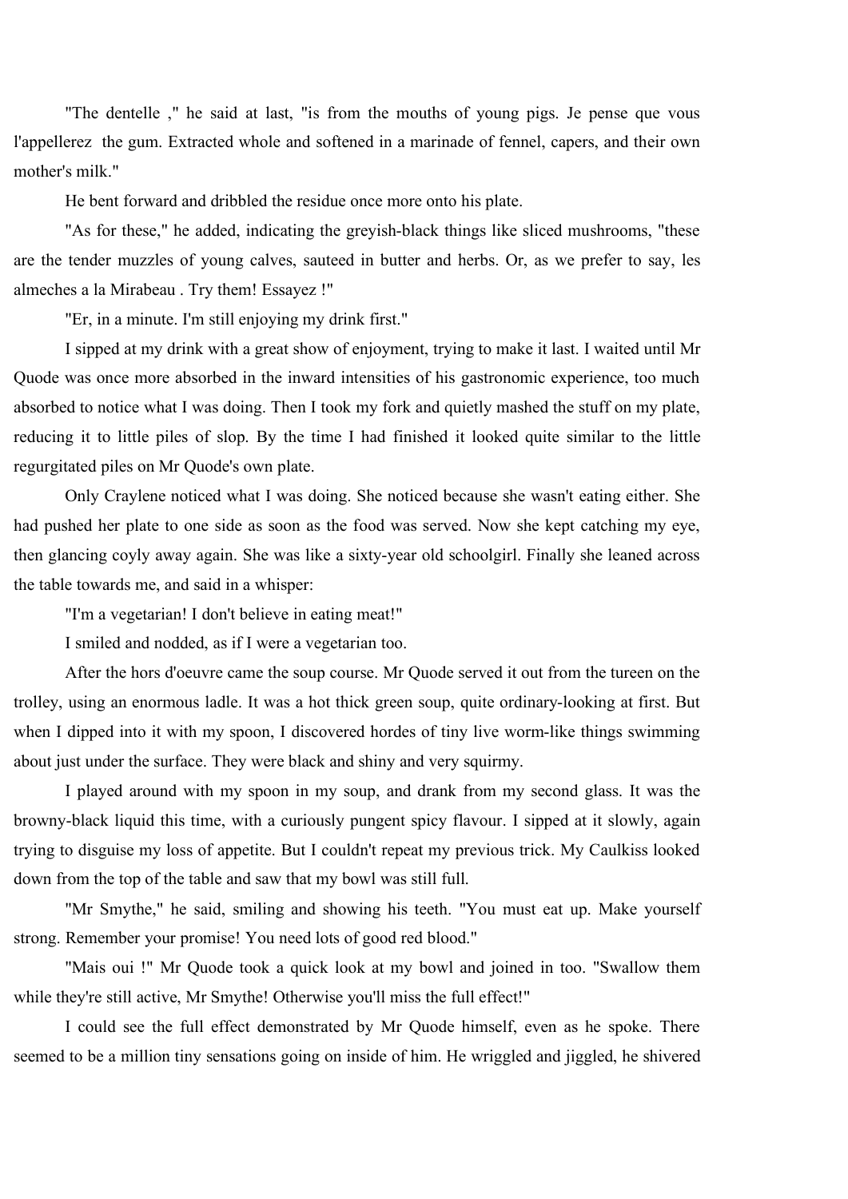"The dentelle ," he said at last, "is from the mouths of young pigs. Je pense que vous l'appellerez  the gum. Extracted whole and softened in a marinade of fennel, capers, and their own mother's milk."

He bent forward and dribbled the residue once more onto his plate.

"As for these," he added, indicating the greyish-black things like sliced mushrooms, "these are the tender muzzles of young calves, sauteed in butter and herbs. Or, as we prefer to say, les almeches a la Mirabeau . Try them! Essayez !"

"Er, in a minute. I'm still enjoying my drink first."

I sipped at my drink with a great show of enjoyment, trying to make it last. I waited until Mr Quode was once more absorbed in the inward intensities of his gastronomic experience, too much absorbed to notice what I was doing. Then I took my fork and quietly mashed the stuff on my plate, reducing it to little piles of slop. By the time I had finished it looked quite similar to the little regurgitated piles on Mr Quode's own plate.

Only Craylene noticed what I was doing. She noticed because she wasn't eating either. She had pushed her plate to one side as soon as the food was served. Now she kept catching my eye, then glancing coyly away again. She was like a sixty-year old schoolgirl. Finally she leaned across the table towards me, and said in a whisper:

"I'm a vegetarian! I don't believe in eating meat!"

I smiled and nodded, as if I were a vegetarian too.

After the hors d'oeuvre came the soup course. Mr Quode served it out from the tureen on the trolley, using an enormous ladle. It was a hot thick green soup, quite ordinary-looking at first. But when I dipped into it with my spoon, I discovered hordes of tiny live worm-like things swimming about just under the surface. They were black and shiny and very squirmy.

I played around with my spoon in my soup, and drank from my second glass. It was the browny-black liquid this time, with a curiously pungent spicy flavour. I sipped at it slowly, again trying to disguise my loss of appetite. But I couldn't repeat my previous trick. My Caulkiss looked down from the top of the table and saw that my bowl was still full.

"Mr Smythe," he said, smiling and showing his teeth. "You must eat up. Make yourself strong. Remember your promise! You need lots of good red blood."

"Mais oui !" Mr Quode took a quick look at my bowl and joined in too. "Swallow them while they're still active, Mr Smythe! Otherwise you'll miss the full effect!"

I could see the full effect demonstrated by Mr Quode himself, even as he spoke. There seemed to be a million tiny sensations going on inside of him. He wriggled and jiggled, he shivered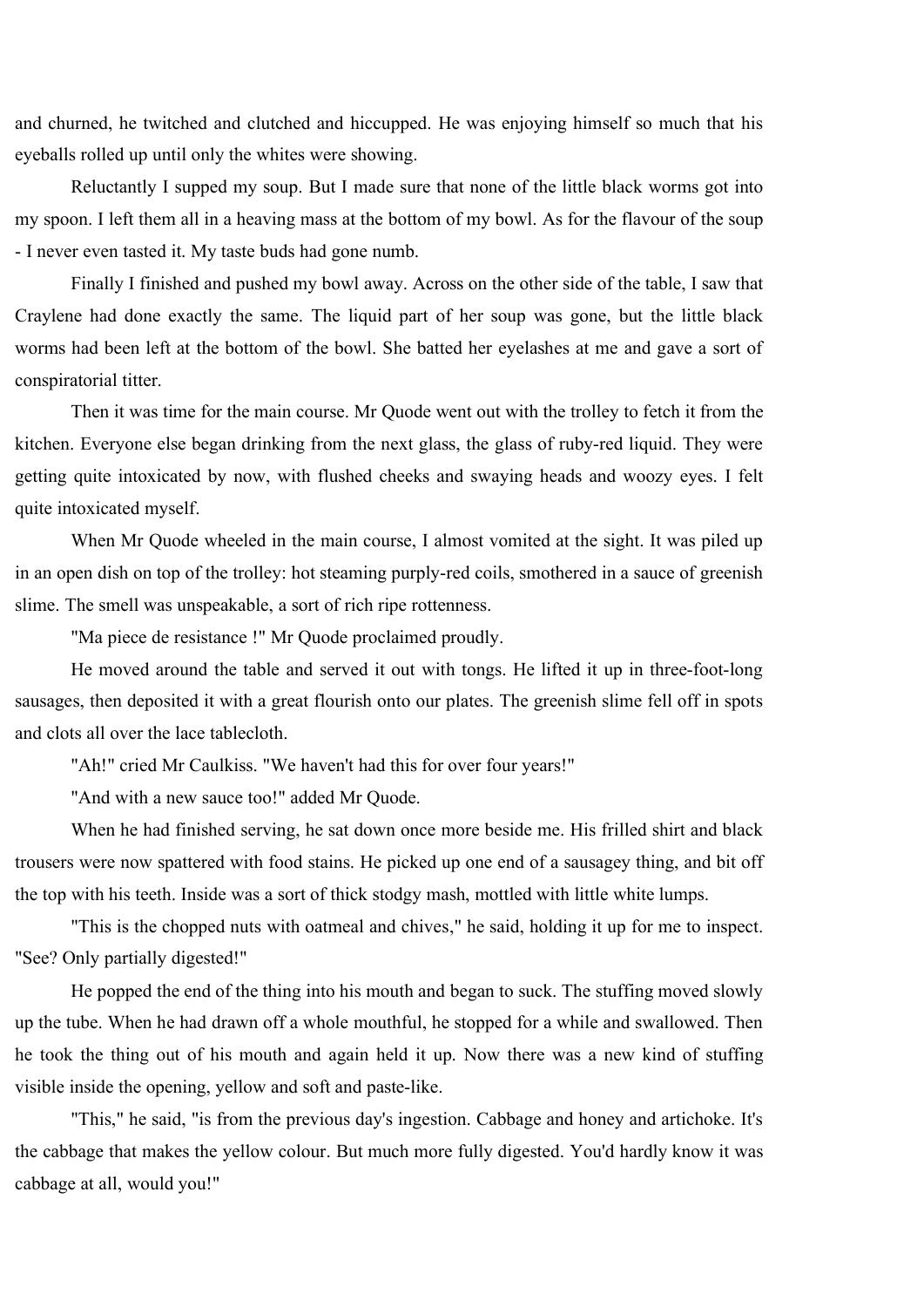and churned, he twitched and clutched and hiccupped. He was enjoying himself so much that his eyeballs rolled up until only the whites were showing.

Reluctantly I supped my soup. But I made sure that none of the little black worms got into my spoon. I left them all in a heaving mass at the bottom of my bowl. As for the flavour of the soup - I never even tasted it. My taste buds had gone numb.

Finally I finished and pushed my bowl away. Across on the other side of the table, I saw that Craylene had done exactly the same. The liquid part of her soup was gone, but the little black worms had been left at the bottom of the bowl. She batted her eyelashes at me and gave a sort of conspiratorial titter.

Then it was time for the main course. Mr Quode went out with the trolley to fetch it from the kitchen. Everyone else began drinking from the next glass, the glass of ruby-red liquid. They were getting quite intoxicated by now, with flushed cheeks and swaying heads and woozy eyes. I felt quite intoxicated myself.

When Mr Quode wheeled in the main course, I almost vomited at the sight. It was piled up in an open dish on top of the trolley: hot steaming purply-red coils, smothered in a sauce of greenish slime. The smell was unspeakable, a sort of rich ripe rottenness.

"Ma piece de resistance !" Mr Quode proclaimed proudly.

He moved around the table and served it out with tongs. He lifted it up in three-foot-long sausages, then deposited it with a great flourish onto our plates. The greenish slime fell off in spots and clots all over the lace tablecloth.

"Ah!" cried Mr Caulkiss. "We haven't had this for over four years!"

"And with a new sauce too!" added Mr Quode.

When he had finished serving, he sat down once more beside me. His frilled shirt and black trousers were now spattered with food stains. He picked up one end of a sausagey thing, and bit off the top with his teeth. Inside was a sort of thick stodgy mash, mottled with little white lumps.

"This is the chopped nuts with oatmeal and chives," he said, holding it up for me to inspect. "See? Only partially digested!"

He popped the end of the thing into his mouth and began to suck. The stuffing moved slowly up the tube. When he had drawn off a whole mouthful, he stopped for a while and swallowed. Then he took the thing out of his mouth and again held it up. Now there was a new kind of stuffing visible inside the opening, yellow and soft and paste-like.

"This," he said, "is from the previous day's ingestion. Cabbage and honey and artichoke. It's the cabbage that makes the yellow colour. But much more fully digested. You'd hardly know it was cabbage at all, would you!"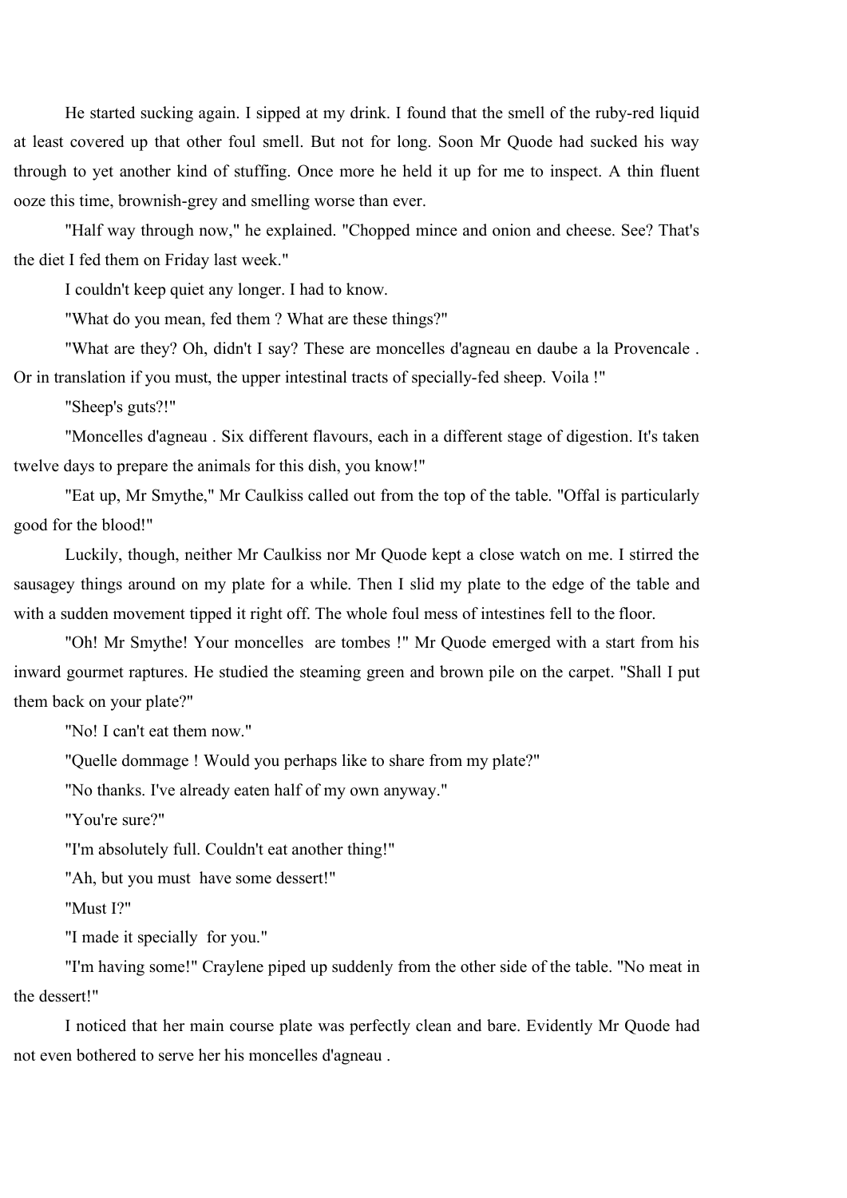He started sucking again. I sipped at my drink. I found that the smell of the ruby-red liquid at least covered up that other foul smell. But not for long. Soon Mr Quode had sucked his way through to yet another kind of stuffing. Once more he held it up for me to inspect. A thin fluent ooze this time, brownish-grey and smelling worse than ever.

"Half way through now," he explained. "Chopped mince and onion and cheese. See? That's the diet I fed them on Friday last week."

I couldn't keep quiet any longer. I had to know.

"What do you mean, fed them ? What are these things?"

"What are they? Oh, didn't I say? These are moncelles d'agneau en daube a la Provencale . Or in translation if you must, the upper intestinal tracts of specially-fed sheep. Voila !"

"Sheep's guts?!"

"Moncelles d'agneau . Six different flavours, each in a different stage of digestion. It's taken twelve days to prepare the animals for this dish, you know!"

"Eat up, Mr Smythe," Mr Caulkiss called out from the top of the table. "Offal is particularly good for the blood!"

Luckily, though, neither Mr Caulkiss nor Mr Quode kept a close watch on me. I stirred the sausagey things around on my plate for a while. Then I slid my plate to the edge of the table and with a sudden movement tipped it right off. The whole foul mess of intestines fell to the floor.

"Oh! Mr Smythe! Your moncelles are tombes !" Mr Quode emerged with a start from his inward gourmet raptures. He studied the steaming green and brown pile on the carpet. "Shall I put them back on your plate?"

"No! I can't eat them now."

"Quelle dommage ! Would you perhaps like to share from my plate?"

"No thanks. I've already eaten half of my own anyway."

"You're sure?"

"I'm absolutely full. Couldn't eat another thing!"

"Ah, but you must have some dessert!"

"Must I?"

"I made it specially for you."

"I'm having some!" Craylene piped up suddenly from the other side of the table. "No meat in the dessert!"

I noticed that her main course plate was perfectly clean and bare. Evidently Mr Quode had not even bothered to serve her his moncelles d'agneau .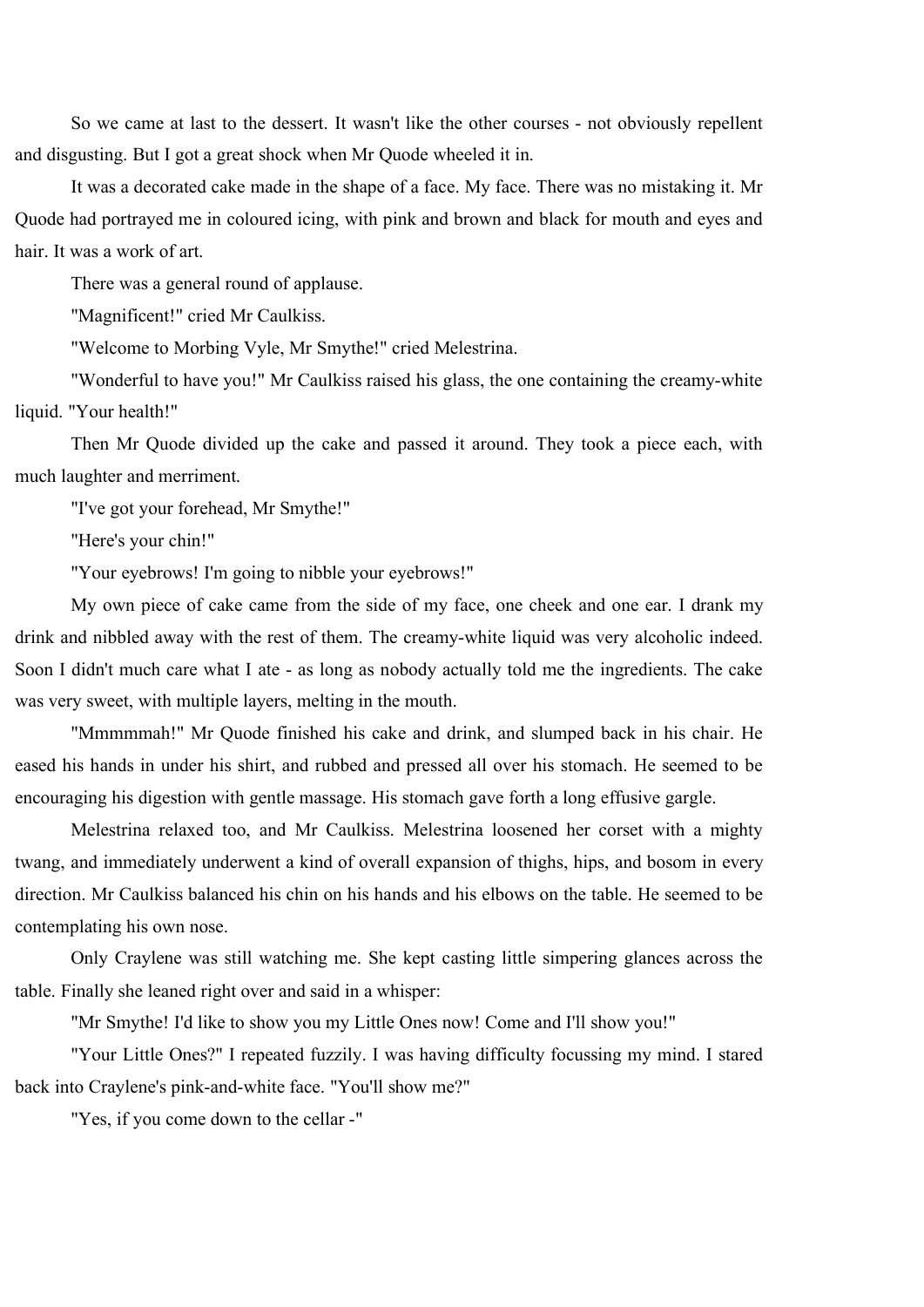So we came at last to the dessert. It wasn't like the other courses - not obviously repellent and disgusting. But I got a great shock when Mr Quode wheeled it in.

It was a decorated cake made in the shape of a face. My face. There was no mistaking it. Mr Quode had portrayed me in coloured icing, with pink and brown and black for mouth and eyes and hair. It was a work of art.

There was a general round of applause.

"Magnificent!" cried Mr Caulkiss.

"Welcome to Morbing Vyle, Mr Smythe!" cried Melestrina.

"Wonderful to have you!" Mr Caulkiss raised his glass, the one containing the creamy-white liquid. "Your health!"

Then Mr Quode divided up the cake and passed it around. They took a piece each, with much laughter and merriment.

"I've got your forehead, Mr Smythe!"

"Here's your chin!"

"Your eyebrows! I'm going to nibble your eyebrows!"

My own piece of cake came from the side of my face, one cheek and one ear. I drank my drink and nibbled away with the rest of them. The creamy-white liquid was very alcoholic indeed. Soon I didn't much care what I ate - as long as nobody actually told me the ingredients. The cake was very sweet, with multiple layers, melting in the mouth.

"Mmmmmah!" Mr Quode finished his cake and drink, and slumped back in his chair. He eased his hands in under his shirt, and rubbed and pressed all over his stomach. He seemed to be encouraging his digestion with gentle massage. His stomach gave forth a long effusive gargle.

Melestrina relaxed too, and Mr Caulkiss. Melestrina loosened her corset with a mighty twang, and immediately underwent a kind of overall expansion of thighs, hips, and bosom in every direction. Mr Caulkiss balanced his chin on his hands and his elbows on the table. He seemed to be contemplating his own nose.

Only Craylene was still watching me. She kept casting little simpering glances across the table. Finally she leaned right over and said in a whisper:

"Mr Smythe! I'd like to show you my Little Ones now! Come and I'll show you!"

"Your Little Ones?" I repeated fuzzily. I was having difficulty focussing my mind. I stared back into Craylene's pink-and-white face. "You'll show me?"

"Yes, if you come down to the cellar -"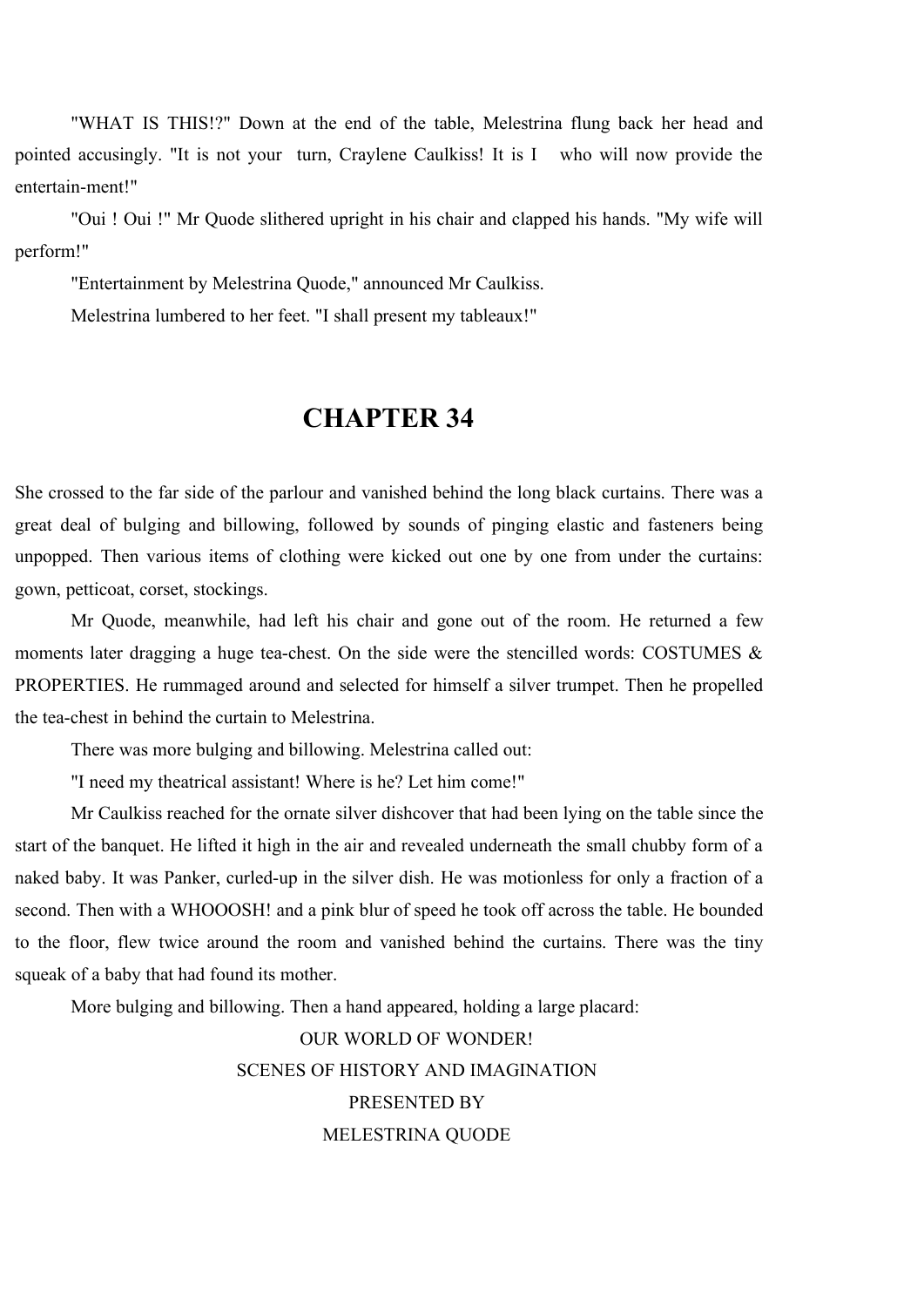"WHAT IS THIS!?" Down at the end of the table, Melestrina flung back her head and pointed accusingly. "It is not your turn, Craylene Caulkiss! It is I who will now provide the entertain-ment!"

"Oui ! Oui !" Mr Quode slithered upright in his chair and clapped his hands. "My wife will perform!"

"Entertainment by Melestrina Quode," announced Mr Caulkiss.

Melestrina lumbered to her feet. "I shall present my tableaux!"

# CHAPTER 34

She crossed to the far side of the parlour and vanished behind the long black curtains. There was a great deal of bulging and billowing, followed by sounds of pinging elastic and fasteners being unpopped. Then various items of clothing were kicked out one by one from under the curtains: gown, petticoat, corset, stockings.

Mr Quode, meanwhile, had left his chair and gone out of the room. He returned a few moments later dragging a huge tea-chest. On the side were the stencilled words: COSTUMES & PROPERTIES. He rummaged around and selected for himself a silver trumpet. Then he propelled the tea-chest in behind the curtain to Melestrina.

There was more bulging and billowing. Melestrina called out:

"I need my theatrical assistant! Where is he? Let him come!"

Mr Caulkiss reached for the ornate silver dishcover that had been lying on the table since the start of the banquet. He lifted it high in the air and revealed underneath the small chubby form of a naked baby. It was Panker, curled-up in the silver dish. He was motionless for only a fraction of a second. Then with a WHOOOSH! and a pink blur of speed he took off across the table. He bounded to the floor, flew twice around the room and vanished behind the curtains. There was the tiny squeak of a baby that had found its mother.

More bulging and billowing. Then a hand appeared, holding a large placard:

OUR WORLD OF WONDER!
SCENES OF HISTORY AND IMAGINATION
PRESENTED BY
MELESTRINA QUODE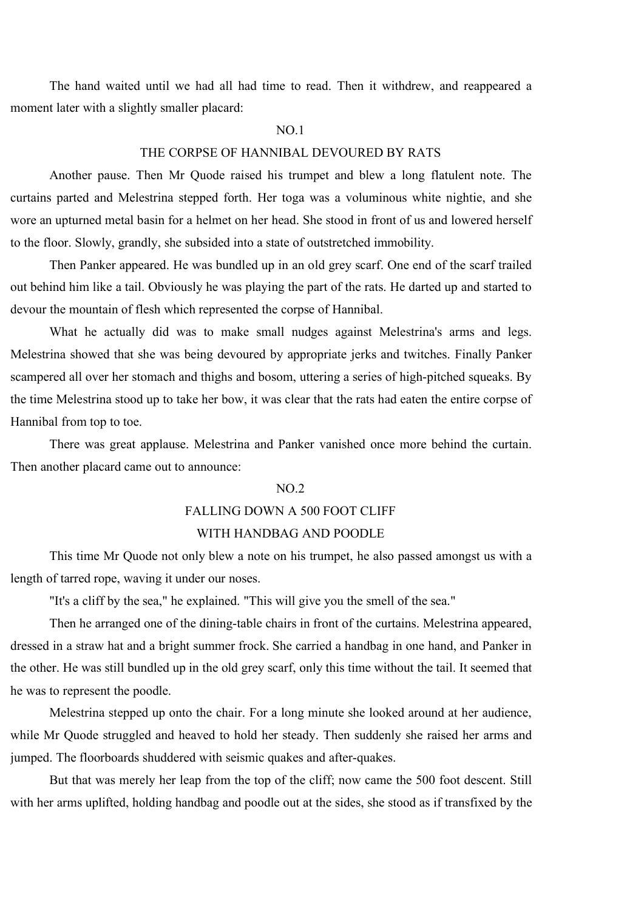The hand waited until we had all had time to read. Then it withdrew, and reappeared a moment later with a slightly smaller placard:

NO.1

THE CORPSE OF HANNIBAL DEVOURED BY RATS

Another pause. Then Mr Quode raised his trumpet and blew a long flatulent note. The curtains parted and Melestrina stepped forth. Her toga was a voluminous white nightie, and she wore an upturned metal basin for a helmet on her head. She stood in front of us and lowered herself to the floor. Slowly, grandly, she subsided into a state of outstretched immobility.

Then Panker appeared. He was bundled up in an old grey scarf. One end of the scarf trailed out behind him like a tail. Obviously he was playing the part of the rats. He darted up and started to devour the mountain of flesh which represented the corpse of Hannibal.

What he actually did was to make small nudges against Melestrina's arms and legs. Melestrina showed that she was being devoured by appropriate jerks and twitches. Finally Panker scampered all over her stomach and thighs and bosom, uttering a series of high-pitched squeaks. By the time Melestrina stood up to take her bow, it was clear that the rats had eaten the entire corpse of Hannibal from top to toe.

There was great applause. Melestrina and Panker vanished once more behind the curtain. Then another placard came out to announce:

NO.2

FALLING DOWN A 500 FOOT CLIFF

WITH HANDBAG AND POODLE

This time Mr Quode not only blew a note on his trumpet, he also passed amongst us with a length of tarred rope, waving it under our noses.

"It's a cliff by the sea," he explained. "This will give you the smell of the sea."

Then he arranged one of the dining-table chairs in front of the curtains. Melestrina appeared, dressed in a straw hat and a bright summer frock. She carried a handbag in one hand, and Panker in the other. He was still bundled up in the old grey scarf, only this time without the tail. It seemed that he was to represent the poodle.

Melestrina stepped up onto the chair. For a long minute she looked around at her audience, while Mr Quode struggled and heaved to hold her steady. Then suddenly she raised her arms and jumped. The floorboards shuddered with seismic quakes and after-quakes.

But that was merely her leap from the top of the cliff; now came the 500 foot descent. Still with her arms uplifted, holding handbag and poodle out at the sides, she stood as if transfixed by the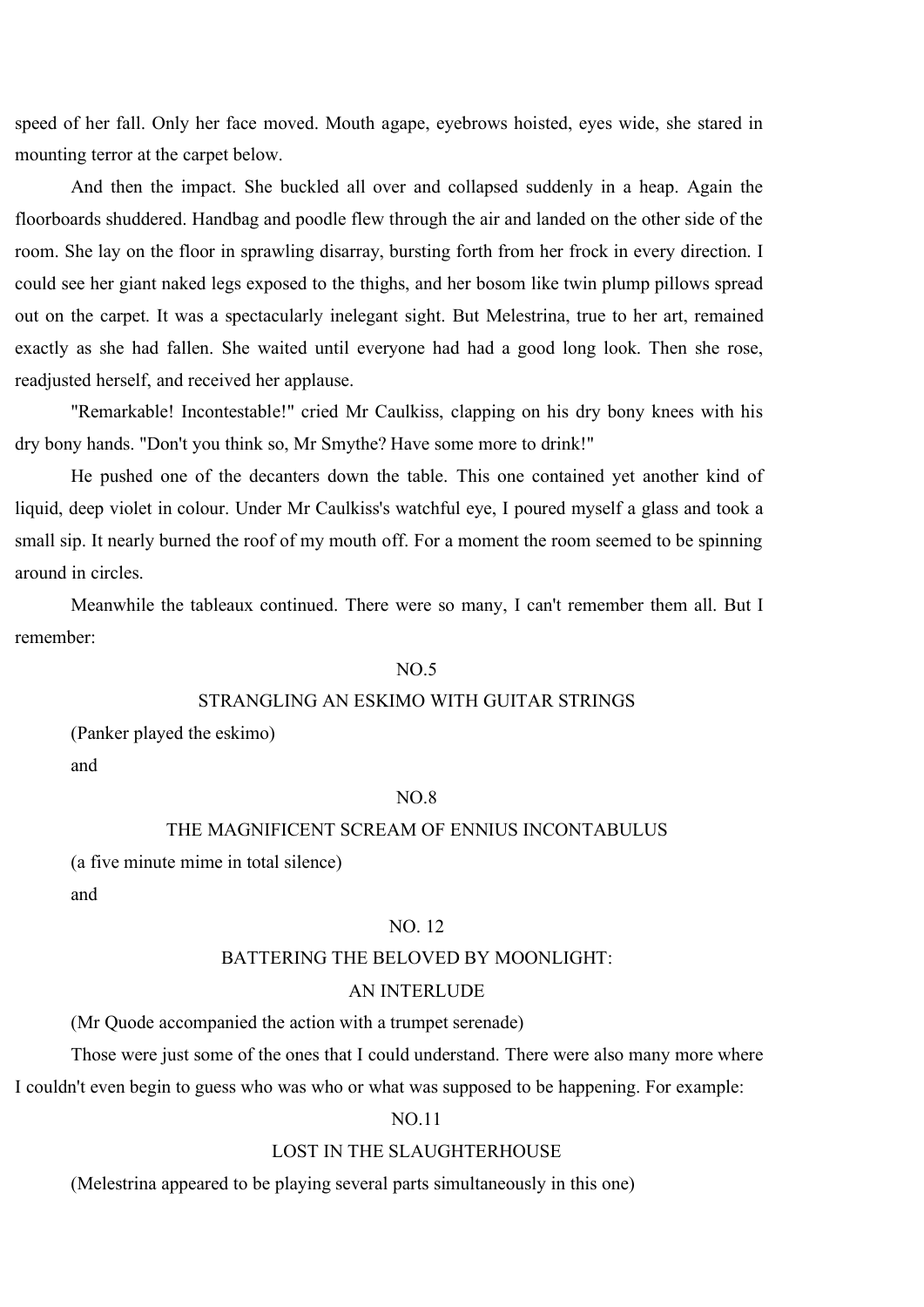speed of her fall. Only her face moved. Mouth agape, eyebrows hoisted, eyes wide, she stared in mounting terror at the carpet below.

And then the impact. She buckled all over and collapsed suddenly in a heap. Again the floorboards shuddered. Handbag and poodle flew through the air and landed on the other side of the room. She lay on the floor in sprawling disarray, bursting forth from her frock in every direction. I could see her giant naked legs exposed to the thighs, and her bosom like twin plump pillows spread out on the carpet. It was a spectacularly inelegant sight. But Melestrina, true to her art, remained exactly as she had fallen. She waited until everyone had had a good long look. Then she rose, readjusted herself, and received her applause.

"Remarkable! Incontestable!" cried Mr Caulkiss, clapping on his dry bony knees with his dry bony hands. "Don't you think so, Mr Smythe? Have some more to drink!"

He pushed one of the decanters down the table. This one contained yet another kind of liquid, deep violet in colour. Under Mr Caulkiss's watchful eye, I poured myself a glass and took a small sip. It nearly burned the roof of my mouth off. For a moment the room seemed to be spinning around in circles.

Meanwhile the tableaux continued. There were so many, I can't remember them all. But I remember:

NO.5

STRANGLING AN ESKIMO WITH GUITAR STRINGS

(Panker played the eskimo)

and

NO.8

THE MAGNIFICENT SCREAM OF ENNIUS INCONTABULUS

(a five minute mime in total silence)

and

NO. 12

BATTERING THE BELOVED BY MOONLIGHT:

AN INTERLUDE

(Mr Quode accompanied the action with a trumpet serenade)

Those were just some of the ones that I could understand. There were also many more where I couldn't even begin to guess who was who or what was supposed to be happening. For example:

NO.11

LOST IN THE SLAUGHTERHOUSE

(Melestrina appeared to be playing several parts simultaneously in this one)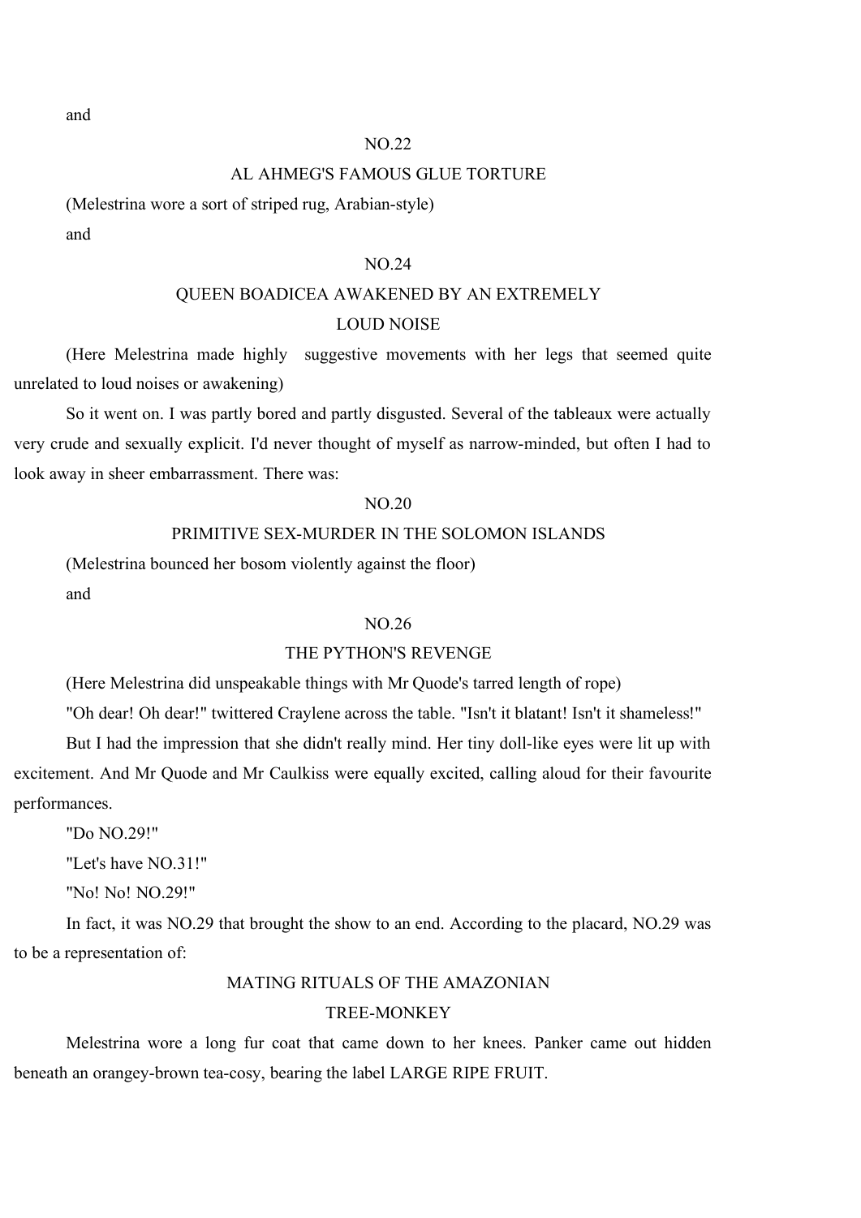and

NO.22

AL AHMEG'S FAMOUS GLUE TORTURE

(Melestrina wore a sort of striped rug, Arabian-style)

and

NO.24

QUEEN BOADICEA AWAKENED BY AN EXTREMELY LOUD NOISE

(Here Melestrina made highly suggestive movements with her legs that seemed quite unrelated to loud noises or awakening)

So it went on. I was partly bored and partly disgusted. Several of the tableaux were actually very crude and sexually explicit. I'd never thought of myself as narrow-minded, but often I had to look away in sheer embarrassment. There was:

NO.20

PRIMITIVE SEX-MURDER IN THE SOLOMON ISLANDS

(Melestrina bounced her bosom violently against the floor)

and

NO.26

THE PYTHON'S REVENGE

(Here Melestrina did unspeakable things with Mr Quode's tarred length of rope)

"Oh dear! Oh dear!" twittered Craylene across the table. "Isn't it blatant! Isn't it shameless!"

But I had the impression that she didn't really mind. Her tiny doll-like eyes were lit up with excitement. And Mr Quode and Mr Caulkiss were equally excited, calling aloud for their favourite performances.

"Do NO.29!"

"Let's have NO.31!"

"No! No! NO.29!"

In fact, it was NO.29 that brought the show to an end. According to the placard, NO.29 was to be a representation of:

MATING RITUALS OF THE AMAZONIAN TREE-MONKEY

Melestrina wore a long fur coat that came down to her knees. Panker came out hidden beneath an orangey-brown tea-cosy, bearing the label LARGE RIPE FRUIT.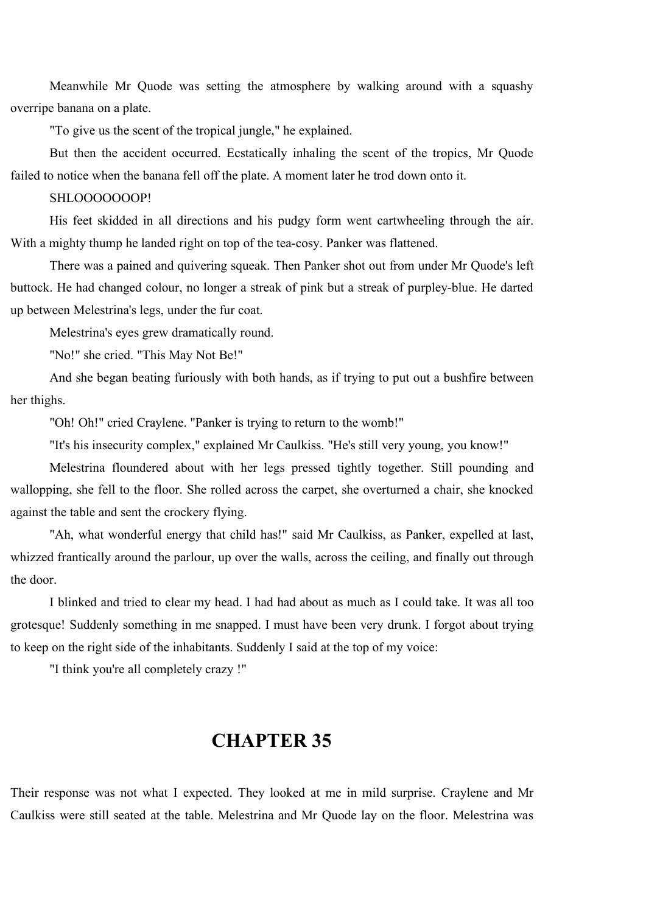Meanwhile Mr Quode was setting the atmosphere by walking around with a squashy overripe banana on a plate.

"To give us the scent of the tropical jungle," he explained.

But then the accident occurred. Ecstatically inhaling the scent of the tropics, Mr Quode failed to notice when the banana fell off the plate. A moment later he trod down onto it.

SHLOOOOOOOP!

His feet skidded in all directions and his pudgy form went cartwheeling through the air. With a mighty thump he landed right on top of the tea-cosy. Panker was flattened.

There was a pained and quivering squeak. Then Panker shot out from under Mr Quode's left buttock. He had changed colour, no longer a streak of pink but a streak of purpley-blue. He darted up between Melestrina's legs, under the fur coat.

Melestrina's eyes grew dramatically round.

"No!" she cried. "This May Not Be!"

And she began beating furiously with both hands, as if trying to put out a bushfire between her thighs.

"Oh! Oh!" cried Craylene. "Panker is trying to return to the womb!"

"It's his insecurity complex," explained Mr Caulkiss. "He's still very young, you know!"

Melestrina floundered about with her legs pressed tightly together. Still pounding and wallopping, she fell to the floor. She rolled across the carpet, she overturned a chair, she knocked against the table and sent the crockery flying.

"Ah, what wonderful energy that child has!" said Mr Caulkiss, as Panker, expelled at last, whizzed frantically around the parlour, up over the walls, across the ceiling, and finally out through the door.

I blinked and tried to clear my head. I had had about as much as I could take. It was all too grotesque! Suddenly something in me snapped. I must have been very drunk. I forgot about trying to keep on the right side of the inhabitants. Suddenly I said at the top of my voice:

"I think you're all completely crazy !"

# CHAPTER 35

Their response was not what I expected. They looked at me in mild surprise. Craylene and Mr Caulkiss were still seated at the table. Melestrina and Mr Quode lay on the floor. Melestrina was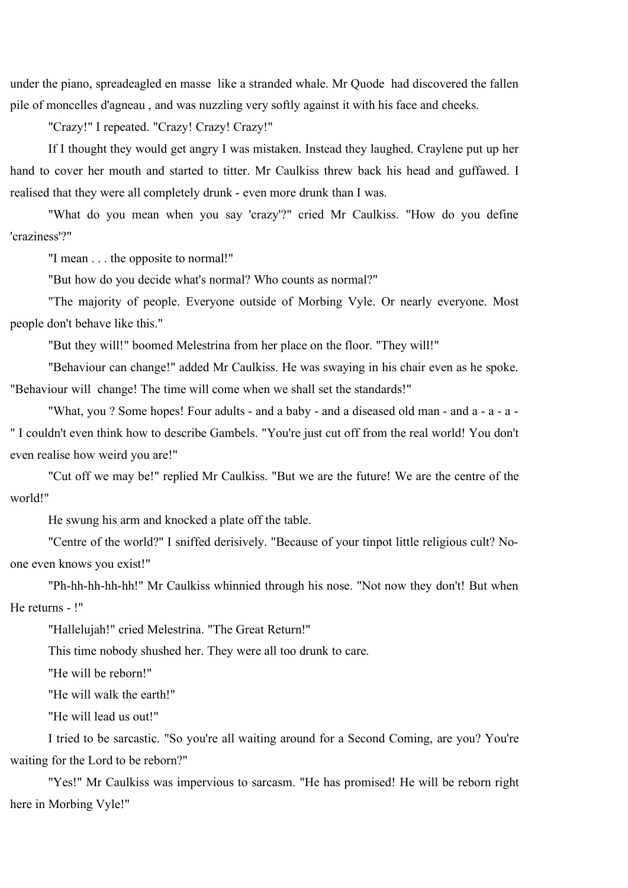under the piano, spreadeagled en masse like a stranded whale. Mr Quode had discovered the fallen pile of moncelles d'agneau , and was nuzzling very softly against it with his face and cheeks.

"Crazy!" I repeated. "Crazy! Crazy! Crazy!"

If I thought they would get angry I was mistaken. Instead they laughed. Craylene put up her hand to cover her mouth and started to titter. Mr Caulkiss threw back his head and guffawed. I realised that they were all completely drunk - even more drunk than I was.

"What do you mean when you say 'crazy'?" cried Mr Caulkiss. "How do you define 'craziness'?"

"I mean . . . the opposite to normal!"

"But how do you decide what's normal? Who counts as normal?"

"The majority of people. Everyone outside of Morbing Vyle. Or nearly everyone. Most people don't behave like this."

"But they will!" boomed Melestrina from her place on the floor. "They will!"

"Behaviour can change!" added Mr Caulkiss. He was swaying in his chair even as he spoke. "Behaviour will change! The time will come when we shall set the standards!"

"What, you ? Some hopes! Four adults - and a baby - and a diseased old man - and a - a - a - " I couldn't even think how to describe Gambels. "You're just cut off from the real world! You don't even realise how weird you are!"

"Cut off we may be!" replied Mr Caulkiss. "But we are the future! We are the centre of the world!"

He swung his arm and knocked a plate off the table.

"Centre of the world?" I sniffed derisively. "Because of your tinpot little religious cult? No-one even knows you exist!"

"Ph-hh-hh-hh-hh!" Mr Caulkiss whinnied through his nose. "Not now they don't! But when He returns - !"

"Hallelujah!" cried Melestrina. "The Great Return!"

This time nobody shushed her. They were all too drunk to care.

"He will be reborn!"

"He will walk the earth!"

"He will lead us out!"

I tried to be sarcastic. "So you're all waiting around for a Second Coming, are you? You're waiting for the Lord to be reborn?"

"Yes!" Mr Caulkiss was impervious to sarcasm. "He has promised! He will be reborn right here in Morbing Vyle!"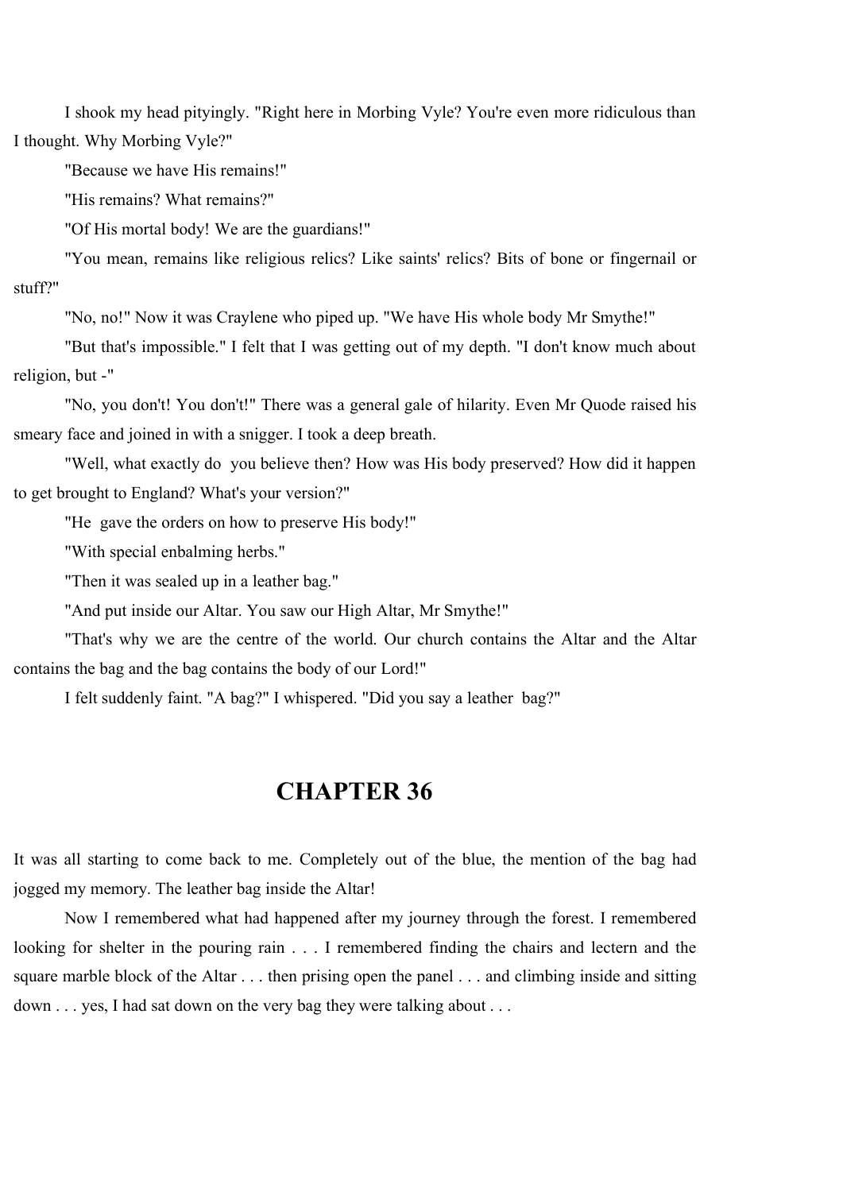I shook my head pityingly. "Right here in Morbing Vyle? You're even more ridiculous than I thought. Why Morbing Vyle?"

"Because we have His remains!"

"His remains? What remains?"

"Of His mortal body! We are the guardians!"

"You mean, remains like religious relics? Like saints' relics? Bits of bone or fingernail or stuff?"

"No, no!" Now it was Craylene who piped up. "We have His whole body Mr Smythe!"

"But that's impossible." I felt that I was getting out of my depth. "I don't know much about religion, but -"

"No, you don't! You don't!" There was a general gale of hilarity. Even Mr Quode raised his smeary face and joined in with a snigger. I took a deep breath.

"Well, what exactly do you believe then? How was His body preserved? How did it happen to get brought to England? What's your version?"

"He gave the orders on how to preserve His body!"

"With special enbalming herbs."

"Then it was sealed up in a leather bag."

"And put inside our Altar. You saw our High Altar, Mr Smythe!"

"That's why we are the centre of the world. Our church contains the Altar and the Altar contains the bag and the bag contains the body of our Lord!"

I felt suddenly faint. "A bag?" I whispered. "Did you say a leather bag?"

## CHAPTER 36

It was all starting to come back to me. Completely out of the blue, the mention of the bag had jogged my memory. The leather bag inside the Altar!

Now I remembered what had happened after my journey through the forest. I remembered looking for shelter in the pouring rain . . . I remembered finding the chairs and lectern and the square marble block of the Altar . . . then prising open the panel . . . and climbing inside and sitting down . . . yes, I had sat down on the very bag they were talking about . . .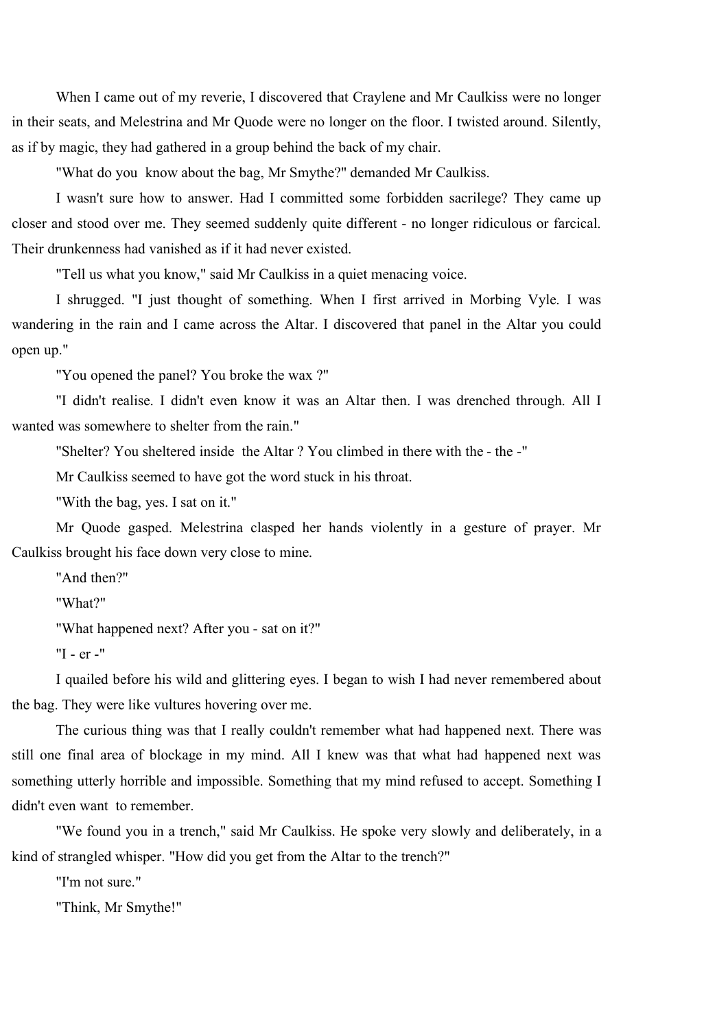When I came out of my reverie, I discovered that Craylene and Mr Caulkiss were no longer in their seats, and Melestrina and Mr Quode were no longer on the floor. I twisted around. Silently, as if by magic, they had gathered in a group behind the back of my chair.

"What do you know about the bag, Mr Smythe?" demanded Mr Caulkiss.

I wasn't sure how to answer. Had I committed some forbidden sacrilege? They came up closer and stood over me. They seemed suddenly quite different - no longer ridiculous or farcical. Their drunkenness had vanished as if it had never existed.

"Tell us what you know," said Mr Caulkiss in a quiet menacing voice.

I shrugged. "I just thought of something. When I first arrived in Morbing Vyle. I was wandering in the rain and I came across the Altar. I discovered that panel in the Altar you could open up."

"You opened the panel? You broke the wax ?"

"I didn't realise. I didn't even know it was an Altar then. I was drenched through. All I wanted was somewhere to shelter from the rain."

"Shelter? You sheltered inside the Altar ? You climbed in there with the - the -"

Mr Caulkiss seemed to have got the word stuck in his throat.

"With the bag, yes. I sat on it."

Mr Quode gasped. Melestrina clasped her hands violently in a gesture of prayer. Mr Caulkiss brought his face down very close to mine.

"And then?"

"What?"

"What happened next? After you - sat on it?"

"I - er -"

I quailed before his wild and glittering eyes. I began to wish I had never remembered about the bag. They were like vultures hovering over me.

The curious thing was that I really couldn't remember what had happened next. There was still one final area of blockage in my mind. All I knew was that what had happened next was something utterly horrible and impossible. Something that my mind refused to accept. Something I didn't even want to remember.

"We found you in a trench," said Mr Caulkiss. He spoke very slowly and deliberately, in a kind of strangled whisper. "How did you get from the Altar to the trench?"

"I'm not sure."

"Think, Mr Smythe!"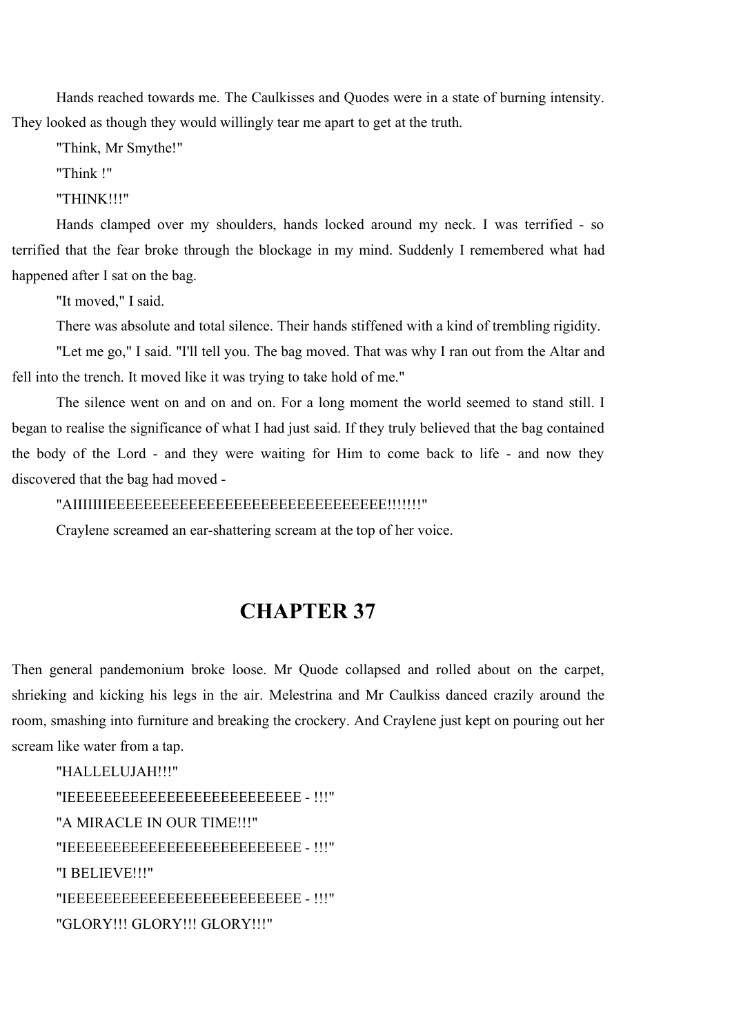Hands reached towards me. The Caulkisses and Quodes were in a state of burning intensity. They looked as though they would willingly tear me apart to get at the truth.

"Think, Mr Smythe!"

"Think !"

"THINK!!!"

Hands clamped over my shoulders, hands locked around my neck. I was terrified - so terrified that the fear broke through the blockage in my mind. Suddenly I remembered what had happened after I sat on the bag.

"It moved," I said.

There was absolute and total silence. Their hands stiffened with a kind of trembling rigidity.

"Let me go," I said. "I'll tell you. The bag moved. That was why I ran out from the Altar and fell into the trench. It moved like it was trying to take hold of me."

The silence went on and on and on. For a long moment the world seemed to stand still. I began to realise the significance of what I had just said. If they truly believed that the bag contained the body of the Lord - and they were waiting for Him to come back to life - and now they discovered that the bag had moved -

"AIIIIIIIEEEEEEEEEEEEEEEEEEEEEEEEEEEEEEEEE!!!!!!!"

Craylene screamed an ear-shattering scream at the top of her voice.

# CHAPTER 37

Then general pandemonium broke loose. Mr Quode collapsed and rolled about on the carpet, shrieking and kicking his legs in the air. Melestrina and Mr Caulkiss danced crazily around the room, smashing into furniture and breaking the crockery. And Craylene just kept on pouring out her scream like water from a tap.

"HALLELUJAH!!!"

"IEEEEEEEEEEEEEEEEEEEEEEEEEEE - !!!"

"A MIRACLE IN OUR TIME!!!"

"IEEEEEEEEEEEEEEEEEEEEEEEEEEE - !!!"

"I BELIEVE!!!"

"IEEEEEEEEEEEEEEEEEEEEEEEEEEE - !!!"

"GLORY!!! GLORY!!! GLORY!!!"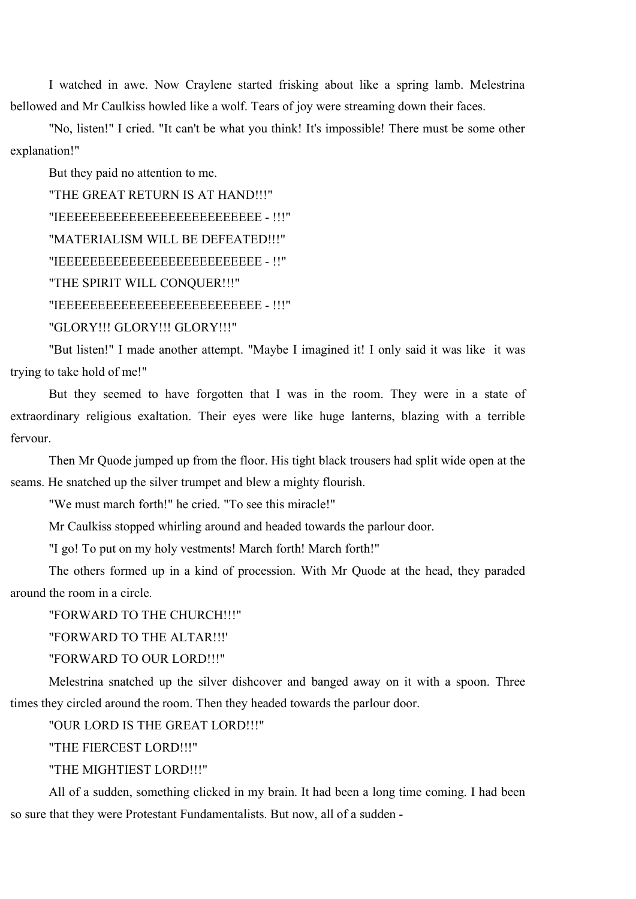I watched in awe. Now Craylene started frisking about like a spring lamb. Melestrina bellowed and Mr Caulkiss howled like a wolf. Tears of joy were streaming down their faces.

"No, listen!" I cried. "It can't be what you think! It's impossible! There must be some other explanation!"

But they paid no attention to me.

"THE GREAT RETURN IS AT HAND!!!"

"IEEEEEEEEEEEEEEEEEEEEEEEEEE - !!!"

"MATERIALISM WILL BE DEFEATED!!!"

"IEEEEEEEEEEEEEEEEEEEEEEEEEE - !!"

"THE SPIRIT WILL CONQUER!!!"

"IEEEEEEEEEEEEEEEEEEEEEEEEEE - !!!"

"GLORY!!! GLORY!!! GLORY!!!"

"But listen!" I made another attempt. "Maybe I imagined it! I only said it was like it was trying to take hold of me!"

But they seemed to have forgotten that I was in the room. They were in a state of extraordinary religious exaltation. Their eyes were like huge lanterns, blazing with a terrible fervour.

Then Mr Quode jumped up from the floor. His tight black trousers had split wide open at the seams. He snatched up the silver trumpet and blew a mighty flourish.

"We must march forth!" he cried. "To see this miracle!"

Mr Caulkiss stopped whirling around and headed towards the parlour door.

"I go! To put on my holy vestments! March forth! March forth!"

The others formed up in a kind of procession. With Mr Quode at the head, they paraded around the room in a circle.

"FORWARD TO THE CHURCH!!!"

"FORWARD TO THE ALTAR!!!'

"FORWARD TO OUR LORD!!!"

Melestrina snatched up the silver dishcover and banged away on it with a spoon. Three times they circled around the room. Then they headed towards the parlour door.

"OUR LORD IS THE GREAT LORD!!!"

"THE FIERCEST LORD!!!"

"THE MIGHTIEST LORD!!!"

All of a sudden, something clicked in my brain. It had been a long time coming. I had been so sure that they were Protestant Fundamentalists. But now, all of a sudden -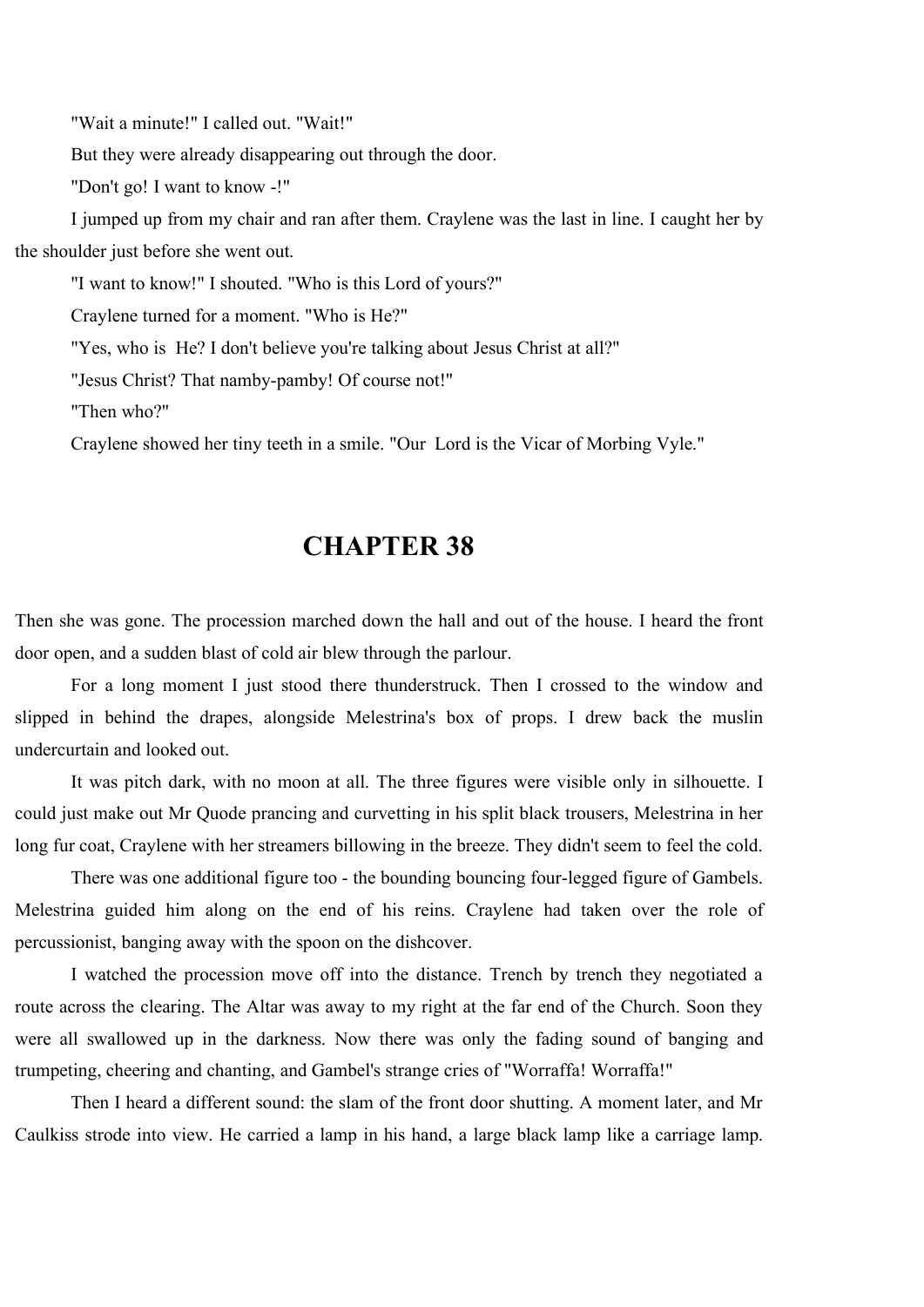"Wait a minute!" I called out. "Wait!"

But they were already disappearing out through the door.

"Don't go! I want to know -!"

I jumped up from my chair and ran after them. Craylene was the last in line. I caught her by the shoulder just before she went out.

"I want to know!" I shouted. "Who is this Lord of yours?"

Craylene turned for a moment. "Who is He?"

"Yes, who is He? I don't believe you're talking about Jesus Christ at all?"

"Jesus Christ? That namby-pamby! Of course not!"

"Then who?"

Craylene showed her tiny teeth in a smile. "Our Lord is the Vicar of Morbing Vyle."

# CHAPTER 38

Then she was gone. The procession marched down the hall and out of the house. I heard the front door open, and a sudden blast of cold air blew through the parlour.

For a long moment I just stood there thunderstruck. Then I crossed to the window and slipped in behind the drapes, alongside Melestrina's box of props. I drew back the muslin undercurtain and looked out.

It was pitch dark, with no moon at all. The three figures were visible only in silhouette. I could just make out Mr Quode prancing and curvetting in his split black trousers, Melestrina in her long fur coat, Craylene with her streamers billowing in the breeze. They didn't seem to feel the cold.

There was one additional figure too - the bounding bouncing four-legged figure of Gambels. Melestrina guided him along on the end of his reins. Craylene had taken over the role of percussionist, banging away with the spoon on the dishcover.

I watched the procession move off into the distance. Trench by trench they negotiated a route across the clearing. The Altar was away to my right at the far end of the Church. Soon they were all swallowed up in the darkness. Now there was only the fading sound of banging and trumpeting, cheering and chanting, and Gambel's strange cries of "Worraffa! Worraffa!"

Then I heard a different sound: the slam of the front door shutting. A moment later, and Mr Caulkiss strode into view. He carried a lamp in his hand, a large black lamp like a carriage lamp.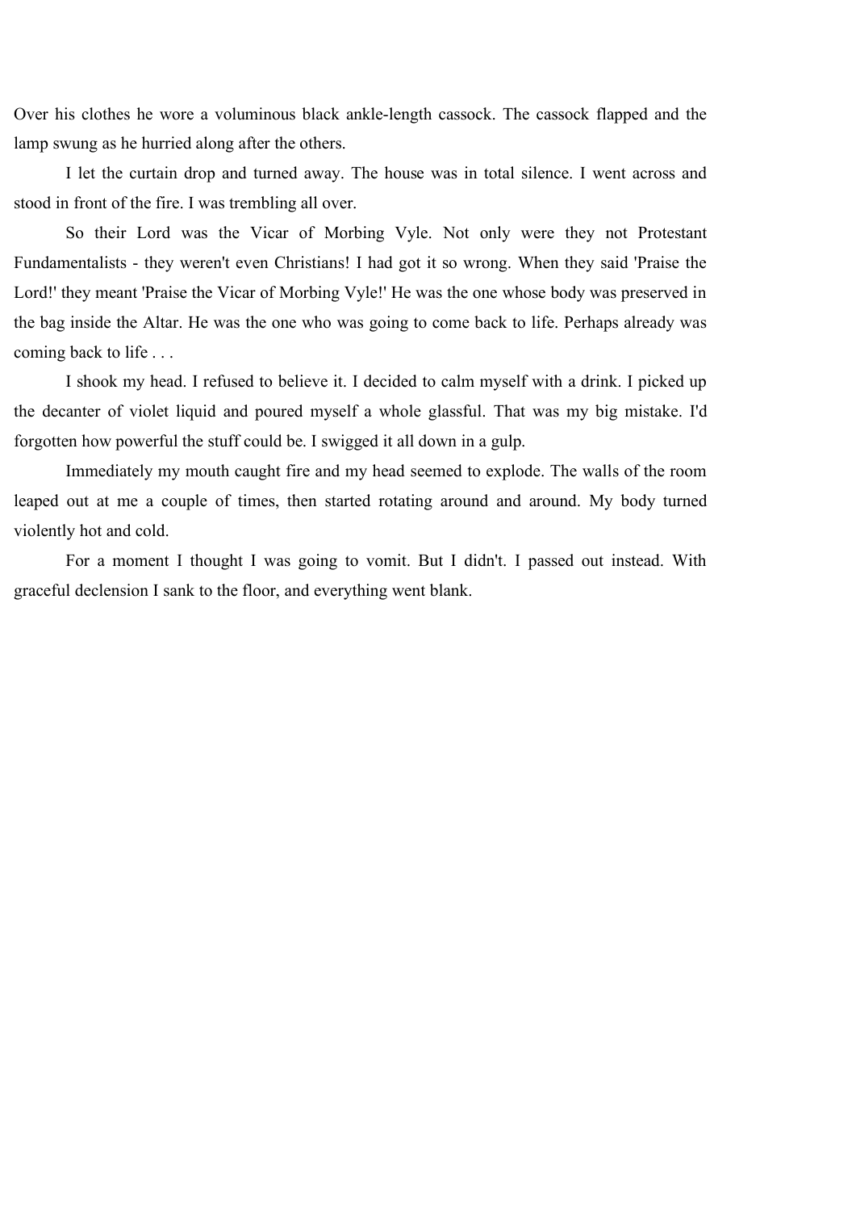Over his clothes he wore a voluminous black ankle-length cassock. The cassock flapped and the lamp swung as he hurried along after the others.

I let the curtain drop and turned away. The house was in total silence. I went across and stood in front of the fire. I was trembling all over.

So their Lord was the Vicar of Morbing Vyle. Not only were they not Protestant Fundamentalists - they weren't even Christians! I had got it so wrong. When they said 'Praise the Lord!' they meant 'Praise the Vicar of Morbing Vyle!' He was the one whose body was preserved in the bag inside the Altar. He was the one who was going to come back to life. Perhaps already was coming back to life . . .

I shook my head. I refused to believe it. I decided to calm myself with a drink. I picked up the decanter of violet liquid and poured myself a whole glassful. That was my big mistake. I'd forgotten how powerful the stuff could be. I swigged it all down in a gulp.

Immediately my mouth caught fire and my head seemed to explode. The walls of the room leaped out at me a couple of times, then started rotating around and around. My body turned violently hot and cold.

For a moment I thought I was going to vomit. But I didn't. I passed out instead. With graceful declension I sank to the floor, and everything went blank.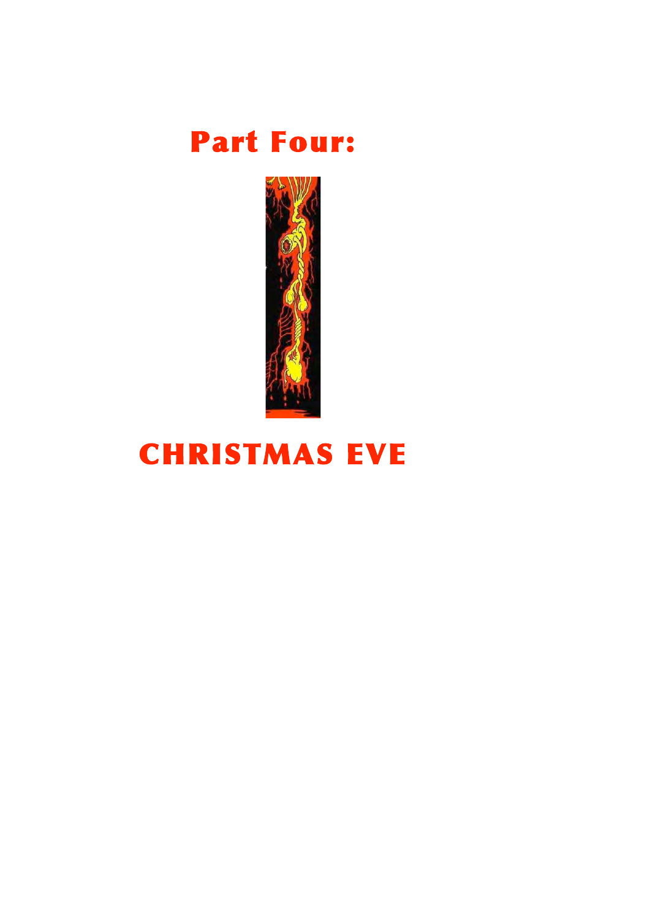# Part Four:

# CHRISTMAS EVE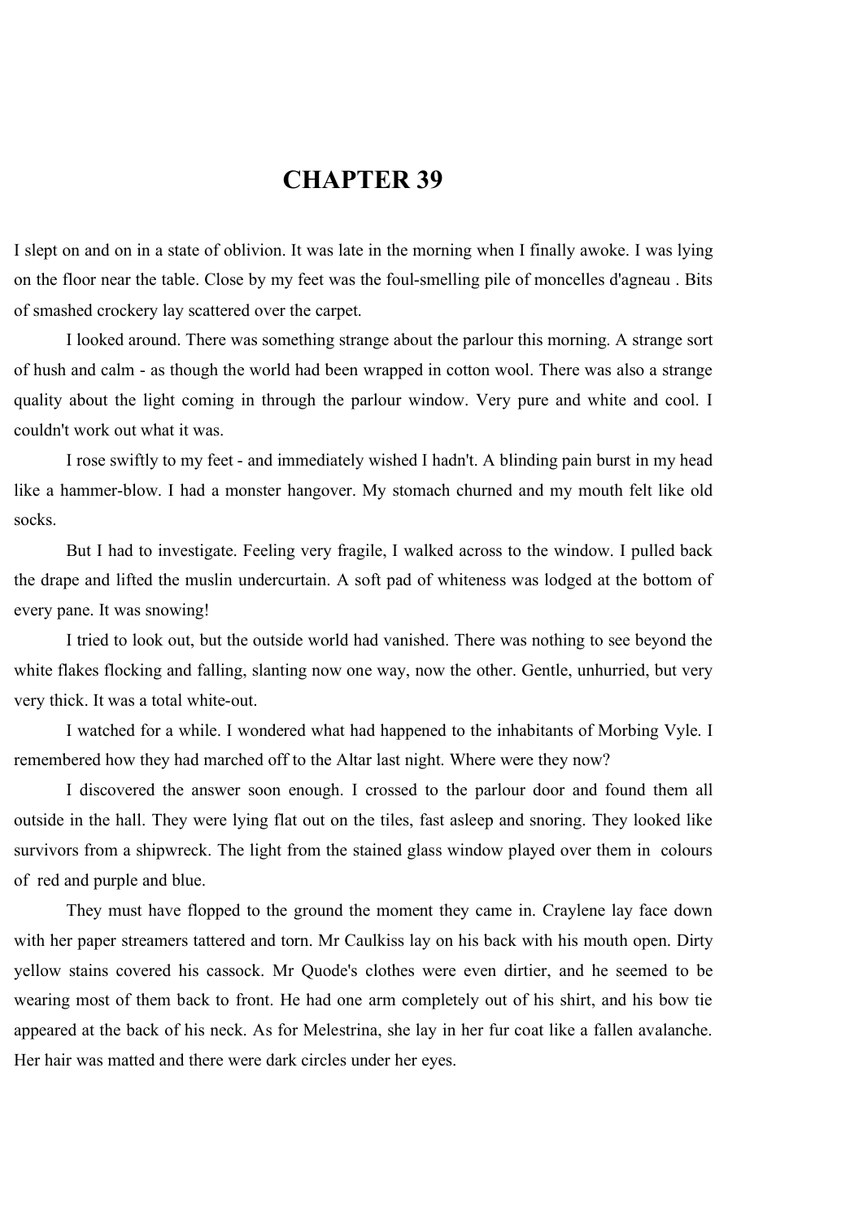# CHAPTER 39

I slept on and on in a state of oblivion. It was late in the morning when I finally awoke. I was lying on the floor near the table. Close by my feet was the foul-smelling pile of moncelles d'agneau . Bits of smashed crockery lay scattered over the carpet.

I looked around. There was something strange about the parlour this morning. A strange sort of hush and calm - as though the world had been wrapped in cotton wool. There was also a strange quality about the light coming in through the parlour window. Very pure and white and cool. I couldn't work out what it was.

I rose swiftly to my feet - and immediately wished I hadn't. A blinding pain burst in my head like a hammer-blow. I had a monster hangover. My stomach churned and my mouth felt like old socks.

But I had to investigate. Feeling very fragile, I walked across to the window. I pulled back the drape and lifted the muslin undercurtain. A soft pad of whiteness was lodged at the bottom of every pane. It was snowing!

I tried to look out, but the outside world had vanished. There was nothing to see beyond the white flakes flocking and falling, slanting now one way, now the other. Gentle, unhurried, but very very thick. It was a total white-out.

I watched for a while. I wondered what had happened to the inhabitants of Morbing Vyle. I remembered how they had marched off to the Altar last night. Where were they now?

I discovered the answer soon enough. I crossed to the parlour door and found them all outside in the hall. They were lying flat out on the tiles, fast asleep and snoring. They looked like survivors from a shipwreck. The light from the stained glass window played over them in colours of red and purple and blue.

They must have flopped to the ground the moment they came in. Craylene lay face down with her paper streamers tattered and torn. Mr Caulkiss lay on his back with his mouth open. Dirty yellow stains covered his cassock. Mr Quode's clothes were even dirtier, and he seemed to be wearing most of them back to front. He had one arm completely out of his shirt, and his bow tie appeared at the back of his neck. As for Melestrina, she lay in her fur coat like a fallen avalanche. Her hair was matted and there were dark circles under her eyes.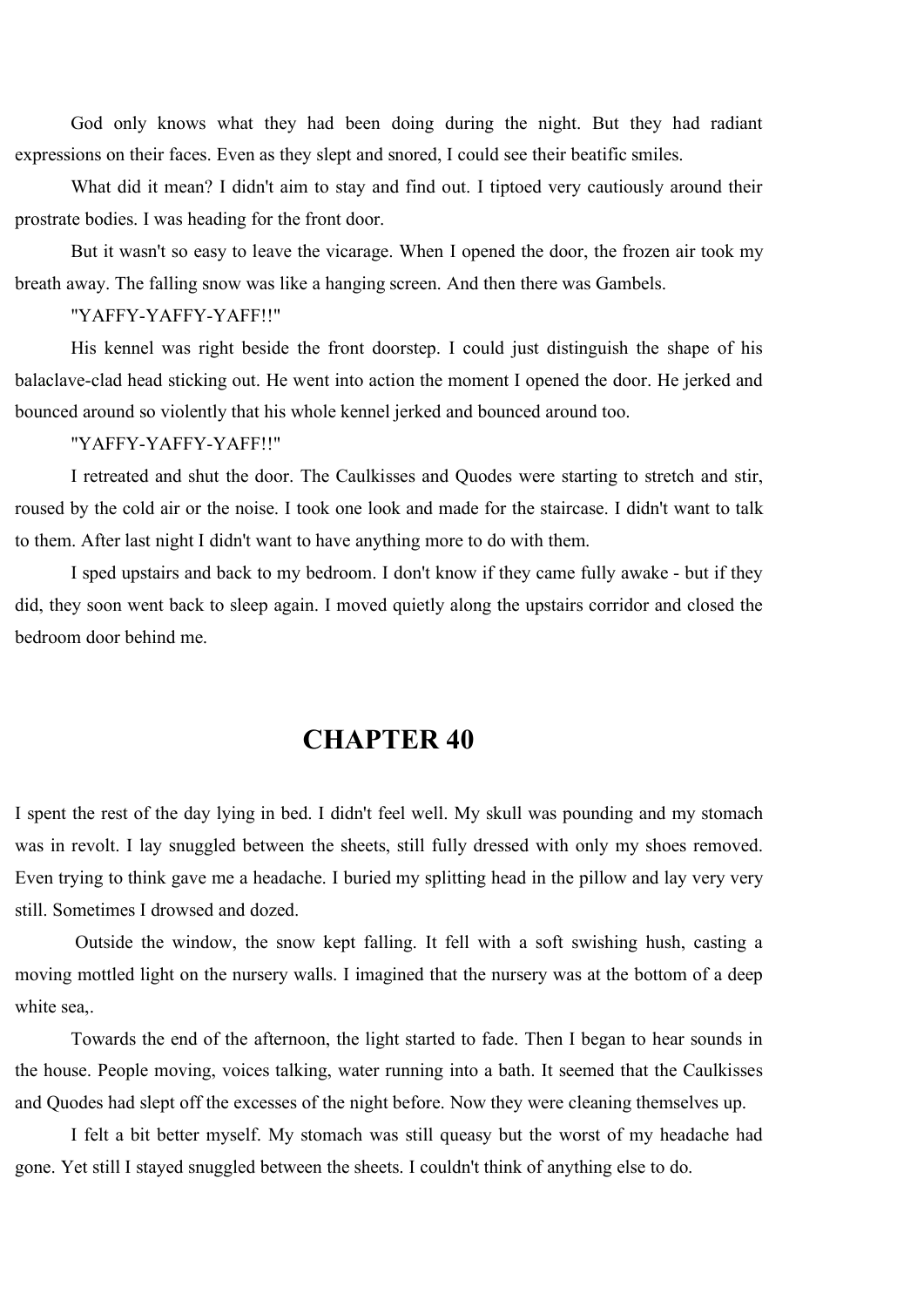God only knows what they had been doing during the night. But they had radiant expressions on their faces. Even as they slept and snored, I could see their beatific smiles.

What did it mean? I didn't aim to stay and find out. I tiptoed very cautiously around their prostrate bodies. I was heading for the front door.

But it wasn't so easy to leave the vicarage. When I opened the door, the frozen air took my breath away. The falling snow was like a hanging screen. And then there was Gambels.

"YAFFY-YAFFY-YAFF!!"

His kennel was right beside the front doorstep. I could just distinguish the shape of his balaclave-clad head sticking out. He went into action the moment I opened the door. He jerked and bounced around so violently that his whole kennel jerked and bounced around too.

"YAFFY-YAFFY-YAFF!!"

I retreated and shut the door. The Caulkisses and Quodes were starting to stretch and stir, roused by the cold air or the noise. I took one look and made for the staircase. I didn't want to talk to them. After last night I didn't want to have anything more to do with them.

I sped upstairs and back to my bedroom. I don't know if they came fully awake - but if they did, they soon went back to sleep again. I moved quietly along the upstairs corridor and closed the bedroom door behind me.

# CHAPTER 40

I spent the rest of the day lying in bed. I didn't feel well. My skull was pounding and my stomach was in revolt. I lay snuggled between the sheets, still fully dressed with only my shoes removed. Even trying to think gave me a headache. I buried my splitting head in the pillow and lay very very still. Sometimes I drowsed and dozed.

Outside the window, the snow kept falling. It fell with a soft swishing hush, casting a moving mottled light on the nursery walls. I imagined that the nursery was at the bottom of a deep white sea,.

Towards the end of the afternoon, the light started to fade. Then I began to hear sounds in the house. People moving, voices talking, water running into a bath. It seemed that the Caulkisses and Quodes had slept off the excesses of the night before. Now they were cleaning themselves up.

I felt a bit better myself. My stomach was still queasy but the worst of my headache had gone. Yet still I stayed snuggled between the sheets. I couldn't think of anything else to do.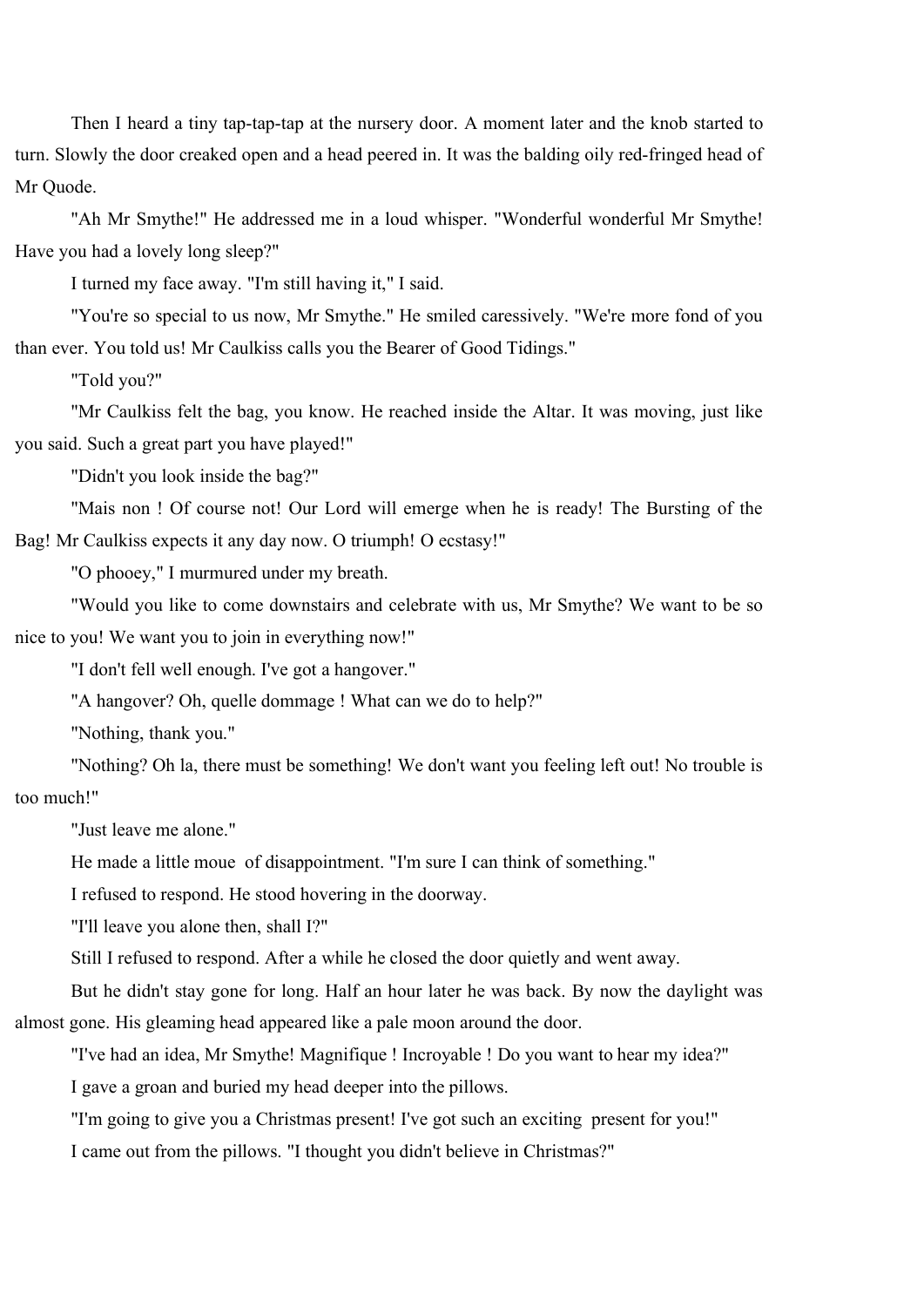Then I heard a tiny tap-tap-tap at the nursery door. A moment later and the knob started to turn. Slowly the door creaked open and a head peered in. It was the balding oily red-fringed head of Mr Quode.

"Ah Mr Smythe!" He addressed me in a loud whisper. "Wonderful wonderful Mr Smythe! Have you had a lovely long sleep?"

I turned my face away. "I'm still having it," I said.

"You're so special to us now, Mr Smythe." He smiled caressively. "We're more fond of you than ever. You told us! Mr Caulkiss calls you the Bearer of Good Tidings."

"Told you?"

"Mr Caulkiss felt the bag, you know. He reached inside the Altar. It was moving, just like you said. Such a great part you have played!"

"Didn't you look inside the bag?"

"Mais non ! Of course not! Our Lord will emerge when he is ready! The Bursting of the Bag! Mr Caulkiss expects it any day now. O triumph! O ecstasy!"

"O phooey," I murmured under my breath.

"Would you like to come downstairs and celebrate with us, Mr Smythe? We want to be so nice to you! We want you to join in everything now!"

"I don't fell well enough. I've got a hangover."

"A hangover? Oh, quelle dommage ! What can we do to help?"

"Nothing, thank you."

"Nothing? Oh la, there must be something! We don't want you feeling left out! No trouble is too much!"

"Just leave me alone."

He made a little moue of disappointment. "I'm sure I can think of something."

I refused to respond. He stood hovering in the doorway.

"I'll leave you alone then, shall I?"

Still I refused to respond. After a while he closed the door quietly and went away.

But he didn't stay gone for long. Half an hour later he was back. By now the daylight was almost gone. His gleaming head appeared like a pale moon around the door.

"I've had an idea, Mr Smythe! Magnifique ! Incroyable ! Do you want to hear my idea?"

I gave a groan and buried my head deeper into the pillows.

"I'm going to give you a Christmas present! I've got such an exciting present for you!"

I came out from the pillows. "I thought you didn't believe in Christmas?"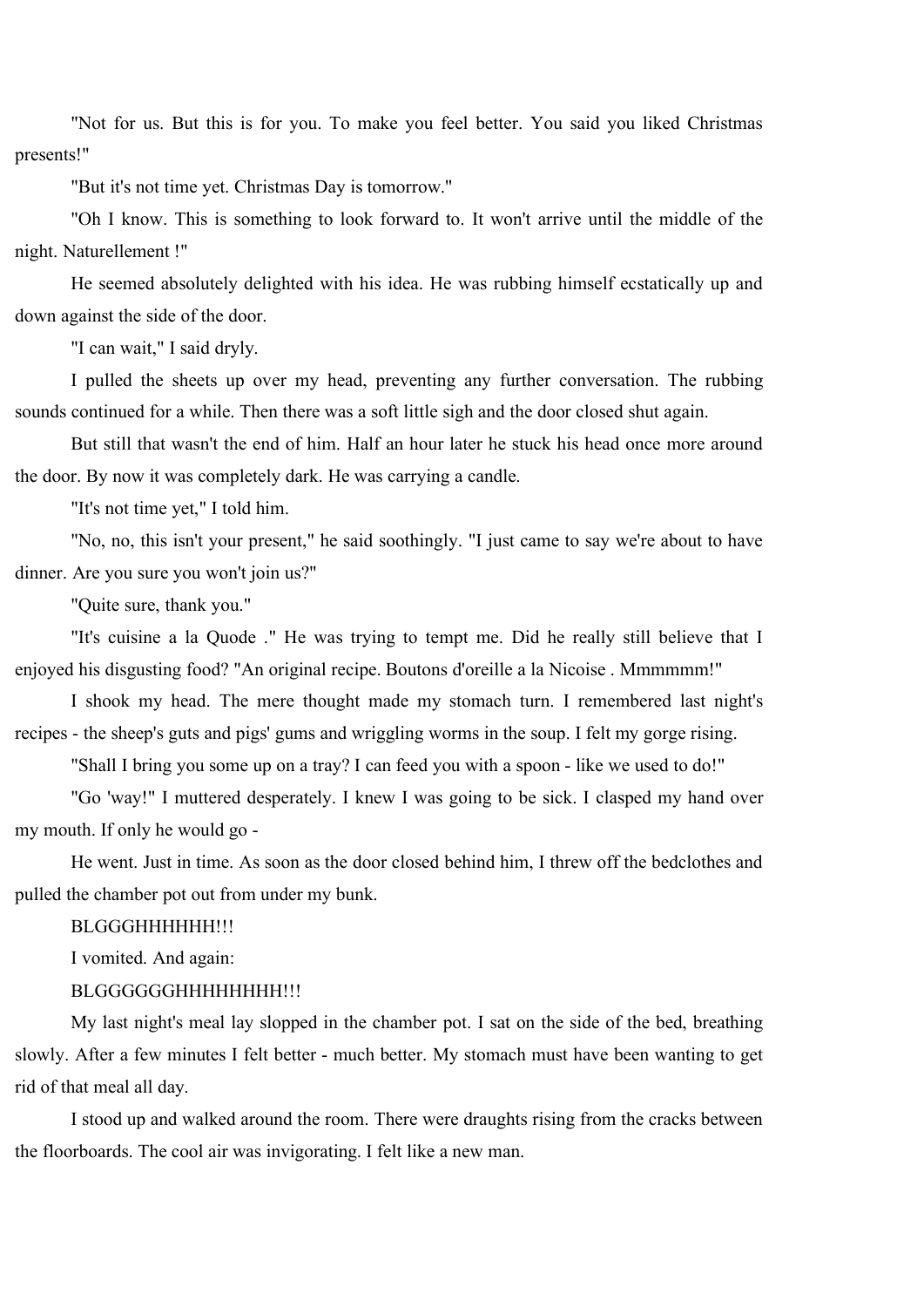"Not for us. But this is for you. To make you feel better. You said you liked Christmas presents!"

"But it's not time yet. Christmas Day is tomorrow."

"Oh I know. This is something to look forward to. It won't arrive until the middle of the night. Naturellement !"

He seemed absolutely delighted with his idea. He was rubbing himself ecstatically up and down against the side of the door.

"I can wait," I said dryly.

I pulled the sheets up over my head, preventing any further conversation. The rubbing sounds continued for a while. Then there was a soft little sigh and the door closed shut again.

But still that wasn't the end of him. Half an hour later he stuck his head once more around the door. By now it was completely dark. He was carrying a candle.

"It's not time yet," I told him.

"No, no, this isn't your present," he said soothingly. "I just came to say we're about to have dinner. Are you sure you won't join us?"

"Quite sure, thank you."

"It's cuisine a la Quode ." He was trying to tempt me. Did he really still believe that I enjoyed his disgusting food? "An original recipe. Boutons d'oreille a la Nicoise . Mmmmmm!"

I shook my head. The mere thought made my stomach turn. I remembered last night's recipes - the sheep's guts and pigs' gums and wriggling worms in the soup. I felt my gorge rising.

"Shall I bring you some up on a tray? I can feed you with a spoon - like we used to do!"

"Go 'way!" I muttered desperately. I knew I was going to be sick. I clasped my hand over my mouth. If only he would go -

He went. Just in time. As soon as the door closed behind him, I threw off the bedclothes and pulled the chamber pot out from under my bunk.

BLGGGHHHHHH!!!

I vomited. And again:

BLGGGGGGHHHHHHHH!!!

My last night's meal lay slopped in the chamber pot. I sat on the side of the bed, breathing slowly. After a few minutes I felt better - much better. My stomach must have been wanting to get rid of that meal all day.

I stood up and walked around the room. There were draughts rising from the cracks between the floorboards. The cool air was invigorating. I felt like a new man.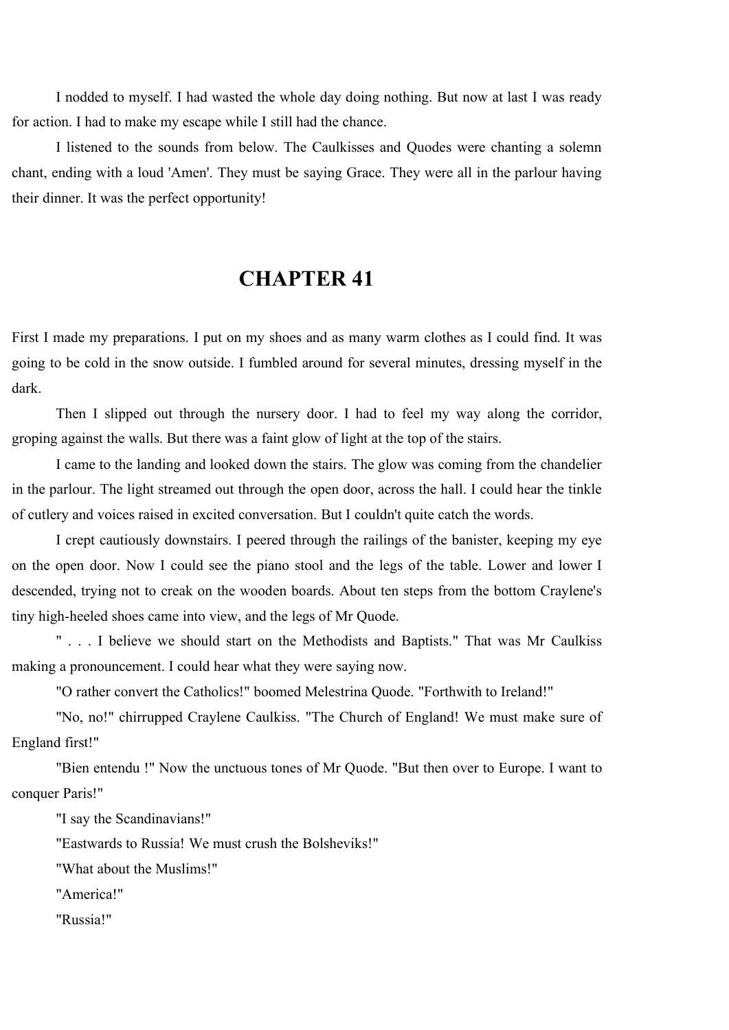I nodded to myself. I had wasted the whole day doing nothing. But now at last I was ready for action. I had to make my escape while I still had the chance.

I listened to the sounds from below. The Caulkisses and Quodes were chanting a solemn chant, ending with a loud 'Amen'. They must be saying Grace. They were all in the parlour having their dinner. It was the perfect opportunity!

## CHAPTER 41

First I made my preparations. I put on my shoes and as many warm clothes as I could find. It was going to be cold in the snow outside. I fumbled around for several minutes, dressing myself in the dark.

Then I slipped out through the nursery door. I had to feel my way along the corridor, groping against the walls. But there was a faint glow of light at the top of the stairs.

I came to the landing and looked down the stairs. The glow was coming from the chandelier in the parlour. The light streamed out through the open door, across the hall. I could hear the tinkle of cutlery and voices raised in excited conversation. But I couldn't quite catch the words.

I crept cautiously downstairs. I peered through the railings of the banister, keeping my eye on the open door. Now I could see the piano stool and the legs of the table. Lower and lower I descended, trying not to creak on the wooden boards. About ten steps from the bottom Craylene's tiny high-heeled shoes came into view, and the legs of Mr Quode.

" . . . I believe we should start on the Methodists and Baptists." That was Mr Caulkiss making a pronouncement. I could hear what they were saying now.

"O rather convert the Catholics!" boomed Melestrina Quode. "Forthwith to Ireland!"

"No, no!" chirrupped Craylene Caulkiss. "The Church of England! We must make sure of England first!"

"Bien entendu !" Now the unctuous tones of Mr Quode. "But then over to Europe. I want to conquer Paris!"

"I say the Scandinavians!"

"Eastwards to Russia! We must crush the Bolsheviks!"

"What about the Muslims!"

"America!"

"Russia!"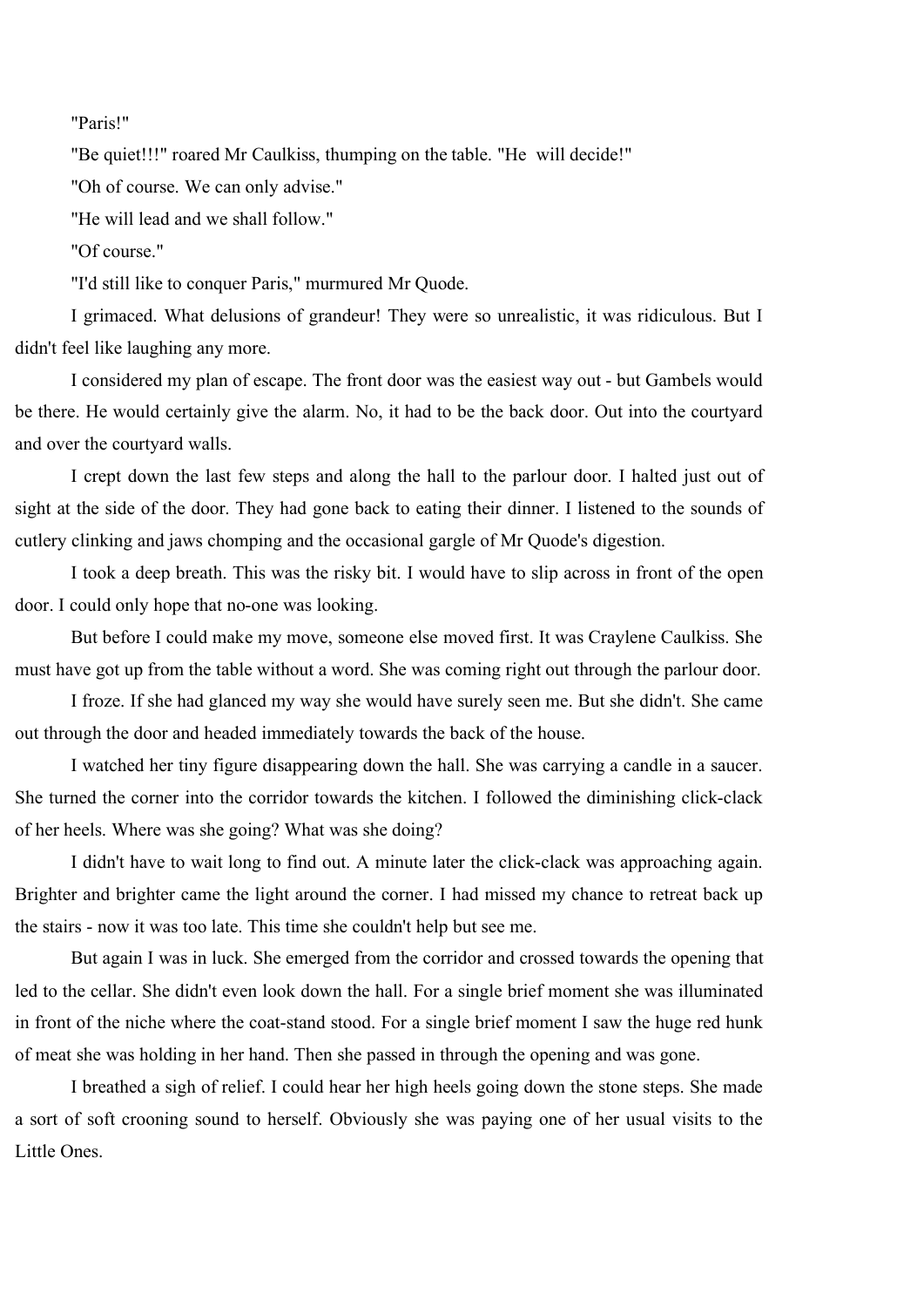"Paris!"

"Be quiet!!!" roared Mr Caulkiss, thumping on the table. "He will decide!"

"Oh of course. We can only advise."

"He will lead and we shall follow."

"Of course."

"I'd still like to conquer Paris," murmured Mr Quode.

I grimaced. What delusions of grandeur! They were so unrealistic, it was ridiculous. But I didn't feel like laughing any more.

I considered my plan of escape. The front door was the easiest way out - but Gambels would be there. He would certainly give the alarm. No, it had to be the back door. Out into the courtyard and over the courtyard walls.

I crept down the last few steps and along the hall to the parlour door. I halted just out of sight at the side of the door. They had gone back to eating their dinner. I listened to the sounds of cutlery clinking and jaws chomping and the occasional gargle of Mr Quode's digestion.

I took a deep breath. This was the risky bit. I would have to slip across in front of the open door. I could only hope that no-one was looking.

But before I could make my move, someone else moved first. It was Craylene Caulkiss. She must have got up from the table without a word. She was coming right out through the parlour door.

I froze. If she had glanced my way she would have surely seen me. But she didn't. She came out through the door and headed immediately towards the back of the house.

I watched her tiny figure disappearing down the hall. She was carrying a candle in a saucer. She turned the corner into the corridor towards the kitchen. I followed the diminishing click-clack of her heels. Where was she going? What was she doing?

I didn't have to wait long to find out. A minute later the click-clack was approaching again. Brighter and brighter came the light around the corner. I had missed my chance to retreat back up the stairs - now it was too late. This time she couldn't help but see me.

But again I was in luck. She emerged from the corridor and crossed towards the opening that led to the cellar. She didn't even look down the hall. For a single brief moment she was illuminated in front of the niche where the coat-stand stood. For a single brief moment I saw the huge red hunk of meat she was holding in her hand. Then she passed in through the opening and was gone.

I breathed a sigh of relief. I could hear her high heels going down the stone steps. She made a sort of soft crooning sound to herself. Obviously she was paying one of her usual visits to the Little Ones.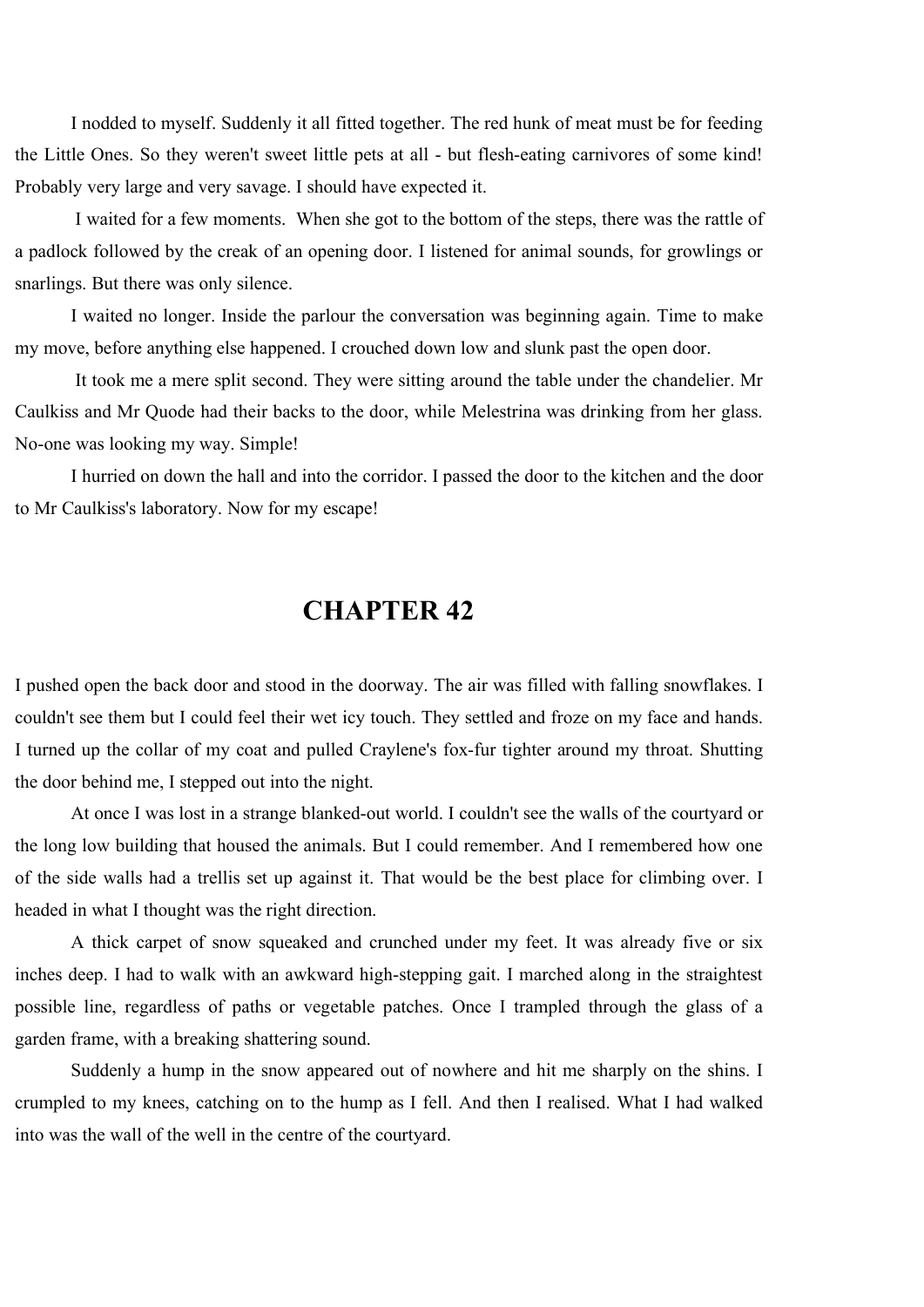I nodded to myself. Suddenly it all fitted together. The red hunk of meat must be for feeding the Little Ones. So they weren't sweet little pets at all - but flesh-eating carnivores of some kind! Probably very large and very savage. I should have expected it.

I waited for a few moments. When she got to the bottom of the steps, there was the rattle of a padlock followed by the creak of an opening door. I listened for animal sounds, for growlings or snarlings. But there was only silence.

I waited no longer. Inside the parlour the conversation was beginning again. Time to make my move, before anything else happened. I crouched down low and slunk past the open door.

It took me a mere split second. They were sitting around the table under the chandelier. Mr Caulkiss and Mr Quode had their backs to the door, while Melestrina was drinking from her glass. No-one was looking my way. Simple!

I hurried on down the hall and into the corridor. I passed the door to the kitchen and the door to Mr Caulkiss's laboratory. Now for my escape!

## CHAPTER 42

I pushed open the back door and stood in the doorway. The air was filled with falling snowflakes. I couldn't see them but I could feel their wet icy touch. They settled and froze on my face and hands. I turned up the collar of my coat and pulled Craylene's fox-fur tighter around my throat. Shutting the door behind me, I stepped out into the night.

At once I was lost in a strange blanked-out world. I couldn't see the walls of the courtyard or the long low building that housed the animals. But I could remember. And I remembered how one of the side walls had a trellis set up against it. That would be the best place for climbing over. I headed in what I thought was the right direction.

A thick carpet of snow squeaked and crunched under my feet. It was already five or six inches deep. I had to walk with an awkward high-stepping gait. I marched along in the straightest possible line, regardless of paths or vegetable patches. Once I trampled through the glass of a garden frame, with a breaking shattering sound.

Suddenly a hump in the snow appeared out of nowhere and hit me sharply on the shins. I crumpled to my knees, catching on to the hump as I fell. And then I realised. What I had walked into was the wall of the well in the centre of the courtyard.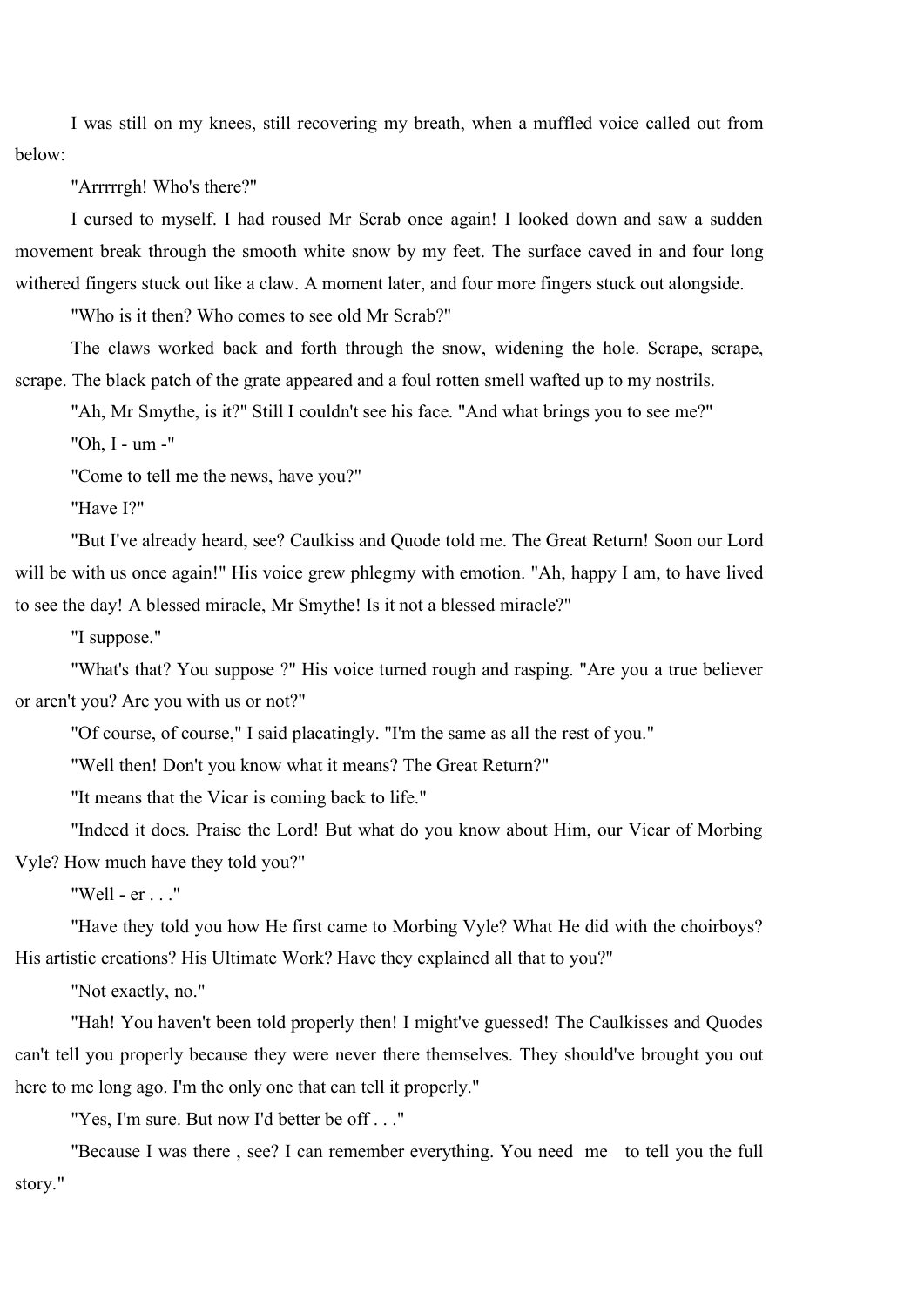I was still on my knees, still recovering my breath, when a muffled voice called out from below:

"Arrrrrgh! Who's there?"

I cursed to myself. I had roused Mr Scrab once again! I looked down and saw a sudden movement break through the smooth white snow by my feet. The surface caved in and four long withered fingers stuck out like a claw. A moment later, and four more fingers stuck out alongside.

"Who is it then? Who comes to see old Mr Scrab?"

The claws worked back and forth through the snow, widening the hole. Scrape, scrape, scrape. The black patch of the grate appeared and a foul rotten smell wafted up to my nostrils.

"Ah, Mr Smythe, is it?" Still I couldn't see his face. "And what brings you to see me?"

"Oh, I - um -"

"Come to tell me the news, have you?"

"Have I?"

"But I've already heard, see? Caulkiss and Quode told me. The Great Return! Soon our Lord will be with us once again!" His voice grew phlegmy with emotion. "Ah, happy I am, to have lived to see the day! A blessed miracle, Mr Smythe! Is it not a blessed miracle?"

"I suppose."

"What's that? You *suppose* ?" His voice turned rough and rasping. "Are you a true believer or aren't you? Are you with us or not?"

"Of course, of course," I said placatingly. "I'm the same as all the rest of you."

"Well then! Don't you know what it means? The Great Return?"

"It means that the Vicar is coming back to life."

"Indeed it does. Praise the Lord! But what do you know about Him, our Vicar of Morbing Vyle? How much have they told you?"

"Well - er . . ."

"Have they told you how He first came to Morbing Vyle? What He did with the choirboys? His artistic creations? His Ultimate Work? Have they explained all that to you?"

"Not exactly, no."

"Hah! You haven't been told properly then! I might've guessed! The Caulkisses and Quodes can't tell you properly because they were never there themselves. They should've brought you out here to me long ago. I'm the only one that can tell it properly."

"Yes, I'm sure. But now I'd better be off . . ."

"Because I *was there* , see? I can remember everything. You need *me* to tell you the full story."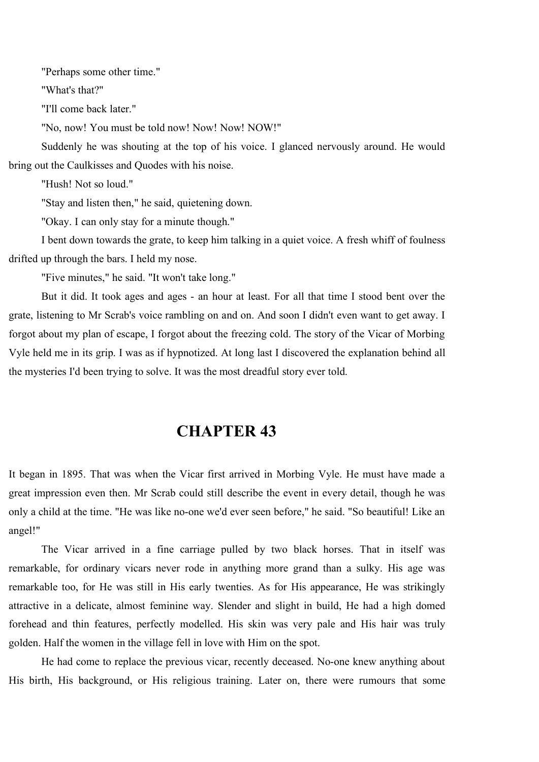"Perhaps some other time."

"What's that?"

"I'll come back later."

"No, now! You must be told now! Now! Now! NOW!"

Suddenly he was shouting at the top of his voice. I glanced nervously around. He would bring out the Caulkisses and Quodes with his noise.

"Hush! Not so loud."

"Stay and listen then," he said, quietening down.

"Okay. I can only stay for a minute though."

I bent down towards the grate, to keep him talking in a quiet voice. A fresh whiff of foulness drifted up through the bars. I held my nose.

"Five minutes," he said. "It won't take long."

But it did. It took ages and ages - an hour at least. For all that time I stood bent over the grate, listening to Mr Scrab's voice rambling on and on. And soon I didn't even want to get away. I forgot about my plan of escape, I forgot about the freezing cold. The story of the Vicar of Morbing Vyle held me in its grip. I was as if hypnotized. At long last I discovered the explanation behind all the mysteries I'd been trying to solve. It was the most dreadful story ever told.

# CHAPTER 43

It began in 1895. That was when the Vicar first arrived in Morbing Vyle. He must have made a great impression even then. Mr Scrab could still describe the event in every detail, though he was only a child at the time. "He was like no-one we'd ever seen before," he said. "So beautiful! Like an angel!"

The Vicar arrived in a fine carriage pulled by two black horses. That in itself was remarkable, for ordinary vicars never rode in anything more grand than a sulky. His age was remarkable too, for He was still in His early twenties. As for His appearance, He was strikingly attractive in a delicate, almost feminine way. Slender and slight in build, He had a high domed forehead and thin features, perfectly modelled. His skin was very pale and His hair was truly golden. Half the women in the village fell in love with Him on the spot.

He had come to replace the previous vicar, recently deceased. No-one knew anything about His birth, His background, or His religious training. Later on, there were rumours that some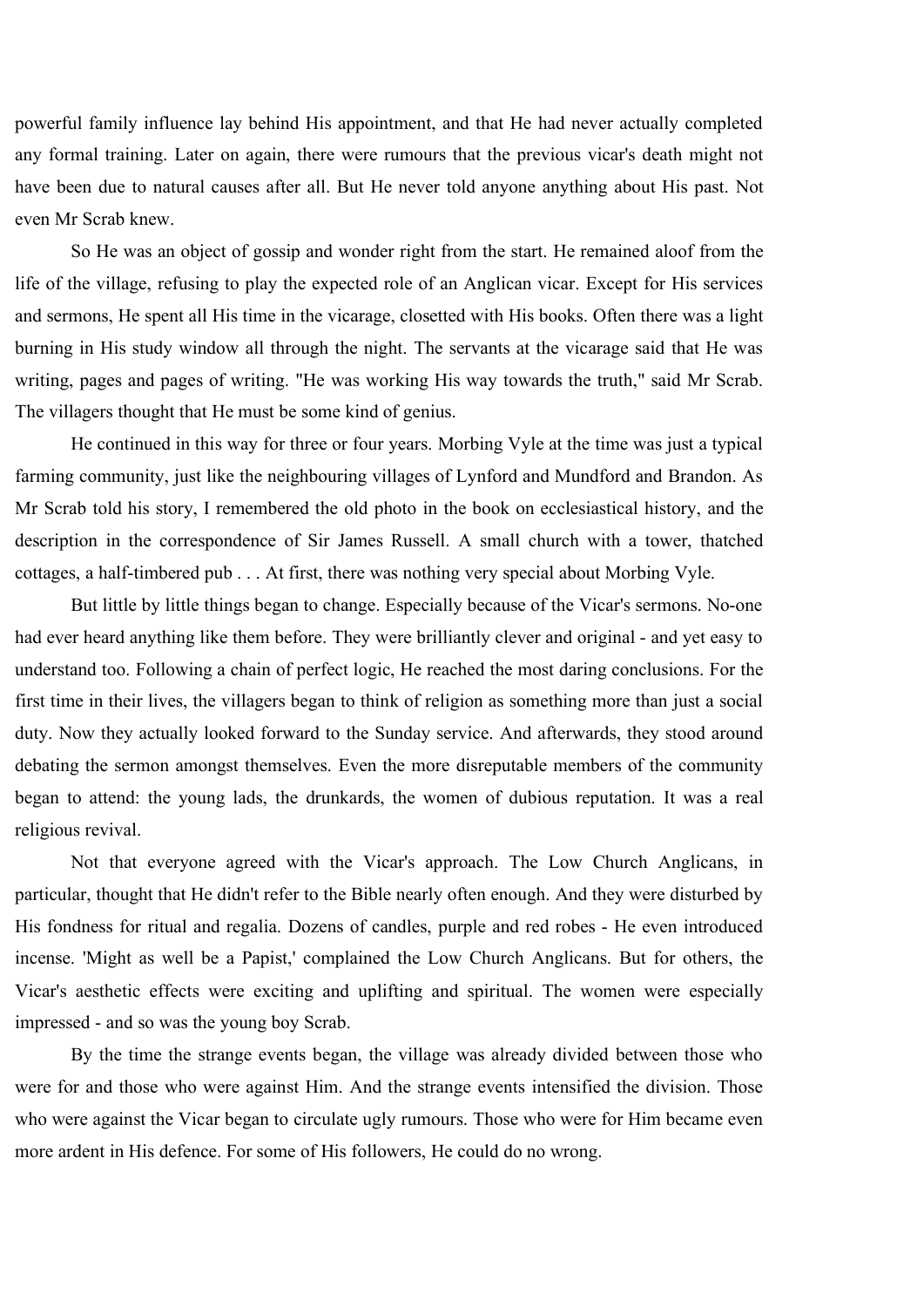powerful family influence lay behind His appointment, and that He had never actually completed any formal training. Later on again, there were rumours that the previous vicar's death might not have been due to natural causes after all. But He never told anyone anything about His past. Not even Mr Scrab knew.

So He was an object of gossip and wonder right from the start. He remained aloof from the life of the village, refusing to play the expected role of an Anglican vicar. Except for His services and sermons, He spent all His time in the vicarage, closetted with His books. Often there was a light burning in His study window all through the night. The servants at the vicarage said that He was writing, pages and pages of writing. "He was working His way towards the truth," said Mr Scrab. The villagers thought that He must be some kind of genius.

He continued in this way for three or four years. Morbing Vyle at the time was just a typical farming community, just like the neighbouring villages of Lynford and Mundford and Brandon. As Mr Scrab told his story, I remembered the old photo in the book on ecclesiastical history, and the description in the correspondence of Sir James Russell. A small church with a tower, thatched cottages, a half-timbered pub . . . At first, there was nothing very special about Morbing Vyle.

But little by little things began to change. Especially because of the Vicar's sermons. No-one had ever heard anything like them before. They were brilliantly clever and original - and yet easy to understand too. Following a chain of perfect logic, He reached the most daring conclusions. For the first time in their lives, the villagers began to think of religion as something more than just a social duty. Now they actually looked forward to the Sunday service. And afterwards, they stood around debating the sermon amongst themselves. Even the more disreputable members of the community began to attend: the young lads, the drunkards, the women of dubious reputation. It was a real religious revival.

Not that everyone agreed with the Vicar's approach. The Low Church Anglicans, in particular, thought that He didn't refer to the Bible nearly often enough. And they were disturbed by His fondness for ritual and regalia. Dozens of candles, purple and red robes - He even introduced incense. 'Might as well be a Papist,' complained the Low Church Anglicans. But for others, the Vicar's aesthetic effects were exciting and uplifting and spiritual. The women were especially impressed - and so was the young boy Scrab.

By the time the strange events began, the village was already divided between those who were for and those who were against Him. And the strange events intensified the division. Those who were against the Vicar began to circulate ugly rumours. Those who were for Him became even more ardent in His defence. For some of His followers, He could do no wrong.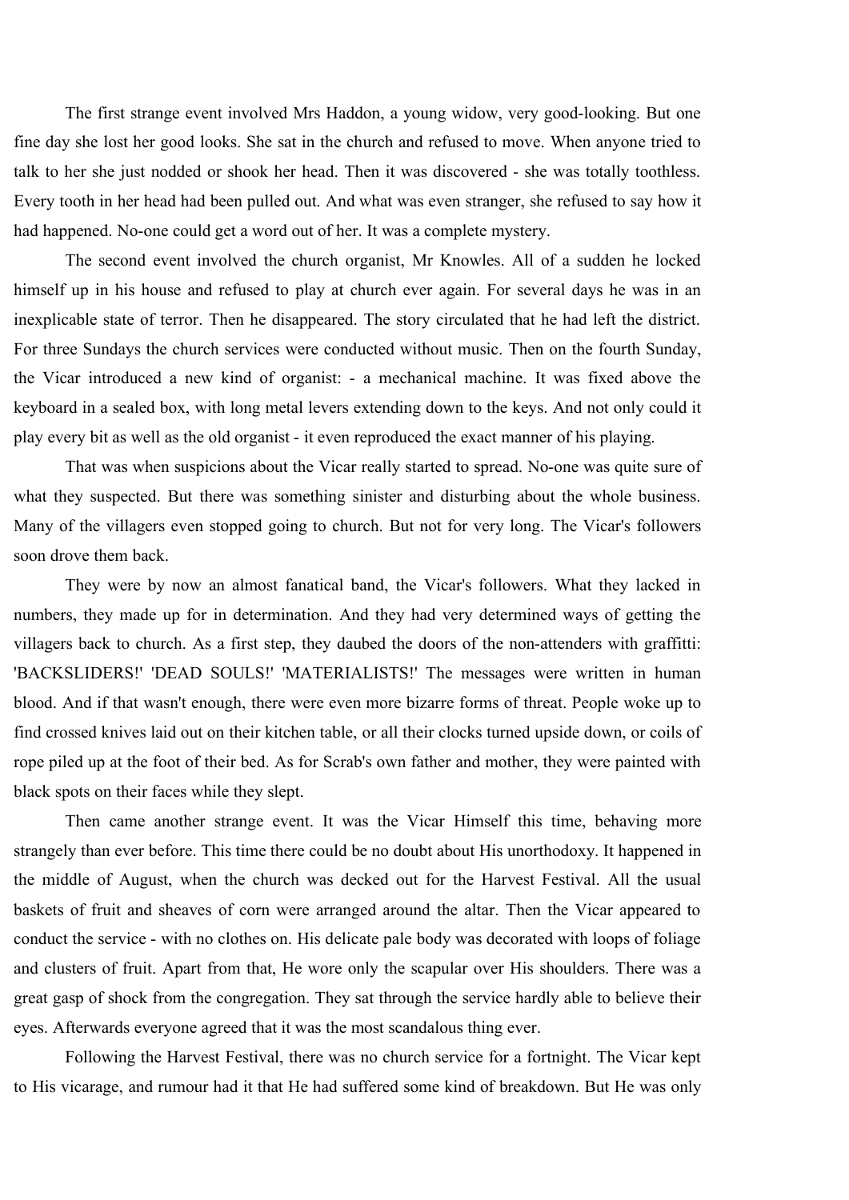The first strange event involved Mrs Haddon, a young widow, very good-looking. But one fine day she lost her good looks. She sat in the church and refused to move. When anyone tried to talk to her she just nodded or shook her head. Then it was discovered - she was totally toothless. Every tooth in her head had been pulled out. And what was even stranger, she refused to say how it had happened. No-one could get a word out of her. It was a complete mystery.

The second event involved the church organist, Mr Knowles. All of a sudden he locked himself up in his house and refused to play at church ever again. For several days he was in an inexplicable state of terror. Then he disappeared. The story circulated that he had left the district. For three Sundays the church services were conducted without music. Then on the fourth Sunday, the Vicar introduced a new kind of organist: - a mechanical machine. It was fixed above the keyboard in a sealed box, with long metal levers extending down to the keys. And not only could it play every bit as well as the old organist - it even reproduced the exact manner of his playing.

That was when suspicions about the Vicar really started to spread. No-one was quite sure of what they suspected. But there was something sinister and disturbing about the whole business. Many of the villagers even stopped going to church. But not for very long. The Vicar's followers soon drove them back.

They were by now an almost fanatical band, the Vicar's followers. What they lacked in numbers, they made up for in determination. And they had very determined ways of getting the villagers back to church. As a first step, they daubed the doors of the non-attenders with graffitti: 'BACKSLIDERS!' 'DEAD SOULS!' 'MATERIALISTS!' The messages were written in human blood. And if that wasn't enough, there were even more bizarre forms of threat. People woke up to find crossed knives laid out on their kitchen table, or all their clocks turned upside down, or coils of rope piled up at the foot of their bed. As for Scrab's own father and mother, they were painted with black spots on their faces while they slept.

Then came another strange event. It was the Vicar Himself this time, behaving more strangely than ever before. This time there could be no doubt about His unorthodoxy. It happened in the middle of August, when the church was decked out for the Harvest Festival. All the usual baskets of fruit and sheaves of corn were arranged around the altar. Then the Vicar appeared to conduct the service - with no clothes on. His delicate pale body was decorated with loops of foliage and clusters of fruit. Apart from that, He wore only the scapular over His shoulders. There was a great gasp of shock from the congregation. They sat through the service hardly able to believe their eyes. Afterwards everyone agreed that it was the most scandalous thing ever.

Following the Harvest Festival, there was no church service for a fortnight. The Vicar kept to His vicarage, and rumour had it that He had suffered some kind of breakdown. But He was only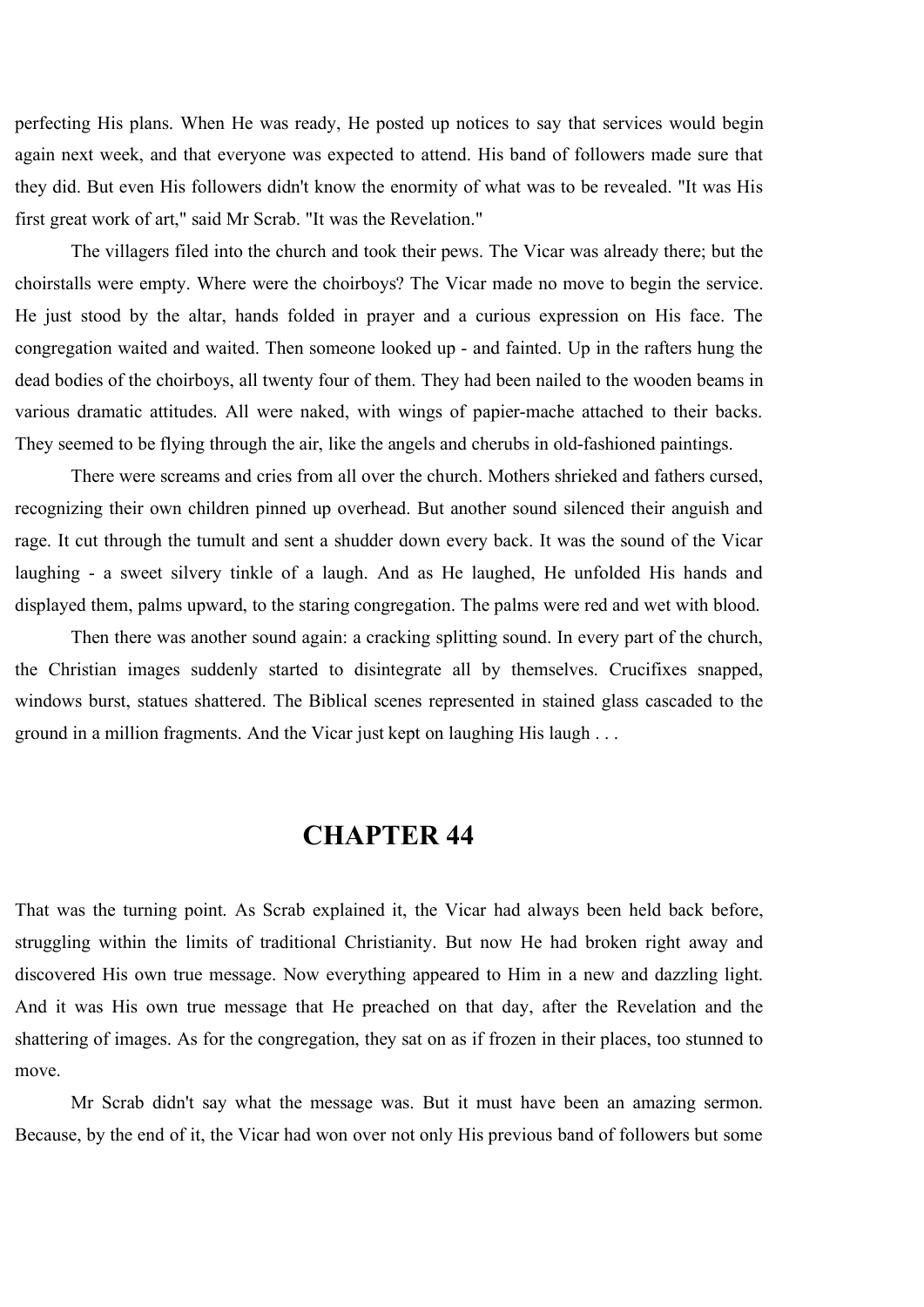perfecting His plans. When He was ready, He posted up notices to say that services would begin again next week, and that everyone was expected to attend. His band of followers made sure that they did. But even His followers didn't know the enormity of what was to be revealed. "It was His first great work of art," said Mr Scrab. "It was the Revelation."

The villagers filed into the church and took their pews. The Vicar was already there; but the choirstalls were empty. Where were the choirboys? The Vicar made no move to begin the service. He just stood by the altar, hands folded in prayer and a curious expression on His face. The congregation waited and waited. Then someone looked up - and fainted. Up in the rafters hung the dead bodies of the choirboys, all twenty four of them. They had been nailed to the wooden beams in various dramatic attitudes. All were naked, with wings of papier-mache attached to their backs. They seemed to be flying through the air, like the angels and cherubs in old-fashioned paintings.

There were screams and cries from all over the church. Mothers shrieked and fathers cursed, recognizing their own children pinned up overhead. But another sound silenced their anguish and rage. It cut through the tumult and sent a shudder down every back. It was the sound of the Vicar laughing - a sweet silvery tinkle of a laugh. And as He laughed, He unfolded His hands and displayed them, palms upward, to the staring congregation. The palms were red and wet with blood.

Then there was another sound again: a cracking splitting sound. In every part of the church, the Christian images suddenly started to disintegrate all by themselves. Crucifixes snapped, windows burst, statues shattered. The Biblical scenes represented in stained glass cascaded to the ground in a million fragments. And the Vicar just kept on laughing His laugh . . .

# CHAPTER 44

That was the turning point. As Scrab explained it, the Vicar had always been held back before, struggling within the limits of traditional Christianity. But now He had broken right away and discovered His own true message. Now everything appeared to Him in a new and dazzling light. And it was His own true message that He preached on that day, after the Revelation and the shattering of images. As for the congregation, they sat on as if frozen in their places, too stunned to move.

Mr Scrab didn't say what the message was. But it must have been an amazing sermon. Because, by the end of it, the Vicar had won over not only His previous band of followers but some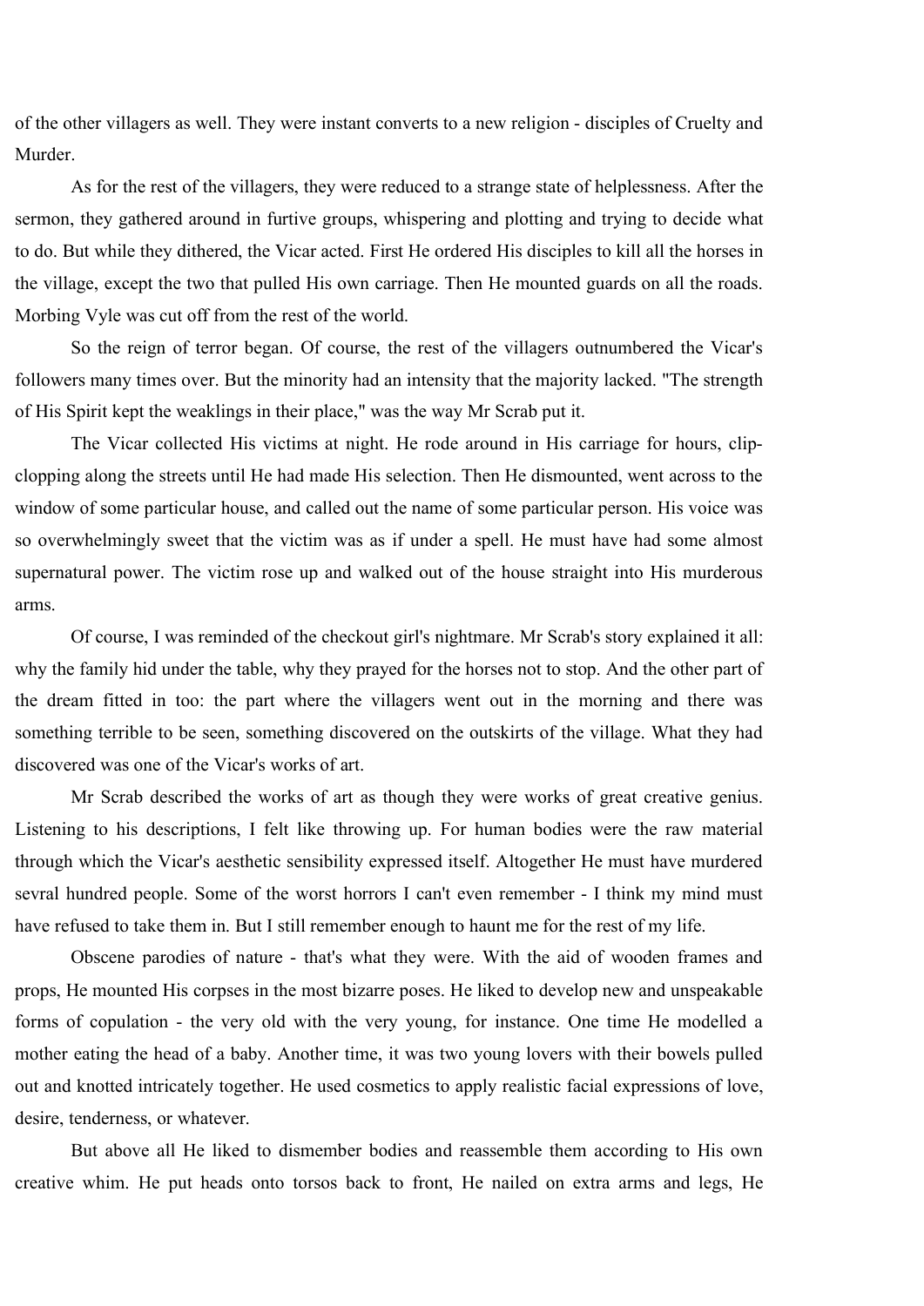of the other villagers as well. They were instant converts to a new religion - disciples of Cruelty and Murder.

As for the rest of the villagers, they were reduced to a strange state of helplessness. After the sermon, they gathered around in furtive groups, whispering and plotting and trying to decide what to do. But while they dithered, the Vicar acted. First He ordered His disciples to kill all the horses in the village, except the two that pulled His own carriage. Then He mounted guards on all the roads. Morbing Vyle was cut off from the rest of the world.

So the reign of terror began. Of course, the rest of the villagers outnumbered the Vicar's followers many times over. But the minority had an intensity that the majority lacked. "The strength of His Spirit kept the weaklings in their place," was the way Mr Scrab put it.

The Vicar collected His victims at night. He rode around in His carriage for hours, clip-clopping along the streets until He had made His selection. Then He dismounted, went across to the window of some particular house, and called out the name of some particular person. His voice was so overwhelmingly sweet that the victim was as if under a spell. He must have had some almost supernatural power. The victim rose up and walked out of the house straight into His murderous arms.

Of course, I was reminded of the checkout girl's nightmare. Mr Scrab's story explained it all: why the family hid under the table, why they prayed for the horses not to stop. And the other part of the dream fitted in too: the part where the villagers went out in the morning and there was something terrible to be seen, something discovered on the outskirts of the village. What they had discovered was one of the Vicar's works of art.

Mr Scrab described the works of art as though they were works of great creative genius. Listening to his descriptions, I felt like throwing up. For human bodies were the raw material through which the Vicar's aesthetic sensibility expressed itself. Altogether He must have murdered sevral hundred people. Some of the worst horrors I can't even remember - I think my mind must have refused to take them in. But I still remember enough to haunt me for the rest of my life.

Obscene parodies of nature - that's what they were. With the aid of wooden frames and props, He mounted His corpses in the most bizarre poses. He liked to develop new and unspeakable forms of copulation - the very old with the very young, for instance. One time He modelled a mother eating the head of a baby. Another time, it was two young lovers with their bowels pulled out and knotted intricately together. He used cosmetics to apply realistic facial expressions of love, desire, tenderness, or whatever.

But above all He liked to dismember bodies and reassemble them according to His own creative whim. He put heads onto torsos back to front, He nailed on extra arms and legs, He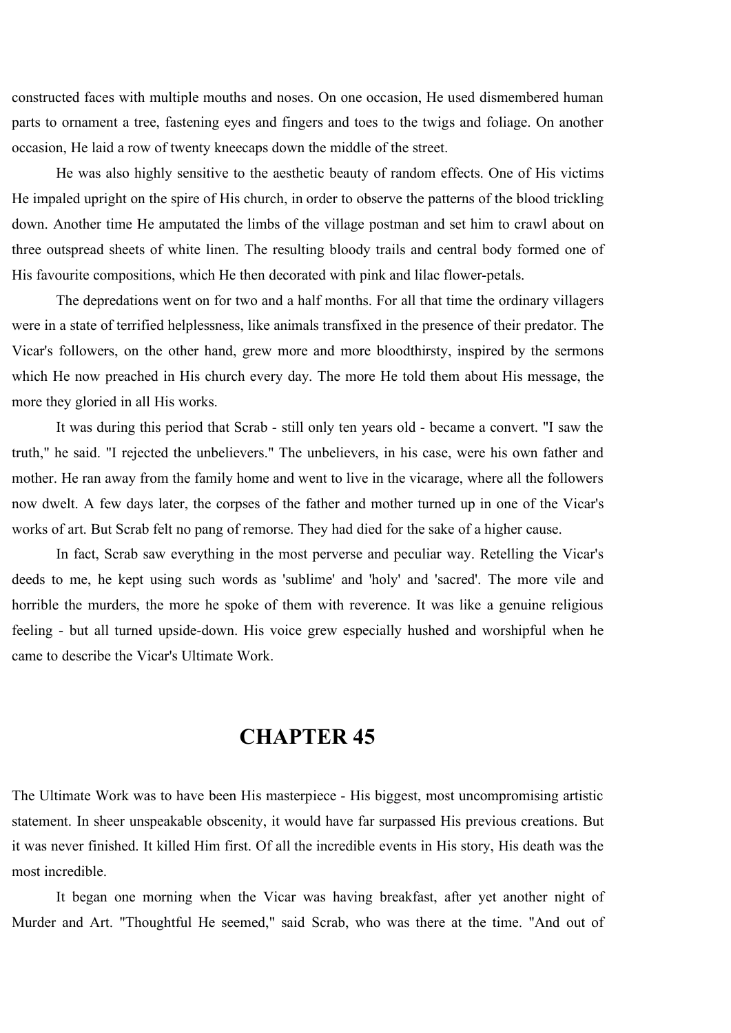constructed faces with multiple mouths and noses. On one occasion, He used dismembered human parts to ornament a tree, fastening eyes and fingers and toes to the twigs and foliage. On another occasion, He laid a row of twenty kneecaps down the middle of the street.

He was also highly sensitive to the aesthetic beauty of random effects. One of His victims He impaled upright on the spire of His church, in order to observe the patterns of the blood trickling down. Another time He amputated the limbs of the village postman and set him to crawl about on three outspread sheets of white linen. The resulting bloody trails and central body formed one of His favourite compositions, which He then decorated with pink and lilac flower-petals.

The depredations went on for two and a half months. For all that time the ordinary villagers were in a state of terrified helplessness, like animals transfixed in the presence of their predator. The Vicar's followers, on the other hand, grew more and more bloodthirsty, inspired by the sermons which He now preached in His church every day. The more He told them about His message, the more they gloried in all His works.

It was during this period that Scrab - still only ten years old - became a convert. "I saw the truth," he said. "I rejected the unbelievers." The unbelievers, in his case, were his own father and mother. He ran away from the family home and went to live in the vicarage, where all the followers now dwelt. A few days later, the corpses of the father and mother turned up in one of the Vicar's works of art. But Scrab felt no pang of remorse. They had died for the sake of a higher cause.

In fact, Scrab saw everything in the most perverse and peculiar way. Retelling the Vicar's deeds to me, he kept using such words as 'sublime' and 'holy' and 'sacred'. The more vile and horrible the murders, the more he spoke of them with reverence. It was like a genuine religious feeling - but all turned upside-down. His voice grew especially hushed and worshipful when he came to describe the Vicar's Ultimate Work.

## CHAPTER 45

The Ultimate Work was to have been His masterpiece - His biggest, most uncompromising artistic statement. In sheer unspeakable obscenity, it would have far surpassed His previous creations. But it was never finished. It killed Him first. Of all the incredible events in His story, His death was the most incredible.

It began one morning when the Vicar was having breakfast, after yet another night of Murder and Art. "Thoughtful He seemed," said Scrab, who was there at the time. "And out of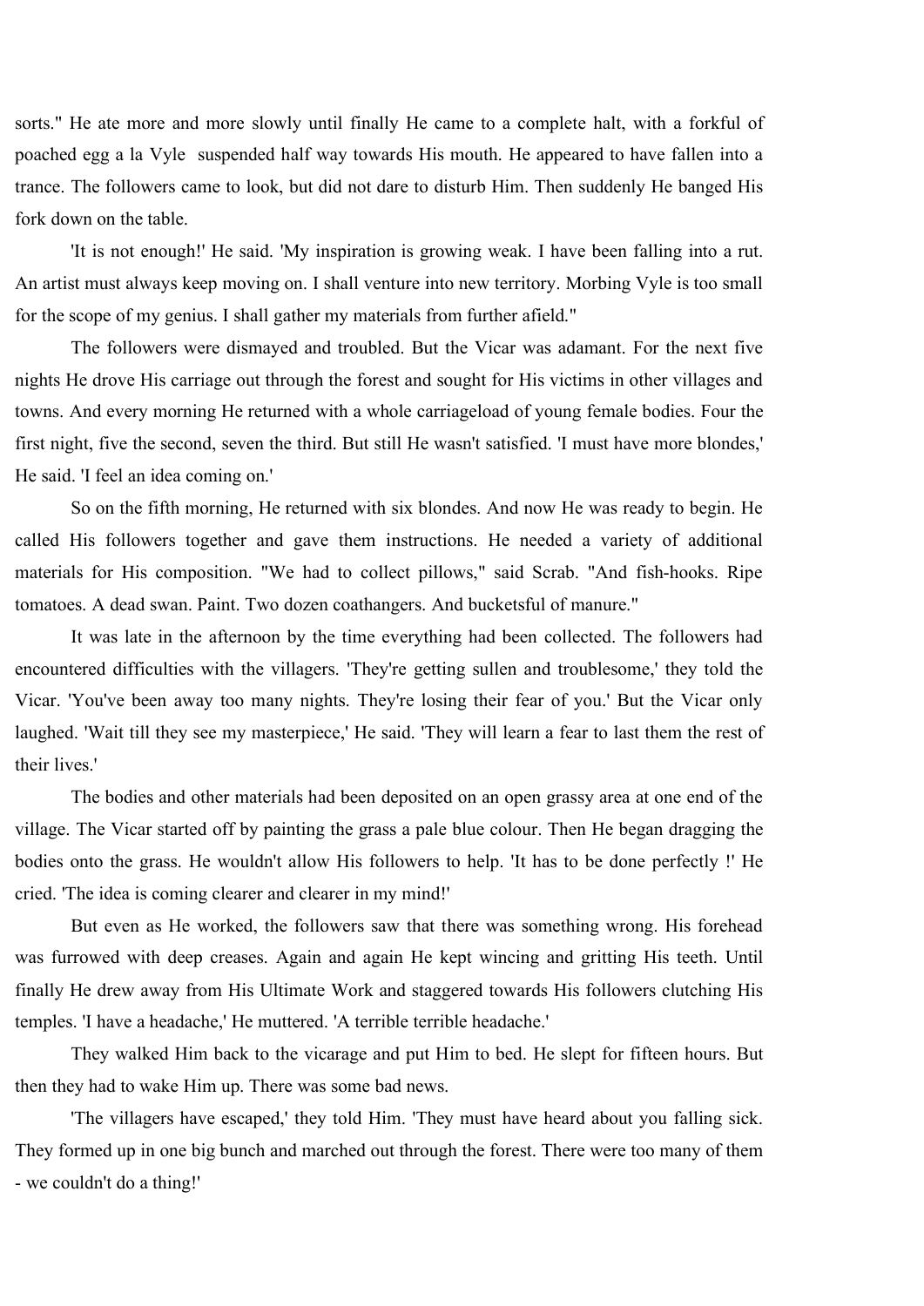sorts." He ate more and more slowly until finally He came to a complete halt, with a forkful of poached egg a la Vyle  suspended half way towards His mouth. He appeared to have fallen into a trance. The followers came to look, but did not dare to disturb Him. Then suddenly He banged His fork down on the table.

'It is not enough!' He said. 'My inspiration is growing weak. I have been falling into a rut. An artist must always keep moving on. I shall venture into new territory. Morbing Vyle is too small for the scope of my genius. I shall gather my materials from further afield."

The followers were dismayed and troubled. But the Vicar was adamant. For the next five nights He drove His carriage out through the forest and sought for His victims in other villages and towns. And every morning He returned with a whole carriageload of young female bodies. Four the first night, five the second, seven the third. But still He wasn't satisfied. 'I must have more blondes,' He said. 'I feel an idea coming on.'

So on the fifth morning, He returned with six blondes. And now He was ready to begin. He called His followers together and gave them instructions. He needed a variety of additional materials for His composition. "We had to collect pillows," said Scrab. "And fish-hooks. Ripe tomatoes. A dead swan. Paint. Two dozen coathangers. And bucketsful of manure."

It was late in the afternoon by the time everything had been collected. The followers had encountered difficulties with the villagers. 'They're getting sullen and troublesome,' they told the Vicar. 'You've been away too many nights. They're losing their fear of you.' But the Vicar only laughed. 'Wait till they see my masterpiece,' He said. 'They will learn a fear to last them the rest of their lives.'

The bodies and other materials had been deposited on an open grassy area at one end of the village. The Vicar started off by painting the grass a pale blue colour. Then He began dragging the bodies onto the grass. He wouldn't allow His followers to help. 'It has to be done perfectly !' He cried. 'The idea is coming clearer and clearer in my mind!'

But even as He worked, the followers saw that there was something wrong. His forehead was furrowed with deep creases. Again and again He kept wincing and gritting His teeth. Until finally He drew away from His Ultimate Work and staggered towards His followers clutching His temples. 'I have a headache,' He muttered. 'A terrible terrible headache.'

They walked Him back to the vicarage and put Him to bed. He slept for fifteen hours. But then they had to wake Him up. There was some bad news.

'The villagers have escaped,' they told Him. 'They must have heard about you falling sick. They formed up in one big bunch and marched out through the forest. There were too many of them - we couldn't do a thing!'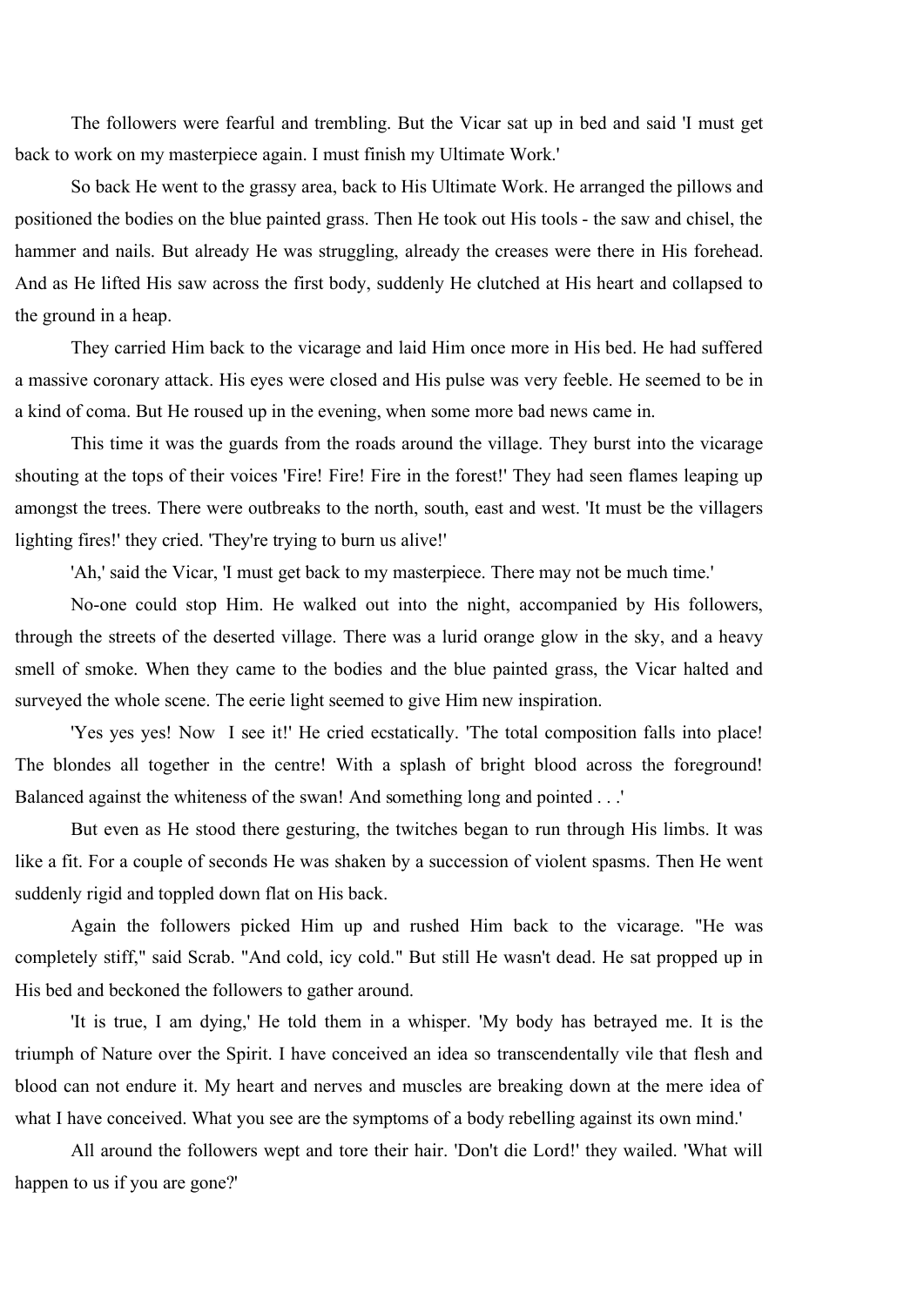The followers were fearful and trembling. But the Vicar sat up in bed and said 'I must get back to work on my masterpiece again. I must finish my Ultimate Work.'

So back He went to the grassy area, back to His Ultimate Work. He arranged the pillows and positioned the bodies on the blue painted grass. Then He took out His tools - the saw and chisel, the hammer and nails. But already He was struggling, already the creases were there in His forehead. And as He lifted His saw across the first body, suddenly He clutched at His heart and collapsed to the ground in a heap.

They carried Him back to the vicarage and laid Him once more in His bed. He had suffered a massive coronary attack. His eyes were closed and His pulse was very feeble. He seemed to be in a kind of coma. But He roused up in the evening, when some more bad news came in.

This time it was the guards from the roads around the village. They burst into the vicarage shouting at the tops of their voices 'Fire! Fire! Fire in the forest!' They had seen flames leaping up amongst the trees. There were outbreaks to the north, south, east and west. 'It must be the villagers lighting fires!' they cried. 'They're trying to burn us alive!'

'Ah,' said the Vicar, 'I must get back to my masterpiece. There may not be much time.'

No-one could stop Him. He walked out into the night, accompanied by His followers, through the streets of the deserted village. There was a lurid orange glow in the sky, and a heavy smell of smoke. When they came to the bodies and the blue painted grass, the Vicar halted and surveyed the whole scene. The eerie light seemed to give Him new inspiration.

'Yes yes yes! Now I see it!' He cried ecstatically. 'The total composition falls into place! The blondes all together in the centre! With a splash of bright blood across the foreground! Balanced against the whiteness of the swan! And something long and pointed . . .'

But even as He stood there gesturing, the twitches began to run through His limbs. It was like a fit. For a couple of seconds He was shaken by a succession of violent spasms. Then He went suddenly rigid and toppled down flat on His back.

Again the followers picked Him up and rushed Him back to the vicarage. "He was completely stiff," said Scrab. "And cold, icy cold." But still He wasn't dead. He sat propped up in His bed and beckoned the followers to gather around.

'It is true, I am dying,' He told them in a whisper. 'My body has betrayed me. It is the triumph of Nature over the Spirit. I have conceived an idea so transcendentally vile that flesh and blood can not endure it. My heart and nerves and muscles are breaking down at the mere idea of what I have conceived. What you see are the symptoms of a body rebelling against its own mind.'

All around the followers wept and tore their hair. 'Don't die Lord!' they wailed. 'What will happen to us if you are gone?'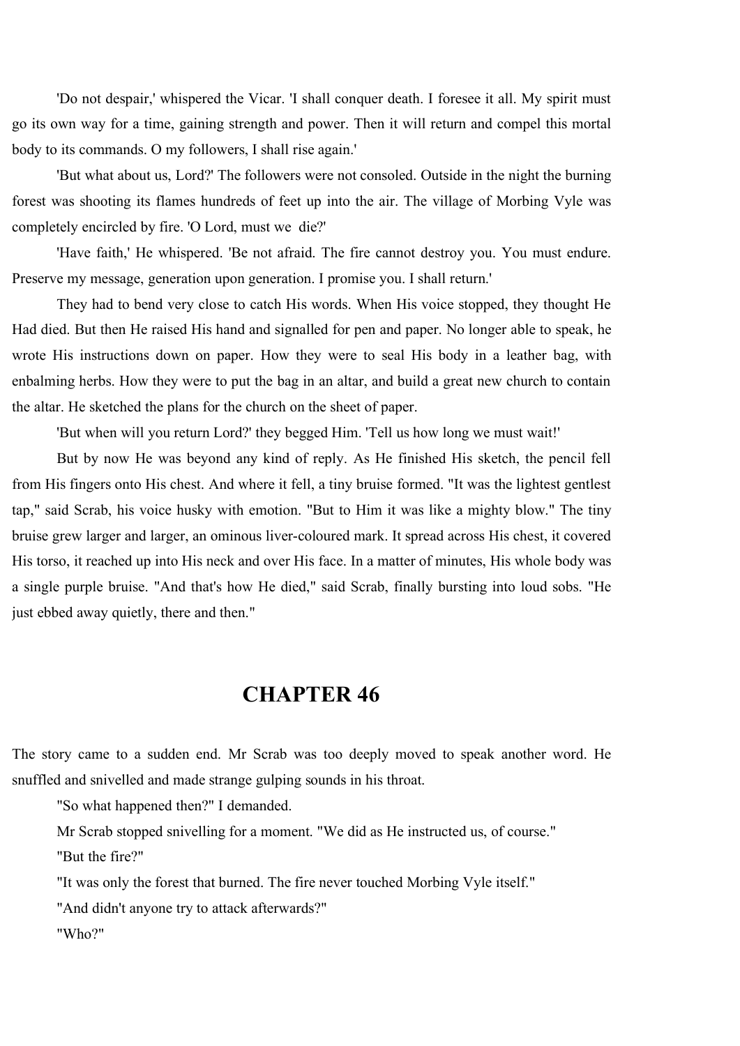'Do not despair,' whispered the Vicar. 'I shall conquer death. I foresee it all. My spirit must go its own way for a time, gaining strength and power. Then it will return and compel this mortal body to its commands. O my followers, I shall rise again.'

'But what about us, Lord?' The followers were not consoled. Outside in the night the burning forest was shooting its flames hundreds of feet up into the air. The village of Morbing Vyle was completely encircled by fire. 'O Lord, must we  die?'

'Have faith,' He whispered. 'Be not afraid. The fire cannot destroy you. You must endure. Preserve my message, generation upon generation. I promise you. I shall return.'

They had to bend very close to catch His words. When His voice stopped, they thought He Had died. But then He raised His hand and signalled for pen and paper. No longer able to speak, he wrote His instructions down on paper. How they were to seal His body in a leather bag, with enbalming herbs. How they were to put the bag in an altar, and build a great new church to contain the altar. He sketched the plans for the church on the sheet of paper.

'But when will you return Lord?' they begged Him. 'Tell us how long we must wait!'

But by now He was beyond any kind of reply. As He finished His sketch, the pencil fell from His fingers onto His chest. And where it fell, a tiny bruise formed. "It was the lightest gentlest tap," said Scrab, his voice husky with emotion. "But to Him it was like a mighty blow." The tiny bruise grew larger and larger, an ominous liver-coloured mark. It spread across His chest, it covered His torso, it reached up into His neck and over His face. In a matter of minutes, His whole body was a single purple bruise. "And that's how He died," said Scrab, finally bursting into loud sobs. "He just ebbed away quietly, there and then."

## CHAPTER 46

The story came to a sudden end. Mr Scrab was too deeply moved to speak another word. He snuffled and snivelled and made strange gulping sounds in his throat.

"So what happened then?" I demanded.

Mr Scrab stopped snivelling for a moment. "We did as He instructed us, of course."

"But the fire?"

"It was only the forest that burned. The fire never touched Morbing Vyle itself."

"And didn't anyone try to attack afterwards?"

"Who?"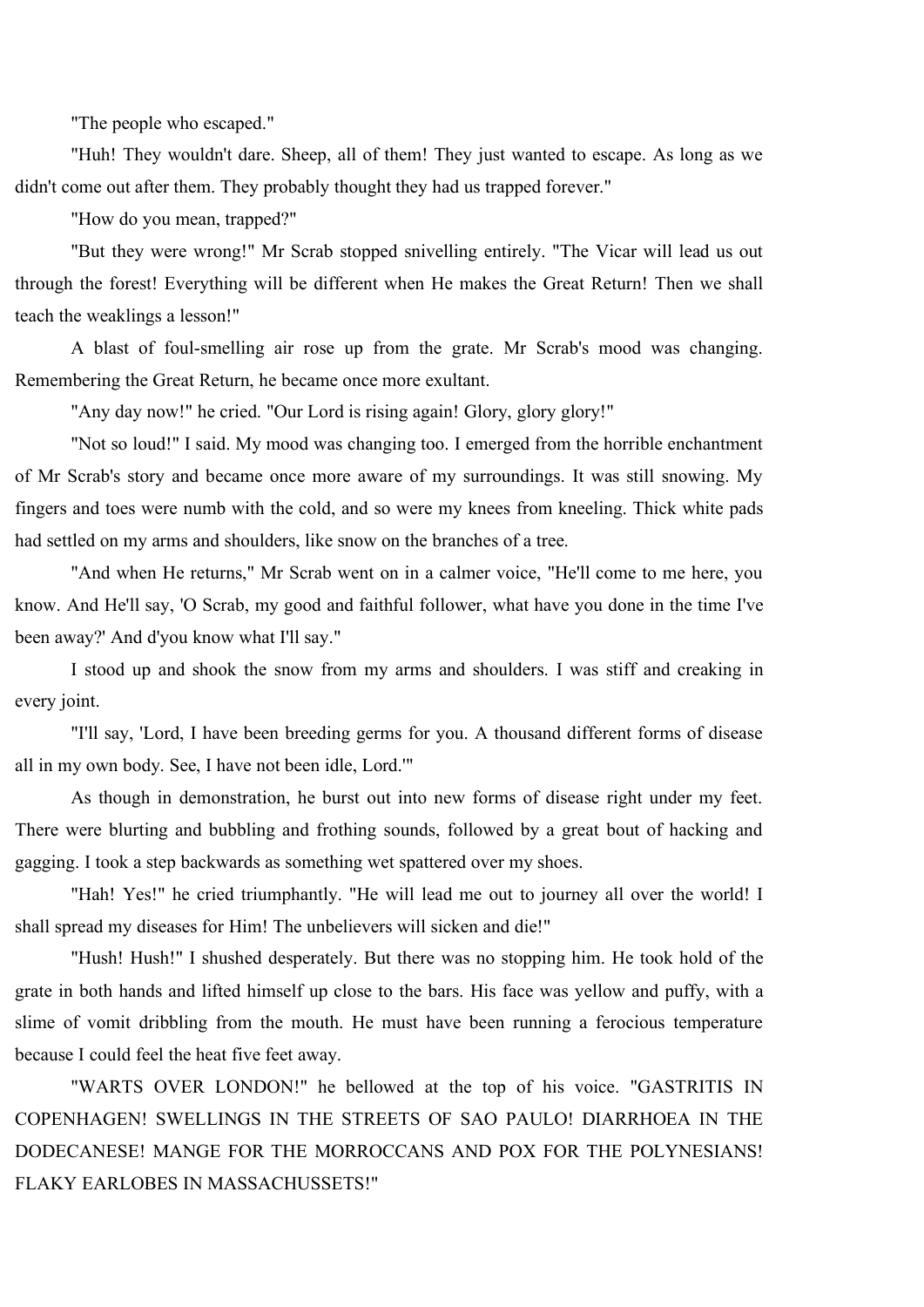"The people who escaped."

"Huh! They wouldn't dare. Sheep, all of them! They just wanted to escape. As long as we didn't come out after them. They probably thought they had us trapped forever."

"How do you mean, trapped?"

"But they were wrong!" Mr Scrab stopped snivelling entirely. "The Vicar will lead us out through the forest! Everything will be different when He makes the Great Return! Then we shall teach the weaklings a lesson!"

A blast of foul-smelling air rose up from the grate. Mr Scrab's mood was changing. Remembering the Great Return, he became once more exultant.

"Any day now!" he cried. "Our Lord is rising again! Glory, glory glory!"

"Not so loud!" I said. My mood was changing too. I emerged from the horrible enchantment of Mr Scrab's story and became once more aware of my surroundings. It was still snowing. My fingers and toes were numb with the cold, and so were my knees from kneeling. Thick white pads had settled on my arms and shoulders, like snow on the branches of a tree.

"And when He returns," Mr Scrab went on in a calmer voice, "He'll come to me here, you know. And He'll say, 'O Scrab, my good and faithful follower, what have you done in the time I've been away?' And d'you know what I'll say."

I stood up and shook the snow from my arms and shoulders. I was stiff and creaking in every joint.

"I'll say, 'Lord, I have been breeding germs for you. A thousand different forms of disease all in my own body. See, I have not been idle, Lord.'"

As though in demonstration, he burst out into new forms of disease right under my feet. There were blurting and bubbling and frothing sounds, followed by a great bout of hacking and gagging. I took a step backwards as something wet spattered over my shoes.

"Hah! Yes!" he cried triumphantly. "He will lead me out to journey all over the world! I shall spread my diseases for Him! The unbelievers will sicken and die!"

"Hush! Hush!" I shushed desperately. But there was no stopping him. He took hold of the grate in both hands and lifted himself up close to the bars. His face was yellow and puffy, with a slime of vomit dribbling from the mouth. He must have been running a ferocious temperature because I could feel the heat five feet away.

"WARTS OVER LONDON!" he bellowed at the top of his voice. "GASTRITIS IN COPENHAGEN! SWELLINGS IN THE STREETS OF SAO PAULO! DIARRHOEA IN THE DODECANESE! MANGE FOR THE MORROCCANS AND POX FOR THE POLYNESIANS! FLAKY EARLOBES IN MASSACHUSSETS!"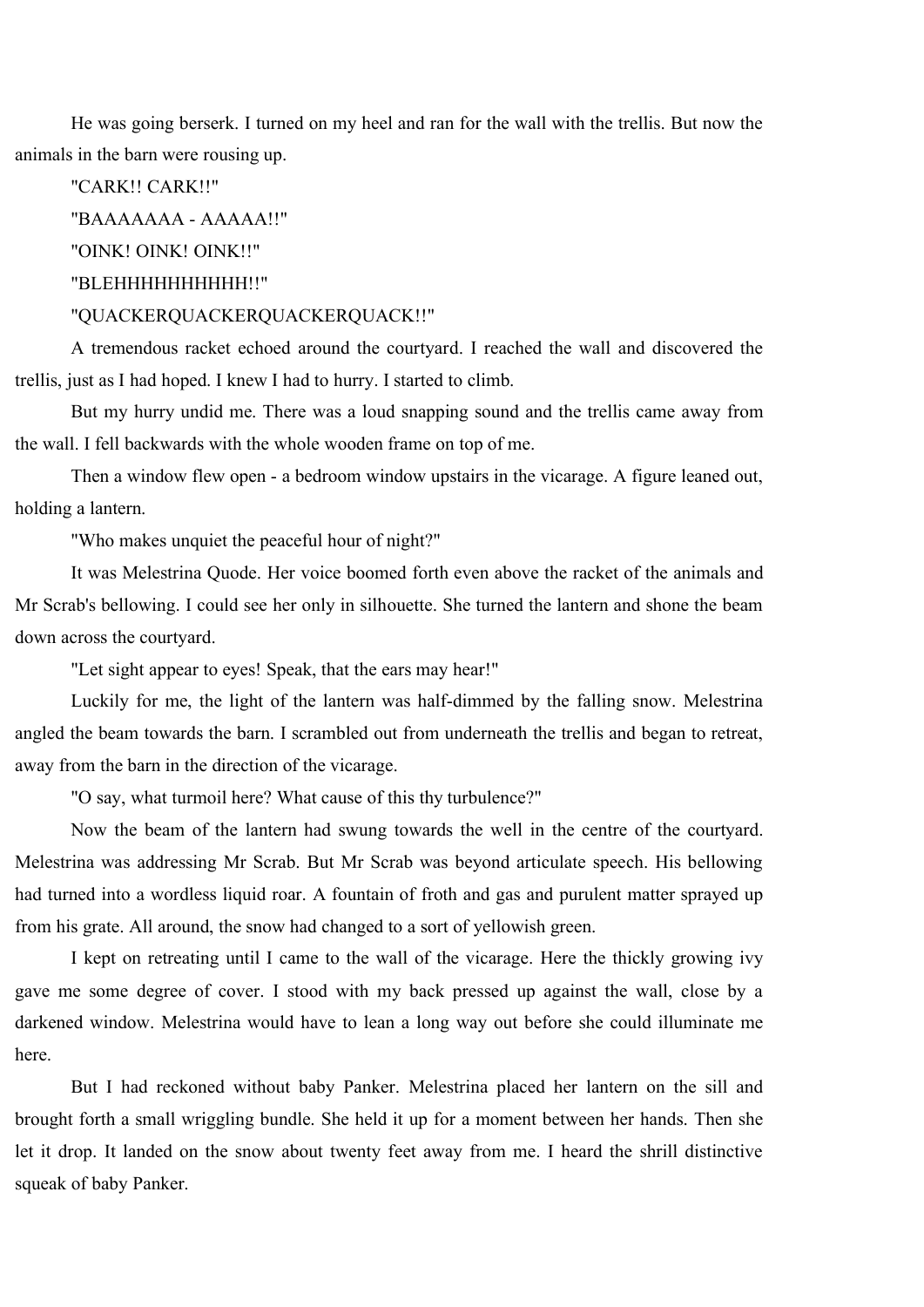He was going berserk. I turned on my heel and ran for the wall with the trellis. But now the animals in the barn were rousing up.

"CARK!! CARK!!"

"BAAAAAAA - AAAAA!!"

"OINK! OINK! OINK!!"

"BLEHHHHHHHHHH!!"

"QUACKERQUACKERQUACKERQUACK!!"

A tremendous racket echoed around the courtyard. I reached the wall and discovered the trellis, just as I had hoped. I knew I had to hurry. I started to climb.

But my hurry undid me. There was a loud snapping sound and the trellis came away from the wall. I fell backwards with the whole wooden frame on top of me.

Then a window flew open - a bedroom window upstairs in the vicarage. A figure leaned out, holding a lantern.

"Who makes unquiet the peaceful hour of night?"

It was Melestrina Quode. Her voice boomed forth even above the racket of the animals and Mr Scrab's bellowing. I could see her only in silhouette. She turned the lantern and shone the beam down across the courtyard.

"Let sight appear to eyes! Speak, that the ears may hear!"

Luckily for me, the light of the lantern was half-dimmed by the falling snow. Melestrina angled the beam towards the barn. I scrambled out from underneath the trellis and began to retreat, away from the barn in the direction of the vicarage.

"O say, what turmoil here? What cause of this thy turbulence?"

Now the beam of the lantern had swung towards the well in the centre of the courtyard. Melestrina was addressing Mr Scrab. But Mr Scrab was beyond articulate speech. His bellowing had turned into a wordless liquid roar. A fountain of froth and gas and purulent matter sprayed up from his grate. All around, the snow had changed to a sort of yellowish green.

I kept on retreating until I came to the wall of the vicarage. Here the thickly growing ivy gave me some degree of cover. I stood with my back pressed up against the wall, close by a darkened window. Melestrina would have to lean a long way out before she could illuminate me here.

But I had reckoned without baby Panker. Melestrina placed her lantern on the sill and brought forth a small wriggling bundle. She held it up for a moment between her hands. Then she let it drop. It landed on the snow about twenty feet away from me. I heard the shrill distinctive squeak of baby Panker.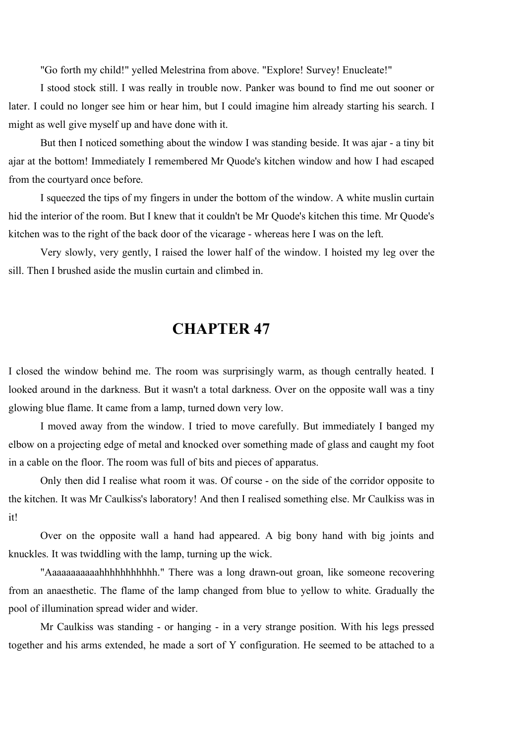"Go forth my child!" yelled Melestrina from above. "Explore! Survey! Enucleate!"

I stood stock still. I was really in trouble now. Panker was bound to find me out sooner or later. I could no longer see him or hear him, but I could imagine him already starting his search. I might as well give myself up and have done with it.

But then I noticed something about the window I was standing beside. It was ajar - a tiny bit ajar at the bottom! Immediately I remembered Mr Quode's kitchen window and how I had escaped from the courtyard once before.

I squeezed the tips of my fingers in under the bottom of the window. A white muslin curtain hid the interior of the room. But I knew that it couldn't be Mr Quode's kitchen this time. Mr Quode's kitchen was to the right of the back door of the vicarage - whereas here I was on the left.

Very slowly, very gently, I raised the lower half of the window. I hoisted my leg over the sill. Then I brushed aside the muslin curtain and climbed in.

## CHAPTER 47

I closed the window behind me. The room was surprisingly warm, as though centrally heated. I looked around in the darkness. But it wasn't a total darkness. Over on the opposite wall was a tiny glowing blue flame. It came from a lamp, turned down very low.

I moved away from the window. I tried to move carefully. But immediately I banged my elbow on a projecting edge of metal and knocked over something made of glass and caught my foot in a cable on the floor. The room was full of bits and pieces of apparatus.

Only then did I realise what room it was. Of course - on the side of the corridor opposite to the kitchen. It was Mr Caulkiss's laboratory! And then I realised something else. Mr Caulkiss was in it!

Over on the opposite wall a hand had appeared. A big bony hand with big joints and knuckles. It was twiddling with the lamp, turning up the wick.

"Aaaaaaaaaaahhhhhhhhhhh." There was a long drawn-out groan, like someone recovering from an anaesthetic. The flame of the lamp changed from blue to yellow to white. Gradually the pool of illumination spread wider and wider.

Mr Caulkiss was standing - or hanging - in a very strange position. With his legs pressed together and his arms extended, he made a sort of Y configuration. He seemed to be attached to a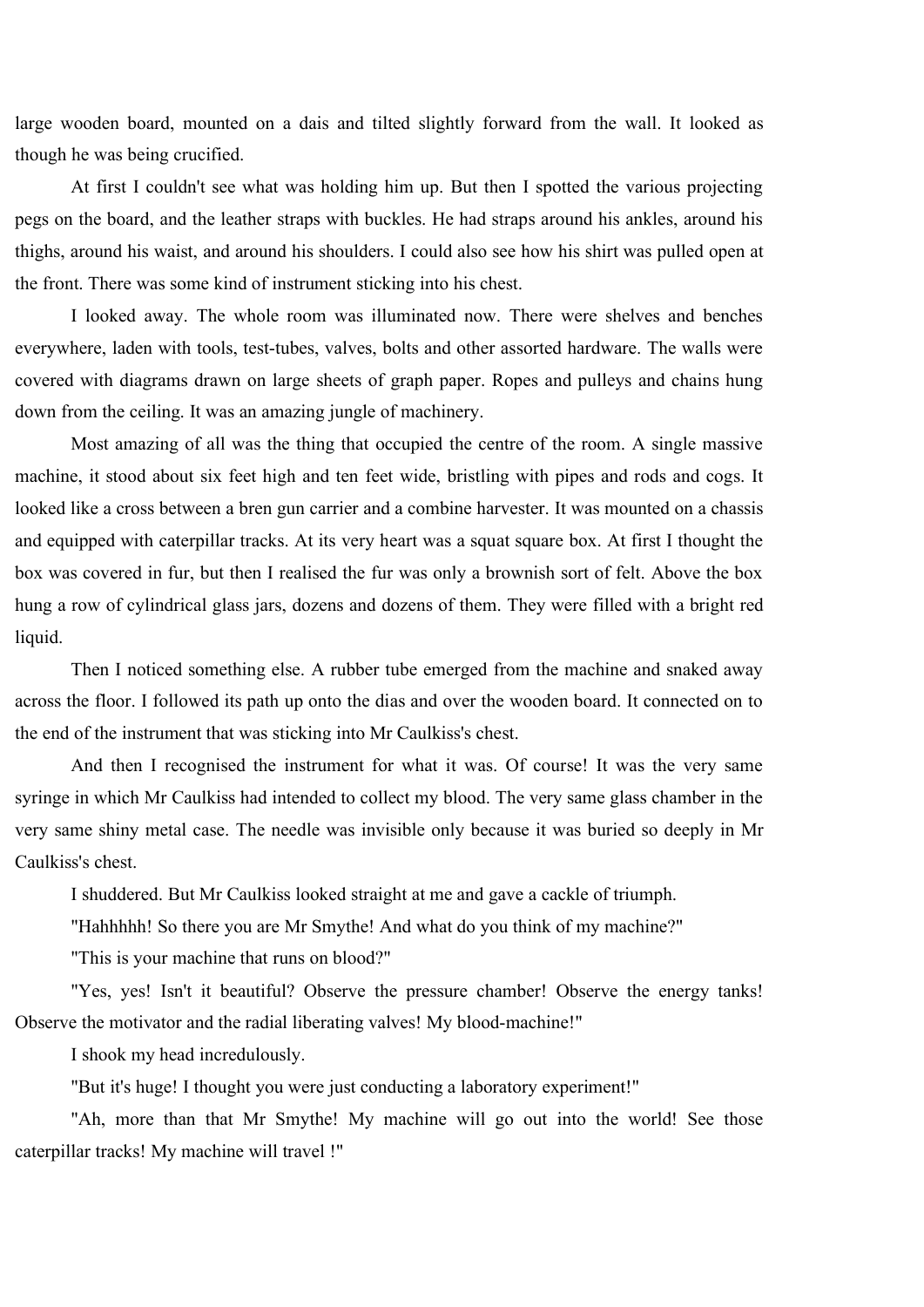large wooden board, mounted on a dais and tilted slightly forward from the wall. It looked as though he was being crucified.

At first I couldn't see what was holding him up. But then I spotted the various projecting pegs on the board, and the leather straps with buckles. He had straps around his ankles, around his thighs, around his waist, and around his shoulders. I could also see how his shirt was pulled open at the front. There was some kind of instrument sticking into his chest.

I looked away. The whole room was illuminated now. There were shelves and benches everywhere, laden with tools, test-tubes, valves, bolts and other assorted hardware. The walls were covered with diagrams drawn on large sheets of graph paper. Ropes and pulleys and chains hung down from the ceiling. It was an amazing jungle of machinery.

Most amazing of all was the thing that occupied the centre of the room. A single massive machine, it stood about six feet high and ten feet wide, bristling with pipes and rods and cogs. It looked like a cross between a bren gun carrier and a combine harvester. It was mounted on a chassis and equipped with caterpillar tracks. At its very heart was a squat square box. At first I thought the box was covered in fur, but then I realised the fur was only a brownish sort of felt. Above the box hung a row of cylindrical glass jars, dozens and dozens of them. They were filled with a bright red liquid.

Then I noticed something else. A rubber tube emerged from the machine and snaked away across the floor. I followed its path up onto the dias and over the wooden board. It connected on to the end of the instrument that was sticking into Mr Caulkiss's chest.

And then I recognised the instrument for what it was. Of course! It was the very same syringe in which Mr Caulkiss had intended to collect my blood. The very same glass chamber in the very same shiny metal case. The needle was invisible only because it was buried so deeply in Mr Caulkiss's chest.

I shuddered. But Mr Caulkiss looked straight at me and gave a cackle of triumph.

"Hahhhhh! So there you are Mr Smythe! And what do you think of my machine?"

"This is your machine that runs on blood?"

"Yes, yes! Isn't it beautiful? Observe the pressure chamber! Observe the energy tanks! Observe the motivator and the radial liberating valves! My blood-machine!"

I shook my head incredulously.

"But it's huge! I thought you were just conducting a laboratory experiment!"

"Ah, more than that Mr Smythe! My machine will go out into the world! See those caterpillar tracks! My machine will travel !"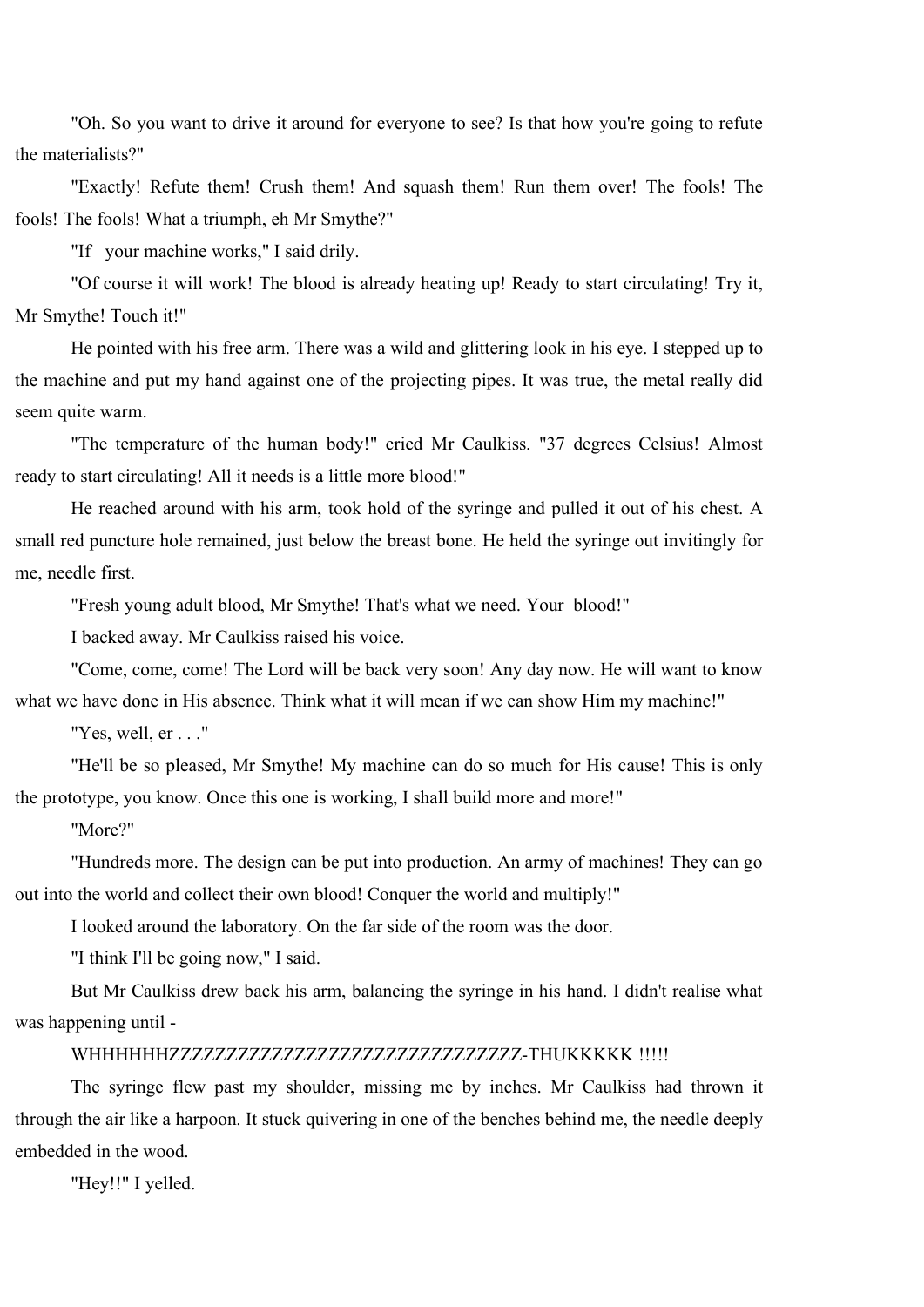"Oh. So you want to drive it around for everyone to see? Is that how you're going to refute the materialists?"

"Exactly! Refute them! Crush them! And squash them! Run them over! The fools! The fools! The fools! What a triumph, eh Mr Smythe?"

"If your machine works," I said drily.

"Of course it will work! The blood is already heating up! Ready to start circulating! Try it, Mr Smythe! Touch it!"

He pointed with his free arm. There was a wild and glittering look in his eye. I stepped up to the machine and put my hand against one of the projecting pipes. It was true, the metal really did seem quite warm.

"The temperature of the human body!" cried Mr Caulkiss. "37 degrees Celsius! Almost ready to start circulating! All it needs is a little more blood!"

He reached around with his arm, took hold of the syringe and pulled it out of his chest. A small red puncture hole remained, just below the breast bone. He held the syringe out invitingly for me, needle first.

"Fresh young adult blood, Mr Smythe! That's what we need. Your blood!"

I backed away. Mr Caulkiss raised his voice.

"Come, come, come! The Lord will be back very soon! Any day now. He will want to know what we have done in His absence. Think what it will mean if we can show Him my machine!"

"Yes, well, er . . ."

"He'll be so pleased, Mr Smythe! My machine can do so much for His cause! This is only the prototype, you know. Once this one is working, I shall build more and more!"

"More?"

"Hundreds more. The design can be put into production. An army of machines! They can go out into the world and collect their own blood! Conquer the world and multiply!"

I looked around the laboratory. On the far side of the room was the door.

"I think I'll be going now," I said.

But Mr Caulkiss drew back his arm, balancing the syringe in his hand. I didn't realise what was happening until -

WHHHHHHZZZZZZZZZZZZZZZZZZZZZZZZZZZZZZZZZ-THUKKKKK !!!!!

The syringe flew past my shoulder, missing me by inches. Mr Caulkiss had thrown it through the air like a harpoon. It stuck quivering in one of the benches behind me, the needle deeply embedded in the wood.

"Hey!!" I yelled.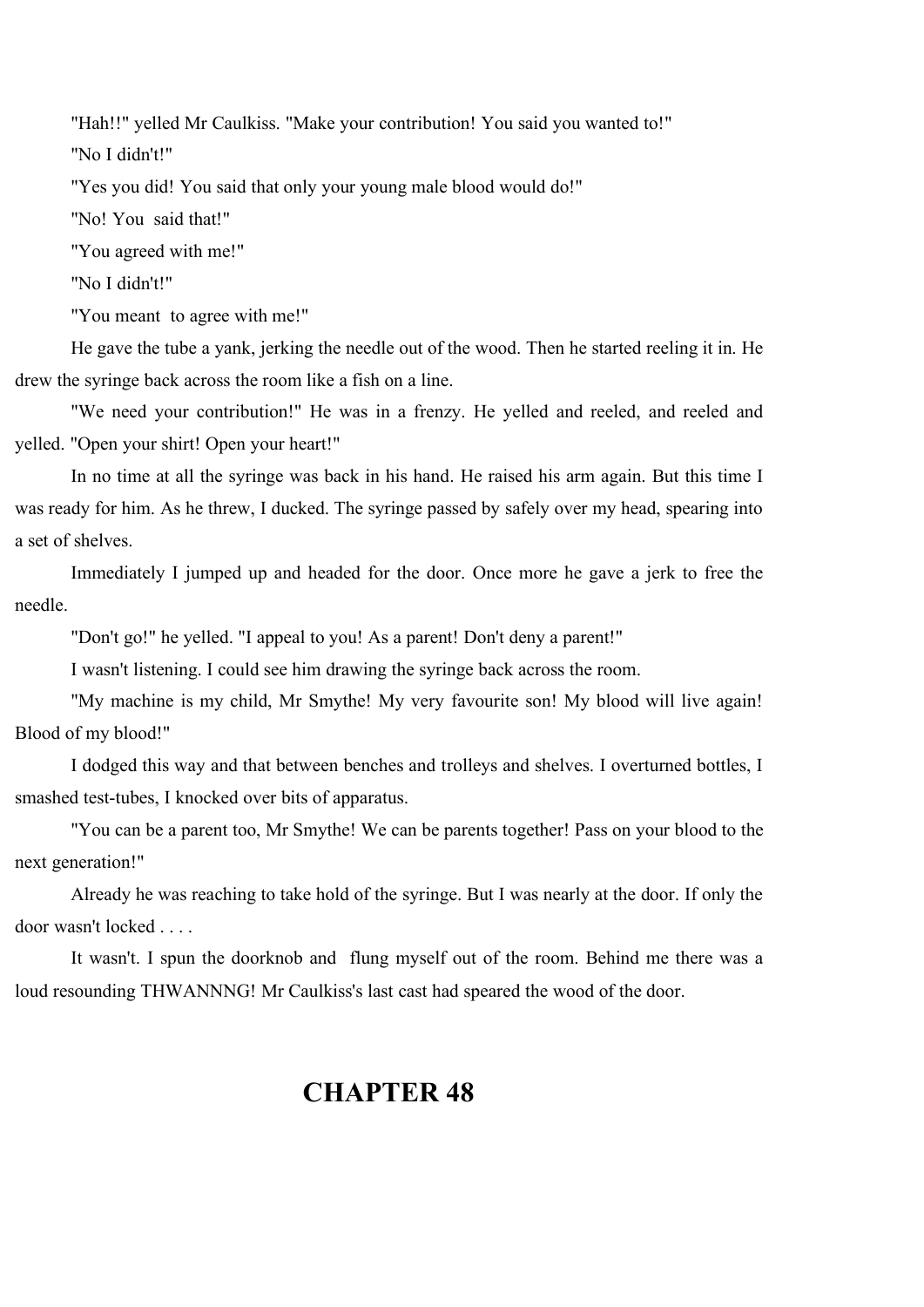"Hah!!" yelled Mr Caulkiss. "Make your contribution! You said you wanted to!"

"No I didn't!"

"Yes you did! You said that only your young male blood would do!"

"No! You said that!"

"You agreed with me!"

"No I didn't!"

"You meant to agree with me!"

He gave the tube a yank, jerking the needle out of the wood. Then he started reeling it in. He drew the syringe back across the room like a fish on a line.

"We need your contribution!" He was in a frenzy. He yelled and reeled, and reeled and yelled. "Open your shirt! Open your heart!"

In no time at all the syringe was back in his hand. He raised his arm again. But this time I was ready for him. As he threw, I ducked. The syringe passed by safely over my head, spearing into a set of shelves.

Immediately I jumped up and headed for the door. Once more he gave a jerk to free the needle.

"Don't go!" he yelled. "I appeal to you! As a parent! Don't deny a parent!"

I wasn't listening. I could see him drawing the syringe back across the room.

"My machine is my child, Mr Smythe! My very favourite son! My blood will live again! Blood of my blood!"

I dodged this way and that between benches and trolleys and shelves. I overturned bottles, I smashed test-tubes, I knocked over bits of apparatus.

"You can be a parent too, Mr Smythe! We can be parents together! Pass on your blood to the next generation!"

Already he was reaching to take hold of the syringe. But I was nearly at the door. If only the door wasn't locked . . . .

It wasn't. I spun the doorknob and flung myself out of the room. Behind me there was a loud resounding THWANNNG! Mr Caulkiss's last cast had speared the wood of the door.

# CHAPTER 48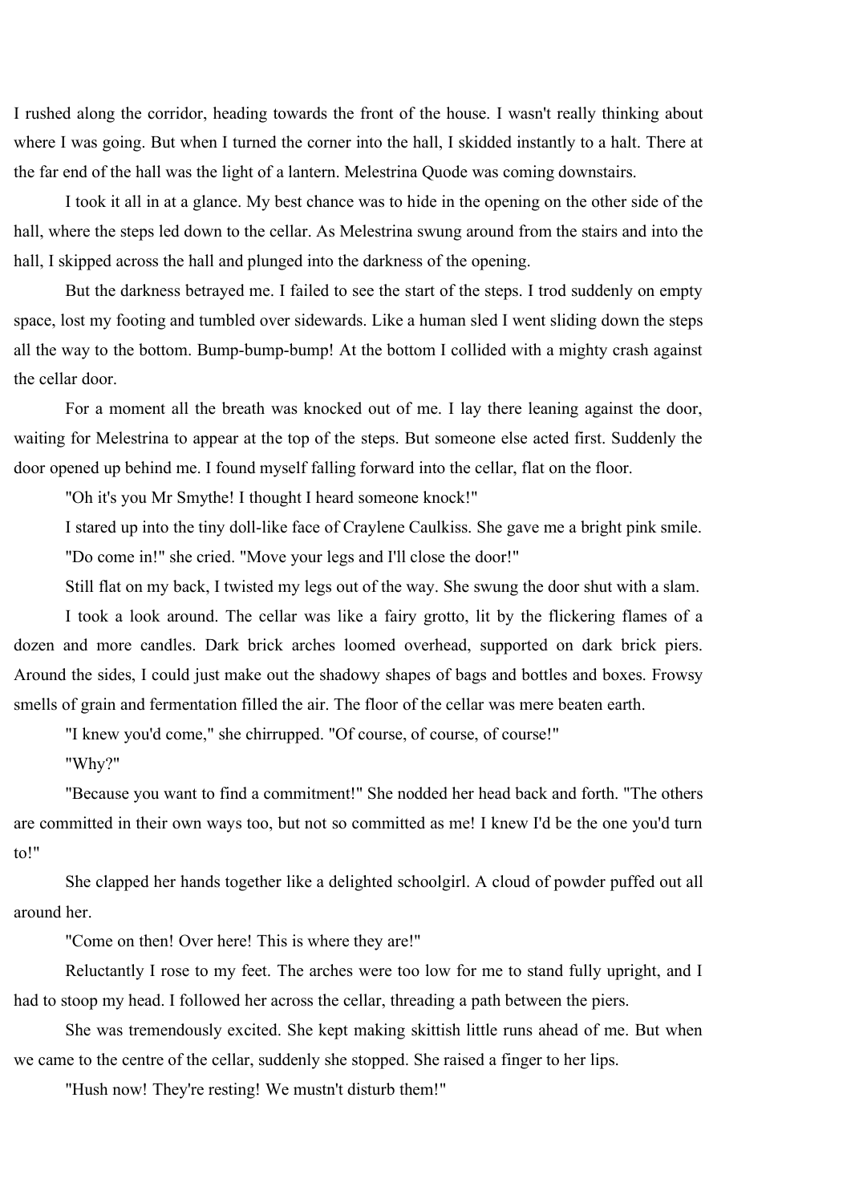I rushed along the corridor, heading towards the front of the house. I wasn't really thinking about where I was going. But when I turned the corner into the hall, I skidded instantly to a halt. There at the far end of the hall was the light of a lantern. Melestrina Quode was coming downstairs.

I took it all in at a glance. My best chance was to hide in the opening on the other side of the hall, where the steps led down to the cellar. As Melestrina swung around from the stairs and into the hall, I skipped across the hall and plunged into the darkness of the opening.

But the darkness betrayed me. I failed to see the start of the steps. I trod suddenly on empty space, lost my footing and tumbled over sidewards. Like a human sled I went sliding down the steps all the way to the bottom. Bump-bump-bump! At the bottom I collided with a mighty crash against the cellar door.

For a moment all the breath was knocked out of me. I lay there leaning against the door, waiting for Melestrina to appear at the top of the steps. But someone else acted first. Suddenly the door opened up behind me. I found myself falling forward into the cellar, flat on the floor.

"Oh it's you Mr Smythe! I thought I heard someone knock!"

I stared up into the tiny doll-like face of Craylene Caulkiss. She gave me a bright pink smile.

"Do come in!" she cried. "Move your legs and I'll close the door!"

Still flat on my back, I twisted my legs out of the way. She swung the door shut with a slam.

I took a look around. The cellar was like a fairy grotto, lit by the flickering flames of a dozen and more candles. Dark brick arches loomed overhead, supported on dark brick piers. Around the sides, I could just make out the shadowy shapes of bags and bottles and boxes. Frowsy smells of grain and fermentation filled the air. The floor of the cellar was mere beaten earth.

"I knew you'd come," she chirrupped. "Of course, of course, of course!"

"Why?"

"Because you want to find a commitment!" She nodded her head back and forth. "The others are committed in their own ways too, but not so committed as me! I knew I'd be the one you'd turn to!"

She clapped her hands together like a delighted schoolgirl. A cloud of powder puffed out all around her.

"Come on then! Over here! This is where they are!"

Reluctantly I rose to my feet. The arches were too low for me to stand fully upright, and I had to stoop my head. I followed her across the cellar, threading a path between the piers.

She was tremendously excited. She kept making skittish little runs ahead of me. But when we came to the centre of the cellar, suddenly she stopped. She raised a finger to her lips.

"Hush now! They're resting! We mustn't disturb them!"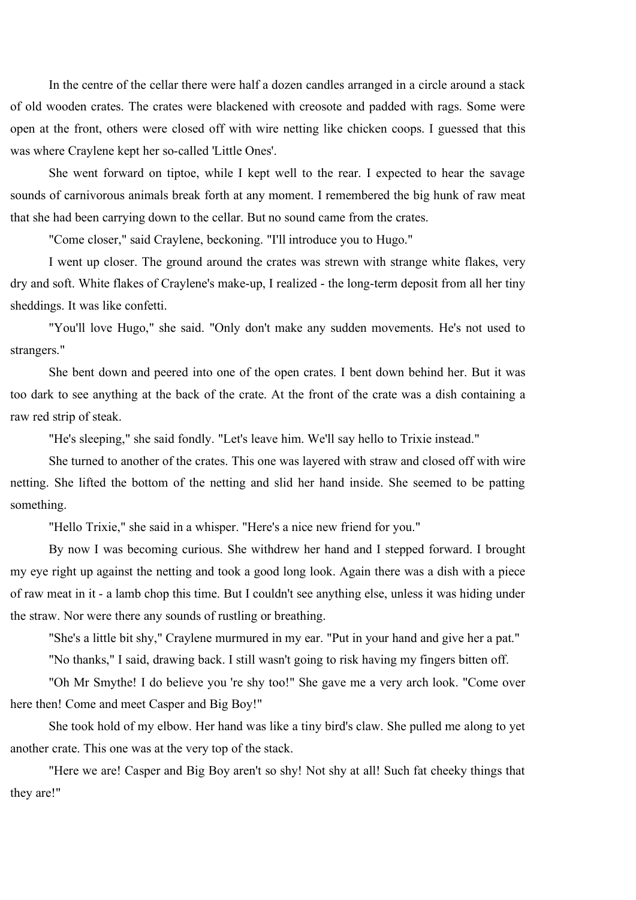In the centre of the cellar there were half a dozen candles arranged in a circle around a stack of old wooden crates. The crates were blackened with creosote and padded with rags. Some were open at the front, others were closed off with wire netting like chicken coops. I guessed that this was where Craylene kept her so-called 'Little Ones'.

She went forward on tiptoe, while I kept well to the rear. I expected to hear the savage sounds of carnivorous animals break forth at any moment. I remembered the big hunk of raw meat that she had been carrying down to the cellar. But no sound came from the crates.

"Come closer," said Craylene, beckoning. "I'll introduce you to Hugo."

I went up closer. The ground around the crates was strewn with strange white flakes, very dry and soft. White flakes of Craylene's make-up, I realized - the long-term deposit from all her tiny sheddings. It was like confetti.

"You'll love Hugo," she said. "Only don't make any sudden movements. He's not used to strangers."

She bent down and peered into one of the open crates. I bent down behind her. But it was too dark to see anything at the back of the crate. At the front of the crate was a dish containing a raw red strip of steak.

"He's sleeping," she said fondly. "Let's leave him. We'll say hello to Trixie instead."

She turned to another of the crates. This one was layered with straw and closed off with wire netting. She lifted the bottom of the netting and slid her hand inside. She seemed to be patting something.

"Hello Trixie," she said in a whisper. "Here's a nice new friend for you."

By now I was becoming curious. She withdrew her hand and I stepped forward. I brought my eye right up against the netting and took a good long look. Again there was a dish with a piece of raw meat in it - a lamb chop this time. But I couldn't see anything else, unless it was hiding under the straw. Nor were there any sounds of rustling or breathing.

"She's a little bit shy," Craylene murmured in my ear. "Put in your hand and give her a pat."

"No thanks," I said, drawing back. I still wasn't going to risk having my fingers bitten off.

"Oh Mr Smythe! I do believe you 're shy too!" She gave me a very arch look. "Come over here then! Come and meet Casper and Big Boy!"

She took hold of my elbow. Her hand was like a tiny bird's claw. She pulled me along to yet another crate. This one was at the very top of the stack.

"Here we are! Casper and Big Boy aren't so shy! Not shy at all! Such fat cheeky things that they are!"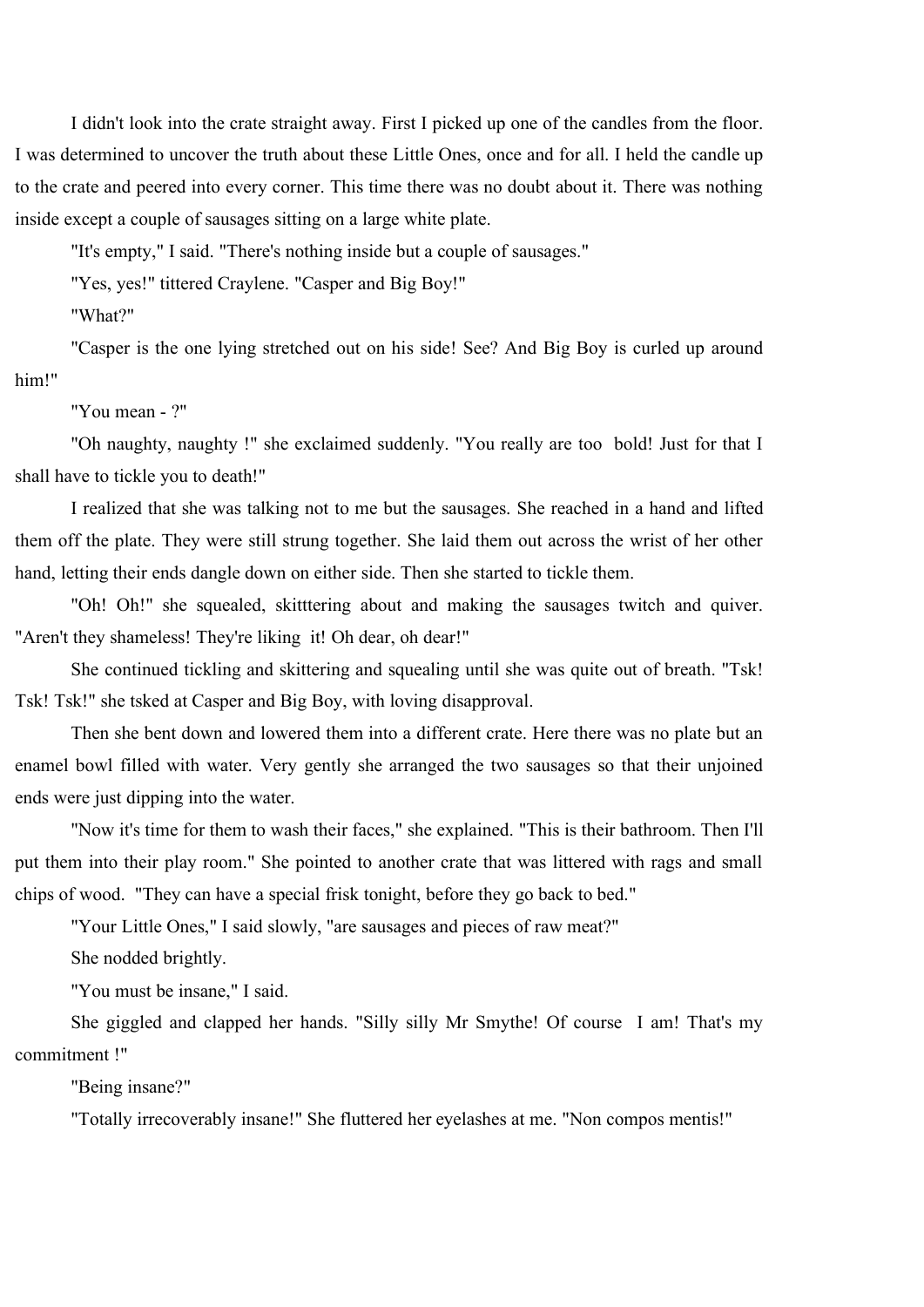I didn't look into the crate straight away. First I picked up one of the candles from the floor. I was determined to uncover the truth about these Little Ones, once and for all. I held the candle up to the crate and peered into every corner. This time there was no doubt about it. There was nothing inside except a couple of sausages sitting on a large white plate.

"It's empty," I said. "There's nothing inside but a couple of sausages."

"Yes, yes!" tittered Craylene. "Casper and Big Boy!"

"What?"

"Casper is the one lying stretched out on his side! See? And Big Boy is curled up around him!"

"You mean - ?"

"Oh naughty, naughty !" she exclaimed suddenly. "You really are too bold! Just for that I shall have to tickle you to death!"

I realized that she was talking not to me but the sausages. She reached in a hand and lifted them off the plate. They were still strung together. She laid them out across the wrist of her other hand, letting their ends dangle down on either side. Then she started to tickle them.

"Oh! Oh!" she squealed, skitttering about and making the sausages twitch and quiver. "Aren't they shameless! They're liking it! Oh dear, oh dear!"

She continued tickling and skittering and squealing until she was quite out of breath. "Tsk! Tsk! Tsk!" she tsked at Casper and Big Boy, with loving disapproval.

Then she bent down and lowered them into a different crate. Here there was no plate but an enamel bowl filled with water. Very gently she arranged the two sausages so that their unjoined ends were just dipping into the water.

"Now it's time for them to wash their faces," she explained. "This is their bathroom. Then I'll put them into their play room." She pointed to another crate that was littered with rags and small chips of wood. "They can have a special frisk tonight, before they go back to bed."

"Your Little Ones," I said slowly, "are sausages and pieces of raw meat?"

She nodded brightly.

"You must be insane," I said.

She giggled and clapped her hands. "Silly silly Mr Smythe! Of course I am! That's my commitment !"

"Being insane?"

"Totally irrecoverably insane!" She fluttered her eyelashes at me. "Non compos mentis!"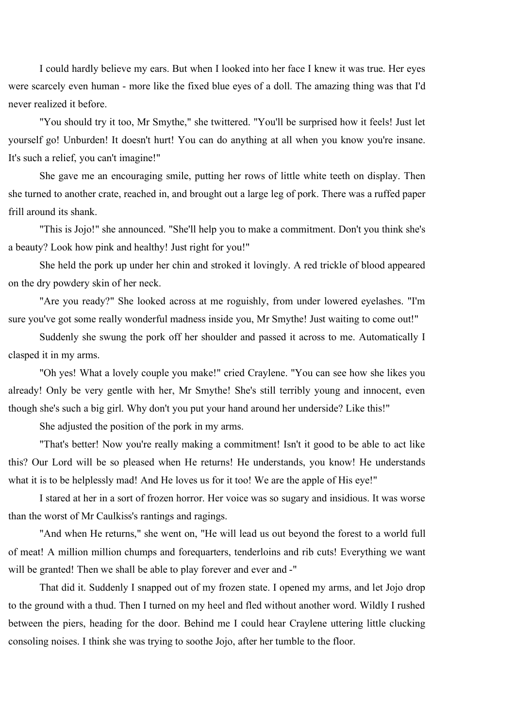I could hardly believe my ears. But when I looked into her face I knew it was true. Her eyes were scarcely even human - more like the fixed blue eyes of a doll. The amazing thing was that I'd never realized it before.

"You should try it too, Mr Smythe," she twittered. "You'll be surprised how it feels! Just let yourself go! Unburden! It doesn't hurt! You can do anything at all when you know you're insane. It's such a relief, you can't imagine!"

She gave me an encouraging smile, putting her rows of little white teeth on display. Then she turned to another crate, reached in, and brought out a large leg of pork. There was a ruffed paper frill around its shank.

"This is Jojo!" she announced. "She'll help you to make a commitment. Don't you think she's a beauty? Look how pink and healthy! Just right for you!"

She held the pork up under her chin and stroked it lovingly. A red trickle of blood appeared on the dry powdery skin of her neck.

"Are you ready?" She looked across at me roguishly, from under lowered eyelashes. "I'm sure you've got some really wonderful madness inside you, Mr Smythe! Just waiting to come out!"

Suddenly she swung the pork off her shoulder and passed it across to me. Automatically I clasped it in my arms.

"Oh yes! What a lovely couple you make!" cried Craylene. "You can see how she likes you already! Only be very gentle with her, Mr Smythe! She's still terribly young and innocent, even though she's such a big girl. Why don't you put your hand around her underside? Like this!"

She adjusted the position of the pork in my arms.

"That's better! Now you're really making a commitment! Isn't it good to be able to act like this? Our Lord will be so pleased when He returns! He understands, you know! He understands what it is to be helplessly mad! And He loves us for it too! We are the apple of His eye!"

I stared at her in a sort of frozen horror. Her voice was so sugary and insidious. It was worse than the worst of Mr Caulkiss's rantings and ragings.

"And when He returns," she went on, "He will lead us out beyond the forest to a world full of meat! A million million chumps and forequarters, tenderloins and rib cuts! Everything we want will be granted! Then we shall be able to play forever and ever and -"

That did it. Suddenly I snapped out of my frozen state. I opened my arms, and let Jojo drop to the ground with a thud. Then I turned on my heel and fled without another word. Wildly I rushed between the piers, heading for the door. Behind me I could hear Craylene uttering little clucking consoling noises. I think she was trying to soothe Jojo, after her tumble to the floor.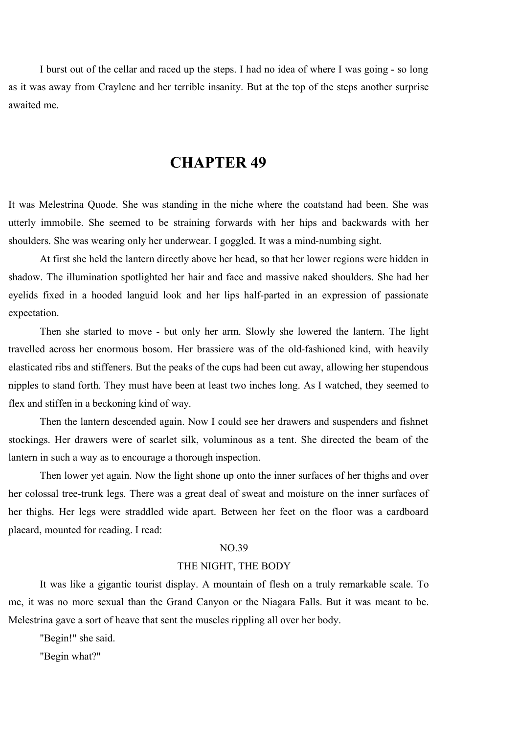I burst out of the cellar and raced up the steps. I had no idea of where I was going - so long as it was away from Craylene and her terrible insanity. But at the top of the steps another surprise awaited me.

# CHAPTER 49

It was Melestrina Quode. She was standing in the niche where the coatstand had been. She was utterly immobile. She seemed to be straining forwards with her hips and backwards with her shoulders. She was wearing only her underwear. I goggled. It was a mind-numbing sight.

At first she held the lantern directly above her head, so that her lower regions were hidden in shadow. The illumination spotlighted her hair and face and massive naked shoulders. She had her eyelids fixed in a hooded languid look and her lips half-parted in an expression of passionate expectation.

Then she started to move - but only her arm. Slowly she lowered the lantern. The light travelled across her enormous bosom. Her brassiere was of the old-fashioned kind, with heavily elasticated ribs and stiffeners. But the peaks of the cups had been cut away, allowing her stupendous nipples to stand forth. They must have been at least two inches long. As I watched, they seemed to flex and stiffen in a beckoning kind of way.

Then the lantern descended again. Now I could see her drawers and suspenders and fishnet stockings. Her drawers were of scarlet silk, voluminous as a tent. She directed the beam of the lantern in such a way as to encourage a thorough inspection.

Then lower yet again. Now the light shone up onto the inner surfaces of her thighs and over her colossal tree-trunk legs. There was a great deal of sweat and moisture on the inner surfaces of her thighs. Her legs were straddled wide apart. Between her feet on the floor was a cardboard placard, mounted for reading. I read:

NO.39

THE NIGHT, THE BODY

It was like a gigantic tourist display. A mountain of flesh on a truly remarkable scale. To me, it was no more sexual than the Grand Canyon or the Niagara Falls. But it was meant to be. Melestrina gave a sort of heave that sent the muscles rippling all over her body.

"Begin!" she said.

"Begin what?"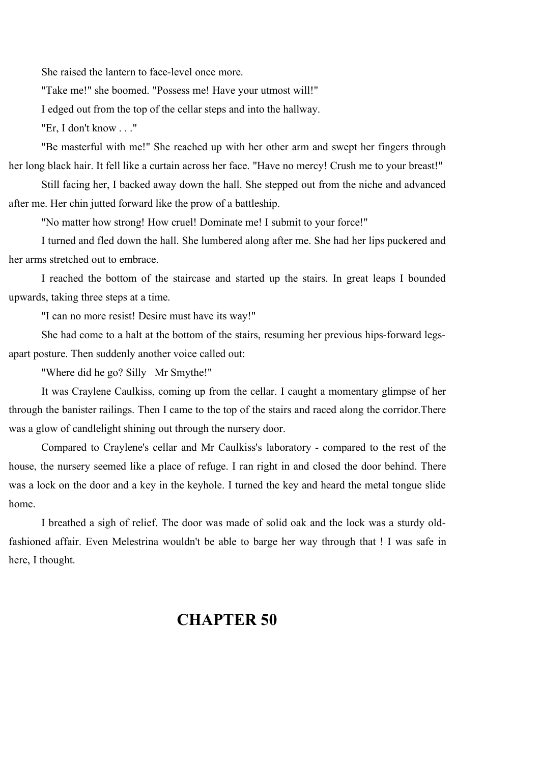She raised the lantern to face-level once more.

"Take me!" she boomed. "Possess me! Have your utmost will!"

I edged out from the top of the cellar steps and into the hallway.

"Er, I don't know . . ."

"Be masterful with me!" She reached up with her other arm and swept her fingers through her long black hair. It fell like a curtain across her face. "Have no mercy! Crush me to your breast!"

Still facing her, I backed away down the hall. She stepped out from the niche and advanced after me. Her chin jutted forward like the prow of a battleship.

"No matter how strong! How cruel! Dominate me! I submit to your force!"

I turned and fled down the hall. She lumbered along after me. She had her lips puckered and her arms stretched out to embrace.

I reached the bottom of the staircase and started up the stairs. In great leaps I bounded upwards, taking three steps at a time.

"I can no more resist! Desire must have its way!"

She had come to a halt at the bottom of the stairs, resuming her previous hips-forward legs-apart posture. Then suddenly another voice called out:

"Where did he go? Silly Mr Smythe!"

It was Craylene Caulkiss, coming up from the cellar. I caught a momentary glimpse of her through the banister railings. Then I came to the top of the stairs and raced along the corridor.There was a glow of candlelight shining out through the nursery door.

Compared to Craylene's cellar and Mr Caulkiss's laboratory - compared to the rest of the house, the nursery seemed like a place of refuge. I ran right in and closed the door behind. There was a lock on the door and a key in the keyhole. I turned the key and heard the metal tongue slide home.

I breathed a sigh of relief. The door was made of solid oak and the lock was a sturdy old-fashioned affair. Even Melestrina wouldn't be able to barge her way through that ! I was safe in here, I thought.

# CHAPTER 50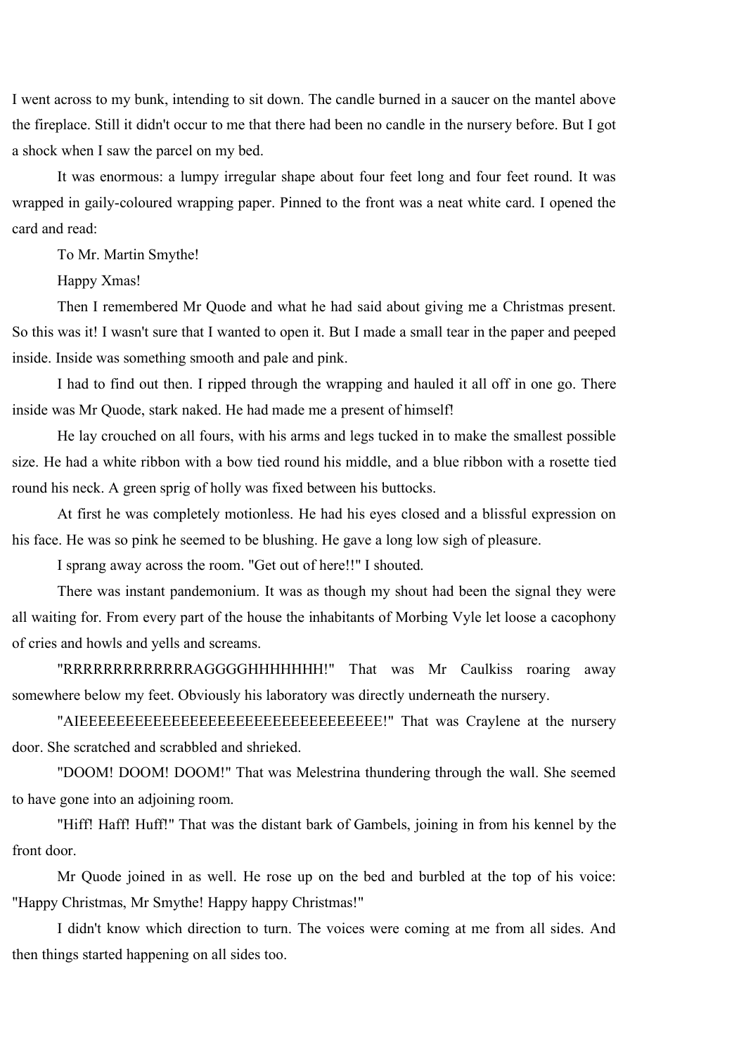I went across to my bunk, intending to sit down. The candle burned in a saucer on the mantel above the fireplace. Still it didn't occur to me that there had been no candle in the nursery before. But I got a shock when I saw the parcel on my bed.

It was enormous: a lumpy irregular shape about four feet long and four feet round. It was wrapped in gaily-coloured wrapping paper. Pinned to the front was a neat white card. I opened the card and read:

To Mr. Martin Smythe!

Happy Xmas!

Then I remembered Mr Quode and what he had said about giving me a Christmas present. So this was it! I wasn't sure that I wanted to open it. But I made a small tear in the paper and peeped inside. Inside was something smooth and pale and pink.

I had to find out then. I ripped through the wrapping and hauled it all off in one go. There inside was Mr Quode, stark naked. He had made me a present of himself!

He lay crouched on all fours, with his arms and legs tucked in to make the smallest possible size. He had a white ribbon with a bow tied round his middle, and a blue ribbon with a rosette tied round his neck. A green sprig of holly was fixed between his buttocks.

At first he was completely motionless. He had his eyes closed and a blissful expression on his face. He was so pink he seemed to be blushing. He gave a long low sigh of pleasure.

I sprang away across the room. "Get out of here!!" I shouted.

There was instant pandemonium. It was as though my shout had been the signal they were all waiting for. From every part of the house the inhabitants of Morbing Vyle let loose a cacophony of cries and howls and yells and screams.

"RRRRRRRRRRRRRAGGGGHHHHHHH!" That was Mr Caulkiss roaring away somewhere below my feet. Obviously his laboratory was directly underneath the nursery.

"AIEEEEEEEEEEEEEEEEEEEEEEEEEEEEEEEEE!" That was Craylene at the nursery door. She scratched and scrabbled and shrieked.

"DOOM! DOOM! DOOM!" That was Melestrina thundering through the wall. She seemed to have gone into an adjoining room.

"Hiff! Haff! Huff!" That was the distant bark of Gambels, joining in from his kennel by the front door.

Mr Quode joined in as well. He rose up on the bed and burbled at the top of his voice: "Happy Christmas, Mr Smythe! Happy happy Christmas!"

I didn't know which direction to turn. The voices were coming at me from all sides. And then things started happening on all sides too.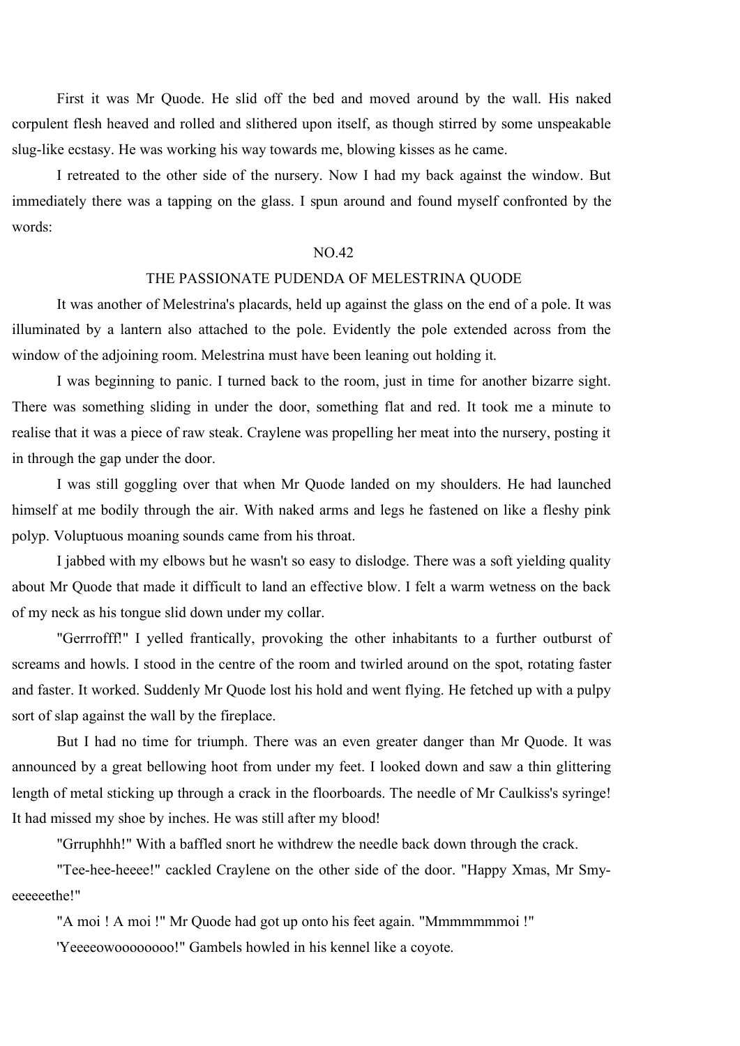First it was Mr Quode. He slid off the bed and moved around by the wall. His naked corpulent flesh heaved and rolled and slithered upon itself, as though stirred by some unspeakable slug-like ecstasy. He was working his way towards me, blowing kisses as he came.

I retreated to the other side of the nursery. Now I had my back against the window. But immediately there was a tapping on the glass. I spun around and found myself confronted by the words:

NO.42

THE PASSIONATE PUDENDA OF MELESTRINA QUODE

It was another of Melestrina's placards, held up against the glass on the end of a pole. It was illuminated by a lantern also attached to the pole. Evidently the pole extended across from the window of the adjoining room. Melestrina must have been leaning out holding it.

I was beginning to panic. I turned back to the room, just in time for another bizarre sight. There was something sliding in under the door, something flat and red. It took me a minute to realise that it was a piece of raw steak. Craylene was propelling her meat into the nursery, posting it in through the gap under the door.

I was still goggling over that when Mr Quode landed on my shoulders. He had launched himself at me bodily through the air. With naked arms and legs he fastened on like a fleshy pink polyp. Voluptuous moaning sounds came from his throat.

I jabbed with my elbows but he wasn't so easy to dislodge. There was a soft yielding quality about Mr Quode that made it difficult to land an effective blow. I felt a warm wetness on the back of my neck as his tongue slid down under my collar.

"Gerrrofff!" I yelled frantically, provoking the other inhabitants to a further outburst of screams and howls. I stood in the centre of the room and twirled around on the spot, rotating faster and faster. It worked. Suddenly Mr Quode lost his hold and went flying. He fetched up with a pulpy sort of slap against the wall by the fireplace.

But I had no time for triumph. There was an even greater danger than Mr Quode. It was announced by a great bellowing hoot from under my feet. I looked down and saw a thin glittering length of metal sticking up through a crack in the floorboards. The needle of Mr Caulkiss's syringe! It had missed my shoe by inches. He was still after my blood!

"Grruphhh!" With a baffled snort he withdrew the needle back down through the crack.

"Tee-hee-heeee!" cackled Craylene on the other side of the door. "Happy Xmas, Mr Smy-eeeeeethe!"

"A moi ! A moi !" Mr Quode had got up onto his feet again. "Mmmmmmmoi !"

'Yeeeeowoooooooo!" Gambels howled in his kennel like a coyote.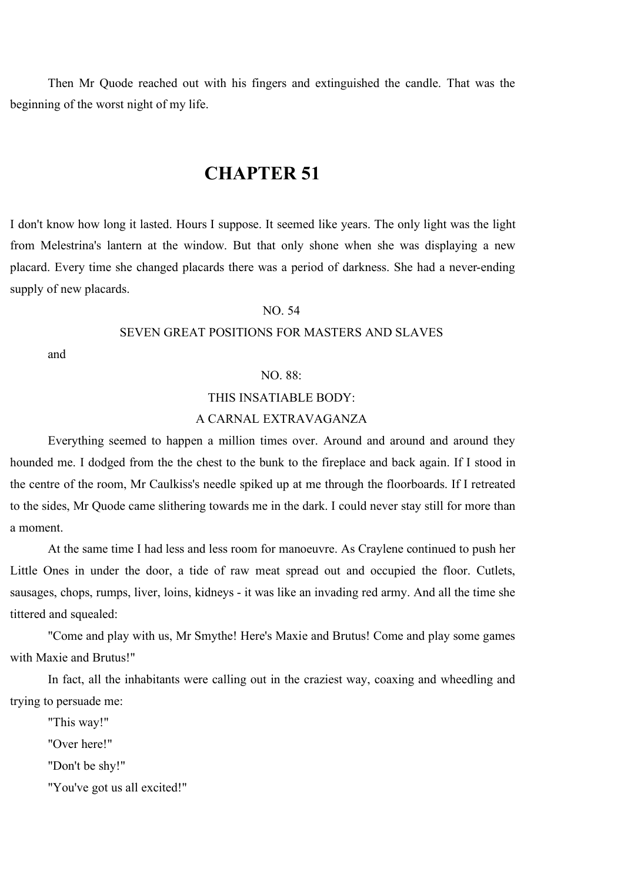Then Mr Quode reached out with his fingers and extinguished the candle. That was the beginning of the worst night of my life.

# CHAPTER 51

I don't know how long it lasted. Hours I suppose. It seemed like years. The only light was the light from Melestrina's lantern at the window. But that only shone when she was displaying a new placard. Every time she changed placards there was a period of darkness. She had a never-ending supply of new placards.

NO. 54

SEVEN GREAT POSITIONS FOR MASTERS AND SLAVES

and

NO. 88:

THIS INSATIABLE BODY:

A CARNAL EXTRAVAGANZA

Everything seemed to happen a million times over. Around and around and around they hounded me. I dodged from the the chest to the bunk to the fireplace and back again. If I stood in the centre of the room, Mr Caulkiss's needle spiked up at me through the floorboards. If I retreated to the sides, Mr Quode came slithering towards me in the dark. I could never stay still for more than a moment.

At the same time I had less and less room for manoeuvre. As Craylene continued to push her Little Ones in under the door, a tide of raw meat spread out and occupied the floor. Cutlets, sausages, chops, rumps, liver, loins, kidneys - it was like an invading red army. And all the time she tittered and squealed:

"Come and play with us, Mr Smythe! Here's Maxie and Brutus! Come and play some games with Maxie and Brutus!"

In fact, all the inhabitants were calling out in the craziest way, coaxing and wheedling and trying to persuade me:

"This way!"

"Over here!"

"Don't be shy!"

"You've got us all excited!"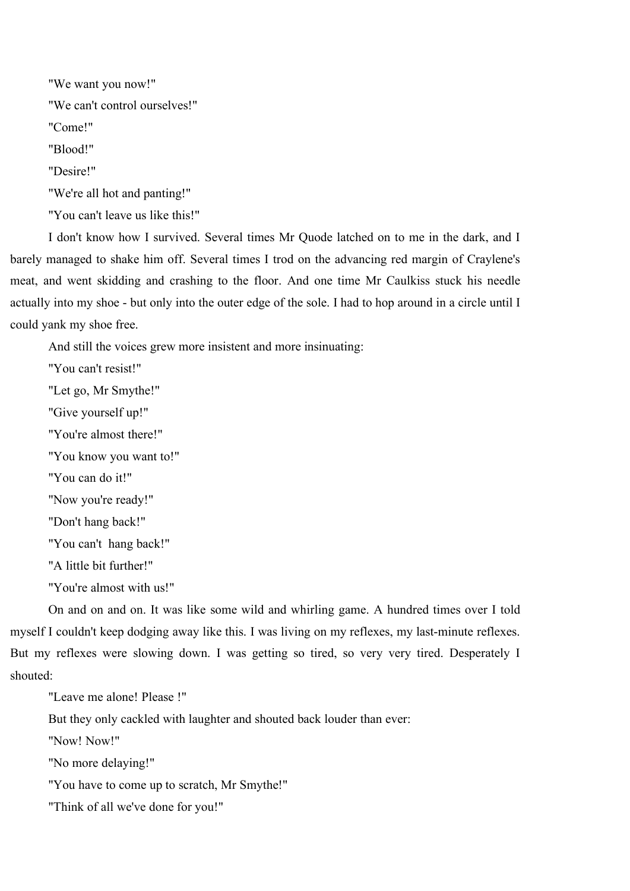"We want you now!"

"We can't control ourselves!"

"Come!"

"Blood!"

"Desire!"

"We're all hot and panting!"

"You can't leave us like this!"

I don't know how I survived. Several times Mr Quode latched on to me in the dark, and I barely managed to shake him off. Several times I trod on the advancing red margin of Craylene's meat, and went skidding and crashing to the floor. And one time Mr Caulkiss stuck his needle actually into my shoe - but only into the outer edge of the sole. I had to hop around in a circle until I could yank my shoe free.

And still the voices grew more insistent and more insinuating:

"You can't resist!"

"Let go, Mr Smythe!"

"Give yourself up!"

"You're almost there!"

"You know you want to!"

"You can do it!"

"Now you're ready!"

"Don't hang back!"

"You can't hang back!"

"A little bit further!"

"You're almost with us!"

On and on and on. It was like some wild and whirling game. A hundred times over I told myself I couldn't keep dodging away like this. I was living on my reflexes, my last-minute reflexes. But my reflexes were slowing down. I was getting so tired, so very very tired. Desperately I shouted:

"Leave me alone! Please !"

But they only cackled with laughter and shouted back louder than ever:

"Now! Now!"

"No more delaying!"

"You have to come up to scratch, Mr Smythe!"

"Think of all we've done for you!"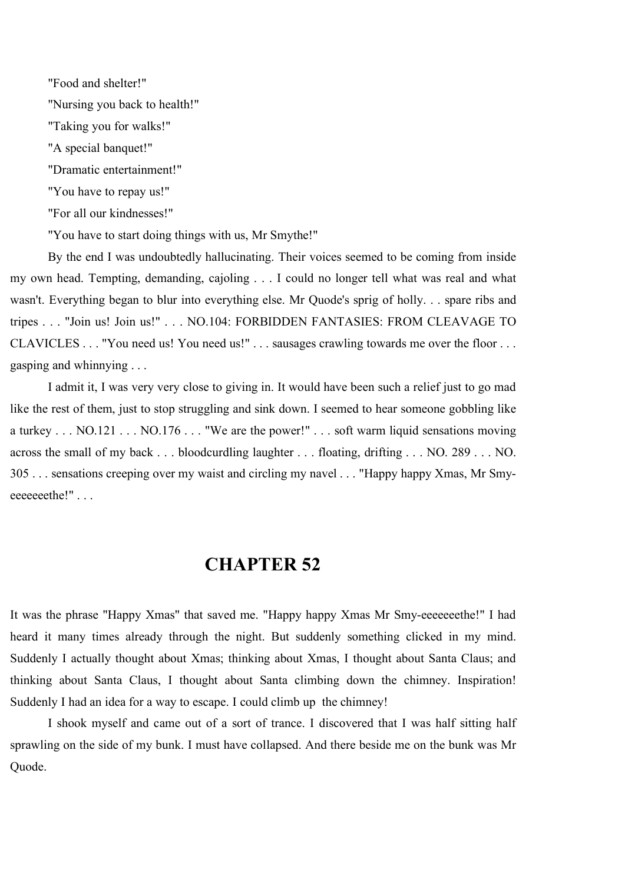"Food and shelter!"

"Nursing you back to health!"

"Taking you for walks!"

"A special banquet!"

"Dramatic entertainment!"

"You have to repay us!"

"For all our kindnesses!"

"You have to start doing things with us, Mr Smythe!"

By the end I was undoubtedly hallucinating. Their voices seemed to be coming from inside my own head. Tempting, demanding, cajoling . . . I could no longer tell what was real and what wasn't. Everything began to blur into everything else. Mr Quode's sprig of holly. . . spare ribs and tripes . . . "Join us! Join us!" . . . NO.104: FORBIDDEN FANTASIES: FROM CLEAVAGE TO CLAVICLES . . . "You need us! You need us!" . . . sausages crawling towards me over the floor . . . gasping and whinnying . . .

I admit it, I was very very close to giving in. It would have been such a relief just to go mad like the rest of them, just to stop struggling and sink down. I seemed to hear someone gobbling like a turkey . . . NO.121 . . . NO.176 . . . "We are the power!" . . . soft warm liquid sensations moving across the small of my back . . . bloodcurdling laughter . . . floating, drifting . . . NO. 289 . . . NO. 305 . . . sensations creeping over my waist and circling my navel . . . "Happy happy Xmas, Mr Smy-eeeeeeethe!" . . .

## CHAPTER 52

It was the phrase "Happy Xmas" that saved me. "Happy happy Xmas Mr Smy-eeeeeeethe!" I had heard it many times already through the night. But suddenly something clicked in my mind. Suddenly I actually thought about Xmas; thinking about Xmas, I thought about Santa Claus; and thinking about Santa Claus, I thought about Santa climbing down the chimney. Inspiration! Suddenly I had an idea for a way to escape. I could climb up the chimney!

I shook myself and came out of a sort of trance. I discovered that I was half sitting half sprawling on the side of my bunk. I must have collapsed. And there beside me on the bunk was Mr Quode.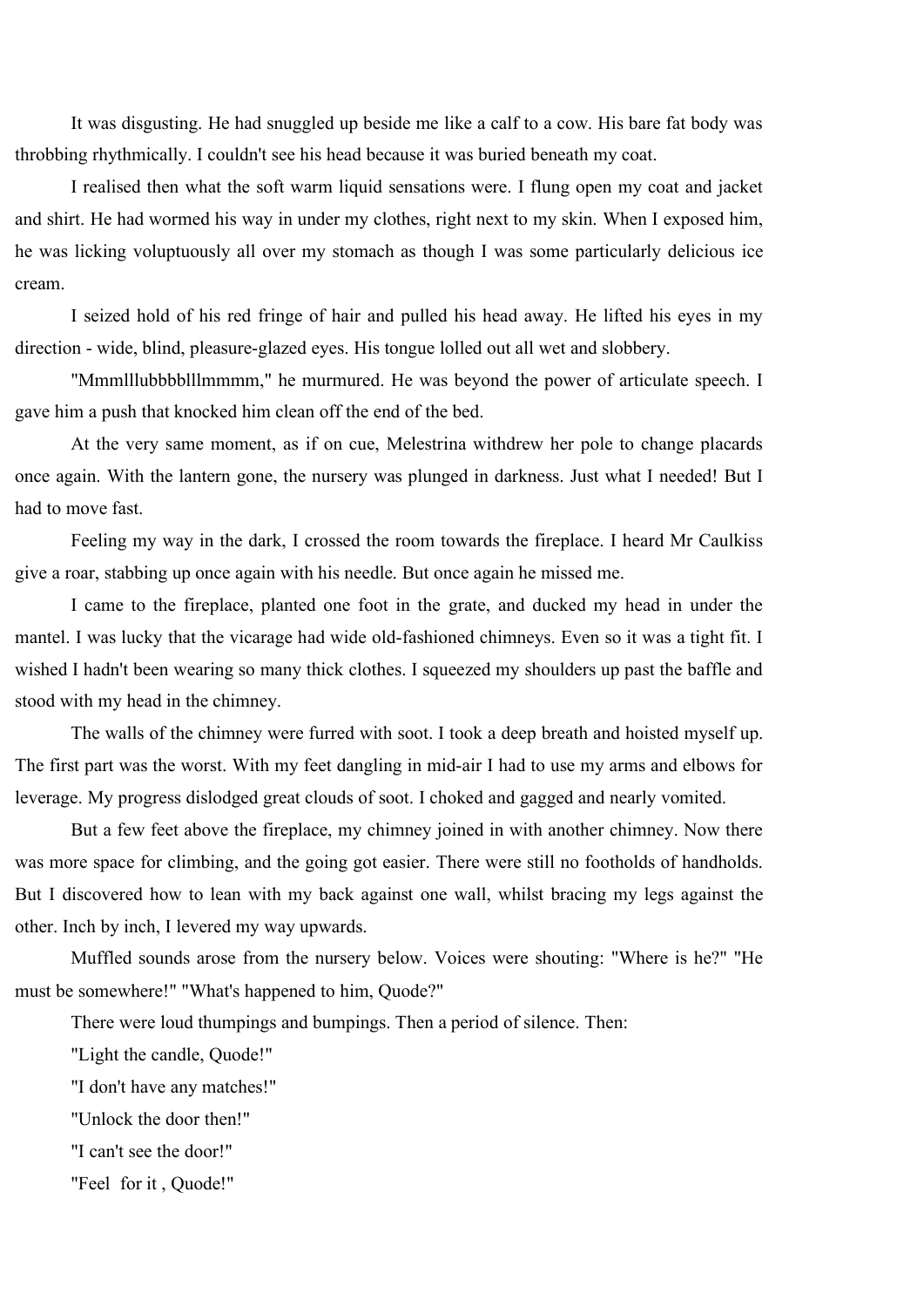It was disgusting. He had snuggled up beside me like a calf to a cow. His bare fat body was throbbing rhythmically. I couldn't see his head because it was buried beneath my coat.

I realised then what the soft warm liquid sensations were. I flung open my coat and jacket and shirt. He had wormed his way in under my clothes, right next to my skin. When I exposed him, he was licking voluptuously all over my stomach as though I was some particularly delicious ice cream.

I seized hold of his red fringe of hair and pulled his head away. He lifted his eyes in my direction - wide, blind, pleasure-glazed eyes. His tongue lolled out all wet and slobbery.

"Mmmlllubbbblllmmmm," he murmured. He was beyond the power of articulate speech. I gave him a push that knocked him clean off the end of the bed.

At the very same moment, as if on cue, Melestrina withdrew her pole to change placards once again. With the lantern gone, the nursery was plunged in darkness. Just what I needed! But I had to move fast.

Feeling my way in the dark, I crossed the room towards the fireplace. I heard Mr Caulkiss give a roar, stabbing up once again with his needle. But once again he missed me.

I came to the fireplace, planted one foot in the grate, and ducked my head in under the mantel. I was lucky that the vicarage had wide old-fashioned chimneys. Even so it was a tight fit. I wished I hadn't been wearing so many thick clothes. I squeezed my shoulders up past the baffle and stood with my head in the chimney.

The walls of the chimney were furred with soot. I took a deep breath and hoisted myself up. The first part was the worst. With my feet dangling in mid-air I had to use my arms and elbows for leverage. My progress dislodged great clouds of soot. I choked and gagged and nearly vomited.

But a few feet above the fireplace, my chimney joined in with another chimney. Now there was more space for climbing, and the going got easier. There were still no footholds of handholds. But I discovered how to lean with my back against one wall, whilst bracing my legs against the other. Inch by inch, I levered my way upwards.

Muffled sounds arose from the nursery below. Voices were shouting: "Where is he?" "He must be somewhere!" "What's happened to him, Quode?"

There were loud thumpings and bumpings. Then a period of silence. Then:

"Light the candle, Quode!"

"I don't have any matches!"

"Unlock the door then!"

"I can't see the door!"

"Feel for it , Quode!"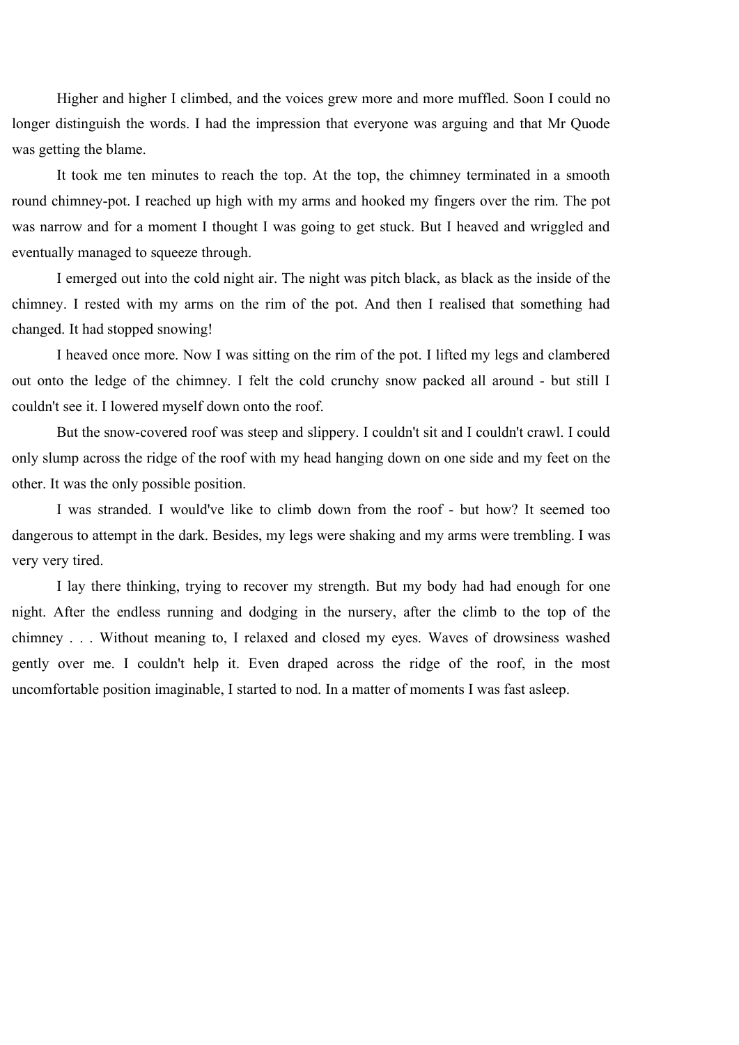Higher and higher I climbed, and the voices grew more and more muffled. Soon I could no longer distinguish the words. I had the impression that everyone was arguing and that Mr Quode was getting the blame.

It took me ten minutes to reach the top. At the top, the chimney terminated in a smooth round chimney-pot. I reached up high with my arms and hooked my fingers over the rim. The pot was narrow and for a moment I thought I was going to get stuck. But I heaved and wriggled and eventually managed to squeeze through.

I emerged out into the cold night air. The night was pitch black, as black as the inside of the chimney. I rested with my arms on the rim of the pot. And then I realised that something had changed. It had stopped snowing!

I heaved once more. Now I was sitting on the rim of the pot. I lifted my legs and clambered out onto the ledge of the chimney. I felt the cold crunchy snow packed all around - but still I couldn't see it. I lowered myself down onto the roof.

But the snow-covered roof was steep and slippery. I couldn't sit and I couldn't crawl. I could only slump across the ridge of the roof with my head hanging down on one side and my feet on the other. It was the only possible position.

I was stranded. I would've like to climb down from the roof - but how? It seemed too dangerous to attempt in the dark. Besides, my legs were shaking and my arms were trembling. I was very very tired.

I lay there thinking, trying to recover my strength. But my body had had enough for one night. After the endless running and dodging in the nursery, after the climb to the top of the chimney . . . Without meaning to, I relaxed and closed my eyes. Waves of drowsiness washed gently over me. I couldn't help it. Even draped across the ridge of the roof, in the most uncomfortable position imaginable, I started to nod. In a matter of moments I was fast asleep.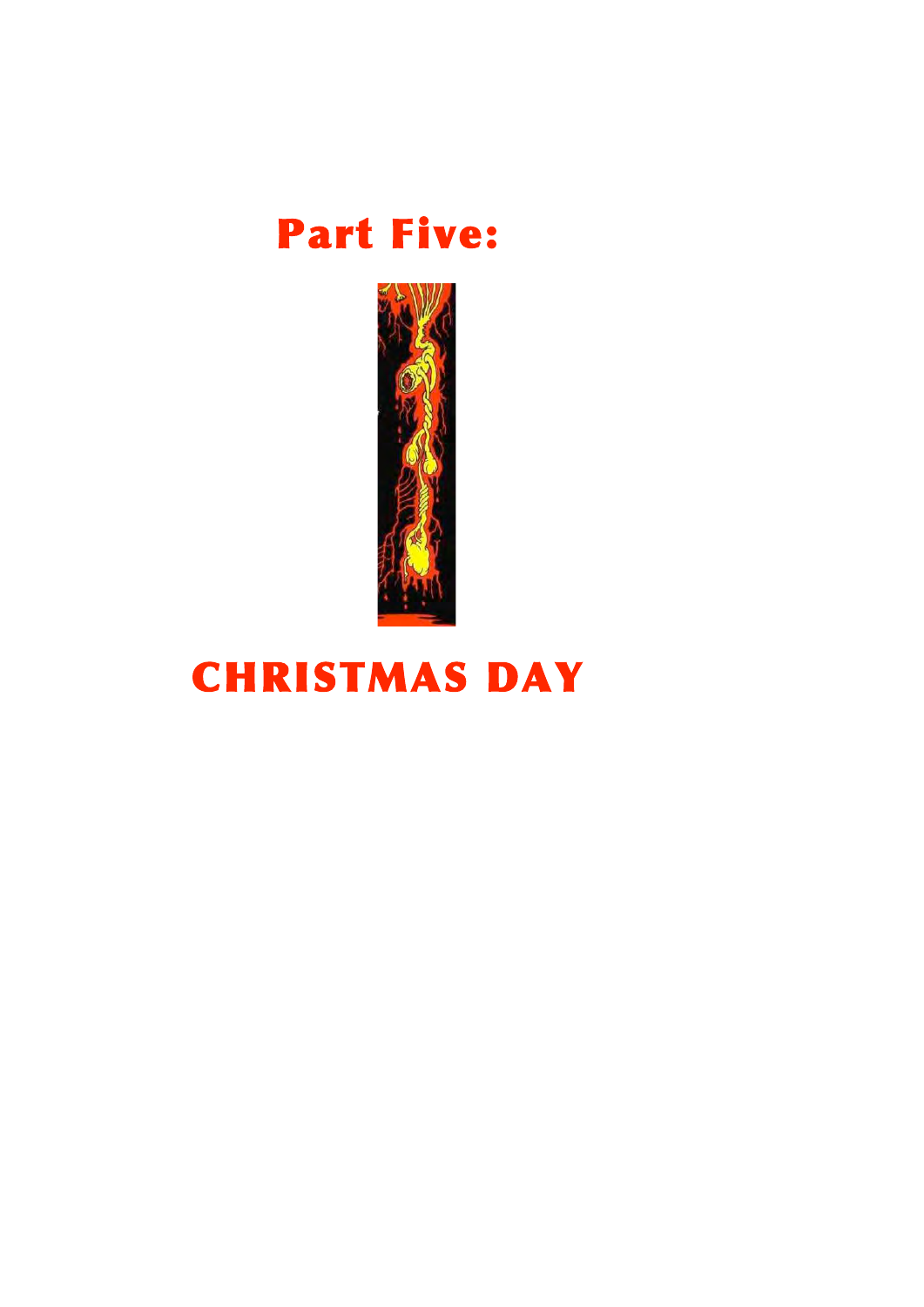# Part Five:

# CHRISTMAS DAY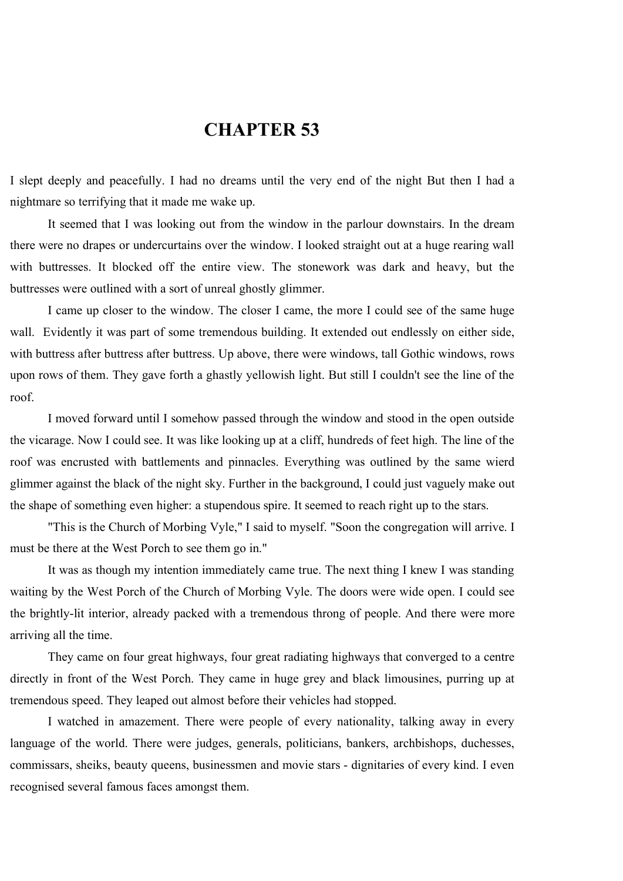# CHAPTER 53

I slept deeply and peacefully. I had no dreams until the very end of the night But then I had a nightmare so terrifying that it made me wake up.

It seemed that I was looking out from the window in the parlour downstairs. In the dream there were no drapes or undercurtains over the window. I looked straight out at a huge rearing wall with buttresses. It blocked off the entire view. The stonework was dark and heavy, but the buttresses were outlined with a sort of unreal ghostly glimmer.

I came up closer to the window. The closer I came, the more I could see of the same huge wall. Evidently it was part of some tremendous building. It extended out endlessly on either side, with buttress after buttress after buttress. Up above, there were windows, tall Gothic windows, rows upon rows of them. They gave forth a ghastly yellowish light. But still I couldn't see the line of the roof.

I moved forward until I somehow passed through the window and stood in the open outside the vicarage. Now I could see. It was like looking up at a cliff, hundreds of feet high. The line of the roof was encrusted with battlements and pinnacles. Everything was outlined by the same wierd glimmer against the black of the night sky. Further in the background, I could just vaguely make out the shape of something even higher: a stupendous spire. It seemed to reach right up to the stars.

"This is the Church of Morbing Vyle," I said to myself. "Soon the congregation will arrive. I must be there at the West Porch to see them go in."

It was as though my intention immediately came true. The next thing I knew I was standing waiting by the West Porch of the Church of Morbing Vyle. The doors were wide open. I could see the brightly-lit interior, already packed with a tremendous throng of people. And there were more arriving all the time.

They came on four great highways, four great radiating highways that converged to a centre directly in front of the West Porch. They came in huge grey and black limousines, purring up at tremendous speed. They leaped out almost before their vehicles had stopped.

I watched in amazement. There were people of every nationality, talking away in every language of the world. There were judges, generals, politicians, bankers, archbishops, duchesses, commissars, sheiks, beauty queens, businessmen and movie stars - dignitaries of every kind. I even recognised several famous faces amongst them.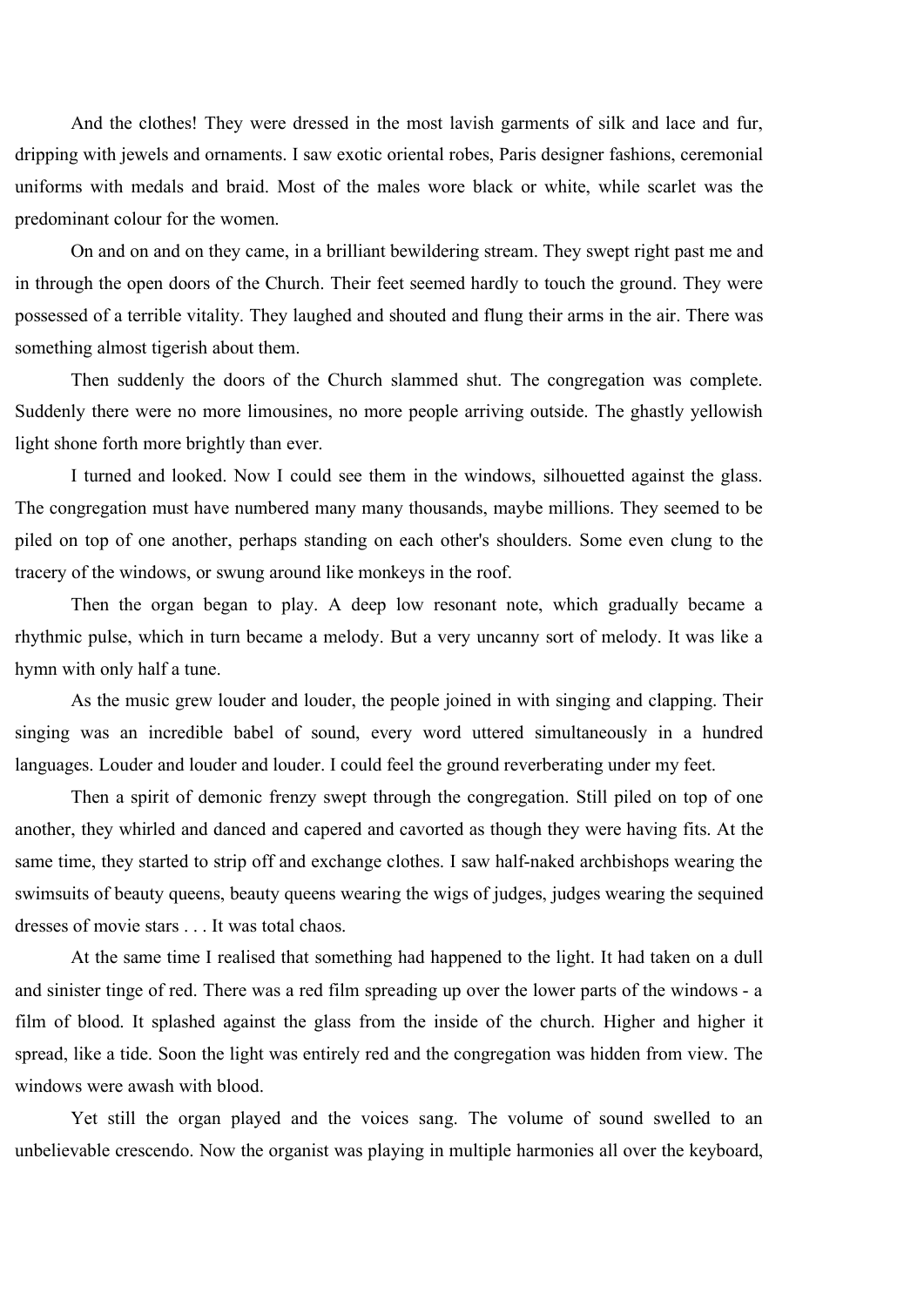And the clothes! They were dressed in the most lavish garments of silk and lace and fur, dripping with jewels and ornaments. I saw exotic oriental robes, Paris designer fashions, ceremonial uniforms with medals and braid. Most of the males wore black or white, while scarlet was the predominant colour for the women.

On and on and on they came, in a brilliant bewildering stream. They swept right past me and in through the open doors of the Church. Their feet seemed hardly to touch the ground. They were possessed of a terrible vitality. They laughed and shouted and flung their arms in the air. There was something almost tigerish about them.

Then suddenly the doors of the Church slammed shut. The congregation was complete. Suddenly there were no more limousines, no more people arriving outside. The ghastly yellowish light shone forth more brightly than ever.

I turned and looked. Now I could see them in the windows, silhouetted against the glass. The congregation must have numbered many many thousands, maybe millions. They seemed to be piled on top of one another, perhaps standing on each other's shoulders. Some even clung to the tracery of the windows, or swung around like monkeys in the roof.

Then the organ began to play. A deep low resonant note, which gradually became a rhythmic pulse, which in turn became a melody. But a very uncanny sort of melody. It was like a hymn with only half a tune.

As the music grew louder and louder, the people joined in with singing and clapping. Their singing was an incredible babel of sound, every word uttered simultaneously in a hundred languages. Louder and louder and louder. I could feel the ground reverberating under my feet.

Then a spirit of demonic frenzy swept through the congregation. Still piled on top of one another, they whirled and danced and capered and cavorted as though they were having fits. At the same time, they started to strip off and exchange clothes. I saw half-naked archbishops wearing the swimsuits of beauty queens, beauty queens wearing the wigs of judges, judges wearing the sequined dresses of movie stars . . . It was total chaos.

At the same time I realised that something had happened to the light. It had taken on a dull and sinister tinge of red. There was a red film spreading up over the lower parts of the windows - a film of blood. It splashed against the glass from the inside of the church. Higher and higher it spread, like a tide. Soon the light was entirely red and the congregation was hidden from view. The windows were awash with blood.

Yet still the organ played and the voices sang. The volume of sound swelled to an unbelievable crescendo. Now the organist was playing in multiple harmonies all over the keyboard,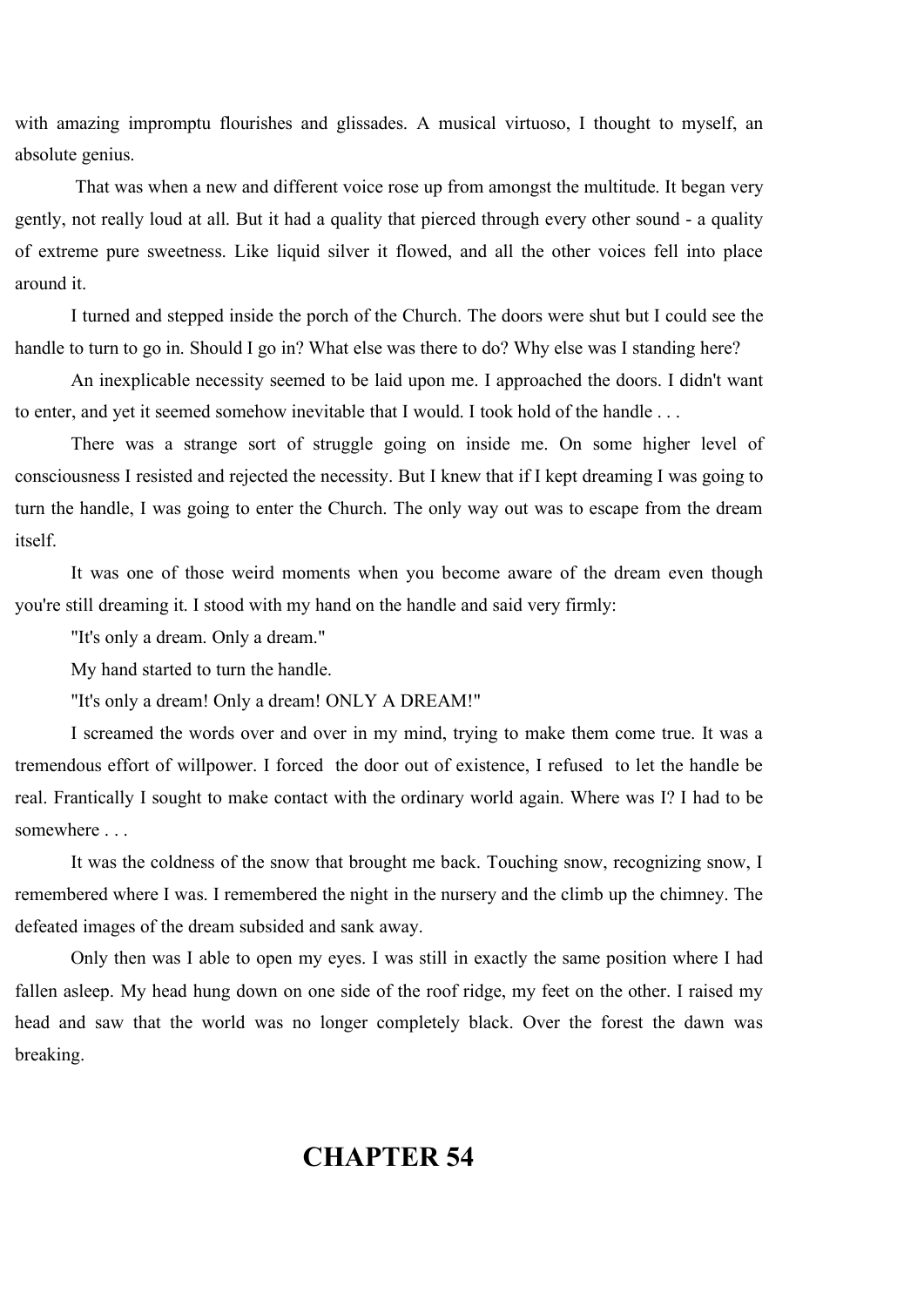with amazing impromptu flourishes and glissades. A musical virtuoso, I thought to myself, an absolute genius.

That was when a new and different voice rose up from amongst the multitude. It began very gently, not really loud at all. But it had a quality that pierced through every other sound - a quality of extreme pure sweetness. Like liquid silver it flowed, and all the other voices fell into place around it.

I turned and stepped inside the porch of the Church. The doors were shut but I could see the handle to turn to go in. Should I go in? What else was there to do? Why else was I standing here?

An inexplicable necessity seemed to be laid upon me. I approached the doors. I didn't want to enter, and yet it seemed somehow inevitable that I would. I took hold of the handle . . .

There was a strange sort of struggle going on inside me. On some higher level of consciousness I resisted and rejected the necessity. But I knew that if I kept dreaming I was going to turn the handle, I was going to enter the Church. The only way out was to escape from the dream itself.

It was one of those weird moments when you become aware of the dream even though you're still dreaming it. I stood with my hand on the handle and said very firmly:

"It's only a dream. Only a dream."

My hand started to turn the handle.

"It's only a dream! Only a dream! ONLY A DREAM!"

I screamed the words over and over in my mind, trying to make them come true. It was a tremendous effort of willpower. I forced the door out of existence, I refused to let the handle be real. Frantically I sought to make contact with the ordinary world again. Where was I? I had to be somewhere . . .

It was the coldness of the snow that brought me back. Touching snow, recognizing snow, I remembered where I was. I remembered the night in the nursery and the climb up the chimney. The defeated images of the dream subsided and sank away.

Only then was I able to open my eyes. I was still in exactly the same position where I had fallen asleep. My head hung down on one side of the roof ridge, my feet on the other. I raised my head and saw that the world was no longer completely black. Over the forest the dawn was breaking.

# CHAPTER 54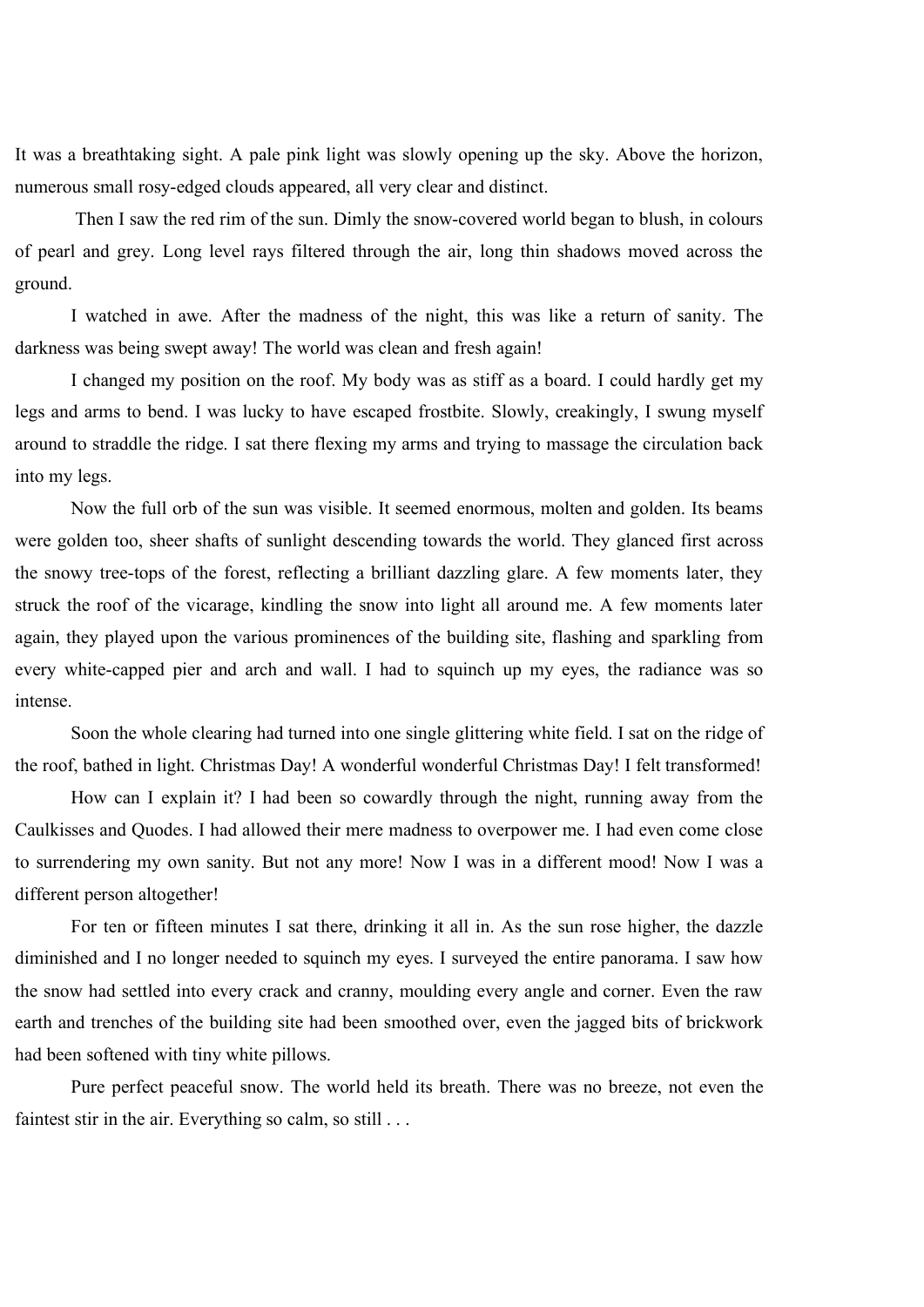It was a breathtaking sight. A pale pink light was slowly opening up the sky. Above the horizon, numerous small rosy-edged clouds appeared, all very clear and distinct.

Then I saw the red rim of the sun. Dimly the snow-covered world began to blush, in colours of pearl and grey. Long level rays filtered through the air, long thin shadows moved across the ground.

I watched in awe. After the madness of the night, this was like a return of sanity. The darkness was being swept away! The world was clean and fresh again!

I changed my position on the roof. My body was as stiff as a board. I could hardly get my legs and arms to bend. I was lucky to have escaped frostbite. Slowly, creakingly, I swung myself around to straddle the ridge. I sat there flexing my arms and trying to massage the circulation back into my legs.

Now the full orb of the sun was visible. It seemed enormous, molten and golden. Its beams were golden too, sheer shafts of sunlight descending towards the world. They glanced first across the snowy tree-tops of the forest, reflecting a brilliant dazzling glare. A few moments later, they struck the roof of the vicarage, kindling the snow into light all around me. A few moments later again, they played upon the various prominences of the building site, flashing and sparkling from every white-capped pier and arch and wall. I had to squinch up my eyes, the radiance was so intense.

Soon the whole clearing had turned into one single glittering white field. I sat on the ridge of the roof, bathed in light. Christmas Day! A wonderful wonderful Christmas Day! I felt transformed!

How can I explain it? I had been so cowardly through the night, running away from the Caulkisses and Quodes. I had allowed their mere madness to overpower me. I had even come close to surrendering my own sanity. But not any more! Now I was in a different mood! Now I was a different person altogether!

For ten or fifteen minutes I sat there, drinking it all in. As the sun rose higher, the dazzle diminished and I no longer needed to squinch my eyes. I surveyed the entire panorama. I saw how the snow had settled into every crack and cranny, moulding every angle and corner. Even the raw earth and trenches of the building site had been smoothed over, even the jagged bits of brickwork had been softened with tiny white pillows.

Pure perfect peaceful snow. The world held its breath. There was no breeze, not even the faintest stir in the air. Everything so calm, so still . . .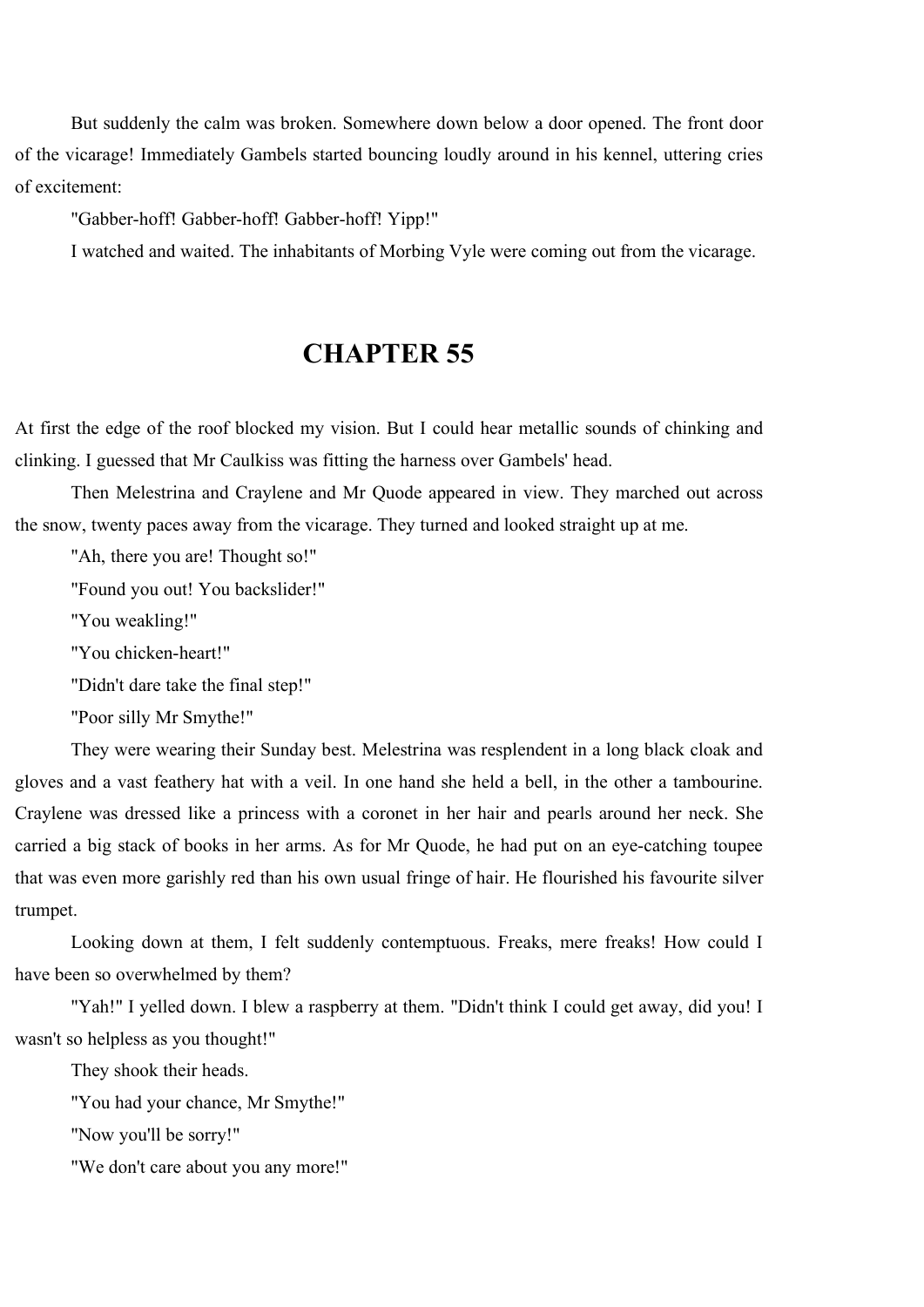But suddenly the calm was broken. Somewhere down below a door opened. The front door of the vicarage! Immediately Gambels started bouncing loudly around in his kennel, uttering cries of excitement:

"Gabber-hoff! Gabber-hoff! Gabber-hoff! Yipp!"

I watched and waited. The inhabitants of Morbing Vyle were coming out from the vicarage.

## CHAPTER 55

At first the edge of the roof blocked my vision. But I could hear metallic sounds of chinking and clinking. I guessed that Mr Caulkiss was fitting the harness over Gambels' head.

Then Melestrina and Craylene and Mr Quode appeared in view. They marched out across the snow, twenty paces away from the vicarage. They turned and looked straight up at me.

"Ah, there you are! Thought so!"

"Found you out! You backslider!"

"You weakling!"

"You chicken-heart!"

"Didn't dare take the final step!"

"Poor silly Mr Smythe!"

They were wearing their Sunday best. Melestrina was resplendent in a long black cloak and gloves and a vast feathery hat with a veil. In one hand she held a bell, in the other a tambourine. Craylene was dressed like a princess with a coronet in her hair and pearls around her neck. She carried a big stack of books in her arms. As for Mr Quode, he had put on an eye-catching toupee that was even more garishly red than his own usual fringe of hair. He flourished his favourite silver trumpet.

Looking down at them, I felt suddenly contemptuous. Freaks, mere freaks! How could I have been so overwhelmed by them?

"Yah!" I yelled down. I blew a raspberry at them. "Didn't think I could get away, did you! I wasn't so helpless as you thought!"

They shook their heads.

"You had your chance, Mr Smythe!"

"Now you'll be sorry!"

"We don't care about you any more!"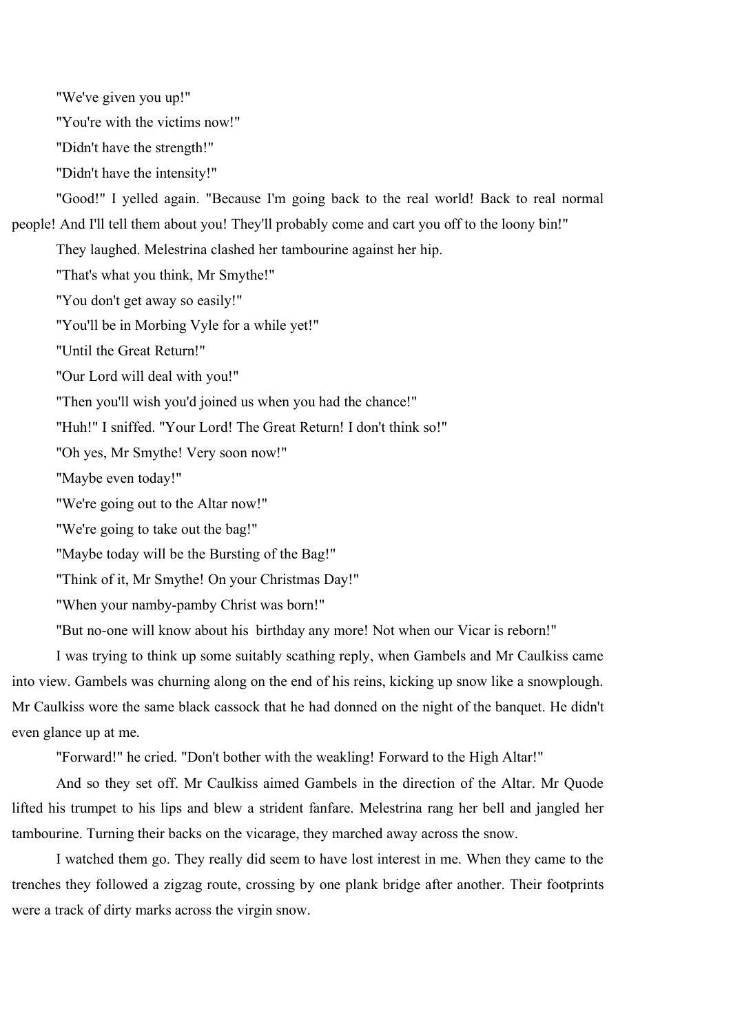"We've given you up!"

"You're with the victims now!"

"Didn't have the strength!"

"Didn't have the intensity!"

"Good!" I yelled again. "Because I'm going back to the real world! Back to real normal people! And I'll tell them about you! They'll probably come and cart you off to the loony bin!"

They laughed. Melestrina clashed her tambourine against her hip.

"That's what you think, Mr Smythe!"

"You don't get away so easily!"

"You'll be in Morbing Vyle for a while yet!"

"Until the Great Return!"

"Our Lord will deal with you!"

"Then you'll wish you'd joined us when you had the chance!"

"Huh!" I sniffed. "Your Lord! The Great Return! I don't think so!"

"Oh yes, Mr Smythe! Very soon now!"

"Maybe even today!"

"We're going out to the Altar now!"

"We're going to take out the bag!"

"Maybe today will be the Bursting of the Bag!"

"Think of it, Mr Smythe! On your Christmas Day!"

"When your namby-pamby Christ was born!"

"But no-one will know about his birthday any more! Not when our Vicar is reborn!"

I was trying to think up some suitably scathing reply, when Gambels and Mr Caulkiss came into view. Gambels was churning along on the end of his reins, kicking up snow like a snowplough. Mr Caulkiss wore the same black cassock that he had donned on the night of the banquet. He didn't even glance up at me.

"Forward!" he cried. "Don't bother with the weakling! Forward to the High Altar!"

And so they set off. Mr Caulkiss aimed Gambels in the direction of the Altar. Mr Quode lifted his trumpet to his lips and blew a strident fanfare. Melestrina rang her bell and jangled her tambourine. Turning their backs on the vicarage, they marched away across the snow.

I watched them go. They really did seem to have lost interest in me. When they came to the trenches they followed a zigzag route, crossing by one plank bridge after another. Their footprints were a track of dirty marks across the virgin snow.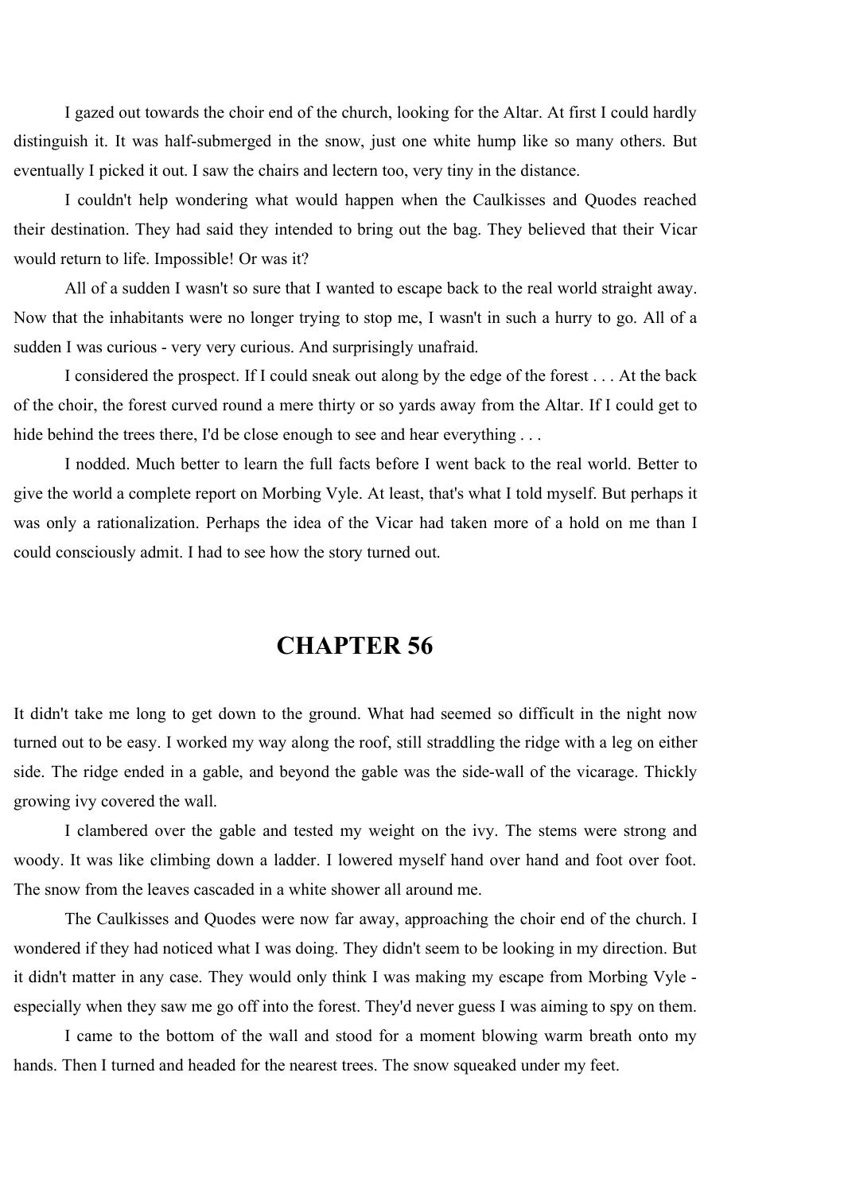I gazed out towards the choir end of the church, looking for the Altar. At first I could hardly distinguish it. It was half-submerged in the snow, just one white hump like so many others. But eventually I picked it out. I saw the chairs and lectern too, very tiny in the distance.

I couldn't help wondering what would happen when the Caulkisses and Quodes reached their destination. They had said they intended to bring out the bag. They believed that their Vicar would return to life. Impossible! Or was it?

All of a sudden I wasn't so sure that I wanted to escape back to the real world straight away. Now that the inhabitants were no longer trying to stop me, I wasn't in such a hurry to go. All of a sudden I was curious - very very curious. And surprisingly unafraid.

I considered the prospect. If I could sneak out along by the edge of the forest . . . At the back of the choir, the forest curved round a mere thirty or so yards away from the Altar. If I could get to hide behind the trees there, I'd be close enough to see and hear everything . . .

I nodded. Much better to learn the full facts before I went back to the real world. Better to give the world a complete report on Morbing Vyle. At least, that's what I told myself. But perhaps it was only a rationalization. Perhaps the idea of the Vicar had taken more of a hold on me than I could consciously admit. I had to see how the story turned out.

# CHAPTER 56

It didn't take me long to get down to the ground. What had seemed so difficult in the night now turned out to be easy. I worked my way along the roof, still straddling the ridge with a leg on either side. The ridge ended in a gable, and beyond the gable was the side-wall of the vicarage. Thickly growing ivy covered the wall.

I clambered over the gable and tested my weight on the ivy. The stems were strong and woody. It was like climbing down a ladder. I lowered myself hand over hand and foot over foot. The snow from the leaves cascaded in a white shower all around me.

The Caulkisses and Quodes were now far away, approaching the choir end of the church. I wondered if they had noticed what I was doing. They didn't seem to be looking in my direction. But it didn't matter in any case. They would only think I was making my escape from Morbing Vyle - especially when they saw me go off into the forest. They'd never guess I was aiming to spy on them.

I came to the bottom of the wall and stood for a moment blowing warm breath onto my hands. Then I turned and headed for the nearest trees. The snow squeaked under my feet.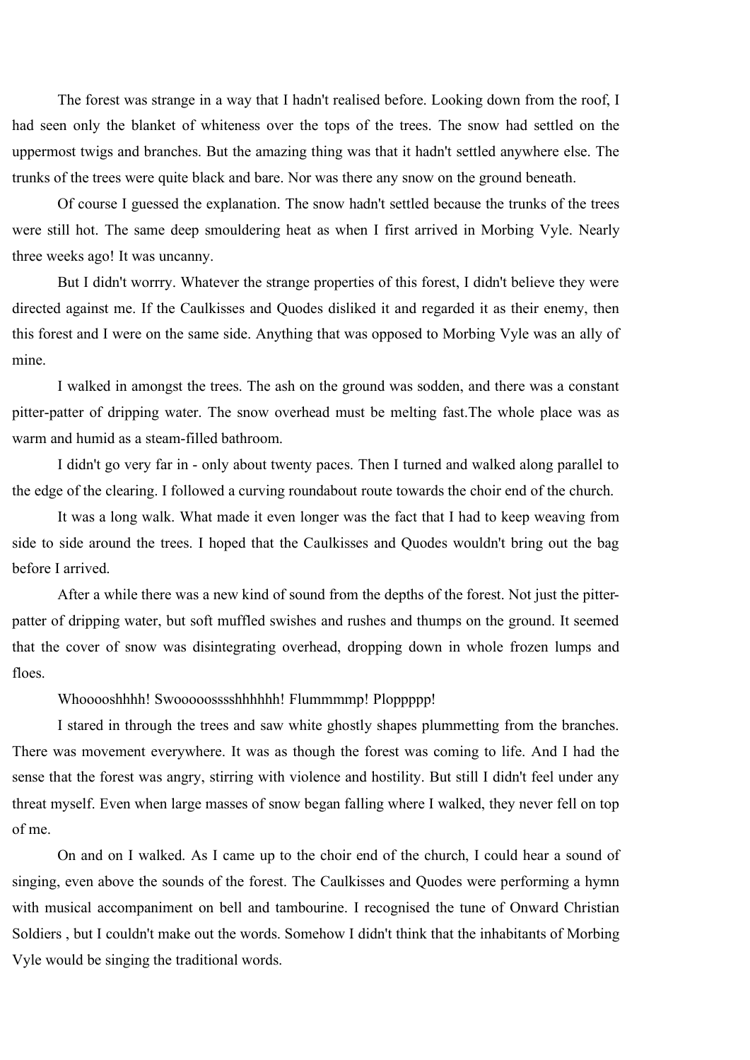The forest was strange in a way that I hadn't realised before. Looking down from the roof, I had seen only the blanket of whiteness over the tops of the trees. The snow had settled on the uppermost twigs and branches. But the amazing thing was that it hadn't settled anywhere else. The trunks of the trees were quite black and bare. Nor was there any snow on the ground beneath.

Of course I guessed the explanation. The snow hadn't settled because the trunks of the trees were still hot. The same deep smouldering heat as when I first arrived in Morbing Vyle. Nearly three weeks ago! It was uncanny.

But I didn't worrry. Whatever the strange properties of this forest, I didn't believe they were directed against me. If the Caulkisses and Quodes disliked it and regarded it as their enemy, then this forest and I were on the same side. Anything that was opposed to Morbing Vyle was an ally of mine.

I walked in amongst the trees. The ash on the ground was sodden, and there was a constant pitter-patter of dripping water. The snow overhead must be melting fast.The whole place was as warm and humid as a steam-filled bathroom.

I didn't go very far in - only about twenty paces. Then I turned and walked along parallel to the edge of the clearing. I followed a curving roundabout route towards the choir end of the church.

It was a long walk. What made it even longer was the fact that I had to keep weaving from side to side around the trees. I hoped that the Caulkisses and Quodes wouldn't bring out the bag before I arrived.

After a while there was a new kind of sound from the depths of the forest. Not just the pitter-patter of dripping water, but soft muffled swishes and rushes and thumps on the ground. It seemed that the cover of snow was disintegrating overhead, dropping down in whole frozen lumps and floes.

Whoooooshhhh! Swooooosssshhhhhh! Flummmmp! Plopppppp!

I stared in through the trees and saw white ghostly shapes plummetting from the branches. There was movement everywhere. It was as though the forest was coming to life. And I had the sense that the forest was angry, stirring with violence and hostility. But still I didn't feel under any threat myself. Even when large masses of snow began falling where I walked, they never fell on top of me.

On and on I walked. As I came up to the choir end of the church, I could hear a sound of singing, even above the sounds of the forest. The Caulkisses and Quodes were performing a hymn with musical accompaniment on bell and tambourine. I recognised the tune of Onward Christian Soldiers , but I couldn't make out the words. Somehow I didn't think that the inhabitants of Morbing Vyle would be singing the traditional words.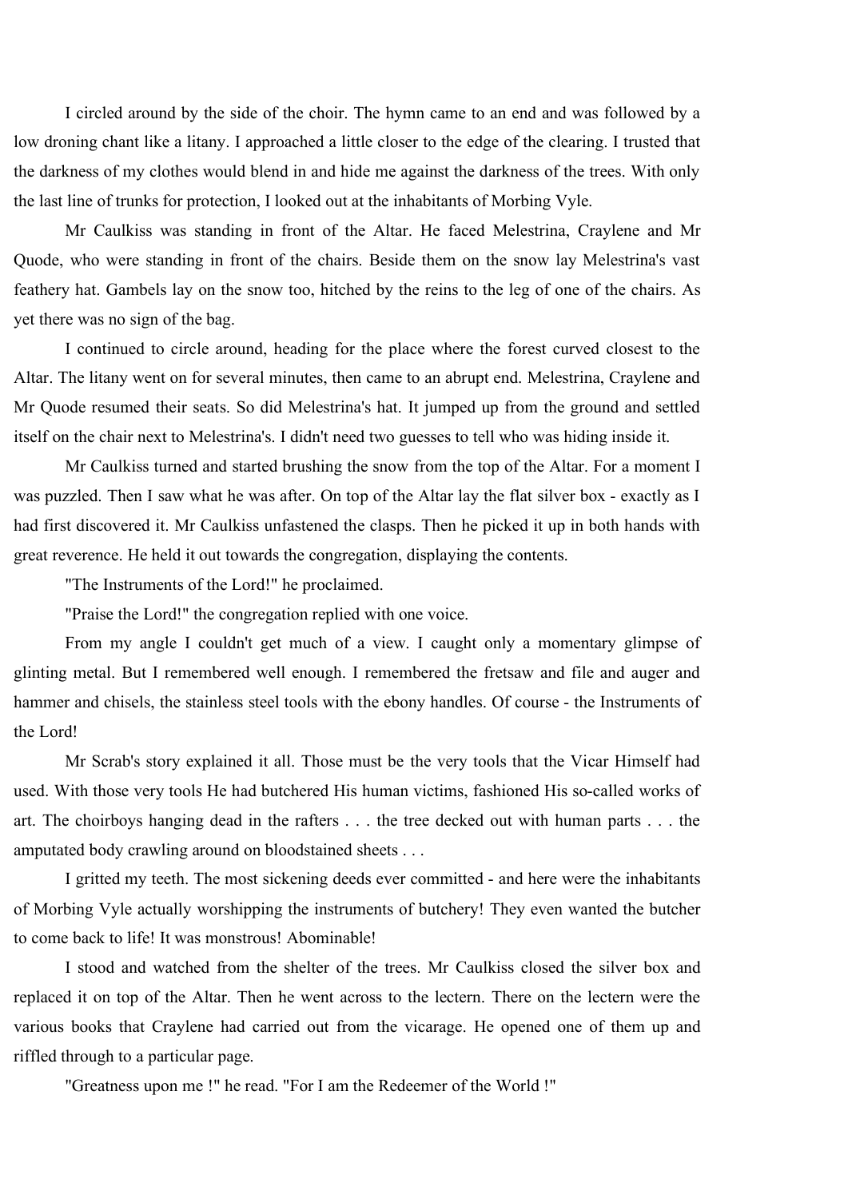I circled around by the side of the choir. The hymn came to an end and was followed by a low droning chant like a litany. I approached a little closer to the edge of the clearing. I trusted that the darkness of my clothes would blend in and hide me against the darkness of the trees. With only the last line of trunks for protection, I looked out at the inhabitants of Morbing Vyle.

Mr Caulkiss was standing in front of the Altar. He faced Melestrina, Craylene and Mr Quode, who were standing in front of the chairs. Beside them on the snow lay Melestrina's vast feathery hat. Gambels lay on the snow too, hitched by the reins to the leg of one of the chairs. As yet there was no sign of the bag.

I continued to circle around, heading for the place where the forest curved closest to the Altar. The litany went on for several minutes, then came to an abrupt end. Melestrina, Craylene and Mr Quode resumed their seats. So did Melestrina's hat. It jumped up from the ground and settled itself on the chair next to Melestrina's. I didn't need two guesses to tell who was hiding inside it.

Mr Caulkiss turned and started brushing the snow from the top of the Altar. For a moment I was puzzled. Then I saw what he was after. On top of the Altar lay the flat silver box - exactly as I had first discovered it. Mr Caulkiss unfastened the clasps. Then he picked it up in both hands with great reverence. He held it out towards the congregation, displaying the contents.

"The Instruments of the Lord!" he proclaimed.

"Praise the Lord!" the congregation replied with one voice.

From my angle I couldn't get much of a view. I caught only a momentary glimpse of glinting metal. But I remembered well enough. I remembered the fretsaw and file and auger and hammer and chisels, the stainless steel tools with the ebony handles. Of course - the Instruments of the Lord!

Mr Scrab's story explained it all. Those must be the very tools that the Vicar Himself had used. With those very tools He had butchered His human victims, fashioned His so-called works of art. The choirboys hanging dead in the rafters . . . the tree decked out with human parts . . . the amputated body crawling around on bloodstained sheets . . .

I gritted my teeth. The most sickening deeds ever committed - and here were the inhabitants of Morbing Vyle actually worshipping the instruments of butchery! They even wanted the butcher to come back to life! It was monstrous! Abominable!

I stood and watched from the shelter of the trees. Mr Caulkiss closed the silver box and replaced it on top of the Altar. Then he went across to the lectern. There on the lectern were the various books that Craylene had carried out from the vicarage. He opened one of them up and riffled through to a particular page.

"Greatness upon me !" he read. "For I am the Redeemer of the World !"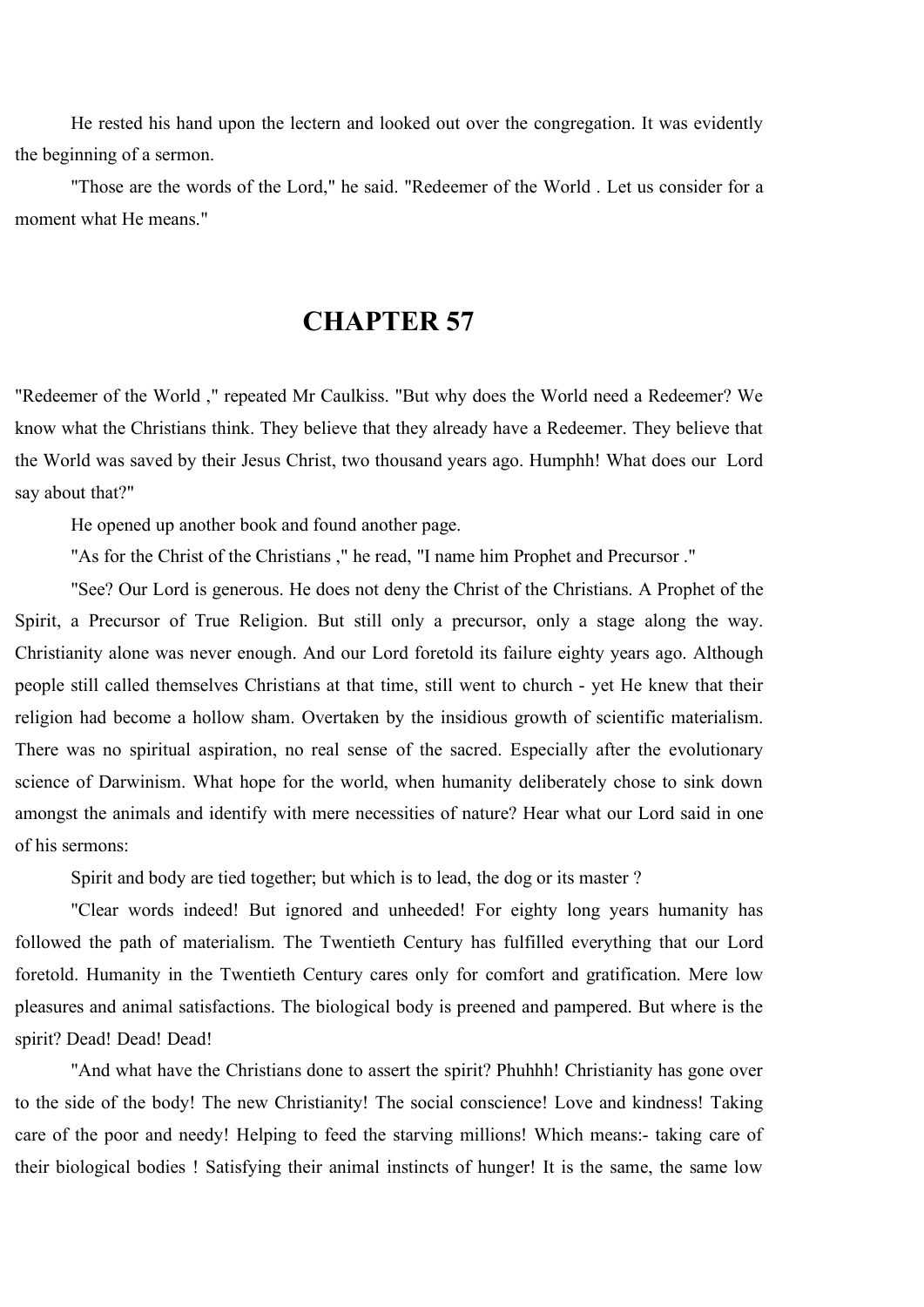He rested his hand upon the lectern and looked out over the congregation. It was evidently the beginning of a sermon.

"Those are the words of the Lord," he said. "Redeemer of the World . Let us consider for a moment what He means."

# CHAPTER 57

"Redeemer of the World ," repeated Mr Caulkiss. "But why does the World need a Redeemer? We know what the Christians think. They believe that they already have a Redeemer. They believe that the World was saved by their Jesus Christ, two thousand years ago. Humphh! What does our Lord say about that?"

He opened up another book and found another page.

"As for the Christ of the Christians ," he read, "I name him Prophet and Precursor ."

"See? Our Lord is generous. He does not deny the Christ of the Christians. A Prophet of the Spirit, a Precursor of True Religion. But still only a precursor, only a stage along the way. Christianity alone was never enough. And our Lord foretold its failure eighty years ago. Although people still called themselves Christians at that time, still went to church - yet He knew that their religion had become a hollow sham. Overtaken by the insidious growth of scientific materialism. There was no spiritual aspiration, no real sense of the sacred. Especially after the evolutionary science of Darwinism. What hope for the world, when humanity deliberately chose to sink down amongst the animals and identify with mere necessities of nature? Hear what our Lord said in one of his sermons:

Spirit and body are tied together; but which is to lead, the dog or its master ?

"Clear words indeed! But ignored and unheeded! For eighty long years humanity has followed the path of materialism. The Twentieth Century has fulfilled everything that our Lord foretold. Humanity in the Twentieth Century cares only for comfort and gratification. Mere low pleasures and animal satisfactions. The biological body is preened and pampered. But where is the spirit? Dead! Dead! Dead!

"And what have the Christians done to assert the spirit? Phuhhh! Christianity has gone over to the side of the body! The new Christianity! The social conscience! Love and kindness! Taking care of the poor and needy! Helping to feed the starving millions! Which means:- taking care of their biological bodies ! Satisfying their animal instincts of hunger! It is the same, the same low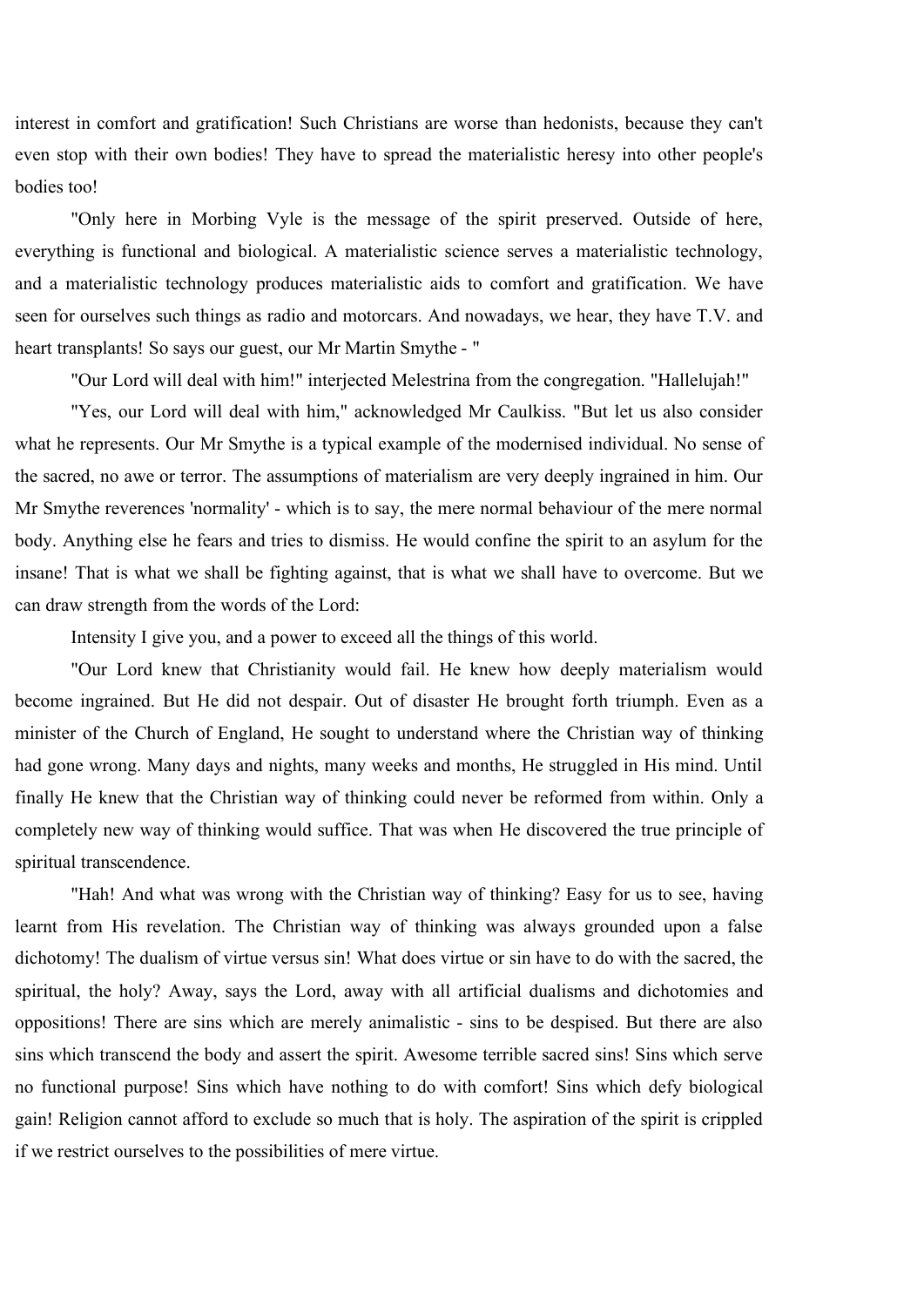interest in comfort and gratification! Such Christians are worse than hedonists, because they can't even stop with their own bodies! They have to spread the materialistic heresy into other people's bodies too!

"Only here in Morbing Vyle is the message of the spirit preserved. Outside of here, everything is functional and biological. A materialistic science serves a materialistic technology, and a materialistic technology produces materialistic aids to comfort and gratification. We have seen for ourselves such things as radio and motorcars. And nowadays, we hear, they have T.V. and heart transplants! So says our guest, our Mr Martin Smythe - "

"Our Lord will deal with him!" interjected Melestrina from the congregation. "Hallelujah!"

"Yes, our Lord will deal with him," acknowledged Mr Caulkiss. "But let us also consider what he represents. Our Mr Smythe is a typical example of the modernised individual. No sense of the sacred, no awe or terror. The assumptions of materialism are very deeply ingrained in him. Our Mr Smythe reverences 'normality' - which is to say, the mere normal behaviour of the mere normal body. Anything else he fears and tries to dismiss. He would confine the spirit to an asylum for the insane! That is what we shall be fighting against, that is what we shall have to overcome. But we can draw strength from the words of the Lord:

Intensity I give you, and a power to exceed all the things of this world.

"Our Lord knew that Christianity would fail. He knew how deeply materialism would become ingrained. But He did not despair. Out of disaster He brought forth triumph. Even as a minister of the Church of England, He sought to understand where the Christian way of thinking had gone wrong. Many days and nights, many weeks and months, He struggled in His mind. Until finally He knew that the Christian way of thinking could never be reformed from within. Only a completely new way of thinking would suffice. That was when He discovered the true principle of spiritual transcendence.

"Hah! And what was wrong with the Christian way of thinking? Easy for us to see, having learnt from His revelation. The Christian way of thinking was always grounded upon a false dichotomy! The dualism of virtue versus sin! What does virtue or sin have to do with the sacred, the spiritual, the holy? Away, says the Lord, away with all artificial dualisms and dichotomies and oppositions! There are sins which are merely animalistic - sins to be despised. But there are also sins which transcend the body and assert the spirit. Awesome terrible sacred sins! Sins which serve no functional purpose! Sins which have nothing to do with comfort! Sins which defy biological gain! Religion cannot afford to exclude so much that is holy. The aspiration of the spirit is crippled if we restrict ourselves to the possibilities of mere virtue.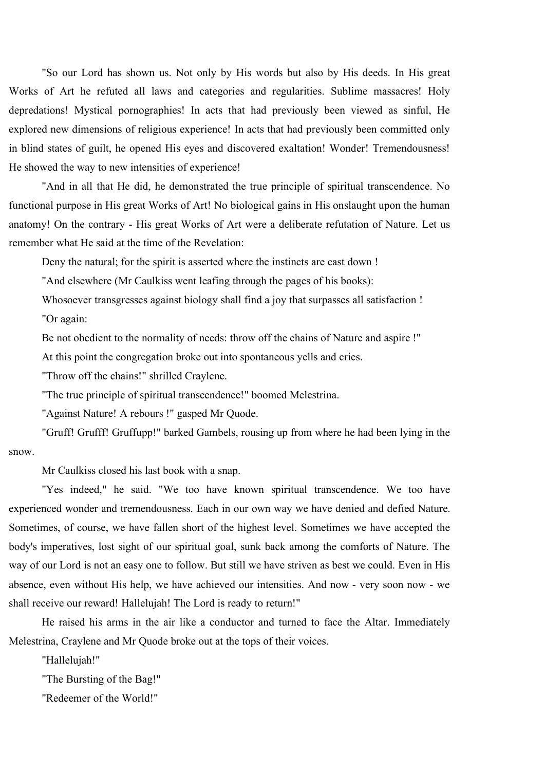"So our Lord has shown us. Not only by His words but also by His deeds. In His great Works of Art he refuted all laws and categories and regularities. Sublime massacres! Holy depredations! Mystical pornographies! In acts that had previously been viewed as sinful, He explored new dimensions of religious experience! In acts that had previously been committed only in blind states of guilt, he opened His eyes and discovered exaltation! Wonder! Tremendousness! He showed the way to new intensities of experience!

"And in all that He did, he demonstrated the true principle of spiritual transcendence. No functional purpose in His great Works of Art! No biological gains in His onslaught upon the human anatomy! On the contrary - His great Works of Art were a deliberate refutation of Nature. Let us remember what He said at the time of the Revelation:

Deny the natural; for the spirit is asserted where the instincts are cast down !

"And elsewhere (Mr Caulkiss went leafing through the pages of his books):

Whosoever transgresses against biology shall find a joy that surpasses all satisfaction !

"Or again:

Be not obedient to the normality of needs: throw off the chains of Nature and aspire !"

At this point the congregation broke out into spontaneous yells and cries.

"Throw off the chains!" shrilled Craylene.

"The true principle of spiritual transcendence!" boomed Melestrina.

"Against Nature! A rebours !" gasped Mr Quode.

"Gruff! Grufff! Gruffupp!" barked Gambels, rousing up from where he had been lying in the snow.

Mr Caulkiss closed his last book with a snap.

"Yes indeed," he said. "We too have known spiritual transcendence. We too have experienced wonder and tremendousness. Each in our own way we have denied and defied Nature. Sometimes, of course, we have fallen short of the highest level. Sometimes we have accepted the body's imperatives, lost sight of our spiritual goal, sunk back among the comforts of Nature. The way of our Lord is not an easy one to follow. But still we have striven as best we could. Even in His absence, even without His help, we have achieved our intensities. And now - very soon now - we shall receive our reward! Hallelujah! The Lord is ready to return!"

He raised his arms in the air like a conductor and turned to face the Altar. Immediately Melestrina, Craylene and Mr Quode broke out at the tops of their voices.

"Hallelujah!"

"The Bursting of the Bag!"

"Redeemer of the World!"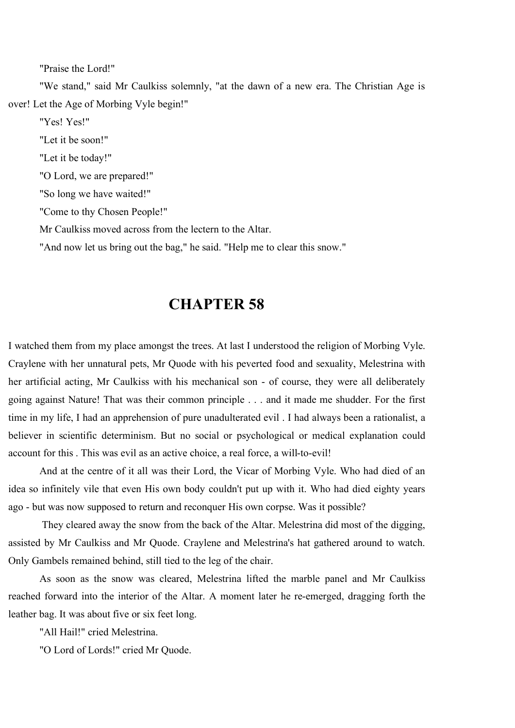"Praise the Lord!"

"We stand," said Mr Caulkiss solemnly, "at the dawn of a new era. The Christian Age is over! Let the Age of Morbing Vyle begin!"

"Yes! Yes!"

"Let it be soon!"

"Let it be today!"

"O Lord, we are prepared!"

"So long we have waited!"

"Come to thy Chosen People!"

Mr Caulkiss moved across from the lectern to the Altar.

"And now let us bring out the bag," he said. "Help me to clear this snow."

## CHAPTER 58

I watched them from my place amongst the trees. At last I understood the religion of Morbing Vyle. Craylene with her unnatural pets, Mr Quode with his peverted food and sexuality, Melestrina with her artificial acting, Mr Caulkiss with his mechanical son - of course, they were all deliberately going against Nature! That was their common principle . . . and it made me shudder. For the first time in my life, I had an apprehension of pure unadulterated evil . I had always been a rationalist, a believer in scientific determinism. But no social or psychological or medical explanation could account for this . This was evil as an active choice, a real force, a will-to-evil!

And at the centre of it all was their Lord, the Vicar of Morbing Vyle. Who had died of an idea so infinitely vile that even His own body couldn't put up with it. Who had died eighty years ago - but was now supposed to return and reconquer His own corpse. Was it possible?

They cleared away the snow from the back of the Altar. Melestrina did most of the digging, assisted by Mr Caulkiss and Mr Quode. Craylene and Melestrina's hat gathered around to watch. Only Gambels remained behind, still tied to the leg of the chair.

As soon as the snow was cleared, Melestrina lifted the marble panel and Mr Caulkiss reached forward into the interior of the Altar. A moment later he re-emerged, dragging forth the leather bag. It was about five or six feet long.

"All Hail!" cried Melestrina.

"O Lord of Lords!" cried Mr Quode.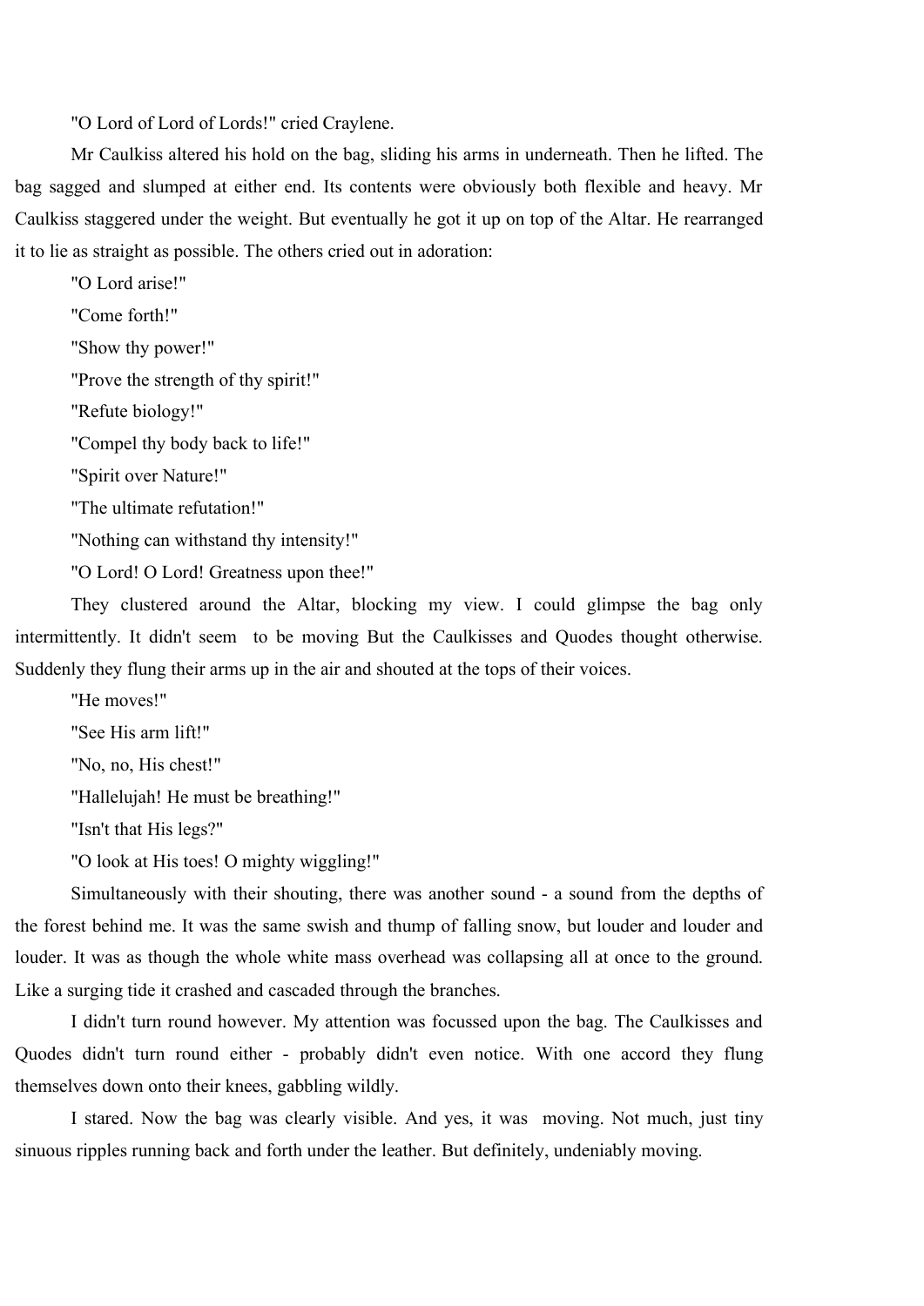"O Lord of Lord of Lords!" cried Craylene.

Mr Caulkiss altered his hold on the bag, sliding his arms in underneath. Then he lifted. The bag sagged and slumped at either end. Its contents were obviously both flexible and heavy. Mr Caulkiss staggered under the weight. But eventually he got it up on top of the Altar. He rearranged it to lie as straight as possible. The others cried out in adoration:

"O Lord arise!"

"Come forth!"

"Show thy power!"

"Prove the strength of thy spirit!"

"Refute biology!"

"Compel thy body back to life!"

"Spirit over Nature!"

"The ultimate refutation!"

"Nothing can withstand thy intensity!"

"O Lord! O Lord! Greatness upon thee!"

They clustered around the Altar, blocking my view. I could glimpse the bag only intermittently. It didn't seem to be moving But the Caulkisses and Quodes thought otherwise. Suddenly they flung their arms up in the air and shouted at the tops of their voices.

"He moves!"

"See His arm lift!"

"No, no, His chest!"

"Hallelujah! He must be breathing!"

"Isn't that His legs?"

"O look at His toes! O mighty wiggling!"

Simultaneously with their shouting, there was another sound - a sound from the depths of the forest behind me. It was the same swish and thump of falling snow, but louder and louder and louder. It was as though the whole white mass overhead was collapsing all at once to the ground. Like a surging tide it crashed and cascaded through the branches.

I didn't turn round however. My attention was focussed upon the bag. The Caulkisses and Quodes didn't turn round either - probably didn't even notice. With one accord they flung themselves down onto their knees, gabbling wildly.

I stared. Now the bag was clearly visible. And yes, it was moving. Not much, just tiny sinuous ripples running back and forth under the leather. But definitely, undeniably moving.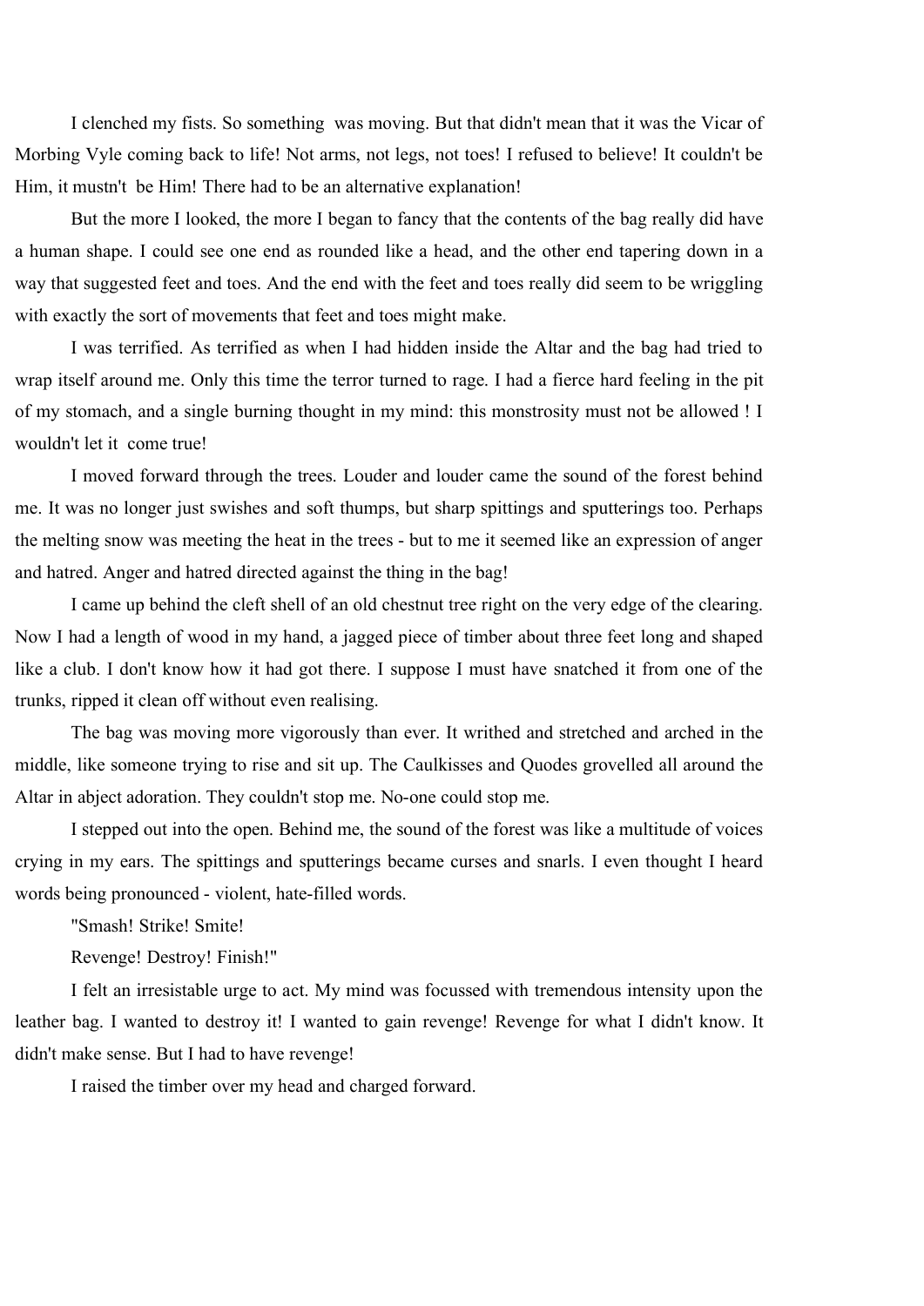I clenched my fists. So something was moving. But that didn't mean that it was the Vicar of Morbing Vyle coming back to life! Not arms, not legs, not toes! I refused to believe! It couldn't be Him, it mustn't be Him! There had to be an alternative explanation!

But the more I looked, the more I began to fancy that the contents of the bag really did have a human shape. I could see one end as rounded like a head, and the other end tapering down in a way that suggested feet and toes. And the end with the feet and toes really did seem to be wriggling with exactly the sort of movements that feet and toes might make.

I was terrified. As terrified as when I had hidden inside the Altar and the bag had tried to wrap itself around me. Only this time the terror turned to rage. I had a fierce hard feeling in the pit of my stomach, and a single burning thought in my mind: this monstrosity must not be allowed ! I wouldn't let it come true!

I moved forward through the trees. Louder and louder came the sound of the forest behind me. It was no longer just swishes and soft thumps, but sharp spittings and sputterings too. Perhaps the melting snow was meeting the heat in the trees - but to me it seemed like an expression of anger and hatred. Anger and hatred directed against the thing in the bag!

I came up behind the cleft shell of an old chestnut tree right on the very edge of the clearing. Now I had a length of wood in my hand, a jagged piece of timber about three feet long and shaped like a club. I don't know how it had got there. I suppose I must have snatched it from one of the trunks, ripped it clean off without even realising.

The bag was moving more vigorously than ever. It writhed and stretched and arched in the middle, like someone trying to rise and sit up. The Caulkisses and Quodes grovelled all around the Altar in abject adoration. They couldn't stop me. No-one could stop me.

I stepped out into the open. Behind me, the sound of the forest was like a multitude of voices crying in my ears. The spittings and sputterings became curses and snarls. I even thought I heard words being pronounced - violent, hate-filled words.

"Smash! Strike! Smite!

Revenge! Destroy! Finish!"

I felt an irresistable urge to act. My mind was focussed with tremendous intensity upon the leather bag. I wanted to destroy it! I wanted to gain revenge! Revenge for what I didn't know. It didn't make sense. But I had to have revenge!

I raised the timber over my head and charged forward.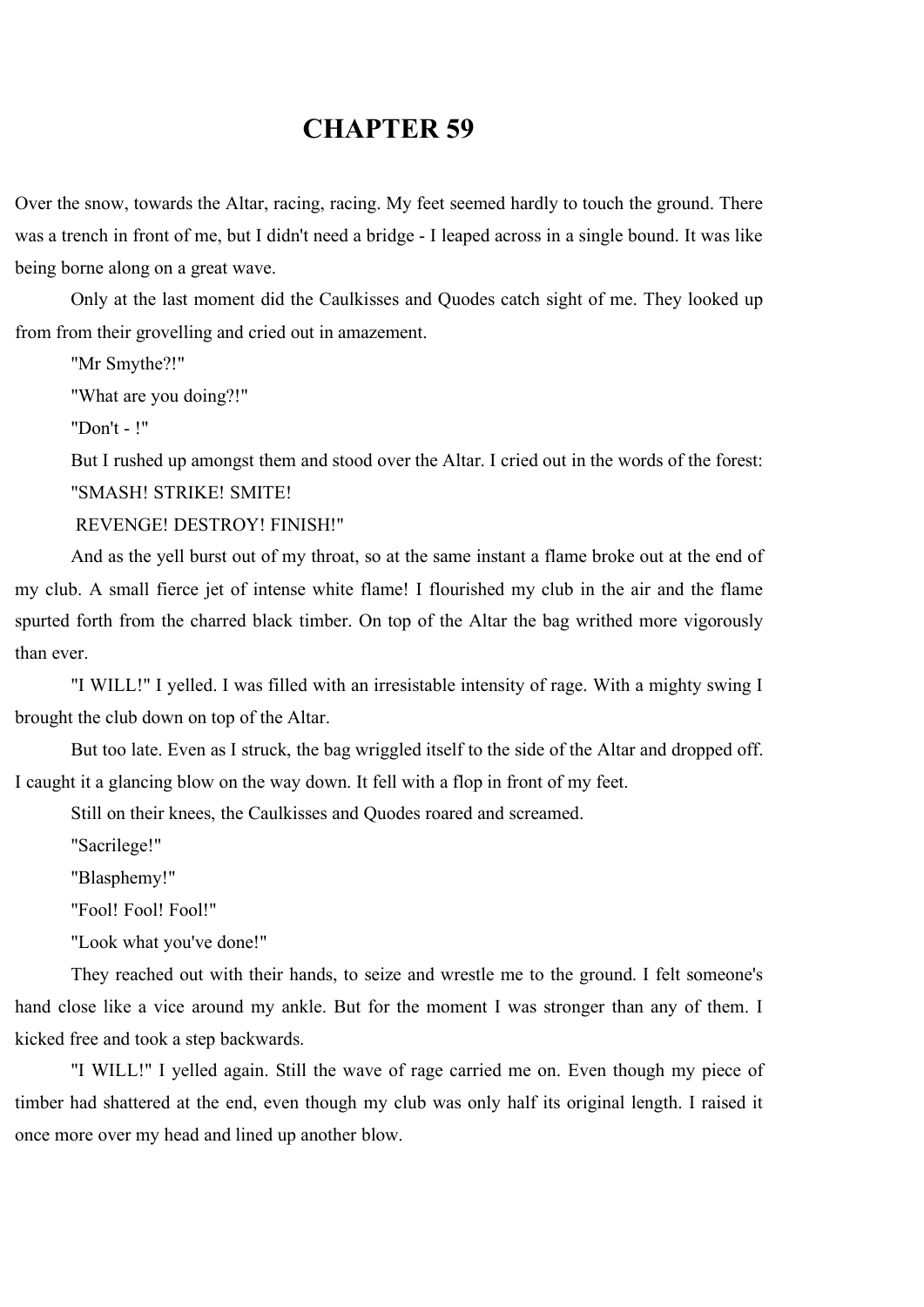# CHAPTER 59

Over the snow, towards the Altar, racing, racing. My feet seemed hardly to touch the ground. There was a trench in front of me, but I didn't need a bridge - I leaped across in a single bound. It was like being borne along on a great wave.

Only at the last moment did the Caulkisses and Quodes catch sight of me. They looked up from from their grovelling and cried out in amazement.

"Mr Smythe?!"

"What are you doing?!"

"Don't - !"

But I rushed up amongst them and stood over the Altar. I cried out in the words of the forest:

"SMASH! STRIKE! SMITE!

REVENGE! DESTROY! FINISH!"

And as the yell burst out of my throat, so at the same instant a flame broke out at the end of my club. A small fierce jet of intense white flame! I flourished my club in the air and the flame spurted forth from the charred black timber. On top of the Altar the bag writhed more vigorously than ever.

"I WILL!" I yelled. I was filled with an irresistable intensity of rage. With a mighty swing I brought the club down on top of the Altar.

But too late. Even as I struck, the bag wriggled itself to the side of the Altar and dropped off. I caught it a glancing blow on the way down. It fell with a flop in front of my feet.

Still on their knees, the Caulkisses and Quodes roared and screamed.

"Sacrilege!"

"Blasphemy!"

"Fool! Fool! Fool!"

"Look what you've done!"

They reached out with their hands, to seize and wrestle me to the ground. I felt someone's hand close like a vice around my ankle. But for the moment I was stronger than any of them. I kicked free and took a step backwards.

"I WILL!" I yelled again. Still the wave of rage carried me on. Even though my piece of timber had shattered at the end, even though my club was only half its original length. I raised it once more over my head and lined up another blow.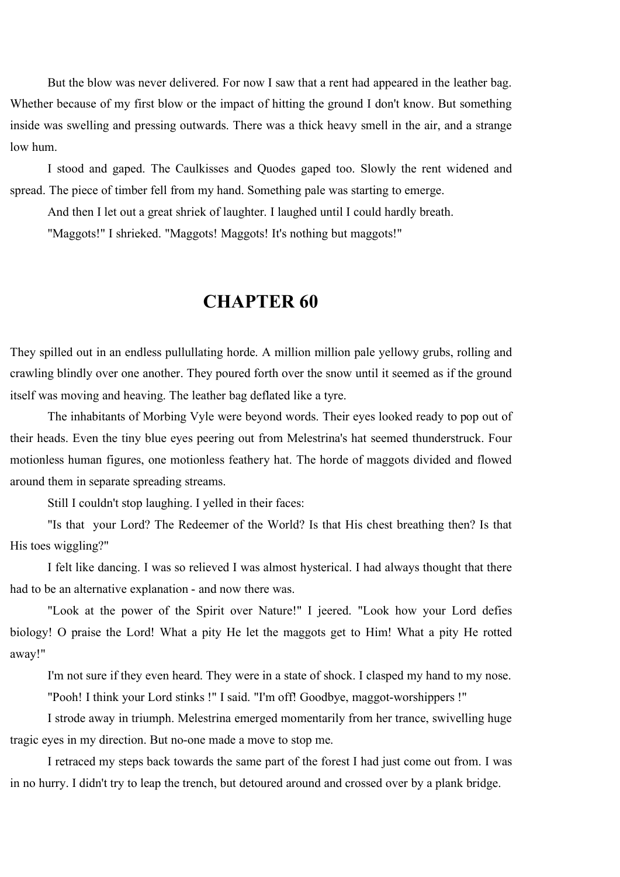But the blow was never delivered. For now I saw that a rent had appeared in the leather bag. Whether because of my first blow or the impact of hitting the ground I don't know. But something inside was swelling and pressing outwards. There was a thick heavy smell in the air, and a strange low hum.

I stood and gaped. The Caulkisses and Quodes gaped too. Slowly the rent widened and spread. The piece of timber fell from my hand. Something pale was starting to emerge.

And then I let out a great shriek of laughter. I laughed until I could hardly breath.

"Maggots!" I shrieked. "Maggots! Maggots! It's nothing but maggots!"

# CHAPTER 60

They spilled out in an endless pullullating horde. A million million pale yellowy grubs, rolling and crawling blindly over one another. They poured forth over the snow until it seemed as if the ground itself was moving and heaving. The leather bag deflated like a tyre.

The inhabitants of Morbing Vyle were beyond words. Their eyes looked ready to pop out of their heads. Even the tiny blue eyes peering out from Melestrina's hat seemed thunderstruck. Four motionless human figures, one motionless feathery hat. The horde of maggots divided and flowed around them in separate spreading streams.

Still I couldn't stop laughing. I yelled in their faces:

"Is that your Lord? The Redeemer of the World? Is that His chest breathing then? Is that His toes wiggling?"

I felt like dancing. I was so relieved I was almost hysterical. I had always thought that there had to be an alternative explanation - and now there was.

"Look at the power of the Spirit over Nature!" I jeered. "Look how your Lord defies biology! O praise the Lord! What a pity He let the maggots get to Him! What a pity He rotted away!"

I'm not sure if they even heard. They were in a state of shock. I clasped my hand to my nose.

"Pooh! I think your Lord stinks !" I said. "I'm off! Goodbye, maggot-worshippers !"

I strode away in triumph. Melestrina emerged momentarily from her trance, swivelling huge tragic eyes in my direction. But no-one made a move to stop me.

I retraced my steps back towards the same part of the forest I had just come out from. I was in no hurry. I didn't try to leap the trench, but detoured around and crossed over by a plank bridge.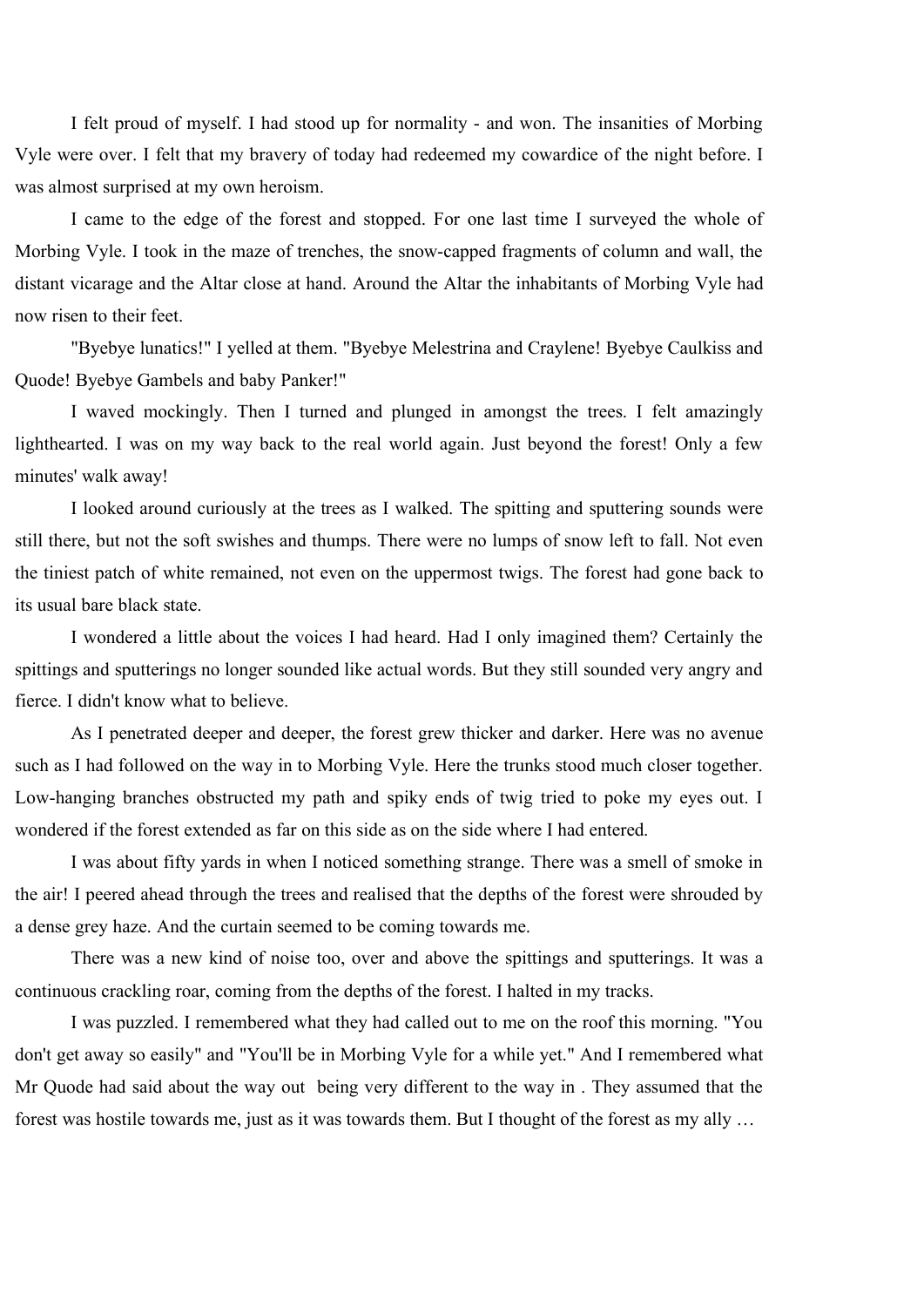I felt proud of myself. I had stood up for normality - and won. The insanities of Morbing Vyle were over. I felt that my bravery of today had redeemed my cowardice of the night before. I was almost surprised at my own heroism.

I came to the edge of the forest and stopped. For one last time I surveyed the whole of Morbing Vyle. I took in the maze of trenches, the snow-capped fragments of column and wall, the distant vicarage and the Altar close at hand. Around the Altar the inhabitants of Morbing Vyle had now risen to their feet.

"Byebye lunatics!" I yelled at them. "Byebye Melestrina and Craylene! Byebye Caulkiss and Quode! Byebye Gambels and baby Panker!"

I waved mockingly. Then I turned and plunged in amongst the trees. I felt amazingly lighthearted. I was on my way back to the real world again. Just beyond the forest! Only a few minutes' walk away!

I looked around curiously at the trees as I walked. The spitting and sputtering sounds were still there, but not the soft swishes and thumps. There were no lumps of snow left to fall. Not even the tiniest patch of white remained, not even on the uppermost twigs. The forest had gone back to its usual bare black state.

I wondered a little about the voices I had heard. Had I only imagined them? Certainly the spittings and sputterings no longer sounded like actual words. But they still sounded very angry and fierce. I didn't know what to believe.

As I penetrated deeper and deeper, the forest grew thicker and darker. Here was no avenue such as I had followed on the way in to Morbing Vyle. Here the trunks stood much closer together. Low-hanging branches obstructed my path and spiky ends of twig tried to poke my eyes out. I wondered if the forest extended as far on this side as on the side where I had entered.

I was about fifty yards in when I noticed something strange. There was a smell of smoke in the air! I peered ahead through the trees and realised that the depths of the forest were shrouded by a dense grey haze. And the curtain seemed to be coming towards me.

There was a new kind of noise too, over and above the spittings and sputterings. It was a continuous crackling roar, coming from the depths of the forest. I halted in my tracks.

I was puzzled. I remembered what they had called out to me on the roof this morning. "You don't get away so easily" and "You'll be in Morbing Vyle for a while yet." And I remembered what Mr Quode had said about the way out being very different to the way in . They assumed that the forest was hostile towards me, just as it was towards them. But I thought of the forest as my ally …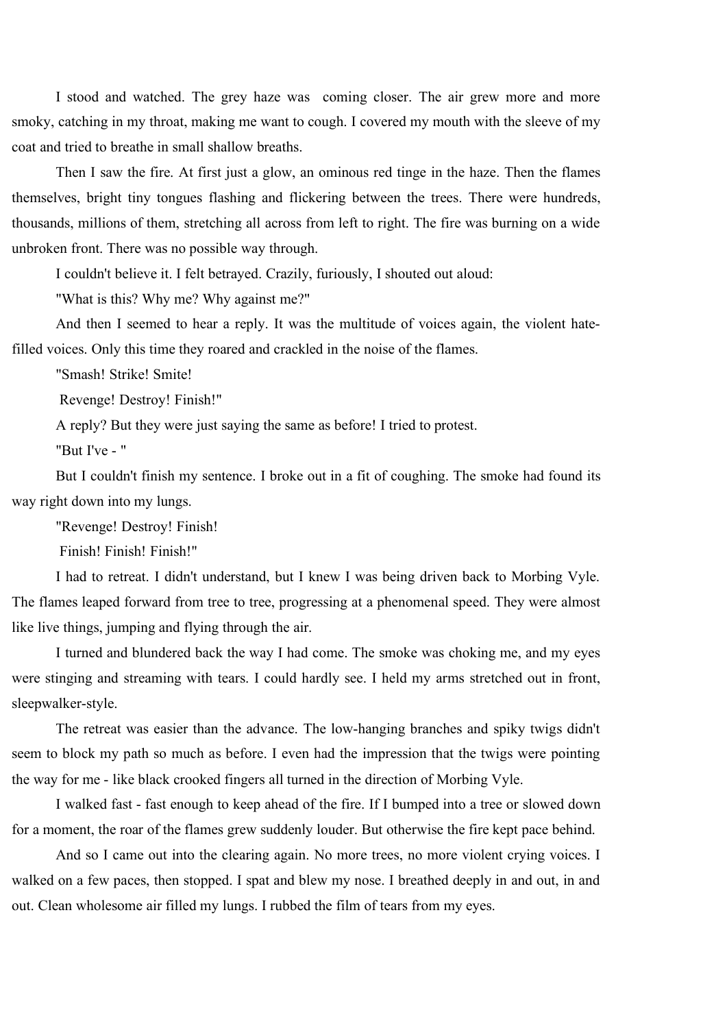I stood and watched. The grey haze was coming closer. The air grew more and more smoky, catching in my throat, making me want to cough. I covered my mouth with the sleeve of my coat and tried to breathe in small shallow breaths.

Then I saw the fire. At first just a glow, an ominous red tinge in the haze. Then the flames themselves, bright tiny tongues flashing and flickering between the trees. There were hundreds, thousands, millions of them, stretching all across from left to right. The fire was burning on a wide unbroken front. There was no possible way through.

I couldn't believe it. I felt betrayed. Crazily, furiously, I shouted out aloud:

"What is this? Why me? Why against me?"

And then I seemed to hear a reply. It was the multitude of voices again, the violent hate-filled voices. Only this time they roared and crackled in the noise of the flames.

"Smash! Strike! Smite!
Revenge! Destroy! Finish!"

A reply? But they were just saying the same as before! I tried to protest.

"But I've - "

But I couldn't finish my sentence. I broke out in a fit of coughing. The smoke had found its way right down into my lungs.

"Revenge! Destroy! Finish!
Finish! Finish! Finish!"

I had to retreat. I didn't understand, but I knew I was being driven back to Morbing Vyle. The flames leaped forward from tree to tree, progressing at a phenomenal speed. They were almost like live things, jumping and flying through the air.

I turned and blundered back the way I had come. The smoke was choking me, and my eyes were stinging and streaming with tears. I could hardly see. I held my arms stretched out in front, sleepwalker-style.

The retreat was easier than the advance. The low-hanging branches and spiky twigs didn't seem to block my path so much as before. I even had the impression that the twigs were pointing the way for me - like black crooked fingers all turned in the direction of Morbing Vyle.

I walked fast - fast enough to keep ahead of the fire. If I bumped into a tree or slowed down for a moment, the roar of the flames grew suddenly louder. But otherwise the fire kept pace behind.

And so I came out into the clearing again. No more trees, no more violent crying voices. I walked on a few paces, then stopped. I spat and blew my nose. I breathed deeply in and out, in and out. Clean wholesome air filled my lungs. I rubbed the film of tears from my eyes.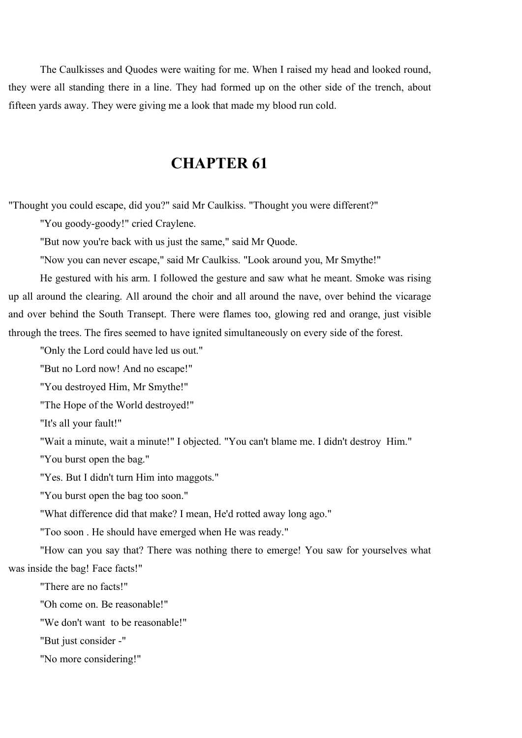The Caulkisses and Quodes were waiting for me. When I raised my head and looked round, they were all standing there in a line. They had formed up on the other side of the trench, about fifteen yards away. They were giving me a look that made my blood run cold.

# CHAPTER 61

"Thought you could escape, did you?" said Mr Caulkiss. "Thought you were different?"

"You goody-goody!" cried Craylene.

"But now you're back with us just the same," said Mr Quode.

"Now you can never escape," said Mr Caulkiss. "Look around you, Mr Smythe!"

He gestured with his arm. I followed the gesture and saw what he meant. Smoke was rising up all around the clearing. All around the choir and all around the nave, over behind the vicarage and over behind the South Transept. There were flames too, glowing red and orange, just visible through the trees. The fires seemed to have ignited simultaneously on every side of the forest.

"Only the Lord could have led us out."

"But no Lord now! And no escape!"

"You destroyed Him, Mr Smythe!"

"The Hope of the World destroyed!"

"It's all your fault!"

"Wait a minute, wait a minute!" I objected. "You can't blame me. I didn't destroy Him."

"You burst open the bag."

"Yes. But I didn't turn Him into maggots."

"You burst open the bag too soon."

"What difference did that make? I mean, He'd rotted away long ago."

"Too soon . He should have emerged when He was ready."

"How can you say that? There was nothing there to emerge! You saw for yourselves what was inside the bag! Face facts!"

"There are no facts!"

"Oh come on. Be reasonable!"

"We don't want to be reasonable!"

"But just consider -"

"No more considering!"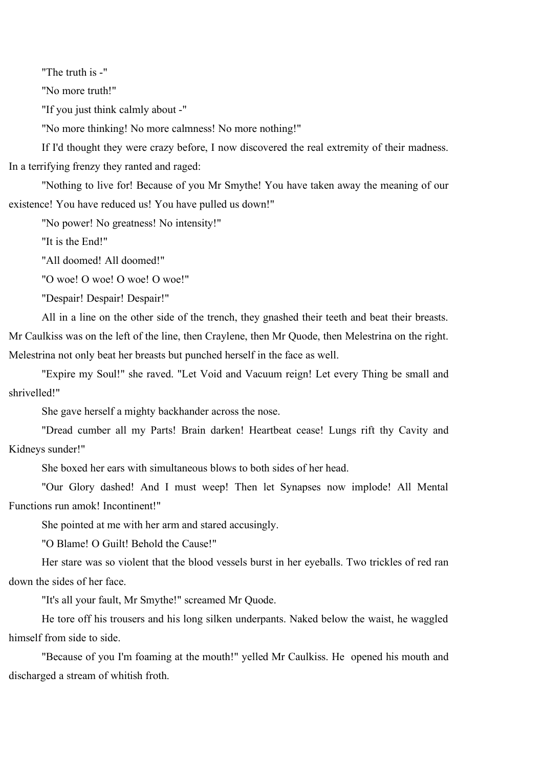"The truth is -"

"No more truth!"

"If you just think calmly about -"

"No more thinking! No more calmness! No more nothing!"

If I'd thought they were crazy before, I now discovered the real extremity of their madness. In a terrifying frenzy they ranted and raged:

"Nothing to live for! Because of you Mr Smythe! You have taken away the meaning of our existence! You have reduced us! You have pulled us down!"

"No power! No greatness! No intensity!"

"It is the End!"

"All doomed! All doomed!"

"O woe! O woe! O woe! O woe!"

"Despair! Despair! Despair!"

All in a line on the other side of the trench, they gnashed their teeth and beat their breasts. Mr Caulkiss was on the left of the line, then Craylene, then Mr Quode, then Melestrina on the right. Melestrina not only beat her breasts but punched herself in the face as well.

"Expire my Soul!" she raved. "Let Void and Vacuum reign! Let every Thing be small and shrivelled!"

She gave herself a mighty backhander across the nose.

"Dread cumber all my Parts! Brain darken! Heartbeat cease! Lungs rift thy Cavity and Kidneys sunder!"

She boxed her ears with simultaneous blows to both sides of her head.

"Our Glory dashed! And I must weep! Then let Synapses now implode! All Mental Functions run amok! Incontinent!"

She pointed at me with her arm and stared accusingly.

"O Blame! O Guilt! Behold the Cause!"

Her stare was so violent that the blood vessels burst in her eyeballs. Two trickles of red ran down the sides of her face.

"It's all your fault, Mr Smythe!" screamed Mr Quode.

He tore off his trousers and his long silken underpants. Naked below the waist, he waggled himself from side to side.

"Because of you I'm foaming at the mouth!" yelled Mr Caulkiss. He opened his mouth and discharged a stream of whitish froth.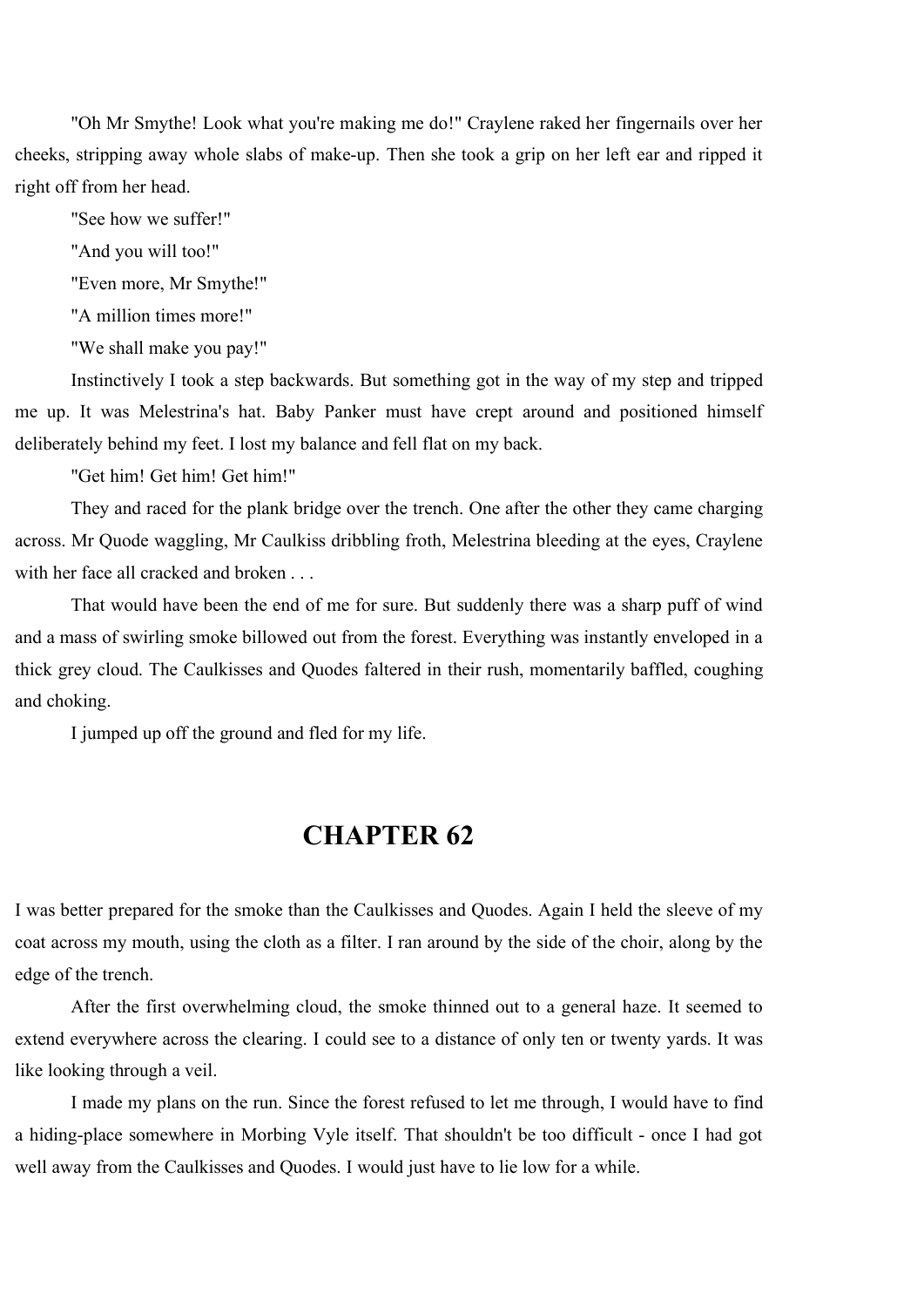"Oh Mr Smythe! Look what you're making me do!" Craylene raked her fingernails over her cheeks, stripping away whole slabs of make-up. Then she took a grip on her left ear and ripped it right off from her head.

"See how we suffer!"

"And you will too!"

"Even more, Mr Smythe!"

"A million times more!"

"We shall make you pay!"

Instinctively I took a step backwards. But something got in the way of my step and tripped me up. It was Melestrina's hat. Baby Panker must have crept around and positioned himself deliberately behind my feet. I lost my balance and fell flat on my back.

"Get him! Get him! Get him!"

They and raced for the plank bridge over the trench. One after the other they came charging across. Mr Quode waggling, Mr Caulkiss dribbling froth, Melestrina bleeding at the eyes, Craylene with her face all cracked and broken . . .

That would have been the end of me for sure. But suddenly there was a sharp puff of wind and a mass of swirling smoke billowed out from the forest. Everything was instantly enveloped in a thick grey cloud. The Caulkisses and Quodes faltered in their rush, momentarily baffled, coughing and choking.

I jumped up off the ground and fled for my life.

## CHAPTER 62

I was better prepared for the smoke than the Caulkisses and Quodes. Again I held the sleeve of my coat across my mouth, using the cloth as a filter. I ran around by the side of the choir, along by the edge of the trench.

After the first overwhelming cloud, the smoke thinned out to a general haze. It seemed to extend everywhere across the clearing. I could see to a distance of only ten or twenty yards. It was like looking through a veil.

I made my plans on the run. Since the forest refused to let me through, I would have to find a hiding-place somewhere in Morbing Vyle itself. That shouldn't be too difficult - once I had got well away from the Caulkisses and Quodes. I would just have to lie low for a while.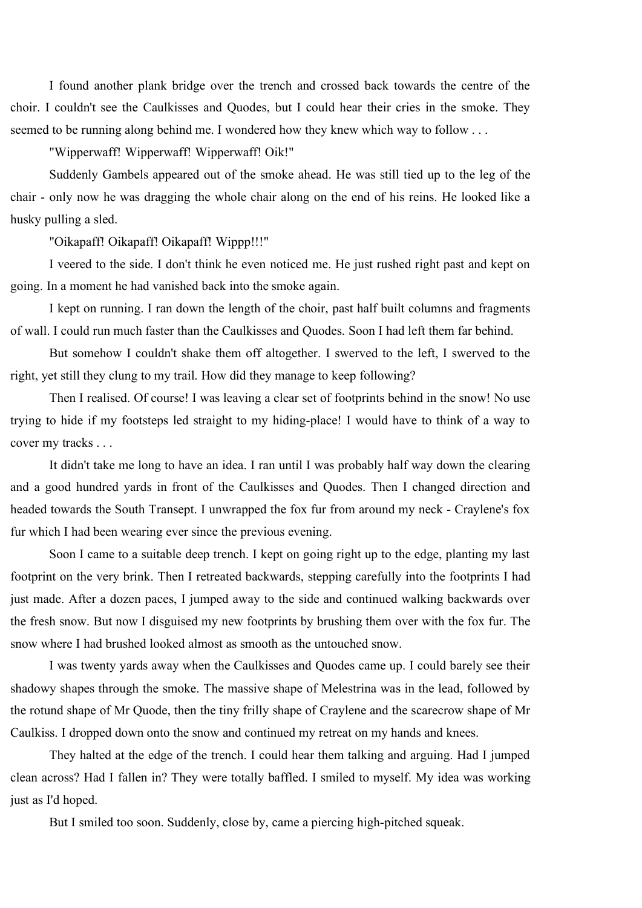I found another plank bridge over the trench and crossed back towards the centre of the choir. I couldn't see the Caulkisses and Quodes, but I could hear their cries in the smoke. They seemed to be running along behind me. I wondered how they knew which way to follow . . .

"Wipperwaff! Wipperwaff! Wipperwaff! Oik!"

Suddenly Gambels appeared out of the smoke ahead. He was still tied up to the leg of the chair - only now he was dragging the whole chair along on the end of his reins. He looked like a husky pulling a sled.

"Oikapaff! Oikapaff! Oikapaff! Wippp!!!"

I veered to the side. I don't think he even noticed me. He just rushed right past and kept on going. In a moment he had vanished back into the smoke again.

I kept on running. I ran down the length of the choir, past half built columns and fragments of wall. I could run much faster than the Caulkisses and Quodes. Soon I had left them far behind.

But somehow I couldn't shake them off altogether. I swerved to the left, I swerved to the right, yet still they clung to my trail. How did they manage to keep following?

Then I realised. Of course! I was leaving a clear set of footprints behind in the snow! No use trying to hide if my footsteps led straight to my hiding-place! I would have to think of a way to cover my tracks . . .

It didn't take me long to have an idea. I ran until I was probably half way down the clearing and a good hundred yards in front of the Caulkisses and Quodes. Then I changed direction and headed towards the South Transept. I unwrapped the fox fur from around my neck - Craylene's fox fur which I had been wearing ever since the previous evening.

Soon I came to a suitable deep trench. I kept on going right up to the edge, planting my last footprint on the very brink. Then I retreated backwards, stepping carefully into the footprints I had just made. After a dozen paces, I jumped away to the side and continued walking backwards over the fresh snow. But now I disguised my new footprints by brushing them over with the fox fur. The snow where I had brushed looked almost as smooth as the untouched snow.

I was twenty yards away when the Caulkisses and Quodes came up. I could barely see their shadowy shapes through the smoke. The massive shape of Melestrina was in the lead, followed by the rotund shape of Mr Quode, then the tiny frilly shape of Craylene and the scarecrow shape of Mr Caulkiss. I dropped down onto the snow and continued my retreat on my hands and knees.

They halted at the edge of the trench. I could hear them talking and arguing. Had I jumped clean across? Had I fallen in? They were totally baffled. I smiled to myself. My idea was working just as I'd hoped.

But I smiled too soon. Suddenly, close by, came a piercing high-pitched squeak.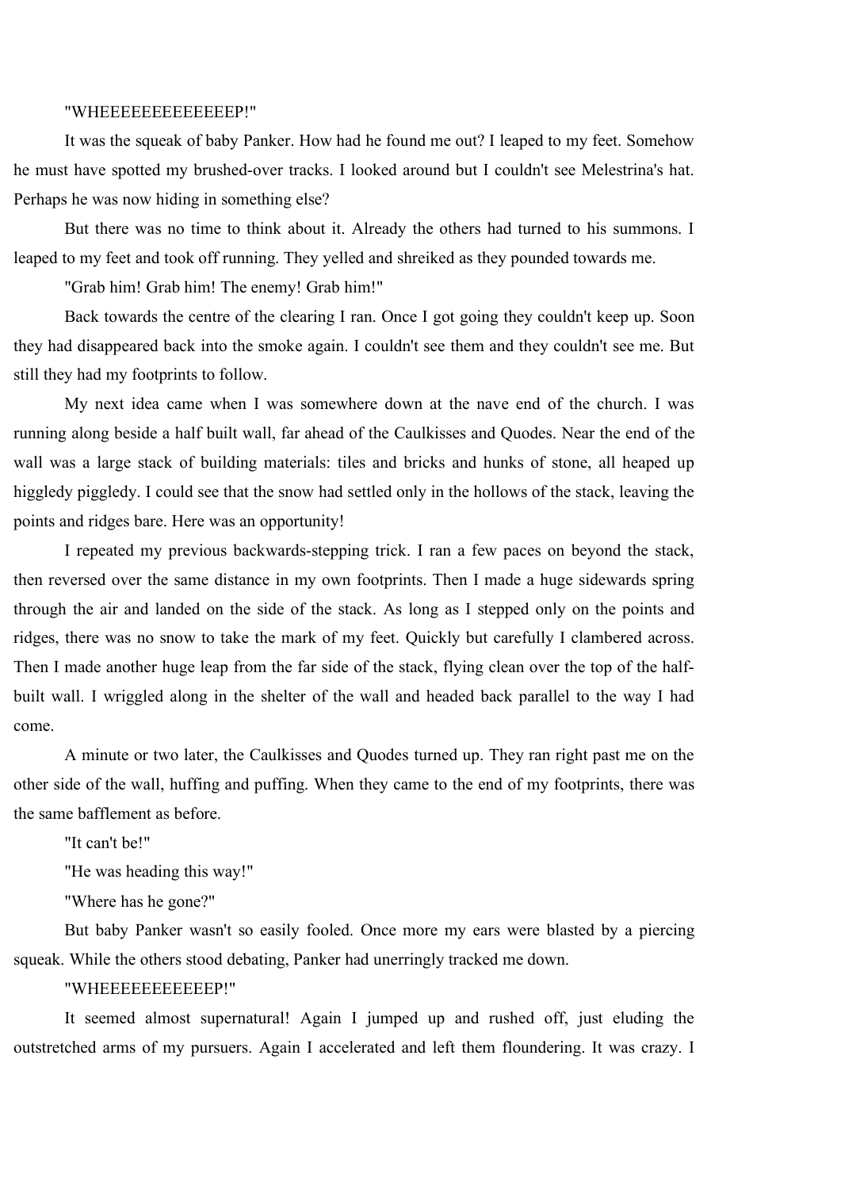"WHEEEEEEEEEEEEEP!"

It was the squeak of baby Panker. How had he found me out? I leaped to my feet. Somehow he must have spotted my brushed-over tracks. I looked around but I couldn't see Melestrina's hat. Perhaps he was now hiding in something else?

But there was no time to think about it. Already the others had turned to his summons. I leaped to my feet and took off running. They yelled and shreiked as they pounded towards me.

"Grab him! Grab him! The enemy! Grab him!"

Back towards the centre of the clearing I ran. Once I got going they couldn't keep up. Soon they had disappeared back into the smoke again. I couldn't see them and they couldn't see me. But still they had my footprints to follow.

My next idea came when I was somewhere down at the nave end of the church. I was running along beside a half built wall, far ahead of the Caulkisses and Quodes. Near the end of the wall was a large stack of building materials: tiles and bricks and hunks of stone, all heaped up higgledy piggledy. I could see that the snow had settled only in the hollows of the stack, leaving the points and ridges bare. Here was an opportunity!

I repeated my previous backwards-stepping trick. I ran a few paces on beyond the stack, then reversed over the same distance in my own footprints. Then I made a huge sidewards spring through the air and landed on the side of the stack. As long as I stepped only on the points and ridges, there was no snow to take the mark of my feet. Quickly but carefully I clambered across. Then I made another huge leap from the far side of the stack, flying clean over the top of the half-built wall. I wriggled along in the shelter of the wall and headed back parallel to the way I had come.

A minute or two later, the Caulkisses and Quodes turned up. They ran right past me on the other side of the wall, huffing and puffing. When they came to the end of my footprints, there was the same bafflement as before.

"It can't be!"

"He was heading this way!"

"Where has he gone?"

But baby Panker wasn't so easily fooled. Once more my ears were blasted by a piercing squeak. While the others stood debating, Panker had unerringly tracked me down.

"WHEEEEEEEEEEEP!"

It seemed almost supernatural! Again I jumped up and rushed off, just eluding the outstretched arms of my pursuers. Again I accelerated and left them floundering. It was crazy. I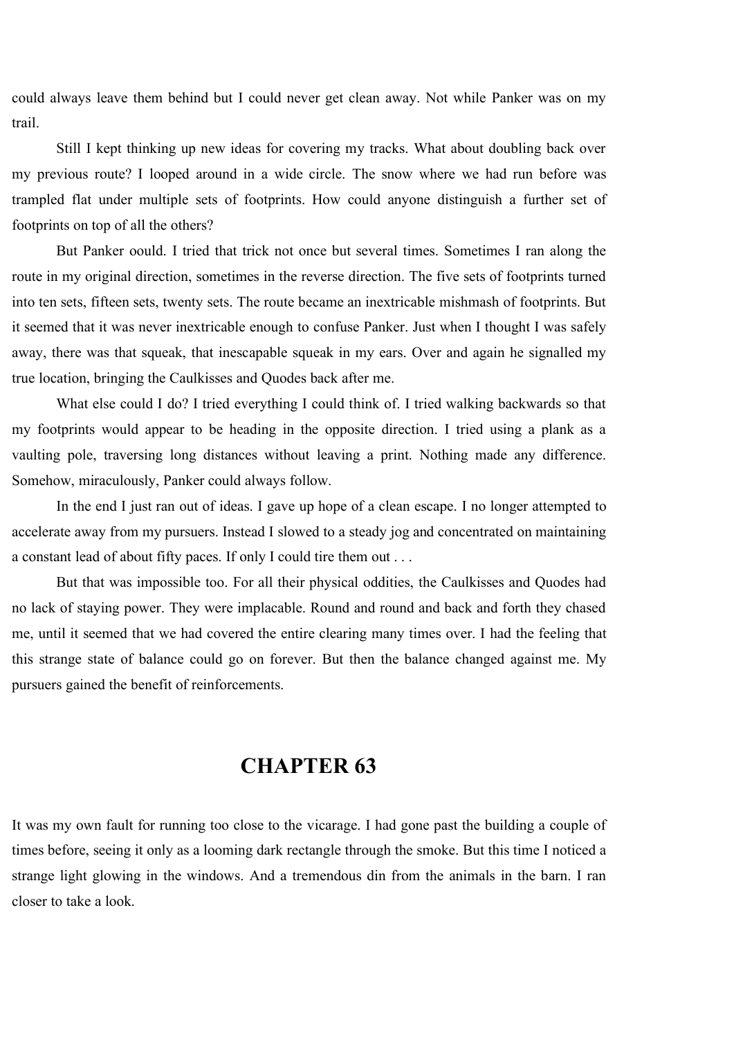could always leave them behind but I could never get clean away. Not while Panker was on my trail.

Still I kept thinking up new ideas for covering my tracks. What about doubling back over my previous route? I looped around in a wide circle. The snow where we had run before was trampled flat under multiple sets of footprints. How could anyone distinguish a further set of footprints on top of all the others?

But Panker oould. I tried that trick not once but several times. Sometimes I ran along the route in my original direction, sometimes in the reverse direction. The five sets of footprints turned into ten sets, fifteen sets, twenty sets. The route became an inextricable mishmash of footprints. But it seemed that it was never inextricable enough to confuse Panker. Just when I thought I was safely away, there was that squeak, that inescapable squeak in my ears. Over and again he signalled my true location, bringing the Caulkisses and Quodes back after me.

What else could I do? I tried everything I could think of. I tried walking backwards so that my footprints would appear to be heading in the opposite direction. I tried using a plank as a vaulting pole, traversing long distances without leaving a print. Nothing made any difference. Somehow, miraculously, Panker could always follow.

In the end I just ran out of ideas. I gave up hope of a clean escape. I no longer attempted to accelerate away from my pursuers. Instead I slowed to a steady jog and concentrated on maintaining a constant lead of about fifty paces. If only I could tire them out . . .

But that was impossible too. For all their physical oddities, the Caulkisses and Quodes had no lack of staying power. They were implacable. Round and round and back and forth they chased me, until it seemed that we had covered the entire clearing many times over. I had the feeling that this strange state of balance could go on forever. But then the balance changed against me. My pursuers gained the benefit of reinforcements.

# CHAPTER 63

It was my own fault for running too close to the vicarage. I had gone past the building a couple of times before, seeing it only as a looming dark rectangle through the smoke. But this time I noticed a strange light glowing in the windows. And a tremendous din from the animals in the barn. I ran closer to take a look.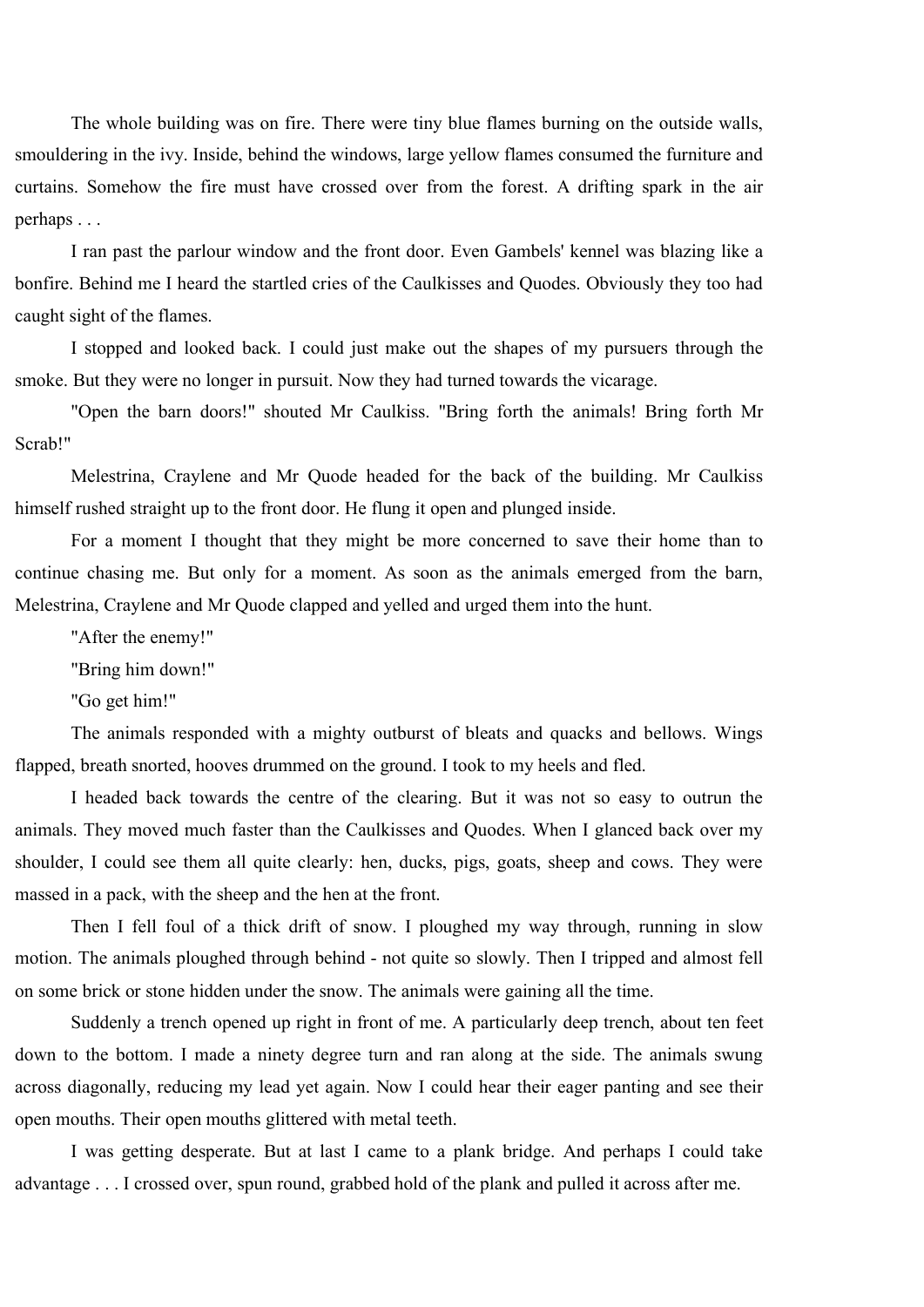The whole building was on fire. There were tiny blue flames burning on the outside walls, smouldering in the ivy. Inside, behind the windows, large yellow flames consumed the furniture and curtains. Somehow the fire must have crossed over from the forest. A drifting spark in the air perhaps . . .

I ran past the parlour window and the front door. Even Gambels' kennel was blazing like a bonfire. Behind me I heard the startled cries of the Caulkisses and Quodes. Obviously they too had caught sight of the flames.

I stopped and looked back. I could just make out the shapes of my pursuers through the smoke. But they were no longer in pursuit. Now they had turned towards the vicarage.

"Open the barn doors!" shouted Mr Caulkiss. "Bring forth the animals! Bring forth Mr Scrab!"

Melestrina, Craylene and Mr Quode headed for the back of the building. Mr Caulkiss himself rushed straight up to the front door. He flung it open and plunged inside.

For a moment I thought that they might be more concerned to save their home than to continue chasing me. But only for a moment. As soon as the animals emerged from the barn, Melestrina, Craylene and Mr Quode clapped and yelled and urged them into the hunt.

"After the enemy!"

"Bring him down!"

"Go get him!"

The animals responded with a mighty outburst of bleats and quacks and bellows. Wings flapped, breath snorted, hooves drummed on the ground. I took to my heels and fled.

I headed back towards the centre of the clearing. But it was not so easy to outrun the animals. They moved much faster than the Caulkisses and Quodes. When I glanced back over my shoulder, I could see them all quite clearly: hen, ducks, pigs, goats, sheep and cows. They were massed in a pack, with the sheep and the hen at the front.

Then I fell foul of a thick drift of snow. I ploughed my way through, running in slow motion. The animals ploughed through behind - not quite so slowly. Then I tripped and almost fell on some brick or stone hidden under the snow. The animals were gaining all the time.

Suddenly a trench opened up right in front of me. A particularly deep trench, about ten feet down to the bottom. I made a ninety degree turn and ran along at the side. The animals swung across diagonally, reducing my lead yet again. Now I could hear their eager panting and see their open mouths. Their open mouths glittered with metal teeth.

I was getting desperate. But at last I came to a plank bridge. And perhaps I could take advantage . . . I crossed over, spun round, grabbed hold of the plank and pulled it across after me.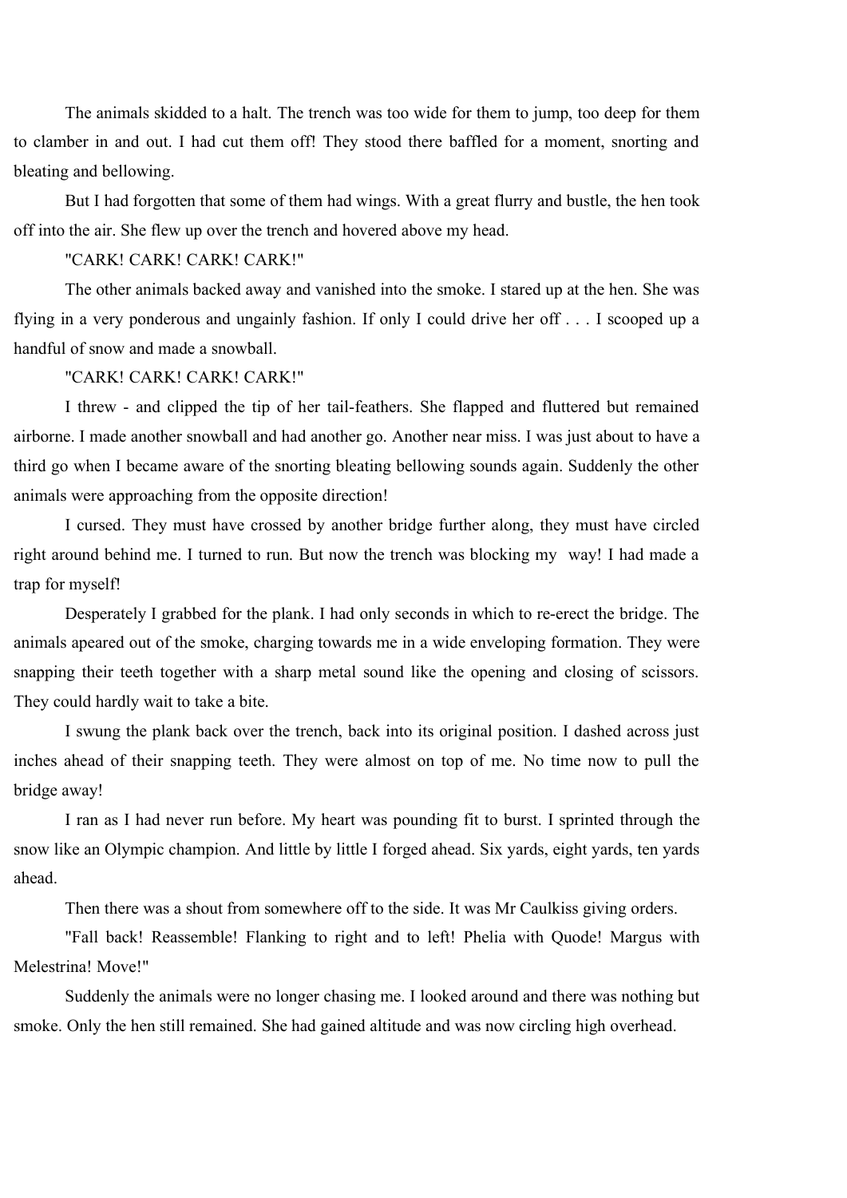The animals skidded to a halt. The trench was too wide for them to jump, too deep for them to clamber in and out. I had cut them off! They stood there baffled for a moment, snorting and bleating and bellowing.

But I had forgotten that some of them had wings. With a great flurry and bustle, the hen took off into the air. She flew up over the trench and hovered above my head.

"CARK! CARK! CARK! CARK!"

The other animals backed away and vanished into the smoke. I stared up at the hen. She was flying in a very ponderous and ungainly fashion. If only I could drive her off . . . I scooped up a handful of snow and made a snowball.

"CARK! CARK! CARK! CARK!"

I threw - and clipped the tip of her tail-feathers. She flapped and fluttered but remained airborne. I made another snowball and had another go. Another near miss. I was just about to have a third go when I became aware of the snorting bleating bellowing sounds again. Suddenly the other animals were approaching from the opposite direction!

I cursed. They must have crossed by another bridge further along, they must have circled right around behind me. I turned to run. But now the trench was blocking my way! I had made a trap for myself!

Desperately I grabbed for the plank. I had only seconds in which to re-erect the bridge. The animals apeared out of the smoke, charging towards me in a wide enveloping formation. They were snapping their teeth together with a sharp metal sound like the opening and closing of scissors. They could hardly wait to take a bite.

I swung the plank back over the trench, back into its original position. I dashed across just inches ahead of their snapping teeth. They were almost on top of me. No time now to pull the bridge away!

I ran as I had never run before. My heart was pounding fit to burst. I sprinted through the snow like an Olympic champion. And little by little I forged ahead. Six yards, eight yards, ten yards ahead.

Then there was a shout from somewhere off to the side. It was Mr Caulkiss giving orders.

"Fall back! Reassemble! Flanking to right and to left! Phelia with Quode! Margus with Melestrina! Move!"

Suddenly the animals were no longer chasing me. I looked around and there was nothing but smoke. Only the hen still remained. She had gained altitude and was now circling high overhead.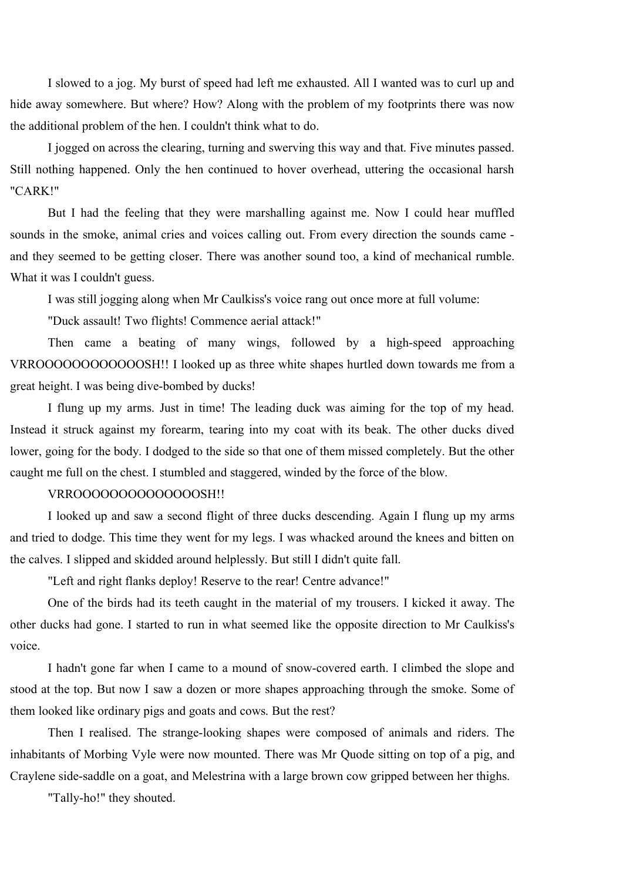I slowed to a jog. My burst of speed had left me exhausted. All I wanted was to curl up and hide away somewhere. But where? How? Along with the problem of my footprints there was now the additional problem of the hen. I couldn't think what to do.

I jogged on across the clearing, turning and swerving this way and that. Five minutes passed. Still nothing happened. Only the hen continued to hover overhead, uttering the occasional harsh "CARK!"

But I had the feeling that they were marshalling against me. Now I could hear muffled sounds in the smoke, animal cries and voices calling out. From every direction the sounds came - and they seemed to be getting closer. There was another sound too, a kind of mechanical rumble. What it was I couldn't guess.

I was still jogging along when Mr Caulkiss's voice rang out once more at full volume:

"Duck assault! Two flights! Commence aerial attack!"

Then came a beating of many wings, followed by a high-speed approaching VRROOOOOOOOOOOOSH!! I looked up as three white shapes hurtled down towards me from a great height. I was being dive-bombed by ducks!

I flung up my arms. Just in time! The leading duck was aiming for the top of my head. Instead it struck against my forearm, tearing into my coat with its beak. The other ducks dived lower, going for the body. I dodged to the side so that one of them missed completely. But the other caught me full on the chest. I stumbled and staggered, winded by the force of the blow.

VRROOOOOOOOOOOOOOOSH!!

I looked up and saw a second flight of three ducks descending. Again I flung up my arms and tried to dodge. This time they went for my legs. I was whacked around the knees and bitten on the calves. I slipped and skidded around helplessly. But still I didn't quite fall.

"Left and right flanks deploy! Reserve to the rear! Centre advance!"

One of the birds had its teeth caught in the material of my trousers. I kicked it away. The other ducks had gone. I started to run in what seemed like the opposite direction to Mr Caulkiss's voice.

I hadn't gone far when I came to a mound of snow-covered earth. I climbed the slope and stood at the top. But now I saw a dozen or more shapes approaching through the smoke. Some of them looked like ordinary pigs and goats and cows. But the rest?

Then I realised. The strange-looking shapes were composed of animals and riders. The inhabitants of Morbing Vyle were now mounted. There was Mr Quode sitting on top of a pig, and Craylene side-saddle on a goat, and Melestrina with a large brown cow gripped between her thighs.

"Tally-ho!" they shouted.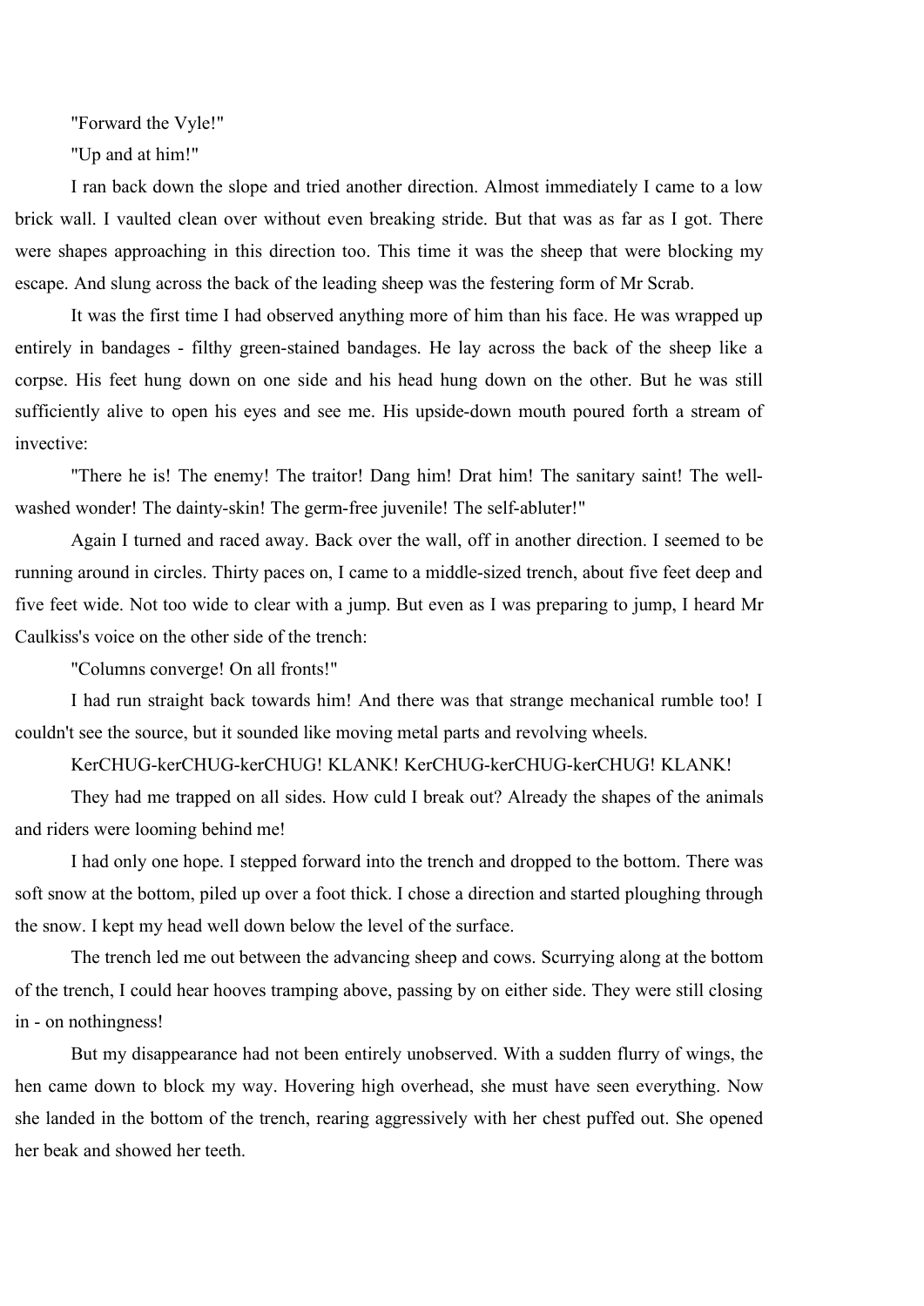"Forward the Vyle!"

"Up and at him!"

I ran back down the slope and tried another direction. Almost immediately I came to a low brick wall. I vaulted clean over without even breaking stride. But that was as far as I got. There were shapes approaching in this direction too. This time it was the sheep that were blocking my escape. And slung across the back of the leading sheep was the festering form of Mr Scrab.

It was the first time I had observed anything more of him than his face. He was wrapped up entirely in bandages - filthy green-stained bandages. He lay across the back of the sheep like a corpse. His feet hung down on one side and his head hung down on the other. But he was still sufficiently alive to open his eyes and see me. His upside-down mouth poured forth a stream of invective:

"There he is! The enemy! The traitor! Dang him! Drat him! The sanitary saint! The well-washed wonder! The dainty-skin! The germ-free juvenile! The self-abluter!"

Again I turned and raced away. Back over the wall, off in another direction. I seemed to be running around in circles. Thirty paces on, I came to a middle-sized trench, about five feet deep and five feet wide. Not too wide to clear with a jump. But even as I was preparing to jump, I heard Mr Caulkiss's voice on the other side of the trench:

"Columns converge! On all fronts!"

I had run straight back towards him! And there was that strange mechanical rumble too! I couldn't see the source, but it sounded like moving metal parts and revolving wheels.

KerCHUG-kerCHUG-kerCHUG! KLANK! KerCHUG-kerCHUG-kerCHUG! KLANK!

They had me trapped on all sides. How culd I break out? Already the shapes of the animals and riders were looming behind me!

I had only one hope. I stepped forward into the trench and dropped to the bottom. There was soft snow at the bottom, piled up over a foot thick. I chose a direction and started ploughing through the snow. I kept my head well down below the level of the surface.

The trench led me out between the advancing sheep and cows. Scurrying along at the bottom of the trench, I could hear hooves tramping above, passing by on either side. They were still closing in - on nothingness!

But my disappearance had not been entirely unobserved. With a sudden flurry of wings, the hen came down to block my way. Hovering high overhead, she must have seen everything. Now she landed in the bottom of the trench, rearing aggressively with her chest puffed out. She opened her beak and showed her teeth.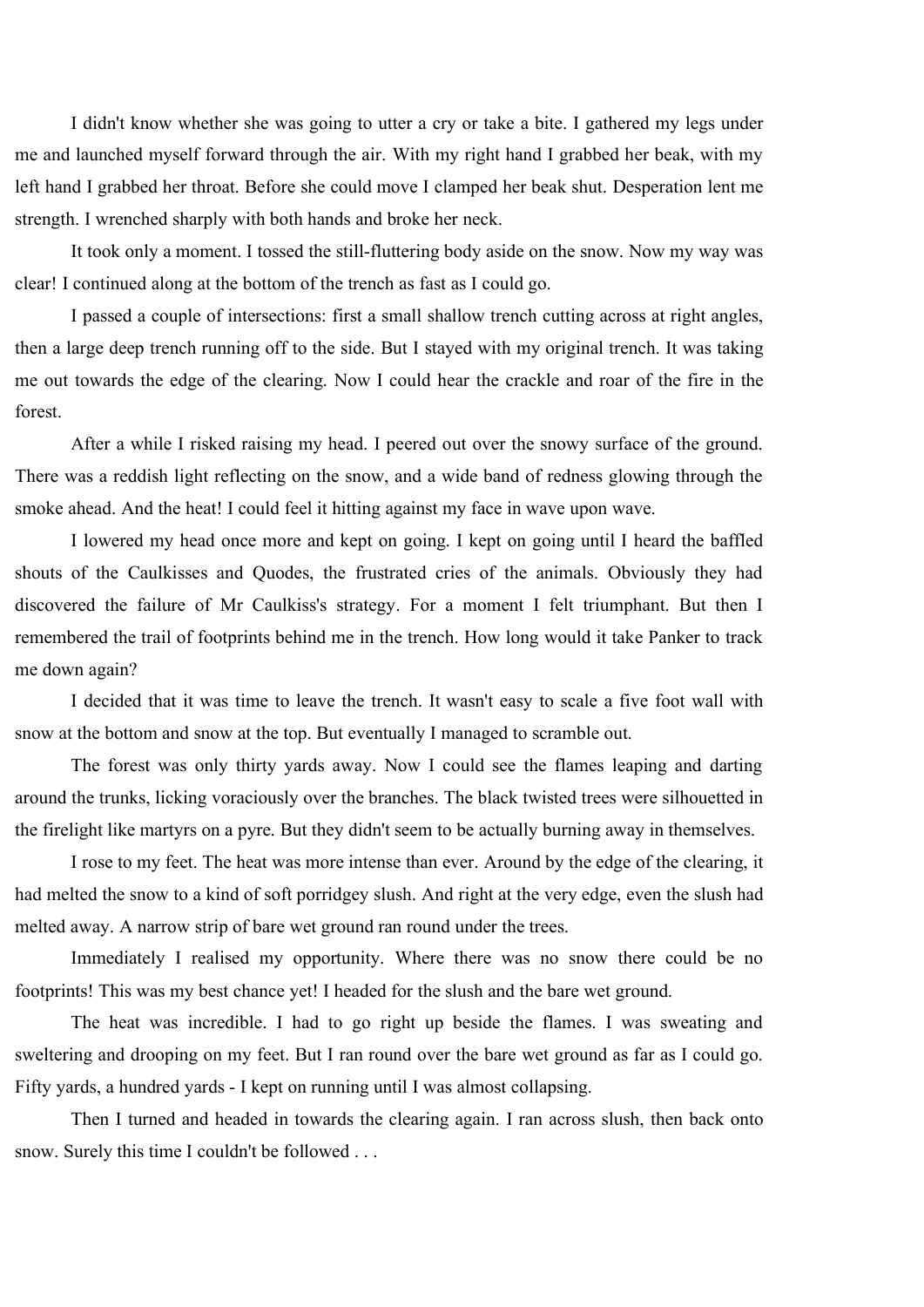I didn't know whether she was going to utter a cry or take a bite. I gathered my legs under me and launched myself forward through the air. With my right hand I grabbed her beak, with my left hand I grabbed her throat. Before she could move I clamped her beak shut. Desperation lent me strength. I wrenched sharply with both hands and broke her neck.

It took only a moment. I tossed the still-fluttering body aside on the snow. Now my way was clear! I continued along at the bottom of the trench as fast as I could go.

I passed a couple of intersections: first a small shallow trench cutting across at right angles, then a large deep trench running off to the side. But I stayed with my original trench. It was taking me out towards the edge of the clearing. Now I could hear the crackle and roar of the fire in the forest.

After a while I risked raising my head. I peered out over the snowy surface of the ground. There was a reddish light reflecting on the snow, and a wide band of redness glowing through the smoke ahead. And the heat! I could feel it hitting against my face in wave upon wave.

I lowered my head once more and kept on going. I kept on going until I heard the baffled shouts of the Caulkisses and Quodes, the frustrated cries of the animals. Obviously they had discovered the failure of Mr Caulkiss's strategy. For a moment I felt triumphant. But then I remembered the trail of footprints behind me in the trench. How long would it take Panker to track me down again?

I decided that it was time to leave the trench. It wasn't easy to scale a five foot wall with snow at the bottom and snow at the top. But eventually I managed to scramble out.

The forest was only thirty yards away. Now I could see the flames leaping and darting around the trunks, licking voraciously over the branches. The black twisted trees were silhouetted in the firelight like martyrs on a pyre. But they didn't seem to be actually burning away in themselves.

I rose to my feet. The heat was more intense than ever. Around by the edge of the clearing, it had melted the snow to a kind of soft porridgey slush. And right at the very edge, even the slush had melted away. A narrow strip of bare wet ground ran round under the trees.

Immediately I realised my opportunity. Where there was no snow there could be no footprints! This was my best chance yet! I headed for the slush and the bare wet ground.

The heat was incredible. I had to go right up beside the flames. I was sweating and sweltering and drooping on my feet. But I ran round over the bare wet ground as far as I could go. Fifty yards, a hundred yards - I kept on running until I was almost collapsing.

Then I turned and headed in towards the clearing again. I ran across slush, then back onto snow. Surely this time I couldn't be followed . . .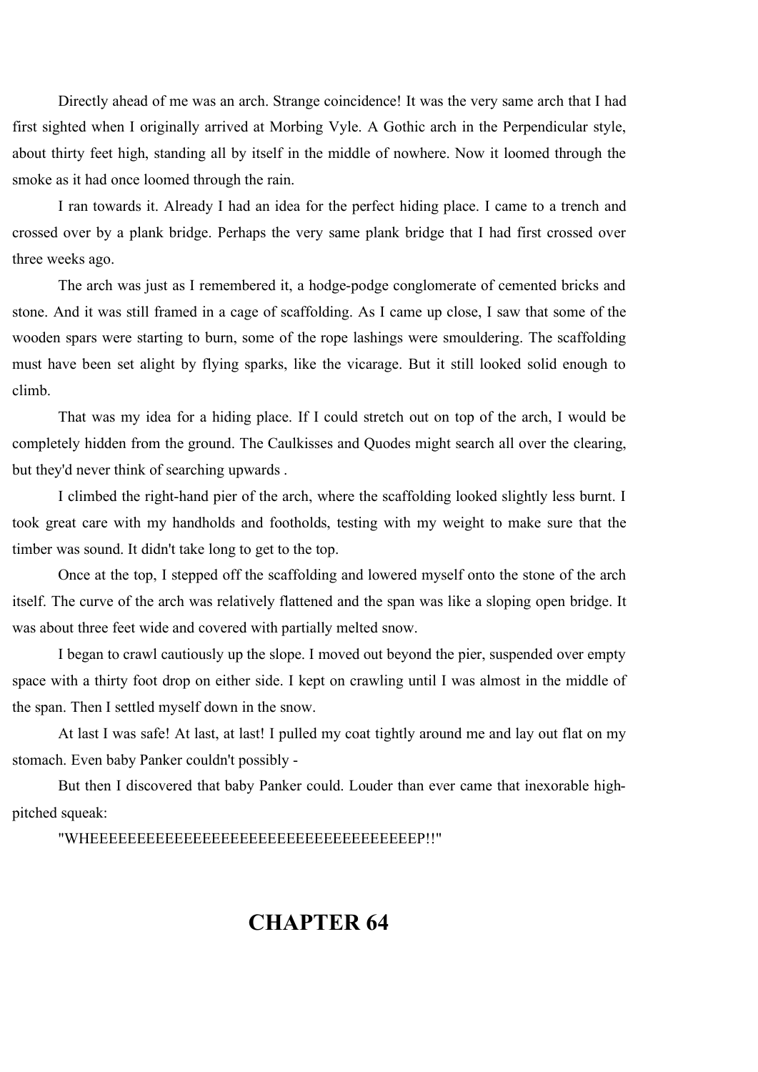Directly ahead of me was an arch. Strange coincidence! It was the very same arch that I had first sighted when I originally arrived at Morbing Vyle. A Gothic arch in the Perpendicular style, about thirty feet high, standing all by itself in the middle of nowhere. Now it loomed through the smoke as it had once loomed through the rain.

I ran towards it. Already I had an idea for the perfect hiding place. I came to a trench and crossed over by a plank bridge. Perhaps the very same plank bridge that I had first crossed over three weeks ago.

The arch was just as I remembered it, a hodge-podge conglomerate of cemented bricks and stone. And it was still framed in a cage of scaffolding. As I came up close, I saw that some of the wooden spars were starting to burn, some of the rope lashings were smouldering. The scaffolding must have been set alight by flying sparks, like the vicarage. But it still looked solid enough to climb.

That was my idea for a hiding place. If I could stretch out on top of the arch, I would be completely hidden from the ground. The Caulkisses and Quodes might search all over the clearing, but they'd never think of searching upwards .

I climbed the right-hand pier of the arch, where the scaffolding looked slightly less burnt. I took great care with my handholds and footholds, testing with my weight to make sure that the timber was sound. It didn't take long to get to the top.

Once at the top, I stepped off the scaffolding and lowered myself onto the stone of the arch itself. The curve of the arch was relatively flattened and the span was like a sloping open bridge. It was about three feet wide and covered with partially melted snow.

I began to crawl cautiously up the slope. I moved out beyond the pier, suspended over empty space with a thirty foot drop on either side. I kept on crawling until I was almost in the middle of the span. Then I settled myself down in the snow.

At last I was safe! At last, at last! I pulled my coat tightly around me and lay out flat on my stomach. Even baby Panker couldn't possibly -

But then I discovered that baby Panker could. Louder than ever came that inexorable high-pitched squeak:

"WHEEEEEEEEEEEEEEEEEEEEEEEEEEEEEEEEEEEP!!"

## CHAPTER 64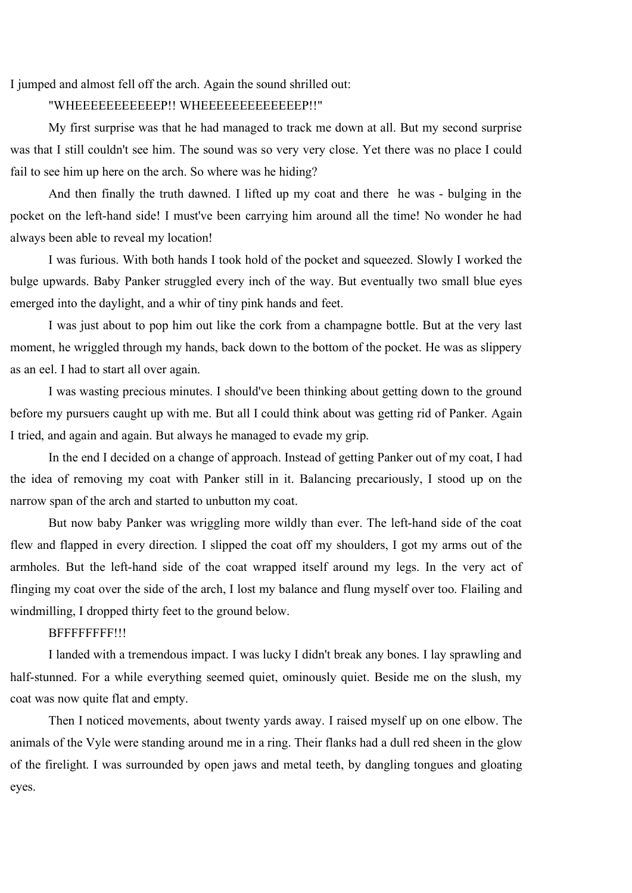I jumped and almost fell off the arch. Again the sound shrilled out:

"WHEEEEEEEEEEEP!! WHEEEEEEEEEEEEEP!!"

My first surprise was that he had managed to track me down at all. But my second surprise was that I still couldn't see him. The sound was so very very close. Yet there was no place I could fail to see him up here on the arch. So where was he hiding?

And then finally the truth dawned. I lifted up my coat and there he was - bulging in the pocket on the left-hand side! I must've been carrying him around all the time! No wonder he had always been able to reveal my location!

I was furious. With both hands I took hold of the pocket and squeezed. Slowly I worked the bulge upwards. Baby Panker struggled every inch of the way. But eventually two small blue eyes emerged into the daylight, and a whir of tiny pink hands and feet.

I was just about to pop him out like the cork from a champagne bottle. But at the very last moment, he wriggled through my hands, back down to the bottom of the pocket. He was as slippery as an eel. I had to start all over again.

I was wasting precious minutes. I should've been thinking about getting down to the ground before my pursuers caught up with me. But all I could think about was getting rid of Panker. Again I tried, and again and again. But always he managed to evade my grip.

In the end I decided on a change of approach. Instead of getting Panker out of my coat, I had the idea of removing my coat with Panker still in it. Balancing precariously, I stood up on the narrow span of the arch and started to unbutton my coat.

But now baby Panker was wriggling more wildly than ever. The left-hand side of the coat flew and flapped in every direction. I slipped the coat off my shoulders, I got my arms out of the armholes. But the left-hand side of the coat wrapped itself around my legs. In the very act of flinging my coat over the side of the arch, I lost my balance and flung myself over too. Flailing and windmilling, I dropped thirty feet to the ground below.

BFFFFFFFF!!!

I landed with a tremendous impact. I was lucky I didn't break any bones. I lay sprawling and half-stunned. For a while everything seemed quiet, ominously quiet. Beside me on the slush, my coat was now quite flat and empty.

Then I noticed movements, about twenty yards away. I raised myself up on one elbow. The animals of the Vyle were standing around me in a ring. Their flanks had a dull red sheen in the glow of the firelight. I was surrounded by open jaws and metal teeth, by dangling tongues and gloating eyes.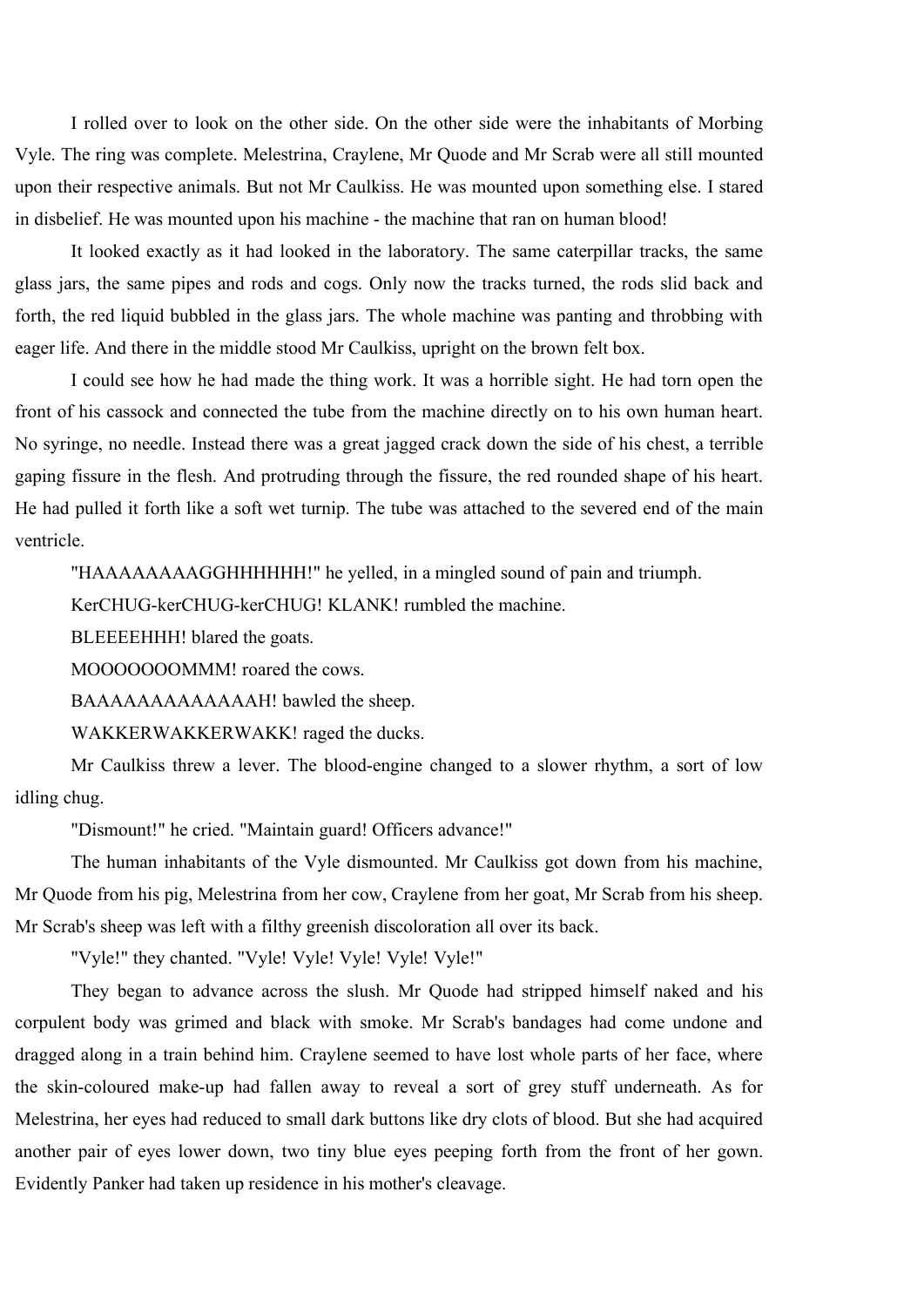I rolled over to look on the other side. On the other side were the inhabitants of Morbing Vyle. The ring was complete. Melestrina, Craylene, Mr Quode and Mr Scrab were all still mounted upon their respective animals. But not Mr Caulkiss. He was mounted upon something else. I stared in disbelief. He was mounted upon his machine - the machine that ran on human blood!

It looked exactly as it had looked in the laboratory. The same caterpillar tracks, the same glass jars, the same pipes and rods and cogs. Only now the tracks turned, the rods slid back and forth, the red liquid bubbled in the glass jars. The whole machine was panting and throbbing with eager life. And there in the middle stood Mr Caulkiss, upright on the brown felt box.

I could see how he had made the thing work. It was a horrible sight. He had torn open the front of his cassock and connected the tube from the machine directly on to his own human heart. No syringe, no needle. Instead there was a great jagged crack down the side of his chest, a terrible gaping fissure in the flesh. And protruding through the fissure, the red rounded shape of his heart. He had pulled it forth like a soft wet turnip. The tube was attached to the severed end of the main ventricle.

"HAAAAAAAAGGHHHHHH!" he yelled, in a mingled sound of pain and triumph.

KerCHUG-kerCHUG-kerCHUG! KLANK! rumbled the machine.

BLEEEEHHH! blared the goats.

MOOOOOOOMMM! roared the cows.

BAAAAAAAAAAAAAH! bawled the sheep.

WAKKERWAKKERWAKK! raged the ducks.

Mr Caulkiss threw a lever. The blood-engine changed to a slower rhythm, a sort of low idling chug.

"Dismount!" he cried. "Maintain guard! Officers advance!"

The human inhabitants of the Vyle dismounted. Mr Caulkiss got down from his machine, Mr Quode from his pig, Melestrina from her cow, Craylene from her goat, Mr Scrab from his sheep. Mr Scrab's sheep was left with a filthy greenish discoloration all over its back.

"Vyle!" they chanted. "Vyle! Vyle! Vyle! Vyle! Vyle!"

They began to advance across the slush. Mr Quode had stripped himself naked and his corpulent body was grimed and black with smoke. Mr Scrab's bandages had come undone and dragged along in a train behind him. Craylene seemed to have lost whole parts of her face, where the skin-coloured make-up had fallen away to reveal a sort of grey stuff underneath. As for Melestrina, her eyes had reduced to small dark buttons like dry clots of blood. But she had acquired another pair of eyes lower down, two tiny blue eyes peeping forth from the front of her gown. Evidently Panker had taken up residence in his mother's cleavage.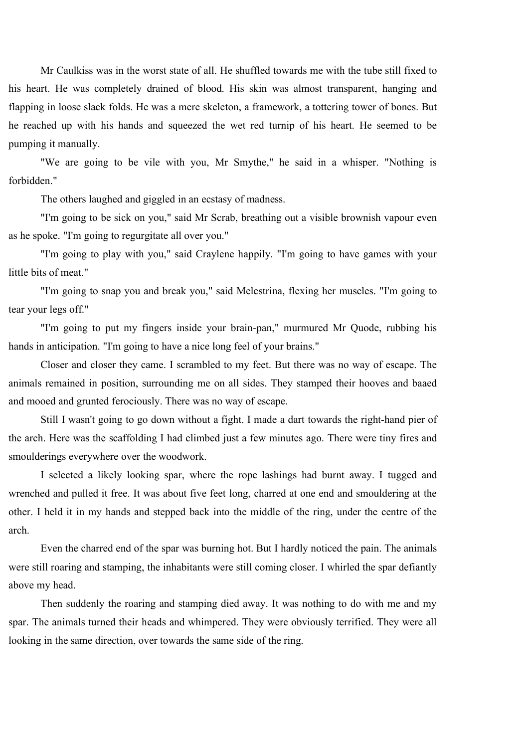Mr Caulkiss was in the worst state of all. He shuffled towards me with the tube still fixed to his heart. He was completely drained of blood. His skin was almost transparent, hanging and flapping in loose slack folds. He was a mere skeleton, a framework, a tottering tower of bones. But he reached up with his hands and squeezed the wet red turnip of his heart. He seemed to be pumping it manually.

"We are going to be vile with you, Mr Smythe," he said in a whisper. "Nothing is forbidden."

The others laughed and giggled in an ecstasy of madness.

"I'm going to be sick on you," said Mr Scrab, breathing out a visible brownish vapour even as he spoke. "I'm going to regurgitate all over you."

"I'm going to play with you," said Craylene happily. "I'm going to have games with your little bits of meat."

"I'm going to snap you and break you," said Melestrina, flexing her muscles. "I'm going to tear your legs off."

"I'm going to put my fingers inside your brain-pan," murmured Mr Quode, rubbing his hands in anticipation. "I'm going to have a nice long feel of your brains."

Closer and closer they came. I scrambled to my feet. But there was no way of escape. The animals remained in position, surrounding me on all sides. They stamped their hooves and baaed and mooed and grunted ferociously. There was no way of escape.

Still I wasn't going to go down without a fight. I made a dart towards the right-hand pier of the arch. Here was the scaffolding I had climbed just a few minutes ago. There were tiny fires and smoulderings everywhere over the woodwork.

I selected a likely looking spar, where the rope lashings had burnt away. I tugged and wrenched and pulled it free. It was about five feet long, charred at one end and smouldering at the other. I held it in my hands and stepped back into the middle of the ring, under the centre of the arch.

Even the charred end of the spar was burning hot. But I hardly noticed the pain. The animals were still roaring and stamping, the inhabitants were still coming closer. I whirled the spar defiantly above my head.

Then suddenly the roaring and stamping died away. It was nothing to do with me and my spar. The animals turned their heads and whimpered. They were obviously terrified. They were all looking in the same direction, over towards the same side of the ring.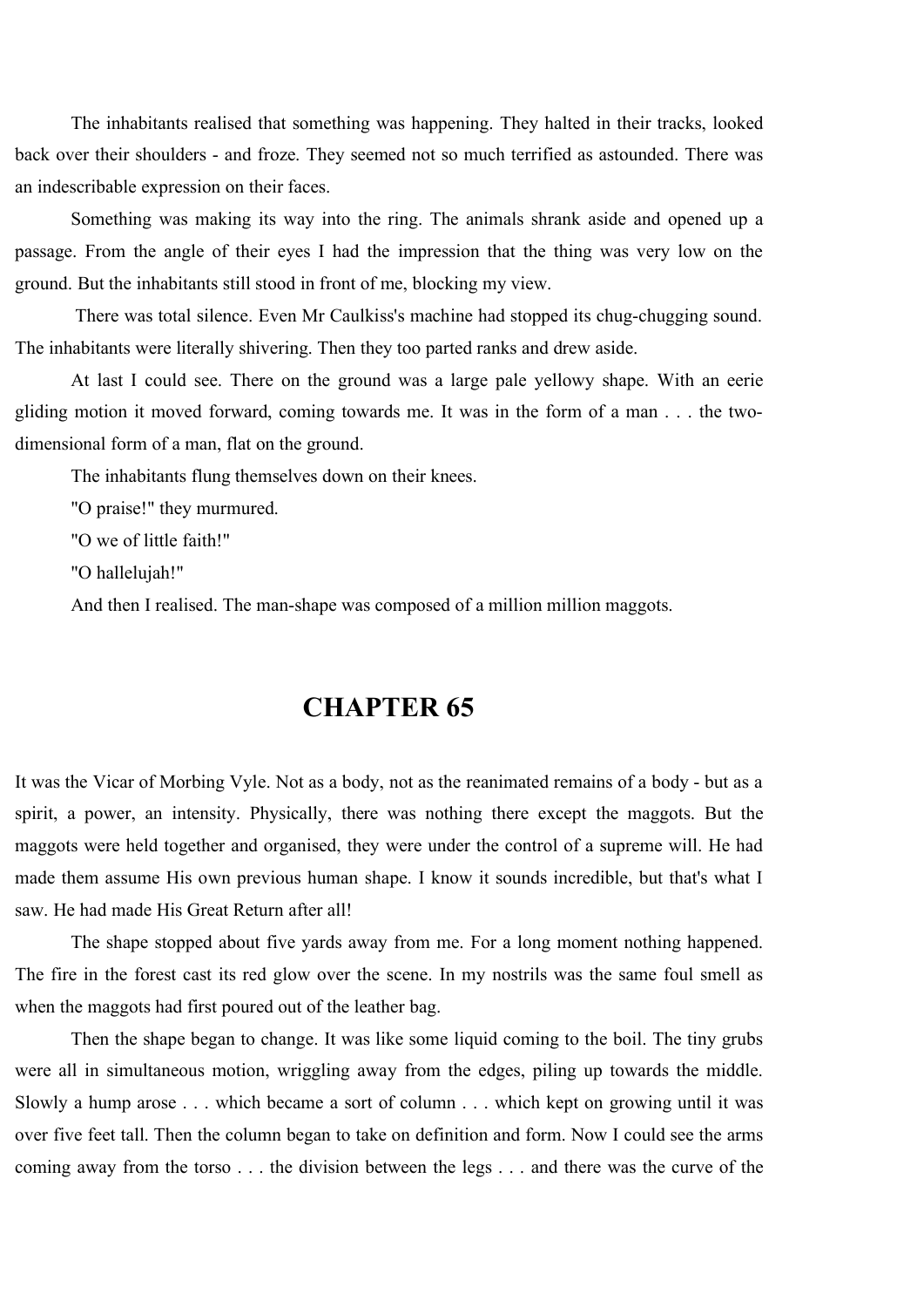The inhabitants realised that something was happening. They halted in their tracks, looked back over their shoulders - and froze. They seemed not so much terrified as astounded. There was an indescribable expression on their faces.

Something was making its way into the ring. The animals shrank aside and opened up a passage. From the angle of their eyes I had the impression that the thing was very low on the ground. But the inhabitants still stood in front of me, blocking my view.

There was total silence. Even Mr Caulkiss's machine had stopped its chug-chugging sound. The inhabitants were literally shivering. Then they too parted ranks and drew aside.

At last I could see. There on the ground was a large pale yellowy shape. With an eerie gliding motion it moved forward, coming towards me. It was in the form of a man . . . the two-dimensional form of a man, flat on the ground.

The inhabitants flung themselves down on their knees.

"O praise!" they murmured.

"O we of little faith!"

"O hallelujah!"

And then I realised. The man-shape was composed of a million million maggots.

## CHAPTER 65

It was the Vicar of Morbing Vyle. Not as a body, not as the reanimated remains of a body - but as a spirit, a power, an intensity. Physically, there was nothing there except the maggots. But the maggots were held together and organised, they were under the control of a supreme will. He had made them assume His own previous human shape. I know it sounds incredible, but that's what I saw. He had made His Great Return after all!

The shape stopped about five yards away from me. For a long moment nothing happened. The fire in the forest cast its red glow over the scene. In my nostrils was the same foul smell as when the maggots had first poured out of the leather bag.

Then the shape began to change. It was like some liquid coming to the boil. The tiny grubs were all in simultaneous motion, wriggling away from the edges, piling up towards the middle. Slowly a hump arose . . . which became a sort of column . . . which kept on growing until it was over five feet tall. Then the column began to take on definition and form. Now I could see the arms coming away from the torso . . . the division between the legs . . . and there was the curve of the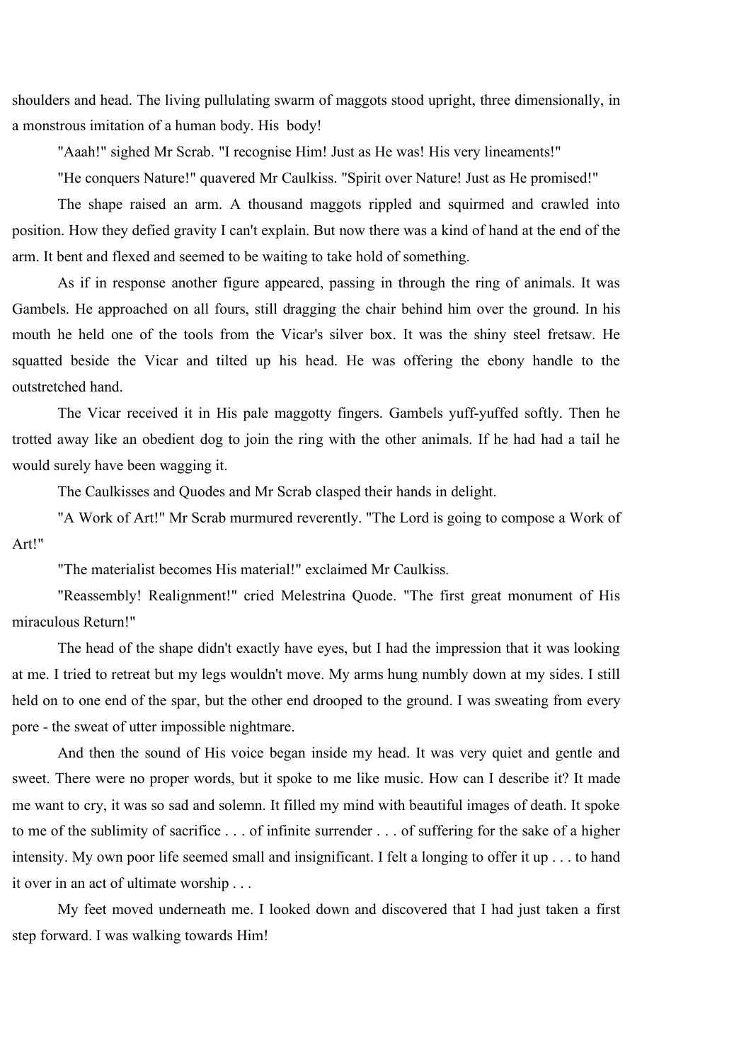shoulders and head. The living pullulating swarm of maggots stood upright, three dimensionally, in a monstrous imitation of a human body. His body!

"Aaah!" sighed Mr Scrab. "I recognise Him! Just as He was! His very lineaments!"

"He conquers Nature!" quavered Mr Caulkiss. "Spirit over Nature! Just as He promised!"

The shape raised an arm. A thousand maggots rippled and squirmed and crawled into position. How they defied gravity I can't explain. But now there was a kind of hand at the end of the arm. It bent and flexed and seemed to be waiting to take hold of something.

As if in response another figure appeared, passing in through the ring of animals. It was Gambels. He approached on all fours, still dragging the chair behind him over the ground. In his mouth he held one of the tools from the Vicar's silver box. It was the shiny steel fretsaw. He squatted beside the Vicar and tilted up his head. He was offering the ebony handle to the outstretched hand.

The Vicar received it in His pale maggotty fingers. Gambels yuff-yuffed softly. Then he trotted away like an obedient dog to join the ring with the other animals. If he had had a tail he would surely have been wagging it.

The Caulkisses and Quodes and Mr Scrab clasped their hands in delight.

"A Work of Art!" Mr Scrab murmured reverently. "The Lord is going to compose a Work of Art!"

"The materialist becomes His material!" exclaimed Mr Caulkiss.

"Reassembly! Realignment!" cried Melestrina Quode. "The first great monument of His miraculous Return!"

The head of the shape didn't exactly have eyes, but I had the impression that it was looking at me. I tried to retreat but my legs wouldn't move. My arms hung numbly down at my sides. I still held on to one end of the spar, but the other end drooped to the ground. I was sweating from every pore - the sweat of utter impossible nightmare.

And then the sound of His voice began inside my head. It was very quiet and gentle and sweet. There were no proper words, but it spoke to me like music. How can I describe it? It made me want to cry, it was so sad and solemn. It filled my mind with beautiful images of death. It spoke to me of the sublimity of sacrifice . . . of infinite surrender . . . of suffering for the sake of a higher intensity. My own poor life seemed small and insignificant. I felt a longing to offer it up . . . to hand it over in an act of ultimate worship . . .

My feet moved underneath me. I looked down and discovered that I had just taken a first step forward. I was walking towards Him!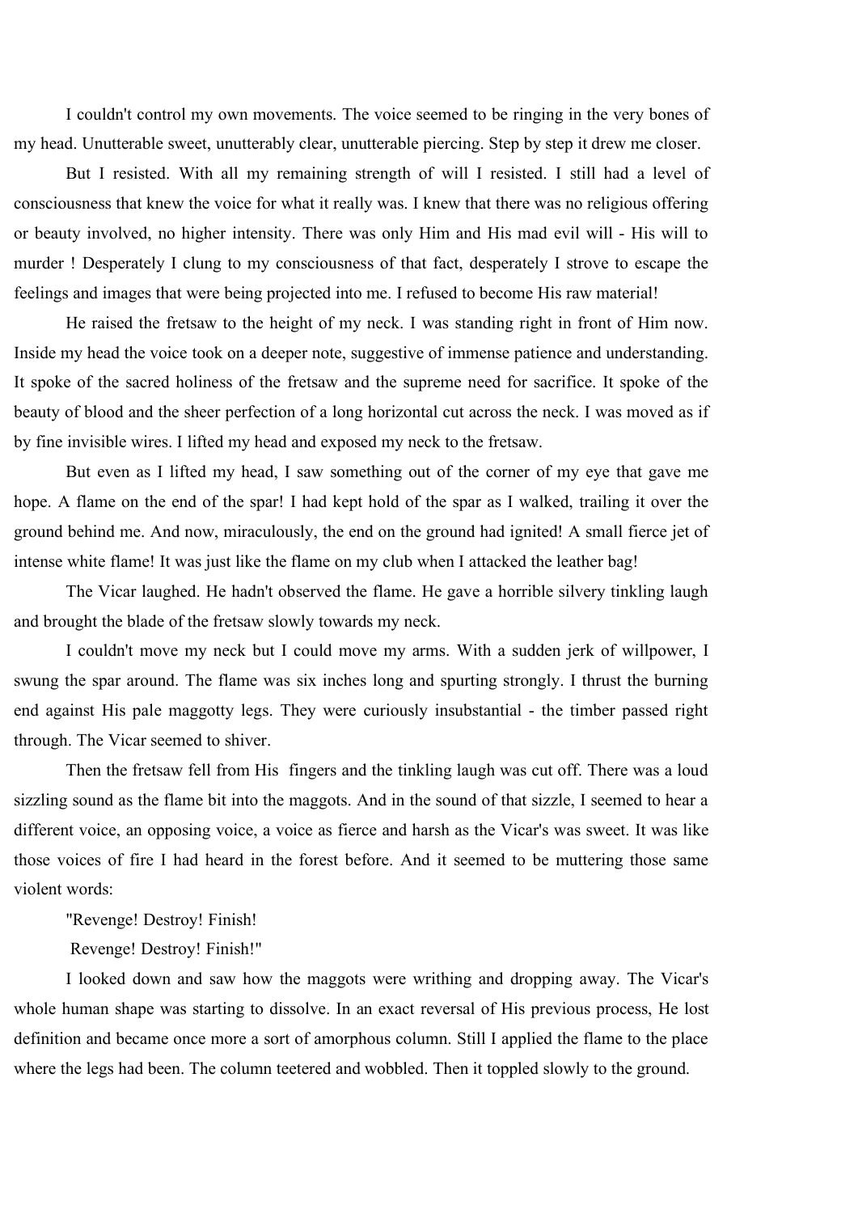I couldn't control my own movements. The voice seemed to be ringing in the very bones of my head. Unutterable sweet, unutterably clear, unutterable piercing. Step by step it drew me closer.

But I resisted. With all my remaining strength of will I resisted. I still had a level of consciousness that knew the voice for what it really was. I knew that there was no religious offering or beauty involved, no higher intensity. There was only Him and His mad evil will - His will to murder ! Desperately I clung to my consciousness of that fact, desperately I strove to escape the feelings and images that were being projected into me. I refused to become His raw material!

He raised the fretsaw to the height of my neck. I was standing right in front of Him now. Inside my head the voice took on a deeper note, suggestive of immense patience and understanding. It spoke of the sacred holiness of the fretsaw and the supreme need for sacrifice. It spoke of the beauty of blood and the sheer perfection of a long horizontal cut across the neck. I was moved as if by fine invisible wires. I lifted my head and exposed my neck to the fretsaw.

But even as I lifted my head, I saw something out of the corner of my eye that gave me hope. A flame on the end of the spar! I had kept hold of the spar as I walked, trailing it over the ground behind me. And now, miraculously, the end on the ground had ignited! A small fierce jet of intense white flame! It was just like the flame on my club when I attacked the leather bag!

The Vicar laughed. He hadn't observed the flame. He gave a horrible silvery tinkling laugh and brought the blade of the fretsaw slowly towards my neck.

I couldn't move my neck but I could move my arms. With a sudden jerk of willpower, I swung the spar around. The flame was six inches long and spurting strongly. I thrust the burning end against His pale maggotty legs. They were curiously insubstantial - the timber passed right through. The Vicar seemed to shiver.

Then the fretsaw fell from His fingers and the tinkling laugh was cut off. There was a loud sizzling sound as the flame bit into the maggots. And in the sound of that sizzle, I seemed to hear a different voice, an opposing voice, a voice as fierce and harsh as the Vicar's was sweet. It was like those voices of fire I had heard in the forest before. And it seemed to be muttering those same violent words:

"Revenge! Destroy! Finish!
Revenge! Destroy! Finish!"

I looked down and saw how the maggots were writhing and dropping away. The Vicar's whole human shape was starting to dissolve. In an exact reversal of His previous process, He lost definition and became once more a sort of amorphous column. Still I applied the flame to the place where the legs had been. The column teetered and wobbled. Then it toppled slowly to the ground.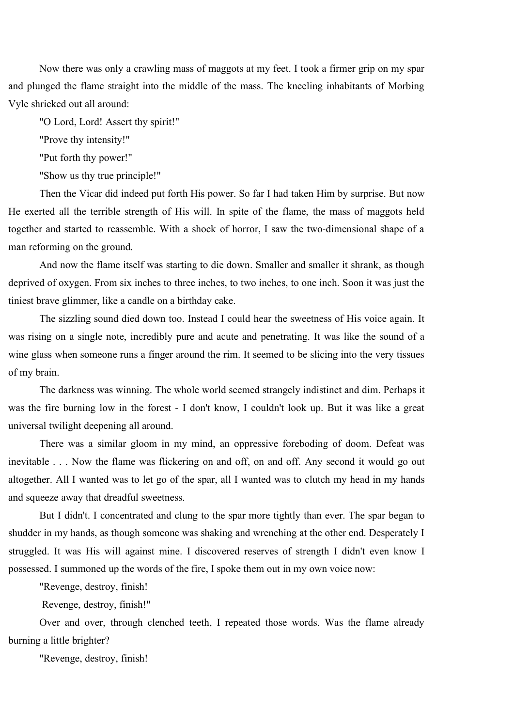Now there was only a crawling mass of maggots at my feet. I took a firmer grip on my spar and plunged the flame straight into the middle of the mass. The kneeling inhabitants of Morbing Vyle shrieked out all around:

"O Lord, Lord! Assert thy spirit!"

"Prove thy intensity!"

"Put forth thy power!"

"Show us thy true principle!"

Then the Vicar did indeed put forth His power. So far I had taken Him by surprise. But now He exerted all the terrible strength of His will. In spite of the flame, the mass of maggots held together and started to reassemble. With a shock of horror, I saw the two-dimensional shape of a man reforming on the ground.

And now the flame itself was starting to die down. Smaller and smaller it shrank, as though deprived of oxygen. From six inches to three inches, to two inches, to one inch. Soon it was just the tiniest brave glimmer, like a candle on a birthday cake.

The sizzling sound died down too. Instead I could hear the sweetness of His voice again. It was rising on a single note, incredibly pure and acute and penetrating. It was like the sound of a wine glass when someone runs a finger around the rim. It seemed to be slicing into the very tissues of my brain.

The darkness was winning. The whole world seemed strangely indistinct and dim. Perhaps it was the fire burning low in the forest - I don't know, I couldn't look up. But it was like a great universal twilight deepening all around.

There was a similar gloom in my mind, an oppressive foreboding of doom. Defeat was inevitable . . . Now the flame was flickering on and off, on and off. Any second it would go out altogether. All I wanted was to let go of the spar, all I wanted was to clutch my head in my hands and squeeze away that dreadful sweetness.

But I didn't. I concentrated and clung to the spar more tightly than ever. The spar began to shudder in my hands, as though someone was shaking and wrenching at the other end. Desperately I struggled. It was His will against mine. I discovered reserves of strength I didn't even know I possessed. I summoned up the words of the fire, I spoke them out in my own voice now:

"Revenge, destroy, finish!

Revenge, destroy, finish!"

Over and over, through clenched teeth, I repeated those words. Was the flame already burning a little brighter?

"Revenge, destroy, finish!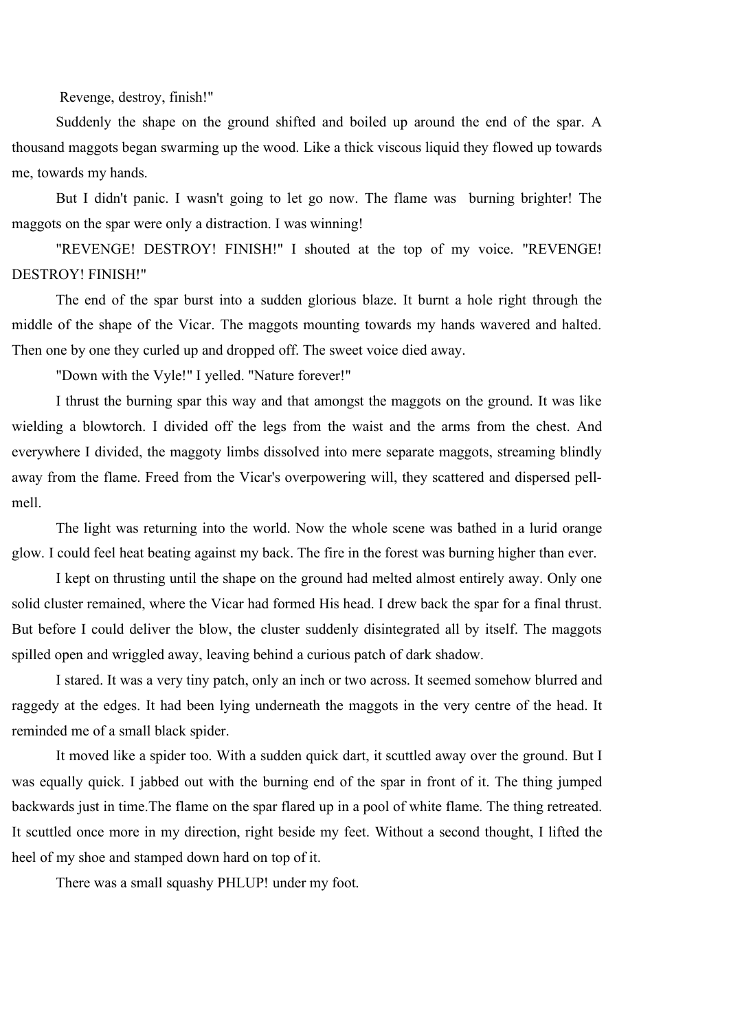Revenge, destroy, finish!"

Suddenly the shape on the ground shifted and boiled up around the end of the spar. A thousand maggots began swarming up the wood. Like a thick viscous liquid they flowed up towards me, towards my hands.

But I didn't panic. I wasn't going to let go now. The flame was burning brighter! The maggots on the spar were only a distraction. I was winning!

"REVENGE! DESTROY! FINISH!" I shouted at the top of my voice. "REVENGE! DESTROY! FINISH!"

The end of the spar burst into a sudden glorious blaze. It burnt a hole right through the middle of the shape of the Vicar. The maggots mounting towards my hands wavered and halted. Then one by one they curled up and dropped off. The sweet voice died away.

"Down with the Vyle!" I yelled. "Nature forever!"

I thrust the burning spar this way and that amongst the maggots on the ground. It was like wielding a blowtorch. I divided off the legs from the waist and the arms from the chest. And everywhere I divided, the maggoty limbs dissolved into mere separate maggots, streaming blindly away from the flame. Freed from the Vicar's overpowering will, they scattered and dispersed pell-mell.

The light was returning into the world. Now the whole scene was bathed in a lurid orange glow. I could feel heat beating against my back. The fire in the forest was burning higher than ever.

I kept on thrusting until the shape on the ground had melted almost entirely away. Only one solid cluster remained, where the Vicar had formed His head. I drew back the spar for a final thrust. But before I could deliver the blow, the cluster suddenly disintegrated all by itself. The maggots spilled open and wriggled away, leaving behind a curious patch of dark shadow.

I stared. It was a very tiny patch, only an inch or two across. It seemed somehow blurred and raggedy at the edges. It had been lying underneath the maggots in the very centre of the head. It reminded me of a small black spider.

It moved like a spider too. With a sudden quick dart, it scuttled away over the ground. But I was equally quick. I jabbed out with the burning end of the spar in front of it. The thing jumped backwards just in time.The flame on the spar flared up in a pool of white flame. The thing retreated. It scuttled once more in my direction, right beside my feet. Without a second thought, I lifted the heel of my shoe and stamped down hard on top of it.

There was a small squashy PHLUP! under my foot.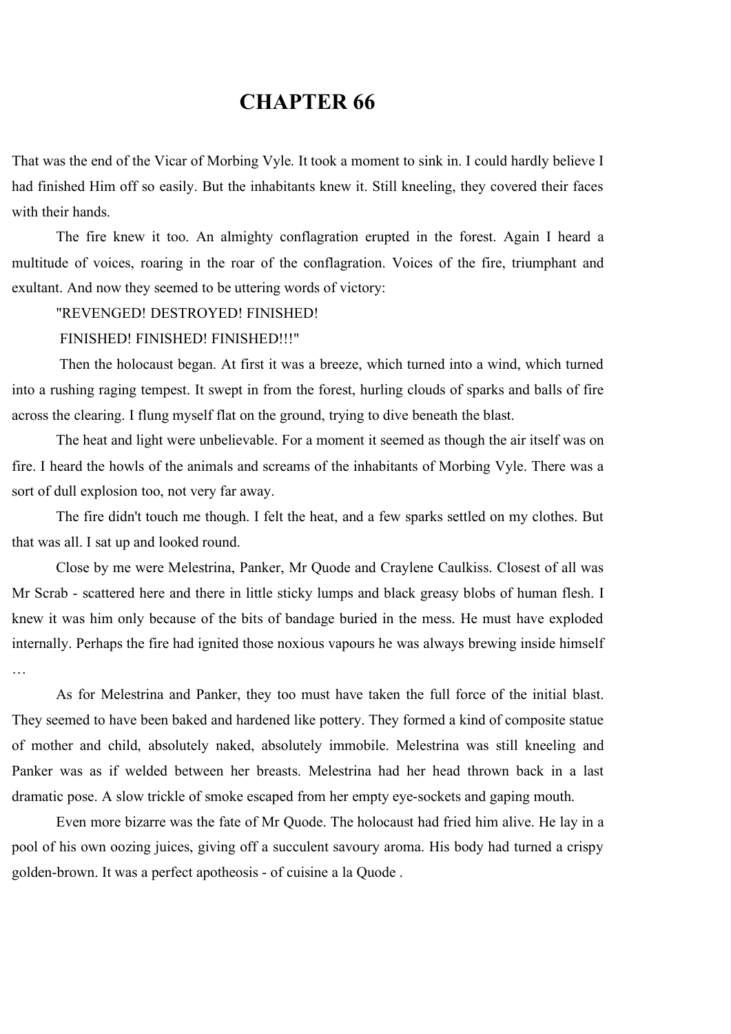# CHAPTER 66

That was the end of the Vicar of Morbing Vyle. It took a moment to sink in. I could hardly believe I had finished Him off so easily. But the inhabitants knew it. Still kneeling, they covered their faces with their hands.

The fire knew it too. An almighty conflagration erupted in the forest. Again I heard a multitude of voices, roaring in the roar of the conflagration. Voices of the fire, triumphant and exultant. And now they seemed to be uttering words of victory:

"REVENGED! DESTROYED! FINISHED!

FINISHED! FINISHED! FINISHED!!!"

Then the holocaust began. At first it was a breeze, which turned into a wind, which turned into a rushing raging tempest. It swept in from the forest, hurling clouds of sparks and balls of fire across the clearing. I flung myself flat on the ground, trying to dive beneath the blast.

The heat and light were unbelievable. For a moment it seemed as though the air itself was on fire. I heard the howls of the animals and screams of the inhabitants of Morbing Vyle. There was a sort of dull explosion too, not very far away.

The fire didn't touch me though. I felt the heat, and a few sparks settled on my clothes. But that was all. I sat up and looked round.

Close by me were Melestrina, Panker, Mr Quode and Craylene Caulkiss. Closest of all was Mr Scrab - scattered here and there in little sticky lumps and black greasy blobs of human flesh. I knew it was him only because of the bits of bandage buried in the mess. He must have exploded internally. Perhaps the fire had ignited those noxious vapours he was always brewing inside himself …

As for Melestrina and Panker, they too must have taken the full force of the initial blast. They seemed to have been baked and hardened like pottery. They formed a kind of composite statue of mother and child, absolutely naked, absolutely immobile. Melestrina was still kneeling and Panker was as if welded between her breasts. Melestrina had her head thrown back in a last dramatic pose. A slow trickle of smoke escaped from her empty eye-sockets and gaping mouth.

Even more bizarre was the fate of Mr Quode. The holocaust had fried him alive. He lay in a pool of his own oozing juices, giving off a succulent savoury aroma. His body had turned a crispy golden-brown. It was a perfect apotheosis - of cuisine a la Quode .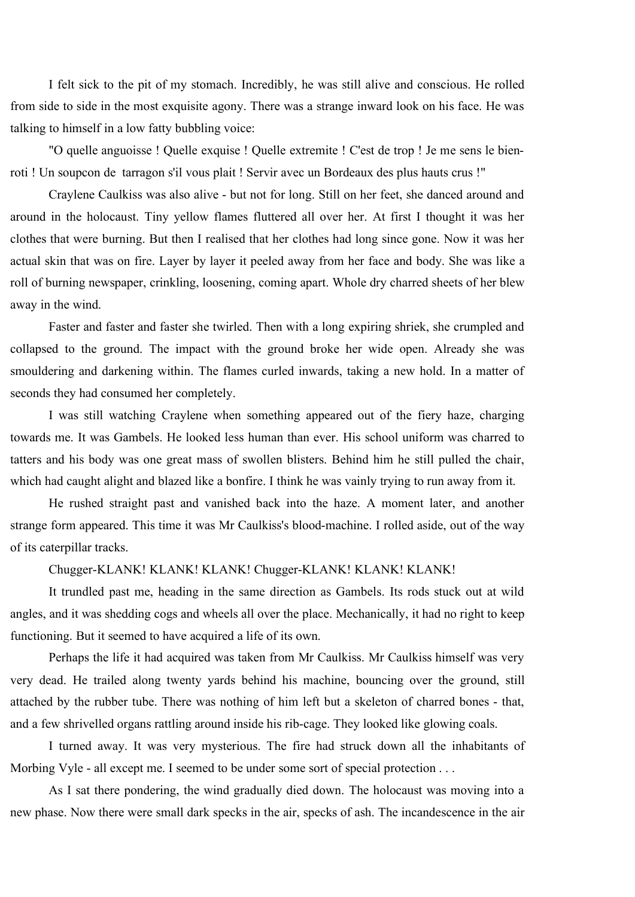I felt sick to the pit of my stomach. Incredibly, he was still alive and conscious. He rolled from side to side in the most exquisite agony. There was a strange inward look on his face. He was talking to himself in a low fatty bubbling voice:

"O quelle anguoisse ! Quelle exquise ! Quelle extremite ! C'est de trop ! Je me sens le bien-roti ! Un soupcon de  tarragon s'il vous plait ! Servir avec un Bordeaux des plus hauts crus !"

Craylene Caulkiss was also alive - but not for long. Still on her feet, she danced around and around in the holocaust. Tiny yellow flames fluttered all over her. At first I thought it was her clothes that were burning. But then I realised that her clothes had long since gone. Now it was her actual skin that was on fire. Layer by layer it peeled away from her face and body. She was like a roll of burning newspaper, crinkling, loosening, coming apart. Whole dry charred sheets of her blew away in the wind.

Faster and faster and faster she twirled. Then with a long expiring shriek, she crumpled and collapsed to the ground. The impact with the ground broke her wide open. Already she was smouldering and darkening within. The flames curled inwards, taking a new hold. In a matter of seconds they had consumed her completely.

I was still watching Craylene when something appeared out of the fiery haze, charging towards me. It was Gambels. He looked less human than ever. His school uniform was charred to tatters and his body was one great mass of swollen blisters. Behind him he still pulled the chair, which had caught alight and blazed like a bonfire. I think he was vainly trying to run away from it.

He rushed straight past and vanished back into the haze. A moment later, and another strange form appeared. This time it was Mr Caulkiss's blood-machine. I rolled aside, out of the way of its caterpillar tracks.

Chugger-KLANK! KLANK! KLANK! Chugger-KLANK! KLANK! KLANK!

It trundled past me, heading in the same direction as Gambels. Its rods stuck out at wild angles, and it was shedding cogs and wheels all over the place. Mechanically, it had no right to keep functioning. But it seemed to have acquired a life of its own.

Perhaps the life it had acquired was taken from Mr Caulkiss. Mr Caulkiss himself was very very dead. He trailed along twenty yards behind his machine, bouncing over the ground, still attached by the rubber tube. There was nothing of him left but a skeleton of charred bones - that, and a few shrivelled organs rattling around inside his rib-cage. They looked like glowing coals.

I turned away. It was very mysterious. The fire had struck down all the inhabitants of Morbing Vyle - all except me. I seemed to be under some sort of special protection . . .

As I sat there pondering, the wind gradually died down. The holocaust was moving into a new phase. Now there were small dark specks in the air, specks of ash. The incandescence in the air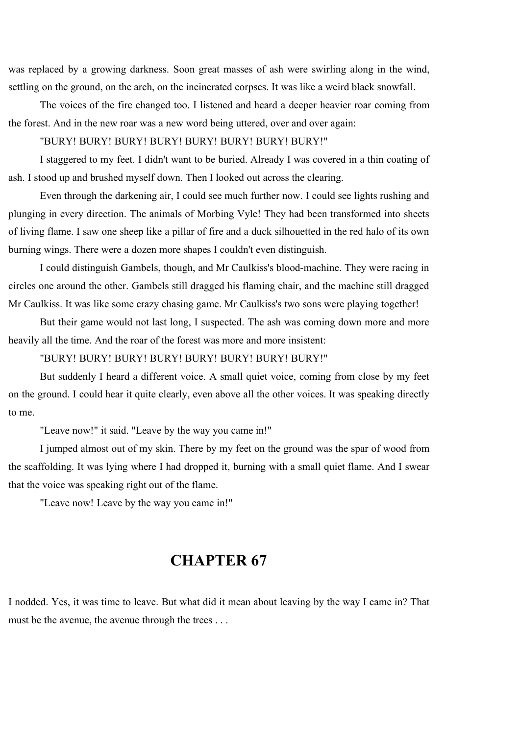was replaced by a growing darkness. Soon great masses of ash were swirling along in the wind, settling on the ground, on the arch, on the incinerated corpses. It was like a weird black snowfall.

The voices of the fire changed too. I listened and heard a deeper heavier roar coming from the forest. And in the new roar was a new word being uttered, over and over again:

"BURY! BURY! BURY! BURY! BURY! BURY! BURY! BURY!"

I staggered to my feet. I didn't want to be buried. Already I was covered in a thin coating of ash. I stood up and brushed myself down. Then I looked out across the clearing.

Even through the darkening air, I could see much further now. I could see lights rushing and plunging in every direction. The animals of Morbing Vyle! They had been transformed into sheets of living flame. I saw one sheep like a pillar of fire and a duck silhouetted in the red halo of its own burning wings. There were a dozen more shapes I couldn't even distinguish.

I could distinguish Gambels, though, and Mr Caulkiss's blood-machine. They were racing in circles one around the other. Gambels still dragged his flaming chair, and the machine still dragged Mr Caulkiss. It was like some crazy chasing game. Mr Caulkiss's two sons were playing together!

But their game would not last long, I suspected. The ash was coming down more and more heavily all the time. And the roar of the forest was more and more insistent:

"BURY! BURY! BURY! BURY! BURY! BURY! BURY! BURY!"

But suddenly I heard a different voice. A small quiet voice, coming from close by my feet on the ground. I could hear it quite clearly, even above all the other voices. It was speaking directly to me.

"Leave now!" it said. "Leave by the way you came in!"

I jumped almost out of my skin. There by my feet on the ground was the spar of wood from the scaffolding. It was lying where I had dropped it, burning with a small quiet flame. And I swear that the voice was speaking right out of the flame.

"Leave now! Leave by the way you came in!"

## CHAPTER 67

I nodded. Yes, it was time to leave. But what did it mean about leaving by the way I came in? That must be the avenue, the avenue through the trees . . .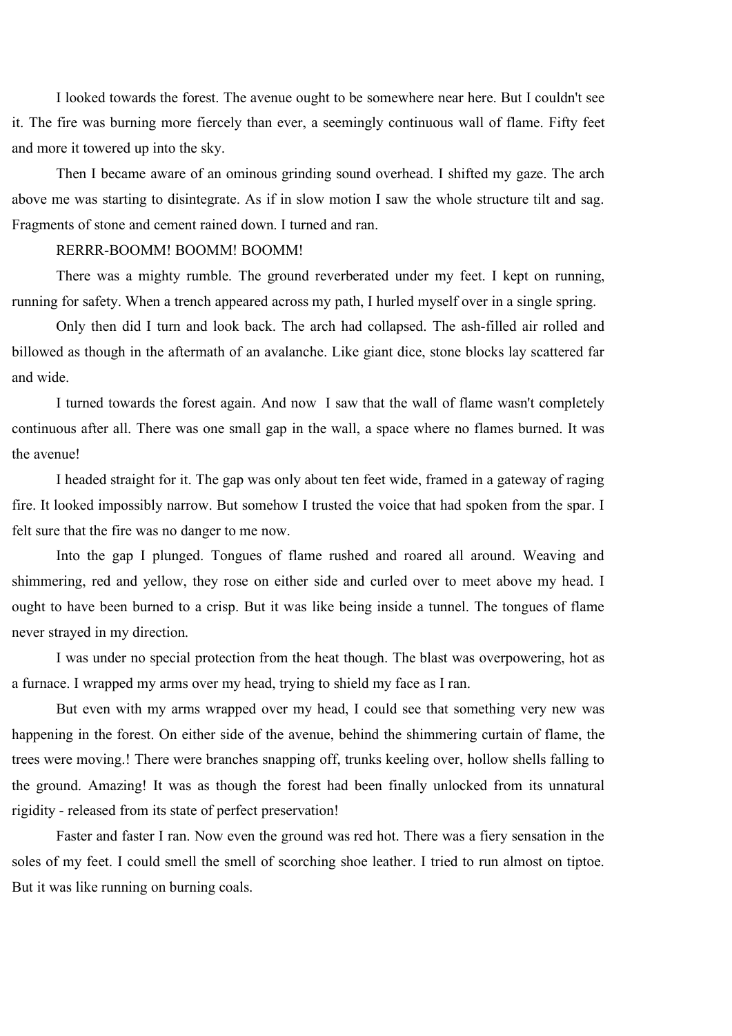I looked towards the forest. The avenue ought to be somewhere near here. But I couldn't see it. The fire was burning more fiercely than ever, a seemingly continuous wall of flame. Fifty feet and more it towered up into the sky.

Then I became aware of an ominous grinding sound overhead. I shifted my gaze. The arch above me was starting to disintegrate. As if in slow motion I saw the whole structure tilt and sag. Fragments of stone and cement rained down. I turned and ran.

RERRR-BOOMM! BOOMM! BOOMM!

There was a mighty rumble. The ground reverberated under my feet. I kept on running, running for safety. When a trench appeared across my path, I hurled myself over in a single spring.

Only then did I turn and look back. The arch had collapsed. The ash-filled air rolled and billowed as though in the aftermath of an avalanche. Like giant dice, stone blocks lay scattered far and wide.

I turned towards the forest again. And now I saw that the wall of flame wasn't completely continuous after all. There was one small gap in the wall, a space where no flames burned. It was the avenue!

I headed straight for it. The gap was only about ten feet wide, framed in a gateway of raging fire. It looked impossibly narrow. But somehow I trusted the voice that had spoken from the spar. I felt sure that the fire was no danger to me now.

Into the gap I plunged. Tongues of flame rushed and roared all around. Weaving and shimmering, red and yellow, they rose on either side and curled over to meet above my head. I ought to have been burned to a crisp. But it was like being inside a tunnel. The tongues of flame never strayed in my direction.

I was under no special protection from the heat though. The blast was overpowering, hot as a furnace. I wrapped my arms over my head, trying to shield my face as I ran.

But even with my arms wrapped over my head, I could see that something very new was happening in the forest. On either side of the avenue, behind the shimmering curtain of flame, the trees were moving.! There were branches snapping off, trunks keeling over, hollow shells falling to the ground. Amazing! It was as though the forest had been finally unlocked from its unnatural rigidity - released from its state of perfect preservation!

Faster and faster I ran. Now even the ground was red hot. There was a fiery sensation in the soles of my feet. I could smell the smell of scorching shoe leather. I tried to run almost on tiptoe. But it was like running on burning coals.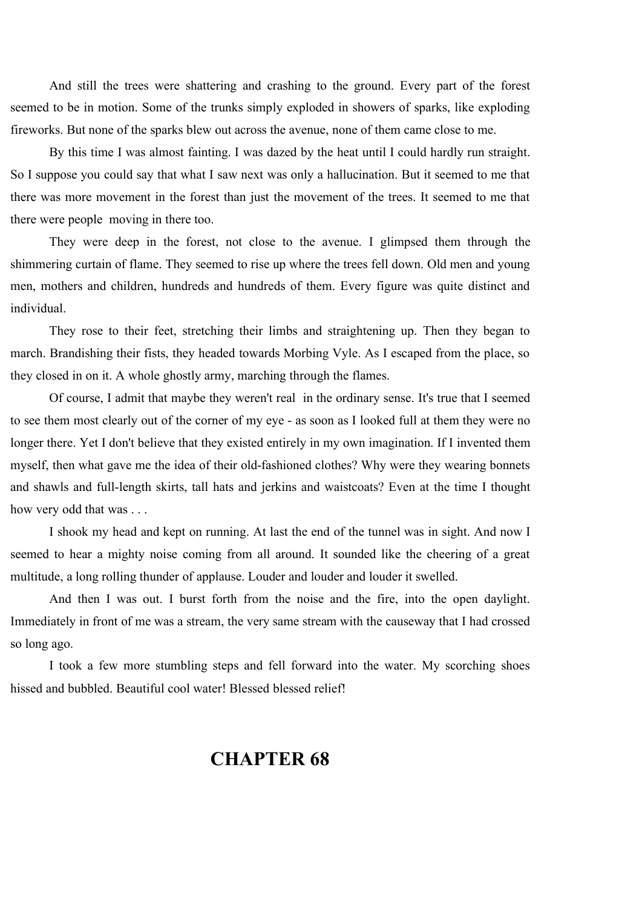And still the trees were shattering and crashing to the ground. Every part of the forest seemed to be in motion. Some of the trunks simply exploded in showers of sparks, like exploding fireworks. But none of the sparks blew out across the avenue, none of them came close to me.

By this time I was almost fainting. I was dazed by the heat until I could hardly run straight. So I suppose you could say that what I saw next was only a hallucination. But it seemed to me that there was more movement in the forest than just the movement of the trees. It seemed to me that there were people moving in there too.

They were deep in the forest, not close to the avenue. I glimpsed them through the shimmering curtain of flame. They seemed to rise up where the trees fell down. Old men and young men, mothers and children, hundreds and hundreds of them. Every figure was quite distinct and individual.

They rose to their feet, stretching their limbs and straightening up. Then they began to march. Brandishing their fists, they headed towards Morbing Vyle. As I escaped from the place, so they closed in on it. A whole ghostly army, marching through the flames.

Of course, I admit that maybe they weren't real in the ordinary sense. It's true that I seemed to see them most clearly out of the corner of my eye - as soon as I looked full at them they were no longer there. Yet I don't believe that they existed entirely in my own imagination. If I invented them myself, then what gave me the idea of their old-fashioned clothes? Why were they wearing bonnets and shawls and full-length skirts, tall hats and jerkins and waistcoats? Even at the time I thought how very odd that was . . .

I shook my head and kept on running. At last the end of the tunnel was in sight. And now I seemed to hear a mighty noise coming from all around. It sounded like the cheering of a great multitude, a long rolling thunder of applause. Louder and louder and louder it swelled.

And then I was out. I burst forth from the noise and the fire, into the open daylight. Immediately in front of me was a stream, the very same stream with the causeway that I had crossed so long ago.

I took a few more stumbling steps and fell forward into the water. My scorching shoes hissed and bubbled. Beautiful cool water! Blessed blessed relief!

# CHAPTER 68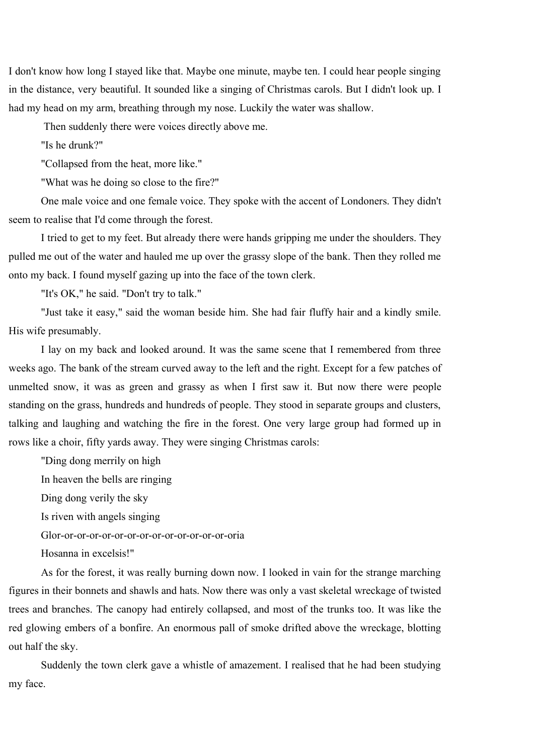I don't know how long I stayed like that. Maybe one minute, maybe ten. I could hear people singing in the distance, very beautiful. It sounded like a singing of Christmas carols. But I didn't look up. I had my head on my arm, breathing through my nose. Luckily the water was shallow.

Then suddenly there were voices directly above me.

"Is he drunk?"

"Collapsed from the heat, more like."

"What was he doing so close to the fire?"

One male voice and one female voice. They spoke with the accent of Londoners. They didn't seem to realise that I'd come through the forest.

I tried to get to my feet. But already there were hands gripping me under the shoulders. They pulled me out of the water and hauled me up over the grassy slope of the bank. Then they rolled me onto my back. I found myself gazing up into the face of the town clerk.

"It's OK," he said. "Don't try to talk."

"Just take it easy," said the woman beside him. She had fair fluffy hair and a kindly smile. His wife presumably.

I lay on my back and looked around. It was the same scene that I remembered from three weeks ago. The bank of the stream curved away to the left and the right. Except for a few patches of unmelted snow, it was as green and grassy as when I first saw it. But now there were people standing on the grass, hundreds and hundreds of people. They stood in separate groups and clusters, talking and laughing and watching the fire in the forest. One very large group had formed up in rows like a choir, fifty yards away. They were singing Christmas carols:

"Ding dong merrily on high

In heaven the bells are ringing

Ding dong verily the sky

Is riven with angels singing

Glor-or-or-or-or-or-or-or-or-or-or-or-or-oria

Hosanna in excelsis!"

As for the forest, it was really burning down now. I looked in vain for the strange marching figures in their bonnets and shawls and hats. Now there was only a vast skeletal wreckage of twisted trees and branches. The canopy had entirely collapsed, and most of the trunks too. It was like the red glowing embers of a bonfire. An enormous pall of smoke drifted above the wreckage, blotting out half the sky.

Suddenly the town clerk gave a whistle of amazement. I realised that he had been studying my face.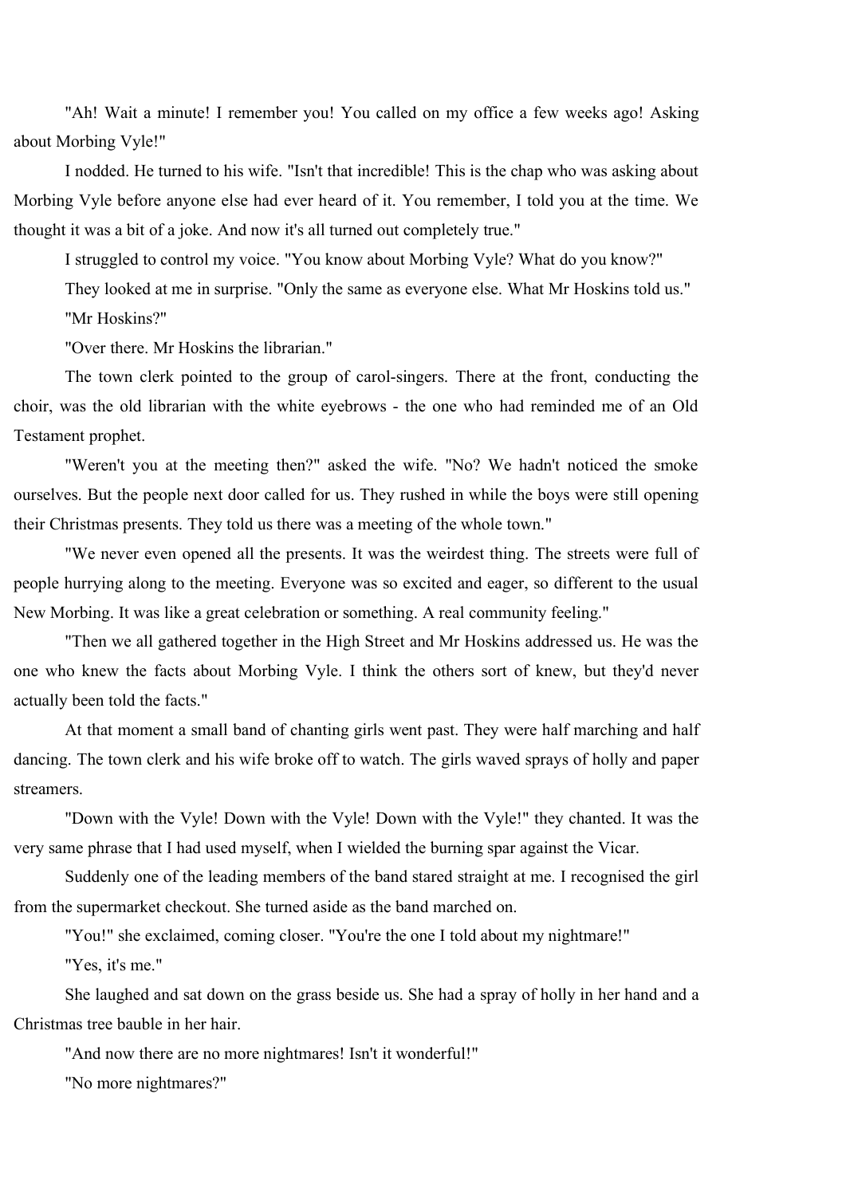"Ah! Wait a minute! I remember you! You called on my office a few weeks ago! Asking about Morbing Vyle!"

I nodded. He turned to his wife. "Isn't that incredible! This is the chap who was asking about Morbing Vyle before anyone else had ever heard of it. You remember, I told you at the time. We thought it was a bit of a joke. And now it's all turned out completely true."

I struggled to control my voice. "You know about Morbing Vyle? What do you know?"

They looked at me in surprise. "Only the same as everyone else. What Mr Hoskins told us."

"Mr Hoskins?"

"Over there. Mr Hoskins the librarian."

The town clerk pointed to the group of carol-singers. There at the front, conducting the choir, was the old librarian with the white eyebrows - the one who had reminded me of an Old Testament prophet.

"Weren't you at the meeting then?" asked the wife. "No? We hadn't noticed the smoke ourselves. But the people next door called for us. They rushed in while the boys were still opening their Christmas presents. They told us there was a meeting of the whole town."

"We never even opened all the presents. It was the weirdest thing. The streets were full of people hurrying along to the meeting. Everyone was so excited and eager, so different to the usual New Morbing. It was like a great celebration or something. A real community feeling."

"Then we all gathered together in the High Street and Mr Hoskins addressed us. He was the one who knew the facts about Morbing Vyle. I think the others sort of knew, but they'd never actually been told the facts."

At that moment a small band of chanting girls went past. They were half marching and half dancing. The town clerk and his wife broke off to watch. The girls waved sprays of holly and paper streamers.

"Down with the Vyle! Down with the Vyle! Down with the Vyle!" they chanted. It was the very same phrase that I had used myself, when I wielded the burning spar against the Vicar.

Suddenly one of the leading members of the band stared straight at me. I recognised the girl from the supermarket checkout. She turned aside as the band marched on.

"You!" she exclaimed, coming closer. "You're the one I told about my nightmare!"

"Yes, it's me."

She laughed and sat down on the grass beside us. She had a spray of holly in her hand and a Christmas tree bauble in her hair.

"And now there are no more nightmares! Isn't it wonderful!"

"No more nightmares?"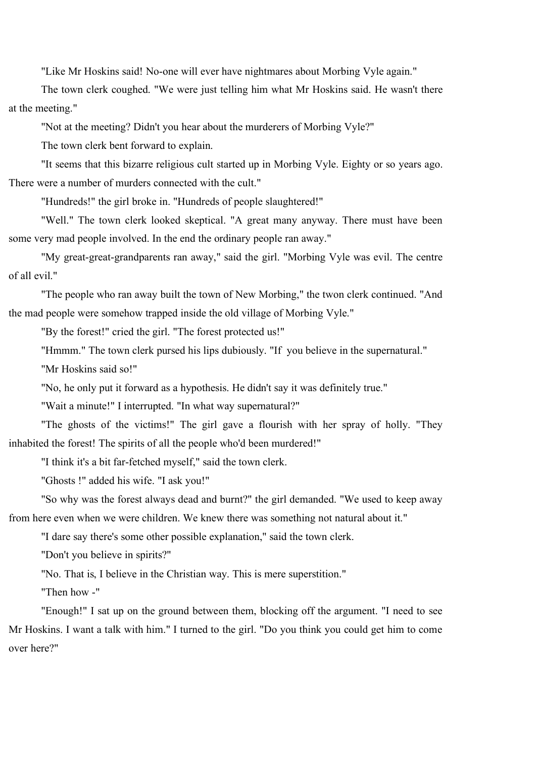"Like Mr Hoskins said! No-one will ever have nightmares about Morbing Vyle again."

The town clerk coughed. "We were just telling him what Mr Hoskins said. He wasn't there at the meeting."

"Not at the meeting? Didn't you hear about the murderers of Morbing Vyle?"

The town clerk bent forward to explain.

"It seems that this bizarre religious cult started up in Morbing Vyle. Eighty or so years ago. There were a number of murders connected with the cult."

"Hundreds!" the girl broke in. "Hundreds of people slaughtered!"

"Well." The town clerk looked skeptical. "A great many anyway. There must have been some very mad people involved. In the end the ordinary people ran away."

"My great-great-grandparents ran away," said the girl. "Morbing Vyle was evil. The centre of all evil."

"The people who ran away built the town of New Morbing," the twon clerk continued. "And the mad people were somehow trapped inside the old village of Morbing Vyle."

"By the forest!" cried the girl. "The forest protected us!"

"Hmmm." The town clerk pursed his lips dubiously. "If you believe in the supernatural."

"Mr Hoskins said so!"

"No, he only put it forward as a hypothesis. He didn't say it was definitely true."

"Wait a minute!" I interrupted. "In what way supernatural?"

"The ghosts of the victims!" The girl gave a flourish with her spray of holly. "They inhabited the forest! The spirits of all the people who'd been murdered!"

"I think it's a bit far-fetched myself," said the town clerk.

"Ghosts !" added his wife. "I ask you!"

"So why was the forest always dead and burnt?" the girl demanded. "We used to keep away from here even when we were children. We knew there was something not natural about it."

"I dare say there's some other possible explanation," said the town clerk.

"Don't you believe in spirits?"

"No. That is, I believe in the Christian way. This is mere superstition."

"Then how -"

"Enough!" I sat up on the ground between them, blocking off the argument. "I need to see Mr Hoskins. I want a talk with him." I turned to the girl. "Do you think you could get him to come over here?"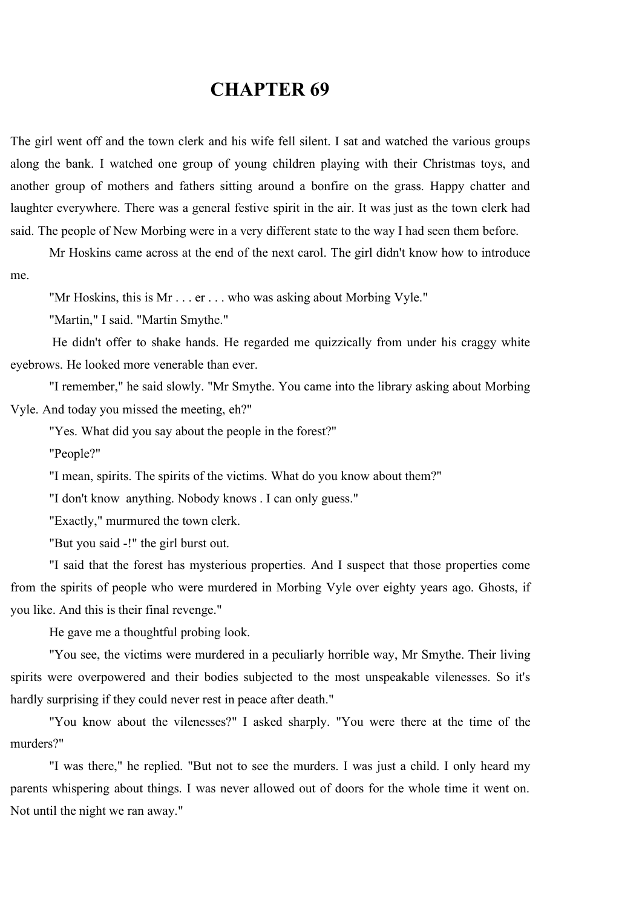# CHAPTER 69

The girl went off and the town clerk and his wife fell silent. I sat and watched the various groups along the bank. I watched one group of young children playing with their Christmas toys, and another group of mothers and fathers sitting around a bonfire on the grass. Happy chatter and laughter everywhere. There was a general festive spirit in the air. It was just as the town clerk had said. The people of New Morbing were in a very different state to the way I had seen them before.

Mr Hoskins came across at the end of the next carol. The girl didn't know how to introduce me.

"Mr Hoskins, this is Mr . . . er . . . who was asking about Morbing Vyle."

"Martin," I said. "Martin Smythe."

He didn't offer to shake hands. He regarded me quizzically from under his craggy white eyebrows. He looked more venerable than ever.

"I remember," he said slowly. "Mr Smythe. You came into the library asking about Morbing Vyle. And today you missed the meeting, eh?"

"Yes. What did you say about the people in the forest?"

"People?"

"I mean, spirits. The spirits of the victims. What do you know about them?"

"I don't know anything. Nobody knows . I can only guess."

"Exactly," murmured the town clerk.

"But you said -!" the girl burst out.

"I said that the forest has mysterious properties. And I suspect that those properties come from the spirits of people who were murdered in Morbing Vyle over eighty years ago. Ghosts, if you like. And this is their final revenge."

He gave me a thoughtful probing look.

"You see, the victims were murdered in a peculiarly horrible way, Mr Smythe. Their living spirits were overpowered and their bodies subjected to the most unspeakable vilenesses. So it's hardly surprising if they could never rest in peace after death."

"You know about the vilenesses?" I asked sharply. "You were there at the time of the murders?"

"I was there," he replied. "But not to see the murders. I was just a child. I only heard my parents whispering about things. I was never allowed out of doors for the whole time it went on. Not until the night we ran away."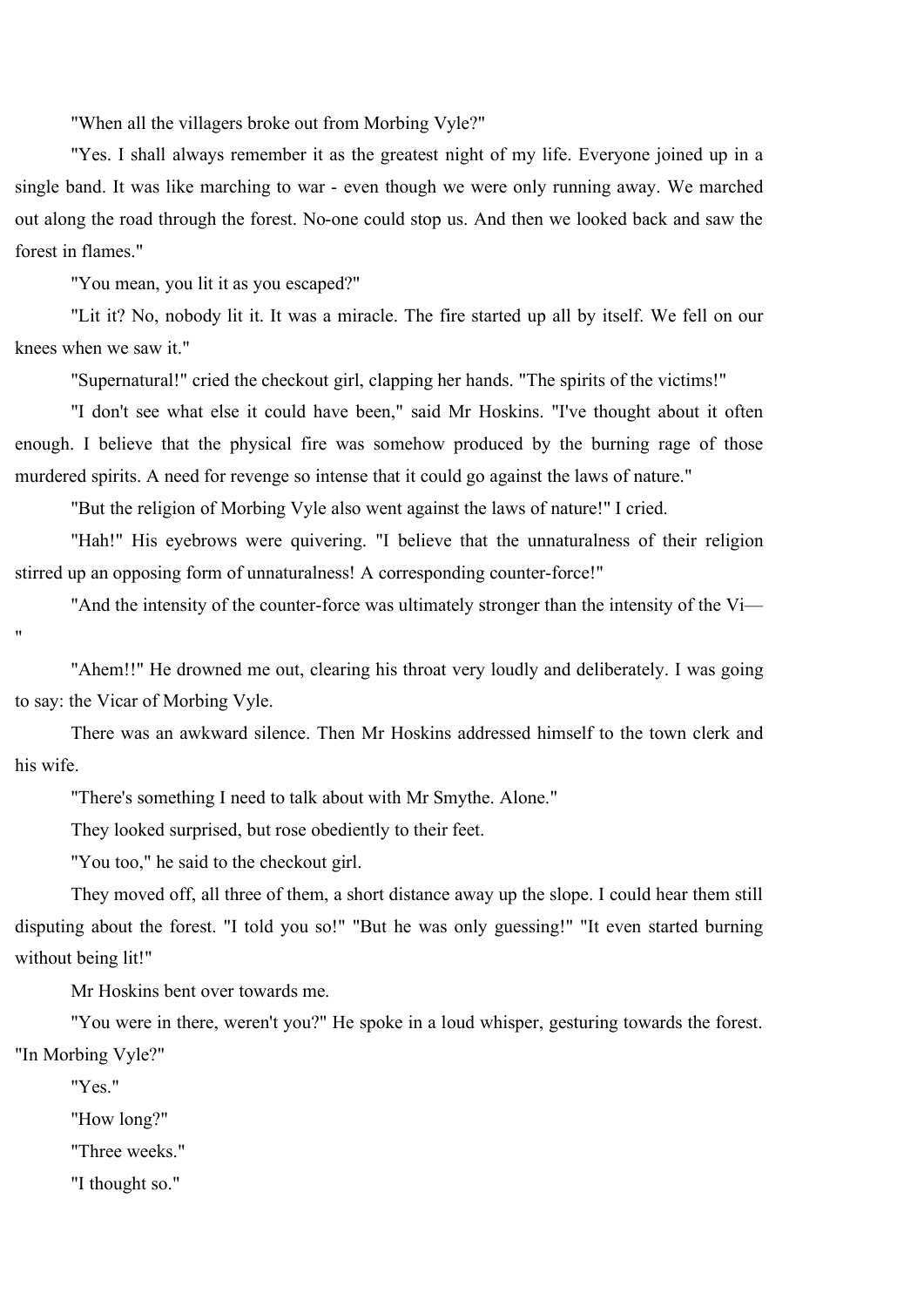"When all the villagers broke out from Morbing Vyle?"

"Yes. I shall always remember it as the greatest night of my life. Everyone joined up in a single band. It was like marching to war - even though we were only running away. We marched out along the road through the forest. No-one could stop us. And then we looked back and saw the forest in flames."

"You mean, you lit it as you escaped?"

"Lit it? No, nobody lit it. It was a miracle. The fire started up all by itself. We fell on our knees when we saw it."

"Supernatural!" cried the checkout girl, clapping her hands. "The spirits of the victims!"

"I don't see what else it could have been," said Mr Hoskins. "I've thought about it often enough. I believe that the physical fire was somehow produced by the burning rage of those murdered spirits. A need for revenge so intense that it could go against the laws of nature."

"But the religion of Morbing Vyle also went against the laws of nature!" I cried.

"Hah!" His eyebrows were quivering. "I believe that the unnaturalness of their religion stirred up an opposing form of unnaturalness! A corresponding counter-force!"

"And the intensity of the counter-force was ultimately stronger than the intensity of the Vi—"

"Ahem!!" He drowned me out, clearing his throat very loudly and deliberately. I was going to say: the Vicar of Morbing Vyle.

There was an awkward silence. Then Mr Hoskins addressed himself to the town clerk and his wife.

"There's something I need to talk about with Mr Smythe. Alone."

They looked surprised, but rose obediently to their feet.

"You too," he said to the checkout girl.

They moved off, all three of them, a short distance away up the slope. I could hear them still disputing about the forest. "I told you so!" "But he was only guessing!" "It even started burning without being lit!"

Mr Hoskins bent over towards me.

"You were in there, weren't you?" He spoke in a loud whisper, gesturing towards the forest. "In Morbing Vyle?"

"Yes."

"How long?"

"Three weeks."

"I thought so."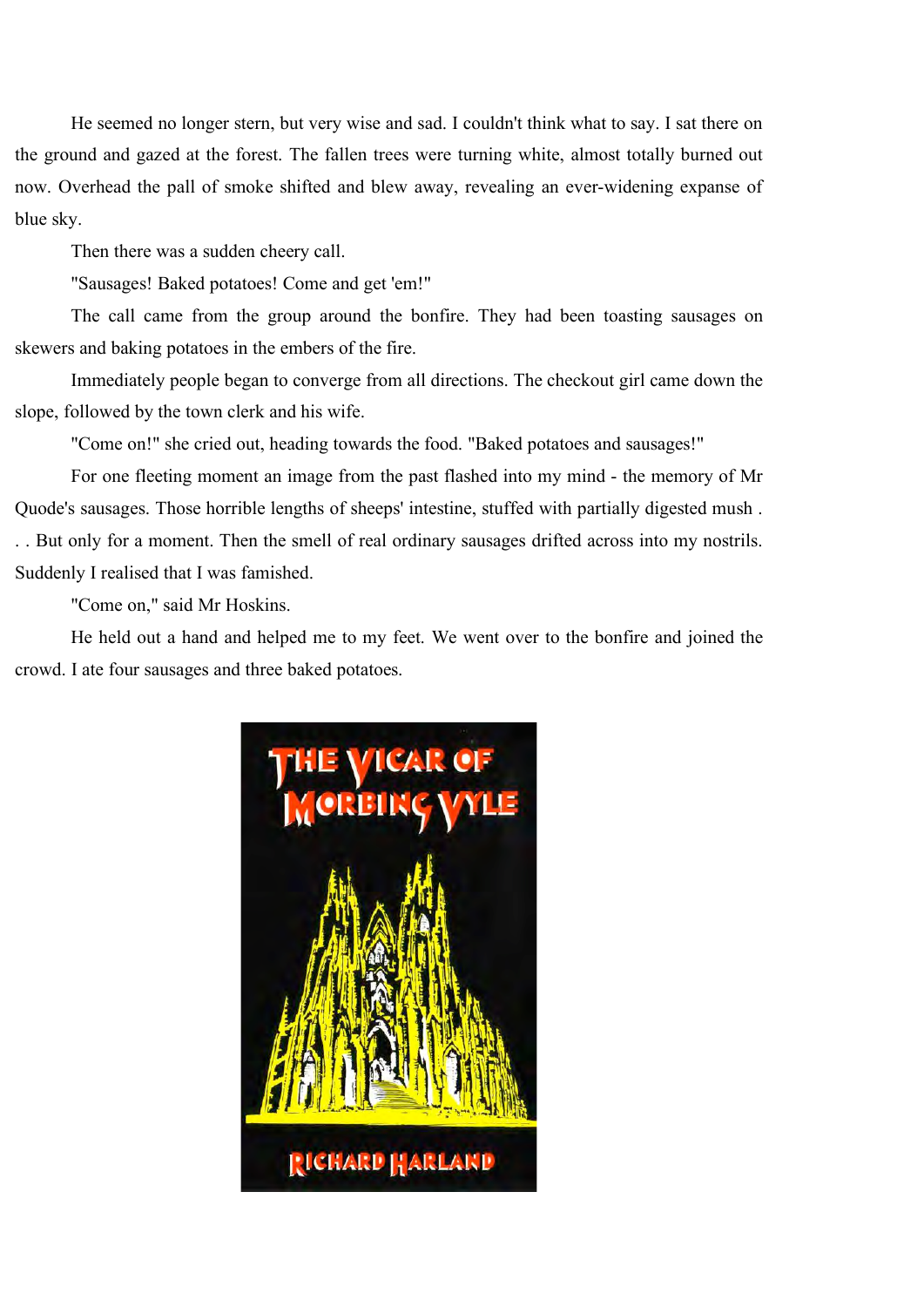He seemed no longer stern, but very wise and sad. I couldn't think what to say. I sat there on the ground and gazed at the forest. The fallen trees were turning white, almost totally burned out now. Overhead the pall of smoke shifted and blew away, revealing an ever-widening expanse of blue sky.

Then there was a sudden cheery call.

"Sausages! Baked potatoes! Come and get 'em!"

The call came from the group around the bonfire. They had been toasting sausages on skewers and baking potatoes in the embers of the fire.

Immediately people began to converge from all directions. The checkout girl came down the slope, followed by the town clerk and his wife.

"Come on!" she cried out, heading towards the food. "Baked potatoes and sausages!"

For one fleeting moment an image from the past flashed into my mind - the memory of Mr Quode's sausages. Those horrible lengths of sheeps' intestine, stuffed with partially digested mush . . . But only for a moment. Then the smell of real ordinary sausages drifted across into my nostrils. Suddenly I realised that I was famished.

"Come on," said Mr Hoskins.

He held out a hand and helped me to my feet. We went over to the bonfire and joined the crowd. I ate four sausages and three baked potatoes.

THE VICAR OF MORBING VYLE

RICHARD HARLAND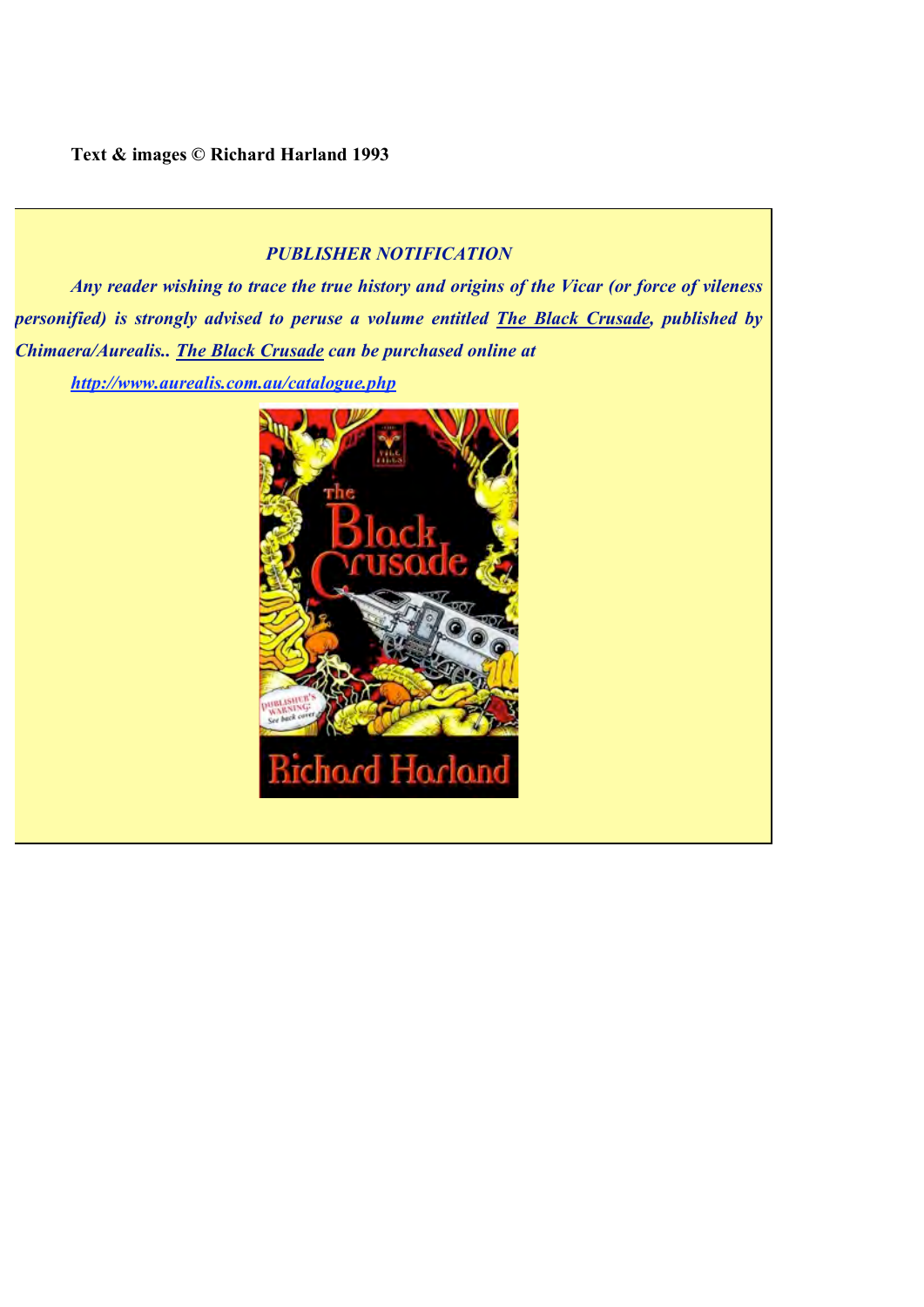**Text & images © Richard Harland 1993**

***PUBLISHER NOTIFICATION***

***Any reader wishing to trace the true history and origins of the Vicar (or force of vileness personified) is strongly advised to peruse a volume entitled The Black Crusade, published by Chimaera/Aurealis.. The Black Crusade can be purchased online at***

***http://www.aurealis.com.au/catalogue.php***